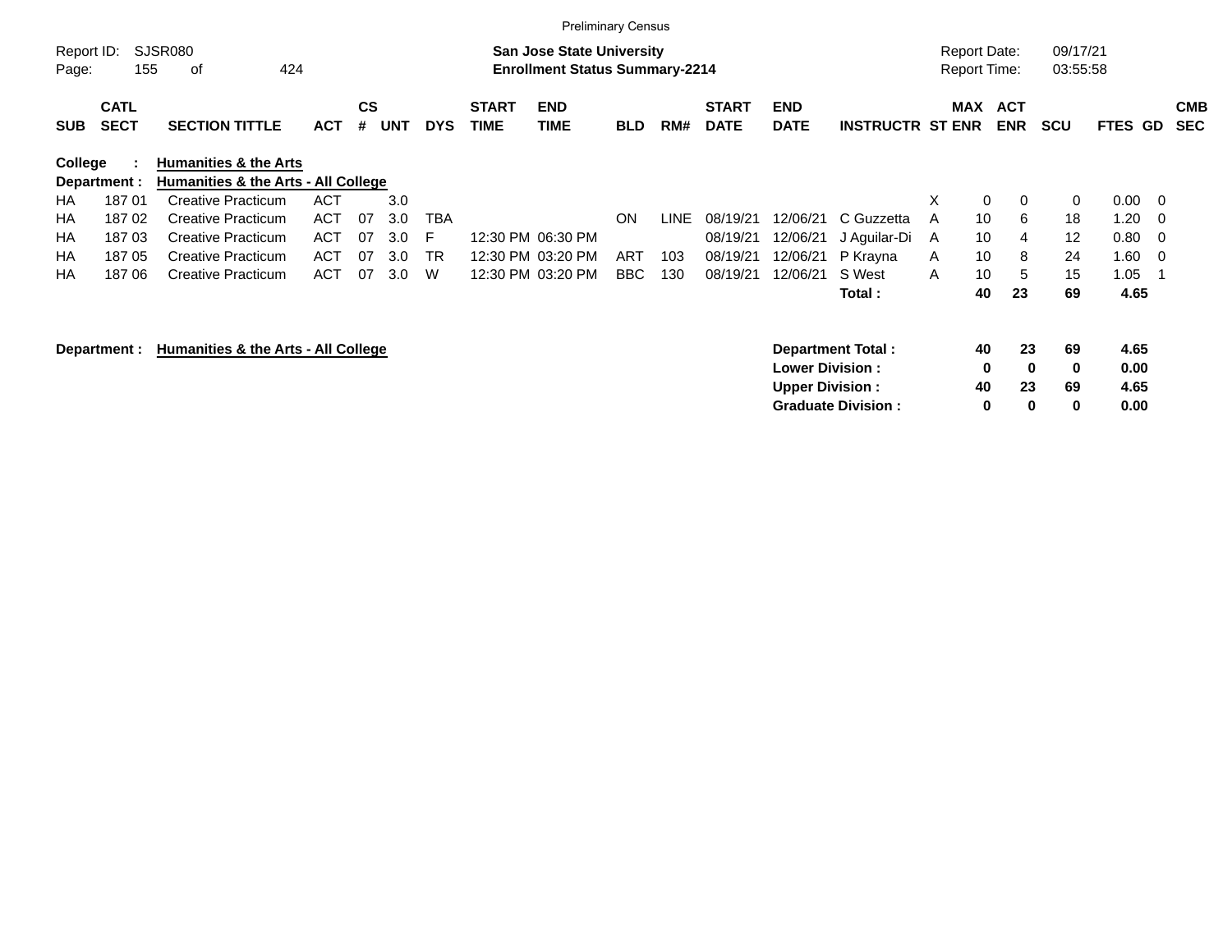Preliminary Census

Report ID: SJSR080
Page: 155 of 424

**San Jose State University**
**Enrollment Status Summary-2214**

Report Date: 09/17/21
Report Time: 03:55:58

| SUB | CATL SECT | SECTION TITTLE | ACT | CS # | UNT | DYS | START TIME | END TIME | BLD | RM# | START DATE | END DATE | INSTRUCTR | ST | MAX ENR | ACT ENR | SCU | FTES | GD | CMB SEC |
|---|---|---|---|---|---|---|---|---|---|---|---|---|---|---|---|---|---|---|---|---|
| **College :** | | **Humanities & the Arts** | | | | | | | | | | | | | | | | | | |
| **Department :** | | **Humanities & the Arts - All College** | | | | | | | | | | | | | | | | | | |
| HA | 187 01 | Creative Practicum | ACT | | 3.0 | | | | | | | | | X | 0 | 0 | 0 | 0.00 | 0 | |
| HA | 187 02 | Creative Practicum | ACT | 07 | 3.0 | TBA | | | ON | LINE | 08/19/21 | 12/06/21 | C Guzzetta | A | 10 | 6 | 18 | 1.20 | 0 | |
| HA | 187 03 | Creative Practicum | ACT | 07 | 3.0 | F | 12:30 PM | 06:30 PM | | | 08/19/21 | 12/06/21 | J Aguilar-Di | A | 10 | 4 | 12 | 0.80 | 0 | |
| HA | 187 05 | Creative Practicum | ACT | 07 | 3.0 | TR | 12:30 PM | 03:20 PM | ART | 103 | 08/19/21 | 12/06/21 | P Krayna | A | 10 | 8 | 24 | 1.60 | 0 | |
| HA | 187 06 | Creative Practicum | ACT | 07 | 3.0 | W | 12:30 PM | 03:20 PM | BBC | 130 | 08/19/21 | 12/06/21 | S West | A | 10 | 5 | 15 | 1.05 | 1 | |
| | | | | | | | | | | | | | **Total :** | | **40** | **23** | **69** | **4.65** | | |

**Department :** **Humanities & the Arts - All College**

| | MAX ENR | ACT ENR | SCU | FTES |
|---|---|---|---|---|
| **Department Total :** | **40** | **23** | **69** | **4.65** |
| **Lower Division :** | **0** | **0** | **0** | **0.00** |
| **Upper Division :** | **40** | **23** | **69** | **4.65** |
| **Graduate Division :** | **0** | **0** | **0** | **0.00** |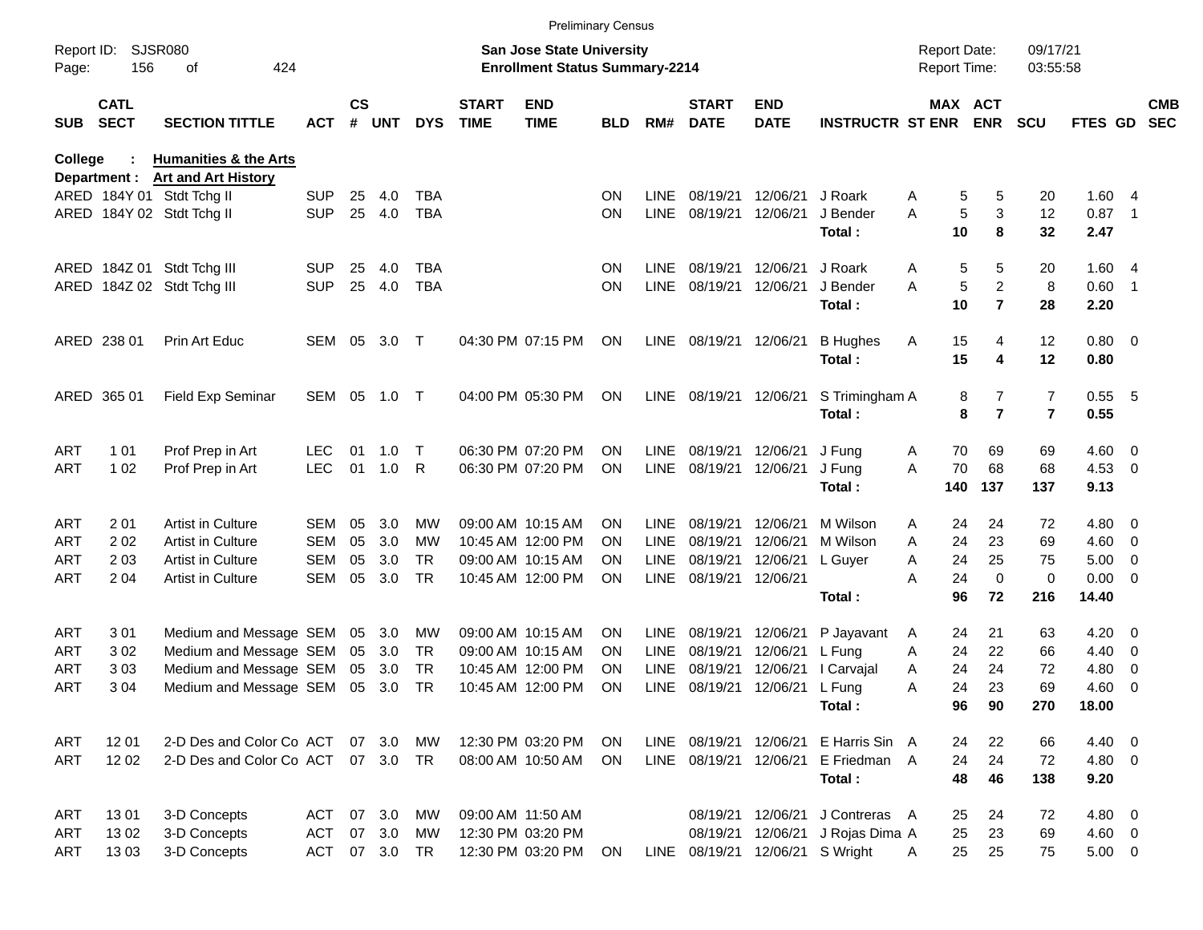Preliminary Census

Report ID: SJSR080
San Jose State University
Enrollment Status Summary-2214

Report Date: 09/17/21
Report Time: 03:55:58

College : **Humanities & the Arts**
Department : **Art and Art History**

| SUB | CATL SECT | SECTION TITTLE | ACT | CS # | UNT | DYS | START TIME | END TIME | BLD | RM# | START DATE | END DATE | INSTRUCTR | ST | MAX ENR | ACT ENR | SCU | FTES | GD | CMB SEC |
|---|---|---|---|---|---|---|---|---|---|---|---|---|---|---|---|---|---|---|---|---|
| ARED | 184Y 01 | Stdt Tchg II | SUP | 25 | 4.0 | TBA | | | ON | LINE | 08/19/21 | 12/06/21 | J Roark | A | 5 | 5 | 20 | 1.60 | 4 | |
| ARED | 184Y 02 | Stdt Tchg II | SUP | 25 | 4.0 | TBA | | | ON | LINE | 08/19/21 | 12/06/21 | J Bender | A | 5 | 3 | 12 | 0.87 | 1 | |
| | | | | | | | | | | | | | **Total :** | | **10** | **8** | **32** | **2.47** | | |
| ARED | 184Z 01 | Stdt Tchg III | SUP | 25 | 4.0 | TBA | | | ON | LINE | 08/19/21 | 12/06/21 | J Roark | A | 5 | 5 | 20 | 1.60 | 4 | |
| ARED | 184Z 02 | Stdt Tchg III | SUP | 25 | 4.0 | TBA | | | ON | LINE | 08/19/21 | 12/06/21 | J Bender | A | 5 | 2 | 8 | 0.60 | 1 | |
| | | | | | | | | | | | | | **Total :** | | **10** | **7** | **28** | **2.20** | | |
| ARED | 238 01 | Prin Art Educ | SEM | 05 | 3.0 | T | 04:30 PM | 07:15 PM | ON | LINE | 08/19/21 | 12/06/21 | B Hughes | A | 15 | 4 | 12 | 0.80 | 0 | |
| | | | | | | | | | | | | | **Total :** | | **15** | **4** | **12** | **0.80** | | |
| ARED | 365 01 | Field Exp Seminar | SEM | 05 | 1.0 | T | 04:00 PM | 05:30 PM | ON | LINE | 08/19/21 | 12/06/21 | S Trimingham | A | 8 | 7 | 7 | 0.55 | 5 | |
| | | | | | | | | | | | | | **Total :** | | **8** | **7** | **7** | **0.55** | | |
| ART | 1 01 | Prof Prep in Art | LEC | 01 | 1.0 | T | 06:30 PM | 07:20 PM | ON | LINE | 08/19/21 | 12/06/21 | J Fung | A | 70 | 69 | 69 | 4.60 | 0 | |
| ART | 1 02 | Prof Prep in Art | LEC | 01 | 1.0 | R | 06:30 PM | 07:20 PM | ON | LINE | 08/19/21 | 12/06/21 | J Fung | A | 70 | 68 | 68 | 4.53 | 0 | |
| | | | | | | | | | | | | | **Total :** | | **140** | **137** | **137** | **9.13** | | |
| ART | 2 01 | Artist in Culture | SEM | 05 | 3.0 | MW | 09:00 AM | 10:15 AM | ON | LINE | 08/19/21 | 12/06/21 | M Wilson | A | 24 | 24 | 72 | 4.80 | 0 | |
| ART | 2 02 | Artist in Culture | SEM | 05 | 3.0 | MW | 10:45 AM | 12:00 PM | ON | LINE | 08/19/21 | 12/06/21 | M Wilson | A | 24 | 23 | 69 | 4.60 | 0 | |
| ART | 2 03 | Artist in Culture | SEM | 05 | 3.0 | TR | 09:00 AM | 10:15 AM | ON | LINE | 08/19/21 | 12/06/21 | L Guyer | A | 24 | 25 | 75 | 5.00 | 0 | |
| ART | 2 04 | Artist in Culture | SEM | 05 | 3.0 | TR | 10:45 AM | 12:00 PM | ON | LINE | 08/19/21 | 12/06/21 | | A | 24 | 0 | 0 | 0.00 | 0 | |
| | | | | | | | | | | | | | **Total :** | | **96** | **72** | **216** | **14.40** | | |
| ART | 3 01 | Medium and Message | SEM | 05 | 3.0 | MW | 09:00 AM | 10:15 AM | ON | LINE | 08/19/21 | 12/06/21 | P Jayavant | A | 24 | 21 | 63 | 4.20 | 0 | |
| ART | 3 02 | Medium and Message | SEM | 05 | 3.0 | TR | 09:00 AM | 10:15 AM | ON | LINE | 08/19/21 | 12/06/21 | L Fung | A | 24 | 22 | 66 | 4.40 | 0 | |
| ART | 3 03 | Medium and Message | SEM | 05 | 3.0 | TR | 10:45 AM | 12:00 PM | ON | LINE | 08/19/21 | 12/06/21 | I Carvajal | A | 24 | 24 | 72 | 4.80 | 0 | |
| ART | 3 04 | Medium and Message | SEM | 05 | 3.0 | TR | 10:45 AM | 12:00 PM | ON | LINE | 08/19/21 | 12/06/21 | L Fung | A | 24 | 23 | 69 | 4.60 | 0 | |
| | | | | | | | | | | | | | **Total :** | | **96** | **90** | **270** | **18.00** | | |
| ART | 12 01 | 2-D Des and Color Co | ACT | 07 | 3.0 | MW | 12:30 PM | 03:20 PM | ON | LINE | 08/19/21 | 12/06/21 | E Harris Sin | A | 24 | 22 | 66 | 4.40 | 0 | |
| ART | 12 02 | 2-D Des and Color Co | ACT | 07 | 3.0 | TR | 08:00 AM | 10:50 AM | ON | LINE | 08/19/21 | 12/06/21 | E Friedman | A | 24 | 24 | 72 | 4.80 | 0 | |
| | | | | | | | | | | | | | **Total :** | | **48** | **46** | **138** | **9.20** | | |
| ART | 13 01 | 3-D Concepts | ACT | 07 | 3.0 | MW | 09:00 AM | 11:50 AM | | | 08/19/21 | 12/06/21 | J Contreras | A | 25 | 24 | 72 | 4.80 | 0 | |
| ART | 13 02 | 3-D Concepts | ACT | 07 | 3.0 | MW | 12:30 PM | 03:20 PM | | | 08/19/21 | 12/06/21 | J Rojas Dima | A | 25 | 23 | 69 | 4.60 | 0 | |
| ART | 13 03 | 3-D Concepts | ACT | 07 | 3.0 | TR | 12:30 PM | 03:20 PM | ON | LINE | 08/19/21 | 12/06/21 | S Wright | A | 25 | 25 | 75 | 5.00 | 0 | |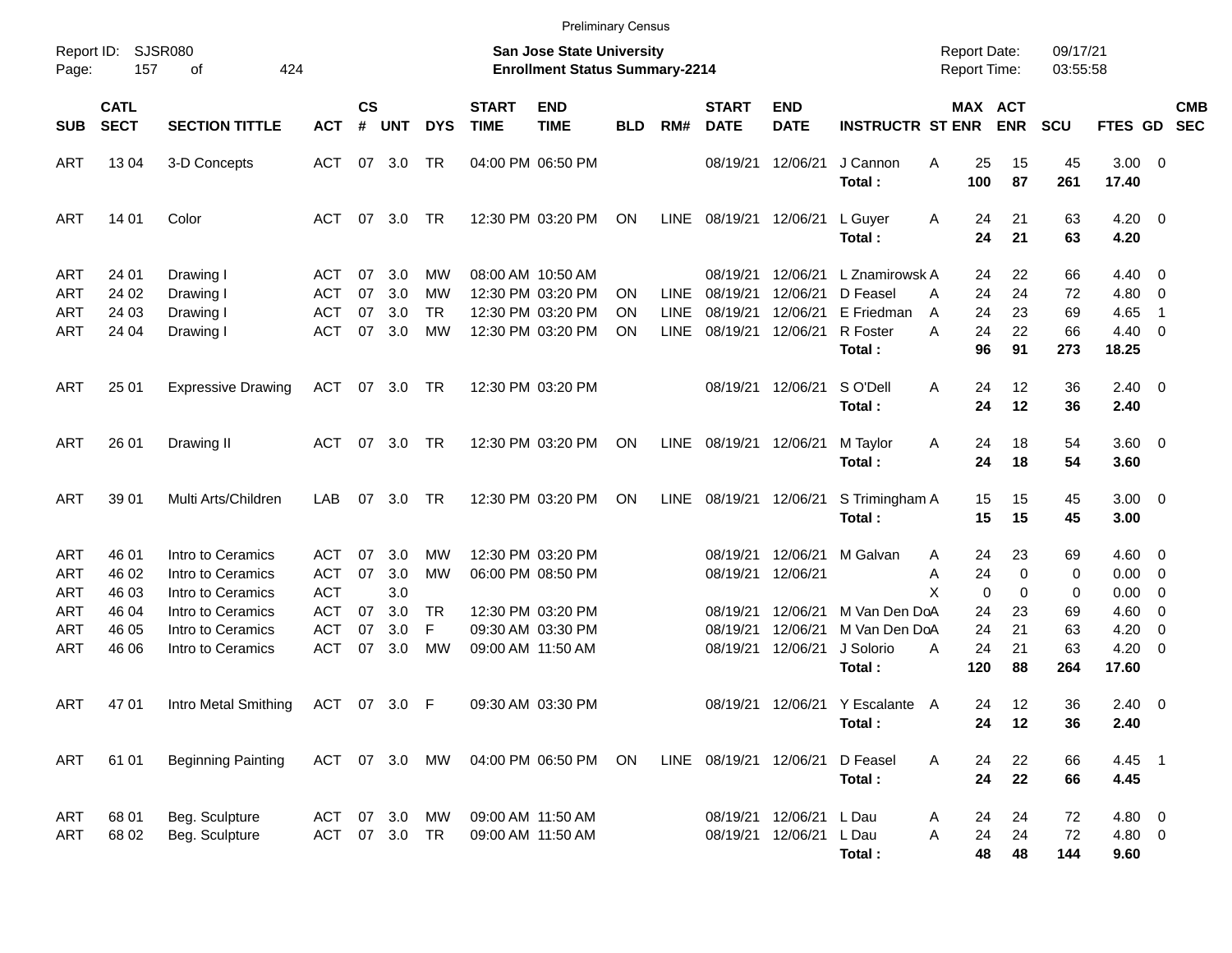Preliminary Census

Report ID: SJSR080
Page: 157 of 424

**San Jose State University**
**Enrollment Status Summary-2214**

Report Date: 09/17/21
Report Time: 03:55:58

| SUB | CATL SECT | SECTION TITTLE | ACT | CS # | UNT | DYS | START TIME | END TIME | BLD | RM# | START DATE | END DATE | INSTRUCTR | ST | MAX ENR | ACT ENR | SCU | FTES | GD | CMB SEC |
|---|---|---|---|---|---|---|---|---|---|---|---|---|---|---|---|---|---|---|---|---|
| ART | 13 04 | 3-D Concepts | ACT | 07 | 3.0 | TR | 04:00 PM | 06:50 PM | | | 08/19/21 | 12/06/21 | J Cannon | A | 25 | 15 | 45 | 3.00 | 0 | |
| | | | | | | | | | | | | | **Total :** | | **100** | **87** | **261** | **17.40** | | |
| ART | 14 01 | Color | ACT | 07 | 3.0 | TR | 12:30 PM | 03:20 PM | ON | LINE | 08/19/21 | 12/06/21 | L Guyer | A | 24 | 21 | 63 | 4.20 | 0 | |
| | | | | | | | | | | | | | **Total :** | | **24** | **21** | **63** | **4.20** | | |
| ART | 24 01 | Drawing I | ACT | 07 | 3.0 | MW | 08:00 AM | 10:50 AM | | | 08/19/21 | 12/06/21 | L Znamirowsk | A | 24 | 22 | 66 | 4.40 | 0 | |
| ART | 24 02 | Drawing I | ACT | 07 | 3.0 | MW | 12:30 PM | 03:20 PM | ON | LINE | 08/19/21 | 12/06/21 | D Feasel | A | 24 | 24 | 72 | 4.80 | 0 | |
| ART | 24 03 | Drawing I | ACT | 07 | 3.0 | TR | 12:30 PM | 03:20 PM | ON | LINE | 08/19/21 | 12/06/21 | E Friedman | A | 24 | 23 | 69 | 4.65 | 1 | |
| ART | 24 04 | Drawing I | ACT | 07 | 3.0 | MW | 12:30 PM | 03:20 PM | ON | LINE | 08/19/21 | 12/06/21 | R Foster | A | 24 | 22 | 66 | 4.40 | 0 | |
| | | | | | | | | | | | | | **Total :** | | **96** | **91** | **273** | **18.25** | | |
| ART | 25 01 | Expressive Drawing | ACT | 07 | 3.0 | TR | 12:30 PM | 03:20 PM | | | 08/19/21 | 12/06/21 | S O'Dell | A | 24 | 12 | 36 | 2.40 | 0 | |
| | | | | | | | | | | | | | **Total :** | | **24** | **12** | **36** | **2.40** | | |
| ART | 26 01 | Drawing II | ACT | 07 | 3.0 | TR | 12:30 PM | 03:20 PM | ON | LINE | 08/19/21 | 12/06/21 | M Taylor | A | 24 | 18 | 54 | 3.60 | 0 | |
| | | | | | | | | | | | | | **Total :** | | **24** | **18** | **54** | **3.60** | | |
| ART | 39 01 | Multi Arts/Children | LAB | 07 | 3.0 | TR | 12:30 PM | 03:20 PM | ON | LINE | 08/19/21 | 12/06/21 | S Trimingham | A | 15 | 15 | 45 | 3.00 | 0 | |
| | | | | | | | | | | | | | **Total :** | | **15** | **15** | **45** | **3.00** | | |
| ART | 46 01 | Intro to Ceramics | ACT | 07 | 3.0 | MW | 12:30 PM | 03:20 PM | | | 08/19/21 | 12/06/21 | M Galvan | A | 24 | 23 | 69 | 4.60 | 0 | |
| ART | 46 02 | Intro to Ceramics | ACT | 07 | 3.0 | MW | 06:00 PM | 08:50 PM | | | 08/19/21 | 12/06/21 | | A | 24 | 0 | 0 | 0.00 | 0 | |
| ART | 46 03 | Intro to Ceramics | ACT | | 3.0 | | | | | | | | | X | 0 | 0 | 0 | 0.00 | 0 | |
| ART | 46 04 | Intro to Ceramics | ACT | 07 | 3.0 | TR | 12:30 PM | 03:20 PM | | | 08/19/21 | 12/06/21 | M Van Den Do | A | 24 | 23 | 69 | 4.60 | 0 | |
| ART | 46 05 | Intro to Ceramics | ACT | 07 | 3.0 | F | 09:30 AM | 03:30 PM | | | 08/19/21 | 12/06/21 | M Van Den Do | A | 24 | 21 | 63 | 4.20 | 0 | |
| ART | 46 06 | Intro to Ceramics | ACT | 07 | 3.0 | MW | 09:00 AM | 11:50 AM | | | 08/19/21 | 12/06/21 | J Solorio | A | 24 | 21 | 63 | 4.20 | 0 | |
| | | | | | | | | | | | | | **Total :** | | **120** | **88** | **264** | **17.60** | | |
| ART | 47 01 | Intro Metal Smithing | ACT | 07 | 3.0 | F | 09:30 AM | 03:30 PM | | | 08/19/21 | 12/06/21 | Y Escalante | A | 24 | 12 | 36 | 2.40 | 0 | |
| | | | | | | | | | | | | | **Total :** | | **24** | **12** | **36** | **2.40** | | |
| ART | 61 01 | Beginning Painting | ACT | 07 | 3.0 | MW | 04:00 PM | 06:50 PM | ON | LINE | 08/19/21 | 12/06/21 | D Feasel | A | 24 | 22 | 66 | 4.45 | 1 | |
| | | | | | | | | | | | | | **Total :** | | **24** | **22** | **66** | **4.45** | | |
| ART | 68 01 | Beg. Sculpture | ACT | 07 | 3.0 | MW | 09:00 AM | 11:50 AM | | | 08/19/21 | 12/06/21 | L Dau | A | 24 | 24 | 72 | 4.80 | 0 | |
| ART | 68 02 | Beg. Sculpture | ACT | 07 | 3.0 | TR | 09:00 AM | 11:50 AM | | | 08/19/21 | 12/06/21 | L Dau | A | 24 | 24 | 72 | 4.80 | 0 | |
| | | | | | | | | | | | | | **Total :** | | **48** | **48** | **144** | **9.60** | | |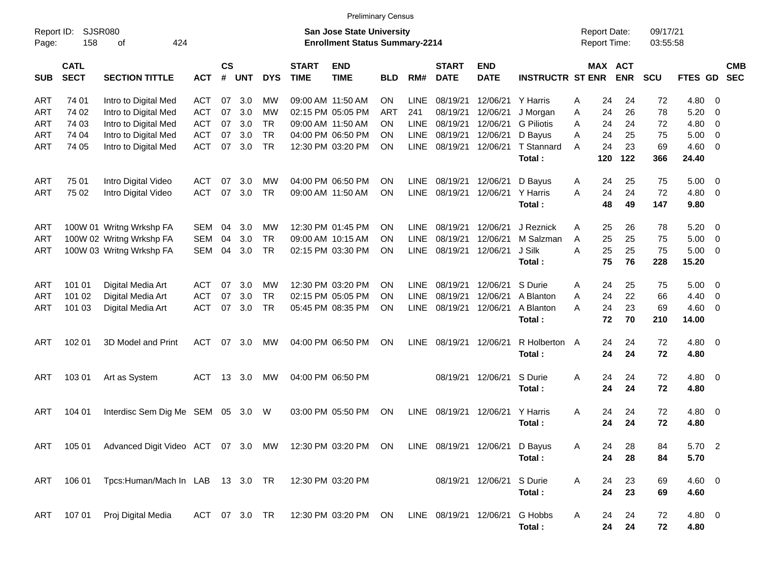Preliminary Census

Report ID: SJSR080

**San Jose State University**
**Enrollment Status Summary-2214**

Report Date: 09/17/21
Report Time: 03:55:58

| SUB | CATL SECT | SECTION TITTLE | ACT | CS # | UNT | DYS | START TIME | END TIME | BLD | RM# | START DATE | END DATE | INSTRUCTR | ST | MAX ENR | ACT ENR | SCU | FTES | GD | CMB SEC |
|---|---|---|---|---|---|---|---|---|---|---|---|---|---|---|---|---|---|---|---|---|
| ART | 74 01 | Intro to Digital Med | ACT | 07 | 3.0 | MW | 09:00 AM | 11:50 AM | ON | LINE | 08/19/21 | 12/06/21 | Y Harris | A | 24 | 24 | 72 | 4.80 | 0 | |
| ART | 74 02 | Intro to Digital Med | ACT | 07 | 3.0 | MW | 02:15 PM | 05:05 PM | ART | 241 | 08/19/21 | 12/06/21 | J Morgan | A | 24 | 26 | 78 | 5.20 | 0 | |
| ART | 74 03 | Intro to Digital Med | ACT | 07 | 3.0 | TR | 09:00 AM | 11:50 AM | ON | LINE | 08/19/21 | 12/06/21 | G Piliotis | A | 24 | 24 | 72 | 4.80 | 0 | |
| ART | 74 04 | Intro to Digital Med | ACT | 07 | 3.0 | TR | 04:00 PM | 06:50 PM | ON | LINE | 08/19/21 | 12/06/21 | D Bayus | A | 24 | 25 | 75 | 5.00 | 0 | |
| ART | 74 05 | Intro to Digital Med | ACT | 07 | 3.0 | TR | 12:30 PM | 03:20 PM | ON | LINE | 08/19/21 | 12/06/21 | T Stannard | A | 24 | 23 | 69 | 4.60 | 0 | |
| | | | | | | | | | | | | | **Total :** | | **120** | **122** | **366** | **24.40** | | |
| ART | 75 01 | Intro Digital Video | ACT | 07 | 3.0 | MW | 04:00 PM | 06:50 PM | ON | LINE | 08/19/21 | 12/06/21 | D Bayus | A | 24 | 25 | 75 | 5.00 | 0 | |
| ART | 75 02 | Intro Digital Video | ACT | 07 | 3.0 | TR | 09:00 AM | 11:50 AM | ON | LINE | 08/19/21 | 12/06/21 | Y Harris | A | 24 | 24 | 72 | 4.80 | 0 | |
| | | | | | | | | | | | | | **Total :** | | **48** | **49** | **147** | **9.80** | | |
| ART | 100W 01 | Writng Wrkshp FA | SEM | 04 | 3.0 | MW | 12:30 PM | 01:45 PM | ON | LINE | 08/19/21 | 12/06/21 | J Reznick | A | 25 | 26 | 78 | 5.20 | 0 | |
| ART | 100W 02 | Writng Wrkshp FA | SEM | 04 | 3.0 | TR | 09:00 AM | 10:15 AM | ON | LINE | 08/19/21 | 12/06/21 | M Salzman | A | 25 | 25 | 75 | 5.00 | 0 | |
| ART | 100W 03 | Writng Wrkshp FA | SEM | 04 | 3.0 | TR | 02:15 PM | 03:30 PM | ON | LINE | 08/19/21 | 12/06/21 | J Silk | A | 25 | 25 | 75 | 5.00 | 0 | |
| | | | | | | | | | | | | | **Total :** | | **75** | **76** | **228** | **15.20** | | |
| ART | 101 01 | Digital Media Art | ACT | 07 | 3.0 | MW | 12:30 PM | 03:20 PM | ON | LINE | 08/19/21 | 12/06/21 | S Durie | A | 24 | 25 | 75 | 5.00 | 0 | |
| ART | 101 02 | Digital Media Art | ACT | 07 | 3.0 | TR | 02:15 PM | 05:05 PM | ON | LINE | 08/19/21 | 12/06/21 | A Blanton | A | 24 | 22 | 66 | 4.40 | 0 | |
| ART | 101 03 | Digital Media Art | ACT | 07 | 3.0 | TR | 05:45 PM | 08:35 PM | ON | LINE | 08/19/21 | 12/06/21 | A Blanton | A | 24 | 23 | 69 | 4.60 | 0 | |
| | | | | | | | | | | | | | **Total :** | | **72** | **70** | **210** | **14.00** | | |
| ART | 102 01 | 3D Model and Print | ACT | 07 | 3.0 | MW | 04:00 PM | 06:50 PM | ON | LINE | 08/19/21 | 12/06/21 | R Holberton | A | 24 | 24 | 72 | 4.80 | 0 | |
| | | | | | | | | | | | | | **Total :** | | **24** | **24** | **72** | **4.80** | | |
| ART | 103 01 | Art as System | ACT | 13 | 3.0 | MW | 04:00 PM | 06:50 PM | | | 08/19/21 | 12/06/21 | S Durie | A | 24 | 24 | 72 | 4.80 | 0 | |
| | | | | | | | | | | | | | **Total :** | | **24** | **24** | **72** | **4.80** | | |
| ART | 104 01 | Interdisc Sem Dig Me | SEM | 05 | 3.0 | W | 03:00 PM | 05:50 PM | ON | LINE | 08/19/21 | 12/06/21 | Y Harris | A | 24 | 24 | 72 | 4.80 | 0 | |
| | | | | | | | | | | | | | **Total :** | | **24** | **24** | **72** | **4.80** | | |
| ART | 105 01 | Advanced Digit Video | ACT | 07 | 3.0 | MW | 12:30 PM | 03:20 PM | ON | LINE | 08/19/21 | 12/06/21 | D Bayus | A | 24 | 28 | 84 | 5.70 | 2 | |
| | | | | | | | | | | | | | **Total :** | | **24** | **28** | **84** | **5.70** | | |
| ART | 106 01 | Tpcs:Human/Mach In | LAB | 13 | 3.0 | TR | 12:30 PM | 03:20 PM | | | 08/19/21 | 12/06/21 | S Durie | A | 24 | 23 | 69 | 4.60 | 0 | |
| | | | | | | | | | | | | | **Total :** | | **24** | **23** | **69** | **4.60** | | |
| ART | 107 01 | Proj Digital Media | ACT | 07 | 3.0 | TR | 12:30 PM | 03:20 PM | ON | LINE | 08/19/21 | 12/06/21 | G Hobbs | A | 24 | 24 | 72 | 4.80 | 0 | |
| | | | | | | | | | | | | | **Total :** | | **24** | **24** | **72** | **4.80** | | |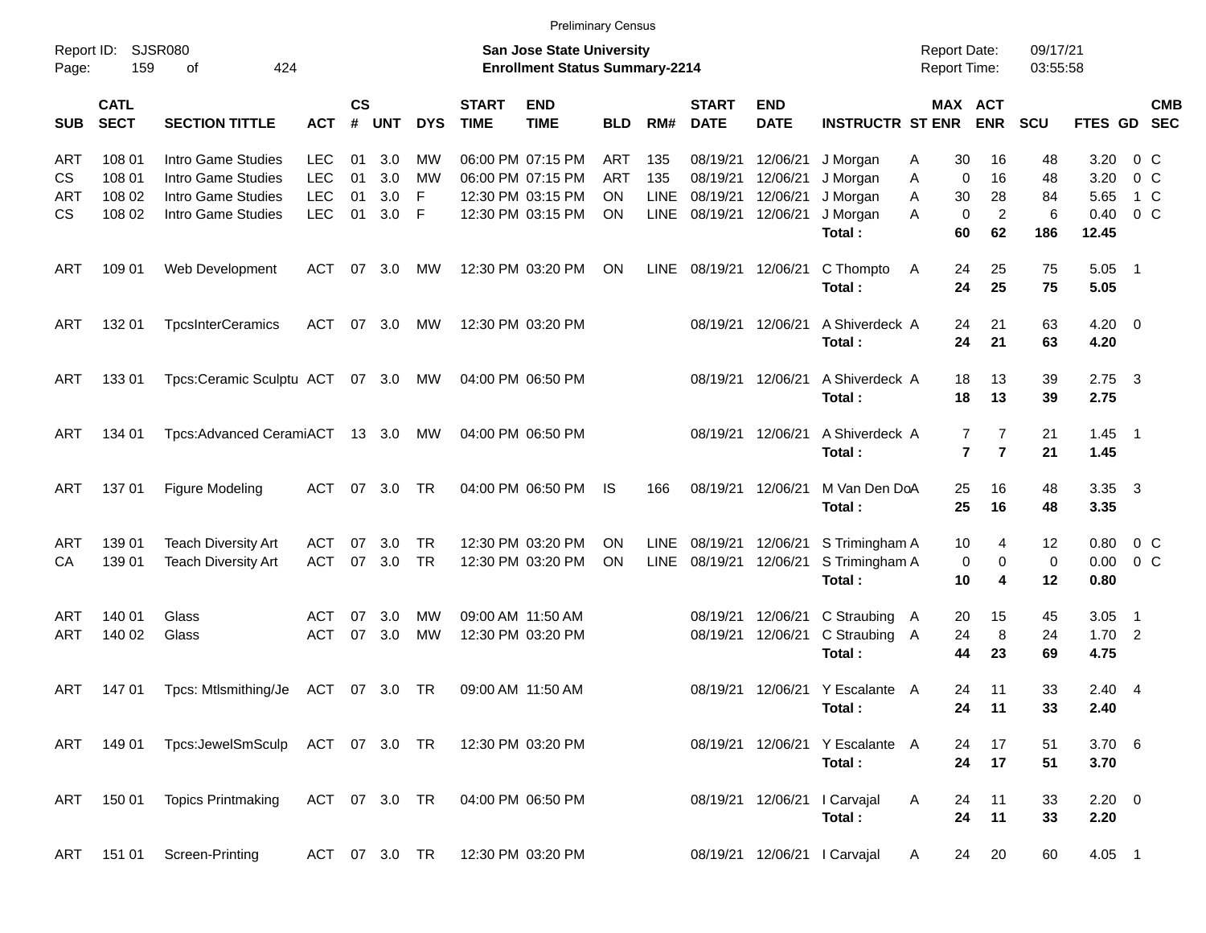Preliminary Census

Report ID: SJSR080
Page: 159 of 424

**San Jose State University**
**Enrollment Status Summary-2214**

Report Date: 09/17/21
Report Time: 03:55:58

| SUB | CATL SECT | SECTION TITTLE | ACT | CS # | UNT | DYS | START TIME | END TIME | BLD | RM# | START DATE | END DATE | INSTRUCTR | ST | MAX ENR | ACT ENR | SCU | FTES | GD | CMB SEC |
|---|---|---|---|---|---|---|---|---|---|---|---|---|---|---|---|---|---|---|---|---|
| ART | 108 01 | Intro Game Studies | LEC | 01 | 3.0 | MW | 06:00 PM | 07:15 PM | ART | 135 | 08/19/21 | 12/06/21 | J Morgan | A | 30 | 16 | 48 | 3.20 | 0 | C |
| CS | 108 01 | Intro Game Studies | LEC | 01 | 3.0 | MW | 06:00 PM | 07:15 PM | ART | 135 | 08/19/21 | 12/06/21 | J Morgan | A | 0 | 16 | 48 | 3.20 | 0 | C |
| ART | 108 02 | Intro Game Studies | LEC | 01 | 3.0 | F | 12:30 PM | 03:15 PM | ON | LINE | 08/19/21 | 12/06/21 | J Morgan | A | 30 | 28 | 84 | 5.65 | 1 | C |
| CS | 108 02 | Intro Game Studies | LEC | 01 | 3.0 | F | 12:30 PM | 03:15 PM | ON | LINE | 08/19/21 | 12/06/21 | J Morgan | A | 0 | 2 | 6 | 0.40 | 0 | C |
| | | | | | | | | | | | | | **Total :** | | **60** | **62** | **186** | **12.45** | | |
| ART | 109 01 | Web Development | ACT | 07 | 3.0 | MW | 12:30 PM | 03:20 PM | ON | LINE | 08/19/21 | 12/06/21 | C Thompto | A | 24 | 25 | 75 | 5.05 | 1 | |
| | | | | | | | | | | | | | **Total :** | | **24** | **25** | **75** | **5.05** | | |
| ART | 132 01 | TpcsInterCeramics | ACT | 07 | 3.0 | MW | 12:30 PM | 03:20 PM | | | 08/19/21 | 12/06/21 | A Shiverdeck | A | 24 | 21 | 63 | 4.20 | 0 | |
| | | | | | | | | | | | | | **Total :** | | **24** | **21** | **63** | **4.20** | | |
| ART | 133 01 | Tpcs:Ceramic Sculptu | ACT | 07 | 3.0 | MW | 04:00 PM | 06:50 PM | | | 08/19/21 | 12/06/21 | A Shiverdeck | A | 18 | 13 | 39 | 2.75 | 3 | |
| | | | | | | | | | | | | | **Total :** | | **18** | **13** | **39** | **2.75** | | |
| ART | 134 01 | Tpcs:Advanced Cerami | ACT | 13 | 3.0 | MW | 04:00 PM | 06:50 PM | | | 08/19/21 | 12/06/21 | A Shiverdeck | A | 7 | 7 | 21 | 1.45 | 1 | |
| | | | | | | | | | | | | | **Total :** | | **7** | **7** | **21** | **1.45** | | |
| ART | 137 01 | Figure Modeling | ACT | 07 | 3.0 | TR | 04:00 PM | 06:50 PM | IS | 166 | 08/19/21 | 12/06/21 | M Van Den Do | A | 25 | 16 | 48 | 3.35 | 3 | |
| | | | | | | | | | | | | | **Total :** | | **25** | **16** | **48** | **3.35** | | |
| ART | 139 01 | Teach Diversity Art | ACT | 07 | 3.0 | TR | 12:30 PM | 03:20 PM | ON | LINE | 08/19/21 | 12/06/21 | S Trimingham | A | 10 | 4 | 12 | 0.80 | 0 | C |
| CA | 139 01 | Teach Diversity Art | ACT | 07 | 3.0 | TR | 12:30 PM | 03:20 PM | ON | LINE | 08/19/21 | 12/06/21 | S Trimingham | A | 0 | 0 | 0 | 0.00 | 0 | C |
| | | | | | | | | | | | | | **Total :** | | **10** | **4** | **12** | **0.80** | | |
| ART | 140 01 | Glass | ACT | 07 | 3.0 | MW | 09:00 AM | 11:50 AM | | | 08/19/21 | 12/06/21 | C Straubing | A | 20 | 15 | 45 | 3.05 | 1 | |
| ART | 140 02 | Glass | ACT | 07 | 3.0 | MW | 12:30 PM | 03:20 PM | | | 08/19/21 | 12/06/21 | C Straubing | A | 24 | 8 | 24 | 1.70 | 2 | |
| | | | | | | | | | | | | | **Total :** | | **44** | **23** | **69** | **4.75** | | |
| ART | 147 01 | Tpcs: Mtlsmithing/Je | ACT | 07 | 3.0 | TR | 09:00 AM | 11:50 AM | | | 08/19/21 | 12/06/21 | Y Escalante | A | 24 | 11 | 33 | 2.40 | 4 | |
| | | | | | | | | | | | | | **Total :** | | **24** | **11** | **33** | **2.40** | | |
| ART | 149 01 | Tpcs:JewelSmSculp | ACT | 07 | 3.0 | TR | 12:30 PM | 03:20 PM | | | 08/19/21 | 12/06/21 | Y Escalante | A | 24 | 17 | 51 | 3.70 | 6 | |
| | | | | | | | | | | | | | **Total :** | | **24** | **17** | **51** | **3.70** | | |
| ART | 150 01 | Topics Printmaking | ACT | 07 | 3.0 | TR | 04:00 PM | 06:50 PM | | | 08/19/21 | 12/06/21 | I Carvajal | A | 24 | 11 | 33 | 2.20 | 0 | |
| | | | | | | | | | | | | | **Total :** | | **24** | **11** | **33** | **2.20** | | |
| ART | 151 01 | Screen-Printing | ACT | 07 | 3.0 | TR | 12:30 PM | 03:20 PM | | | 08/19/21 | 12/06/21 | I Carvajal | A | 24 | 20 | 60 | 4.05 | 1 | |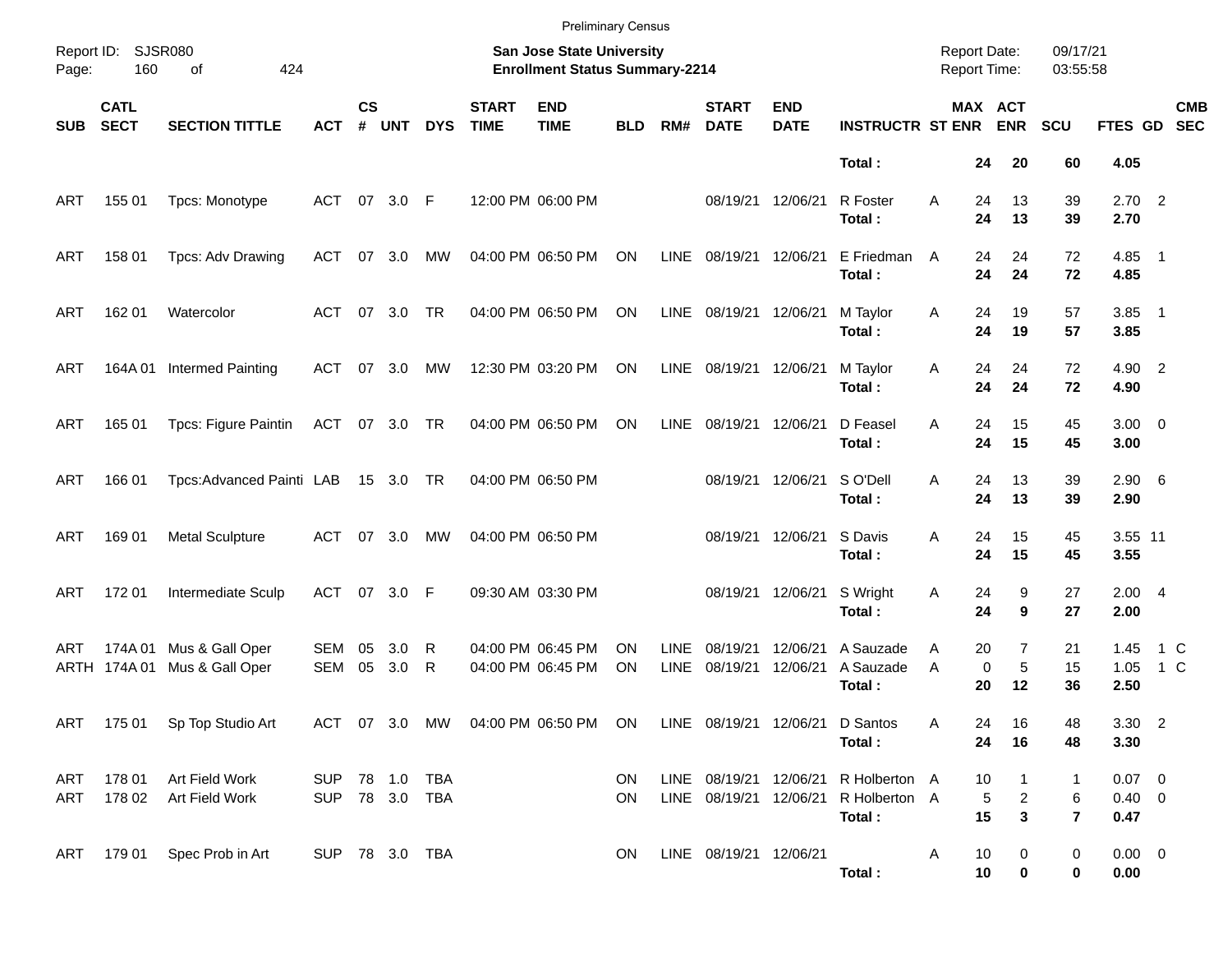Preliminary Census

Report ID: SJSR080
Page: 160 of 424

**San Jose State University**
**Enrollment Status Summary-2214**

Report Date: 09/17/21
Report Time: 03:55:58

| SUB | CATL SECT | SECTION TITTLE | ACT | CS # | UNT | DYS | START TIME | END TIME | BLD | RM# | START DATE | END DATE | INSTRUCTR | ST | MAX ENR | ACT ENR | SCU | FTES | GD | CMB SEC |
|---|---|---|---|---|---|---|---|---|---|---|---|---|---|---|---|---|---|---|---|---|
| | | | | | | | | | | | | | **Total :** | | **24** | **20** | **60** | **4.05** | | |
| ART | 155 01 | Tpcs: Monotype | ACT | 07 | 3.0 | F | 12:00 PM | 06:00 PM | | | 08/19/21 | 12/06/21 | R Foster | A | 24 | 13 | 39 | 2.70 | 2 | |
| | | | | | | | | | | | | | **Total :** | | **24** | **13** | **39** | **2.70** | | |
| ART | 158 01 | Tpcs: Adv Drawing | ACT | 07 | 3.0 | MW | 04:00 PM | 06:50 PM | ON | LINE | 08/19/21 | 12/06/21 | E Friedman | A | 24 | 24 | 72 | 4.85 | 1 | |
| | | | | | | | | | | | | | **Total :** | | **24** | **24** | **72** | **4.85** | | |
| ART | 162 01 | Watercolor | ACT | 07 | 3.0 | TR | 04:00 PM | 06:50 PM | ON | LINE | 08/19/21 | 12/06/21 | M Taylor | A | 24 | 19 | 57 | 3.85 | 1 | |
| | | | | | | | | | | | | | **Total :** | | **24** | **19** | **57** | **3.85** | | |
| ART | 164A 01 | Intermed Painting | ACT | 07 | 3.0 | MW | 12:30 PM | 03:20 PM | ON | LINE | 08/19/21 | 12/06/21 | M Taylor | A | 24 | 24 | 72 | 4.90 | 2 | |
| | | | | | | | | | | | | | **Total :** | | **24** | **24** | **72** | **4.90** | | |
| ART | 165 01 | Tpcs: Figure Paintin | ACT | 07 | 3.0 | TR | 04:00 PM | 06:50 PM | ON | LINE | 08/19/21 | 12/06/21 | D Feasel | A | 24 | 15 | 45 | 3.00 | 0 | |
| | | | | | | | | | | | | | **Total :** | | **24** | **15** | **45** | **3.00** | | |
| ART | 166 01 | Tpcs:Advanced Painti | LAB | 15 | 3.0 | TR | 04:00 PM | 06:50 PM | | | 08/19/21 | 12/06/21 | S O'Dell | A | 24 | 13 | 39 | 2.90 | 6 | |
| | | | | | | | | | | | | | **Total :** | | **24** | **13** | **39** | **2.90** | | |
| ART | 169 01 | Metal Sculpture | ACT | 07 | 3.0 | MW | 04:00 PM | 06:50 PM | | | 08/19/21 | 12/06/21 | S Davis | A | 24 | 15 | 45 | 3.55 | 11 | |
| | | | | | | | | | | | | | **Total :** | | **24** | **15** | **45** | **3.55** | | |
| ART | 172 01 | Intermediate Sculp | ACT | 07 | 3.0 | F | 09:30 AM | 03:30 PM | | | 08/19/21 | 12/06/21 | S Wright | A | 24 | 9 | 27 | 2.00 | 4 | |
| | | | | | | | | | | | | | **Total :** | | **24** | **9** | **27** | **2.00** | | |
| ART | 174A 01 | Mus & Gall Oper | SEM | 05 | 3.0 | R | 04:00 PM | 06:45 PM | ON | LINE | 08/19/21 | 12/06/21 | A Sauzade | A | 20 | 7 | 21 | 1.45 | 1 | C |
| ARTH | 174A 01 | Mus & Gall Oper | SEM | 05 | 3.0 | R | 04:00 PM | 06:45 PM | ON | LINE | 08/19/21 | 12/06/21 | A Sauzade | A | 0 | 5 | 15 | 1.05 | 1 | C |
| | | | | | | | | | | | | | **Total :** | | **20** | **12** | **36** | **2.50** | | |
| ART | 175 01 | Sp Top Studio Art | ACT | 07 | 3.0 | MW | 04:00 PM | 06:50 PM | ON | LINE | 08/19/21 | 12/06/21 | D Santos | A | 24 | 16 | 48 | 3.30 | 2 | |
| | | | | | | | | | | | | | **Total :** | | **24** | **16** | **48** | **3.30** | | |
| ART | 178 01 | Art Field Work | SUP | 78 | 1.0 | TBA | | | ON | LINE | 08/19/21 | 12/06/21 | R Holberton | A | 10 | 1 | 1 | 0.07 | 0 | |
| ART | 178 02 | Art Field Work | SUP | 78 | 3.0 | TBA | | | ON | LINE | 08/19/21 | 12/06/21 | R Holberton | A | 5 | 2 | 6 | 0.40 | 0 | |
| | | | | | | | | | | | | | **Total :** | | **15** | **3** | **7** | **0.47** | | |
| ART | 179 01 | Spec Prob in Art | SUP | 78 | 3.0 | TBA | | | ON | LINE | 08/19/21 | 12/06/21 | | A | 10 | 0 | 0 | 0.00 | 0 | |
| | | | | | | | | | | | | | **Total :** | | **10** | **0** | **0** | **0.00** | | |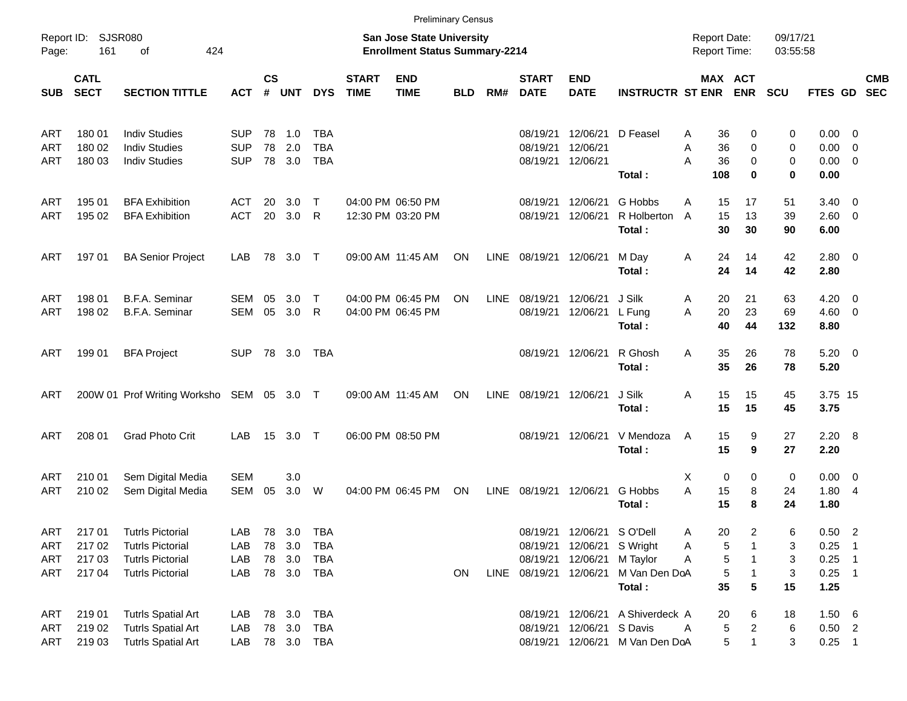Preliminary Census

Report ID: SJSR080

**San Jose State University**
**Enrollment Status Summary-2214**

Report Date: 09/17/21
Report Time: 03:55:58

| SUB | CATL SECT | SECTION TITTLE | ACT | CS # | UNT | DYS | START TIME | END TIME | BLD | RM# | START DATE | END DATE | INSTRUCTR | ST | MAX ENR | ACT ENR | SCU | FTES | GD | CMB SEC |
|---|---|---|---|---|---|---|---|---|---|---|---|---|---|---|---|---|---|---|---|---|
| ART | 180 01 | Indiv Studies | SUP | 78 | 1.0 | TBA | | | | | 08/19/21 | 12/06/21 | D Feasel | A | 36 | 0 | 0 | 0.00 | 0 | |
| ART | 180 02 | Indiv Studies | SUP | 78 | 2.0 | TBA | | | | | 08/19/21 | 12/06/21 | | A | 36 | 0 | 0 | 0.00 | 0 | |
| ART | 180 03 | Indiv Studies | SUP | 78 | 3.0 | TBA | | | | | 08/19/21 | 12/06/21 | | A | 36 | 0 | 0 | 0.00 | 0 | |
| | | | | | | | | | | | | | **Total :** | | **108** | **0** | **0** | **0.00** | | |
| ART | 195 01 | BFA Exhibition | ACT | 20 | 3.0 | T | 04:00 PM | 06:50 PM | | | 08/19/21 | 12/06/21 | G Hobbs | A | 15 | 17 | 51 | 3.40 | 0 | |
| ART | 195 02 | BFA Exhibition | ACT | 20 | 3.0 | R | 12:30 PM | 03:20 PM | | | 08/19/21 | 12/06/21 | R Holberton | A | 15 | 13 | 39 | 2.60 | 0 | |
| | | | | | | | | | | | | | **Total :** | | **30** | **30** | **90** | **6.00** | | |
| ART | 197 01 | BA Senior Project | LAB | 78 | 3.0 | T | 09:00 AM | 11:45 AM | ON | LINE | 08/19/21 | 12/06/21 | M Day | A | 24 | 14 | 42 | 2.80 | 0 | |
| | | | | | | | | | | | | | **Total :** | | **24** | **14** | **42** | **2.80** | | |
| ART | 198 01 | B.F.A. Seminar | SEM | 05 | 3.0 | T | 04:00 PM | 06:45 PM | ON | LINE | 08/19/21 | 12/06/21 | J Silk | A | 20 | 21 | 63 | 4.20 | 0 | |
| ART | 198 02 | B.F.A. Seminar | SEM | 05 | 3.0 | R | 04:00 PM | 06:45 PM | | | 08/19/21 | 12/06/21 | L Fung | A | 20 | 23 | 69 | 4.60 | 0 | |
| | | | | | | | | | | | | | **Total :** | | **40** | **44** | **132** | **8.80** | | |
| ART | 199 01 | BFA Project | SUP | 78 | 3.0 | TBA | | | | | 08/19/21 | 12/06/21 | R Ghosh | A | 35 | 26 | 78 | 5.20 | 0 | |
| | | | | | | | | | | | | | **Total :** | | **35** | **26** | **78** | **5.20** | | |
| ART | 200W 01 | Prof Writing Worksho | SEM | 05 | 3.0 | T | 09:00 AM | 11:45 AM | ON | LINE | 08/19/21 | 12/06/21 | J Silk | A | 15 | 15 | 45 | 3.75 | 15 | |
| | | | | | | | | | | | | | **Total :** | | **15** | **15** | **45** | **3.75** | | |
| ART | 208 01 | Grad Photo Crit | LAB | 15 | 3.0 | T | 06:00 PM | 08:50 PM | | | 08/19/21 | 12/06/21 | V Mendoza | A | 15 | 9 | 27 | 2.20 | 8 | |
| | | | | | | | | | | | | | **Total :** | | **15** | **9** | **27** | **2.20** | | |
| ART | 210 01 | Sem Digital Media | SEM | | 3.0 | | | | | | | | | X | 0 | 0 | 0 | 0.00 | 0 | |
| ART | 210 02 | Sem Digital Media | SEM | 05 | 3.0 | W | 04:00 PM | 06:45 PM | ON | LINE | 08/19/21 | 12/06/21 | G Hobbs | A | 15 | 8 | 24 | 1.80 | 4 | |
| | | | | | | | | | | | | | **Total :** | | **15** | **8** | **24** | **1.80** | | |
| ART | 217 01 | Tutrls Pictorial | LAB | 78 | 3.0 | TBA | | | | | 08/19/21 | 12/06/21 | S O'Dell | A | 20 | 2 | 6 | 0.50 | 2 | |
| ART | 217 02 | Tutrls Pictorial | LAB | 78 | 3.0 | TBA | | | | | 08/19/21 | 12/06/21 | S Wright | A | 5 | 1 | 3 | 0.25 | 1 | |
| ART | 217 03 | Tutrls Pictorial | LAB | 78 | 3.0 | TBA | | | | | 08/19/21 | 12/06/21 | M Taylor | A | 5 | 1 | 3 | 0.25 | 1 | |
| ART | 217 04 | Tutrls Pictorial | LAB | 78 | 3.0 | TBA | | | ON | LINE | 08/19/21 | 12/06/21 | M Van Den Do | A | 5 | 1 | 3 | 0.25 | 1 | |
| | | | | | | | | | | | | | **Total :** | | **35** | **5** | **15** | **1.25** | | |
| ART | 219 01 | Tutrls Spatial Art | LAB | 78 | 3.0 | TBA | | | | | 08/19/21 | 12/06/21 | A Shiverdeck | A | 20 | 6 | 18 | 1.50 | 6 | |
| ART | 219 02 | Tutrls Spatial Art | LAB | 78 | 3.0 | TBA | | | | | 08/19/21 | 12/06/21 | S Davis | A | 5 | 2 | 6 | 0.50 | 2 | |
| ART | 219 03 | Tutrls Spatial Art | LAB | 78 | 3.0 | TBA | | | | | 08/19/21 | 12/06/21 | M Van Den Do | A | 5 | 1 | 3 | 0.25 | 1 | |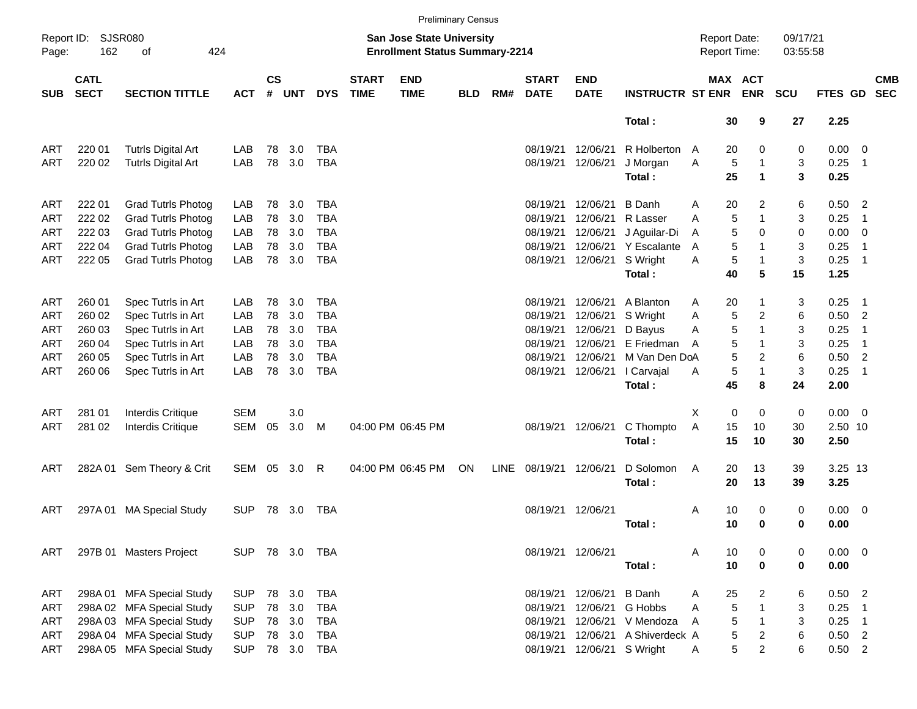Preliminary Census

Report ID: SJSR080
Page: 162 of 424

**San Jose State University**
**Enrollment Status Summary-2214**

Report Date: 09/17/21
Report Time: 03:55:58

| SUB | CATL SECT | SECTION TITTLE | ACT | CS # | UNT | DYS | START TIME | END TIME | BLD | RM# | START DATE | END DATE | INSTRUCTR | ST | MAX ENR | ACT ENR | SCU | FTES | GD | CMB SEC |
|---|---|---|---|---|---|---|---|---|---|---|---|---|---|---|---|---|---|---|---|---|
| | | | | | | | | | | | | | **Total :** | | **30** | **9** | **27** | **2.25** | | |
| ART | 220 01 | Tutrls Digital Art | LAB | 78 | 3.0 | TBA | | | | | 08/19/21 | 12/06/21 | R Holberton | A | 20 | 0 | 0 | 0.00 | 0 | |
| ART | 220 02 | Tutrls Digital Art | LAB | 78 | 3.0 | TBA | | | | | 08/19/21 | 12/06/21 | J Morgan | A | 5 | 1 | 3 | 0.25 | 1 | |
| | | | | | | | | | | | | | **Total :** | | **25** | **1** | **3** | **0.25** | | |
| ART | 222 01 | Grad Tutrls Photog | LAB | 78 | 3.0 | TBA | | | | | 08/19/21 | 12/06/21 | B Danh | A | 20 | 2 | 6 | 0.50 | 2 | |
| ART | 222 02 | Grad Tutrls Photog | LAB | 78 | 3.0 | TBA | | | | | 08/19/21 | 12/06/21 | R Lasser | A | 5 | 1 | 3 | 0.25 | 1 | |
| ART | 222 03 | Grad Tutrls Photog | LAB | 78 | 3.0 | TBA | | | | | 08/19/21 | 12/06/21 | J Aguilar-Di | A | 5 | 0 | 0 | 0.00 | 0 | |
| ART | 222 04 | Grad Tutrls Photog | LAB | 78 | 3.0 | TBA | | | | | 08/19/21 | 12/06/21 | Y Escalante | A | 5 | 1 | 3 | 0.25 | 1 | |
| ART | 222 05 | Grad Tutrls Photog | LAB | 78 | 3.0 | TBA | | | | | 08/19/21 | 12/06/21 | S Wright | A | 5 | 1 | 3 | 0.25 | 1 | |
| | | | | | | | | | | | | | **Total :** | | **40** | **5** | **15** | **1.25** | | |
| ART | 260 01 | Spec Tutrls in Art | LAB | 78 | 3.0 | TBA | | | | | 08/19/21 | 12/06/21 | A Blanton | A | 20 | 1 | 3 | 0.25 | 1 | |
| ART | 260 02 | Spec Tutrls in Art | LAB | 78 | 3.0 | TBA | | | | | 08/19/21 | 12/06/21 | S Wright | A | 5 | 2 | 6 | 0.50 | 2 | |
| ART | 260 03 | Spec Tutrls in Art | LAB | 78 | 3.0 | TBA | | | | | 08/19/21 | 12/06/21 | D Bayus | A | 5 | 1 | 3 | 0.25 | 1 | |
| ART | 260 04 | Spec Tutrls in Art | LAB | 78 | 3.0 | TBA | | | | | 08/19/21 | 12/06/21 | E Friedman | A | 5 | 1 | 3 | 0.25 | 1 | |
| ART | 260 05 | Spec Tutrls in Art | LAB | 78 | 3.0 | TBA | | | | | 08/19/21 | 12/06/21 | M Van Den Do | A | 5 | 2 | 6 | 0.50 | 2 | |
| ART | 260 06 | Spec Tutrls in Art | LAB | 78 | 3.0 | TBA | | | | | 08/19/21 | 12/06/21 | I Carvajal | A | 5 | 1 | 3 | 0.25 | 1 | |
| | | | | | | | | | | | | | **Total :** | | **45** | **8** | **24** | **2.00** | | |
| ART | 281 01 | Interdis Critique | SEM | | 3.0 | | | | | | | | | X | 0 | 0 | 0 | 0.00 | 0 | |
| ART | 281 02 | Interdis Critique | SEM | 05 | 3.0 | M | 04:00 PM | 06:45 PM | | | 08/19/21 | 12/06/21 | C Thompto | A | 15 | 10 | 30 | 2.50 | 10 | |
| | | | | | | | | | | | | | **Total :** | | **15** | **10** | **30** | **2.50** | | |
| ART | 282A 01 | Sem Theory & Crit | SEM | 05 | 3.0 | R | 04:00 PM | 06:45 PM | ON | LINE | 08/19/21 | 12/06/21 | D Solomon | A | 20 | 13 | 39 | 3.25 | 13 | |
| | | | | | | | | | | | | | **Total :** | | **20** | **13** | **39** | **3.25** | | |
| ART | 297A 01 | MA Special Study | SUP | 78 | 3.0 | TBA | | | | | 08/19/21 | 12/06/21 | | A | 10 | 0 | 0 | 0.00 | 0 | |
| | | | | | | | | | | | | | **Total :** | | **10** | **0** | **0** | **0.00** | | |
| ART | 297B 01 | Masters Project | SUP | 78 | 3.0 | TBA | | | | | 08/19/21 | 12/06/21 | | A | 10 | 0 | 0 | 0.00 | 0 | |
| | | | | | | | | | | | | | **Total :** | | **10** | **0** | **0** | **0.00** | | |
| ART | 298A 01 | MFA Special Study | SUP | 78 | 3.0 | TBA | | | | | 08/19/21 | 12/06/21 | B Danh | A | 25 | 2 | 6 | 0.50 | 2 | |
| ART | 298A 02 | MFA Special Study | SUP | 78 | 3.0 | TBA | | | | | 08/19/21 | 12/06/21 | G Hobbs | A | 5 | 1 | 3 | 0.25 | 1 | |
| ART | 298A 03 | MFA Special Study | SUP | 78 | 3.0 | TBA | | | | | 08/19/21 | 12/06/21 | V Mendoza | A | 5 | 1 | 3 | 0.25 | 1 | |
| ART | 298A 04 | MFA Special Study | SUP | 78 | 3.0 | TBA | | | | | 08/19/21 | 12/06/21 | A Shiverdeck | A | 5 | 2 | 6 | 0.50 | 2 | |
| ART | 298A 05 | MFA Special Study | SUP | 78 | 3.0 | TBA | | | | | 08/19/21 | 12/06/21 | S Wright | A | 5 | 2 | 6 | 0.50 | 2 | |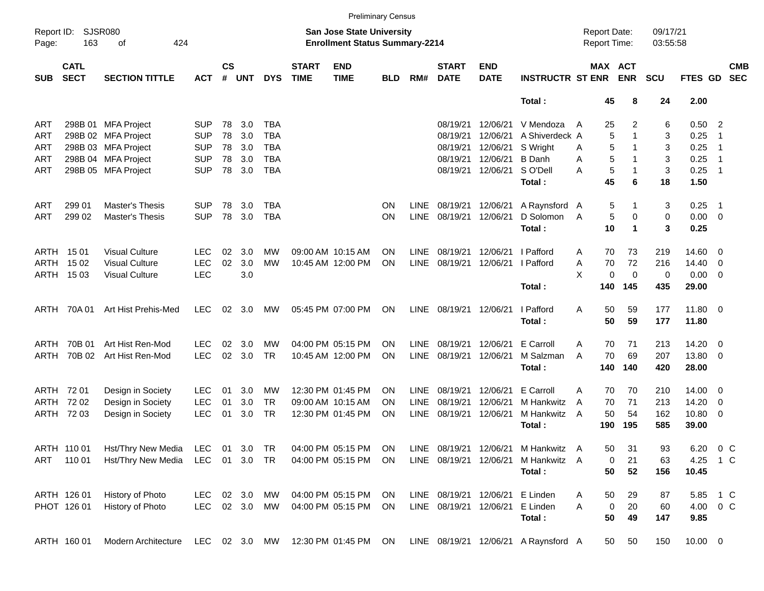Preliminary Census

Report ID: SJSR080
Page: 163 of 424

**San Jose State University**
**Enrollment Status Summary-2214**

Report Date: 09/17/21
Report Time: 03:55:58

| SUB | CATL SECT | SECTION TITTLE | ACT | CS # | UNT | DYS | START TIME | END TIME | BLD | RM# | START DATE | END DATE | INSTRUCTR | ST | MAX ENR | ACT ENR | SCU | FTES | GD | CMB SEC |
|---|---|---|---|---|---|---|---|---|---|---|---|---|---|---|---|---|---|---|---|---|
| | | | | | | | | | | | | | **Total :** | | **45** | **8** | **24** | **2.00** | | |
| ART | 298B 01 | MFA Project | SUP | 78 | 3.0 | TBA | | | | | 08/19/21 | 12/06/21 | V Mendoza | A | 25 | 2 | 6 | 0.50 | 2 | |
| ART | 298B 02 | MFA Project | SUP | 78 | 3.0 | TBA | | | | | 08/19/21 | 12/06/21 | A Shiverdeck | A | 5 | 1 | 3 | 0.25 | 1 | |
| ART | 298B 03 | MFA Project | SUP | 78 | 3.0 | TBA | | | | | 08/19/21 | 12/06/21 | S Wright | A | 5 | 1 | 3 | 0.25 | 1 | |
| ART | 298B 04 | MFA Project | SUP | 78 | 3.0 | TBA | | | | | 08/19/21 | 12/06/21 | B Danh | A | 5 | 1 | 3 | 0.25 | 1 | |
| ART | 298B 05 | MFA Project | SUP | 78 | 3.0 | TBA | | | | | 08/19/21 | 12/06/21 | S O'Dell | A | 5 | 1 | 3 | 0.25 | 1 | |
| | | | | | | | | | | | | | **Total :** | | **45** | **6** | **18** | **1.50** | | |
| ART | 299 01 | Master's Thesis | SUP | 78 | 3.0 | TBA | | | ON | LINE | 08/19/21 | 12/06/21 | A Raynsford | A | 5 | 1 | 3 | 0.25 | 1 | |
| ART | 299 02 | Master's Thesis | SUP | 78 | 3.0 | TBA | | | ON | LINE | 08/19/21 | 12/06/21 | D Solomon | A | 5 | 0 | 0 | 0.00 | 0 | |
| | | | | | | | | | | | | | **Total :** | | **10** | **1** | **3** | **0.25** | | |
| ARTH | 15 01 | Visual Culture | LEC | 02 | 3.0 | MW | 09:00 AM | 10:15 AM | ON | LINE | 08/19/21 | 12/06/21 | I Pafford | A | 70 | 73 | 219 | 14.60 | 0 | |
| ARTH | 15 02 | Visual Culture | LEC | 02 | 3.0 | MW | 10:45 AM | 12:00 PM | ON | LINE | 08/19/21 | 12/06/21 | I Pafford | A | 70 | 72 | 216 | 14.40 | 0 | |
| ARTH | 15 03 | Visual Culture | LEC | | 3.0 | | | | | | | | | X | 0 | 0 | 0 | 0.00 | 0 | |
| | | | | | | | | | | | | | **Total :** | | **140** | **145** | **435** | **29.00** | | |
| ARTH | 70A 01 | Art Hist Prehis-Med | LEC | 02 | 3.0 | MW | 05:45 PM | 07:00 PM | ON | LINE | 08/19/21 | 12/06/21 | I Pafford | A | 50 | 59 | 177 | 11.80 | 0 | |
| | | | | | | | | | | | | | **Total :** | | **50** | **59** | **177** | **11.80** | | |
| ARTH | 70B 01 | Art Hist Ren-Mod | LEC | 02 | 3.0 | MW | 04:00 PM | 05:15 PM | ON | LINE | 08/19/21 | 12/06/21 | E Carroll | A | 70 | 71 | 213 | 14.20 | 0 | |
| ARTH | 70B 02 | Art Hist Ren-Mod | LEC | 02 | 3.0 | TR | 10:45 AM | 12:00 PM | ON | LINE | 08/19/21 | 12/06/21 | M Salzman | A | 70 | 69 | 207 | 13.80 | 0 | |
| | | | | | | | | | | | | | **Total :** | | **140** | **140** | **420** | **28.00** | | |
| ARTH | 72 01 | Design in Society | LEC | 01 | 3.0 | MW | 12:30 PM | 01:45 PM | ON | LINE | 08/19/21 | 12/06/21 | E Carroll | A | 70 | 70 | 210 | 14.00 | 0 | |
| ARTH | 72 02 | Design in Society | LEC | 01 | 3.0 | TR | 09:00 AM | 10:15 AM | ON | LINE | 08/19/21 | 12/06/21 | M Hankwitz | A | 70 | 71 | 213 | 14.20 | 0 | |
| ARTH | 72 03 | Design in Society | LEC | 01 | 3.0 | TR | 12:30 PM | 01:45 PM | ON | LINE | 08/19/21 | 12/06/21 | M Hankwitz | A | 50 | 54 | 162 | 10.80 | 0 | |
| | | | | | | | | | | | | | **Total :** | | **190** | **195** | **585** | **39.00** | | |
| ARTH | 110 01 | Hst/Thry New Media | LEC | 01 | 3.0 | TR | 04:00 PM | 05:15 PM | ON | LINE | 08/19/21 | 12/06/21 | M Hankwitz | A | 50 | 31 | 93 | 6.20 | 0 | C |
| ART | 110 01 | Hst/Thry New Media | LEC | 01 | 3.0 | TR | 04:00 PM | 05:15 PM | ON | LINE | 08/19/21 | 12/06/21 | M Hankwitz | A | 0 | 21 | 63 | 4.25 | 1 | C |
| | | | | | | | | | | | | | **Total :** | | **50** | **52** | **156** | **10.45** | | |
| ARTH | 126 01 | History of Photo | LEC | 02 | 3.0 | MW | 04:00 PM | 05:15 PM | ON | LINE | 08/19/21 | 12/06/21 | E Linden | A | 50 | 29 | 87 | 5.85 | 1 | C |
| PHOT | 126 01 | History of Photo | LEC | 02 | 3.0 | MW | 04:00 PM | 05:15 PM | ON | LINE | 08/19/21 | 12/06/21 | E Linden | A | 0 | 20 | 60 | 4.00 | 0 | C |
| | | | | | | | | | | | | | **Total :** | | **50** | **49** | **147** | **9.85** | | |
| ARTH | 160 01 | Modern Architecture | LEC | 02 | 3.0 | MW | 12:30 PM | 01:45 PM | ON | LINE | 08/19/21 | 12/06/21 | A Raynsford | A | 50 | 50 | 150 | 10.00 | 0 | |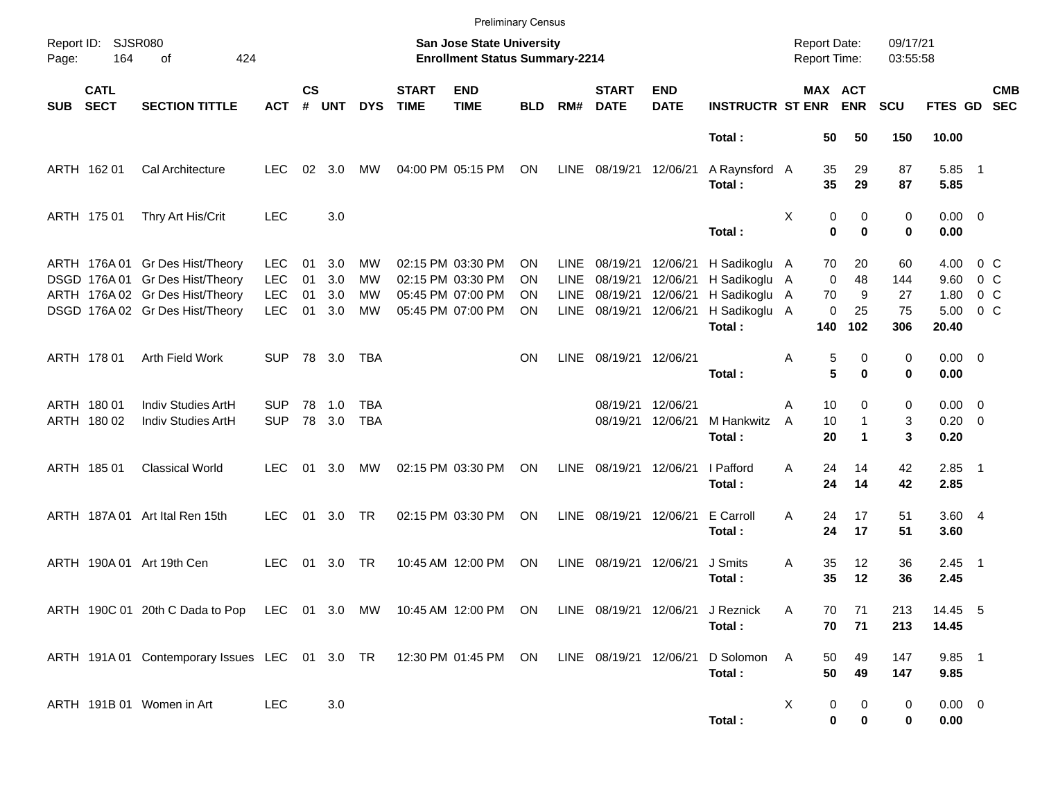Preliminary Census

Report ID: SJSR080
Page: 164 of 424

**San Jose State University**
**Enrollment Status Summary-2214**

Report Date: 09/17/21
Report Time: 03:55:58

| SUB | CATL SECT | SECTION TITTLE | ACT | CS # | UNT | DYS | START TIME | END TIME | BLD | RM# | START DATE | END DATE | INSTRUCTR | ST | MAX ENR | ACT ENR | SCU | FTES | GD | CMB SEC |
|---|---|---|---|---|---|---|---|---|---|---|---|---|---|---|---|---|---|---|---|---|
| | | | | | | | | | | | | | **Total :** | | **50** | **50** | **150** | **10.00** | | |
| ARTH | 162 01 | Cal Architecture | LEC | 02 | 3.0 | MW | 04:00 PM | 05:15 PM | ON | LINE | 08/19/21 | 12/06/21 | A Raynsford | A | 35 | 29 | 87 | 5.85 | 1 | |
| | | | | | | | | | | | | | **Total :** | | **35** | **29** | **87** | **5.85** | | |
| ARTH | 175 01 | Thry Art His/Crit | LEC | | 3.0 | | | | | | | | | X | 0 | 0 | 0 | 0.00 | 0 | |
| | | | | | | | | | | | | | **Total :** | | **0** | **0** | **0** | **0.00** | | |
| ARTH | 176A 01 | Gr Des Hist/Theory | LEC | 01 | 3.0 | MW | 02:15 PM | 03:30 PM | ON | LINE | 08/19/21 | 12/06/21 | H Sadikoglu | A | 70 | 20 | 60 | 4.00 | 0 | C |
| DSGD | 176A 01 | Gr Des Hist/Theory | LEC | 01 | 3.0 | MW | 02:15 PM | 03:30 PM | ON | LINE | 08/19/21 | 12/06/21 | H Sadikoglu | A | 0 | 48 | 144 | 9.60 | 0 | C |
| ARTH | 176A 02 | Gr Des Hist/Theory | LEC | 01 | 3.0 | MW | 05:45 PM | 07:00 PM | ON | LINE | 08/19/21 | 12/06/21 | H Sadikoglu | A | 70 | 9 | 27 | 1.80 | 0 | C |
| DSGD | 176A 02 | Gr Des Hist/Theory | LEC | 01 | 3.0 | MW | 05:45 PM | 07:00 PM | ON | LINE | 08/19/21 | 12/06/21 | H Sadikoglu | A | 0 | 25 | 75 | 5.00 | 0 | C |
| | | | | | | | | | | | | | **Total :** | | **140** | **102** | **306** | **20.40** | | |
| ARTH | 178 01 | Arth Field Work | SUP | 78 | 3.0 | TBA | | | ON | LINE | 08/19/21 | 12/06/21 | | A | 5 | 0 | 0 | 0.00 | 0 | |
| | | | | | | | | | | | | | **Total :** | | **5** | **0** | **0** | **0.00** | | |
| ARTH | 180 01 | Indiv Studies ArtH | SUP | 78 | 1.0 | TBA | | | | | 08/19/21 | 12/06/21 | | A | 10 | 0 | 0 | 0.00 | 0 | |
| ARTH | 180 02 | Indiv Studies ArtH | SUP | 78 | 3.0 | TBA | | | | | 08/19/21 | 12/06/21 | M Hankwitz | A | 10 | 1 | 3 | 0.20 | 0 | |
| | | | | | | | | | | | | | **Total :** | | **20** | **1** | **3** | **0.20** | | |
| ARTH | 185 01 | Classical World | LEC | 01 | 3.0 | MW | 02:15 PM | 03:30 PM | ON | LINE | 08/19/21 | 12/06/21 | I Pafford | A | 24 | 14 | 42 | 2.85 | 1 | |
| | | | | | | | | | | | | | **Total :** | | **24** | **14** | **42** | **2.85** | | |
| ARTH | 187A 01 | Art Ital Ren 15th | LEC | 01 | 3.0 | TR | 02:15 PM | 03:30 PM | ON | LINE | 08/19/21 | 12/06/21 | E Carroll | A | 24 | 17 | 51 | 3.60 | 4 | |
| | | | | | | | | | | | | | **Total :** | | **24** | **17** | **51** | **3.60** | | |
| ARTH | 190A 01 | Art 19th Cen | LEC | 01 | 3.0 | TR | 10:45 AM | 12:00 PM | ON | LINE | 08/19/21 | 12/06/21 | J Smits | A | 35 | 12 | 36 | 2.45 | 1 | |
| | | | | | | | | | | | | | **Total :** | | **35** | **12** | **36** | **2.45** | | |
| ARTH | 190C 01 | 20th C Dada to Pop | LEC | 01 | 3.0 | MW | 10:45 AM | 12:00 PM | ON | LINE | 08/19/21 | 12/06/21 | J Reznick | A | 70 | 71 | 213 | 14.45 | 5 | |
| | | | | | | | | | | | | | **Total :** | | **70** | **71** | **213** | **14.45** | | |
| ARTH | 191A 01 | Contemporary Issues | LEC | 01 | 3.0 | TR | 12:30 PM | 01:45 PM | ON | LINE | 08/19/21 | 12/06/21 | D Solomon | A | 50 | 49 | 147 | 9.85 | 1 | |
| | | | | | | | | | | | | | **Total :** | | **50** | **49** | **147** | **9.85** | | |
| ARTH | 191B 01 | Women in Art | LEC | | 3.0 | | | | | | | | | X | 0 | 0 | 0 | 0.00 | 0 | |
| | | | | | | | | | | | | | **Total :** | | **0** | **0** | **0** | **0.00** | | |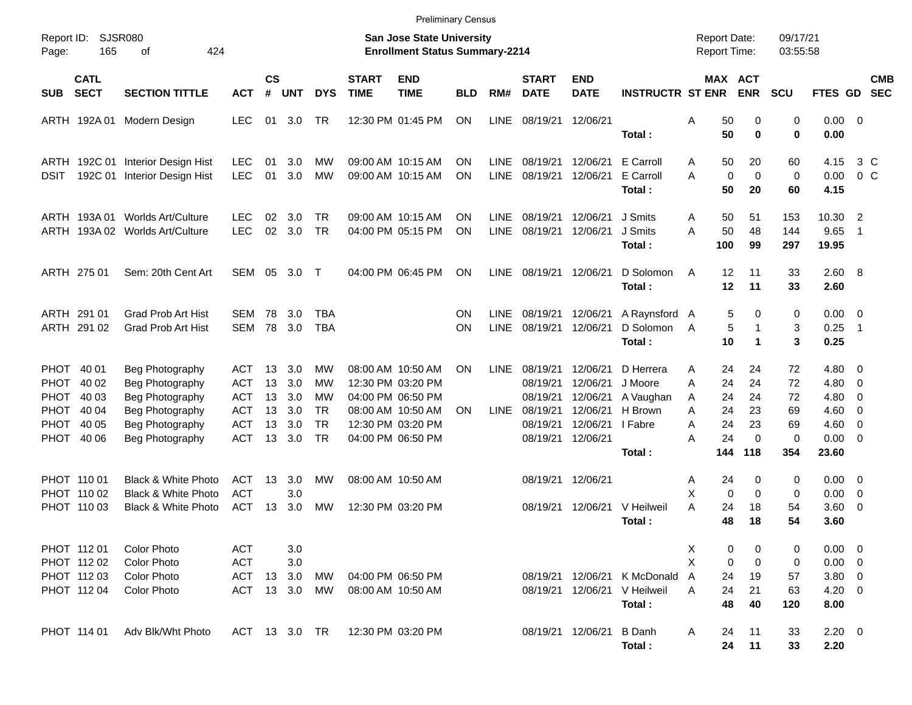Preliminary Census

Report ID: SJSR080

**San Jose State University**
**Enrollment Status Summary-2214**

Report Date: 09/17/21
Report Time: 03:55:58

| SUB | CATL SECT | SECTION TITTLE | ACT | CS # | UNT | DYS | START TIME | END TIME | BLD | RM# | START DATE | END DATE | INSTRUCTR | ST | MAX ENR | ACT ENR | SCU | FTES | GD | CMB SEC |
|---|---|---|---|---|---|---|---|---|---|---|---|---|---|---|---|---|---|---|---|---|
| ARTH | 192A 01 | Modern Design | LEC | 01 | 3.0 | TR | 12:30 PM | 01:45 PM | ON | LINE | 08/19/21 | 12/06/21 | | A | 50 | 0 | 0 | 0.00 | 0 | |
| | | | | | | | | | | | | | **Total :** | | **50** | **0** | **0** | **0.00** | | |
| ARTH | 192C 01 | Interior Design Hist | LEC | 01 | 3.0 | MW | 09:00 AM | 10:15 AM | ON | LINE | 08/19/21 | 12/06/21 | E Carroll | A | 50 | 20 | 60 | 4.15 | 3 | C |
| DSIT | 192C 01 | Interior Design Hist | LEC | 01 | 3.0 | MW | 09:00 AM | 10:15 AM | ON | LINE | 08/19/21 | 12/06/21 | E Carroll | A | 0 | 0 | 0 | 0.00 | 0 | C |
| | | | | | | | | | | | | | **Total :** | | **50** | **20** | **60** | **4.15** | | |
| ARTH | 193A 01 | Worlds Art/Culture | LEC | 02 | 3.0 | TR | 09:00 AM | 10:15 AM | ON | LINE | 08/19/21 | 12/06/21 | J Smits | A | 50 | 51 | 153 | 10.30 | 2 | |
| ARTH | 193A 02 | Worlds Art/Culture | LEC | 02 | 3.0 | TR | 04:00 PM | 05:15 PM | ON | LINE | 08/19/21 | 12/06/21 | J Smits | A | 50 | 48 | 144 | 9.65 | 1 | |
| | | | | | | | | | | | | | **Total :** | | **100** | **99** | **297** | **19.95** | | |
| ARTH | 275 01 | Sem: 20th Cent Art | SEM | 05 | 3.0 | T | 04:00 PM | 06:45 PM | ON | LINE | 08/19/21 | 12/06/21 | D Solomon | A | 12 | 11 | 33 | 2.60 | 8 | |
| | | | | | | | | | | | | | **Total :** | | **12** | **11** | **33** | **2.60** | | |
| ARTH | 291 01 | Grad Prob Art Hist | SEM | 78 | 3.0 | TBA | | | ON | LINE | 08/19/21 | 12/06/21 | A Raynsford | A | 5 | 0 | 0 | 0.00 | 0 | |
| ARTH | 291 02 | Grad Prob Art Hist | SEM | 78 | 3.0 | TBA | | | ON | LINE | 08/19/21 | 12/06/21 | D Solomon | A | 5 | 1 | 3 | 0.25 | 1 | |
| | | | | | | | | | | | | | **Total :** | | **10** | **1** | **3** | **0.25** | | |
| PHOT | 40 01 | Beg Photography | ACT | 13 | 3.0 | MW | 08:00 AM | 10:50 AM | ON | LINE | 08/19/21 | 12/06/21 | D Herrera | A | 24 | 24 | 72 | 4.80 | 0 | |
| PHOT | 40 02 | Beg Photography | ACT | 13 | 3.0 | MW | 12:30 PM | 03:20 PM | | | 08/19/21 | 12/06/21 | J Moore | A | 24 | 24 | 72 | 4.80 | 0 | |
| PHOT | 40 03 | Beg Photography | ACT | 13 | 3.0 | MW | 04:00 PM | 06:50 PM | | | 08/19/21 | 12/06/21 | A Vaughan | A | 24 | 24 | 72 | 4.80 | 0 | |
| PHOT | 40 04 | Beg Photography | ACT | 13 | 3.0 | TR | 08:00 AM | 10:50 AM | ON | LINE | 08/19/21 | 12/06/21 | H Brown | A | 24 | 23 | 69 | 4.60 | 0 | |
| PHOT | 40 05 | Beg Photography | ACT | 13 | 3.0 | TR | 12:30 PM | 03:20 PM | | | 08/19/21 | 12/06/21 | I Fabre | A | 24 | 23 | 69 | 4.60 | 0 | |
| PHOT | 40 06 | Beg Photography | ACT | 13 | 3.0 | TR | 04:00 PM | 06:50 PM | | | 08/19/21 | 12/06/21 | | A | 24 | 0 | 0 | 0.00 | 0 | |
| | | | | | | | | | | | | | **Total :** | | **144** | **118** | **354** | **23.60** | | |
| PHOT | 110 01 | Black & White Photo | ACT | 13 | 3.0 | MW | 08:00 AM | 10:50 AM | | | 08/19/21 | 12/06/21 | | A | 24 | 0 | 0 | 0.00 | 0 | |
| PHOT | 110 02 | Black & White Photo | ACT | | 3.0 | | | | | | | | | X | 0 | 0 | 0 | 0.00 | 0 | |
| PHOT | 110 03 | Black & White Photo | ACT | 13 | 3.0 | MW | 12:30 PM | 03:20 PM | | | 08/19/21 | 12/06/21 | V Heilweil | A | 24 | 18 | 54 | 3.60 | 0 | |
| | | | | | | | | | | | | | **Total :** | | **48** | **18** | **54** | **3.60** | | |
| PHOT | 112 01 | Color Photo | ACT | | 3.0 | | | | | | | | | X | 0 | 0 | 0 | 0.00 | 0 | |
| PHOT | 112 02 | Color Photo | ACT | | 3.0 | | | | | | | | | X | 0 | 0 | 0 | 0.00 | 0 | |
| PHOT | 112 03 | Color Photo | ACT | 13 | 3.0 | MW | 04:00 PM | 06:50 PM | | | 08/19/21 | 12/06/21 | K McDonald | A | 24 | 19 | 57 | 3.80 | 0 | |
| PHOT | 112 04 | Color Photo | ACT | 13 | 3.0 | MW | 08:00 AM | 10:50 AM | | | 08/19/21 | 12/06/21 | V Heilweil | A | 24 | 21 | 63 | 4.20 | 0 | |
| | | | | | | | | | | | | | **Total :** | | **48** | **40** | **120** | **8.00** | | |
| PHOT | 114 01 | Adv Blk/Wht Photo | ACT | 13 | 3.0 | TR | 12:30 PM | 03:20 PM | | | 08/19/21 | 12/06/21 | B Danh | A | 24 | 11 | 33 | 2.20 | 0 | |
| | | | | | | | | | | | | | **Total :** | | **24** | **11** | **33** | **2.20** | | |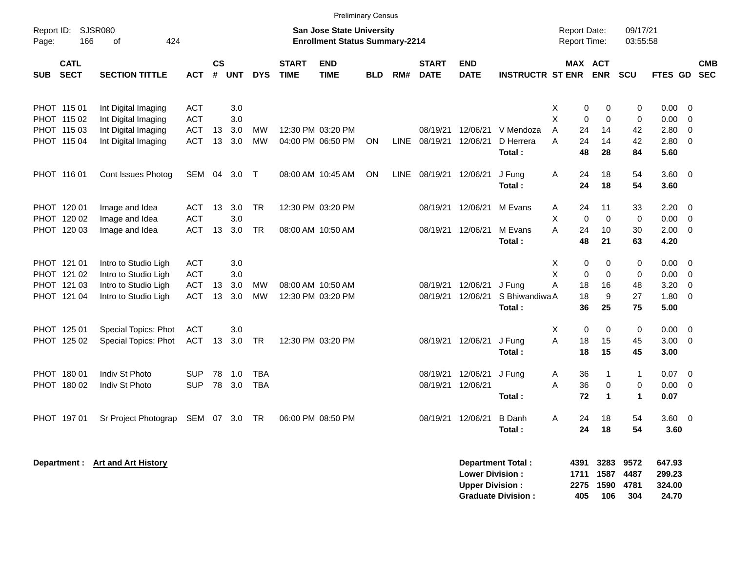Preliminary Census

Report ID: SJSR080

**San Jose State University**
**Enrollment Status Summary-2214**

Report Date: 09/17/21
Report Time: 03:55:58

| SUB | CATL SECT | SECTION TITTLE | ACT | CS # | UNT | DYS | START TIME | END TIME | BLD | RM# | START DATE | END DATE | INSTRUCTR | ST | MAX ENR | ACT ENR | SCU | FTES | GD | CMB SEC |
|---|---|---|---|---|---|---|---|---|---|---|---|---|---|---|---|---|---|---|---|---|
| PHOT | 115 01 | Int Digital Imaging | ACT | | 3.0 | | | | | | | | | X | 0 | 0 | 0 | 0.00 | 0 | |
| PHOT | 115 02 | Int Digital Imaging | ACT | | 3.0 | | | | | | | | | X | 0 | 0 | 0 | 0.00 | 0 | |
| PHOT | 115 03 | Int Digital Imaging | ACT | 13 | 3.0 | MW | 12:30 PM | 03:20 PM | | | 08/19/21 | 12/06/21 | V Mendoza | A | 24 | 14 | 42 | 2.80 | 0 | |
| PHOT | 115 04 | Int Digital Imaging | ACT | 13 | 3.0 | MW | 04:00 PM | 06:50 PM | ON | LINE | 08/19/21 | 12/06/21 | D Herrera | A | 24 | 14 | 42 | 2.80 | 0 | |
| | | | | | | | | | | | | | **Total :** | | **48** | **28** | **84** | **5.60** | | |
| PHOT | 116 01 | Cont Issues Photog | SEM | 04 | 3.0 | T | 08:00 AM | 10:45 AM | ON | LINE | 08/19/21 | 12/06/21 | J Fung | A | 24 | 18 | 54 | 3.60 | 0 | |
| | | | | | | | | | | | | | **Total :** | | **24** | **18** | **54** | **3.60** | | |
| PHOT | 120 01 | Image and Idea | ACT | 13 | 3.0 | TR | 12:30 PM | 03:20 PM | | | 08/19/21 | 12/06/21 | M Evans | A | 24 | 11 | 33 | 2.20 | 0 | |
| PHOT | 120 02 | Image and Idea | ACT | | 3.0 | | | | | | | | | X | 0 | 0 | 0 | 0.00 | 0 | |
| PHOT | 120 03 | Image and Idea | ACT | 13 | 3.0 | TR | 08:00 AM | 10:50 AM | | | 08/19/21 | 12/06/21 | M Evans | A | 24 | 10 | 30 | 2.00 | 0 | |
| | | | | | | | | | | | | | **Total :** | | **48** | **21** | **63** | **4.20** | | |
| PHOT | 121 01 | Intro to Studio Ligh | ACT | | 3.0 | | | | | | | | | X | 0 | 0 | 0 | 0.00 | 0 | |
| PHOT | 121 02 | Intro to Studio Ligh | ACT | | 3.0 | | | | | | | | | X | 0 | 0 | 0 | 0.00 | 0 | |
| PHOT | 121 03 | Intro to Studio Ligh | ACT | 13 | 3.0 | MW | 08:00 AM | 10:50 AM | | | 08/19/21 | 12/06/21 | J Fung | A | 18 | 16 | 48 | 3.20 | 0 | |
| PHOT | 121 04 | Intro to Studio Ligh | ACT | 13 | 3.0 | MW | 12:30 PM | 03:20 PM | | | 08/19/21 | 12/06/21 | S Bhiwandiwa | A | 18 | 9 | 27 | 1.80 | 0 | |
| | | | | | | | | | | | | | **Total :** | | **36** | **25** | **75** | **5.00** | | |
| PHOT | 125 01 | Special Topics: Phot | ACT | | 3.0 | | | | | | | | | X | 0 | 0 | 0 | 0.00 | 0 | |
| PHOT | 125 02 | Special Topics: Phot | ACT | 13 | 3.0 | TR | 12:30 PM | 03:20 PM | | | 08/19/21 | 12/06/21 | J Fung | A | 18 | 15 | 45 | 3.00 | 0 | |
| | | | | | | | | | | | | | **Total :** | | **18** | **15** | **45** | **3.00** | | |
| PHOT | 180 01 | Indiv St Photo | SUP | 78 | 1.0 | TBA | | | | | 08/19/21 | 12/06/21 | J Fung | A | 36 | 1 | 1 | 0.07 | 0 | |
| PHOT | 180 02 | Indiv St Photo | SUP | 78 | 3.0 | TBA | | | | | 08/19/21 | 12/06/21 | | A | 36 | 0 | 0 | 0.00 | 0 | |
| | | | | | | | | | | | | | **Total :** | | **72** | **1** | **1** | **0.07** | | |
| PHOT | 197 01 | Sr Project Photograp | SEM | 07 | 3.0 | TR | 06:00 PM | 08:50 PM | | | 08/19/21 | 12/06/21 | B Danh | A | 24 | 18 | 54 | 3.60 | 0 | |
| | | | | | | | | | | | | | **Total :** | | **24** | **18** | **54** | **3.60** | | |

**Department : Art and Art History**

| | MAX ENR | ACT ENR | SCU | FTES |
|---|---|---|---|---|
| **Department Total :** | **4391** | **3283** | **9572** | **647.93** |
| **Lower Division :** | **1711** | **1587** | **4487** | **299.23** |
| **Upper Division :** | **2275** | **1590** | **4781** | **324.00** |
| **Graduate Division :** | **405** | **106** | **304** | **24.70** |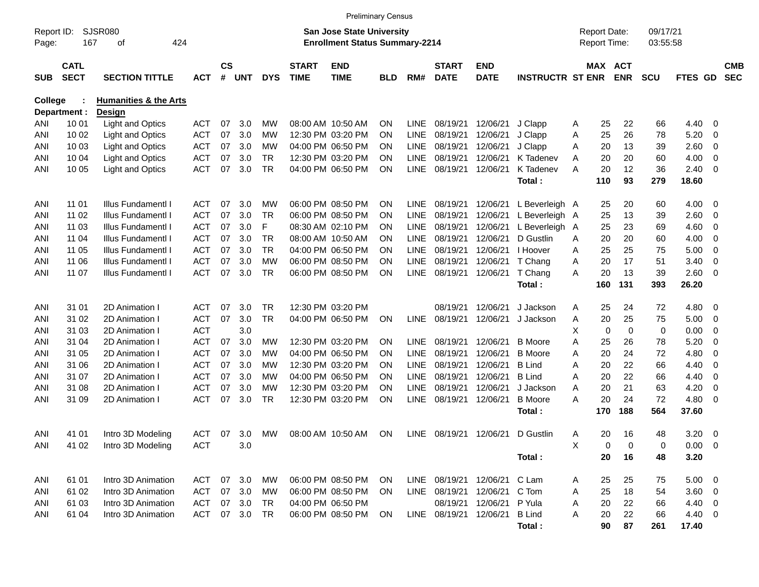Preliminary Census

Report ID: SJSR080

**San Jose State University**
**Enrollment Status Summary-2214**

Report Date: 09/17/21
Report Time: 03:55:58

**College : Humanities & the Arts**
**Department : Design**

| SUB | CATL SECT | SECTION TITTLE | ACT | CS # | UNT | DYS | START TIME | END TIME | BLD | RM# | START DATE | END DATE | INSTRUCTR | ST | MAX ENR | ACT ENR | SCU | FTES | GD | CMB SEC |
|---|---|---|---|---|---|---|---|---|---|---|---|---|---|---|---|---|---|---|---|---|
| ANI | 10 01 | Light and Optics | ACT | 07 | 3.0 | MW | 08:00 AM | 10:50 AM | ON | LINE | 08/19/21 | 12/06/21 | J Clapp | A | 25 | 22 | 66 | 4.40 | 0 | |
| ANI | 10 02 | Light and Optics | ACT | 07 | 3.0 | MW | 12:30 PM | 03:20 PM | ON | LINE | 08/19/21 | 12/06/21 | J Clapp | A | 25 | 26 | 78 | 5.20 | 0 | |
| ANI | 10 03 | Light and Optics | ACT | 07 | 3.0 | MW | 04:00 PM | 06:50 PM | ON | LINE | 08/19/21 | 12/06/21 | J Clapp | A | 20 | 13 | 39 | 2.60 | 0 | |
| ANI | 10 04 | Light and Optics | ACT | 07 | 3.0 | TR | 12:30 PM | 03:20 PM | ON | LINE | 08/19/21 | 12/06/21 | K Tadenev | A | 20 | 20 | 60 | 4.00 | 0 | |
| ANI | 10 05 | Light and Optics | ACT | 07 | 3.0 | TR | 04:00 PM | 06:50 PM | ON | LINE | 08/19/21 | 12/06/21 | K Tadenev | A | 20 | 12 | 36 | 2.40 | 0 | |
| | | | | | | | | | | | | | **Total :** | | **110** | **93** | **279** | **18.60** | | |
| ANI | 11 01 | Illus Fundamentl I | ACT | 07 | 3.0 | MW | 06:00 PM | 08:50 PM | ON | LINE | 08/19/21 | 12/06/21 | L Beverleigh | A | 25 | 20 | 60 | 4.00 | 0 | |
| ANI | 11 02 | Illus Fundamentl I | ACT | 07 | 3.0 | TR | 06:00 PM | 08:50 PM | ON | LINE | 08/19/21 | 12/06/21 | L Beverleigh | A | 25 | 13 | 39 | 2.60 | 0 | |
| ANI | 11 03 | Illus Fundamentl I | ACT | 07 | 3.0 | F | 08:30 AM | 02:10 PM | ON | LINE | 08/19/21 | 12/06/21 | L Beverleigh | A | 25 | 23 | 69 | 4.60 | 0 | |
| ANI | 11 04 | Illus Fundamentl I | ACT | 07 | 3.0 | TR | 08:00 AM | 10:50 AM | ON | LINE | 08/19/21 | 12/06/21 | D Gustlin | A | 20 | 20 | 60 | 4.00 | 0 | |
| ANI | 11 05 | Illus Fundamentl I | ACT | 07 | 3.0 | TR | 04:00 PM | 06:50 PM | ON | LINE | 08/19/21 | 12/06/21 | I Hoover | A | 25 | 25 | 75 | 5.00 | 0 | |
| ANI | 11 06 | Illus Fundamentl I | ACT | 07 | 3.0 | MW | 06:00 PM | 08:50 PM | ON | LINE | 08/19/21 | 12/06/21 | T Chang | A | 20 | 17 | 51 | 3.40 | 0 | |
| ANI | 11 07 | Illus Fundamentl I | ACT | 07 | 3.0 | TR | 06:00 PM | 08:50 PM | ON | LINE | 08/19/21 | 12/06/21 | T Chang | A | 20 | 13 | 39 | 2.60 | 0 | |
| | | | | | | | | | | | | | **Total :** | | **160** | **131** | **393** | **26.20** | | |
| ANI | 31 01 | 2D Animation I | ACT | 07 | 3.0 | TR | 12:30 PM | 03:20 PM | | | 08/19/21 | 12/06/21 | J Jackson | A | 25 | 24 | 72 | 4.80 | 0 | |
| ANI | 31 02 | 2D Animation I | ACT | 07 | 3.0 | TR | 04:00 PM | 06:50 PM | ON | LINE | 08/19/21 | 12/06/21 | J Jackson | A | 20 | 25 | 75 | 5.00 | 0 | |
| ANI | 31 03 | 2D Animation I | ACT | | 3.0 | | | | | | | | | X | 0 | 0 | 0 | 0.00 | 0 | |
| ANI | 31 04 | 2D Animation I | ACT | 07 | 3.0 | MW | 12:30 PM | 03:20 PM | ON | LINE | 08/19/21 | 12/06/21 | B Moore | A | 25 | 26 | 78 | 5.20 | 0 | |
| ANI | 31 05 | 2D Animation I | ACT | 07 | 3.0 | MW | 04:00 PM | 06:50 PM | ON | LINE | 08/19/21 | 12/06/21 | B Moore | A | 20 | 24 | 72 | 4.80 | 0 | |
| ANI | 31 06 | 2D Animation I | ACT | 07 | 3.0 | MW | 12:30 PM | 03:20 PM | ON | LINE | 08/19/21 | 12/06/21 | B Lind | A | 20 | 22 | 66 | 4.40 | 0 | |
| ANI | 31 07 | 2D Animation I | ACT | 07 | 3.0 | MW | 04:00 PM | 06:50 PM | ON | LINE | 08/19/21 | 12/06/21 | B Lind | A | 20 | 22 | 66 | 4.40 | 0 | |
| ANI | 31 08 | 2D Animation I | ACT | 07 | 3.0 | MW | 12:30 PM | 03:20 PM | ON | LINE | 08/19/21 | 12/06/21 | J Jackson | A | 20 | 21 | 63 | 4.20 | 0 | |
| ANI | 31 09 | 2D Animation I | ACT | 07 | 3.0 | TR | 12:30 PM | 03:20 PM | ON | LINE | 08/19/21 | 12/06/21 | B Moore | A | 20 | 24 | 72 | 4.80 | 0 | |
| | | | | | | | | | | | | | **Total :** | | **170** | **188** | **564** | **37.60** | | |
| ANI | 41 01 | Intro 3D Modeling | ACT | 07 | 3.0 | MW | 08:00 AM | 10:50 AM | ON | LINE | 08/19/21 | 12/06/21 | D Gustlin | A | 20 | 16 | 48 | 3.20 | 0 | |
| ANI | 41 02 | Intro 3D Modeling | ACT | | 3.0 | | | | | | | | | X | 0 | 0 | 0 | 0.00 | 0 | |
| | | | | | | | | | | | | | **Total :** | | **20** | **16** | **48** | **3.20** | | |
| ANI | 61 01 | Intro 3D Animation | ACT | 07 | 3.0 | MW | 06:00 PM | 08:50 PM | ON | LINE | 08/19/21 | 12/06/21 | C Lam | A | 25 | 25 | 75 | 5.00 | 0 | |
| ANI | 61 02 | Intro 3D Animation | ACT | 07 | 3.0 | MW | 06:00 PM | 08:50 PM | ON | LINE | 08/19/21 | 12/06/21 | C Tom | A | 25 | 18 | 54 | 3.60 | 0 | |
| ANI | 61 03 | Intro 3D Animation | ACT | 07 | 3.0 | TR | 04:00 PM | 06:50 PM | | | 08/19/21 | 12/06/21 | P Yula | A | 20 | 22 | 66 | 4.40 | 0 | |
| ANI | 61 04 | Intro 3D Animation | ACT | 07 | 3.0 | TR | 06:00 PM | 08:50 PM | ON | LINE | 08/19/21 | 12/06/21 | B Lind | A | 20 | 22 | 66 | 4.40 | 0 | |
| | | | | | | | | | | | | | **Total :** | | **90** | **87** | **261** | **17.40** | | |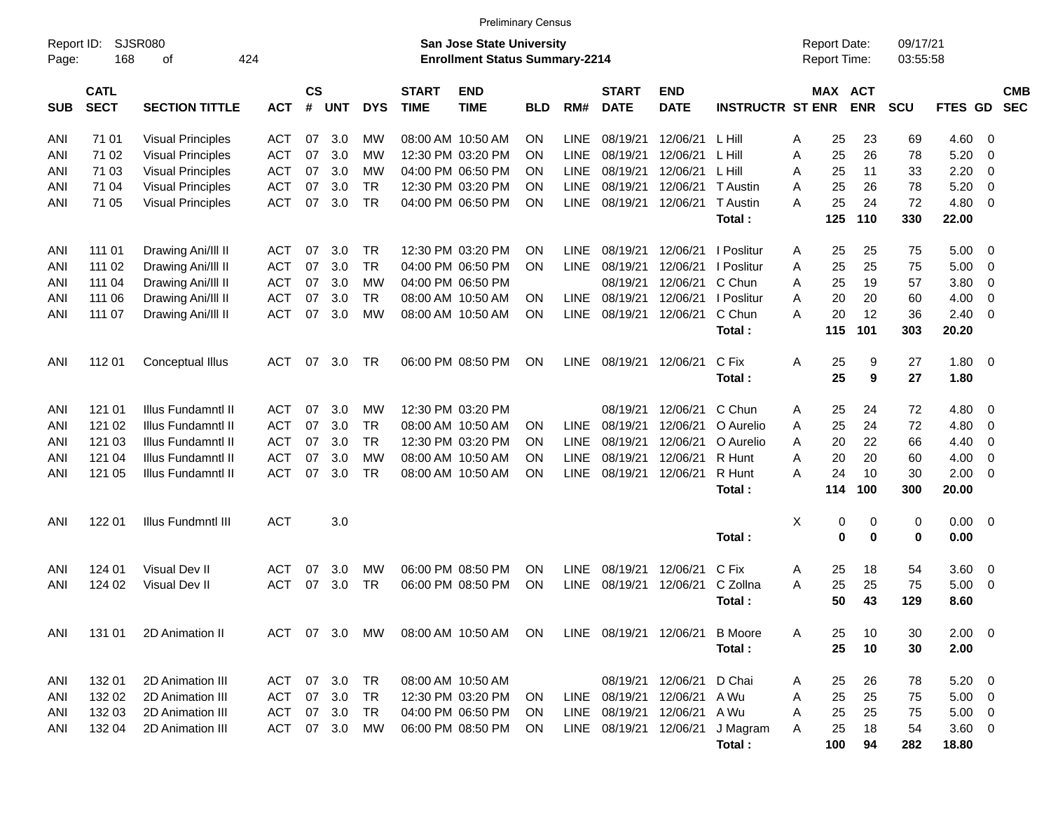Preliminary Census

Report ID: SJSR080
Page: 168 of 424

**San Jose State University**
**Enrollment Status Summary-2214**

Report Date: 09/17/21
Report Time: 03:55:58

| SUB | CATL SECT | SECTION TITTLE | ACT | CS # | UNT | DYS | START TIME | END TIME | BLD | RM# | START DATE | END DATE | INSTRUCTR | ST | MAX ENR | ACT ENR | SCU | FTES | GD | CMB SEC |
|---|---|---|---|---|---|---|---|---|---|---|---|---|---|---|---|---|---|---|---|---|
| ANI | 71 01 | Visual Principles | ACT | 07 | 3.0 | MW | 08:00 AM | 10:50 AM | ON | LINE | 08/19/21 | 12/06/21 | L Hill | A | 25 | 23 | 69 | 4.60 | 0 | |
| ANI | 71 02 | Visual Principles | ACT | 07 | 3.0 | MW | 12:30 PM | 03:20 PM | ON | LINE | 08/19/21 | 12/06/21 | L Hill | A | 25 | 26 | 78 | 5.20 | 0 | |
| ANI | 71 03 | Visual Principles | ACT | 07 | 3.0 | MW | 04:00 PM | 06:50 PM | ON | LINE | 08/19/21 | 12/06/21 | L Hill | A | 25 | 11 | 33 | 2.20 | 0 | |
| ANI | 71 04 | Visual Principles | ACT | 07 | 3.0 | TR | 12:30 PM | 03:20 PM | ON | LINE | 08/19/21 | 12/06/21 | T Austin | A | 25 | 26 | 78 | 5.20 | 0 | |
| ANI | 71 05 | Visual Principles | ACT | 07 | 3.0 | TR | 04:00 PM | 06:50 PM | ON | LINE | 08/19/21 | 12/06/21 | T Austin | A | 25 | 24 | 72 | 4.80 | 0 | |
| | | | | | | | | | | | | | **Total :** | | **125** | **110** | **330** | **22.00** | | |
| ANI | 111 01 | Drawing Ani/Ill II | ACT | 07 | 3.0 | TR | 12:30 PM | 03:20 PM | ON | LINE | 08/19/21 | 12/06/21 | I Poslitur | A | 25 | 25 | 75 | 5.00 | 0 | |
| ANI | 111 02 | Drawing Ani/Ill II | ACT | 07 | 3.0 | TR | 04:00 PM | 06:50 PM | ON | LINE | 08/19/21 | 12/06/21 | I Poslitur | A | 25 | 25 | 75 | 5.00 | 0 | |
| ANI | 111 04 | Drawing Ani/Ill II | ACT | 07 | 3.0 | MW | 04:00 PM | 06:50 PM | | | 08/19/21 | 12/06/21 | C Chun | A | 25 | 19 | 57 | 3.80 | 0 | |
| ANI | 111 06 | Drawing Ani/Ill II | ACT | 07 | 3.0 | TR | 08:00 AM | 10:50 AM | ON | LINE | 08/19/21 | 12/06/21 | I Poslitur | A | 20 | 20 | 60 | 4.00 | 0 | |
| ANI | 111 07 | Drawing Ani/Ill II | ACT | 07 | 3.0 | MW | 08:00 AM | 10:50 AM | ON | LINE | 08/19/21 | 12/06/21 | C Chun | A | 20 | 12 | 36 | 2.40 | 0 | |
| | | | | | | | | | | | | | **Total :** | | **115** | **101** | **303** | **20.20** | | |
| ANI | 112 01 | Conceptual Illus | ACT | 07 | 3.0 | TR | 06:00 PM | 08:50 PM | ON | LINE | 08/19/21 | 12/06/21 | C Fix | A | 25 | 9 | 27 | 1.80 | 0 | |
| | | | | | | | | | | | | | **Total :** | | **25** | **9** | **27** | **1.80** | | |
| ANI | 121 01 | Illus Fundamntl II | ACT | 07 | 3.0 | MW | 12:30 PM | 03:20 PM | | | 08/19/21 | 12/06/21 | C Chun | A | 25 | 24 | 72 | 4.80 | 0 | |
| ANI | 121 02 | Illus Fundamntl II | ACT | 07 | 3.0 | TR | 08:00 AM | 10:50 AM | ON | LINE | 08/19/21 | 12/06/21 | O Aurelio | A | 25 | 24 | 72 | 4.80 | 0 | |
| ANI | 121 03 | Illus Fundamntl II | ACT | 07 | 3.0 | TR | 12:30 PM | 03:20 PM | ON | LINE | 08/19/21 | 12/06/21 | O Aurelio | A | 20 | 22 | 66 | 4.40 | 0 | |
| ANI | 121 04 | Illus Fundamntl II | ACT | 07 | 3.0 | MW | 08:00 AM | 10:50 AM | ON | LINE | 08/19/21 | 12/06/21 | R Hunt | A | 20 | 20 | 60 | 4.00 | 0 | |
| ANI | 121 05 | Illus Fundamntl II | ACT | 07 | 3.0 | TR | 08:00 AM | 10:50 AM | ON | LINE | 08/19/21 | 12/06/21 | R Hunt | A | 24 | 10 | 30 | 2.00 | 0 | |
| | | | | | | | | | | | | | **Total :** | | **114** | **100** | **300** | **20.00** | | |
| ANI | 122 01 | Illus Fundmntl III | ACT | | 3.0 | | | | | | | | | X | 0 | 0 | 0 | 0.00 | 0 | |
| | | | | | | | | | | | | | **Total :** | | **0** | **0** | **0** | **0.00** | | |
| ANI | 124 01 | Visual Dev II | ACT | 07 | 3.0 | MW | 06:00 PM | 08:50 PM | ON | LINE | 08/19/21 | 12/06/21 | C Fix | A | 25 | 18 | 54 | 3.60 | 0 | |
| ANI | 124 02 | Visual Dev II | ACT | 07 | 3.0 | TR | 06:00 PM | 08:50 PM | ON | LINE | 08/19/21 | 12/06/21 | C Zollna | A | 25 | 25 | 75 | 5.00 | 0 | |
| | | | | | | | | | | | | | **Total :** | | **50** | **43** | **129** | **8.60** | | |
| ANI | 131 01 | 2D Animation II | ACT | 07 | 3.0 | MW | 08:00 AM | 10:50 AM | ON | LINE | 08/19/21 | 12/06/21 | B Moore | A | 25 | 10 | 30 | 2.00 | 0 | |
| | | | | | | | | | | | | | **Total :** | | **25** | **10** | **30** | **2.00** | | |
| ANI | 132 01 | 2D Animation III | ACT | 07 | 3.0 | TR | 08:00 AM | 10:50 AM | | | 08/19/21 | 12/06/21 | D Chai | A | 25 | 26 | 78 | 5.20 | 0 | |
| ANI | 132 02 | 2D Animation III | ACT | 07 | 3.0 | TR | 12:30 PM | 03:20 PM | ON | LINE | 08/19/21 | 12/06/21 | A Wu | A | 25 | 25 | 75 | 5.00 | 0 | |
| ANI | 132 03 | 2D Animation III | ACT | 07 | 3.0 | TR | 04:00 PM | 06:50 PM | ON | LINE | 08/19/21 | 12/06/21 | A Wu | A | 25 | 25 | 75 | 5.00 | 0 | |
| ANI | 132 04 | 2D Animation III | ACT | 07 | 3.0 | MW | 06:00 PM | 08:50 PM | ON | LINE | 08/19/21 | 12/06/21 | J Magram | A | 25 | 18 | 54 | 3.60 | 0 | |
| | | | | | | | | | | | | | **Total :** | | **100** | **94** | **282** | **18.80** | | |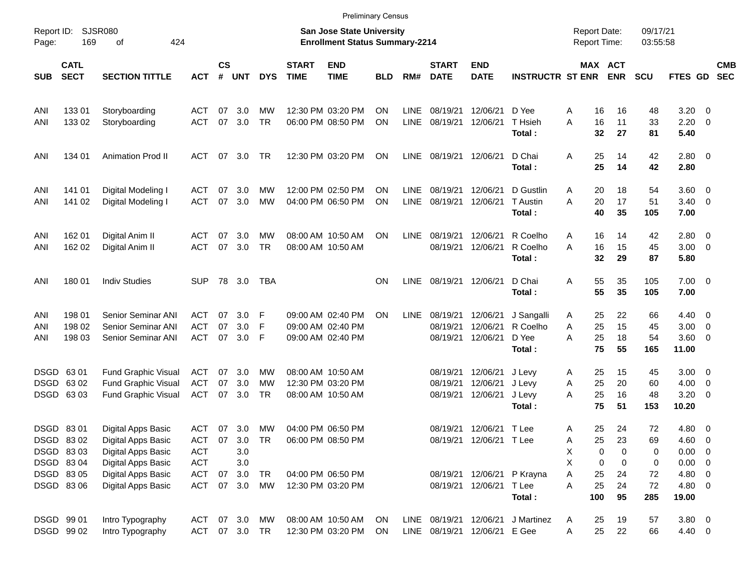Preliminary Census

Report ID: SJSR080
Page: 169 of 424

**San Jose State University**
**Enrollment Status Summary-2214**

Report Date: 09/17/21
Report Time: 03:55:58

| SUB | CATL SECT | SECTION TITTLE | ACT | CS # | UNT | DYS | START TIME | END TIME | BLD | RM# | START DATE | END DATE | INSTRUCTR | ST | MAX ENR | ACT ENR | SCU | FTES | GD | CMB SEC |
|---|---|---|---|---|---|---|---|---|---|---|---|---|---|---|---|---|---|---|---|---|
| ANI | 133 01 | Storyboarding | ACT | 07 | 3.0 | MW | 12:30 PM | 03:20 PM | ON | LINE | 08/19/21 | 12/06/21 | D Yee | A | 16 | 16 | 48 | 3.20 | 0 | |
| ANI | 133 02 | Storyboarding | ACT | 07 | 3.0 | TR | 06:00 PM | 08:50 PM | ON | LINE | 08/19/21 | 12/06/21 | T Hsieh | A | 16 | 11 | 33 | 2.20 | 0 | |
| | | | | | | | | | | | | | **Total :** | | **32** | **27** | **81** | **5.40** | | |
| ANI | 134 01 | Animation Prod II | ACT | 07 | 3.0 | TR | 12:30 PM | 03:20 PM | ON | LINE | 08/19/21 | 12/06/21 | D Chai | A | 25 | 14 | 42 | 2.80 | 0 | |
| | | | | | | | | | | | | | **Total :** | | **25** | **14** | **42** | **2.80** | | |
| ANI | 141 01 | Digital Modeling I | ACT | 07 | 3.0 | MW | 12:00 PM | 02:50 PM | ON | LINE | 08/19/21 | 12/06/21 | D Gustlin | A | 20 | 18 | 54 | 3.60 | 0 | |
| ANI | 141 02 | Digital Modeling I | ACT | 07 | 3.0 | MW | 04:00 PM | 06:50 PM | ON | LINE | 08/19/21 | 12/06/21 | T Austin | A | 20 | 17 | 51 | 3.40 | 0 | |
| | | | | | | | | | | | | | **Total :** | | **40** | **35** | **105** | **7.00** | | |
| ANI | 162 01 | Digital Anim II | ACT | 07 | 3.0 | MW | 08:00 AM | 10:50 AM | ON | LINE | 08/19/21 | 12/06/21 | R Coelho | A | 16 | 14 | 42 | 2.80 | 0 | |
| ANI | 162 02 | Digital Anim II | ACT | 07 | 3.0 | TR | 08:00 AM | 10:50 AM | | | 08/19/21 | 12/06/21 | R Coelho | A | 16 | 15 | 45 | 3.00 | 0 | |
| | | | | | | | | | | | | | **Total :** | | **32** | **29** | **87** | **5.80** | | |
| ANI | 180 01 | Indiv Studies | SUP | 78 | 3.0 | TBA | | | ON | LINE | 08/19/21 | 12/06/21 | D Chai | A | 55 | 35 | 105 | 7.00 | 0 | |
| | | | | | | | | | | | | | **Total :** | | **55** | **35** | **105** | **7.00** | | |
| ANI | 198 01 | Senior Seminar ANI | ACT | 07 | 3.0 | F | 09:00 AM | 02:40 PM | ON | LINE | 08/19/21 | 12/06/21 | J Sangalli | A | 25 | 22 | 66 | 4.40 | 0 | |
| ANI | 198 02 | Senior Seminar ANI | ACT | 07 | 3.0 | F | 09:00 AM | 02:40 PM | | | 08/19/21 | 12/06/21 | R Coelho | A | 25 | 15 | 45 | 3.00 | 0 | |
| ANI | 198 03 | Senior Seminar ANI | ACT | 07 | 3.0 | F | 09:00 AM | 02:40 PM | | | 08/19/21 | 12/06/21 | D Yee | A | 25 | 18 | 54 | 3.60 | 0 | |
| | | | | | | | | | | | | | **Total :** | | **75** | **55** | **165** | **11.00** | | |
| DSGD | 63 01 | Fund Graphic Visual | ACT | 07 | 3.0 | MW | 08:00 AM | 10:50 AM | | | 08/19/21 | 12/06/21 | J Levy | A | 25 | 15 | 45 | 3.00 | 0 | |
| DSGD | 63 02 | Fund Graphic Visual | ACT | 07 | 3.0 | MW | 12:30 PM | 03:20 PM | | | 08/19/21 | 12/06/21 | J Levy | A | 25 | 20 | 60 | 4.00 | 0 | |
| DSGD | 63 03 | Fund Graphic Visual | ACT | 07 | 3.0 | TR | 08:00 AM | 10:50 AM | | | 08/19/21 | 12/06/21 | J Levy | A | 25 | 16 | 48 | 3.20 | 0 | |
| | | | | | | | | | | | | | **Total :** | | **75** | **51** | **153** | **10.20** | | |
| DSGD | 83 01 | Digital Apps Basic | ACT | 07 | 3.0 | MW | 04:00 PM | 06:50 PM | | | 08/19/21 | 12/06/21 | T Lee | A | 25 | 24 | 72 | 4.80 | 0 | |
| DSGD | 83 02 | Digital Apps Basic | ACT | 07 | 3.0 | TR | 06:00 PM | 08:50 PM | | | 08/19/21 | 12/06/21 | T Lee | A | 25 | 23 | 69 | 4.60 | 0 | |
| DSGD | 83 03 | Digital Apps Basic | ACT | | 3.0 | | | | | | | | | X | 0 | 0 | 0 | 0.00 | 0 | |
| DSGD | 83 04 | Digital Apps Basic | ACT | | 3.0 | | | | | | | | | X | 0 | 0 | 0 | 0.00 | 0 | |
| DSGD | 83 05 | Digital Apps Basic | ACT | 07 | 3.0 | TR | 04:00 PM | 06:50 PM | | | 08/19/21 | 12/06/21 | P Krayna | A | 25 | 24 | 72 | 4.80 | 0 | |
| DSGD | 83 06 | Digital Apps Basic | ACT | 07 | 3.0 | MW | 12:30 PM | 03:20 PM | | | 08/19/21 | 12/06/21 | T Lee | A | 25 | 24 | 72 | 4.80 | 0 | |
| | | | | | | | | | | | | | **Total :** | | **100** | **95** | **285** | **19.00** | | |
| DSGD | 99 01 | Intro Typography | ACT | 07 | 3.0 | MW | 08:00 AM | 10:50 AM | ON | LINE | 08/19/21 | 12/06/21 | J Martinez | A | 25 | 19 | 57 | 3.80 | 0 | |
| DSGD | 99 02 | Intro Typography | ACT | 07 | 3.0 | TR | 12:30 PM | 03:20 PM | ON | LINE | 08/19/21 | 12/06/21 | E Gee | A | 25 | 22 | 66 | 4.40 | 0 | |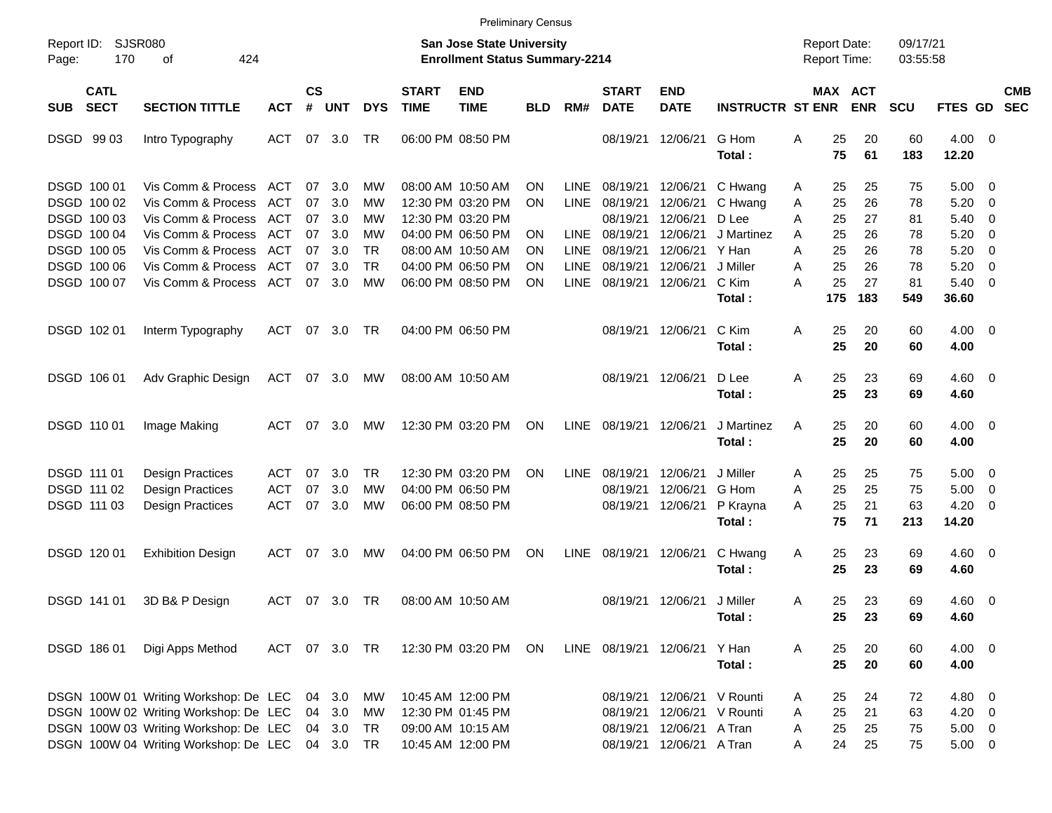Preliminary Census

Report ID: SJSR080

**San Jose State University**
**Enrollment Status Summary-2214**

Report Date: 09/17/21
Report Time: 03:55:58

| SUB | CATL SECT | SECTION TITTLE | ACT | CS # | UNT | DYS | START TIME | END TIME | BLD | RM# | START DATE | END DATE | INSTRUCTR | ST | MAX ENR | ACT ENR | SCU | FTES | GD | CMB SEC |
|---|---|---|---|---|---|---|---|---|---|---|---|---|---|---|---|---|---|---|---|---|
| DSGD | 99 03 | Intro Typography | ACT | 07 | 3.0 | TR | 06:00 PM | 08:50 PM | | | 08/19/21 | 12/06/21 | G Hom | A | 25 | 20 | 60 | 4.00 | 0 | |
| | | | | | | | | | | | | | **Total :** | | **75** | **61** | **183** | **12.20** | | |
| DSGD | 100 01 | Vis Comm & Process | ACT | 07 | 3.0 | MW | 08:00 AM | 10:50 AM | ON | LINE | 08/19/21 | 12/06/21 | C Hwang | A | 25 | 25 | 75 | 5.00 | 0 | |
| DSGD | 100 02 | Vis Comm & Process | ACT | 07 | 3.0 | MW | 12:30 PM | 03:20 PM | ON | LINE | 08/19/21 | 12/06/21 | C Hwang | A | 25 | 26 | 78 | 5.20 | 0 | |
| DSGD | 100 03 | Vis Comm & Process | ACT | 07 | 3.0 | MW | 12:30 PM | 03:20 PM | | | 08/19/21 | 12/06/21 | D Lee | A | 25 | 27 | 81 | 5.40 | 0 | |
| DSGD | 100 04 | Vis Comm & Process | ACT | 07 | 3.0 | MW | 04:00 PM | 06:50 PM | ON | LINE | 08/19/21 | 12/06/21 | J Martinez | A | 25 | 26 | 78 | 5.20 | 0 | |
| DSGD | 100 05 | Vis Comm & Process | ACT | 07 | 3.0 | TR | 08:00 AM | 10:50 AM | ON | LINE | 08/19/21 | 12/06/21 | Y Han | A | 25 | 26 | 78 | 5.20 | 0 | |
| DSGD | 100 06 | Vis Comm & Process | ACT | 07 | 3.0 | TR | 04:00 PM | 06:50 PM | ON | LINE | 08/19/21 | 12/06/21 | J Miller | A | 25 | 26 | 78 | 5.20 | 0 | |
| DSGD | 100 07 | Vis Comm & Process | ACT | 07 | 3.0 | MW | 06:00 PM | 08:50 PM | ON | LINE | 08/19/21 | 12/06/21 | C Kim | A | 25 | 27 | 81 | 5.40 | 0 | |
| | | | | | | | | | | | | | **Total :** | | **175** | **183** | **549** | **36.60** | | |
| DSGD | 102 01 | Interm Typography | ACT | 07 | 3.0 | TR | 04:00 PM | 06:50 PM | | | 08/19/21 | 12/06/21 | C Kim | A | 25 | 20 | 60 | 4.00 | 0 | |
| | | | | | | | | | | | | | **Total :** | | **25** | **20** | **60** | **4.00** | | |
| DSGD | 106 01 | Adv Graphic Design | ACT | 07 | 3.0 | MW | 08:00 AM | 10:50 AM | | | 08/19/21 | 12/06/21 | D Lee | A | 25 | 23 | 69 | 4.60 | 0 | |
| | | | | | | | | | | | | | **Total :** | | **25** | **23** | **69** | **4.60** | | |
| DSGD | 110 01 | Image Making | ACT | 07 | 3.0 | MW | 12:30 PM | 03:20 PM | ON | LINE | 08/19/21 | 12/06/21 | J Martinez | A | 25 | 20 | 60 | 4.00 | 0 | |
| | | | | | | | | | | | | | **Total :** | | **25** | **20** | **60** | **4.00** | | |
| DSGD | 111 01 | Design Practices | ACT | 07 | 3.0 | TR | 12:30 PM | 03:20 PM | ON | LINE | 08/19/21 | 12/06/21 | J Miller | A | 25 | 25 | 75 | 5.00 | 0 | |
| DSGD | 111 02 | Design Practices | ACT | 07 | 3.0 | MW | 04:00 PM | 06:50 PM | | | 08/19/21 | 12/06/21 | G Hom | A | 25 | 25 | 75 | 5.00 | 0 | |
| DSGD | 111 03 | Design Practices | ACT | 07 | 3.0 | MW | 06:00 PM | 08:50 PM | | | 08/19/21 | 12/06/21 | P Krayna | A | 25 | 21 | 63 | 4.20 | 0 | |
| | | | | | | | | | | | | | **Total :** | | **75** | **71** | **213** | **14.20** | | |
| DSGD | 120 01 | Exhibition Design | ACT | 07 | 3.0 | MW | 04:00 PM | 06:50 PM | ON | LINE | 08/19/21 | 12/06/21 | C Hwang | A | 25 | 23 | 69 | 4.60 | 0 | |
| | | | | | | | | | | | | | **Total :** | | **25** | **23** | **69** | **4.60** | | |
| DSGD | 141 01 | 3D B& P Design | ACT | 07 | 3.0 | TR | 08:00 AM | 10:50 AM | | | 08/19/21 | 12/06/21 | J Miller | A | 25 | 23 | 69 | 4.60 | 0 | |
| | | | | | | | | | | | | | **Total :** | | **25** | **23** | **69** | **4.60** | | |
| DSGD | 186 01 | Digi Apps Method | ACT | 07 | 3.0 | TR | 12:30 PM | 03:20 PM | ON | LINE | 08/19/21 | 12/06/21 | Y Han | A | 25 | 20 | 60 | 4.00 | 0 | |
| | | | | | | | | | | | | | **Total :** | | **25** | **20** | **60** | **4.00** | | |
| DSGN | 100W 01 | Writing Workshop: De | LEC | 04 | 3.0 | MW | 10:45 AM | 12:00 PM | | | 08/19/21 | 12/06/21 | V Rounti | A | 25 | 24 | 72 | 4.80 | 0 | |
| DSGN | 100W 02 | Writing Workshop: De | LEC | 04 | 3.0 | MW | 12:30 PM | 01:45 PM | | | 08/19/21 | 12/06/21 | V Rounti | A | 25 | 21 | 63 | 4.20 | 0 | |
| DSGN | 100W 03 | Writing Workshop: De | LEC | 04 | 3.0 | TR | 09:00 AM | 10:15 AM | | | 08/19/21 | 12/06/21 | A Tran | A | 25 | 25 | 75 | 5.00 | 0 | |
| DSGN | 100W 04 | Writing Workshop: De | LEC | 04 | 3.0 | TR | 10:45 AM | 12:00 PM | | | 08/19/21 | 12/06/21 | A Tran | A | 24 | 25 | 75 | 5.00 | 0 | |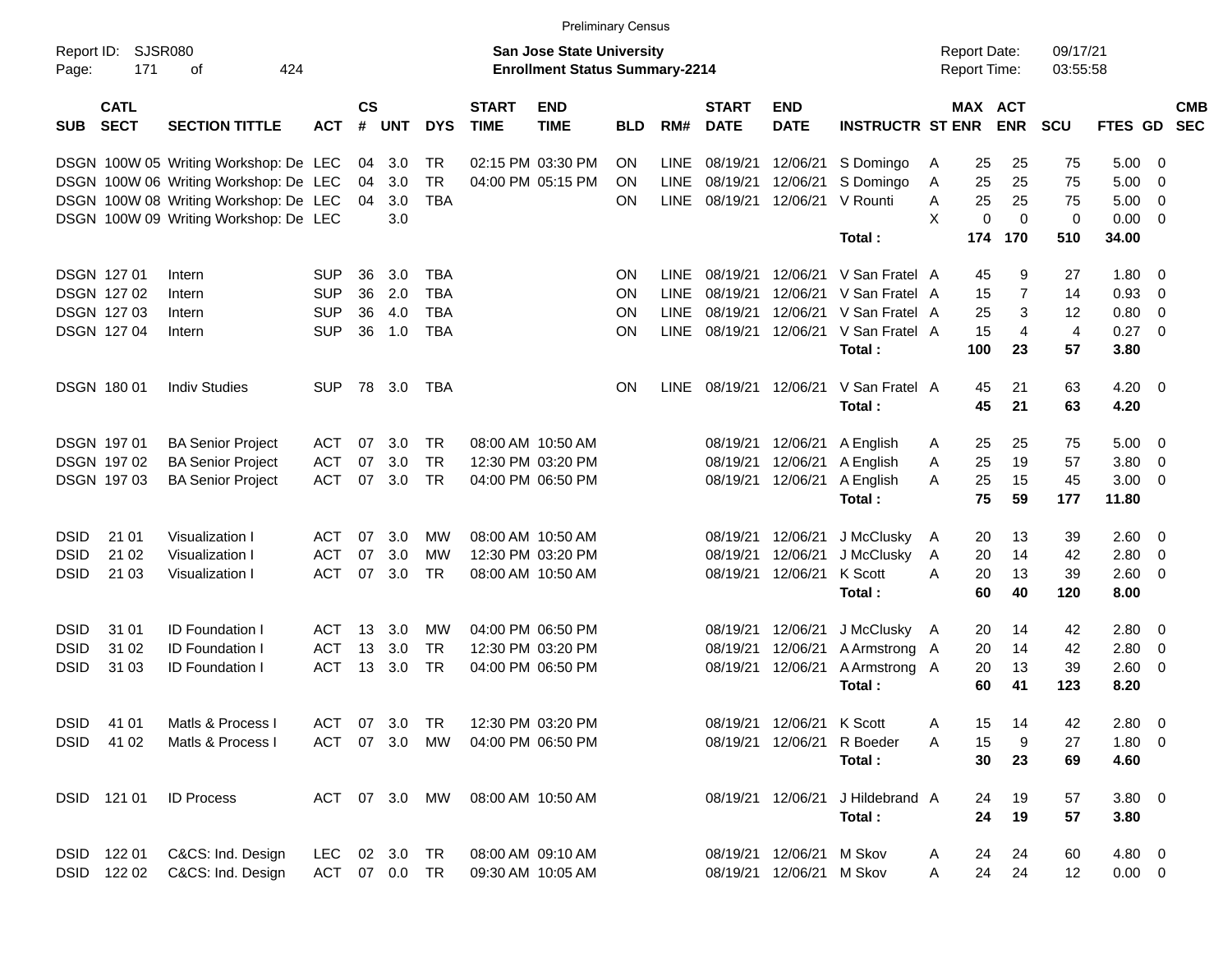Preliminary Census

Report ID: SJSR080
Page: 171 of 424

**San Jose State University**
**Enrollment Status Summary-2214**

Report Date: 09/17/21
Report Time: 03:55:58

| SUB | CATL SECT | SECTION TITTLE | ACT | CS # | UNT | DYS | START TIME | END TIME | BLD | RM# | START DATE | END DATE | INSTRUCTR | ST | MAX ENR | ACT ENR | SCU | FTES | GD | CMB SEC |
|---|---|---|---|---|---|---|---|---|---|---|---|---|---|---|---|---|---|---|---|---|
| DSGN | 100W 05 | Writing Workshop: De | LEC | 04 | 3.0 | TR | 02:15 PM | 03:30 PM | ON | LINE | 08/19/21 | 12/06/21 | S Domingo | A | 25 | 25 | 75 | 5.00 | 0 | |
| DSGN | 100W 06 | Writing Workshop: De | LEC | 04 | 3.0 | TR | 04:00 PM | 05:15 PM | ON | LINE | 08/19/21 | 12/06/21 | S Domingo | A | 25 | 25 | 75 | 5.00 | 0 | |
| DSGN | 100W 08 | Writing Workshop: De | LEC | 04 | 3.0 | TBA | | | ON | LINE | 08/19/21 | 12/06/21 | V Rounti | A | 25 | 25 | 75 | 5.00 | 0 | |
| DSGN | 100W 09 | Writing Workshop: De | LEC | | 3.0 | | | | | | | | | X | 0 | 0 | 0 | 0.00 | 0 | |
| | | | | | | | | | | | | | **Total :** | | **174** | **170** | **510** | **34.00** | | |
| DSGN | 127 01 | Intern | SUP | 36 | 3.0 | TBA | | | ON | LINE | 08/19/21 | 12/06/21 | V San Fratel | A | 45 | 9 | 27 | 1.80 | 0 | |
| DSGN | 127 02 | Intern | SUP | 36 | 2.0 | TBA | | | ON | LINE | 08/19/21 | 12/06/21 | V San Fratel | A | 15 | 7 | 14 | 0.93 | 0 | |
| DSGN | 127 03 | Intern | SUP | 36 | 4.0 | TBA | | | ON | LINE | 08/19/21 | 12/06/21 | V San Fratel | A | 25 | 3 | 12 | 0.80 | 0 | |
| DSGN | 127 04 | Intern | SUP | 36 | 1.0 | TBA | | | ON | LINE | 08/19/21 | 12/06/21 | V San Fratel | A | 15 | 4 | 4 | 0.27 | 0 | |
| | | | | | | | | | | | | | **Total :** | | **100** | **23** | **57** | **3.80** | | |
| DSGN | 180 01 | Indiv Studies | SUP | 78 | 3.0 | TBA | | | ON | LINE | 08/19/21 | 12/06/21 | V San Fratel | A | 45 | 21 | 63 | 4.20 | 0 | |
| | | | | | | | | | | | | | **Total :** | | **45** | **21** | **63** | **4.20** | | |
| DSGN | 197 01 | BA Senior Project | ACT | 07 | 3.0 | TR | 08:00 AM | 10:50 AM | | | 08/19/21 | 12/06/21 | A English | A | 25 | 25 | 75 | 5.00 | 0 | |
| DSGN | 197 02 | BA Senior Project | ACT | 07 | 3.0 | TR | 12:30 PM | 03:20 PM | | | 08/19/21 | 12/06/21 | A English | A | 25 | 19 | 57 | 3.80 | 0 | |
| DSGN | 197 03 | BA Senior Project | ACT | 07 | 3.0 | TR | 04:00 PM | 06:50 PM | | | 08/19/21 | 12/06/21 | A English | A | 25 | 15 | 45 | 3.00 | 0 | |
| | | | | | | | | | | | | | **Total :** | | **75** | **59** | **177** | **11.80** | | |
| DSID | 21 01 | Visualization I | ACT | 07 | 3.0 | MW | 08:00 AM | 10:50 AM | | | 08/19/21 | 12/06/21 | J McClusky | A | 20 | 13 | 39 | 2.60 | 0 | |
| DSID | 21 02 | Visualization I | ACT | 07 | 3.0 | MW | 12:30 PM | 03:20 PM | | | 08/19/21 | 12/06/21 | J McClusky | A | 20 | 14 | 42 | 2.80 | 0 | |
| DSID | 21 03 | Visualization I | ACT | 07 | 3.0 | TR | 08:00 AM | 10:50 AM | | | 08/19/21 | 12/06/21 | K Scott | A | 20 | 13 | 39 | 2.60 | 0 | |
| | | | | | | | | | | | | | **Total :** | | **60** | **40** | **120** | **8.00** | | |
| DSID | 31 01 | ID Foundation I | ACT | 13 | 3.0 | MW | 04:00 PM | 06:50 PM | | | 08/19/21 | 12/06/21 | J McClusky | A | 20 | 14 | 42 | 2.80 | 0 | |
| DSID | 31 02 | ID Foundation I | ACT | 13 | 3.0 | TR | 12:30 PM | 03:20 PM | | | 08/19/21 | 12/06/21 | A Armstrong | A | 20 | 14 | 42 | 2.80 | 0 | |
| DSID | 31 03 | ID Foundation I | ACT | 13 | 3.0 | TR | 04:00 PM | 06:50 PM | | | 08/19/21 | 12/06/21 | A Armstrong | A | 20 | 13 | 39 | 2.60 | 0 | |
| | | | | | | | | | | | | | **Total :** | | **60** | **41** | **123** | **8.20** | | |
| DSID | 41 01 | Matls & Process I | ACT | 07 | 3.0 | TR | 12:30 PM | 03:20 PM | | | 08/19/21 | 12/06/21 | K Scott | A | 15 | 14 | 42 | 2.80 | 0 | |
| DSID | 41 02 | Matls & Process I | ACT | 07 | 3.0 | MW | 04:00 PM | 06:50 PM | | | 08/19/21 | 12/06/21 | R Boeder | A | 15 | 9 | 27 | 1.80 | 0 | |
| | | | | | | | | | | | | | **Total :** | | **30** | **23** | **69** | **4.60** | | |
| DSID | 121 01 | ID Process | ACT | 07 | 3.0 | MW | 08:00 AM | 10:50 AM | | | 08/19/21 | 12/06/21 | J Hildebrand | A | 24 | 19 | 57 | 3.80 | 0 | |
| | | | | | | | | | | | | | **Total :** | | **24** | **19** | **57** | **3.80** | | |
| DSID | 122 01 | C&CS: Ind. Design | LEC | 02 | 3.0 | TR | 08:00 AM | 09:10 AM | | | 08/19/21 | 12/06/21 | M Skov | A | 24 | 24 | 60 | 4.80 | 0 | |
| DSID | 122 02 | C&CS: Ind. Design | ACT | 07 | 0.0 | TR | 09:30 AM | 10:05 AM | | | 08/19/21 | 12/06/21 | M Skov | A | 24 | 24 | 12 | 0.00 | 0 | |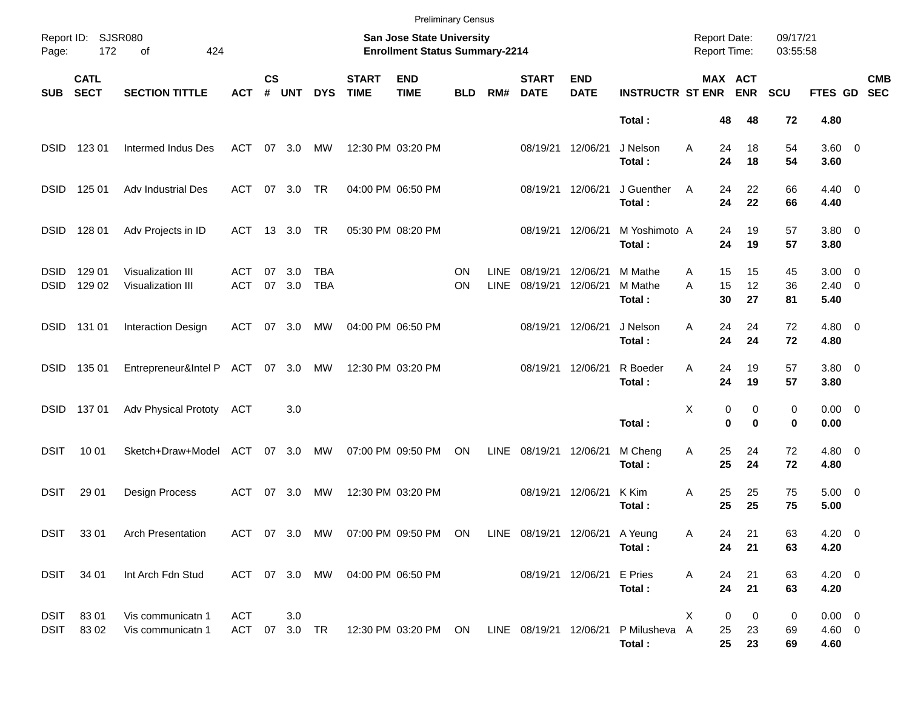Preliminary Census

Report ID: SJSR080

**San Jose State University**
**Enrollment Status Summary-2214**

Report Date: 09/17/21
Report Time: 03:55:58

| SUB | CATL SECT | SECTION TITTLE | ACT | CS # | UNT | DYS | START TIME | END TIME | BLD | RM# | START DATE | END DATE | INSTRUCTR | ST | MAX ENR | ACT ENR | SCU | FTES | GD | CMB SEC |
|---|---|---|---|---|---|---|---|---|---|---|---|---|---|---|---|---|---|---|---|---|
| | | | | | | | | | | | | | **Total :** | | **48** | **48** | **72** | **4.80** | | |
| DSID | 123 01 | Intermed Indus Des | ACT | 07 | 3.0 | MW | 12:30 PM | 03:20 PM | | | 08/19/21 | 12/06/21 | J Nelson | A | 24 | 18 | 54 | 3.60 | 0 | |
| | | | | | | | | | | | | | **Total :** | | **24** | **18** | **54** | **3.60** | | |
| DSID | 125 01 | Adv Industrial Des | ACT | 07 | 3.0 | TR | 04:00 PM | 06:50 PM | | | 08/19/21 | 12/06/21 | J Guenther | A | 24 | 22 | 66 | 4.40 | 0 | |
| | | | | | | | | | | | | | **Total :** | | **24** | **22** | **66** | **4.40** | | |
| DSID | 128 01 | Adv Projects in ID | ACT | 13 | 3.0 | TR | 05:30 PM | 08:20 PM | | | 08/19/21 | 12/06/21 | M Yoshimoto | A | 24 | 19 | 57 | 3.80 | 0 | |
| | | | | | | | | | | | | | **Total :** | | **24** | **19** | **57** | **3.80** | | |
| DSID | 129 01 | Visualization III | ACT | 07 | 3.0 | TBA | | | ON | LINE | 08/19/21 | 12/06/21 | M Mathe | A | 15 | 15 | 45 | 3.00 | 0 | |
| DSID | 129 02 | Visualization III | ACT | 07 | 3.0 | TBA | | | ON | LINE | 08/19/21 | 12/06/21 | M Mathe | A | 15 | 12 | 36 | 2.40 | 0 | |
| | | | | | | | | | | | | | **Total :** | | **30** | **27** | **81** | **5.40** | | |
| DSID | 131 01 | Interaction Design | ACT | 07 | 3.0 | MW | 04:00 PM | 06:50 PM | | | 08/19/21 | 12/06/21 | J Nelson | A | 24 | 24 | 72 | 4.80 | 0 | |
| | | | | | | | | | | | | | **Total :** | | **24** | **24** | **72** | **4.80** | | |
| DSID | 135 01 | Entrepreneur&Intel P | ACT | 07 | 3.0 | MW | 12:30 PM | 03:20 PM | | | 08/19/21 | 12/06/21 | R Boeder | A | 24 | 19 | 57 | 3.80 | 0 | |
| | | | | | | | | | | | | | **Total :** | | **24** | **19** | **57** | **3.80** | | |
| DSID | 137 01 | Adv Physical Prototy | ACT | | 3.0 | | | | | | | | | X | 0 | 0 | 0 | 0.00 | 0 | |
| | | | | | | | | | | | | | **Total :** | | **0** | **0** | **0** | **0.00** | | |
| DSIT | 10 01 | Sketch+Draw+Model | ACT | 07 | 3.0 | MW | 07:00 PM | 09:50 PM | ON | LINE | 08/19/21 | 12/06/21 | M Cheng | A | 25 | 24 | 72 | 4.80 | 0 | |
| | | | | | | | | | | | | | **Total :** | | **25** | **24** | **72** | **4.80** | | |
| DSIT | 29 01 | Design Process | ACT | 07 | 3.0 | MW | 12:30 PM | 03:20 PM | | | 08/19/21 | 12/06/21 | K Kim | A | 25 | 25 | 75 | 5.00 | 0 | |
| | | | | | | | | | | | | | **Total :** | | **25** | **25** | **75** | **5.00** | | |
| DSIT | 33 01 | Arch Presentation | ACT | 07 | 3.0 | MW | 07:00 PM | 09:50 PM | ON | LINE | 08/19/21 | 12/06/21 | A Yeung | A | 24 | 21 | 63 | 4.20 | 0 | |
| | | | | | | | | | | | | | **Total :** | | **24** | **21** | **63** | **4.20** | | |
| DSIT | 34 01 | Int Arch Fdn Stud | ACT | 07 | 3.0 | MW | 04:00 PM | 06:50 PM | | | 08/19/21 | 12/06/21 | E Pries | A | 24 | 21 | 63 | 4.20 | 0 | |
| | | | | | | | | | | | | | **Total :** | | **24** | **21** | **63** | **4.20** | | |
| DSIT | 83 01 | Vis communicatn 1 | ACT | | 3.0 | | | | | | | | | X | 0 | 0 | 0 | 0.00 | 0 | |
| DSIT | 83 02 | Vis communicatn 1 | ACT | 07 | 3.0 | TR | 12:30 PM | 03:20 PM | ON | LINE | 08/19/21 | 12/06/21 | P Milusheva | A | 25 | 23 | 69 | 4.60 | 0 | |
| | | | | | | | | | | | | | **Total :** | | **25** | **23** | **69** | **4.60** | | |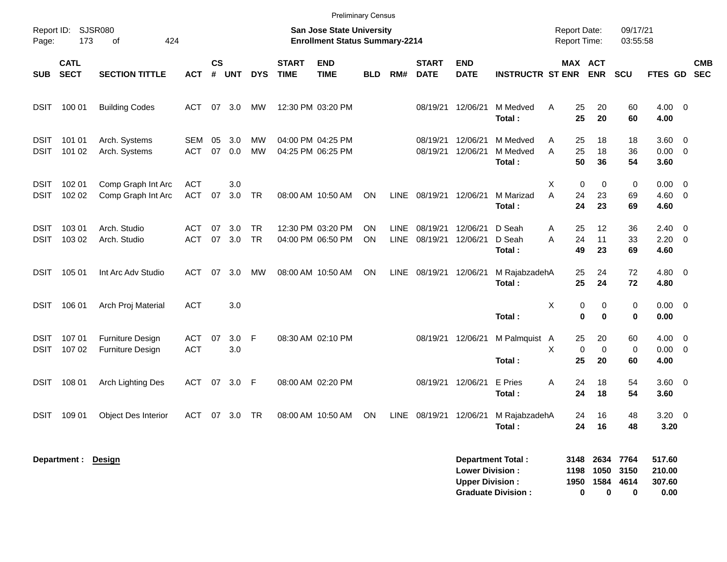Preliminary Census

Report ID: SJSR080

**San Jose State University**
**Enrollment Status Summary-2214**

Report Date: 09/17/21
Report Time: 03:55:58

| SUB | CATL SECT | SECTION TITTLE | ACT | CS # | UNT | DYS | START TIME | END TIME | BLD | RM# | START DATE | END DATE | INSTRUCTR | ST | MAX ENR | ACT ENR | SCU | FTES | GD | CMB SEC |
|---|---|---|---|---|---|---|---|---|---|---|---|---|---|---|---|---|---|---|---|---|
| DSIT | 100 01 | Building Codes | ACT | 07 | 3.0 | MW | 12:30 PM | 03:20 PM | | | 08/19/21 | 12/06/21 | M Medved | A | 25 | 20 | 60 | 4.00 | 0 | |
| | | | | | | | | | | | | | **Total :** | | **25** | **20** | **60** | **4.00** | | |
| DSIT | 101 01 | Arch. Systems | SEM | 05 | 3.0 | MW | 04:00 PM | 04:25 PM | | | 08/19/21 | 12/06/21 | M Medved | A | 25 | 18 | 18 | 3.60 | 0 | |
| DSIT | 101 02 | Arch. Systems | ACT | 07 | 0.0 | MW | 04:25 PM | 06:25 PM | | | 08/19/21 | 12/06/21 | M Medved | A | 25 | 18 | 36 | 0.00 | 0 | |
| | | | | | | | | | | | | | **Total :** | | **50** | **36** | **54** | **3.60** | | |
| DSIT | 102 01 | Comp Graph Int Arc | ACT | | 3.0 | | | | | | | | | X | 0 | 0 | 0 | 0.00 | 0 | |
| DSIT | 102 02 | Comp Graph Int Arc | ACT | 07 | 3.0 | TR | 08:00 AM | 10:50 AM | ON | LINE | 08/19/21 | 12/06/21 | M Marizad | A | 24 | 23 | 69 | 4.60 | 0 | |
| | | | | | | | | | | | | | **Total :** | | **24** | **23** | **69** | **4.60** | | |
| DSIT | 103 01 | Arch. Studio | ACT | 07 | 3.0 | TR | 12:30 PM | 03:20 PM | ON | LINE | 08/19/21 | 12/06/21 | D Seah | A | 25 | 12 | 36 | 2.40 | 0 | |
| DSIT | 103 02 | Arch. Studio | ACT | 07 | 3.0 | TR | 04:00 PM | 06:50 PM | ON | LINE | 08/19/21 | 12/06/21 | D Seah | A | 24 | 11 | 33 | 2.20 | 0 | |
| | | | | | | | | | | | | | **Total :** | | **49** | **23** | **69** | **4.60** | | |
| DSIT | 105 01 | Int Arc Adv Studio | ACT | 07 | 3.0 | MW | 08:00 AM | 10:50 AM | ON | LINE | 08/19/21 | 12/06/21 | M Rajabzadeh | A | 25 | 24 | 72 | 4.80 | 0 | |
| | | | | | | | | | | | | | **Total :** | | **25** | **24** | **72** | **4.80** | | |
| DSIT | 106 01 | Arch Proj Material | ACT | | 3.0 | | | | | | | | | X | 0 | 0 | 0 | 0.00 | 0 | |
| | | | | | | | | | | | | | **Total :** | | **0** | **0** | **0** | **0.00** | | |
| DSIT | 107 01 | Furniture Design | ACT | 07 | 3.0 | F | 08:30 AM | 02:10 PM | | | 08/19/21 | 12/06/21 | M Palmquist | A | 25 | 20 | 60 | 4.00 | 0 | |
| DSIT | 107 02 | Furniture Design | ACT | | 3.0 | | | | | | | | | X | 0 | 0 | 0 | 0.00 | 0 | |
| | | | | | | | | | | | | | **Total :** | | **25** | **20** | **60** | **4.00** | | |
| DSIT | 108 01 | Arch Lighting Des | ACT | 07 | 3.0 | F | 08:00 AM | 02:20 PM | | | 08/19/21 | 12/06/21 | E Pries | A | 24 | 18 | 54 | 3.60 | 0 | |
| | | | | | | | | | | | | | **Total :** | | **24** | **18** | **54** | **3.60** | | |
| DSIT | 109 01 | Object Des Interior | ACT | 07 | 3.0 | TR | 08:00 AM | 10:50 AM | ON | LINE | 08/19/21 | 12/06/21 | M Rajabzadeh | A | 24 | 16 | 48 | 3.20 | 0 | |
| | | | | | | | | | | | | | **Total :** | | **24** | **16** | **48** | **3.20** | | |

**Department : Design**

| | MAX ENR | ACT ENR | SCU | FTES |
|---|---|---|---|---|
| **Department Total :** | **3148** | **2634** | **7764** | **517.60** |
| **Lower Division :** | **1198** | **1050** | **3150** | **210.00** |
| **Upper Division :** | **1950** | **1584** | **4614** | **307.60** |
| **Graduate Division :** | **0** | **0** | **0** | **0.00** |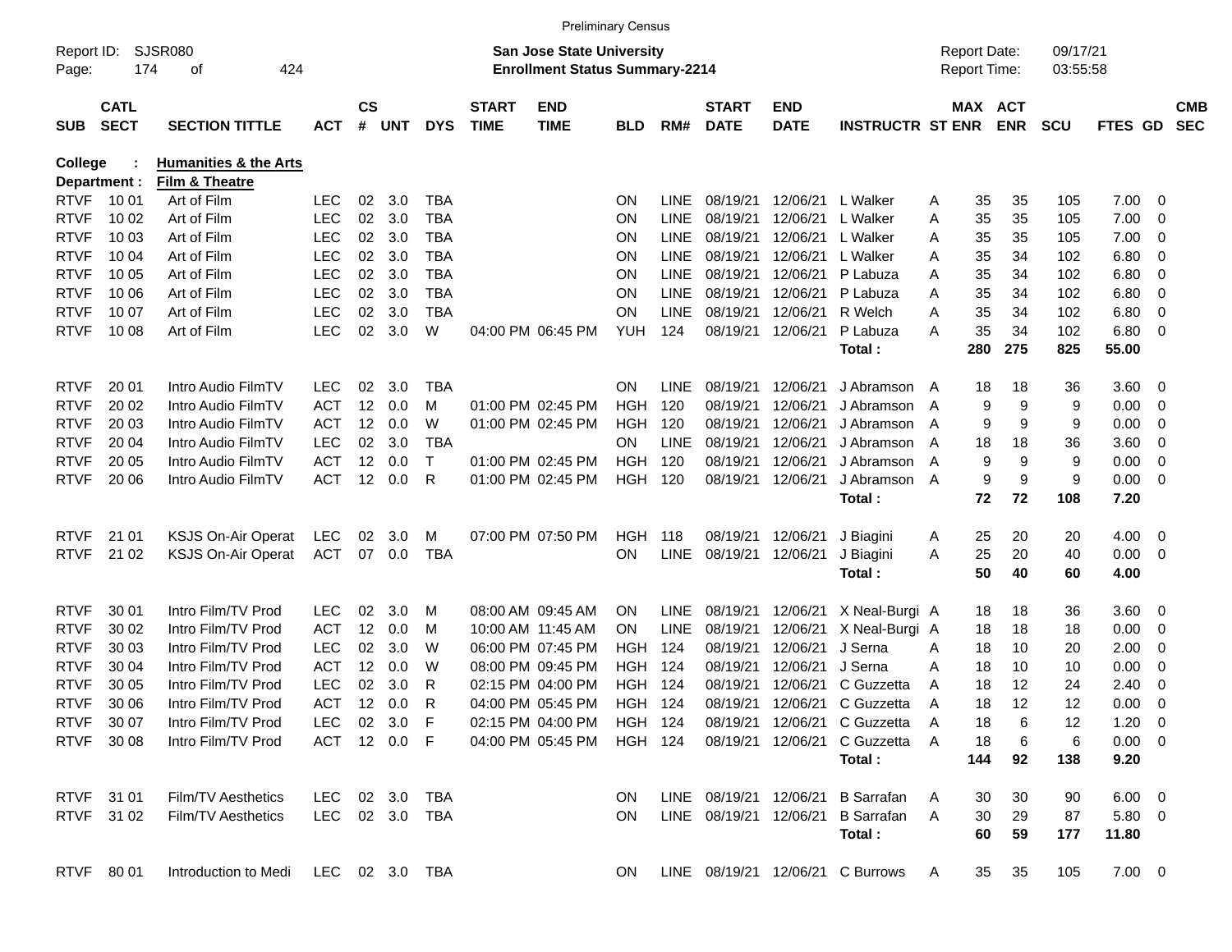Preliminary Census

Report ID: SJSR080
Page: 174 of 424

**San Jose State University**
**Enrollment Status Summary-2214**

Report Date: 09/17/21
Report Time: 03:55:58

**College : Humanities & the Arts**
**Department : Film & Theatre**

| SUB | CATL SECT | SECTION TITTLE | ACT | CS # | UNT | DYS | START TIME | END TIME | BLD | RM# | START DATE | END DATE | INSTRUCTR | ST | MAX ENR | ACT ENR | SCU | FTES | GD | CMB SEC |
|---|---|---|---|---|---|---|---|---|---|---|---|---|---|---|---|---|---|---|---|---|
| RTVF | 10 01 | Art of Film | LEC | 02 | 3.0 | TBA | | | ON | LINE | 08/19/21 | 12/06/21 | L Walker | A | 35 | 35 | 105 | 7.00 | 0 | |
| RTVF | 10 02 | Art of Film | LEC | 02 | 3.0 | TBA | | | ON | LINE | 08/19/21 | 12/06/21 | L Walker | A | 35 | 35 | 105 | 7.00 | 0 | |
| RTVF | 10 03 | Art of Film | LEC | 02 | 3.0 | TBA | | | ON | LINE | 08/19/21 | 12/06/21 | L Walker | A | 35 | 35 | 105 | 7.00 | 0 | |
| RTVF | 10 04 | Art of Film | LEC | 02 | 3.0 | TBA | | | ON | LINE | 08/19/21 | 12/06/21 | L Walker | A | 35 | 34 | 102 | 6.80 | 0 | |
| RTVF | 10 05 | Art of Film | LEC | 02 | 3.0 | TBA | | | ON | LINE | 08/19/21 | 12/06/21 | P Labuza | A | 35 | 34 | 102 | 6.80 | 0 | |
| RTVF | 10 06 | Art of Film | LEC | 02 | 3.0 | TBA | | | ON | LINE | 08/19/21 | 12/06/21 | P Labuza | A | 35 | 34 | 102 | 6.80 | 0 | |
| RTVF | 10 07 | Art of Film | LEC | 02 | 3.0 | TBA | | | ON | LINE | 08/19/21 | 12/06/21 | R Welch | A | 35 | 34 | 102 | 6.80 | 0 | |
| RTVF | 10 08 | Art of Film | LEC | 02 | 3.0 | W | 04:00 PM | 06:45 PM | YUH | 124 | 08/19/21 | 12/06/21 | P Labuza | A | 35 | 34 | 102 | 6.80 | 0 | |
| | | | | | | | | | | | | | **Total :** | | **280** | **275** | **825** | **55.00** | | |
| RTVF | 20 01 | Intro Audio FilmTV | LEC | 02 | 3.0 | TBA | | | ON | LINE | 08/19/21 | 12/06/21 | J Abramson | A | 18 | 18 | 36 | 3.60 | 0 | |
| RTVF | 20 02 | Intro Audio FilmTV | ACT | 12 | 0.0 | M | 01:00 PM | 02:45 PM | HGH | 120 | 08/19/21 | 12/06/21 | J Abramson | A | 9 | 9 | 9 | 0.00 | 0 | |
| RTVF | 20 03 | Intro Audio FilmTV | ACT | 12 | 0.0 | W | 01:00 PM | 02:45 PM | HGH | 120 | 08/19/21 | 12/06/21 | J Abramson | A | 9 | 9 | 9 | 0.00 | 0 | |
| RTVF | 20 04 | Intro Audio FilmTV | LEC | 02 | 3.0 | TBA | | | ON | LINE | 08/19/21 | 12/06/21 | J Abramson | A | 18 | 18 | 36 | 3.60 | 0 | |
| RTVF | 20 05 | Intro Audio FilmTV | ACT | 12 | 0.0 | T | 01:00 PM | 02:45 PM | HGH | 120 | 08/19/21 | 12/06/21 | J Abramson | A | 9 | 9 | 9 | 0.00 | 0 | |
| RTVF | 20 06 | Intro Audio FilmTV | ACT | 12 | 0.0 | R | 01:00 PM | 02:45 PM | HGH | 120 | 08/19/21 | 12/06/21 | J Abramson | A | 9 | 9 | 9 | 0.00 | 0 | |
| | | | | | | | | | | | | | **Total :** | | **72** | **72** | **108** | **7.20** | | |
| RTVF | 21 01 | KSJS On-Air Operat | LEC | 02 | 3.0 | M | 07:00 PM | 07:50 PM | HGH | 118 | 08/19/21 | 12/06/21 | J Biagini | A | 25 | 20 | 20 | 4.00 | 0 | |
| RTVF | 21 02 | KSJS On-Air Operat | ACT | 07 | 0.0 | TBA | | | ON | LINE | 08/19/21 | 12/06/21 | J Biagini | A | 25 | 20 | 40 | 0.00 | 0 | |
| | | | | | | | | | | | | | **Total :** | | **50** | **40** | **60** | **4.00** | | |
| RTVF | 30 01 | Intro Film/TV Prod | LEC | 02 | 3.0 | M | 08:00 AM | 09:45 AM | ON | LINE | 08/19/21 | 12/06/21 | X Neal-Burgi | A | 18 | 18 | 36 | 3.60 | 0 | |
| RTVF | 30 02 | Intro Film/TV Prod | ACT | 12 | 0.0 | M | 10:00 AM | 11:45 AM | ON | LINE | 08/19/21 | 12/06/21 | X Neal-Burgi | A | 18 | 18 | 18 | 0.00 | 0 | |
| RTVF | 30 03 | Intro Film/TV Prod | LEC | 02 | 3.0 | W | 06:00 PM | 07:45 PM | HGH | 124 | 08/19/21 | 12/06/21 | J Serna | A | 18 | 10 | 20 | 2.00 | 0 | |
| RTVF | 30 04 | Intro Film/TV Prod | ACT | 12 | 0.0 | W | 08:00 PM | 09:45 PM | HGH | 124 | 08/19/21 | 12/06/21 | J Serna | A | 18 | 10 | 10 | 0.00 | 0 | |
| RTVF | 30 05 | Intro Film/TV Prod | LEC | 02 | 3.0 | R | 02:15 PM | 04:00 PM | HGH | 124 | 08/19/21 | 12/06/21 | C Guzzetta | A | 18 | 12 | 24 | 2.40 | 0 | |
| RTVF | 30 06 | Intro Film/TV Prod | ACT | 12 | 0.0 | R | 04:00 PM | 05:45 PM | HGH | 124 | 08/19/21 | 12/06/21 | C Guzzetta | A | 18 | 12 | 12 | 0.00 | 0 | |
| RTVF | 30 07 | Intro Film/TV Prod | LEC | 02 | 3.0 | F | 02:15 PM | 04:00 PM | HGH | 124 | 08/19/21 | 12/06/21 | C Guzzetta | A | 18 | 6 | 12 | 1.20 | 0 | |
| RTVF | 30 08 | Intro Film/TV Prod | ACT | 12 | 0.0 | F | 04:00 PM | 05:45 PM | HGH | 124 | 08/19/21 | 12/06/21 | C Guzzetta | A | 18 | 6 | 6 | 0.00 | 0 | |
| | | | | | | | | | | | | | **Total :** | | **144** | **92** | **138** | **9.20** | | |
| RTVF | 31 01 | Film/TV Aesthetics | LEC | 02 | 3.0 | TBA | | | ON | LINE | 08/19/21 | 12/06/21 | B Sarrafan | A | 30 | 30 | 90 | 6.00 | 0 | |
| RTVF | 31 02 | Film/TV Aesthetics | LEC | 02 | 3.0 | TBA | | | ON | LINE | 08/19/21 | 12/06/21 | B Sarrafan | A | 30 | 29 | 87 | 5.80 | 0 | |
| | | | | | | | | | | | | | **Total :** | | **60** | **59** | **177** | **11.80** | | |
| RTVF | 80 01 | Introduction to Medi | LEC | 02 | 3.0 | TBA | | | ON | LINE | 08/19/21 | 12/06/21 | C Burrows | A | 35 | 35 | 105 | 7.00 | 0 | |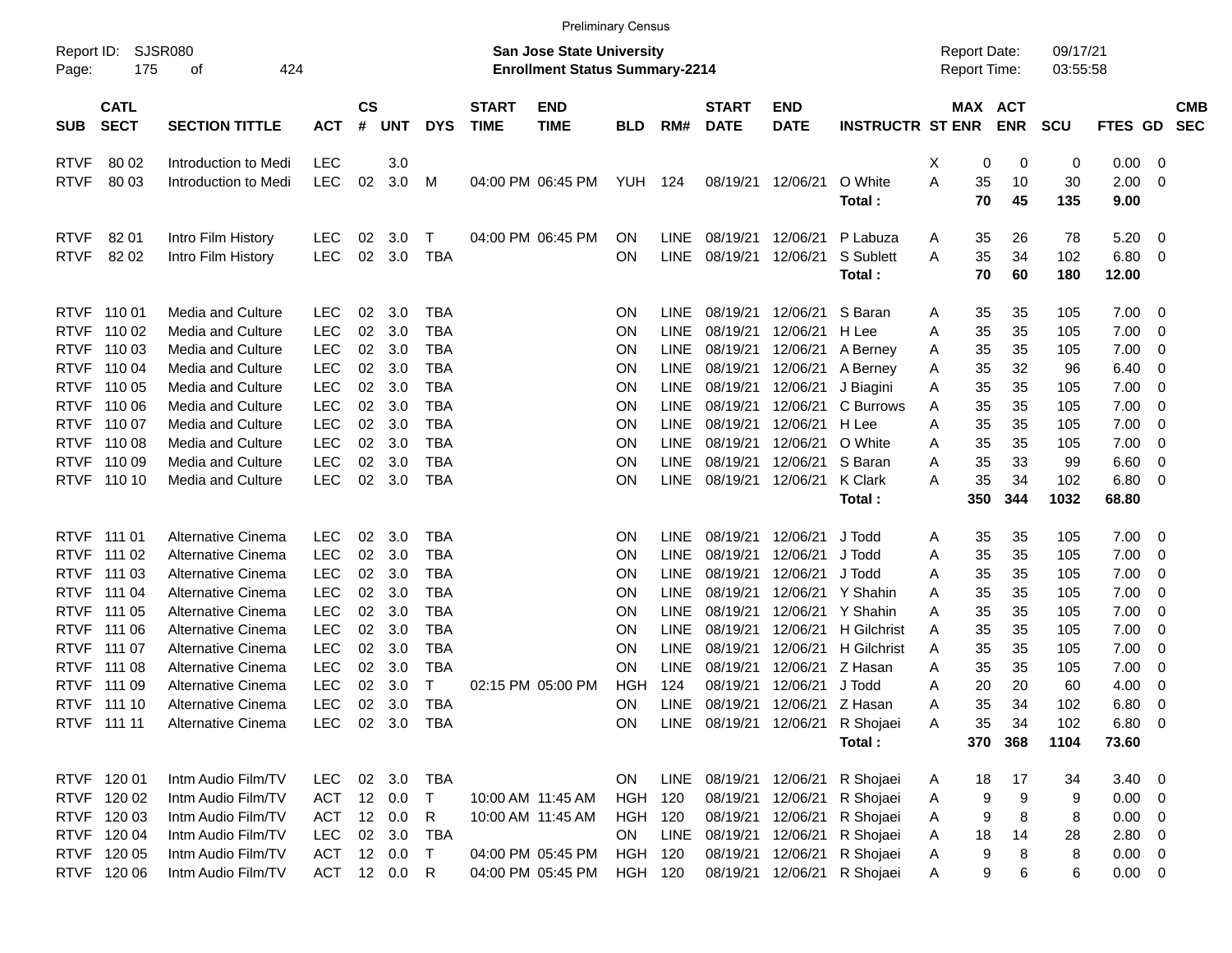Preliminary Census

Report ID: SJSR080

**San Jose State University**
**Enrollment Status Summary-2214**

Report Date: 09/17/21
Report Time: 03:55:58

| SUB | CATL SECT | SECTION TITTLE | ACT | CS # | UNT | DYS | START TIME | END TIME | BLD | RM# | START DATE | END DATE | INSTRUCTR | ST | MAX ENR | ACT ENR | SCU | FTES | GD | CMB SEC |
|---|---|---|---|---|---|---|---|---|---|---|---|---|---|---|---|---|---|---|---|---|
| RTVF | 80 02 | Introduction to Medi | LEC | | 3.0 | | | | | | | | | X | 0 | 0 | 0 | 0.00 | 0 | |
| RTVF | 80 03 | Introduction to Medi | LEC | 02 | 3.0 | M | 04:00 PM | 06:45 PM | YUH | 124 | 08/19/21 | 12/06/21 | O White | A | 35 | 10 | 30 | 2.00 | 0 | |
| | | | | | | | | | | | | | **Total :** | | **70** | **45** | **135** | **9.00** | | |
| RTVF | 82 01 | Intro Film History | LEC | 02 | 3.0 | T | 04:00 PM | 06:45 PM | ON | LINE | 08/19/21 | 12/06/21 | P Labuza | A | 35 | 26 | 78 | 5.20 | 0 | |
| RTVF | 82 02 | Intro Film History | LEC | 02 | 3.0 | TBA | | | ON | LINE | 08/19/21 | 12/06/21 | S Sublett | A | 35 | 34 | 102 | 6.80 | 0 | |
| | | | | | | | | | | | | | **Total :** | | **70** | **60** | **180** | **12.00** | | |
| RTVF | 110 01 | Media and Culture | LEC | 02 | 3.0 | TBA | | | ON | LINE | 08/19/21 | 12/06/21 | S Baran | A | 35 | 35 | 105 | 7.00 | 0 | |
| RTVF | 110 02 | Media and Culture | LEC | 02 | 3.0 | TBA | | | ON | LINE | 08/19/21 | 12/06/21 | H Lee | A | 35 | 35 | 105 | 7.00 | 0 | |
| RTVF | 110 03 | Media and Culture | LEC | 02 | 3.0 | TBA | | | ON | LINE | 08/19/21 | 12/06/21 | A Berney | A | 35 | 35 | 105 | 7.00 | 0 | |
| RTVF | 110 04 | Media and Culture | LEC | 02 | 3.0 | TBA | | | ON | LINE | 08/19/21 | 12/06/21 | A Berney | A | 35 | 32 | 96 | 6.40 | 0 | |
| RTVF | 110 05 | Media and Culture | LEC | 02 | 3.0 | TBA | | | ON | LINE | 08/19/21 | 12/06/21 | J Biagini | A | 35 | 35 | 105 | 7.00 | 0 | |
| RTVF | 110 06 | Media and Culture | LEC | 02 | 3.0 | TBA | | | ON | LINE | 08/19/21 | 12/06/21 | C Burrows | A | 35 | 35 | 105 | 7.00 | 0 | |
| RTVF | 110 07 | Media and Culture | LEC | 02 | 3.0 | TBA | | | ON | LINE | 08/19/21 | 12/06/21 | H Lee | A | 35 | 35 | 105 | 7.00 | 0 | |
| RTVF | 110 08 | Media and Culture | LEC | 02 | 3.0 | TBA | | | ON | LINE | 08/19/21 | 12/06/21 | O White | A | 35 | 35 | 105 | 7.00 | 0 | |
| RTVF | 110 09 | Media and Culture | LEC | 02 | 3.0 | TBA | | | ON | LINE | 08/19/21 | 12/06/21 | S Baran | A | 35 | 33 | 99 | 6.60 | 0 | |
| RTVF | 110 10 | Media and Culture | LEC | 02 | 3.0 | TBA | | | ON | LINE | 08/19/21 | 12/06/21 | K Clark | A | 35 | 34 | 102 | 6.80 | 0 | |
| | | | | | | | | | | | | | **Total :** | | **350** | **344** | **1032** | **68.80** | | |
| RTVF | 111 01 | Alternative Cinema | LEC | 02 | 3.0 | TBA | | | ON | LINE | 08/19/21 | 12/06/21 | J Todd | A | 35 | 35 | 105 | 7.00 | 0 | |
| RTVF | 111 02 | Alternative Cinema | LEC | 02 | 3.0 | TBA | | | ON | LINE | 08/19/21 | 12/06/21 | J Todd | A | 35 | 35 | 105 | 7.00 | 0 | |
| RTVF | 111 03 | Alternative Cinema | LEC | 02 | 3.0 | TBA | | | ON | LINE | 08/19/21 | 12/06/21 | J Todd | A | 35 | 35 | 105 | 7.00 | 0 | |
| RTVF | 111 04 | Alternative Cinema | LEC | 02 | 3.0 | TBA | | | ON | LINE | 08/19/21 | 12/06/21 | Y Shahin | A | 35 | 35 | 105 | 7.00 | 0 | |
| RTVF | 111 05 | Alternative Cinema | LEC | 02 | 3.0 | TBA | | | ON | LINE | 08/19/21 | 12/06/21 | Y Shahin | A | 35 | 35 | 105 | 7.00 | 0 | |
| RTVF | 111 06 | Alternative Cinema | LEC | 02 | 3.0 | TBA | | | ON | LINE | 08/19/21 | 12/06/21 | H Gilchrist | A | 35 | 35 | 105 | 7.00 | 0 | |
| RTVF | 111 07 | Alternative Cinema | LEC | 02 | 3.0 | TBA | | | ON | LINE | 08/19/21 | 12/06/21 | H Gilchrist | A | 35 | 35 | 105 | 7.00 | 0 | |
| RTVF | 111 08 | Alternative Cinema | LEC | 02 | 3.0 | TBA | | | ON | LINE | 08/19/21 | 12/06/21 | Z Hasan | A | 35 | 35 | 105 | 7.00 | 0 | |
| RTVF | 111 09 | Alternative Cinema | LEC | 02 | 3.0 | T | 02:15 PM | 05:00 PM | HGH | 124 | 08/19/21 | 12/06/21 | J Todd | A | 20 | 20 | 60 | 4.00 | 0 | |
| RTVF | 111 10 | Alternative Cinema | LEC | 02 | 3.0 | TBA | | | ON | LINE | 08/19/21 | 12/06/21 | Z Hasan | A | 35 | 34 | 102 | 6.80 | 0 | |
| RTVF | 111 11 | Alternative Cinema | LEC | 02 | 3.0 | TBA | | | ON | LINE | 08/19/21 | 12/06/21 | R Shojaei | A | 35 | 34 | 102 | 6.80 | 0 | |
| | | | | | | | | | | | | | **Total :** | | **370** | **368** | **1104** | **73.60** | | |
| RTVF | 120 01 | Intm Audio Film/TV | LEC | 02 | 3.0 | TBA | | | ON | LINE | 08/19/21 | 12/06/21 | R Shojaei | A | 18 | 17 | 34 | 3.40 | 0 | |
| RTVF | 120 02 | Intm Audio Film/TV | ACT | 12 | 0.0 | T | 10:00 AM | 11:45 AM | HGH | 120 | 08/19/21 | 12/06/21 | R Shojaei | A | 9 | 9 | 9 | 0.00 | 0 | |
| RTVF | 120 03 | Intm Audio Film/TV | ACT | 12 | 0.0 | R | 10:00 AM | 11:45 AM | HGH | 120 | 08/19/21 | 12/06/21 | R Shojaei | A | 9 | 8 | 8 | 0.00 | 0 | |
| RTVF | 120 04 | Intm Audio Film/TV | LEC | 02 | 3.0 | TBA | | | ON | LINE | 08/19/21 | 12/06/21 | R Shojaei | A | 18 | 14 | 28 | 2.80 | 0 | |
| RTVF | 120 05 | Intm Audio Film/TV | ACT | 12 | 0.0 | T | 04:00 PM | 05:45 PM | HGH | 120 | 08/19/21 | 12/06/21 | R Shojaei | A | 9 | 8 | 8 | 0.00 | 0 | |
| RTVF | 120 06 | Intm Audio Film/TV | ACT | 12 | 0.0 | R | 04:00 PM | 05:45 PM | HGH | 120 | 08/19/21 | 12/06/21 | R Shojaei | A | 9 | 6 | 6 | 0.00 | 0 | |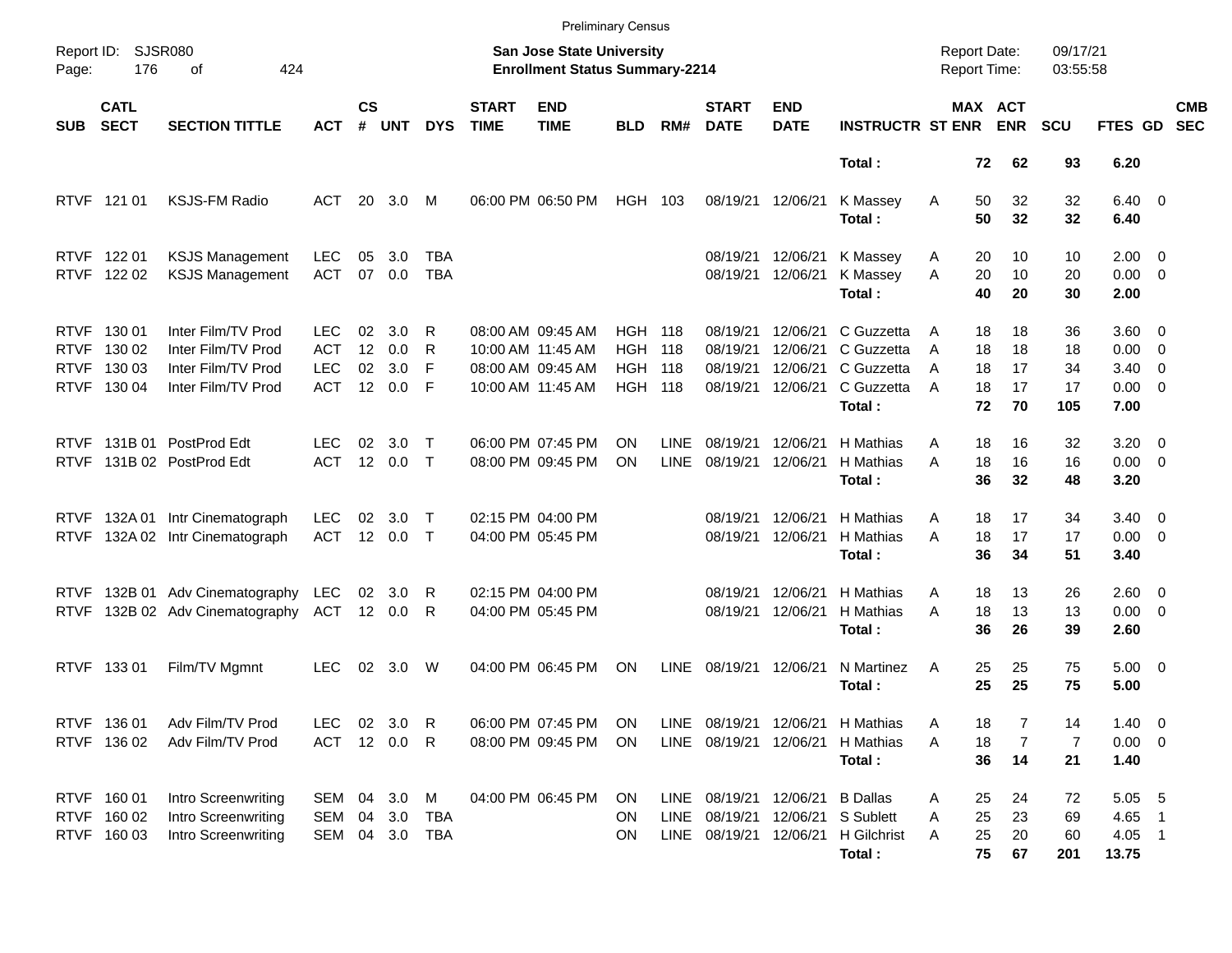Preliminary Census

Report ID: SJSR080

**San Jose State University**
**Enrollment Status Summary-2214**

Report Date: 09/17/21
Report Time: 03:55:58

| SUB | CATL SECT | SECTION TITTLE | ACT | CS # | UNT | DYS | START TIME | END TIME | BLD | RM# | START DATE | END DATE | INSTRUCTR | ST | MAX ENR | ACT ENR | SCU | FTES | GD | CMB SEC |
|---|---|---|---|---|---|---|---|---|---|---|---|---|---|---|---|---|---|---|---|---|
| | | | | | | | | | | | | | **Total :** | | **72** | **62** | **93** | **6.20** | | |
| RTVF | 121 01 | KSJS-FM Radio | ACT | 20 | 3.0 | M | 06:00 PM | 06:50 PM | HGH | 103 | 08/19/21 | 12/06/21 | K Massey | A | 50 | 32 | 32 | 6.40 | 0 | |
| | | | | | | | | | | | | | **Total :** | | **50** | **32** | **32** | **6.40** | | |
| RTVF | 122 01 | KSJS Management | LEC | 05 | 3.0 | TBA | | | | | 08/19/21 | 12/06/21 | K Massey | A | 20 | 10 | 10 | 2.00 | 0 | |
| RTVF | 122 02 | KSJS Management | ACT | 07 | 0.0 | TBA | | | | | 08/19/21 | 12/06/21 | K Massey | A | 20 | 10 | 20 | 0.00 | 0 | |
| | | | | | | | | | | | | | **Total :** | | **40** | **20** | **30** | **2.00** | | |
| RTVF | 130 01 | Inter Film/TV Prod | LEC | 02 | 3.0 | R | 08:00 AM | 09:45 AM | HGH | 118 | 08/19/21 | 12/06/21 | C Guzzetta | A | 18 | 18 | 36 | 3.60 | 0 | |
| RTVF | 130 02 | Inter Film/TV Prod | ACT | 12 | 0.0 | R | 10:00 AM | 11:45 AM | HGH | 118 | 08/19/21 | 12/06/21 | C Guzzetta | A | 18 | 18 | 18 | 0.00 | 0 | |
| RTVF | 130 03 | Inter Film/TV Prod | LEC | 02 | 3.0 | F | 08:00 AM | 09:45 AM | HGH | 118 | 08/19/21 | 12/06/21 | C Guzzetta | A | 18 | 17 | 34 | 3.40 | 0 | |
| RTVF | 130 04 | Inter Film/TV Prod | ACT | 12 | 0.0 | F | 10:00 AM | 11:45 AM | HGH | 118 | 08/19/21 | 12/06/21 | C Guzzetta | A | 18 | 17 | 17 | 0.00 | 0 | |
| | | | | | | | | | | | | | **Total :** | | **72** | **70** | **105** | **7.00** | | |
| RTVF | 131B 01 | PostProd Edt | LEC | 02 | 3.0 | T | 06:00 PM | 07:45 PM | ON | LINE | 08/19/21 | 12/06/21 | H Mathias | A | 18 | 16 | 32 | 3.20 | 0 | |
| RTVF | 131B 02 | PostProd Edt | ACT | 12 | 0.0 | T | 08:00 PM | 09:45 PM | ON | LINE | 08/19/21 | 12/06/21 | H Mathias | A | 18 | 16 | 16 | 0.00 | 0 | |
| | | | | | | | | | | | | | **Total :** | | **36** | **32** | **48** | **3.20** | | |
| RTVF | 132A 01 | Intr Cinematograph | LEC | 02 | 3.0 | T | 02:15 PM | 04:00 PM | | | 08/19/21 | 12/06/21 | H Mathias | A | 18 | 17 | 34 | 3.40 | 0 | |
| RTVF | 132A 02 | Intr Cinematograph | ACT | 12 | 0.0 | T | 04:00 PM | 05:45 PM | | | 08/19/21 | 12/06/21 | H Mathias | A | 18 | 17 | 17 | 0.00 | 0 | |
| | | | | | | | | | | | | | **Total :** | | **36** | **34** | **51** | **3.40** | | |
| RTVF | 132B 01 | Adv Cinematography | LEC | 02 | 3.0 | R | 02:15 PM | 04:00 PM | | | 08/19/21 | 12/06/21 | H Mathias | A | 18 | 13 | 26 | 2.60 | 0 | |
| RTVF | 132B 02 | Adv Cinematography | ACT | 12 | 0.0 | R | 04:00 PM | 05:45 PM | | | 08/19/21 | 12/06/21 | H Mathias | A | 18 | 13 | 13 | 0.00 | 0 | |
| | | | | | | | | | | | | | **Total :** | | **36** | **26** | **39** | **2.60** | | |
| RTVF | 133 01 | Film/TV Mgmnt | LEC | 02 | 3.0 | W | 04:00 PM | 06:45 PM | ON | LINE | 08/19/21 | 12/06/21 | N Martinez | A | 25 | 25 | 75 | 5.00 | 0 | |
| | | | | | | | | | | | | | **Total :** | | **25** | **25** | **75** | **5.00** | | |
| RTVF | 136 01 | Adv Film/TV Prod | LEC | 02 | 3.0 | R | 06:00 PM | 07:45 PM | ON | LINE | 08/19/21 | 12/06/21 | H Mathias | A | 18 | 7 | 14 | 1.40 | 0 | |
| RTVF | 136 02 | Adv Film/TV Prod | ACT | 12 | 0.0 | R | 08:00 PM | 09:45 PM | ON | LINE | 08/19/21 | 12/06/21 | H Mathias | A | 18 | 7 | 7 | 0.00 | 0 | |
| | | | | | | | | | | | | | **Total :** | | **36** | **14** | **21** | **1.40** | | |
| RTVF | 160 01 | Intro Screenwriting | SEM | 04 | 3.0 | M | 04:00 PM | 06:45 PM | ON | LINE | 08/19/21 | 12/06/21 | B Dallas | A | 25 | 24 | 72 | 5.05 | 5 | |
| RTVF | 160 02 | Intro Screenwriting | SEM | 04 | 3.0 | TBA | | | ON | LINE | 08/19/21 | 12/06/21 | S Sublett | A | 25 | 23 | 69 | 4.65 | 1 | |
| RTVF | 160 03 | Intro Screenwriting | SEM | 04 | 3.0 | TBA | | | ON | LINE | 08/19/21 | 12/06/21 | H Gilchrist | A | 25 | 20 | 60 | 4.05 | 1 | |
| | | | | | | | | | | | | | **Total :** | | **75** | **67** | **201** | **13.75** | | |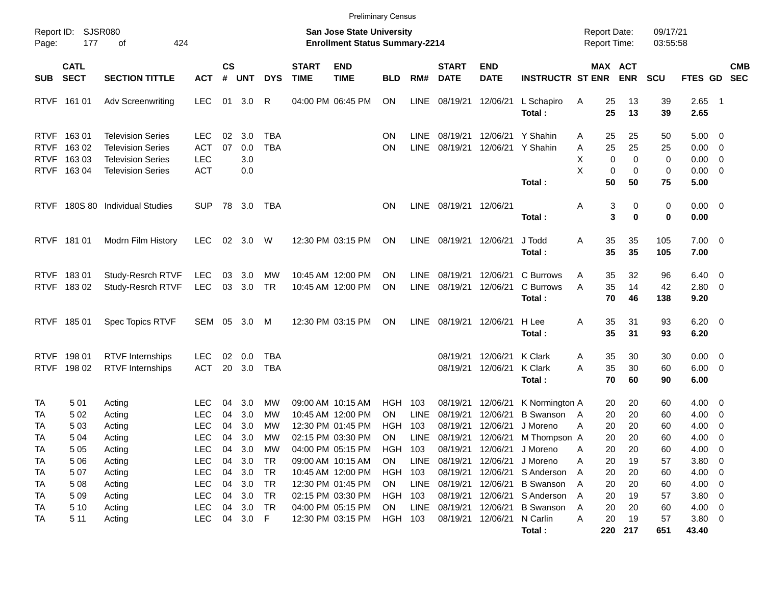Preliminary Census

Report ID: SJSR080

**San Jose State University**
**Enrollment Status Summary-2214**

Report Date: 09/17/21
Report Time: 03:55:58

| SUB | CATL SECT | SECTION TITTLE | ACT | CS # | UNT | DYS | START TIME | END TIME | BLD | RM# | START DATE | END DATE | INSTRUCTR | ST | MAX ENR | ACT ENR | SCU | FTES | GD | CMB SEC |
|---|---|---|---|---|---|---|---|---|---|---|---|---|---|---|---|---|---|---|---|---|
| RTVF | 161 01 | Adv Screenwriting | LEC | 01 | 3.0 | R | 04:00 PM | 06:45 PM | ON | LINE | 08/19/21 | 12/06/21 | L Schapiro | A | 25 | 13 | 39 | 2.65 | 1 | |
| | | | | | | | | | | | | | **Total :** | | **25** | **13** | **39** | **2.65** | | |
| RTVF | 163 01 | Television Series | LEC | 02 | 3.0 | TBA | | | ON | LINE | 08/19/21 | 12/06/21 | Y Shahin | A | 25 | 25 | 50 | 5.00 | 0 | |
| RTVF | 163 02 | Television Series | ACT | 07 | 0.0 | TBA | | | ON | LINE | 08/19/21 | 12/06/21 | Y Shahin | A | 25 | 25 | 25 | 0.00 | 0 | |
| RTVF | 163 03 | Television Series | LEC | | 3.0 | | | | | | | | | X | 0 | 0 | 0 | 0.00 | 0 | |
| RTVF | 163 04 | Television Series | ACT | | 0.0 | | | | | | | | | X | 0 | 0 | 0 | 0.00 | 0 | |
| | | | | | | | | | | | | | **Total :** | | **50** | **50** | **75** | **5.00** | | |
| RTVF | 180S 80 | Individual Studies | SUP | 78 | 3.0 | TBA | | | ON | LINE | 08/19/21 | 12/06/21 | | A | 3 | 0 | 0 | 0.00 | 0 | |
| | | | | | | | | | | | | | **Total :** | | **3** | **0** | **0** | **0.00** | | |
| RTVF | 181 01 | Modrn Film History | LEC | 02 | 3.0 | W | 12:30 PM | 03:15 PM | ON | LINE | 08/19/21 | 12/06/21 | J Todd | A | 35 | 35 | 105 | 7.00 | 0 | |
| | | | | | | | | | | | | | **Total :** | | **35** | **35** | **105** | **7.00** | | |
| RTVF | 183 01 | Study-Resrch RTVF | LEC | 03 | 3.0 | MW | 10:45 AM | 12:00 PM | ON | LINE | 08/19/21 | 12/06/21 | C Burrows | A | 35 | 32 | 96 | 6.40 | 0 | |
| RTVF | 183 02 | Study-Resrch RTVF | LEC | 03 | 3.0 | TR | 10:45 AM | 12:00 PM | ON | LINE | 08/19/21 | 12/06/21 | C Burrows | A | 35 | 14 | 42 | 2.80 | 0 | |
| | | | | | | | | | | | | | **Total :** | | **70** | **46** | **138** | **9.20** | | |
| RTVF | 185 01 | Spec Topics RTVF | SEM | 05 | 3.0 | M | 12:30 PM | 03:15 PM | ON | LINE | 08/19/21 | 12/06/21 | H Lee | A | 35 | 31 | 93 | 6.20 | 0 | |
| | | | | | | | | | | | | | **Total :** | | **35** | **31** | **93** | **6.20** | | |
| RTVF | 198 01 | RTVF Internships | LEC | 02 | 0.0 | TBA | | | | | 08/19/21 | 12/06/21 | K Clark | A | 35 | 30 | 30 | 0.00 | 0 | |
| RTVF | 198 02 | RTVF Internships | ACT | 20 | 3.0 | TBA | | | | | 08/19/21 | 12/06/21 | K Clark | A | 35 | 30 | 60 | 6.00 | 0 | |
| | | | | | | | | | | | | | **Total :** | | **70** | **60** | **90** | **6.00** | | |
| TA | 5 01 | Acting | LEC | 04 | 3.0 | MW | 09:00 AM | 10:15 AM | HGH | 103 | 08/19/21 | 12/06/21 | K Normington | A | 20 | 20 | 60 | 4.00 | 0 | |
| TA | 5 02 | Acting | LEC | 04 | 3.0 | MW | 10:45 AM | 12:00 PM | ON | LINE | 08/19/21 | 12/06/21 | B Swanson | A | 20 | 20 | 60 | 4.00 | 0 | |
| TA | 5 03 | Acting | LEC | 04 | 3.0 | MW | 12:30 PM | 01:45 PM | HGH | 103 | 08/19/21 | 12/06/21 | J Moreno | A | 20 | 20 | 60 | 4.00 | 0 | |
| TA | 5 04 | Acting | LEC | 04 | 3.0 | MW | 02:15 PM | 03:30 PM | ON | LINE | 08/19/21 | 12/06/21 | M Thompson | A | 20 | 20 | 60 | 4.00 | 0 | |
| TA | 5 05 | Acting | LEC | 04 | 3.0 | MW | 04:00 PM | 05:15 PM | HGH | 103 | 08/19/21 | 12/06/21 | J Moreno | A | 20 | 20 | 60 | 4.00 | 0 | |
| TA | 5 06 | Acting | LEC | 04 | 3.0 | TR | 09:00 AM | 10:15 AM | ON | LINE | 08/19/21 | 12/06/21 | J Moreno | A | 20 | 19 | 57 | 3.80 | 0 | |
| TA | 5 07 | Acting | LEC | 04 | 3.0 | TR | 10:45 AM | 12:00 PM | HGH | 103 | 08/19/21 | 12/06/21 | S Anderson | A | 20 | 20 | 60 | 4.00 | 0 | |
| TA | 5 08 | Acting | LEC | 04 | 3.0 | TR | 12:30 PM | 01:45 PM | ON | LINE | 08/19/21 | 12/06/21 | B Swanson | A | 20 | 20 | 60 | 4.00 | 0 | |
| TA | 5 09 | Acting | LEC | 04 | 3.0 | TR | 02:15 PM | 03:30 PM | HGH | 103 | 08/19/21 | 12/06/21 | S Anderson | A | 20 | 19 | 57 | 3.80 | 0 | |
| TA | 5 10 | Acting | LEC | 04 | 3.0 | TR | 04:00 PM | 05:15 PM | ON | LINE | 08/19/21 | 12/06/21 | B Swanson | A | 20 | 20 | 60 | 4.00 | 0 | |
| TA | 5 11 | Acting | LEC | 04 | 3.0 | F | 12:30 PM | 03:15 PM | HGH | 103 | 08/19/21 | 12/06/21 | N Carlin | A | 20 | 19 | 57 | 3.80 | 0 | |
| | | | | | | | | | | | | | **Total :** | | **220** | **217** | **651** | **43.40** | | |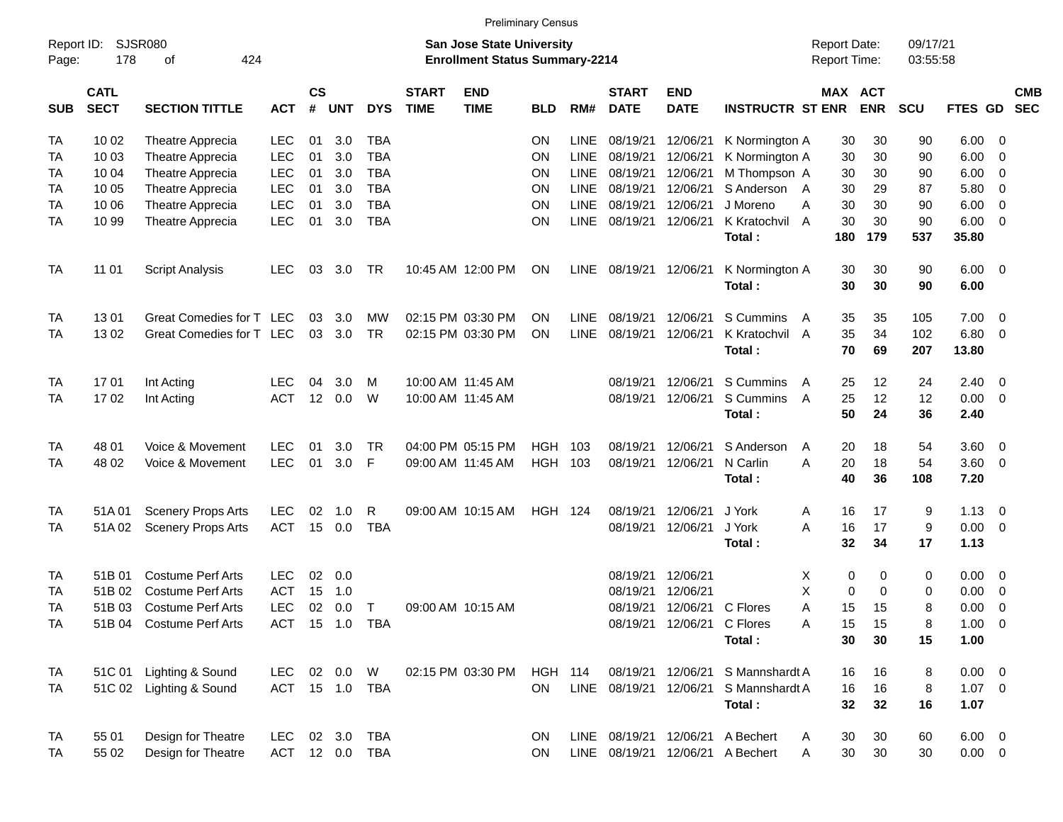Preliminary Census

Report ID: SJSR080

**San Jose State University**
**Enrollment Status Summary-2214**

Report Date: 09/17/21
Report Time: 03:55:58

| SUB | CATL SECT | SECTION TITTLE | ACT | CS # | UNT | DYS | START TIME | END TIME | BLD | RM# | START DATE | END DATE | INSTRUCTR | ST | MAX ENR | ACT ENR | SCU | FTES | GD | CMB SEC |
|---|---|---|---|---|---|---|---|---|---|---|---|---|---|---|---|---|---|---|---|---|
| TA | 10 02 | Theatre Apprecia | LEC | 01 | 3.0 | TBA | | | ON | LINE | 08/19/21 | 12/06/21 | K Normington | A | 30 | 30 | 90 | 6.00 | 0 | |
| TA | 10 03 | Theatre Apprecia | LEC | 01 | 3.0 | TBA | | | ON | LINE | 08/19/21 | 12/06/21 | K Normington | A | 30 | 30 | 90 | 6.00 | 0 | |
| TA | 10 04 | Theatre Apprecia | LEC | 01 | 3.0 | TBA | | | ON | LINE | 08/19/21 | 12/06/21 | M Thompson | A | 30 | 30 | 90 | 6.00 | 0 | |
| TA | 10 05 | Theatre Apprecia | LEC | 01 | 3.0 | TBA | | | ON | LINE | 08/19/21 | 12/06/21 | S Anderson | A | 30 | 29 | 87 | 5.80 | 0 | |
| TA | 10 06 | Theatre Apprecia | LEC | 01 | 3.0 | TBA | | | ON | LINE | 08/19/21 | 12/06/21 | J Moreno | A | 30 | 30 | 90 | 6.00 | 0 | |
| TA | 10 99 | Theatre Apprecia | LEC | 01 | 3.0 | TBA | | | ON | LINE | 08/19/21 | 12/06/21 | K Kratochvil | A | 30 | 30 | 90 | 6.00 | 0 | |
| | | | | | | | | | | | | | **Total :** | | **180** | **179** | **537** | **35.80** | | |
| TA | 11 01 | Script Analysis | LEC | 03 | 3.0 | TR | 10:45 AM | 12:00 PM | ON | LINE | 08/19/21 | 12/06/21 | K Normington | A | 30 | 30 | 90 | 6.00 | 0 | |
| | | | | | | | | | | | | | **Total :** | | **30** | **30** | **90** | **6.00** | | |
| TA | 13 01 | Great Comedies for T | LEC | 03 | 3.0 | MW | 02:15 PM | 03:30 PM | ON | LINE | 08/19/21 | 12/06/21 | S Cummins | A | 35 | 35 | 105 | 7.00 | 0 | |
| TA | 13 02 | Great Comedies for T | LEC | 03 | 3.0 | TR | 02:15 PM | 03:30 PM | ON | LINE | 08/19/21 | 12/06/21 | K Kratochvil | A | 35 | 34 | 102 | 6.80 | 0 | |
| | | | | | | | | | | | | | **Total :** | | **70** | **69** | **207** | **13.80** | | |
| TA | 17 01 | Int Acting | LEC | 04 | 3.0 | M | 10:00 AM | 11:45 AM | | | 08/19/21 | 12/06/21 | S Cummins | A | 25 | 12 | 24 | 2.40 | 0 | |
| TA | 17 02 | Int Acting | ACT | 12 | 0.0 | W | 10:00 AM | 11:45 AM | | | 08/19/21 | 12/06/21 | S Cummins | A | 25 | 12 | 12 | 0.00 | 0 | |
| | | | | | | | | | | | | | **Total :** | | **50** | **24** | **36** | **2.40** | | |
| TA | 48 01 | Voice & Movement | LEC | 01 | 3.0 | TR | 04:00 PM | 05:15 PM | HGH | 103 | 08/19/21 | 12/06/21 | S Anderson | A | 20 | 18 | 54 | 3.60 | 0 | |
| TA | 48 02 | Voice & Movement | LEC | 01 | 3.0 | F | 09:00 AM | 11:45 AM | HGH | 103 | 08/19/21 | 12/06/21 | N Carlin | A | 20 | 18 | 54 | 3.60 | 0 | |
| | | | | | | | | | | | | | **Total :** | | **40** | **36** | **108** | **7.20** | | |
| TA | 51A 01 | Scenery Props Arts | LEC | 02 | 1.0 | R | 09:00 AM | 10:15 AM | HGH | 124 | 08/19/21 | 12/06/21 | J York | A | 16 | 17 | 9 | 1.13 | 0 | |
| TA | 51A 02 | Scenery Props Arts | ACT | 15 | 0.0 | TBA | | | | | 08/19/21 | 12/06/21 | J York | A | 16 | 17 | 9 | 0.00 | 0 | |
| | | | | | | | | | | | | | **Total :** | | **32** | **34** | **17** | **1.13** | | |
| TA | 51B 01 | Costume Perf Arts | LEC | 02 | 0.0 | | | | | | 08/19/21 | 12/06/21 | | X | 0 | 0 | 0 | 0.00 | 0 | |
| TA | 51B 02 | Costume Perf Arts | ACT | 15 | 1.0 | | | | | | 08/19/21 | 12/06/21 | | X | 0 | 0 | 0 | 0.00 | 0 | |
| TA | 51B 03 | Costume Perf Arts | LEC | 02 | 0.0 | T | 09:00 AM | 10:15 AM | | | 08/19/21 | 12/06/21 | C Flores | A | 15 | 15 | 8 | 0.00 | 0 | |
| TA | 51B 04 | Costume Perf Arts | ACT | 15 | 1.0 | TBA | | | | | 08/19/21 | 12/06/21 | C Flores | A | 15 | 15 | 8 | 1.00 | 0 | |
| | | | | | | | | | | | | | **Total :** | | **30** | **30** | **15** | **1.00** | | |
| TA | 51C 01 | Lighting & Sound | LEC | 02 | 0.0 | W | 02:15 PM | 03:30 PM | HGH | 114 | 08/19/21 | 12/06/21 | S Mannshardt | A | 16 | 16 | 8 | 0.00 | 0 | |
| TA | 51C 02 | Lighting & Sound | ACT | 15 | 1.0 | TBA | | | ON | LINE | 08/19/21 | 12/06/21 | S Mannshardt | A | 16 | 16 | 8 | 1.07 | 0 | |
| | | | | | | | | | | | | | **Total :** | | **32** | **32** | **16** | **1.07** | | |
| TA | 55 01 | Design for Theatre | LEC | 02 | 3.0 | TBA | | | ON | LINE | 08/19/21 | 12/06/21 | A Bechert | A | 30 | 30 | 60 | 6.00 | 0 | |
| TA | 55 02 | Design for Theatre | ACT | 12 | 0.0 | TBA | | | ON | LINE | 08/19/21 | 12/06/21 | A Bechert | A | 30 | 30 | 30 | 0.00 | 0 | |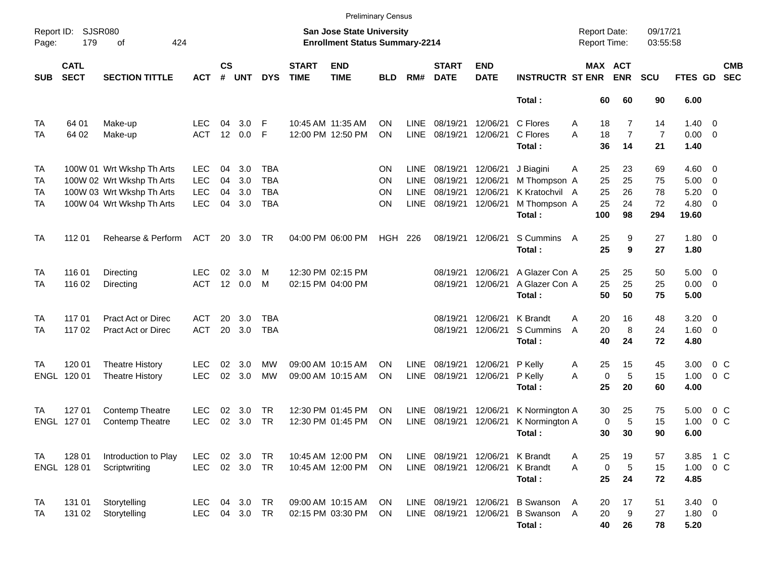Preliminary Census

Report ID: SJSR080

**San Jose State University**
**Enrollment Status Summary-2214**

Report Date: 09/17/21
Report Time: 03:55:58

| SUB | CATL SECT | SECTION TITTLE | ACT | CS # | UNT | DYS | START TIME | END TIME | BLD | RM# | START DATE | END DATE | INSTRUCTR | ST | MAX ENR | ACT ENR | SCU | FTES | GD | CMB SEC |
|---|---|---|---|---|---|---|---|---|---|---|---|---|---|---|---|---|---|---|---|---|
| | | | | | | | | | | | | | **Total :** | | **60** | **60** | **90** | **6.00** | | |
| TA | 64 01 | Make-up | LEC | 04 | 3.0 | F | 10:45 AM | 11:35 AM | ON | LINE | 08/19/21 | 12/06/21 | C Flores | A | 18 | 7 | 14 | 1.40 | 0 | |
| TA | 64 02 | Make-up | ACT | 12 | 0.0 | F | 12:00 PM | 12:50 PM | ON | LINE | 08/19/21 | 12/06/21 | C Flores | A | 18 | 7 | 7 | 0.00 | 0 | |
| | | | | | | | | | | | | | **Total :** | | **36** | **14** | **21** | **1.40** | | |
| TA | 100W 01 | Wrt Wkshp Th Arts | LEC | 04 | 3.0 | TBA | | | ON | LINE | 08/19/21 | 12/06/21 | J Biagini | A | 25 | 23 | 69 | 4.60 | 0 | |
| TA | 100W 02 | Wrt Wkshp Th Arts | LEC | 04 | 3.0 | TBA | | | ON | LINE | 08/19/21 | 12/06/21 | M Thompson | A | 25 | 25 | 75 | 5.00 | 0 | |
| TA | 100W 03 | Wrt Wkshp Th Arts | LEC | 04 | 3.0 | TBA | | | ON | LINE | 08/19/21 | 12/06/21 | K Kratochvil | A | 25 | 26 | 78 | 5.20 | 0 | |
| TA | 100W 04 | Wrt Wkshp Th Arts | LEC | 04 | 3.0 | TBA | | | ON | LINE | 08/19/21 | 12/06/21 | M Thompson | A | 25 | 24 | 72 | 4.80 | 0 | |
| | | | | | | | | | | | | | **Total :** | | **100** | **98** | **294** | **19.60** | | |
| TA | 112 01 | Rehearse & Perform | ACT | 20 | 3.0 | TR | 04:00 PM | 06:00 PM | HGH | 226 | 08/19/21 | 12/06/21 | S Cummins | A | 25 | 9 | 27 | 1.80 | 0 | |
| | | | | | | | | | | | | | **Total :** | | **25** | **9** | **27** | **1.80** | | |
| TA | 116 01 | Directing | LEC | 02 | 3.0 | M | 12:30 PM | 02:15 PM | | | 08/19/21 | 12/06/21 | A Glazer Con | A | 25 | 25 | 50 | 5.00 | 0 | |
| TA | 116 02 | Directing | ACT | 12 | 0.0 | M | 02:15 PM | 04:00 PM | | | 08/19/21 | 12/06/21 | A Glazer Con | A | 25 | 25 | 25 | 0.00 | 0 | |
| | | | | | | | | | | | | | **Total :** | | **50** | **50** | **75** | **5.00** | | |
| TA | 117 01 | Pract Act or Direc | ACT | 20 | 3.0 | TBA | | | | | 08/19/21 | 12/06/21 | K Brandt | A | 20 | 16 | 48 | 3.20 | 0 | |
| TA | 117 02 | Pract Act or Direc | ACT | 20 | 3.0 | TBA | | | | | 08/19/21 | 12/06/21 | S Cummins | A | 20 | 8 | 24 | 1.60 | 0 | |
| | | | | | | | | | | | | | **Total :** | | **40** | **24** | **72** | **4.80** | | |
| TA | 120 01 | Theatre History | LEC | 02 | 3.0 | MW | 09:00 AM | 10:15 AM | ON | LINE | 08/19/21 | 12/06/21 | P Kelly | A | 25 | 15 | 45 | 3.00 | 0 | C |
| ENGL | 120 01 | Theatre History | LEC | 02 | 3.0 | MW | 09:00 AM | 10:15 AM | ON | LINE | 08/19/21 | 12/06/21 | P Kelly | A | 0 | 5 | 15 | 1.00 | 0 | C |
| | | | | | | | | | | | | | **Total :** | | **25** | **20** | **60** | **4.00** | | |
| TA | 127 01 | Contemp Theatre | LEC | 02 | 3.0 | TR | 12:30 PM | 01:45 PM | ON | LINE | 08/19/21 | 12/06/21 | K Normington | A | 30 | 25 | 75 | 5.00 | 0 | C |
| ENGL | 127 01 | Contemp Theatre | LEC | 02 | 3.0 | TR | 12:30 PM | 01:45 PM | ON | LINE | 08/19/21 | 12/06/21 | K Normington | A | 0 | 5 | 15 | 1.00 | 0 | C |
| | | | | | | | | | | | | | **Total :** | | **30** | **30** | **90** | **6.00** | | |
| TA | 128 01 | Introduction to Play | LEC | 02 | 3.0 | TR | 10:45 AM | 12:00 PM | ON | LINE | 08/19/21 | 12/06/21 | K Brandt | A | 25 | 19 | 57 | 3.85 | 1 | C |
| ENGL | 128 01 | Scriptwriting | LEC | 02 | 3.0 | TR | 10:45 AM | 12:00 PM | ON | LINE | 08/19/21 | 12/06/21 | K Brandt | A | 0 | 5 | 15 | 1.00 | 0 | C |
| | | | | | | | | | | | | | **Total :** | | **25** | **24** | **72** | **4.85** | | |
| TA | 131 01 | Storytelling | LEC | 04 | 3.0 | TR | 09:00 AM | 10:15 AM | ON | LINE | 08/19/21 | 12/06/21 | B Swanson | A | 20 | 17 | 51 | 3.40 | 0 | |
| TA | 131 02 | Storytelling | LEC | 04 | 3.0 | TR | 02:15 PM | 03:30 PM | ON | LINE | 08/19/21 | 12/06/21 | B Swanson | A | 20 | 9 | 27 | 1.80 | 0 | |
| | | | | | | | | | | | | | **Total :** | | **40** | **26** | **78** | **5.20** | | |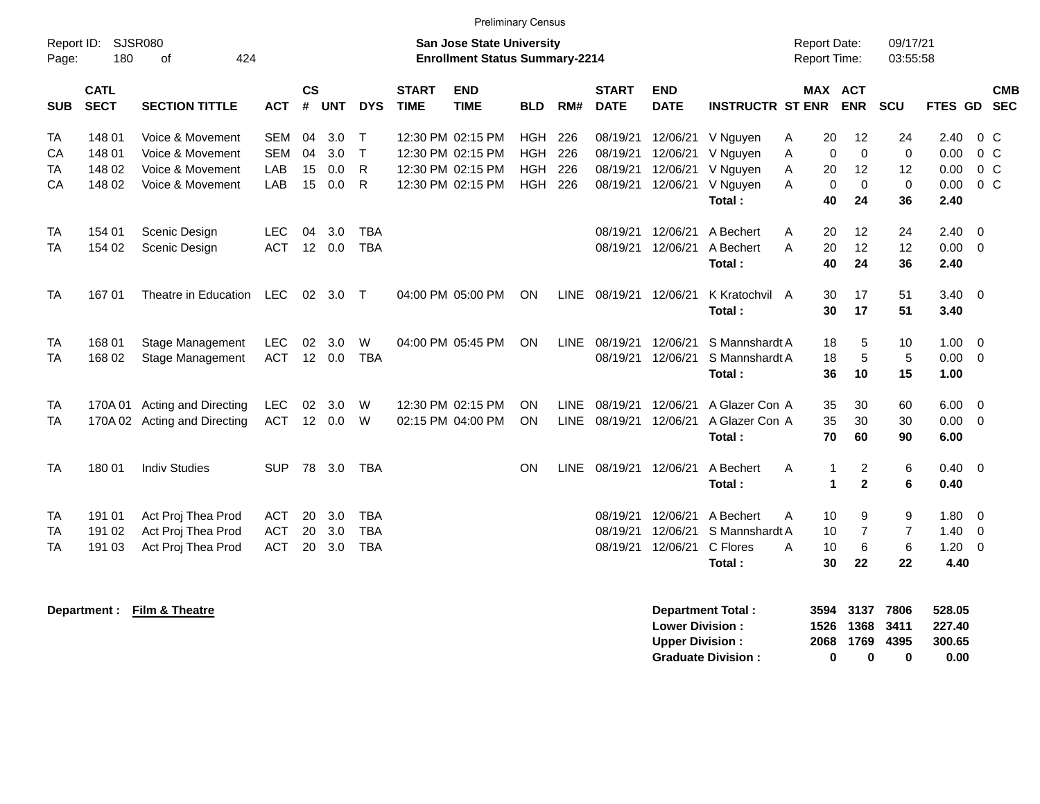Preliminary Census

Report ID: SJSR080 | San Jose State University | Report Date: 09/17/21
Enrollment Status Summary-2214 | Report Time: 03:55:58

| SUB | CATL SECT | SECTION TITTLE | ACT | CS # | UNT | DYS | START TIME | END TIME | BLD | RM# | START DATE | END DATE | INSTRUCTR | ST | MAX ENR | ACT ENR | SCU | FTES | GD | CMB SEC |
|---|---|---|---|---|---|---|---|---|---|---|---|---|---|---|---|---|---|---|---|---|
| TA | 148 01 | Voice & Movement | SEM | 04 | 3.0 | T | 12:30 PM | 02:15 PM | HGH | 226 | 08/19/21 | 12/06/21 | V Nguyen | A | 20 | 12 | 24 | 2.40 | 0 | C |
| CA | 148 01 | Voice & Movement | SEM | 04 | 3.0 | T | 12:30 PM | 02:15 PM | HGH | 226 | 08/19/21 | 12/06/21 | V Nguyen | A | 0 | 0 | 0 | 0.00 | 0 | C |
| TA | 148 02 | Voice & Movement | LAB | 15 | 0.0 | R | 12:30 PM | 02:15 PM | HGH | 226 | 08/19/21 | 12/06/21 | V Nguyen | A | 20 | 12 | 12 | 0.00 | 0 | C |
| CA | 148 02 | Voice & Movement | LAB | 15 | 0.0 | R | 12:30 PM | 02:15 PM | HGH | 226 | 08/19/21 | 12/06/21 | V Nguyen | A | 0 | 0 | 0 | 0.00 | 0 | C |
| | | | | | | | | | | | | | **Total :** | | **40** | **24** | **36** | **2.40** | | |
| TA | 154 01 | Scenic Design | LEC | 04 | 3.0 | TBA | | | | | 08/19/21 | 12/06/21 | A Bechert | A | 20 | 12 | 24 | 2.40 | 0 | |
| TA | 154 02 | Scenic Design | ACT | 12 | 0.0 | TBA | | | | | 08/19/21 | 12/06/21 | A Bechert | A | 20 | 12 | 12 | 0.00 | 0 | |
| | | | | | | | | | | | | | **Total :** | | **40** | **24** | **36** | **2.40** | | |
| TA | 167 01 | Theatre in Education | LEC | 02 | 3.0 | T | 04:00 PM | 05:00 PM | ON | LINE | 08/19/21 | 12/06/21 | K Kratochvil | A | 30 | 17 | 51 | 3.40 | 0 | |
| | | | | | | | | | | | | | **Total :** | | **30** | **17** | **51** | **3.40** | | |
| TA | 168 01 | Stage Management | LEC | 02 | 3.0 | W | 04:00 PM | 05:45 PM | ON | LINE | 08/19/21 | 12/06/21 | S Mannshardt | A | 18 | 5 | 10 | 1.00 | 0 | |
| TA | 168 02 | Stage Management | ACT | 12 | 0.0 | TBA | | | | | 08/19/21 | 12/06/21 | S Mannshardt | A | 18 | 5 | 5 | 0.00 | 0 | |
| | | | | | | | | | | | | | **Total :** | | **36** | **10** | **15** | **1.00** | | |
| TA | 170A 01 | Acting and Directing | LEC | 02 | 3.0 | W | 12:30 PM | 02:15 PM | ON | LINE | 08/19/21 | 12/06/21 | A Glazer Con | A | 35 | 30 | 60 | 6.00 | 0 | |
| TA | 170A 02 | Acting and Directing | ACT | 12 | 0.0 | W | 02:15 PM | 04:00 PM | ON | LINE | 08/19/21 | 12/06/21 | A Glazer Con | A | 35 | 30 | 30 | 0.00 | 0 | |
| | | | | | | | | | | | | | **Total :** | | **70** | **60** | **90** | **6.00** | | |
| TA | 180 01 | Indiv Studies | SUP | 78 | 3.0 | TBA | | | ON | LINE | 08/19/21 | 12/06/21 | A Bechert | A | 1 | 2 | 6 | 0.40 | 0 | |
| | | | | | | | | | | | | | **Total :** | | **1** | **2** | **6** | **0.40** | | |
| TA | 191 01 | Act Proj Thea Prod | ACT | 20 | 3.0 | TBA | | | | | 08/19/21 | 12/06/21 | A Bechert | A | 10 | 9 | 9 | 1.80 | 0 | |
| TA | 191 02 | Act Proj Thea Prod | ACT | 20 | 3.0 | TBA | | | | | 08/19/21 | 12/06/21 | S Mannshardt | A | 10 | 7 | 7 | 1.40 | 0 | |
| TA | 191 03 | Act Proj Thea Prod | ACT | 20 | 3.0 | TBA | | | | | 08/19/21 | 12/06/21 | C Flores | A | 10 | 6 | 6 | 1.20 | 0 | |
| | | | | | | | | | | | | | **Total :** | | **30** | **22** | **22** | **4.40** | | |

**Department : Film & Theatre**

| | MAX ENR | ACT ENR | SCU | FTES |
|---|---|---|---|---|
| **Department Total :** | **3594** | **3137** | **7806** | **528.05** |
| **Lower Division :** | **1526** | **1368** | **3411** | **227.40** |
| **Upper Division :** | **2068** | **1769** | **4395** | **300.65** |
| **Graduate Division :** | **0** | **0** | **0** | **0.00** |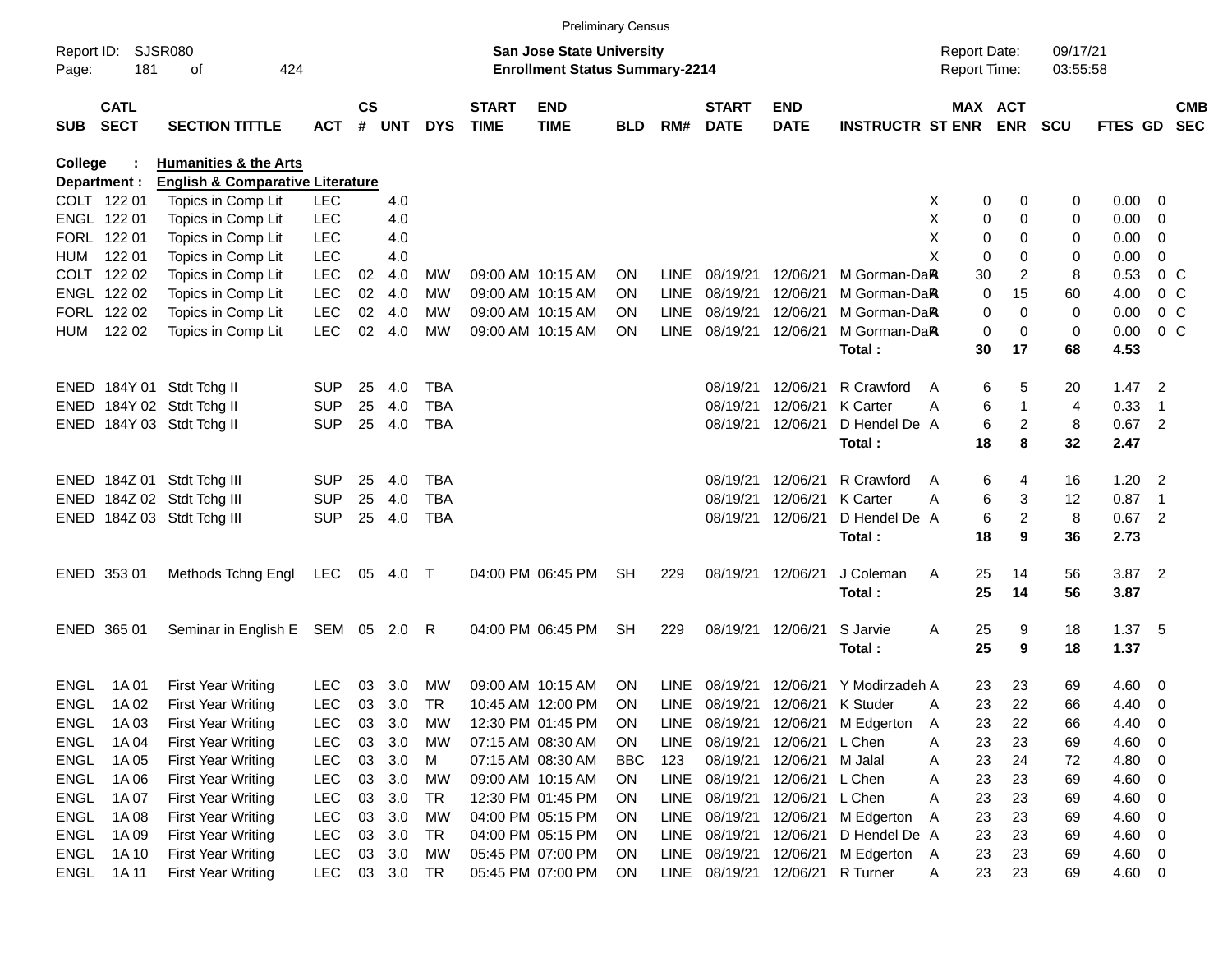Preliminary Census

Report ID: SJSR080

**San Jose State University**
**Enrollment Status Summary-2214**

Report Date: 09/17/21
Report Time: 03:55:58

**College : Humanities & the Arts**
**Department : English & Comparative Literature**

| SUB | CATL SECT | SECTION TITTLE | ACT | CS # | UNT | DYS | START TIME | END TIME | BLD | RM# | START DATE | END DATE | INSTRUCTR | ST | MAX ENR | ACT ENR | SCU | FTES | GD | CMB SEC |
|---|---|---|---|---|---|---|---|---|---|---|---|---|---|---|---|---|---|---|---|---|
| COLT | 122 01 | Topics in Comp Lit | LEC | | 4.0 | | | | | | | | | X | 0 | 0 | 0 | 0.00 | 0 | |
| ENGL | 122 01 | Topics in Comp Lit | LEC | | 4.0 | | | | | | | | | X | 0 | 0 | 0 | 0.00 | 0 | |
| FORL | 122 01 | Topics in Comp Lit | LEC | | 4.0 | | | | | | | | | X | 0 | 0 | 0 | 0.00 | 0 | |
| HUM | 122 01 | Topics in Comp Lit | LEC | | 4.0 | | | | | | | | | X | 0 | 0 | 0 | 0.00 | 0 | |
| COLT | 122 02 | Topics in Comp Lit | LEC | 02 | 4.0 | MW | 09:00 AM | 10:15 AM | ON | LINE | 08/19/21 | 12/06/21 | M Gorman-Da | A | 30 | 2 | 8 | 0.53 | 0 | C |
| ENGL | 122 02 | Topics in Comp Lit | LEC | 02 | 4.0 | MW | 09:00 AM | 10:15 AM | ON | LINE | 08/19/21 | 12/06/21 | M Gorman-Da | A | 0 | 15 | 60 | 4.00 | 0 | C |
| FORL | 122 02 | Topics in Comp Lit | LEC | 02 | 4.0 | MW | 09:00 AM | 10:15 AM | ON | LINE | 08/19/21 | 12/06/21 | M Gorman-Da | A | 0 | 0 | 0 | 0.00 | 0 | C |
| HUM | 122 02 | Topics in Comp Lit | LEC | 02 | 4.0 | MW | 09:00 AM | 10:15 AM | ON | LINE | 08/19/21 | 12/06/21 | M Gorman-Da | A | 0 | 0 | 0 | 0.00 | 0 | C |
| | | | | | | | | | | | | | **Total :** | | **30** | **17** | **68** | **4.53** | | |
| ENED | 184Y 01 | Stdt Tchg II | SUP | 25 | 4.0 | TBA | | | | | 08/19/21 | 12/06/21 | R Crawford | A | 6 | 5 | 20 | 1.47 | 2 | |
| ENED | 184Y 02 | Stdt Tchg II | SUP | 25 | 4.0 | TBA | | | | | 08/19/21 | 12/06/21 | K Carter | A | 6 | 1 | 4 | 0.33 | 1 | |
| ENED | 184Y 03 | Stdt Tchg II | SUP | 25 | 4.0 | TBA | | | | | 08/19/21 | 12/06/21 | D Hendel De | A | 6 | 2 | 8 | 0.67 | 2 | |
| | | | | | | | | | | | | | **Total :** | | **18** | **8** | **32** | **2.47** | | |
| ENED | 184Z 01 | Stdt Tchg III | SUP | 25 | 4.0 | TBA | | | | | 08/19/21 | 12/06/21 | R Crawford | A | 6 | 4 | 16 | 1.20 | 2 | |
| ENED | 184Z 02 | Stdt Tchg III | SUP | 25 | 4.0 | TBA | | | | | 08/19/21 | 12/06/21 | K Carter | A | 6 | 3 | 12 | 0.87 | 1 | |
| ENED | 184Z 03 | Stdt Tchg III | SUP | 25 | 4.0 | TBA | | | | | 08/19/21 | 12/06/21 | D Hendel De | A | 6 | 2 | 8 | 0.67 | 2 | |
| | | | | | | | | | | | | | **Total :** | | **18** | **9** | **36** | **2.73** | | |
| ENED | 353 01 | Methods Tchng Engl | LEC | 05 | 4.0 | T | 04:00 PM | 06:45 PM | SH | 229 | 08/19/21 | 12/06/21 | J Coleman | A | 25 | 14 | 56 | 3.87 | 2 | |
| | | | | | | | | | | | | | **Total :** | | **25** | **14** | **56** | **3.87** | | |
| ENED | 365 01 | Seminar in English E | SEM | 05 | 2.0 | R | 04:00 PM | 06:45 PM | SH | 229 | 08/19/21 | 12/06/21 | S Jarvie | A | 25 | 9 | 18 | 1.37 | 5 | |
| | | | | | | | | | | | | | **Total :** | | **25** | **9** | **18** | **1.37** | | |
| ENGL | 1A 01 | First Year Writing | LEC | 03 | 3.0 | MW | 09:00 AM | 10:15 AM | ON | LINE | 08/19/21 | 12/06/21 | Y Modirzadeh | A | 23 | 23 | 69 | 4.60 | 0 | |
| ENGL | 1A 02 | First Year Writing | LEC | 03 | 3.0 | TR | 10:45 AM | 12:00 PM | ON | LINE | 08/19/21 | 12/06/21 | K Studer | A | 23 | 22 | 66 | 4.40 | 0 | |
| ENGL | 1A 03 | First Year Writing | LEC | 03 | 3.0 | MW | 12:30 PM | 01:45 PM | ON | LINE | 08/19/21 | 12/06/21 | M Edgerton | A | 23 | 22 | 66 | 4.40 | 0 | |
| ENGL | 1A 04 | First Year Writing | LEC | 03 | 3.0 | MW | 07:15 AM | 08:30 AM | ON | LINE | 08/19/21 | 12/06/21 | L Chen | A | 23 | 23 | 69 | 4.60 | 0 | |
| ENGL | 1A 05 | First Year Writing | LEC | 03 | 3.0 | M | 07:15 AM | 08:30 AM | BBC | 123 | 08/19/21 | 12/06/21 | M Jalal | A | 23 | 24 | 72 | 4.80 | 0 | |
| ENGL | 1A 06 | First Year Writing | LEC | 03 | 3.0 | MW | 09:00 AM | 10:15 AM | ON | LINE | 08/19/21 | 12/06/21 | L Chen | A | 23 | 23 | 69 | 4.60 | 0 | |
| ENGL | 1A 07 | First Year Writing | LEC | 03 | 3.0 | TR | 12:30 PM | 01:45 PM | ON | LINE | 08/19/21 | 12/06/21 | L Chen | A | 23 | 23 | 69 | 4.60 | 0 | |
| ENGL | 1A 08 | First Year Writing | LEC | 03 | 3.0 | MW | 04:00 PM | 05:15 PM | ON | LINE | 08/19/21 | 12/06/21 | M Edgerton | A | 23 | 23 | 69 | 4.60 | 0 | |
| ENGL | 1A 09 | First Year Writing | LEC | 03 | 3.0 | TR | 04:00 PM | 05:15 PM | ON | LINE | 08/19/21 | 12/06/21 | D Hendel De | A | 23 | 23 | 69 | 4.60 | 0 | |
| ENGL | 1A 10 | First Year Writing | LEC | 03 | 3.0 | MW | 05:45 PM | 07:00 PM | ON | LINE | 08/19/21 | 12/06/21 | M Edgerton | A | 23 | 23 | 69 | 4.60 | 0 | |
| ENGL | 1A 11 | First Year Writing | LEC | 03 | 3.0 | TR | 05:45 PM | 07:00 PM | ON | LINE | 08/19/21 | 12/06/21 | R Turner | A | 23 | 23 | 69 | 4.60 | 0 | |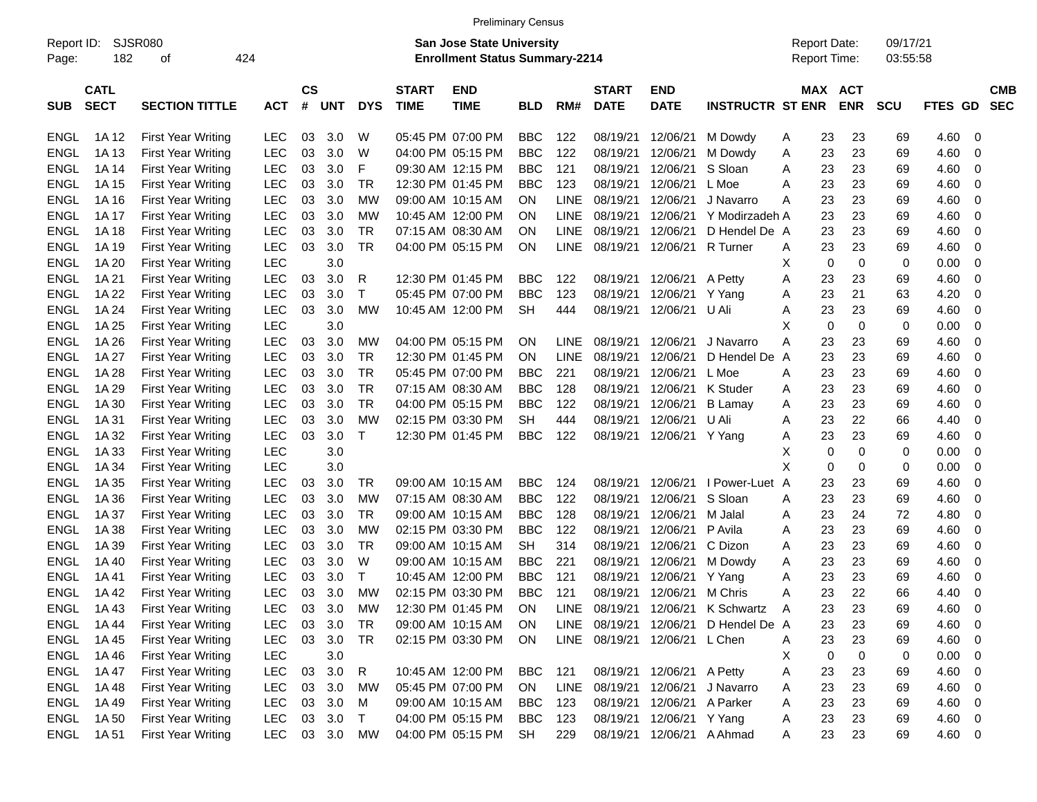Preliminary Census

Report ID: SJSR080

**San Jose State University**
**Enrollment Status Summary-2214**

Report Date: 09/17/21
Report Time: 03:55:58

| SUB | CATL SECT | SECTION TITTLE | ACT | CS # | UNT | DYS | START TIME | END TIME | BLD | RM# | START DATE | END DATE | INSTRUCTR | ST | MAX ENR | ACT ENR | SCU | FTES | GD | CMB SEC |
|---|---|---|---|---|---|---|---|---|---|---|---|---|---|---|---|---|---|---|---|---|
| ENGL | 1A 12 | First Year Writing | LEC | 03 | 3.0 | W | 05:45 PM | 07:00 PM | BBC | 122 | 08/19/21 | 12/06/21 | M Dowdy | A | 23 | 23 | 69 | 4.60 | 0 | |
| ENGL | 1A 13 | First Year Writing | LEC | 03 | 3.0 | W | 04:00 PM | 05:15 PM | BBC | 122 | 08/19/21 | 12/06/21 | M Dowdy | A | 23 | 23 | 69 | 4.60 | 0 | |
| ENGL | 1A 14 | First Year Writing | LEC | 03 | 3.0 | F | 09:30 AM | 12:15 PM | BBC | 121 | 08/19/21 | 12/06/21 | S Sloan | A | 23 | 23 | 69 | 4.60 | 0 | |
| ENGL | 1A 15 | First Year Writing | LEC | 03 | 3.0 | TR | 12:30 PM | 01:45 PM | BBC | 123 | 08/19/21 | 12/06/21 | L Moe | A | 23 | 23 | 69 | 4.60 | 0 | |
| ENGL | 1A 16 | First Year Writing | LEC | 03 | 3.0 | MW | 09:00 AM | 10:15 AM | ON | LINE | 08/19/21 | 12/06/21 | J Navarro | A | 23 | 23 | 69 | 4.60 | 0 | |
| ENGL | 1A 17 | First Year Writing | LEC | 03 | 3.0 | MW | 10:45 AM | 12:00 PM | ON | LINE | 08/19/21 | 12/06/21 | Y Modirzadeh | A | 23 | 23 | 69 | 4.60 | 0 | |
| ENGL | 1A 18 | First Year Writing | LEC | 03 | 3.0 | TR | 07:15 AM | 08:30 AM | ON | LINE | 08/19/21 | 12/06/21 | D Hendel De | A | 23 | 23 | 69 | 4.60 | 0 | |
| ENGL | 1A 19 | First Year Writing | LEC | 03 | 3.0 | TR | 04:00 PM | 05:15 PM | ON | LINE | 08/19/21 | 12/06/21 | R Turner | A | 23 | 23 | 69 | 4.60 | 0 | |
| ENGL | 1A 20 | First Year Writing | LEC | | 3.0 | | | | | | | | | X | 0 | 0 | 0 | 0.00 | 0 | |
| ENGL | 1A 21 | First Year Writing | LEC | 03 | 3.0 | R | 12:30 PM | 01:45 PM | BBC | 122 | 08/19/21 | 12/06/21 | A Petty | A | 23 | 23 | 69 | 4.60 | 0 | |
| ENGL | 1A 22 | First Year Writing | LEC | 03 | 3.0 | T | 05:45 PM | 07:00 PM | BBC | 123 | 08/19/21 | 12/06/21 | Y Yang | A | 23 | 21 | 63 | 4.20 | 0 | |
| ENGL | 1A 24 | First Year Writing | LEC | 03 | 3.0 | MW | 10:45 AM | 12:00 PM | SH | 444 | 08/19/21 | 12/06/21 | U Ali | A | 23 | 23 | 69 | 4.60 | 0 | |
| ENGL | 1A 25 | First Year Writing | LEC | | 3.0 | | | | | | | | | X | 0 | 0 | 0 | 0.00 | 0 | |
| ENGL | 1A 26 | First Year Writing | LEC | 03 | 3.0 | MW | 04:00 PM | 05:15 PM | ON | LINE | 08/19/21 | 12/06/21 | J Navarro | A | 23 | 23 | 69 | 4.60 | 0 | |
| ENGL | 1A 27 | First Year Writing | LEC | 03 | 3.0 | TR | 12:30 PM | 01:45 PM | ON | LINE | 08/19/21 | 12/06/21 | D Hendel De | A | 23 | 23 | 69 | 4.60 | 0 | |
| ENGL | 1A 28 | First Year Writing | LEC | 03 | 3.0 | TR | 05:45 PM | 07:00 PM | BBC | 221 | 08/19/21 | 12/06/21 | L Moe | A | 23 | 23 | 69 | 4.60 | 0 | |
| ENGL | 1A 29 | First Year Writing | LEC | 03 | 3.0 | TR | 07:15 AM | 08:30 AM | BBC | 128 | 08/19/21 | 12/06/21 | K Studer | A | 23 | 23 | 69 | 4.60 | 0 | |
| ENGL | 1A 30 | First Year Writing | LEC | 03 | 3.0 | TR | 04:00 PM | 05:15 PM | BBC | 122 | 08/19/21 | 12/06/21 | B Lamay | A | 23 | 23 | 69 | 4.60 | 0 | |
| ENGL | 1A 31 | First Year Writing | LEC | 03 | 3.0 | MW | 02:15 PM | 03:30 PM | SH | 444 | 08/19/21 | 12/06/21 | U Ali | A | 23 | 22 | 66 | 4.40 | 0 | |
| ENGL | 1A 32 | First Year Writing | LEC | 03 | 3.0 | T | 12:30 PM | 01:45 PM | BBC | 122 | 08/19/21 | 12/06/21 | Y Yang | A | 23 | 23 | 69 | 4.60 | 0 | |
| ENGL | 1A 33 | First Year Writing | LEC | | 3.0 | | | | | | | | | X | 0 | 0 | 0 | 0.00 | 0 | |
| ENGL | 1A 34 | First Year Writing | LEC | | 3.0 | | | | | | | | | X | 0 | 0 | 0 | 0.00 | 0 | |
| ENGL | 1A 35 | First Year Writing | LEC | 03 | 3.0 | TR | 09:00 AM | 10:15 AM | BBC | 124 | 08/19/21 | 12/06/21 | I Power-Luet | A | 23 | 23 | 69 | 4.60 | 0 | |
| ENGL | 1A 36 | First Year Writing | LEC | 03 | 3.0 | MW | 07:15 AM | 08:30 AM | BBC | 122 | 08/19/21 | 12/06/21 | S Sloan | A | 23 | 23 | 69 | 4.60 | 0 | |
| ENGL | 1A 37 | First Year Writing | LEC | 03 | 3.0 | TR | 09:00 AM | 10:15 AM | BBC | 128 | 08/19/21 | 12/06/21 | M Jalal | A | 23 | 24 | 72 | 4.80 | 0 | |
| ENGL | 1A 38 | First Year Writing | LEC | 03 | 3.0 | MW | 02:15 PM | 03:30 PM | BBC | 122 | 08/19/21 | 12/06/21 | P Avila | A | 23 | 23 | 69 | 4.60 | 0 | |
| ENGL | 1A 39 | First Year Writing | LEC | 03 | 3.0 | TR | 09:00 AM | 10:15 AM | SH | 314 | 08/19/21 | 12/06/21 | C Dizon | A | 23 | 23 | 69 | 4.60 | 0 | |
| ENGL | 1A 40 | First Year Writing | LEC | 03 | 3.0 | W | 09:00 AM | 10:15 AM | BBC | 221 | 08/19/21 | 12/06/21 | M Dowdy | A | 23 | 23 | 69 | 4.60 | 0 | |
| ENGL | 1A 41 | First Year Writing | LEC | 03 | 3.0 | T | 10:45 AM | 12:00 PM | BBC | 121 | 08/19/21 | 12/06/21 | Y Yang | A | 23 | 23 | 69 | 4.60 | 0 | |
| ENGL | 1A 42 | First Year Writing | LEC | 03 | 3.0 | MW | 02:15 PM | 03:30 PM | BBC | 121 | 08/19/21 | 12/06/21 | M Chris | A | 23 | 22 | 66 | 4.40 | 0 | |
| ENGL | 1A 43 | First Year Writing | LEC | 03 | 3.0 | MW | 12:30 PM | 01:45 PM | ON | LINE | 08/19/21 | 12/06/21 | K Schwartz | A | 23 | 23 | 69 | 4.60 | 0 | |
| ENGL | 1A 44 | First Year Writing | LEC | 03 | 3.0 | TR | 09:00 AM | 10:15 AM | ON | LINE | 08/19/21 | 12/06/21 | D Hendel De | A | 23 | 23 | 69 | 4.60 | 0 | |
| ENGL | 1A 45 | First Year Writing | LEC | 03 | 3.0 | TR | 02:15 PM | 03:30 PM | ON | LINE | 08/19/21 | 12/06/21 | L Chen | A | 23 | 23 | 69 | 4.60 | 0 | |
| ENGL | 1A 46 | First Year Writing | LEC | | 3.0 | | | | | | | | | X | 0 | 0 | 0 | 0.00 | 0 | |
| ENGL | 1A 47 | First Year Writing | LEC | 03 | 3.0 | R | 10:45 AM | 12:00 PM | BBC | 121 | 08/19/21 | 12/06/21 | A Petty | A | 23 | 23 | 69 | 4.60 | 0 | |
| ENGL | 1A 48 | First Year Writing | LEC | 03 | 3.0 | MW | 05:45 PM | 07:00 PM | ON | LINE | 08/19/21 | 12/06/21 | J Navarro | A | 23 | 23 | 69 | 4.60 | 0 | |
| ENGL | 1A 49 | First Year Writing | LEC | 03 | 3.0 | M | 09:00 AM | 10:15 AM | BBC | 123 | 08/19/21 | 12/06/21 | A Parker | A | 23 | 23 | 69 | 4.60 | 0 | |
| ENGL | 1A 50 | First Year Writing | LEC | 03 | 3.0 | T | 04:00 PM | 05:15 PM | BBC | 123 | 08/19/21 | 12/06/21 | Y Yang | A | 23 | 23 | 69 | 4.60 | 0 | |
| ENGL | 1A 51 | First Year Writing | LEC | 03 | 3.0 | MW | 04:00 PM | 05:15 PM | SH | 229 | 08/19/21 | 12/06/21 | A Ahmad | A | 23 | 23 | 69 | 4.60 | 0 | |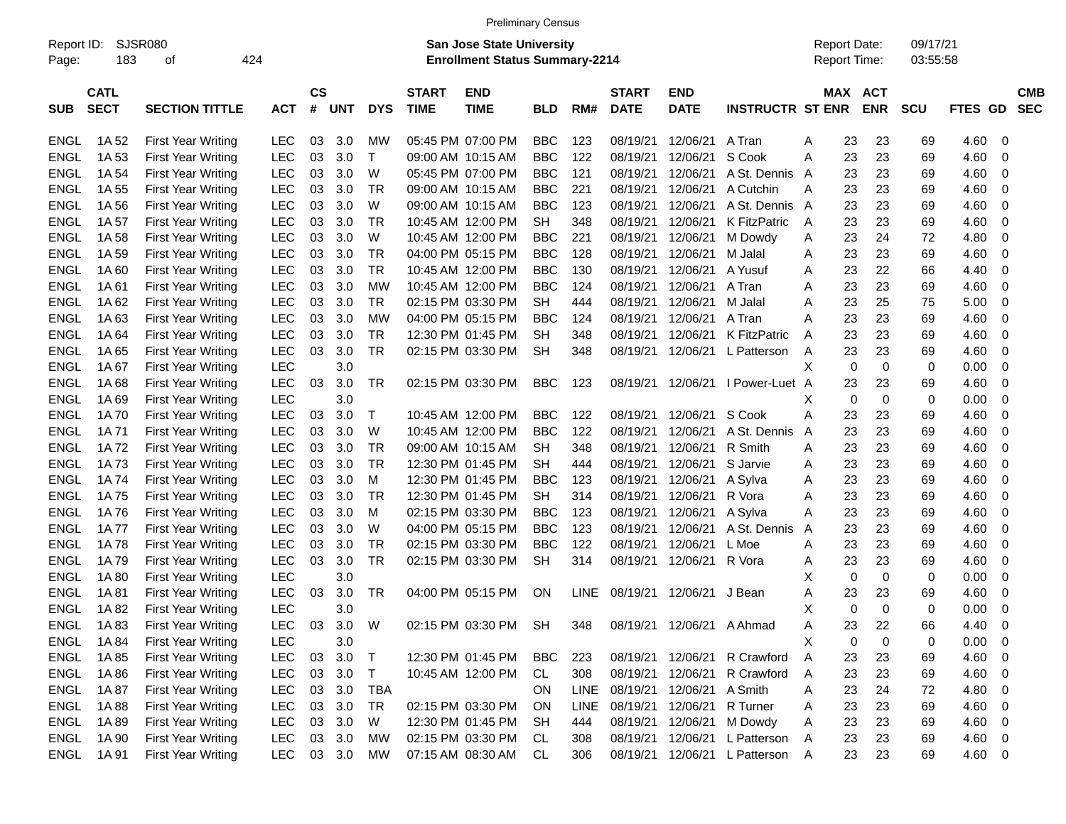Preliminary Census

Report ID: SJSR080

**San Jose State University**
**Enrollment Status Summary-2214**

Report Date: 09/17/21
Report Time: 03:55:58

| SUB | CATL SECT | SECTION TITTLE | ACT | CS # | UNT | DYS | START TIME | END TIME | BLD | RM# | START DATE | END DATE | INSTRUCTR | ST | MAX ENR | ACT ENR | SCU | FTES | GD | CMB SEC |
|---|---|---|---|---|---|---|---|---|---|---|---|---|---|---|---|---|---|---|---|---|
| ENGL | 1A 52 | First Year Writing | LEC | 03 | 3.0 | MW | 05:45 PM | 07:00 PM | BBC | 123 | 08/19/21 | 12/06/21 | A Tran | A | 23 | 23 | 69 | 4.60 | 0 | |
| ENGL | 1A 53 | First Year Writing | LEC | 03 | 3.0 | T | 09:00 AM | 10:15 AM | BBC | 122 | 08/19/21 | 12/06/21 | S Cook | A | 23 | 23 | 69 | 4.60 | 0 | |
| ENGL | 1A 54 | First Year Writing | LEC | 03 | 3.0 | W | 05:45 PM | 07:00 PM | BBC | 121 | 08/19/21 | 12/06/21 | A St. Dennis | A | 23 | 23 | 69 | 4.60 | 0 | |
| ENGL | 1A 55 | First Year Writing | LEC | 03 | 3.0 | TR | 09:00 AM | 10:15 AM | BBC | 221 | 08/19/21 | 12/06/21 | A Cutchin | A | 23 | 23 | 69 | 4.60 | 0 | |
| ENGL | 1A 56 | First Year Writing | LEC | 03 | 3.0 | W | 09:00 AM | 10:15 AM | BBC | 123 | 08/19/21 | 12/06/21 | A St. Dennis | A | 23 | 23 | 69 | 4.60 | 0 | |
| ENGL | 1A 57 | First Year Writing | LEC | 03 | 3.0 | TR | 10:45 AM | 12:00 PM | SH | 348 | 08/19/21 | 12/06/21 | K FitzPatric | A | 23 | 23 | 69 | 4.60 | 0 | |
| ENGL | 1A 58 | First Year Writing | LEC | 03 | 3.0 | W | 10:45 AM | 12:00 PM | BBC | 221 | 08/19/21 | 12/06/21 | M Dowdy | A | 23 | 24 | 72 | 4.80 | 0 | |
| ENGL | 1A 59 | First Year Writing | LEC | 03 | 3.0 | TR | 04:00 PM | 05:15 PM | BBC | 128 | 08/19/21 | 12/06/21 | M Jalal | A | 23 | 23 | 69 | 4.60 | 0 | |
| ENGL | 1A 60 | First Year Writing | LEC | 03 | 3.0 | TR | 10:45 AM | 12:00 PM | BBC | 130 | 08/19/21 | 12/06/21 | A Yusuf | A | 23 | 22 | 66 | 4.40 | 0 | |
| ENGL | 1A 61 | First Year Writing | LEC | 03 | 3.0 | MW | 10:45 AM | 12:00 PM | BBC | 124 | 08/19/21 | 12/06/21 | A Tran | A | 23 | 23 | 69 | 4.60 | 0 | |
| ENGL | 1A 62 | First Year Writing | LEC | 03 | 3.0 | TR | 02:15 PM | 03:30 PM | SH | 444 | 08/19/21 | 12/06/21 | M Jalal | A | 23 | 25 | 75 | 5.00 | 0 | |
| ENGL | 1A 63 | First Year Writing | LEC | 03 | 3.0 | MW | 04:00 PM | 05:15 PM | BBC | 124 | 08/19/21 | 12/06/21 | A Tran | A | 23 | 23 | 69 | 4.60 | 0 | |
| ENGL | 1A 64 | First Year Writing | LEC | 03 | 3.0 | TR | 12:30 PM | 01:45 PM | SH | 348 | 08/19/21 | 12/06/21 | K FitzPatric | A | 23 | 23 | 69 | 4.60 | 0 | |
| ENGL | 1A 65 | First Year Writing | LEC | 03 | 3.0 | TR | 02:15 PM | 03:30 PM | SH | 348 | 08/19/21 | 12/06/21 | L Patterson | A | 23 | 23 | 69 | 4.60 | 0 | |
| ENGL | 1A 67 | First Year Writing | LEC | | 3.0 | | | | | | | | | X | 0 | 0 | 0 | 0.00 | 0 | |
| ENGL | 1A 68 | First Year Writing | LEC | 03 | 3.0 | TR | 02:15 PM | 03:30 PM | BBC | 123 | 08/19/21 | 12/06/21 | I Power-Luet | A | 23 | 23 | 69 | 4.60 | 0 | |
| ENGL | 1A 69 | First Year Writing | LEC | | 3.0 | | | | | | | | | X | 0 | 0 | 0 | 0.00 | 0 | |
| ENGL | 1A 70 | First Year Writing | LEC | 03 | 3.0 | T | 10:45 AM | 12:00 PM | BBC | 122 | 08/19/21 | 12/06/21 | S Cook | A | 23 | 23 | 69 | 4.60 | 0 | |
| ENGL | 1A 71 | First Year Writing | LEC | 03 | 3.0 | W | 10:45 AM | 12:00 PM | BBC | 122 | 08/19/21 | 12/06/21 | A St. Dennis | A | 23 | 23 | 69 | 4.60 | 0 | |
| ENGL | 1A 72 | First Year Writing | LEC | 03 | 3.0 | TR | 09:00 AM | 10:15 AM | SH | 348 | 08/19/21 | 12/06/21 | R Smith | A | 23 | 23 | 69 | 4.60 | 0 | |
| ENGL | 1A 73 | First Year Writing | LEC | 03 | 3.0 | TR | 12:30 PM | 01:45 PM | SH | 444 | 08/19/21 | 12/06/21 | S Jarvie | A | 23 | 23 | 69 | 4.60 | 0 | |
| ENGL | 1A 74 | First Year Writing | LEC | 03 | 3.0 | M | 12:30 PM | 01:45 PM | BBC | 123 | 08/19/21 | 12/06/21 | A Sylva | A | 23 | 23 | 69 | 4.60 | 0 | |
| ENGL | 1A 75 | First Year Writing | LEC | 03 | 3.0 | TR | 12:30 PM | 01:45 PM | SH | 314 | 08/19/21 | 12/06/21 | R Vora | A | 23 | 23 | 69 | 4.60 | 0 | |
| ENGL | 1A 76 | First Year Writing | LEC | 03 | 3.0 | M | 02:15 PM | 03:30 PM | BBC | 123 | 08/19/21 | 12/06/21 | A Sylva | A | 23 | 23 | 69 | 4.60 | 0 | |
| ENGL | 1A 77 | First Year Writing | LEC | 03 | 3.0 | W | 04:00 PM | 05:15 PM | BBC | 123 | 08/19/21 | 12/06/21 | A St. Dennis | A | 23 | 23 | 69 | 4.60 | 0 | |
| ENGL | 1A 78 | First Year Writing | LEC | 03 | 3.0 | TR | 02:15 PM | 03:30 PM | BBC | 122 | 08/19/21 | 12/06/21 | L Moe | A | 23 | 23 | 69 | 4.60 | 0 | |
| ENGL | 1A 79 | First Year Writing | LEC | 03 | 3.0 | TR | 02:15 PM | 03:30 PM | SH | 314 | 08/19/21 | 12/06/21 | R Vora | A | 23 | 23 | 69 | 4.60 | 0 | |
| ENGL | 1A 80 | First Year Writing | LEC | | 3.0 | | | | | | | | | X | 0 | 0 | 0 | 0.00 | 0 | |
| ENGL | 1A 81 | First Year Writing | LEC | 03 | 3.0 | TR | 04:00 PM | 05:15 PM | ON | LINE | 08/19/21 | 12/06/21 | J Bean | A | 23 | 23 | 69 | 4.60 | 0 | |
| ENGL | 1A 82 | First Year Writing | LEC | | 3.0 | | | | | | | | | X | 0 | 0 | 0 | 0.00 | 0 | |
| ENGL | 1A 83 | First Year Writing | LEC | 03 | 3.0 | W | 02:15 PM | 03:30 PM | SH | 348 | 08/19/21 | 12/06/21 | A Ahmad | A | 23 | 22 | 66 | 4.40 | 0 | |
| ENGL | 1A 84 | First Year Writing | LEC | | 3.0 | | | | | | | | | X | 0 | 0 | 0 | 0.00 | 0 | |
| ENGL | 1A 85 | First Year Writing | LEC | 03 | 3.0 | T | 12:30 PM | 01:45 PM | BBC | 223 | 08/19/21 | 12/06/21 | R Crawford | A | 23 | 23 | 69 | 4.60 | 0 | |
| ENGL | 1A 86 | First Year Writing | LEC | 03 | 3.0 | T | 10:45 AM | 12:00 PM | CL | 308 | 08/19/21 | 12/06/21 | R Crawford | A | 23 | 23 | 69 | 4.60 | 0 | |
| ENGL | 1A 87 | First Year Writing | LEC | 03 | 3.0 | TBA | | | ON | LINE | 08/19/21 | 12/06/21 | A Smith | A | 23 | 24 | 72 | 4.80 | 0 | |
| ENGL | 1A 88 | First Year Writing | LEC | 03 | 3.0 | TR | 02:15 PM | 03:30 PM | ON | LINE | 08/19/21 | 12/06/21 | R Turner | A | 23 | 23 | 69 | 4.60 | 0 | |
| ENGL | 1A 89 | First Year Writing | LEC | 03 | 3.0 | W | 12:30 PM | 01:45 PM | SH | 444 | 08/19/21 | 12/06/21 | M Dowdy | A | 23 | 23 | 69 | 4.60 | 0 | |
| ENGL | 1A 90 | First Year Writing | LEC | 03 | 3.0 | MW | 02:15 PM | 03:30 PM | CL | 308 | 08/19/21 | 12/06/21 | L Patterson | A | 23 | 23 | 69 | 4.60 | 0 | |
| ENGL | 1A 91 | First Year Writing | LEC | 03 | 3.0 | MW | 07:15 AM | 08:30 AM | CL | 306 | 08/19/21 | 12/06/21 | L Patterson | A | 23 | 23 | 69 | 4.60 | 0 | |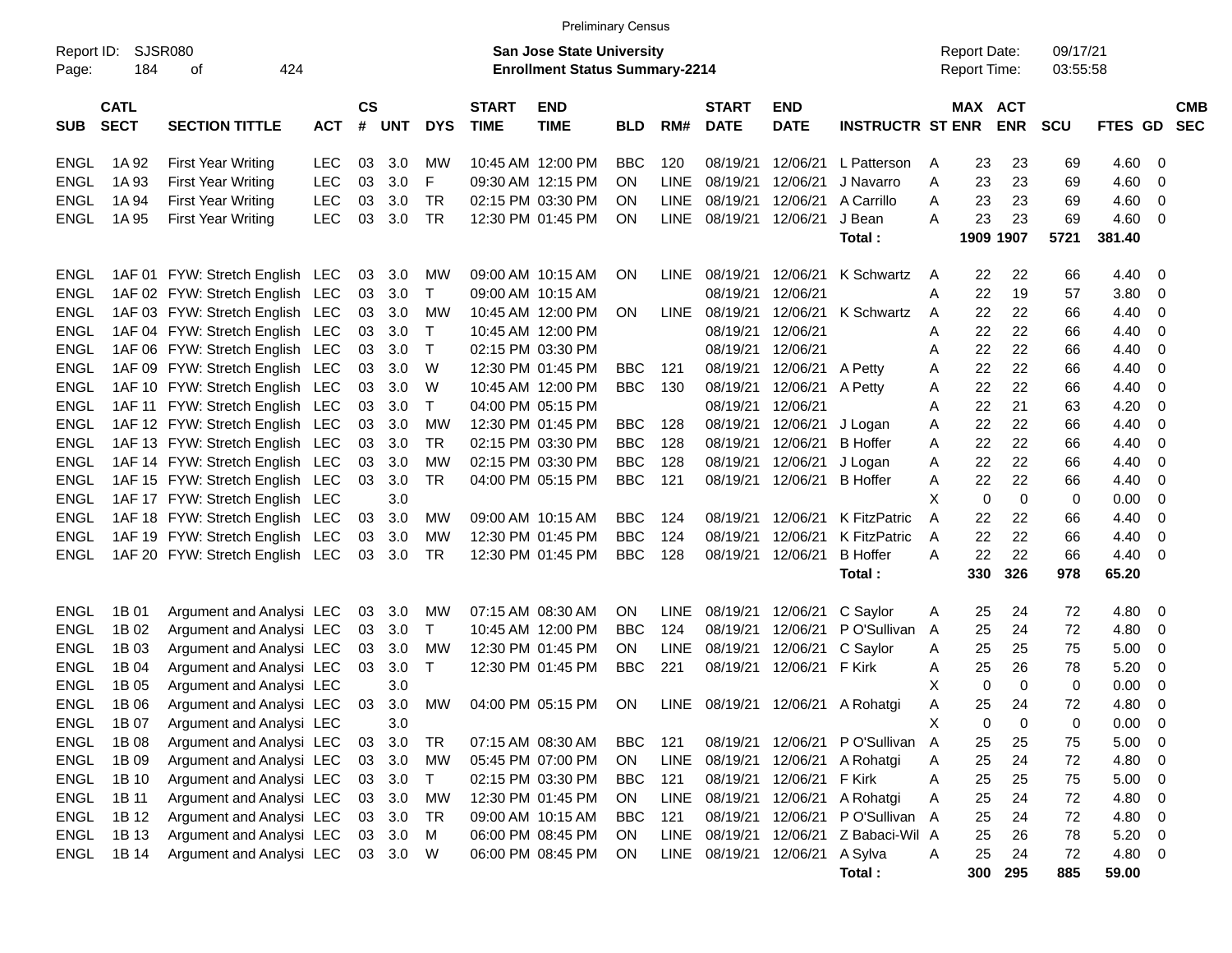Preliminary Census

Report ID: SJSR080

**San Jose State University**
**Enrollment Status Summary-2214**

Report Date: 09/17/21
Report Time: 03:55:58

| SUB | CATL SECT | SECTION TITTLE | ACT | CS # | UNT | DYS | START TIME | END TIME | BLD | RM# | START DATE | END DATE | INSTRUCTR | ST | MAX ENR | ACT ENR | SCU | FTES | GD | CMB SEC |
|---|---|---|---|---|---|---|---|---|---|---|---|---|---|---|---|---|---|---|---|---|
| ENGL | 1A 92 | First Year Writing | LEC | 03 | 3.0 | MW | 10:45 AM | 12:00 PM | BBC | 120 | 08/19/21 | 12/06/21 | L Patterson | A | 23 | 23 | 69 | 4.60 | 0 | |
| ENGL | 1A 93 | First Year Writing | LEC | 03 | 3.0 | F | 09:30 AM | 12:15 PM | ON | LINE | 08/19/21 | 12/06/21 | J Navarro | A | 23 | 23 | 69 | 4.60 | 0 | |
| ENGL | 1A 94 | First Year Writing | LEC | 03 | 3.0 | TR | 02:15 PM | 03:30 PM | ON | LINE | 08/19/21 | 12/06/21 | A Carrillo | A | 23 | 23 | 69 | 4.60 | 0 | |
| ENGL | 1A 95 | First Year Writing | LEC | 03 | 3.0 | TR | 12:30 PM | 01:45 PM | ON | LINE | 08/19/21 | 12/06/21 | J Bean | A | 23 | 23 | 69 | 4.60 | 0 | |
| | | | | | | | | | | | | | **Total :** | | **1909** | **1907** | **5721** | **381.40** | | |
| ENGL | 1AF 01 | FYW: Stretch English | LEC | 03 | 3.0 | MW | 09:00 AM | 10:15 AM | ON | LINE | 08/19/21 | 12/06/21 | K Schwartz | A | 22 | 22 | 66 | 4.40 | 0 | |
| ENGL | 1AF 02 | FYW: Stretch English | LEC | 03 | 3.0 | T | 09:00 AM | 10:15 AM | | | 08/19/21 | 12/06/21 | | A | 22 | 19 | 57 | 3.80 | 0 | |
| ENGL | 1AF 03 | FYW: Stretch English | LEC | 03 | 3.0 | MW | 10:45 AM | 12:00 PM | ON | LINE | 08/19/21 | 12/06/21 | K Schwartz | A | 22 | 22 | 66 | 4.40 | 0 | |
| ENGL | 1AF 04 | FYW: Stretch English | LEC | 03 | 3.0 | T | 10:45 AM | 12:00 PM | | | 08/19/21 | 12/06/21 | | A | 22 | 22 | 66 | 4.40 | 0 | |
| ENGL | 1AF 06 | FYW: Stretch English | LEC | 03 | 3.0 | T | 02:15 PM | 03:30 PM | | | 08/19/21 | 12/06/21 | | A | 22 | 22 | 66 | 4.40 | 0 | |
| ENGL | 1AF 09 | FYW: Stretch English | LEC | 03 | 3.0 | W | 12:30 PM | 01:45 PM | BBC | 121 | 08/19/21 | 12/06/21 | A Petty | A | 22 | 22 | 66 | 4.40 | 0 | |
| ENGL | 1AF 10 | FYW: Stretch English | LEC | 03 | 3.0 | W | 10:45 AM | 12:00 PM | BBC | 130 | 08/19/21 | 12/06/21 | A Petty | A | 22 | 22 | 66 | 4.40 | 0 | |
| ENGL | 1AF 11 | FYW: Stretch English | LEC | 03 | 3.0 | T | 04:00 PM | 05:15 PM | | | 08/19/21 | 12/06/21 | | A | 22 | 21 | 63 | 4.20 | 0 | |
| ENGL | 1AF 12 | FYW: Stretch English | LEC | 03 | 3.0 | MW | 12:30 PM | 01:45 PM | BBC | 128 | 08/19/21 | 12/06/21 | J Logan | A | 22 | 22 | 66 | 4.40 | 0 | |
| ENGL | 1AF 13 | FYW: Stretch English | LEC | 03 | 3.0 | TR | 02:15 PM | 03:30 PM | BBC | 128 | 08/19/21 | 12/06/21 | B Hoffer | A | 22 | 22 | 66 | 4.40 | 0 | |
| ENGL | 1AF 14 | FYW: Stretch English | LEC | 03 | 3.0 | MW | 02:15 PM | 03:30 PM | BBC | 128 | 08/19/21 | 12/06/21 | J Logan | A | 22 | 22 | 66 | 4.40 | 0 | |
| ENGL | 1AF 15 | FYW: Stretch English | LEC | 03 | 3.0 | TR | 04:00 PM | 05:15 PM | BBC | 121 | 08/19/21 | 12/06/21 | B Hoffer | A | 22 | 22 | 66 | 4.40 | 0 | |
| ENGL | 1AF 17 | FYW: Stretch English | LEC | | 3.0 | | | | | | | | | X | 0 | 0 | 0 | 0.00 | 0 | |
| ENGL | 1AF 18 | FYW: Stretch English | LEC | 03 | 3.0 | MW | 09:00 AM | 10:15 AM | BBC | 124 | 08/19/21 | 12/06/21 | K FitzPatric | A | 22 | 22 | 66 | 4.40 | 0 | |
| ENGL | 1AF 19 | FYW: Stretch English | LEC | 03 | 3.0 | MW | 12:30 PM | 01:45 PM | BBC | 124 | 08/19/21 | 12/06/21 | K FitzPatric | A | 22 | 22 | 66 | 4.40 | 0 | |
| ENGL | 1AF 20 | FYW: Stretch English | LEC | 03 | 3.0 | TR | 12:30 PM | 01:45 PM | BBC | 128 | 08/19/21 | 12/06/21 | B Hoffer | A | 22 | 22 | 66 | 4.40 | 0 | |
| | | | | | | | | | | | | | **Total :** | | **330** | **326** | **978** | **65.20** | | |
| ENGL | 1B 01 | Argument and Analysi | LEC | 03 | 3.0 | MW | 07:15 AM | 08:30 AM | ON | LINE | 08/19/21 | 12/06/21 | C Saylor | A | 25 | 24 | 72 | 4.80 | 0 | |
| ENGL | 1B 02 | Argument and Analysi | LEC | 03 | 3.0 | T | 10:45 AM | 12:00 PM | BBC | 124 | 08/19/21 | 12/06/21 | P O'Sullivan | A | 25 | 24 | 72 | 4.80 | 0 | |
| ENGL | 1B 03 | Argument and Analysi | LEC | 03 | 3.0 | MW | 12:30 PM | 01:45 PM | ON | LINE | 08/19/21 | 12/06/21 | C Saylor | A | 25 | 25 | 75 | 5.00 | 0 | |
| ENGL | 1B 04 | Argument and Analysi | LEC | 03 | 3.0 | T | 12:30 PM | 01:45 PM | BBC | 221 | 08/19/21 | 12/06/21 | F Kirk | A | 25 | 26 | 78 | 5.20 | 0 | |
| ENGL | 1B 05 | Argument and Analysi | LEC | | 3.0 | | | | | | | | | X | 0 | 0 | 0 | 0.00 | 0 | |
| ENGL | 1B 06 | Argument and Analysi | LEC | 03 | 3.0 | MW | 04:00 PM | 05:15 PM | ON | LINE | 08/19/21 | 12/06/21 | A Rohatgi | A | 25 | 24 | 72 | 4.80 | 0 | |
| ENGL | 1B 07 | Argument and Analysi | LEC | | 3.0 | | | | | | | | | X | 0 | 0 | 0 | 0.00 | 0 | |
| ENGL | 1B 08 | Argument and Analysi | LEC | 03 | 3.0 | TR | 07:15 AM | 08:30 AM | BBC | 121 | 08/19/21 | 12/06/21 | P O'Sullivan | A | 25 | 25 | 75 | 5.00 | 0 | |
| ENGL | 1B 09 | Argument and Analysi | LEC | 03 | 3.0 | MW | 05:45 PM | 07:00 PM | ON | LINE | 08/19/21 | 12/06/21 | A Rohatgi | A | 25 | 24 | 72 | 4.80 | 0 | |
| ENGL | 1B 10 | Argument and Analysi | LEC | 03 | 3.0 | T | 02:15 PM | 03:30 PM | BBC | 121 | 08/19/21 | 12/06/21 | F Kirk | A | 25 | 25 | 75 | 5.00 | 0 | |
| ENGL | 1B 11 | Argument and Analysi | LEC | 03 | 3.0 | MW | 12:30 PM | 01:45 PM | ON | LINE | 08/19/21 | 12/06/21 | A Rohatgi | A | 25 | 24 | 72 | 4.80 | 0 | |
| ENGL | 1B 12 | Argument and Analysi | LEC | 03 | 3.0 | TR | 09:00 AM | 10:15 AM | BBC | 121 | 08/19/21 | 12/06/21 | P O'Sullivan | A | 25 | 24 | 72 | 4.80 | 0 | |
| ENGL | 1B 13 | Argument and Analysi | LEC | 03 | 3.0 | M | 06:00 PM | 08:45 PM | ON | LINE | 08/19/21 | 12/06/21 | Z Babaci-Wil | A | 25 | 26 | 78 | 5.20 | 0 | |
| ENGL | 1B 14 | Argument and Analysi | LEC | 03 | 3.0 | W | 06:00 PM | 08:45 PM | ON | LINE | 08/19/21 | 12/06/21 | A Sylva | A | 25 | 24 | 72 | 4.80 | 0 | |
| | | | | | | | | | | | | | **Total :** | | **300** | **295** | **885** | **59.00** | | |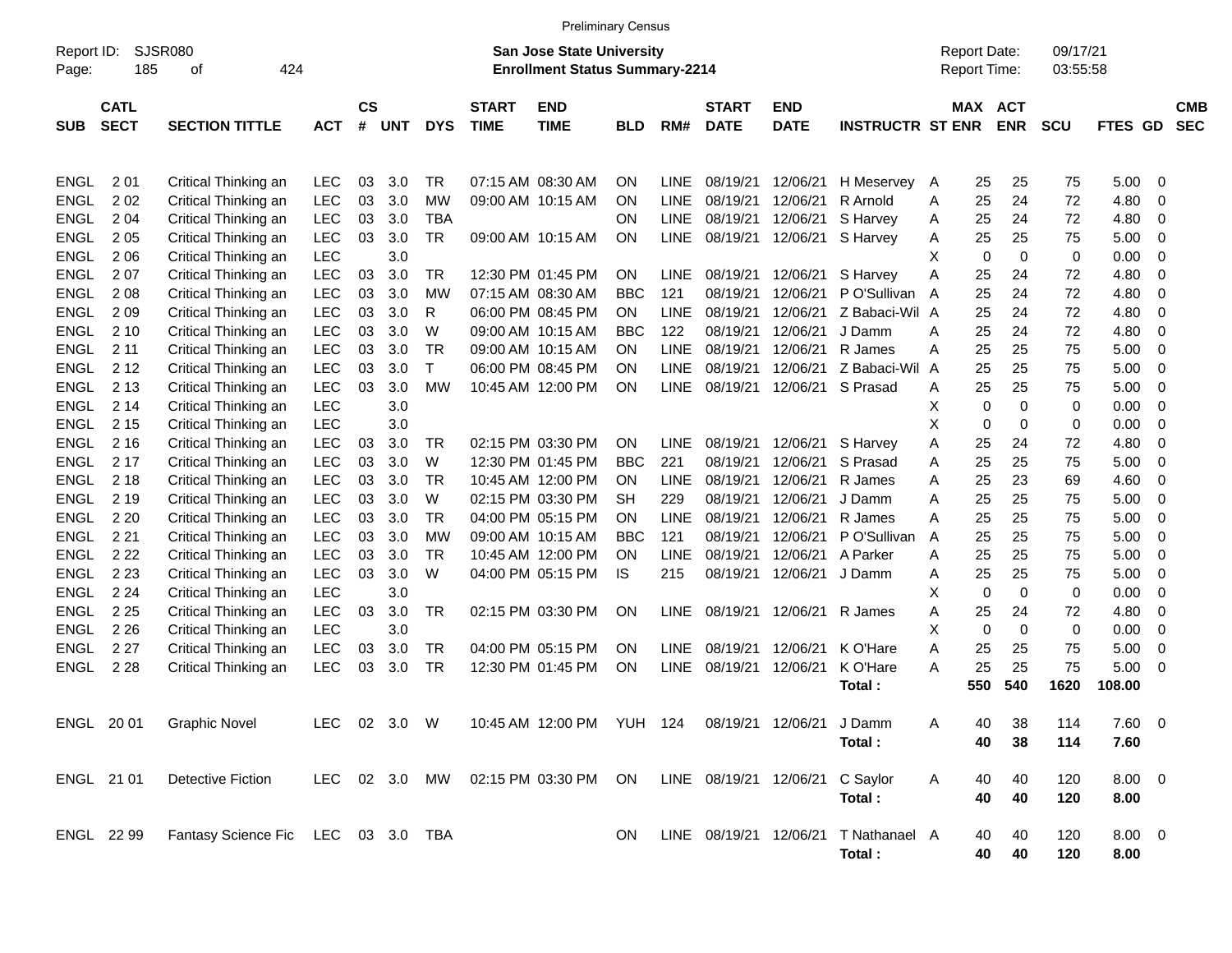Preliminary Census

Report ID: SJSR080
Page: 185 of 424

**San Jose State University**
**Enrollment Status Summary-2214**

Report Date: 09/17/21
Report Time: 03:55:58

| SUB | CATL SECT | SECTION TITTLE | ACT | CS # | UNT | DYS | START TIME | END TIME | BLD | RM# | START DATE | END DATE | INSTRUCTR | ST | MAX ENR | ACT ENR | SCU | FTES | GD | CMB SEC |
|---|---|---|---|---|---|---|---|---|---|---|---|---|---|---|---|---|---|---|---|---|
| ENGL | 2 01 | Critical Thinking an | LEC | 03 | 3.0 | TR | 07:15 AM | 08:30 AM | ON | LINE | 08/19/21 | 12/06/21 | H Meservey | A | 25 | 25 | 75 | 5.00 | 0 | |
| ENGL | 2 02 | Critical Thinking an | LEC | 03 | 3.0 | MW | 09:00 AM | 10:15 AM | ON | LINE | 08/19/21 | 12/06/21 | R Arnold | A | 25 | 24 | 72 | 4.80 | 0 | |
| ENGL | 2 04 | Critical Thinking an | LEC | 03 | 3.0 | TBA | | | ON | LINE | 08/19/21 | 12/06/21 | S Harvey | A | 25 | 24 | 72 | 4.80 | 0 | |
| ENGL | 2 05 | Critical Thinking an | LEC | 03 | 3.0 | TR | 09:00 AM | 10:15 AM | ON | LINE | 08/19/21 | 12/06/21 | S Harvey | A | 25 | 25 | 75 | 5.00 | 0 | |
| ENGL | 2 06 | Critical Thinking an | LEC | | 3.0 | | | | | | | | | X | 0 | 0 | 0 | 0.00 | 0 | |
| ENGL | 2 07 | Critical Thinking an | LEC | 03 | 3.0 | TR | 12:30 PM | 01:45 PM | ON | LINE | 08/19/21 | 12/06/21 | S Harvey | A | 25 | 24 | 72 | 4.80 | 0 | |
| ENGL | 2 08 | Critical Thinking an | LEC | 03 | 3.0 | MW | 07:15 AM | 08:30 AM | BBC | 121 | 08/19/21 | 12/06/21 | P O'Sullivan | A | 25 | 24 | 72 | 4.80 | 0 | |
| ENGL | 2 09 | Critical Thinking an | LEC | 03 | 3.0 | R | 06:00 PM | 08:45 PM | ON | LINE | 08/19/21 | 12/06/21 | Z Babaci-Wil | A | 25 | 24 | 72 | 4.80 | 0 | |
| ENGL | 2 10 | Critical Thinking an | LEC | 03 | 3.0 | W | 09:00 AM | 10:15 AM | BBC | 122 | 08/19/21 | 12/06/21 | J Damm | A | 25 | 24 | 72 | 4.80 | 0 | |
| ENGL | 2 11 | Critical Thinking an | LEC | 03 | 3.0 | TR | 09:00 AM | 10:15 AM | ON | LINE | 08/19/21 | 12/06/21 | R James | A | 25 | 25 | 75 | 5.00 | 0 | |
| ENGL | 2 12 | Critical Thinking an | LEC | 03 | 3.0 | T | 06:00 PM | 08:45 PM | ON | LINE | 08/19/21 | 12/06/21 | Z Babaci-Wil | A | 25 | 25 | 75 | 5.00 | 0 | |
| ENGL | 2 13 | Critical Thinking an | LEC | 03 | 3.0 | MW | 10:45 AM | 12:00 PM | ON | LINE | 08/19/21 | 12/06/21 | S Prasad | A | 25 | 25 | 75 | 5.00 | 0 | |
| ENGL | 2 14 | Critical Thinking an | LEC | | 3.0 | | | | | | | | | X | 0 | 0 | 0 | 0.00 | 0 | |
| ENGL | 2 15 | Critical Thinking an | LEC | | 3.0 | | | | | | | | | X | 0 | 0 | 0 | 0.00 | 0 | |
| ENGL | 2 16 | Critical Thinking an | LEC | 03 | 3.0 | TR | 02:15 PM | 03:30 PM | ON | LINE | 08/19/21 | 12/06/21 | S Harvey | A | 25 | 24 | 72 | 4.80 | 0 | |
| ENGL | 2 17 | Critical Thinking an | LEC | 03 | 3.0 | W | 12:30 PM | 01:45 PM | BBC | 221 | 08/19/21 | 12/06/21 | S Prasad | A | 25 | 25 | 75 | 5.00 | 0 | |
| ENGL | 2 18 | Critical Thinking an | LEC | 03 | 3.0 | TR | 10:45 AM | 12:00 PM | ON | LINE | 08/19/21 | 12/06/21 | R James | A | 25 | 23 | 69 | 4.60 | 0 | |
| ENGL | 2 19 | Critical Thinking an | LEC | 03 | 3.0 | W | 02:15 PM | 03:30 PM | SH | 229 | 08/19/21 | 12/06/21 | J Damm | A | 25 | 25 | 75 | 5.00 | 0 | |
| ENGL | 2 20 | Critical Thinking an | LEC | 03 | 3.0 | TR | 04:00 PM | 05:15 PM | ON | LINE | 08/19/21 | 12/06/21 | R James | A | 25 | 25 | 75 | 5.00 | 0 | |
| ENGL | 2 21 | Critical Thinking an | LEC | 03 | 3.0 | MW | 09:00 AM | 10:15 AM | BBC | 121 | 08/19/21 | 12/06/21 | P O'Sullivan | A | 25 | 25 | 75 | 5.00 | 0 | |
| ENGL | 2 22 | Critical Thinking an | LEC | 03 | 3.0 | TR | 10:45 AM | 12:00 PM | ON | LINE | 08/19/21 | 12/06/21 | A Parker | A | 25 | 25 | 75 | 5.00 | 0 | |
| ENGL | 2 23 | Critical Thinking an | LEC | 03 | 3.0 | W | 04:00 PM | 05:15 PM | IS | 215 | 08/19/21 | 12/06/21 | J Damm | A | 25 | 25 | 75 | 5.00 | 0 | |
| ENGL | 2 24 | Critical Thinking an | LEC | | 3.0 | | | | | | | | | X | 0 | 0 | 0 | 0.00 | 0 | |
| ENGL | 2 25 | Critical Thinking an | LEC | 03 | 3.0 | TR | 02:15 PM | 03:30 PM | ON | LINE | 08/19/21 | 12/06/21 | R James | A | 25 | 24 | 72 | 4.80 | 0 | |
| ENGL | 2 26 | Critical Thinking an | LEC | | 3.0 | | | | | | | | | X | 0 | 0 | 0 | 0.00 | 0 | |
| ENGL | 2 27 | Critical Thinking an | LEC | 03 | 3.0 | TR | 04:00 PM | 05:15 PM | ON | LINE | 08/19/21 | 12/06/21 | K O'Hare | A | 25 | 25 | 75 | 5.00 | 0 | |
| ENGL | 2 28 | Critical Thinking an | LEC | 03 | 3.0 | TR | 12:30 PM | 01:45 PM | ON | LINE | 08/19/21 | 12/06/21 | K O'Hare | A | 25 | 25 | 75 | 5.00 | 0 | |
| | | | | | | | | | | | | | **Total :** | | **550** | **540** | **1620** | **108.00** | | |
| ENGL | 20 01 | Graphic Novel | LEC | 02 | 3.0 | W | 10:45 AM | 12:00 PM | YUH | 124 | 08/19/21 | 12/06/21 | J Damm | A | 40 | 38 | 114 | 7.60 | 0 | |
| | | | | | | | | | | | | | **Total :** | | **40** | **38** | **114** | **7.60** | | |
| ENGL | 21 01 | Detective Fiction | LEC | 02 | 3.0 | MW | 02:15 PM | 03:30 PM | ON | LINE | 08/19/21 | 12/06/21 | C Saylor | A | 40 | 40 | 120 | 8.00 | 0 | |
| | | | | | | | | | | | | | **Total :** | | **40** | **40** | **120** | **8.00** | | |
| ENGL | 22 99 | Fantasy Science Fic | LEC | 03 | 3.0 | TBA | | | ON | LINE | 08/19/21 | 12/06/21 | T Nathanael | A | 40 | 40 | 120 | 8.00 | 0 | |
| | | | | | | | | | | | | | **Total :** | | **40** | **40** | **120** | **8.00** | | |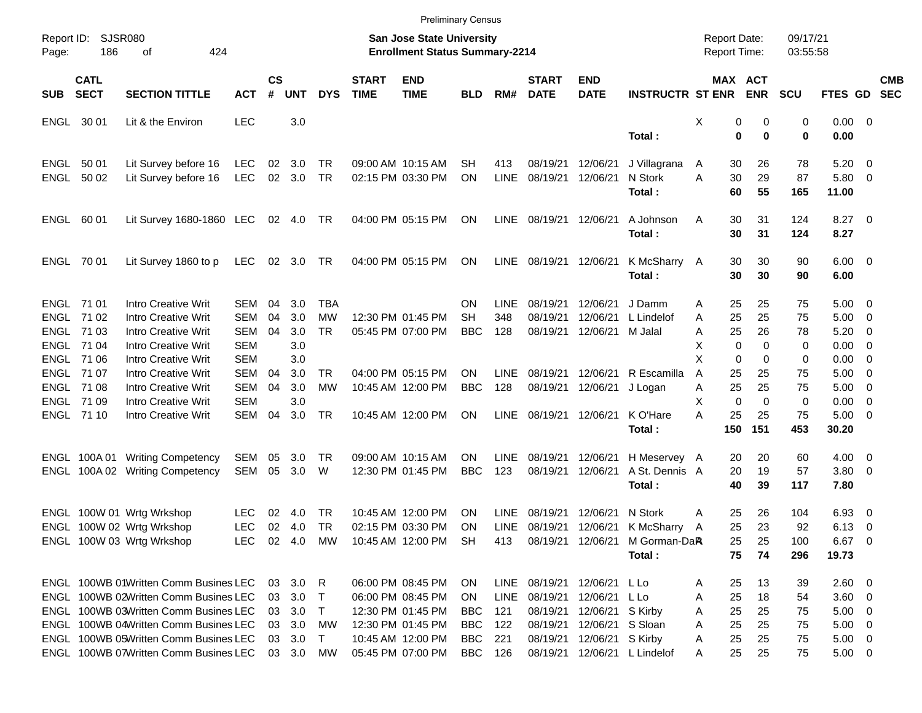Preliminary Census

Report ID: SJSR080 | Page: 186 of 424

**San Jose State University**
**Enrollment Status Summary-2214**

Report Date: 09/17/21
Report Time: 03:55:58

| SUB | CATL SECT | SECTION TITTLE | ACT | CS # | UNT | DYS | START TIME | END TIME | BLD | RM# | START DATE | END DATE | INSTRUCTR | ST | MAX ENR | ACT ENR | SCU | FTES | GD | CMB SEC |
|---|---|---|---|---|---|---|---|---|---|---|---|---|---|---|---|---|---|---|---|---|
| ENGL | 30 01 | Lit & the Environ | LEC | | 3.0 | | | | | | | | | X | 0 | 0 | 0 | 0.00 | 0 | |
| | | | | | | | | | | | | | **Total :** | | **0** | **0** | **0** | **0.00** | | |
| ENGL | 50 01 | Lit Survey before 16 | LEC | 02 | 3.0 | TR | 09:00 AM | 10:15 AM | SH | 413 | 08/19/21 | 12/06/21 | J Villagrana | A | 30 | 26 | 78 | 5.20 | 0 | |
| ENGL | 50 02 | Lit Survey before 16 | LEC | 02 | 3.0 | TR | 02:15 PM | 03:30 PM | ON | LINE | 08/19/21 | 12/06/21 | N Stork | A | 30 | 29 | 87 | 5.80 | 0 | |
| | | | | | | | | | | | | | **Total :** | | **60** | **55** | **165** | **11.00** | | |
| ENGL | 60 01 | Lit Survey 1680-1860 | LEC | 02 | 4.0 | TR | 04:00 PM | 05:15 PM | ON | LINE | 08/19/21 | 12/06/21 | A Johnson | A | 30 | 31 | 124 | 8.27 | 0 | |
| | | | | | | | | | | | | | **Total :** | | **30** | **31** | **124** | **8.27** | | |
| ENGL | 70 01 | Lit Survey 1860 to p | LEC | 02 | 3.0 | TR | 04:00 PM | 05:15 PM | ON | LINE | 08/19/21 | 12/06/21 | K McSharry | A | 30 | 30 | 90 | 6.00 | 0 | |
| | | | | | | | | | | | | | **Total :** | | **30** | **30** | **90** | **6.00** | | |
| ENGL | 71 01 | Intro Creative Writ | SEM | 04 | 3.0 | TBA | | | ON | LINE | 08/19/21 | 12/06/21 | J Damm | A | 25 | 25 | 75 | 5.00 | 0 | |
| ENGL | 71 02 | Intro Creative Writ | SEM | 04 | 3.0 | MW | 12:30 PM | 01:45 PM | SH | 348 | 08/19/21 | 12/06/21 | L Lindelof | A | 25 | 25 | 75 | 5.00 | 0 | |
| ENGL | 71 03 | Intro Creative Writ | SEM | 04 | 3.0 | TR | 05:45 PM | 07:00 PM | BBC | 128 | 08/19/21 | 12/06/21 | M Jalal | A | 25 | 26 | 78 | 5.20 | 0 | |
| ENGL | 71 04 | Intro Creative Writ | SEM | | 3.0 | | | | | | | | | X | 0 | 0 | 0 | 0.00 | 0 | |
| ENGL | 71 06 | Intro Creative Writ | SEM | | 3.0 | | | | | | | | | X | 0 | 0 | 0 | 0.00 | 0 | |
| ENGL | 71 07 | Intro Creative Writ | SEM | 04 | 3.0 | TR | 04:00 PM | 05:15 PM | ON | LINE | 08/19/21 | 12/06/21 | R Escamilla | A | 25 | 25 | 75 | 5.00 | 0 | |
| ENGL | 71 08 | Intro Creative Writ | SEM | 04 | 3.0 | MW | 10:45 AM | 12:00 PM | BBC | 128 | 08/19/21 | 12/06/21 | J Logan | A | 25 | 25 | 75 | 5.00 | 0 | |
| ENGL | 71 09 | Intro Creative Writ | SEM | | 3.0 | | | | | | | | | X | 0 | 0 | 0 | 0.00 | 0 | |
| ENGL | 71 10 | Intro Creative Writ | SEM | 04 | 3.0 | TR | 10:45 AM | 12:00 PM | ON | LINE | 08/19/21 | 12/06/21 | K O'Hare | A | 25 | 25 | 75 | 5.00 | 0 | |
| | | | | | | | | | | | | | **Total :** | | **150** | **151** | **453** | **30.20** | | |
| ENGL | 100A 01 | Writing Competency | SEM | 05 | 3.0 | TR | 09:00 AM | 10:15 AM | ON | LINE | 08/19/21 | 12/06/21 | H Meservey | A | 20 | 20 | 60 | 4.00 | 0 | |
| ENGL | 100A 02 | Writing Competency | SEM | 05 | 3.0 | W | 12:30 PM | 01:45 PM | BBC | 123 | 08/19/21 | 12/06/21 | A St. Dennis | A | 20 | 19 | 57 | 3.80 | 0 | |
| | | | | | | | | | | | | | **Total :** | | **40** | **39** | **117** | **7.80** | | |
| ENGL | 100W 01 | Wrtg Wrkshop | LEC | 02 | 4.0 | TR | 10:45 AM | 12:00 PM | ON | LINE | 08/19/21 | 12/06/21 | N Stork | A | 25 | 26 | 104 | 6.93 | 0 | |
| ENGL | 100W 02 | Wrtg Wrkshop | LEC | 02 | 4.0 | TR | 02:15 PM | 03:30 PM | ON | LINE | 08/19/21 | 12/06/21 | K McSharry | A | 25 | 23 | 92 | 6.13 | 0 | |
| ENGL | 100W 03 | Wrtg Wrkshop | LEC | 02 | 4.0 | MW | 10:45 AM | 12:00 PM | SH | 413 | 08/19/21 | 12/06/21 | M Gorman-DaR | A | 25 | 25 | 100 | 6.67 | 0 | |
| | | | | | | | | | | | | | **Total :** | | **75** | **74** | **296** | **19.73** | | |
| ENGL | 100WB 01 | Written Comm Busines | LEC | 03 | 3.0 | R | 06:00 PM | 08:45 PM | ON | LINE | 08/19/21 | 12/06/21 | L Lo | A | 25 | 13 | 39 | 2.60 | 0 | |
| ENGL | 100WB 02 | Written Comm Busines | LEC | 03 | 3.0 | T | 06:00 PM | 08:45 PM | ON | LINE | 08/19/21 | 12/06/21 | L Lo | A | 25 | 18 | 54 | 3.60 | 0 | |
| ENGL | 100WB 03 | Written Comm Busines | LEC | 03 | 3.0 | T | 12:30 PM | 01:45 PM | BBC | 121 | 08/19/21 | 12/06/21 | S Kirby | A | 25 | 25 | 75 | 5.00 | 0 | |
| ENGL | 100WB 04 | Written Comm Busines | LEC | 03 | 3.0 | MW | 12:30 PM | 01:45 PM | BBC | 122 | 08/19/21 | 12/06/21 | S Sloan | A | 25 | 25 | 75 | 5.00 | 0 | |
| ENGL | 100WB 05 | Written Comm Busines | LEC | 03 | 3.0 | T | 10:45 AM | 12:00 PM | BBC | 221 | 08/19/21 | 12/06/21 | S Kirby | A | 25 | 25 | 75 | 5.00 | 0 | |
| ENGL | 100WB 07 | Written Comm Busines | LEC | 03 | 3.0 | MW | 05:45 PM | 07:00 PM | BBC | 126 | 08/19/21 | 12/06/21 | L Lindelof | A | 25 | 25 | 75 | 5.00 | 0 | |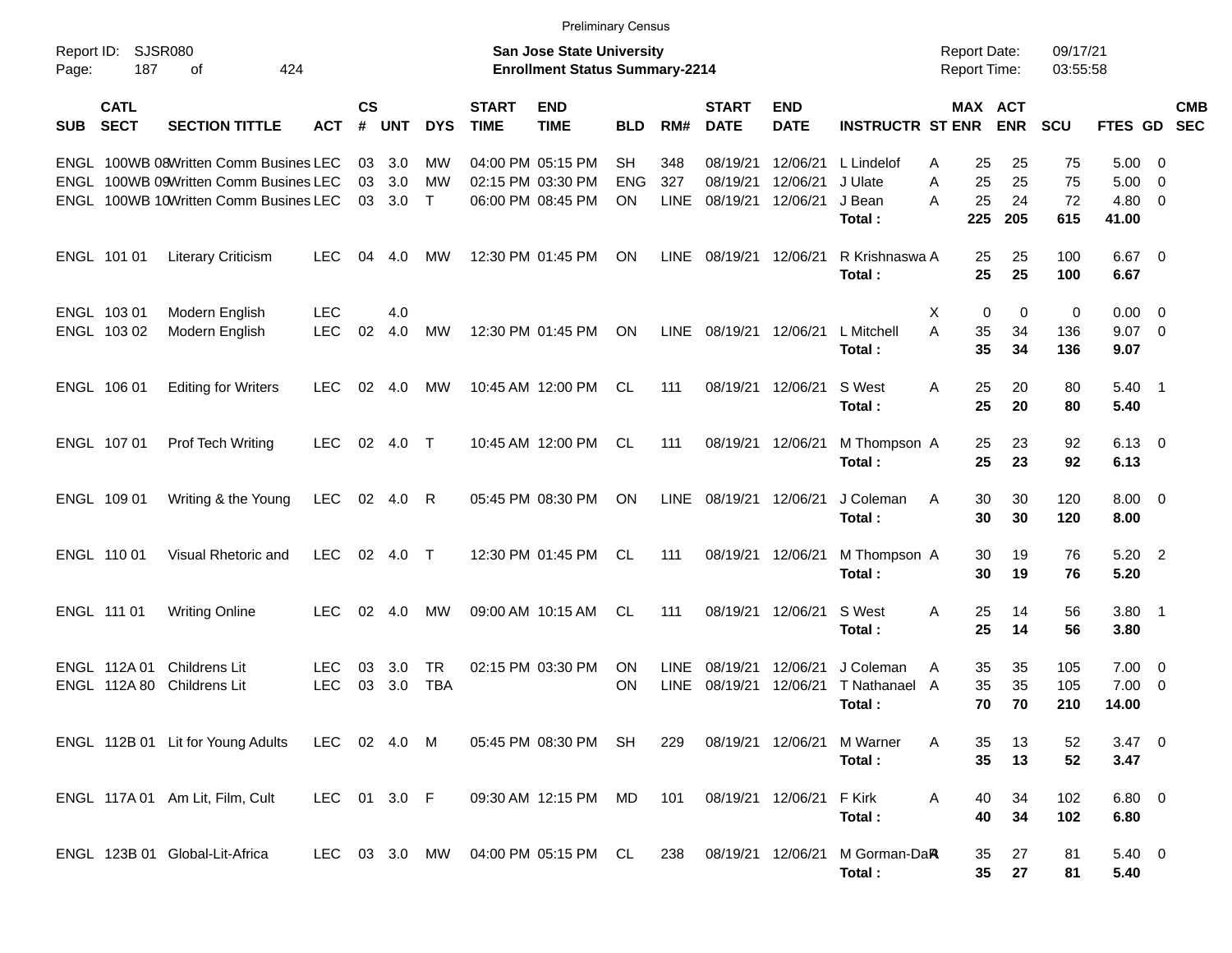Preliminary Census

Report ID: SJSR080

**San Jose State University**
**Enrollment Status Summary-2214**

Report Date: 09/17/21
Report Time: 03:55:58

| SUB | CATL SECT | SECTION TITTLE | ACT | CS # | UNT | DYS | START TIME | END TIME | BLD | RM# | START DATE | END DATE | INSTRUCTR | ST | MAX ENR | ACT ENR | SCU | FTES | GD | CMB SEC |
|---|---|---|---|---|---|---|---|---|---|---|---|---|---|---|---|---|---|---|---|---|
| ENGL | 100WB 08 | Written Comm Busines | LEC | 03 | 3.0 | MW | 04:00 PM | 05:15 PM | SH | 348 | 08/19/21 | 12/06/21 | L Lindelof | A | 25 | 25 | 75 | 5.00 | 0 | |
| ENGL | 100WB 09 | Written Comm Busines | LEC | 03 | 3.0 | MW | 02:15 PM | 03:30 PM | ENG | 327 | 08/19/21 | 12/06/21 | J Ulate | A | 25 | 25 | 75 | 5.00 | 0 | |
| ENGL | 100WB 10 | Written Comm Busines | LEC | 03 | 3.0 | T | 06:00 PM | 08:45 PM | ON | LINE | 08/19/21 | 12/06/21 | J Bean | A | 25 | 24 | 72 | 4.80 | 0 | |
| | | | | | | | | | | | | | **Total :** | | **225** | **205** | **615** | **41.00** | | |
| ENGL | 101 01 | Literary Criticism | LEC | 04 | 4.0 | MW | 12:30 PM | 01:45 PM | ON | LINE | 08/19/21 | 12/06/21 | R Krishnaswa | A | 25 | 25 | 100 | 6.67 | 0 | |
| | | | | | | | | | | | | | **Total :** | | **25** | **25** | **100** | **6.67** | | |
| ENGL | 103 01 | Modern English | LEC | | 4.0 | | | | | | | | | X | 0 | 0 | 0 | 0.00 | 0 | |
| ENGL | 103 02 | Modern English | LEC | 02 | 4.0 | MW | 12:30 PM | 01:45 PM | ON | LINE | 08/19/21 | 12/06/21 | L Mitchell | A | 35 | 34 | 136 | 9.07 | 0 | |
| | | | | | | | | | | | | | **Total :** | | **35** | **34** | **136** | **9.07** | | |
| ENGL | 106 01 | Editing for Writers | LEC | 02 | 4.0 | MW | 10:45 AM | 12:00 PM | CL | 111 | 08/19/21 | 12/06/21 | S West | A | 25 | 20 | 80 | 5.40 | 1 | |
| | | | | | | | | | | | | | **Total :** | | **25** | **20** | **80** | **5.40** | | |
| ENGL | 107 01 | Prof Tech Writing | LEC | 02 | 4.0 | T | 10:45 AM | 12:00 PM | CL | 111 | 08/19/21 | 12/06/21 | M Thompson | A | 25 | 23 | 92 | 6.13 | 0 | |
| | | | | | | | | | | | | | **Total :** | | **25** | **23** | **92** | **6.13** | | |
| ENGL | 109 01 | Writing & the Young | LEC | 02 | 4.0 | R | 05:45 PM | 08:30 PM | ON | LINE | 08/19/21 | 12/06/21 | J Coleman | A | 30 | 30 | 120 | 8.00 | 0 | |
| | | | | | | | | | | | | | **Total :** | | **30** | **30** | **120** | **8.00** | | |
| ENGL | 110 01 | Visual Rhetoric and | LEC | 02 | 4.0 | T | 12:30 PM | 01:45 PM | CL | 111 | 08/19/21 | 12/06/21 | M Thompson | A | 30 | 19 | 76 | 5.20 | 2 | |
| | | | | | | | | | | | | | **Total :** | | **30** | **19** | **76** | **5.20** | | |
| ENGL | 111 01 | Writing Online | LEC | 02 | 4.0 | MW | 09:00 AM | 10:15 AM | CL | 111 | 08/19/21 | 12/06/21 | S West | A | 25 | 14 | 56 | 3.80 | 1 | |
| | | | | | | | | | | | | | **Total :** | | **25** | **14** | **56** | **3.80** | | |
| ENGL | 112A 01 | Childrens Lit | LEC | 03 | 3.0 | TR | 02:15 PM | 03:30 PM | ON | LINE | 08/19/21 | 12/06/21 | J Coleman | A | 35 | 35 | 105 | 7.00 | 0 | |
| ENGL | 112A 80 | Childrens Lit | LEC | 03 | 3.0 | TBA | | | ON | LINE | 08/19/21 | 12/06/21 | T Nathanael | A | 35 | 35 | 105 | 7.00 | 0 | |
| | | | | | | | | | | | | | **Total :** | | **70** | **70** | **210** | **14.00** | | |
| ENGL | 112B 01 | Lit for Young Adults | LEC | 02 | 4.0 | M | 05:45 PM | 08:30 PM | SH | 229 | 08/19/21 | 12/06/21 | M Warner | A | 35 | 13 | 52 | 3.47 | 0 | |
| | | | | | | | | | | | | | **Total :** | | **35** | **13** | **52** | **3.47** | | |
| ENGL | 117A 01 | Am Lit, Film, Cult | LEC | 01 | 3.0 | F | 09:30 AM | 12:15 PM | MD | 101 | 08/19/21 | 12/06/21 | F Kirk | A | 40 | 34 | 102 | 6.80 | 0 | |
| | | | | | | | | | | | | | **Total :** | | **40** | **34** | **102** | **6.80** | | |
| ENGL | 123B 01 | Global-Lit-Africa | LEC | 03 | 3.0 | MW | 04:00 PM | 05:15 PM | CL | 238 | 08/19/21 | 12/06/21 | M Gorman-Da | A | 35 | 27 | 81 | 5.40 | 0 | |
| | | | | | | | | | | | | | **Total :** | | **35** | **27** | **81** | **5.40** | | |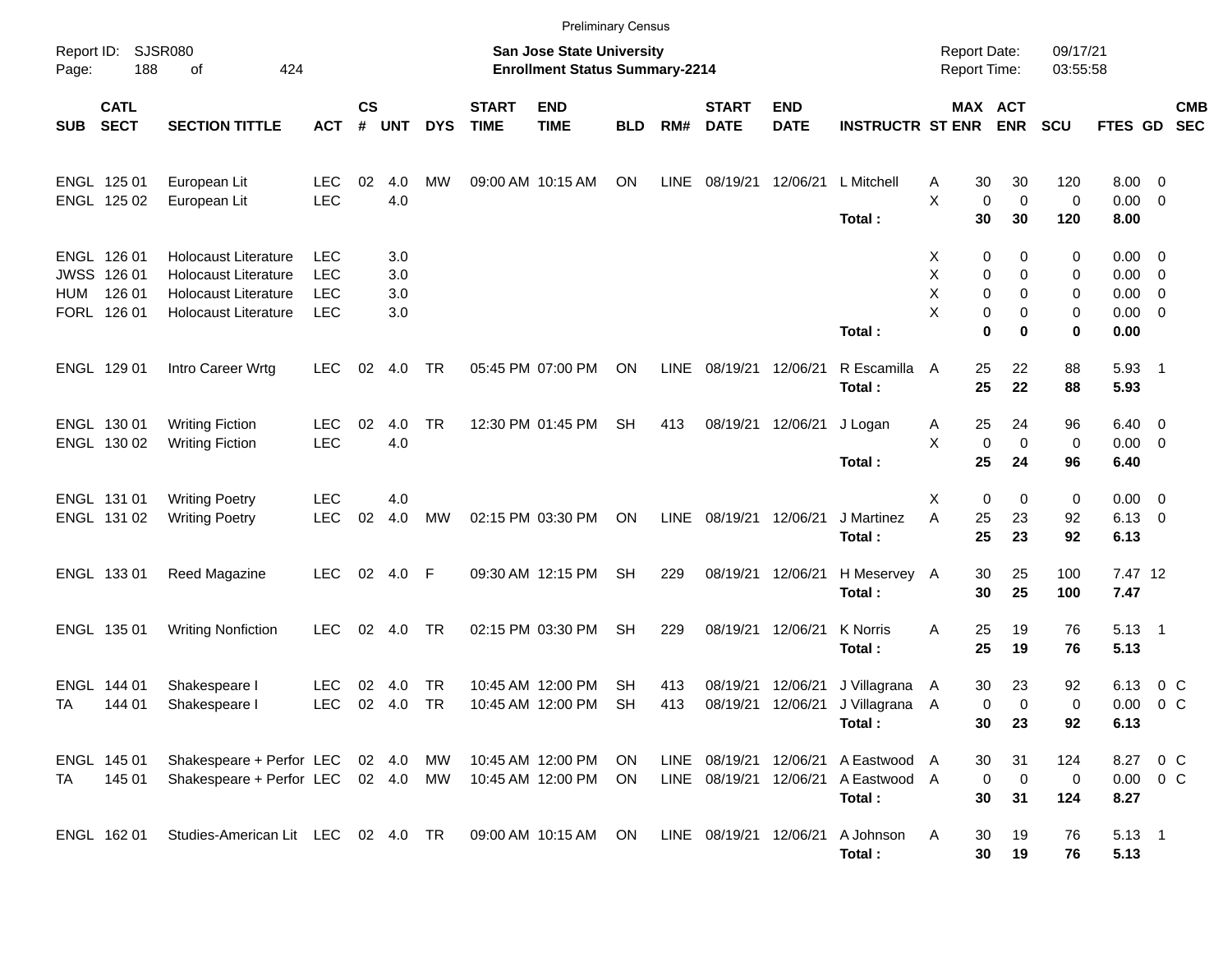Preliminary Census

Report ID: SJSR080
Page: 188 of 424

**San Jose State University**
**Enrollment Status Summary-2214**

Report Date: 09/17/21
Report Time: 03:55:58

| SUB | CATL SECT | SECTION TITTLE | ACT | CS # | UNT | DYS | START TIME | END TIME | BLD | RM# | START DATE | END DATE | INSTRUCTR | ST | MAX ENR | ACT ENR | SCU | FTES | GD | CMB SEC |
|---|---|---|---|---|---|---|---|---|---|---|---|---|---|---|---|---|---|---|---|---|
| ENGL | 125 01 | European Lit | LEC | 02 | 4.0 | MW | 09:00 AM | 10:15 AM | ON | LINE | 08/19/21 | 12/06/21 | L Mitchell | A | 30 | 30 | 120 | 8.00 | 0 | |
| ENGL | 125 02 | European Lit | LEC | | 4.0 | | | | | | | | | X | 0 | 0 | 0 | 0.00 | 0 | |
| | | | | | | | | | | | | | **Total :** | | **30** | **30** | **120** | **8.00** | | |
| ENGL | 126 01 | Holocaust Literature | LEC | | 3.0 | | | | | | | | | X | 0 | 0 | 0 | 0.00 | 0 | |
| JWSS | 126 01 | Holocaust Literature | LEC | | 3.0 | | | | | | | | | X | 0 | 0 | 0 | 0.00 | 0 | |
| HUM | 126 01 | Holocaust Literature | LEC | | 3.0 | | | | | | | | | X | 0 | 0 | 0 | 0.00 | 0 | |
| FORL | 126 01 | Holocaust Literature | LEC | | 3.0 | | | | | | | | | X | 0 | 0 | 0 | 0.00 | 0 | |
| | | | | | | | | | | | | | **Total :** | | **0** | **0** | **0** | **0.00** | | |
| ENGL | 129 01 | Intro Career Wrtg | LEC | 02 | 4.0 | TR | 05:45 PM | 07:00 PM | ON | LINE | 08/19/21 | 12/06/21 | R Escamilla | A | 25 | 22 | 88 | 5.93 | 1 | |
| | | | | | | | | | | | | | **Total :** | | **25** | **22** | **88** | **5.93** | | |
| ENGL | 130 01 | Writing Fiction | LEC | 02 | 4.0 | TR | 12:30 PM | 01:45 PM | SH | 413 | 08/19/21 | 12/06/21 | J Logan | A | 25 | 24 | 96 | 6.40 | 0 | |
| ENGL | 130 02 | Writing Fiction | LEC | | 4.0 | | | | | | | | | X | 0 | 0 | 0 | 0.00 | 0 | |
| | | | | | | | | | | | | | **Total :** | | **25** | **24** | **96** | **6.40** | | |
| ENGL | 131 01 | Writing Poetry | LEC | | 4.0 | | | | | | | | | X | 0 | 0 | 0 | 0.00 | 0 | |
| ENGL | 131 02 | Writing Poetry | LEC | 02 | 4.0 | MW | 02:15 PM | 03:30 PM | ON | LINE | 08/19/21 | 12/06/21 | J Martinez | A | 25 | 23 | 92 | 6.13 | 0 | |
| | | | | | | | | | | | | | **Total :** | | **25** | **23** | **92** | **6.13** | | |
| ENGL | 133 01 | Reed Magazine | LEC | 02 | 4.0 | F | 09:30 AM | 12:15 PM | SH | 229 | 08/19/21 | 12/06/21 | H Meservey | A | 30 | 25 | 100 | 7.47 | 12 | |
| | | | | | | | | | | | | | **Total :** | | **30** | **25** | **100** | **7.47** | | |
| ENGL | 135 01 | Writing Nonfiction | LEC | 02 | 4.0 | TR | 02:15 PM | 03:30 PM | SH | 229 | 08/19/21 | 12/06/21 | K Norris | A | 25 | 19 | 76 | 5.13 | 1 | |
| | | | | | | | | | | | | | **Total :** | | **25** | **19** | **76** | **5.13** | | |
| ENGL | 144 01 | Shakespeare I | LEC | 02 | 4.0 | TR | 10:45 AM | 12:00 PM | SH | 413 | 08/19/21 | 12/06/21 | J Villagrana | A | 30 | 23 | 92 | 6.13 | 0 | C |
| TA | 144 01 | Shakespeare I | LEC | 02 | 4.0 | TR | 10:45 AM | 12:00 PM | SH | 413 | 08/19/21 | 12/06/21 | J Villagrana | A | 0 | 0 | 0 | 0.00 | 0 | C |
| | | | | | | | | | | | | | **Total :** | | **30** | **23** | **92** | **6.13** | | |
| ENGL | 145 01 | Shakespeare + Perfor | LEC | 02 | 4.0 | MW | 10:45 AM | 12:00 PM | ON | LINE | 08/19/21 | 12/06/21 | A Eastwood | A | 30 | 31 | 124 | 8.27 | 0 | C |
| TA | 145 01 | Shakespeare + Perfor | LEC | 02 | 4.0 | MW | 10:45 AM | 12:00 PM | ON | LINE | 08/19/21 | 12/06/21 | A Eastwood | A | 0 | 0 | 0 | 0.00 | 0 | C |
| | | | | | | | | | | | | | **Total :** | | **30** | **31** | **124** | **8.27** | | |
| ENGL | 162 01 | Studies-American Lit | LEC | 02 | 4.0 | TR | 09:00 AM | 10:15 AM | ON | LINE | 08/19/21 | 12/06/21 | A Johnson | A | 30 | 19 | 76 | 5.13 | 1 | |
| | | | | | | | | | | | | | **Total :** | | **30** | **19** | **76** | **5.13** | | |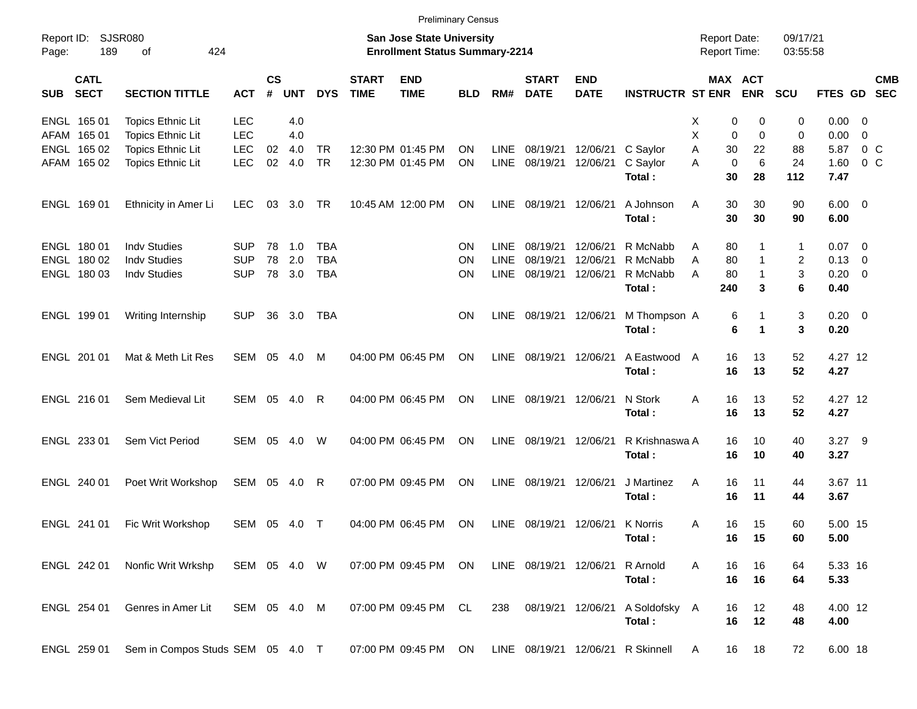Preliminary Census

Report ID: SJSR080
Page: 189 of 424

**San Jose State University**
**Enrollment Status Summary-2214**

Report Date: 09/17/21
Report Time: 03:55:58

| SUB | CATL SECT | SECTION TITTLE | ACT | CS # | UNT | DYS | START TIME | END TIME | BLD | RM# | START DATE | END DATE | INSTRUCTR | ST | MAX ENR | ACT ENR | SCU | FTES | GD | CMB SEC |
|---|---|---|---|---|---|---|---|---|---|---|---|---|---|---|---|---|---|---|---|---|
| ENGL | 165 01 | Topics Ethnic Lit | LEC | | 4.0 | | | | | | | | | X | 0 | 0 | 0 | 0.00 | 0 | |
| AFAM | 165 01 | Topics Ethnic Lit | LEC | | 4.0 | | | | | | | | | X | 0 | 0 | 0 | 0.00 | 0 | |
| ENGL | 165 02 | Topics Ethnic Lit | LEC | 02 | 4.0 | TR | 12:30 PM | 01:45 PM | ON | LINE | 08/19/21 | 12/06/21 | C Saylor | A | 30 | 22 | 88 | 5.87 | 0 | C |
| AFAM | 165 02 | Topics Ethnic Lit | LEC | 02 | 4.0 | TR | 12:30 PM | 01:45 PM | ON | LINE | 08/19/21 | 12/06/21 | C Saylor | A | 0 | 6 | 24 | 1.60 | 0 | C |
| | | | | | | | | | | | | | **Total :** | | **30** | **28** | **112** | **7.47** | | |
| ENGL | 169 01 | Ethnicity in Amer Li | LEC | 03 | 3.0 | TR | 10:45 AM | 12:00 PM | ON | LINE | 08/19/21 | 12/06/21 | A Johnson | A | 30 | 30 | 90 | 6.00 | 0 | |
| | | | | | | | | | | | | | **Total :** | | **30** | **30** | **90** | **6.00** | | |
| ENGL | 180 01 | Indv Studies | SUP | 78 | 1.0 | TBA | | | ON | LINE | 08/19/21 | 12/06/21 | R McNabb | A | 80 | 1 | 1 | 0.07 | 0 | |
| ENGL | 180 02 | Indv Studies | SUP | 78 | 2.0 | TBA | | | ON | LINE | 08/19/21 | 12/06/21 | R McNabb | A | 80 | 1 | 2 | 0.13 | 0 | |
| ENGL | 180 03 | Indv Studies | SUP | 78 | 3.0 | TBA | | | ON | LINE | 08/19/21 | 12/06/21 | R McNabb | A | 80 | 1 | 3 | 0.20 | 0 | |
| | | | | | | | | | | | | | **Total :** | | **240** | **3** | **6** | **0.40** | | |
| ENGL | 199 01 | Writing Internship | SUP | 36 | 3.0 | TBA | | | ON | LINE | 08/19/21 | 12/06/21 | M Thompson | A | 6 | 1 | 3 | 0.20 | 0 | |
| | | | | | | | | | | | | | **Total :** | | **6** | **1** | **3** | **0.20** | | |
| ENGL | 201 01 | Mat & Meth Lit Res | SEM | 05 | 4.0 | M | 04:00 PM | 06:45 PM | ON | LINE | 08/19/21 | 12/06/21 | A Eastwood | A | 16 | 13 | 52 | 4.27 | 12 | |
| | | | | | | | | | | | | | **Total :** | | **16** | **13** | **52** | **4.27** | | |
| ENGL | 216 01 | Sem Medieval Lit | SEM | 05 | 4.0 | R | 04:00 PM | 06:45 PM | ON | LINE | 08/19/21 | 12/06/21 | N Stork | A | 16 | 13 | 52 | 4.27 | 12 | |
| | | | | | | | | | | | | | **Total :** | | **16** | **13** | **52** | **4.27** | | |
| ENGL | 233 01 | Sem Vict Period | SEM | 05 | 4.0 | W | 04:00 PM | 06:45 PM | ON | LINE | 08/19/21 | 12/06/21 | R Krishnaswa | A | 16 | 10 | 40 | 3.27 | 9 | |
| | | | | | | | | | | | | | **Total :** | | **16** | **10** | **40** | **3.27** | | |
| ENGL | 240 01 | Poet Writ Workshop | SEM | 05 | 4.0 | R | 07:00 PM | 09:45 PM | ON | LINE | 08/19/21 | 12/06/21 | J Martinez | A | 16 | 11 | 44 | 3.67 | 11 | |
| | | | | | | | | | | | | | **Total :** | | **16** | **11** | **44** | **3.67** | | |
| ENGL | 241 01 | Fic Writ Workshop | SEM | 05 | 4.0 | T | 04:00 PM | 06:45 PM | ON | LINE | 08/19/21 | 12/06/21 | K Norris | A | 16 | 15 | 60 | 5.00 | 15 | |
| | | | | | | | | | | | | | **Total :** | | **16** | **15** | **60** | **5.00** | | |
| ENGL | 242 01 | Nonfic Writ Wrkshp | SEM | 05 | 4.0 | W | 07:00 PM | 09:45 PM | ON | LINE | 08/19/21 | 12/06/21 | R Arnold | A | 16 | 16 | 64 | 5.33 | 16 | |
| | | | | | | | | | | | | | **Total :** | | **16** | **16** | **64** | **5.33** | | |
| ENGL | 254 01 | Genres in Amer Lit | SEM | 05 | 4.0 | M | 07:00 PM | 09:45 PM | CL | 238 | 08/19/21 | 12/06/21 | A Soldofsky | A | 16 | 12 | 48 | 4.00 | 12 | |
| | | | | | | | | | | | | | **Total :** | | **16** | **12** | **48** | **4.00** | | |
| ENGL | 259 01 | Sem in Compos Studs | SEM | 05 | 4.0 | T | 07:00 PM | 09:45 PM | ON | LINE | 08/19/21 | 12/06/21 | R Skinnell | A | 16 | 18 | 72 | 6.00 | 18 | |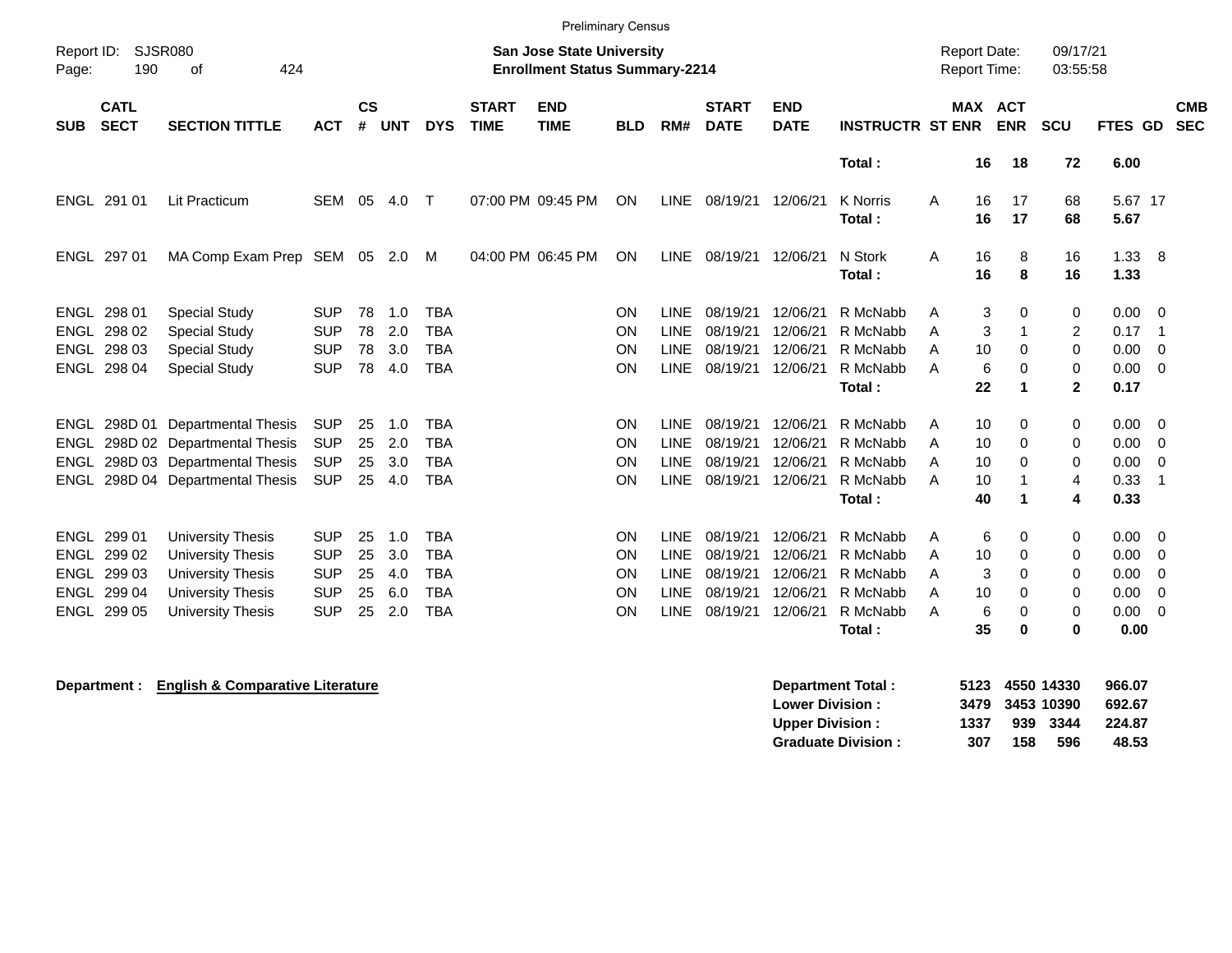Preliminary Census

Report ID: SJSR080

**San Jose State University**
**Enrollment Status Summary-2214**

Report Date: 09/17/21
Report Time: 03:55:58

| SUB | CATL SECT | SECTION TITTLE | ACT | CS # | UNT | DYS | START TIME | END TIME | BLD | RM# | START DATE | END DATE | INSTRUCTR | ST | MAX ENR | ACT ENR | SCU | FTES | GD | CMB SEC |
|---|---|---|---|---|---|---|---|---|---|---|---|---|---|---|---|---|---|---|---|---|
| | | | | | | | | | | | | | **Total :** | | **16** | **18** | **72** | **6.00** | | |
| ENGL | 291 01 | Lit Practicum | SEM | 05 | 4.0 | T | 07:00 PM | 09:45 PM | ON | LINE | 08/19/21 | 12/06/21 | K Norris | A | 16 | 17 | 68 | 5.67 | 17 | |
| | | | | | | | | | | | | | **Total :** | | **16** | **17** | **68** | **5.67** | | |
| ENGL | 297 01 | MA Comp Exam Prep | SEM | 05 | 2.0 | M | 04:00 PM | 06:45 PM | ON | LINE | 08/19/21 | 12/06/21 | N Stork | A | 16 | 8 | 16 | 1.33 | 8 | |
| | | | | | | | | | | | | | **Total :** | | **16** | **8** | **16** | **1.33** | | |
| ENGL | 298 01 | Special Study | SUP | 78 | 1.0 | TBA | | | ON | LINE | 08/19/21 | 12/06/21 | R McNabb | A | 3 | 0 | 0 | 0.00 | 0 | |
| ENGL | 298 02 | Special Study | SUP | 78 | 2.0 | TBA | | | ON | LINE | 08/19/21 | 12/06/21 | R McNabb | A | 3 | 1 | 2 | 0.17 | 1 | |
| ENGL | 298 03 | Special Study | SUP | 78 | 3.0 | TBA | | | ON | LINE | 08/19/21 | 12/06/21 | R McNabb | A | 10 | 0 | 0 | 0.00 | 0 | |
| ENGL | 298 04 | Special Study | SUP | 78 | 4.0 | TBA | | | ON | LINE | 08/19/21 | 12/06/21 | R McNabb | A | 6 | 0 | 0 | 0.00 | 0 | |
| | | | | | | | | | | | | | **Total :** | | **22** | **1** | **2** | **0.17** | | |
| ENGL | 298D 01 | Departmental Thesis | SUP | 25 | 1.0 | TBA | | | ON | LINE | 08/19/21 | 12/06/21 | R McNabb | A | 10 | 0 | 0 | 0.00 | 0 | |
| ENGL | 298D 02 | Departmental Thesis | SUP | 25 | 2.0 | TBA | | | ON | LINE | 08/19/21 | 12/06/21 | R McNabb | A | 10 | 0 | 0 | 0.00 | 0 | |
| ENGL | 298D 03 | Departmental Thesis | SUP | 25 | 3.0 | TBA | | | ON | LINE | 08/19/21 | 12/06/21 | R McNabb | A | 10 | 0 | 0 | 0.00 | 0 | |
| ENGL | 298D 04 | Departmental Thesis | SUP | 25 | 4.0 | TBA | | | ON | LINE | 08/19/21 | 12/06/21 | R McNabb | A | 10 | 1 | 4 | 0.33 | 1 | |
| | | | | | | | | | | | | | **Total :** | | **40** | **1** | **4** | **0.33** | | |
| ENGL | 299 01 | University Thesis | SUP | 25 | 1.0 | TBA | | | ON | LINE | 08/19/21 | 12/06/21 | R McNabb | A | 6 | 0 | 0 | 0.00 | 0 | |
| ENGL | 299 02 | University Thesis | SUP | 25 | 3.0 | TBA | | | ON | LINE | 08/19/21 | 12/06/21 | R McNabb | A | 10 | 0 | 0 | 0.00 | 0 | |
| ENGL | 299 03 | University Thesis | SUP | 25 | 4.0 | TBA | | | ON | LINE | 08/19/21 | 12/06/21 | R McNabb | A | 3 | 0 | 0 | 0.00 | 0 | |
| ENGL | 299 04 | University Thesis | SUP | 25 | 6.0 | TBA | | | ON | LINE | 08/19/21 | 12/06/21 | R McNabb | A | 10 | 0 | 0 | 0.00 | 0 | |
| ENGL | 299 05 | University Thesis | SUP | 25 | 2.0 | TBA | | | ON | LINE | 08/19/21 | 12/06/21 | R McNabb | A | 6 | 0 | 0 | 0.00 | 0 | |
| | | | | | | | | | | | | | **Total :** | | **35** | **0** | **0** | **0.00** | | |

**Department :** **English & Comparative Literature**

| | MAX ENR | ACT ENR | SCU | FTES |
|---|---|---|---|---|
| **Department Total :** | **5123** | **4550** | **14330** | **966.07** |
| **Lower Division :** | **3479** | **3453** | **10390** | **692.67** |
| **Upper Division :** | **1337** | **939** | **3344** | **224.87** |
| **Graduate Division :** | **307** | **158** | **596** | **48.53** |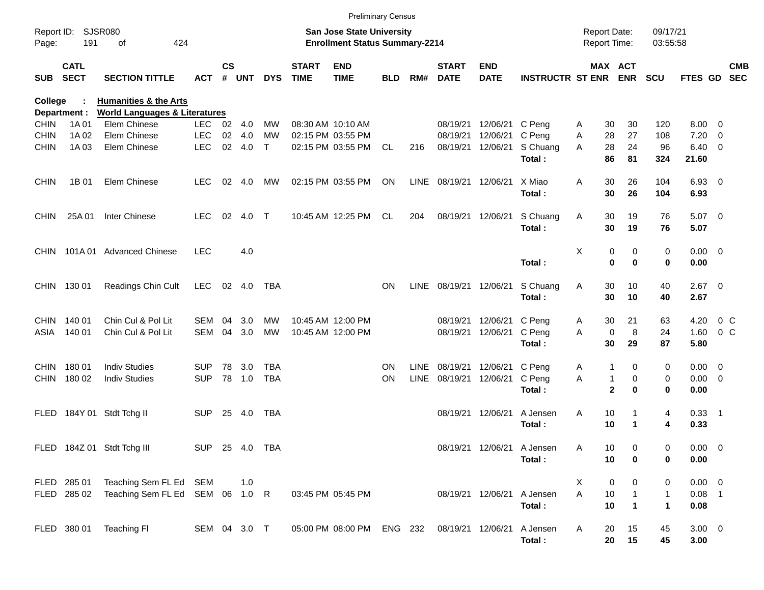Preliminary Census

Report ID: SJSR080
Page: 191 of 424

**San Jose State University**
**Enrollment Status Summary-2214**

Report Date: 09/17/21
Report Time: 03:55:58

**College : Humanities & the Arts**
**Department : World Languages & Literatures**

| SUB | CATL SECT | SECTION TITTLE | ACT | CS # | UNT | DYS | START TIME | END TIME | BLD | RM# | START DATE | END DATE | INSTRUCTR | ST | MAX ENR | ACT ENR | SCU | FTES | GD | CMB SEC |
|---|---|---|---|---|---|---|---|---|---|---|---|---|---|---|---|---|---|---|---|---|
| CHIN | 1A 01 | Elem Chinese | LEC | 02 | 4.0 | MW | 08:30 AM | 10:10 AM | | | 08/19/21 | 12/06/21 | C Peng | A | 30 | 30 | 120 | 8.00 | 0 | |
| CHIN | 1A 02 | Elem Chinese | LEC | 02 | 4.0 | MW | 02:15 PM | 03:55 PM | | | 08/19/21 | 12/06/21 | C Peng | A | 28 | 27 | 108 | 7.20 | 0 | |
| CHIN | 1A 03 | Elem Chinese | LEC | 02 | 4.0 | T | 02:15 PM | 03:55 PM | CL | 216 | 08/19/21 | 12/06/21 | S Chuang | A | 28 | 24 | 96 | 6.40 | 0 | |
| | | | | | | | | | | | | | **Total :** | | **86** | **81** | **324** | **21.60** | | |
| CHIN | 1B 01 | Elem Chinese | LEC | 02 | 4.0 | MW | 02:15 PM | 03:55 PM | ON | LINE | 08/19/21 | 12/06/21 | X Miao | A | 30 | 26 | 104 | 6.93 | 0 | |
| | | | | | | | | | | | | | **Total :** | | **30** | **26** | **104** | **6.93** | | |
| CHIN | 25A 01 | Inter Chinese | LEC | 02 | 4.0 | T | 10:45 AM | 12:25 PM | CL | 204 | 08/19/21 | 12/06/21 | S Chuang | A | 30 | 19 | 76 | 5.07 | 0 | |
| | | | | | | | | | | | | | **Total :** | | **30** | **19** | **76** | **5.07** | | |
| CHIN | 101A 01 | Advanced Chinese | LEC | | 4.0 | | | | | | | | | X | 0 | 0 | 0 | 0.00 | 0 | |
| | | | | | | | | | | | | | **Total :** | | **0** | **0** | **0** | **0.00** | | |
| CHIN | 130 01 | Readings Chin Cult | LEC | 02 | 4.0 | TBA | | | ON | LINE | 08/19/21 | 12/06/21 | S Chuang | A | 30 | 10 | 40 | 2.67 | 0 | |
| | | | | | | | | | | | | | **Total :** | | **30** | **10** | **40** | **2.67** | | |
| CHIN | 140 01 | Chin Cul & Pol Lit | SEM | 04 | 3.0 | MW | 10:45 AM | 12:00 PM | | | 08/19/21 | 12/06/21 | C Peng | A | 30 | 21 | 63 | 4.20 | 0 | C |
| ASIA | 140 01 | Chin Cul & Pol Lit | SEM | 04 | 3.0 | MW | 10:45 AM | 12:00 PM | | | 08/19/21 | 12/06/21 | C Peng | A | 0 | 8 | 24 | 1.60 | 0 | C |
| | | | | | | | | | | | | | **Total :** | | **30** | **29** | **87** | **5.80** | | |
| CHIN | 180 01 | Indiv Studies | SUP | 78 | 3.0 | TBA | | | ON | LINE | 08/19/21 | 12/06/21 | C Peng | A | 1 | 0 | 0 | 0.00 | 0 | |
| CHIN | 180 02 | Indiv Studies | SUP | 78 | 1.0 | TBA | | | ON | LINE | 08/19/21 | 12/06/21 | C Peng | A | 1 | 0 | 0 | 0.00 | 0 | |
| | | | | | | | | | | | | | **Total :** | | **2** | **0** | **0** | **0.00** | | |
| FLED | 184Y 01 | Stdt Tchg II | SUP | 25 | 4.0 | TBA | | | | | 08/19/21 | 12/06/21 | A Jensen | A | 10 | 1 | 4 | 0.33 | 1 | |
| | | | | | | | | | | | | | **Total :** | | **10** | **1** | **4** | **0.33** | | |
| FLED | 184Z 01 | Stdt Tchg III | SUP | 25 | 4.0 | TBA | | | | | 08/19/21 | 12/06/21 | A Jensen | A | 10 | 0 | 0 | 0.00 | 0 | |
| | | | | | | | | | | | | | **Total :** | | **10** | **0** | **0** | **0.00** | | |
| FLED | 285 01 | Teaching Sem FL Ed | SEM | | 1.0 | | | | | | | | | X | 0 | 0 | 0 | 0.00 | 0 | |
| FLED | 285 02 | Teaching Sem FL Ed | SEM | 06 | 1.0 | R | 03:45 PM | 05:45 PM | | | 08/19/21 | 12/06/21 | A Jensen | A | 10 | 1 | 1 | 0.08 | 1 | |
| | | | | | | | | | | | | | **Total :** | | **10** | **1** | **1** | **0.08** | | |
| FLED | 380 01 | Teaching Fl | SEM | 04 | 3.0 | T | 05:00 PM | 08:00 PM | ENG | 232 | 08/19/21 | 12/06/21 | A Jensen | A | 20 | 15 | 45 | 3.00 | 0 | |
| | | | | | | | | | | | | | **Total :** | | **20** | **15** | **45** | **3.00** | | |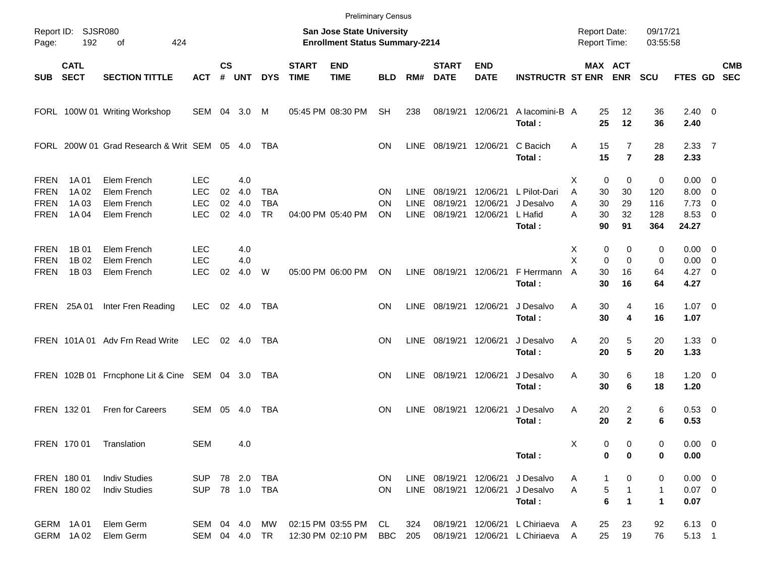Preliminary Census

Report ID: SJSR080

**San Jose State University**
**Enrollment Status Summary-2214**

Report Date: 09/17/21
Report Time: 03:55:58

| SUB | CATL SECT | SECTION TITTLE | ACT | CS # | UNT | DYS | START TIME | END TIME | BLD | RM# | START DATE | END DATE | INSTRUCTR | ST | MAX ENR | ACT ENR | SCU | FTES | GD | CMB SEC |
|---|---|---|---|---|---|---|---|---|---|---|---|---|---|---|---|---|---|---|---|---|
| FORL | 100W 01 | Writing Workshop | SEM | 04 | 3.0 | M | 05:45 PM | 08:30 PM | SH | 238 | 08/19/21 | 12/06/21 | A Iacomini-B | A | 25 | 12 | 36 | 2.40 | 0 | |
| | | | | | | | | | | | | | **Total :** | | **25** | **12** | **36** | **2.40** | | |
| FORL | 200W 01 | Grad Research & Writ | SEM | 05 | 4.0 | TBA | | | ON | LINE | 08/19/21 | 12/06/21 | C Bacich | A | 15 | 7 | 28 | 2.33 | 7 | |
| | | | | | | | | | | | | | **Total :** | | **15** | **7** | **28** | **2.33** | | |
| FREN | 1A 01 | Elem French | LEC | | 4.0 | | | | | | | | | X | 0 | 0 | 0 | 0.00 | 0 | |
| FREN | 1A 02 | Elem French | LEC | 02 | 4.0 | TBA | | | ON | LINE | 08/19/21 | 12/06/21 | L Pilot-Dari | A | 30 | 30 | 120 | 8.00 | 0 | |
| FREN | 1A 03 | Elem French | LEC | 02 | 4.0 | TBA | | | ON | LINE | 08/19/21 | 12/06/21 | J Desalvo | A | 30 | 29 | 116 | 7.73 | 0 | |
| FREN | 1A 04 | Elem French | LEC | 02 | 4.0 | TR | 04:00 PM | 05:40 PM | ON | LINE | 08/19/21 | 12/06/21 | L Hafid | A | 30 | 32 | 128 | 8.53 | 0 | |
| | | | | | | | | | | | | | **Total :** | | **90** | **91** | **364** | **24.27** | | |
| FREN | 1B 01 | Elem French | LEC | | 4.0 | | | | | | | | | X | 0 | 0 | 0 | 0.00 | 0 | |
| FREN | 1B 02 | Elem French | LEC | | 4.0 | | | | | | | | | X | 0 | 0 | 0 | 0.00 | 0 | |
| FREN | 1B 03 | Elem French | LEC | 02 | 4.0 | W | 05:00 PM | 06:00 PM | ON | LINE | 08/19/21 | 12/06/21 | F Herrmann | A | 30 | 16 | 64 | 4.27 | 0 | |
| | | | | | | | | | | | | | **Total :** | | **30** | **16** | **64** | **4.27** | | |
| FREN | 25A 01 | Inter Fren Reading | LEC | 02 | 4.0 | TBA | | | ON | LINE | 08/19/21 | 12/06/21 | J Desalvo | A | 30 | 4 | 16 | 1.07 | 0 | |
| | | | | | | | | | | | | | **Total :** | | **30** | **4** | **16** | **1.07** | | |
| FREN | 101A 01 | Adv Frn Read Write | LEC | 02 | 4.0 | TBA | | | ON | LINE | 08/19/21 | 12/06/21 | J Desalvo | A | 20 | 5 | 20 | 1.33 | 0 | |
| | | | | | | | | | | | | | **Total :** | | **20** | **5** | **20** | **1.33** | | |
| FREN | 102B 01 | Frncphone Lit & Cine | SEM | 04 | 3.0 | TBA | | | ON | LINE | 08/19/21 | 12/06/21 | J Desalvo | A | 30 | 6 | 18 | 1.20 | 0 | |
| | | | | | | | | | | | | | **Total :** | | **30** | **6** | **18** | **1.20** | | |
| FREN | 132 01 | Fren for Careers | SEM | 05 | 4.0 | TBA | | | ON | LINE | 08/19/21 | 12/06/21 | J Desalvo | A | 20 | 2 | 6 | 0.53 | 0 | |
| | | | | | | | | | | | | | **Total :** | | **20** | **2** | **6** | **0.53** | | |
| FREN | 170 01 | Translation | SEM | | 4.0 | | | | | | | | | X | 0 | 0 | 0 | 0.00 | 0 | |
| | | | | | | | | | | | | | **Total :** | | **0** | **0** | **0** | **0.00** | | |
| FREN | 180 01 | Indiv Studies | SUP | 78 | 2.0 | TBA | | | ON | LINE | 08/19/21 | 12/06/21 | J Desalvo | A | 1 | 0 | 0 | 0.00 | 0 | |
| FREN | 180 02 | Indiv Studies | SUP | 78 | 1.0 | TBA | | | ON | LINE | 08/19/21 | 12/06/21 | J Desalvo | A | 5 | 1 | 1 | 0.07 | 0 | |
| | | | | | | | | | | | | | **Total :** | | **6** | **1** | **1** | **0.07** | | |
| GERM | 1A 01 | Elem Germ | SEM | 04 | 4.0 | MW | 02:15 PM | 03:55 PM | CL | 324 | 08/19/21 | 12/06/21 | L Chiriaeva | A | 25 | 23 | 92 | 6.13 | 0 | |
| GERM | 1A 02 | Elem Germ | SEM | 04 | 4.0 | TR | 12:30 PM | 02:10 PM | BBC | 205 | 08/19/21 | 12/06/21 | L Chiriaeva | A | 25 | 19 | 76 | 5.13 | 1 | |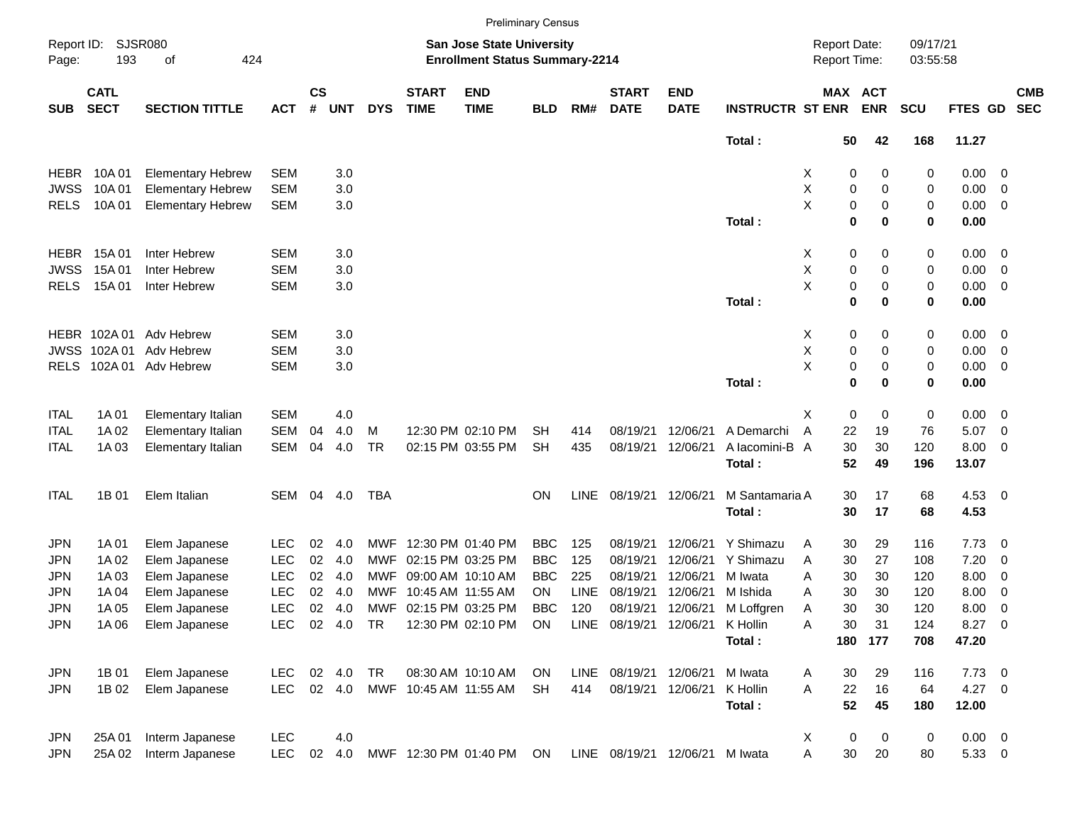Preliminary Census

Report ID: SJSR080
Page: 193 of 424

**San Jose State University**
**Enrollment Status Summary-2214**

Report Date: 09/17/21
Report Time: 03:55:58

| SUB | CATL SECT | SECTION TITTLE | ACT | CS # | UNT | DYS | START TIME | END TIME | BLD | RM# | START DATE | END DATE | INSTRUCTR | ST | MAX ENR | ACT ENR | SCU | FTES | GD | CMB SEC |
|---|---|---|---|---|---|---|---|---|---|---|---|---|---|---|---|---|---|---|---|---|
| | | | | | | | | | | | | | **Total :** | | **50** | **42** | **168** | **11.27** | | |
| HEBR | 10A 01 | Elementary Hebrew | SEM | | 3.0 | | | | | | | | | X | 0 | 0 | 0 | 0.00 | 0 | |
| JWSS | 10A 01 | Elementary Hebrew | SEM | | 3.0 | | | | | | | | | X | 0 | 0 | 0 | 0.00 | 0 | |
| RELS | 10A 01 | Elementary Hebrew | SEM | | 3.0 | | | | | | | | | X | 0 | 0 | 0 | 0.00 | 0 | |
| | | | | | | | | | | | | | **Total :** | | **0** | **0** | **0** | **0.00** | | |
| HEBR | 15A 01 | Inter Hebrew | SEM | | 3.0 | | | | | | | | | X | 0 | 0 | 0 | 0.00 | 0 | |
| JWSS | 15A 01 | Inter Hebrew | SEM | | 3.0 | | | | | | | | | X | 0 | 0 | 0 | 0.00 | 0 | |
| RELS | 15A 01 | Inter Hebrew | SEM | | 3.0 | | | | | | | | | X | 0 | 0 | 0 | 0.00 | 0 | |
| | | | | | | | | | | | | | **Total :** | | **0** | **0** | **0** | **0.00** | | |
| HEBR | 102A 01 | Adv Hebrew | SEM | | 3.0 | | | | | | | | | X | 0 | 0 | 0 | 0.00 | 0 | |
| JWSS | 102A 01 | Adv Hebrew | SEM | | 3.0 | | | | | | | | | X | 0 | 0 | 0 | 0.00 | 0 | |
| RELS | 102A 01 | Adv Hebrew | SEM | | 3.0 | | | | | | | | | X | 0 | 0 | 0 | 0.00 | 0 | |
| | | | | | | | | | | | | | **Total :** | | **0** | **0** | **0** | **0.00** | | |
| ITAL | 1A 01 | Elementary Italian | SEM | | 4.0 | | | | | | | | | X | 0 | 0 | 0 | 0.00 | 0 | |
| ITAL | 1A 02 | Elementary Italian | SEM | 04 | 4.0 | M | 12:30 PM | 02:10 PM | SH | 414 | 08/19/21 | 12/06/21 | A Demarchi | A | 22 | 19 | 76 | 5.07 | 0 | |
| ITAL | 1A 03 | Elementary Italian | SEM | 04 | 4.0 | TR | 02:15 PM | 03:55 PM | SH | 435 | 08/19/21 | 12/06/21 | A Iacomini-B | A | 30 | 30 | 120 | 8.00 | 0 | |
| | | | | | | | | | | | | | **Total :** | | **52** | **49** | **196** | **13.07** | | |
| ITAL | 1B 01 | Elem Italian | SEM | 04 | 4.0 | TBA | | | ON | LINE | 08/19/21 | 12/06/21 | M Santamaria | A | 30 | 17 | 68 | 4.53 | 0 | |
| | | | | | | | | | | | | | **Total :** | | **30** | **17** | **68** | **4.53** | | |
| JPN | 1A 01 | Elem Japanese | LEC | 02 | 4.0 | MWF | 12:30 PM | 01:40 PM | BBC | 125 | 08/19/21 | 12/06/21 | Y Shimazu | A | 30 | 29 | 116 | 7.73 | 0 | |
| JPN | 1A 02 | Elem Japanese | LEC | 02 | 4.0 | MWF | 02:15 PM | 03:25 PM | BBC | 125 | 08/19/21 | 12/06/21 | Y Shimazu | A | 30 | 27 | 108 | 7.20 | 0 | |
| JPN | 1A 03 | Elem Japanese | LEC | 02 | 4.0 | MWF | 09:00 AM | 10:10 AM | BBC | 225 | 08/19/21 | 12/06/21 | M Iwata | A | 30 | 30 | 120 | 8.00 | 0 | |
| JPN | 1A 04 | Elem Japanese | LEC | 02 | 4.0 | MWF | 10:45 AM | 11:55 AM | ON | LINE | 08/19/21 | 12/06/21 | M Ishida | A | 30 | 30 | 120 | 8.00 | 0 | |
| JPN | 1A 05 | Elem Japanese | LEC | 02 | 4.0 | MWF | 02:15 PM | 03:25 PM | BBC | 120 | 08/19/21 | 12/06/21 | M Loffgren | A | 30 | 30 | 120 | 8.00 | 0 | |
| JPN | 1A 06 | Elem Japanese | LEC | 02 | 4.0 | TR | 12:30 PM | 02:10 PM | ON | LINE | 08/19/21 | 12/06/21 | K Hollin | A | 30 | 31 | 124 | 8.27 | 0 | |
| | | | | | | | | | | | | | **Total :** | | **180** | **177** | **708** | **47.20** | | |
| JPN | 1B 01 | Elem Japanese | LEC | 02 | 4.0 | TR | 08:30 AM | 10:10 AM | ON | LINE | 08/19/21 | 12/06/21 | M Iwata | A | 30 | 29 | 116 | 7.73 | 0 | |
| JPN | 1B 02 | Elem Japanese | LEC | 02 | 4.0 | MWF | 10:45 AM | 11:55 AM | SH | 414 | 08/19/21 | 12/06/21 | K Hollin | A | 22 | 16 | 64 | 4.27 | 0 | |
| | | | | | | | | | | | | | **Total :** | | **52** | **45** | **180** | **12.00** | | |
| JPN | 25A 01 | Interm Japanese | LEC | | 4.0 | | | | | | | | | X | 0 | 0 | 0 | 0.00 | 0 | |
| JPN | 25A 02 | Interm Japanese | LEC | 02 | 4.0 | MWF | 12:30 PM | 01:40 PM | ON | LINE | 08/19/21 | 12/06/21 | M Iwata | A | 30 | 20 | 80 | 5.33 | 0 | |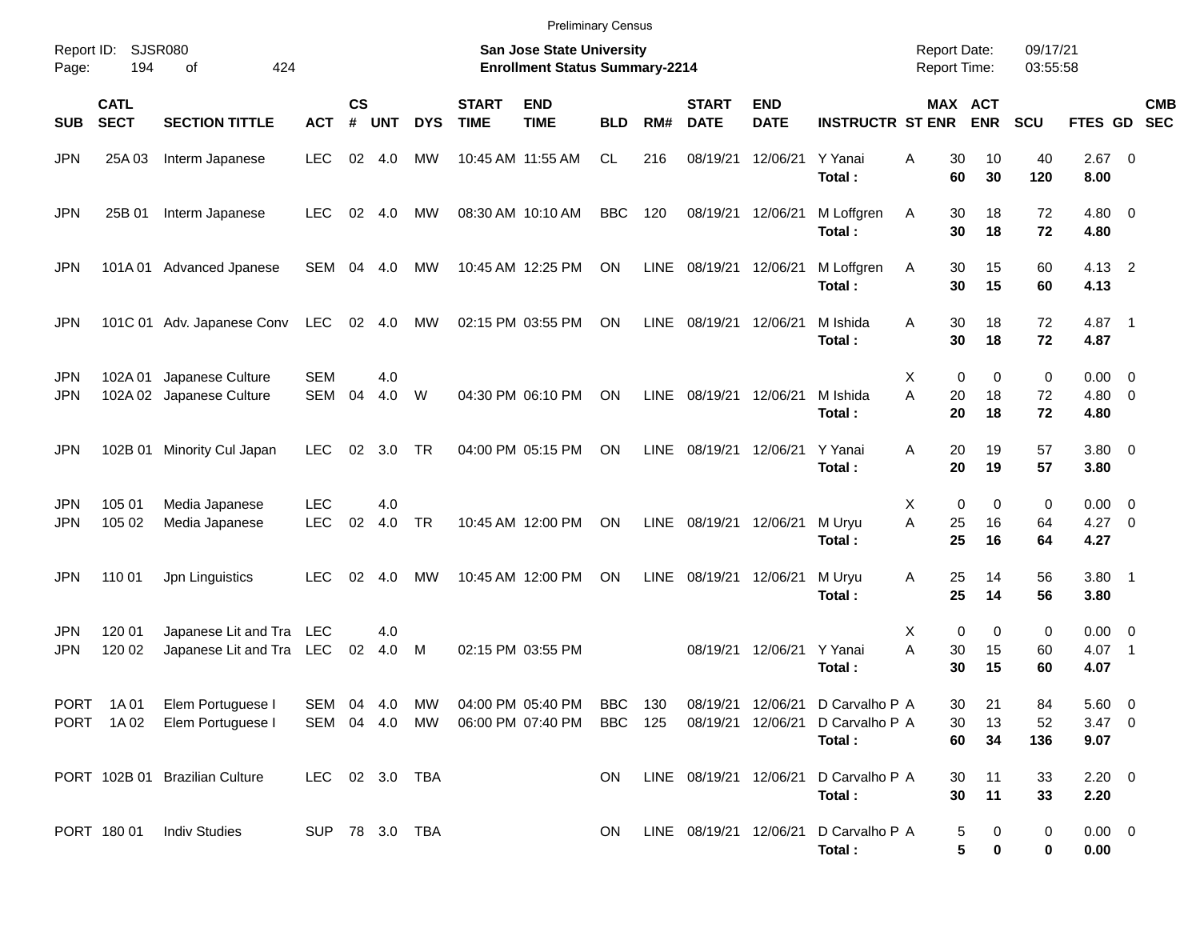Preliminary Census

Report ID: SJSR080

**San Jose State University**
**Enrollment Status Summary-2214**

Report Date: 09/17/21
Report Time: 03:55:58

| SUB | CATL SECT | SECTION TITTLE | ACT | CS # | UNT | DYS | START TIME | END TIME | BLD | RM# | START DATE | END DATE | INSTRUCTR | ST | MAX ENR | ACT ENR | SCU | FTES | GD | CMB SEC |
|---|---|---|---|---|---|---|---|---|---|---|---|---|---|---|---|---|---|---|---|---|
| JPN | 25A 03 | Interm Japanese | LEC | 02 | 4.0 | MW | 10:45 AM | 11:55 AM | CL | 216 | 08/19/21 | 12/06/21 | Y Yanai | A | 30 | 10 | 40 | 2.67 | 0 | |
| | | | | | | | | | | | | | **Total :** | | **60** | **30** | **120** | **8.00** | | |
| JPN | 25B 01 | Interm Japanese | LEC | 02 | 4.0 | MW | 08:30 AM | 10:10 AM | BBC | 120 | 08/19/21 | 12/06/21 | M Loffgren | A | 30 | 18 | 72 | 4.80 | 0 | |
| | | | | | | | | | | | | | **Total :** | | **30** | **18** | **72** | **4.80** | | |
| JPN | 101A 01 | Advanced Jpanese | SEM | 04 | 4.0 | MW | 10:45 AM | 12:25 PM | ON | LINE | 08/19/21 | 12/06/21 | M Loffgren | A | 30 | 15 | 60 | 4.13 | 2 | |
| | | | | | | | | | | | | | **Total :** | | **30** | **15** | **60** | **4.13** | | |
| JPN | 101C 01 | Adv. Japanese Conv | LEC | 02 | 4.0 | MW | 02:15 PM | 03:55 PM | ON | LINE | 08/19/21 | 12/06/21 | M Ishida | A | 30 | 18 | 72 | 4.87 | 1 | |
| | | | | | | | | | | | | | **Total :** | | **30** | **18** | **72** | **4.87** | | |
| JPN | 102A 01 | Japanese Culture | SEM | | 4.0 | | | | | | | | | X | 0 | 0 | 0 | 0.00 | 0 | |
| JPN | 102A 02 | Japanese Culture | SEM | 04 | 4.0 | W | 04:30 PM | 06:10 PM | ON | LINE | 08/19/21 | 12/06/21 | M Ishida | A | 20 | 18 | 72 | 4.80 | 0 | |
| | | | | | | | | | | | | | **Total :** | | **20** | **18** | **72** | **4.80** | | |
| JPN | 102B 01 | Minority Cul Japan | LEC | 02 | 3.0 | TR | 04:00 PM | 05:15 PM | ON | LINE | 08/19/21 | 12/06/21 | Y Yanai | A | 20 | 19 | 57 | 3.80 | 0 | |
| | | | | | | | | | | | | | **Total :** | | **20** | **19** | **57** | **3.80** | | |
| JPN | 105 01 | Media Japanese | LEC | | 4.0 | | | | | | | | | X | 0 | 0 | 0 | 0.00 | 0 | |
| JPN | 105 02 | Media Japanese | LEC | 02 | 4.0 | TR | 10:45 AM | 12:00 PM | ON | LINE | 08/19/21 | 12/06/21 | M Uryu | A | 25 | 16 | 64 | 4.27 | 0 | |
| | | | | | | | | | | | | | **Total :** | | **25** | **16** | **64** | **4.27** | | |
| JPN | 110 01 | Jpn Linguistics | LEC | 02 | 4.0 | MW | 10:45 AM | 12:00 PM | ON | LINE | 08/19/21 | 12/06/21 | M Uryu | A | 25 | 14 | 56 | 3.80 | 1 | |
| | | | | | | | | | | | | | **Total :** | | **25** | **14** | **56** | **3.80** | | |
| JPN | 120 01 | Japanese Lit and Tra | LEC | | 4.0 | | | | | | | | | X | 0 | 0 | 0 | 0.00 | 0 | |
| JPN | 120 02 | Japanese Lit and Tra | LEC | 02 | 4.0 | M | 02:15 PM | 03:55 PM | | | 08/19/21 | 12/06/21 | Y Yanai | A | 30 | 15 | 60 | 4.07 | 1 | |
| | | | | | | | | | | | | | **Total :** | | **30** | **15** | **60** | **4.07** | | |
| PORT | 1A 01 | Elem Portuguese I | SEM | 04 | 4.0 | MW | 04:00 PM | 05:40 PM | BBC | 130 | 08/19/21 | 12/06/21 | D Carvalho P | A | 30 | 21 | 84 | 5.60 | 0 | |
| PORT | 1A 02 | Elem Portuguese I | SEM | 04 | 4.0 | MW | 06:00 PM | 07:40 PM | BBC | 125 | 08/19/21 | 12/06/21 | D Carvalho P | A | 30 | 13 | 52 | 3.47 | 0 | |
| | | | | | | | | | | | | | **Total :** | | **60** | **34** | **136** | **9.07** | | |
| PORT | 102B 01 | Brazilian Culture | LEC | 02 | 3.0 | TBA | | | ON | LINE | 08/19/21 | 12/06/21 | D Carvalho P | A | 30 | 11 | 33 | 2.20 | 0 | |
| | | | | | | | | | | | | | **Total :** | | **30** | **11** | **33** | **2.20** | | |
| PORT | 180 01 | Indiv Studies | SUP | 78 | 3.0 | TBA | | | ON | LINE | 08/19/21 | 12/06/21 | D Carvalho P | A | 5 | 0 | 0 | 0.00 | 0 | |
| | | | | | | | | | | | | | **Total :** | | **5** | **0** | **0** | **0.00** | | |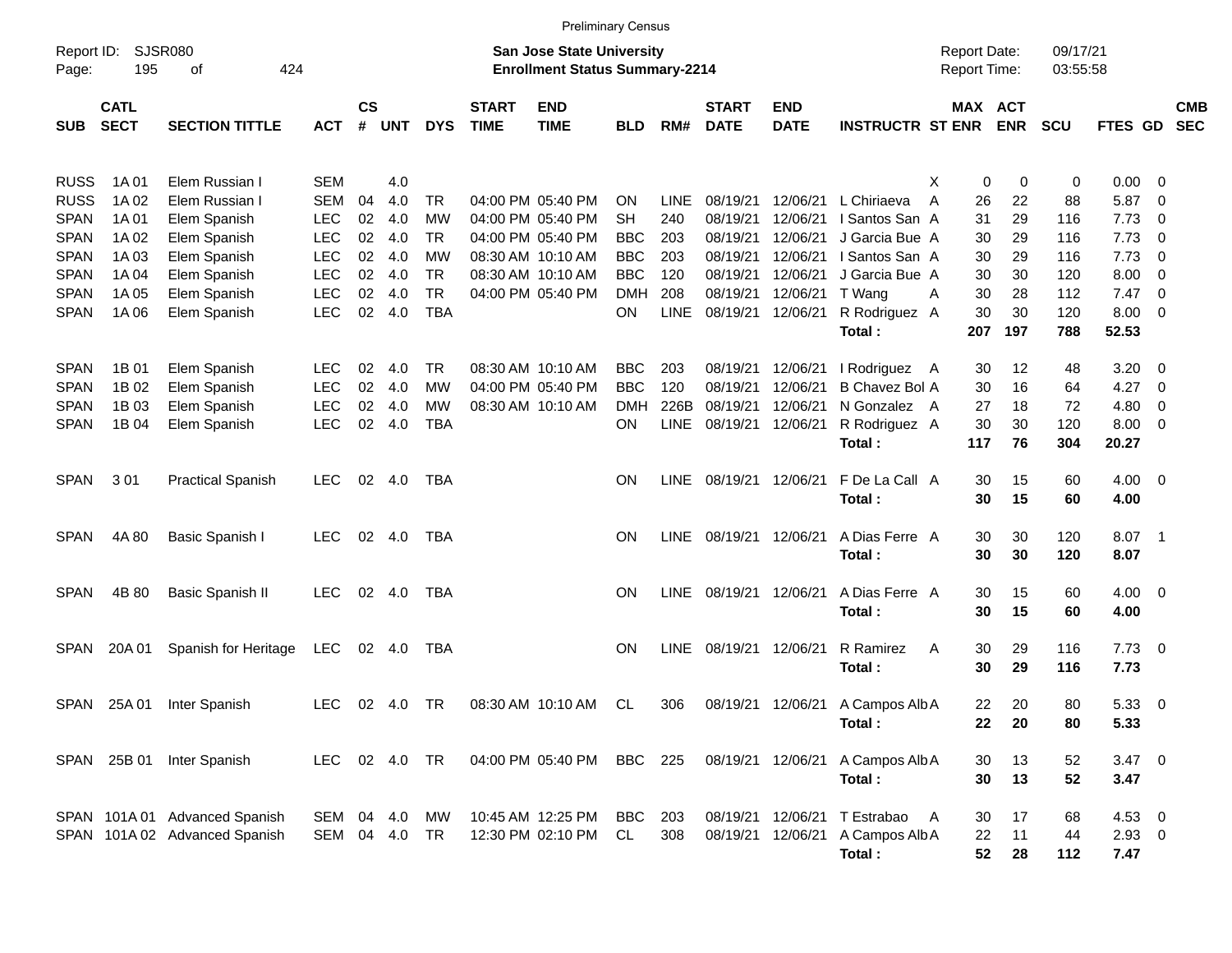Preliminary Census

Report ID: SJSR080
Page: 195 of 424

**San Jose State University**
**Enrollment Status Summary-2214**

Report Date: 09/17/21
Report Time: 03:55:58

| SUB | CATL SECT | SECTION TITTLE | ACT | CS # | UNT | DYS | START TIME | END TIME | BLD | RM# | START DATE | END DATE | INSTRUCTR | ST | MAX ENR | ACT ENR | SCU | FTES | GD | CMB SEC |
|---|---|---|---|---|---|---|---|---|---|---|---|---|---|---|---|---|---|---|---|---|
| RUSS | 1A 01 | Elem Russian I | SEM | | 4.0 | | | | | | | | | X | 0 | 0 | 0 | 0.00 | 0 | |
| RUSS | 1A 02 | Elem Russian I | SEM | 04 | 4.0 | TR | 04:00 PM | 05:40 PM | ON | LINE | 08/19/21 | 12/06/21 | L Chiriaeva | A | 26 | 22 | 88 | 5.87 | 0 | |
| SPAN | 1A 01 | Elem Spanish | LEC | 02 | 4.0 | MW | 04:00 PM | 05:40 PM | SH | 240 | 08/19/21 | 12/06/21 | I Santos San | A | 31 | 29 | 116 | 7.73 | 0 | |
| SPAN | 1A 02 | Elem Spanish | LEC | 02 | 4.0 | TR | 04:00 PM | 05:40 PM | BBC | 203 | 08/19/21 | 12/06/21 | J Garcia Bue | A | 30 | 29 | 116 | 7.73 | 0 | |
| SPAN | 1A 03 | Elem Spanish | LEC | 02 | 4.0 | MW | 08:30 AM | 10:10 AM | BBC | 203 | 08/19/21 | 12/06/21 | I Santos San | A | 30 | 29 | 116 | 7.73 | 0 | |
| SPAN | 1A 04 | Elem Spanish | LEC | 02 | 4.0 | TR | 08:30 AM | 10:10 AM | BBC | 120 | 08/19/21 | 12/06/21 | J Garcia Bue | A | 30 | 30 | 120 | 8.00 | 0 | |
| SPAN | 1A 05 | Elem Spanish | LEC | 02 | 4.0 | TR | 04:00 PM | 05:40 PM | DMH | 208 | 08/19/21 | 12/06/21 | T Wang | A | 30 | 28 | 112 | 7.47 | 0 | |
| SPAN | 1A 06 | Elem Spanish | LEC | 02 | 4.0 | TBA | | | ON | LINE | 08/19/21 | 12/06/21 | R Rodriguez | A | 30 | 30 | 120 | 8.00 | 0 | |
| | | | | | | | | | | | | | **Total :** | | **207** | **197** | **788** | **52.53** | | |
| SPAN | 1B 01 | Elem Spanish | LEC | 02 | 4.0 | TR | 08:30 AM | 10:10 AM | BBC | 203 | 08/19/21 | 12/06/21 | I Rodriguez | A | 30 | 12 | 48 | 3.20 | 0 | |
| SPAN | 1B 02 | Elem Spanish | LEC | 02 | 4.0 | MW | 04:00 PM | 05:40 PM | BBC | 120 | 08/19/21 | 12/06/21 | B Chavez Bol | A | 30 | 16 | 64 | 4.27 | 0 | |
| SPAN | 1B 03 | Elem Spanish | LEC | 02 | 4.0 | MW | 08:30 AM | 10:10 AM | DMH | 226B | 08/19/21 | 12/06/21 | N Gonzalez | A | 27 | 18 | 72 | 4.80 | 0 | |
| SPAN | 1B 04 | Elem Spanish | LEC | 02 | 4.0 | TBA | | | ON | LINE | 08/19/21 | 12/06/21 | R Rodriguez | A | 30 | 30 | 120 | 8.00 | 0 | |
| | | | | | | | | | | | | | **Total :** | | **117** | **76** | **304** | **20.27** | | |
| SPAN | 3 01 | Practical Spanish | LEC | 02 | 4.0 | TBA | | | ON | LINE | 08/19/21 | 12/06/21 | F De La Call | A | 30 | 15 | 60 | 4.00 | 0 | |
| | | | | | | | | | | | | | **Total :** | | **30** | **15** | **60** | **4.00** | | |
| SPAN | 4A 80 | Basic Spanish I | LEC | 02 | 4.0 | TBA | | | ON | LINE | 08/19/21 | 12/06/21 | A Dias Ferre | A | 30 | 30 | 120 | 8.07 | 1 | |
| | | | | | | | | | | | | | **Total :** | | **30** | **30** | **120** | **8.07** | | |
| SPAN | 4B 80 | Basic Spanish II | LEC | 02 | 4.0 | TBA | | | ON | LINE | 08/19/21 | 12/06/21 | A Dias Ferre | A | 30 | 15 | 60 | 4.00 | 0 | |
| | | | | | | | | | | | | | **Total :** | | **30** | **15** | **60** | **4.00** | | |
| SPAN | 20A 01 | Spanish for Heritage | LEC | 02 | 4.0 | TBA | | | ON | LINE | 08/19/21 | 12/06/21 | R Ramirez | A | 30 | 29 | 116 | 7.73 | 0 | |
| | | | | | | | | | | | | | **Total :** | | **30** | **29** | **116** | **7.73** | | |
| SPAN | 25A 01 | Inter Spanish | LEC | 02 | 4.0 | TR | 08:30 AM | 10:10 AM | CL | 306 | 08/19/21 | 12/06/21 | A Campos Alb | A | 22 | 20 | 80 | 5.33 | 0 | |
| | | | | | | | | | | | | | **Total :** | | **22** | **20** | **80** | **5.33** | | |
| SPAN | 25B 01 | Inter Spanish | LEC | 02 | 4.0 | TR | 04:00 PM | 05:40 PM | BBC | 225 | 08/19/21 | 12/06/21 | A Campos Alb | A | 30 | 13 | 52 | 3.47 | 0 | |
| | | | | | | | | | | | | | **Total :** | | **30** | **13** | **52** | **3.47** | | |
| SPAN | 101A 01 | Advanced Spanish | SEM | 04 | 4.0 | MW | 10:45 AM | 12:25 PM | BBC | 203 | 08/19/21 | 12/06/21 | T Estrabao | A | 30 | 17 | 68 | 4.53 | 0 | |
| SPAN | 101A 02 | Advanced Spanish | SEM | 04 | 4.0 | TR | 12:30 PM | 02:10 PM | CL | 308 | 08/19/21 | 12/06/21 | A Campos Alb | A | 22 | 11 | 44 | 2.93 | 0 | |
| | | | | | | | | | | | | | **Total :** | | **52** | **28** | **112** | **7.47** | | |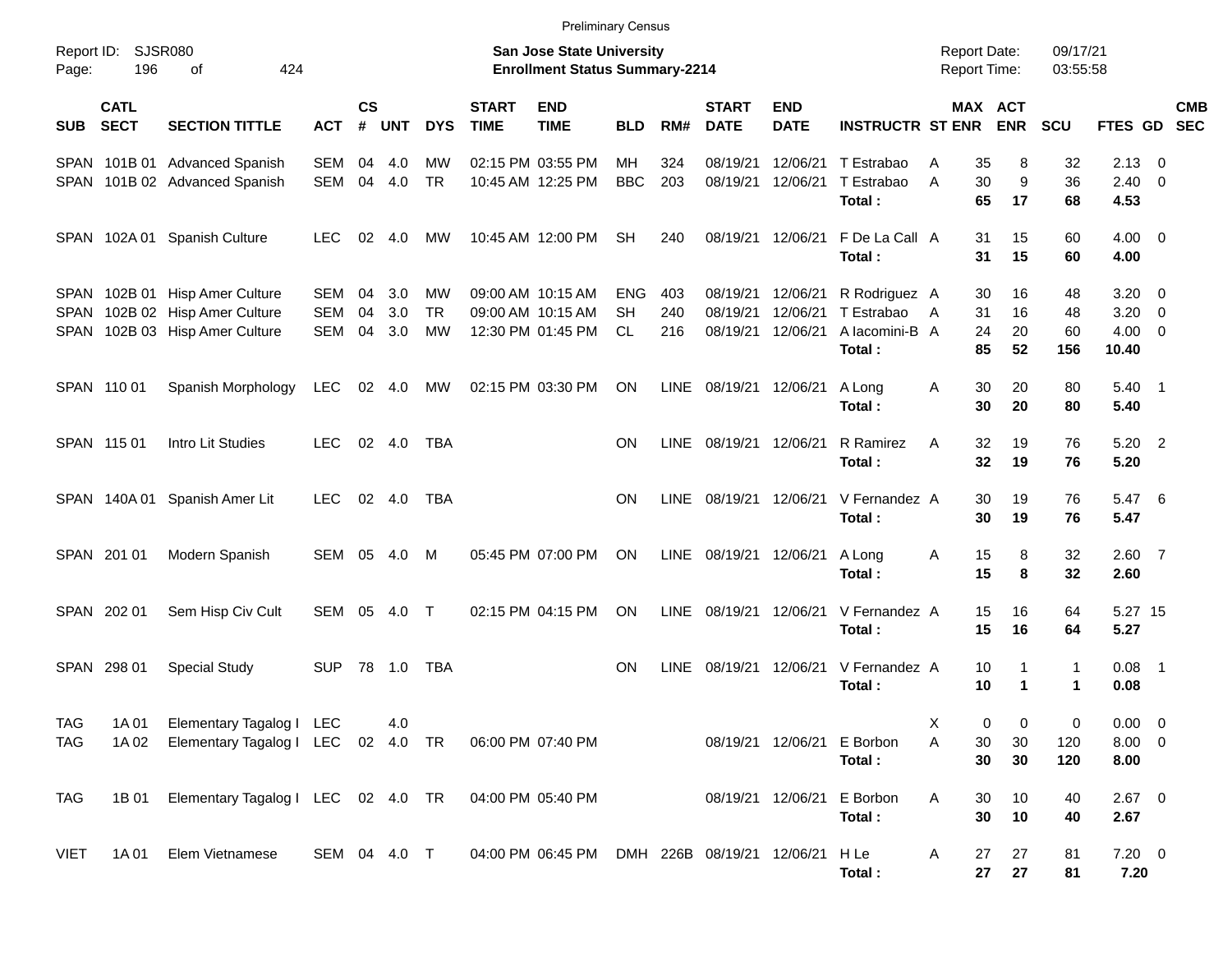Preliminary Census

Report ID: SJSR080

**San Jose State University**
**Enrollment Status Summary-2214**

Report Date: 09/17/21
Report Time: 03:55:58

| SUB | CATL SECT | SECTION TITTLE | ACT | CS # | UNT | DYS | START TIME | END TIME | BLD | RM# | START DATE | END DATE | INSTRUCTR | ST | MAX ENR | ACT ENR | SCU | FTES | GD | CMB SEC |
|---|---|---|---|---|---|---|---|---|---|---|---|---|---|---|---|---|---|---|---|---|
| SPAN | 101B 01 | Advanced Spanish | SEM | 04 | 4.0 | MW | 02:15 PM | 03:55 PM | MH | 324 | 08/19/21 | 12/06/21 | T Estrabao | A | 35 | 8 | 32 | 2.13 | 0 | |
| SPAN | 101B 02 | Advanced Spanish | SEM | 04 | 4.0 | TR | 10:45 AM | 12:25 PM | BBC | 203 | 08/19/21 | 12/06/21 | T Estrabao | A | 30 | 9 | 36 | 2.40 | 0 | |
| | | | | | | | | | | | | | **Total :** | | **65** | **17** | **68** | **4.53** | | |
| SPAN | 102A 01 | Spanish Culture | LEC | 02 | 4.0 | MW | 10:45 AM | 12:00 PM | SH | 240 | 08/19/21 | 12/06/21 | F De La Call | A | 31 | 15 | 60 | 4.00 | 0 | |
| | | | | | | | | | | | | | **Total :** | | **31** | **15** | **60** | **4.00** | | |
| SPAN | 102B 01 | Hisp Amer Culture | SEM | 04 | 3.0 | MW | 09:00 AM | 10:15 AM | ENG | 403 | 08/19/21 | 12/06/21 | R Rodriguez | A | 30 | 16 | 48 | 3.20 | 0 | |
| SPAN | 102B 02 | Hisp Amer Culture | SEM | 04 | 3.0 | TR | 09:00 AM | 10:15 AM | SH | 240 | 08/19/21 | 12/06/21 | T Estrabao | A | 31 | 16 | 48 | 3.20 | 0 | |
| SPAN | 102B 03 | Hisp Amer Culture | SEM | 04 | 3.0 | MW | 12:30 PM | 01:45 PM | CL | 216 | 08/19/21 | 12/06/21 | A Iacomini-B | A | 24 | 20 | 60 | 4.00 | 0 | |
| | | | | | | | | | | | | | **Total :** | | **85** | **52** | **156** | **10.40** | | |
| SPAN | 110 01 | Spanish Morphology | LEC | 02 | 4.0 | MW | 02:15 PM | 03:30 PM | ON | LINE | 08/19/21 | 12/06/21 | A Long | A | 30 | 20 | 80 | 5.40 | 1 | |
| | | | | | | | | | | | | | **Total :** | | **30** | **20** | **80** | **5.40** | | |
| SPAN | 115 01 | Intro Lit Studies | LEC | 02 | 4.0 | TBA | | | ON | LINE | 08/19/21 | 12/06/21 | R Ramirez | A | 32 | 19 | 76 | 5.20 | 2 | |
| | | | | | | | | | | | | | **Total :** | | **32** | **19** | **76** | **5.20** | | |
| SPAN | 140A 01 | Spanish Amer Lit | LEC | 02 | 4.0 | TBA | | | ON | LINE | 08/19/21 | 12/06/21 | V Fernandez | A | 30 | 19 | 76 | 5.47 | 6 | |
| | | | | | | | | | | | | | **Total :** | | **30** | **19** | **76** | **5.47** | | |
| SPAN | 201 01 | Modern Spanish | SEM | 05 | 4.0 | M | 05:45 PM | 07:00 PM | ON | LINE | 08/19/21 | 12/06/21 | A Long | A | 15 | 8 | 32 | 2.60 | 7 | |
| | | | | | | | | | | | | | **Total :** | | **15** | **8** | **32** | **2.60** | | |
| SPAN | 202 01 | Sem Hisp Civ Cult | SEM | 05 | 4.0 | T | 02:15 PM | 04:15 PM | ON | LINE | 08/19/21 | 12/06/21 | V Fernandez | A | 15 | 16 | 64 | 5.27 | 15 | |
| | | | | | | | | | | | | | **Total :** | | **15** | **16** | **64** | **5.27** | | |
| SPAN | 298 01 | Special Study | SUP | 78 | 1.0 | TBA | | | ON | LINE | 08/19/21 | 12/06/21 | V Fernandez | A | 10 | 1 | 1 | 0.08 | 1 | |
| | | | | | | | | | | | | | **Total :** | | **10** | **1** | **1** | **0.08** | | |
| TAG | 1A 01 | Elementary Tagalog I | LEC | | 4.0 | | | | | | | | | X | 0 | 0 | 0 | 0.00 | 0 | |
| TAG | 1A 02 | Elementary Tagalog I | LEC | 02 | 4.0 | TR | 06:00 PM | 07:40 PM | | | 08/19/21 | 12/06/21 | E Borbon | A | 30 | 30 | 120 | 8.00 | 0 | |
| | | | | | | | | | | | | | **Total :** | | **30** | **30** | **120** | **8.00** | | |
| TAG | 1B 01 | Elementary Tagalog I | LEC | 02 | 4.0 | TR | 04:00 PM | 05:40 PM | | | 08/19/21 | 12/06/21 | E Borbon | A | 30 | 10 | 40 | 2.67 | 0 | |
| | | | | | | | | | | | | | **Total :** | | **30** | **10** | **40** | **2.67** | | |
| VIET | 1A 01 | Elem Vietnamese | SEM | 04 | 4.0 | T | 04:00 PM | 06:45 PM | DMH | 226B | 08/19/21 | 12/06/21 | H Le | A | 27 | 27 | 81 | 7.20 | 0 | |
| | | | | | | | | | | | | | **Total :** | | **27** | **27** | **81** | **7.20** | | |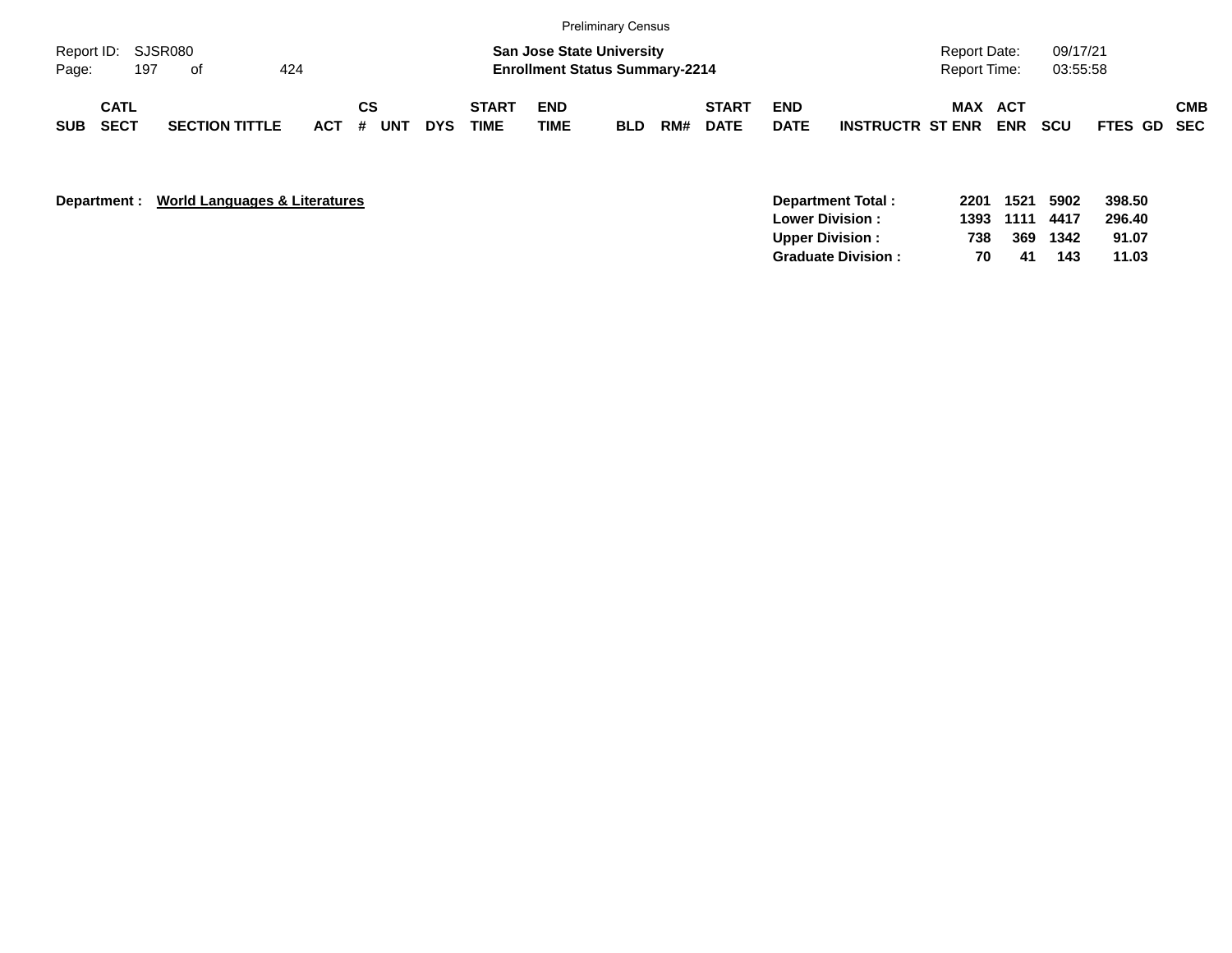Preliminary Census

**San Jose State University**
**Enrollment Status Summary-2214**

Report ID: SJSR080
Report Date: 09/17/21
Report Time: 03:55:58

| SUB | CATL SECT | SECTION TITTLE | ACT | CS # | UNT | DYS | START TIME | END TIME | BLD | RM# | START DATE | END DATE | INSTRUCTR | MAX ST ENR | ACT ENR | SCU | FTES | GD | CMB SEC |
|---|---|---|---|---|---|---|---|---|---|---|---|---|---|---|---|---|---|---|---|

**Department :** **World Languages & Literatures**

| | MAX ST ENR | ACT ENR | SCU | FTES |
|---|---|---|---|---|
| **Department Total :** | **2201** | **1521** | **5902** | **398.50** |
| **Lower Division :** | **1393** | **1111** | **4417** | **296.40** |
| **Upper Division :** | **738** | **369** | **1342** | **91.07** |
| **Graduate Division :** | **70** | **41** | **143** | **11.03** |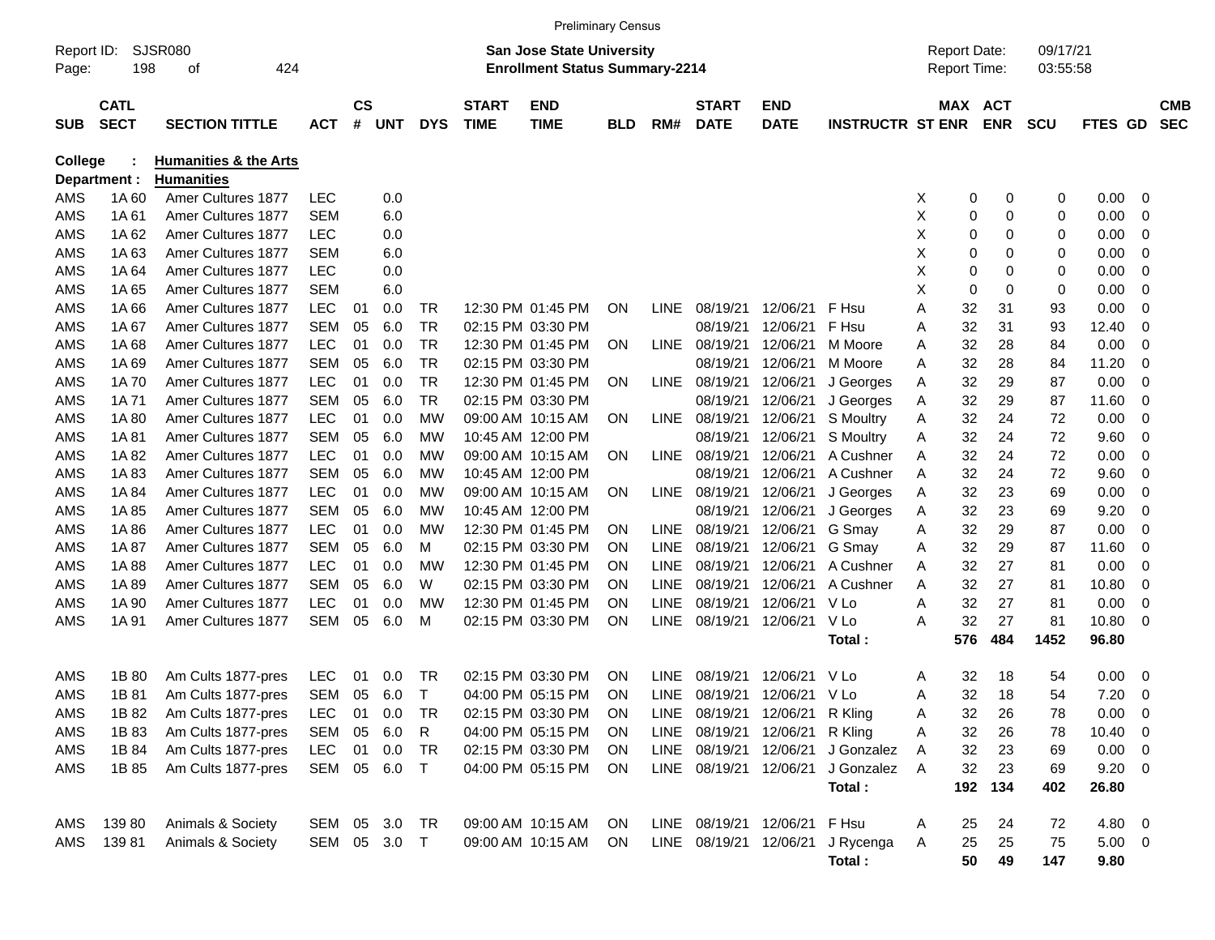Preliminary Census

Report ID: SJSR080
Page: 198 of 424

**San Jose State University**
**Enrollment Status Summary-2214**

Report Date: 09/17/21
Report Time: 03:55:58

**College : Humanities & the Arts**
**Department : Humanities**

| SUB | CATL SECT | SECTION TITTLE | ACT | CS # | UNT | DYS | START TIME | END TIME | BLD | RM# | START DATE | END DATE | INSTRUCTR | ST | MAX ENR | ACT ENR | SCU | FTES | GD | CMB SEC |
|---|---|---|---|---|---|---|---|---|---|---|---|---|---|---|---|---|---|---|---|---|
| AMS | 1A 60 | Amer Cultures 1877 | LEC | | 0.0 | | | | | | | | | X | 0 | 0 | 0 | 0.00 | 0 | |
| AMS | 1A 61 | Amer Cultures 1877 | SEM | | 6.0 | | | | | | | | | X | 0 | 0 | 0 | 0.00 | 0 | |
| AMS | 1A 62 | Amer Cultures 1877 | LEC | | 0.0 | | | | | | | | | X | 0 | 0 | 0 | 0.00 | 0 | |
| AMS | 1A 63 | Amer Cultures 1877 | SEM | | 6.0 | | | | | | | | | X | 0 | 0 | 0 | 0.00 | 0 | |
| AMS | 1A 64 | Amer Cultures 1877 | LEC | | 0.0 | | | | | | | | | X | 0 | 0 | 0 | 0.00 | 0 | |
| AMS | 1A 65 | Amer Cultures 1877 | SEM | | 6.0 | | | | | | | | | X | 0 | 0 | 0 | 0.00 | 0 | |
| AMS | 1A 66 | Amer Cultures 1877 | LEC | 01 | 0.0 | TR | 12:30 PM | 01:45 PM | ON | LINE | 08/19/21 | 12/06/21 | F Hsu | A | 32 | 31 | 93 | 0.00 | 0 | |
| AMS | 1A 67 | Amer Cultures 1877 | SEM | 05 | 6.0 | TR | 02:15 PM | 03:30 PM | | | 08/19/21 | 12/06/21 | F Hsu | A | 32 | 31 | 93 | 12.40 | 0 | |
| AMS | 1A 68 | Amer Cultures 1877 | LEC | 01 | 0.0 | TR | 12:30 PM | 01:45 PM | ON | LINE | 08/19/21 | 12/06/21 | M Moore | A | 32 | 28 | 84 | 0.00 | 0 | |
| AMS | 1A 69 | Amer Cultures 1877 | SEM | 05 | 6.0 | TR | 02:15 PM | 03:30 PM | | | 08/19/21 | 12/06/21 | M Moore | A | 32 | 28 | 84 | 11.20 | 0 | |
| AMS | 1A 70 | Amer Cultures 1877 | LEC | 01 | 0.0 | TR | 12:30 PM | 01:45 PM | ON | LINE | 08/19/21 | 12/06/21 | J Georges | A | 32 | 29 | 87 | 0.00 | 0 | |
| AMS | 1A 71 | Amer Cultures 1877 | SEM | 05 | 6.0 | TR | 02:15 PM | 03:30 PM | | | 08/19/21 | 12/06/21 | J Georges | A | 32 | 29 | 87 | 11.60 | 0 | |
| AMS | 1A 80 | Amer Cultures 1877 | LEC | 01 | 0.0 | MW | 09:00 AM | 10:15 AM | ON | LINE | 08/19/21 | 12/06/21 | S Moultry | A | 32 | 24 | 72 | 0.00 | 0 | |
| AMS | 1A 81 | Amer Cultures 1877 | SEM | 05 | 6.0 | MW | 10:45 AM | 12:00 PM | | | 08/19/21 | 12/06/21 | S Moultry | A | 32 | 24 | 72 | 9.60 | 0 | |
| AMS | 1A 82 | Amer Cultures 1877 | LEC | 01 | 0.0 | MW | 09:00 AM | 10:15 AM | ON | LINE | 08/19/21 | 12/06/21 | A Cushner | A | 32 | 24 | 72 | 0.00 | 0 | |
| AMS | 1A 83 | Amer Cultures 1877 | SEM | 05 | 6.0 | MW | 10:45 AM | 12:00 PM | | | 08/19/21 | 12/06/21 | A Cushner | A | 32 | 24 | 72 | 9.60 | 0 | |
| AMS | 1A 84 | Amer Cultures 1877 | LEC | 01 | 0.0 | MW | 09:00 AM | 10:15 AM | ON | LINE | 08/19/21 | 12/06/21 | J Georges | A | 32 | 23 | 69 | 0.00 | 0 | |
| AMS | 1A 85 | Amer Cultures 1877 | SEM | 05 | 6.0 | MW | 10:45 AM | 12:00 PM | | | 08/19/21 | 12/06/21 | J Georges | A | 32 | 23 | 69 | 9.20 | 0 | |
| AMS | 1A 86 | Amer Cultures 1877 | LEC | 01 | 0.0 | MW | 12:30 PM | 01:45 PM | ON | LINE | 08/19/21 | 12/06/21 | G Smay | A | 32 | 29 | 87 | 0.00 | 0 | |
| AMS | 1A 87 | Amer Cultures 1877 | SEM | 05 | 6.0 | M | 02:15 PM | 03:30 PM | ON | LINE | 08/19/21 | 12/06/21 | G Smay | A | 32 | 29 | 87 | 11.60 | 0 | |
| AMS | 1A 88 | Amer Cultures 1877 | LEC | 01 | 0.0 | MW | 12:30 PM | 01:45 PM | ON | LINE | 08/19/21 | 12/06/21 | A Cushner | A | 32 | 27 | 81 | 0.00 | 0 | |
| AMS | 1A 89 | Amer Cultures 1877 | SEM | 05 | 6.0 | W | 02:15 PM | 03:30 PM | ON | LINE | 08/19/21 | 12/06/21 | A Cushner | A | 32 | 27 | 81 | 10.80 | 0 | |
| AMS | 1A 90 | Amer Cultures 1877 | LEC | 01 | 0.0 | MW | 12:30 PM | 01:45 PM | ON | LINE | 08/19/21 | 12/06/21 | V Lo | A | 32 | 27 | 81 | 0.00 | 0 | |
| AMS | 1A 91 | Amer Cultures 1877 | SEM | 05 | 6.0 | M | 02:15 PM | 03:30 PM | ON | LINE | 08/19/21 | 12/06/21 | V Lo | A | 32 | 27 | 81 | 10.80 | 0 | |
| | | | | | | | | | | | | | **Total :** | | **576** | **484** | **1452** | **96.80** | | |
| AMS | 1B 80 | Am Cults 1877-pres | LEC | 01 | 0.0 | TR | 02:15 PM | 03:30 PM | ON | LINE | 08/19/21 | 12/06/21 | V Lo | A | 32 | 18 | 54 | 0.00 | 0 | |
| AMS | 1B 81 | Am Cults 1877-pres | SEM | 05 | 6.0 | T | 04:00 PM | 05:15 PM | ON | LINE | 08/19/21 | 12/06/21 | V Lo | A | 32 | 18 | 54 | 7.20 | 0 | |
| AMS | 1B 82 | Am Cults 1877-pres | LEC | 01 | 0.0 | TR | 02:15 PM | 03:30 PM | ON | LINE | 08/19/21 | 12/06/21 | R Kling | A | 32 | 26 | 78 | 0.00 | 0 | |
| AMS | 1B 83 | Am Cults 1877-pres | SEM | 05 | 6.0 | R | 04:00 PM | 05:15 PM | ON | LINE | 08/19/21 | 12/06/21 | R Kling | A | 32 | 26 | 78 | 10.40 | 0 | |
| AMS | 1B 84 | Am Cults 1877-pres | LEC | 01 | 0.0 | TR | 02:15 PM | 03:30 PM | ON | LINE | 08/19/21 | 12/06/21 | J Gonzalez | A | 32 | 23 | 69 | 0.00 | 0 | |
| AMS | 1B 85 | Am Cults 1877-pres | SEM | 05 | 6.0 | T | 04:00 PM | 05:15 PM | ON | LINE | 08/19/21 | 12/06/21 | J Gonzalez | A | 32 | 23 | 69 | 9.20 | 0 | |
| | | | | | | | | | | | | | **Total :** | | **192** | **134** | **402** | **26.80** | | |
| AMS | 139 80 | Animals & Society | SEM | 05 | 3.0 | TR | 09:00 AM | 10:15 AM | ON | LINE | 08/19/21 | 12/06/21 | F Hsu | A | 25 | 24 | 72 | 4.80 | 0 | |
| AMS | 139 81 | Animals & Society | SEM | 05 | 3.0 | T | 09:00 AM | 10:15 AM | ON | LINE | 08/19/21 | 12/06/21 | J Rycenga | A | 25 | 25 | 75 | 5.00 | 0 | |
| | | | | | | | | | | | | | **Total :** | | **50** | **49** | **147** | **9.80** | | |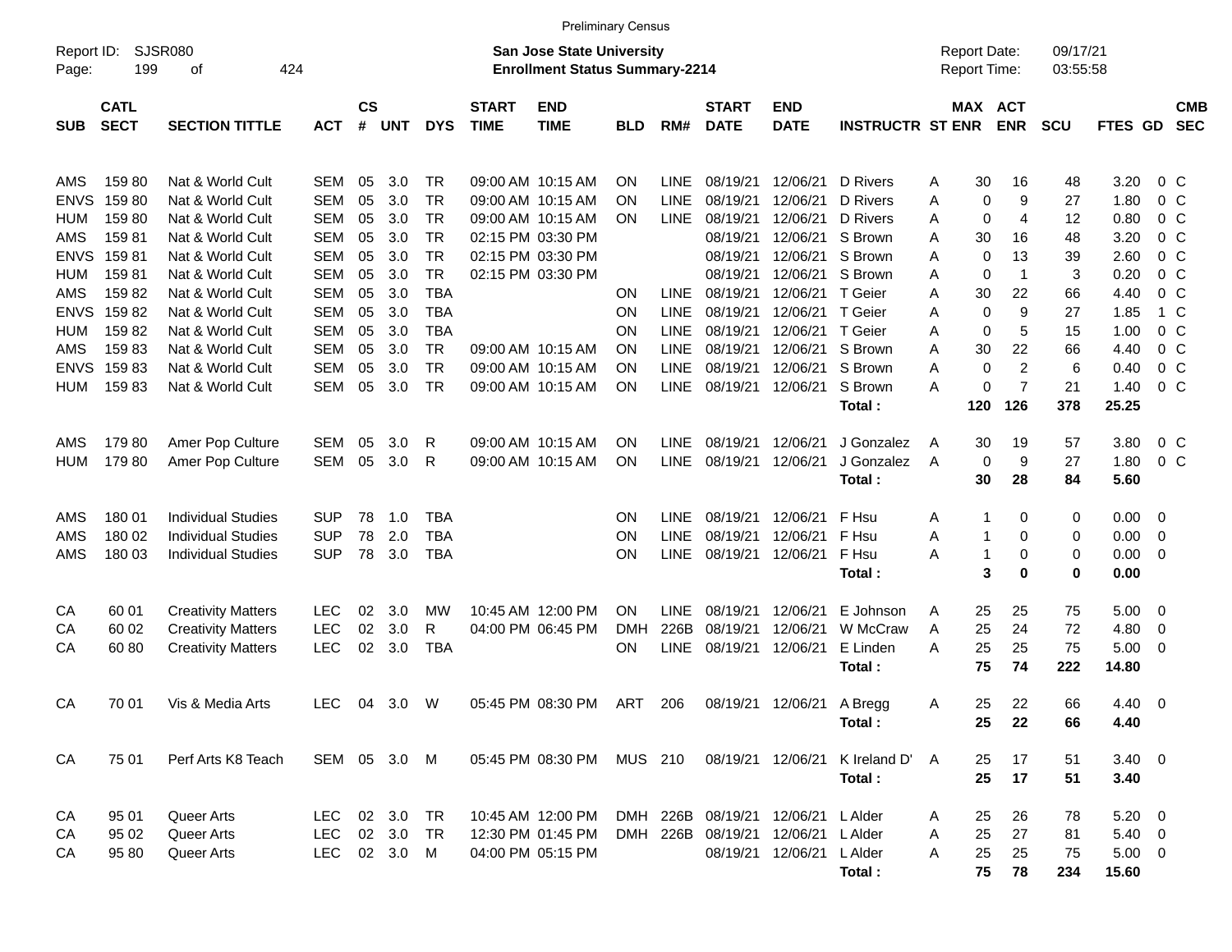Preliminary Census

Report ID: SJSR080
Page: 199 of 424

**San Jose State University**
**Enrollment Status Summary-2214**

Report Date: 09/17/21
Report Time: 03:55:58

| SUB | CATL SECT | SECTION TITTLE | ACT | CS # | UNT | DYS | START TIME | END TIME | BLD | RM# | START DATE | END DATE | INSTRUCTR | ST | MAX ENR | ACT ENR | SCU | FTES | GD | CMB SEC |
|---|---|---|---|---|---|---|---|---|---|---|---|---|---|---|---|---|---|---|---|---|
| AMS | 159 80 | Nat & World Cult | SEM | 05 | 3.0 | TR | 09:00 AM | 10:15 AM | ON | LINE | 08/19/21 | 12/06/21 | D Rivers | A | 30 | 16 | 48 | 3.20 | 0 | C |
| ENVS | 159 80 | Nat & World Cult | SEM | 05 | 3.0 | TR | 09:00 AM | 10:15 AM | ON | LINE | 08/19/21 | 12/06/21 | D Rivers | A | 0 | 9 | 27 | 1.80 | 0 | C |
| HUM | 159 80 | Nat & World Cult | SEM | 05 | 3.0 | TR | 09:00 AM | 10:15 AM | ON | LINE | 08/19/21 | 12/06/21 | D Rivers | A | 0 | 4 | 12 | 0.80 | 0 | C |
| AMS | 159 81 | Nat & World Cult | SEM | 05 | 3.0 | TR | 02:15 PM | 03:30 PM | | | 08/19/21 | 12/06/21 | S Brown | A | 30 | 16 | 48 | 3.20 | 0 | C |
| ENVS | 159 81 | Nat & World Cult | SEM | 05 | 3.0 | TR | 02:15 PM | 03:30 PM | | | 08/19/21 | 12/06/21 | S Brown | A | 0 | 13 | 39 | 2.60 | 0 | C |
| HUM | 159 81 | Nat & World Cult | SEM | 05 | 3.0 | TR | 02:15 PM | 03:30 PM | | | 08/19/21 | 12/06/21 | S Brown | A | 0 | 1 | 3 | 0.20 | 0 | C |
| AMS | 159 82 | Nat & World Cult | SEM | 05 | 3.0 | TBA | | | ON | LINE | 08/19/21 | 12/06/21 | T Geier | A | 30 | 22 | 66 | 4.40 | 0 | C |
| ENVS | 159 82 | Nat & World Cult | SEM | 05 | 3.0 | TBA | | | ON | LINE | 08/19/21 | 12/06/21 | T Geier | A | 0 | 9 | 27 | 1.85 | 1 | C |
| HUM | 159 82 | Nat & World Cult | SEM | 05 | 3.0 | TBA | | | ON | LINE | 08/19/21 | 12/06/21 | T Geier | A | 0 | 5 | 15 | 1.00 | 0 | C |
| AMS | 159 83 | Nat & World Cult | SEM | 05 | 3.0 | TR | 09:00 AM | 10:15 AM | ON | LINE | 08/19/21 | 12/06/21 | S Brown | A | 30 | 22 | 66 | 4.40 | 0 | C |
| ENVS | 159 83 | Nat & World Cult | SEM | 05 | 3.0 | TR | 09:00 AM | 10:15 AM | ON | LINE | 08/19/21 | 12/06/21 | S Brown | A | 0 | 2 | 6 | 0.40 | 0 | C |
| HUM | 159 83 | Nat & World Cult | SEM | 05 | 3.0 | TR | 09:00 AM | 10:15 AM | ON | LINE | 08/19/21 | 12/06/21 | S Brown | A | 0 | 7 | 21 | 1.40 | 0 | C |
| | | | | | | | | | | | | | **Total :** | | **120** | **126** | **378** | **25.25** | | |
| AMS | 179 80 | Amer Pop Culture | SEM | 05 | 3.0 | R | 09:00 AM | 10:15 AM | ON | LINE | 08/19/21 | 12/06/21 | J Gonzalez | A | 30 | 19 | 57 | 3.80 | 0 | C |
| HUM | 179 80 | Amer Pop Culture | SEM | 05 | 3.0 | R | 09:00 AM | 10:15 AM | ON | LINE | 08/19/21 | 12/06/21 | J Gonzalez | A | 0 | 9 | 27 | 1.80 | 0 | C |
| | | | | | | | | | | | | | **Total :** | | **30** | **28** | **84** | **5.60** | | |
| AMS | 180 01 | Individual Studies | SUP | 78 | 1.0 | TBA | | | ON | LINE | 08/19/21 | 12/06/21 | F Hsu | A | 1 | 0 | 0 | 0.00 | 0 | |
| AMS | 180 02 | Individual Studies | SUP | 78 | 2.0 | TBA | | | ON | LINE | 08/19/21 | 12/06/21 | F Hsu | A | 1 | 0 | 0 | 0.00 | 0 | |
| AMS | 180 03 | Individual Studies | SUP | 78 | 3.0 | TBA | | | ON | LINE | 08/19/21 | 12/06/21 | F Hsu | A | 1 | 0 | 0 | 0.00 | 0 | |
| | | | | | | | | | | | | | **Total :** | | **3** | **0** | **0** | **0.00** | | |
| CA | 60 01 | Creativity Matters | LEC | 02 | 3.0 | MW | 10:45 AM | 12:00 PM | ON | LINE | 08/19/21 | 12/06/21 | E Johnson | A | 25 | 25 | 75 | 5.00 | 0 | |
| CA | 60 02 | Creativity Matters | LEC | 02 | 3.0 | R | 04:00 PM | 06:45 PM | DMH | 226B | 08/19/21 | 12/06/21 | W McCraw | A | 25 | 24 | 72 | 4.80 | 0 | |
| CA | 60 80 | Creativity Matters | LEC | 02 | 3.0 | TBA | | | ON | LINE | 08/19/21 | 12/06/21 | E Linden | A | 25 | 25 | 75 | 5.00 | 0 | |
| | | | | | | | | | | | | | **Total :** | | **75** | **74** | **222** | **14.80** | | |
| CA | 70 01 | Vis & Media Arts | LEC | 04 | 3.0 | W | 05:45 PM | 08:30 PM | ART | 206 | 08/19/21 | 12/06/21 | A Bregg | A | 25 | 22 | 66 | 4.40 | 0 | |
| | | | | | | | | | | | | | **Total :** | | **25** | **22** | **66** | **4.40** | | |
| CA | 75 01 | Perf Arts K8 Teach | SEM | 05 | 3.0 | M | 05:45 PM | 08:30 PM | MUS | 210 | 08/19/21 | 12/06/21 | K Ireland D' | A | 25 | 17 | 51 | 3.40 | 0 | |
| | | | | | | | | | | | | | **Total :** | | **25** | **17** | **51** | **3.40** | | |
| CA | 95 01 | Queer Arts | LEC | 02 | 3.0 | TR | 10:45 AM | 12:00 PM | DMH | 226B | 08/19/21 | 12/06/21 | L Alder | A | 25 | 26 | 78 | 5.20 | 0 | |
| CA | 95 02 | Queer Arts | LEC | 02 | 3.0 | TR | 12:30 PM | 01:45 PM | DMH | 226B | 08/19/21 | 12/06/21 | L Alder | A | 25 | 27 | 81 | 5.40 | 0 | |
| CA | 95 80 | Queer Arts | LEC | 02 | 3.0 | M | 04:00 PM | 05:15 PM | | | 08/19/21 | 12/06/21 | L Alder | A | 25 | 25 | 75 | 5.00 | 0 | |
| | | | | | | | | | | | | | **Total :** | | **75** | **78** | **234** | **15.60** | | |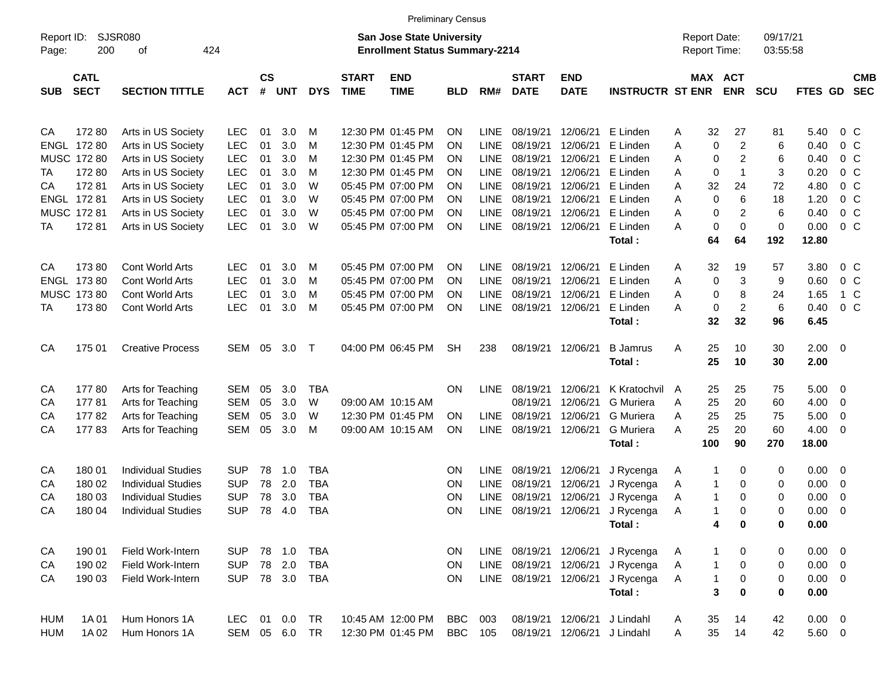Preliminary Census

Report ID: SJSR080 | **San Jose State University** | Report Date: 09/17/21
Page: 200 of 424 | **Enrollment Status Summary-2214** | Report Time: 03:55:58

| SUB | CATL SECT | SECTION TITTLE | ACT | CS # | UNT | DYS | START TIME | END TIME | BLD | RM# | START DATE | END DATE | INSTRUCTR | ST | MAX ENR | ACT ENR | SCU | FTES | GD | CMB SEC |
|---|---|---|---|---|---|---|---|---|---|---|---|---|---|---|---|---|---|---|---|---|
| CA | 172 80 | Arts in US Society | LEC | 01 | 3.0 | M | 12:30 PM | 01:45 PM | ON | LINE | 08/19/21 | 12/06/21 | E Linden | A | 32 | 27 | 81 | 5.40 | 0 | C |
| ENGL | 172 80 | Arts in US Society | LEC | 01 | 3.0 | M | 12:30 PM | 01:45 PM | ON | LINE | 08/19/21 | 12/06/21 | E Linden | A | 0 | 2 | 6 | 0.40 | 0 | C |
| MUSC | 172 80 | Arts in US Society | LEC | 01 | 3.0 | M | 12:30 PM | 01:45 PM | ON | LINE | 08/19/21 | 12/06/21 | E Linden | A | 0 | 2 | 6 | 0.40 | 0 | C |
| TA | 172 80 | Arts in US Society | LEC | 01 | 3.0 | M | 12:30 PM | 01:45 PM | ON | LINE | 08/19/21 | 12/06/21 | E Linden | A | 0 | 1 | 3 | 0.20 | 0 | C |
| CA | 172 81 | Arts in US Society | LEC | 01 | 3.0 | W | 05:45 PM | 07:00 PM | ON | LINE | 08/19/21 | 12/06/21 | E Linden | A | 32 | 24 | 72 | 4.80 | 0 | C |
| ENGL | 172 81 | Arts in US Society | LEC | 01 | 3.0 | W | 05:45 PM | 07:00 PM | ON | LINE | 08/19/21 | 12/06/21 | E Linden | A | 0 | 6 | 18 | 1.20 | 0 | C |
| MUSC | 172 81 | Arts in US Society | LEC | 01 | 3.0 | W | 05:45 PM | 07:00 PM | ON | LINE | 08/19/21 | 12/06/21 | E Linden | A | 0 | 2 | 6 | 0.40 | 0 | C |
| TA | 172 81 | Arts in US Society | LEC | 01 | 3.0 | W | 05:45 PM | 07:00 PM | ON | LINE | 08/19/21 | 12/06/21 | E Linden | A | 0 | 0 | 0 | 0.00 | 0 | C |
| | | | | | | | | | | | | | **Total :** | | **64** | **64** | **192** | **12.80** | | |
| CA | 173 80 | Cont World Arts | LEC | 01 | 3.0 | M | 05:45 PM | 07:00 PM | ON | LINE | 08/19/21 | 12/06/21 | E Linden | A | 32 | 19 | 57 | 3.80 | 0 | C |
| ENGL | 173 80 | Cont World Arts | LEC | 01 | 3.0 | M | 05:45 PM | 07:00 PM | ON | LINE | 08/19/21 | 12/06/21 | E Linden | A | 0 | 3 | 9 | 0.60 | 0 | C |
| MUSC | 173 80 | Cont World Arts | LEC | 01 | 3.0 | M | 05:45 PM | 07:00 PM | ON | LINE | 08/19/21 | 12/06/21 | E Linden | A | 0 | 8 | 24 | 1.65 | 1 | C |
| TA | 173 80 | Cont World Arts | LEC | 01 | 3.0 | M | 05:45 PM | 07:00 PM | ON | LINE | 08/19/21 | 12/06/21 | E Linden | A | 0 | 2 | 6 | 0.40 | 0 | C |
| | | | | | | | | | | | | | **Total :** | | **32** | **32** | **96** | **6.45** | | |
| CA | 175 01 | Creative Process | SEM | 05 | 3.0 | T | 04:00 PM | 06:45 PM | SH | 238 | 08/19/21 | 12/06/21 | B Jamrus | A | 25 | 10 | 30 | 2.00 | 0 | |
| | | | | | | | | | | | | | **Total :** | | **25** | **10** | **30** | **2.00** | | |
| CA | 177 80 | Arts for Teaching | SEM | 05 | 3.0 | TBA | | | ON | LINE | 08/19/21 | 12/06/21 | K Kratochvil | A | 25 | 25 | 75 | 5.00 | 0 | |
| CA | 177 81 | Arts for Teaching | SEM | 05 | 3.0 | W | 09:00 AM | 10:15 AM | | | 08/19/21 | 12/06/21 | G Muriera | A | 25 | 20 | 60 | 4.00 | 0 | |
| CA | 177 82 | Arts for Teaching | SEM | 05 | 3.0 | W | 12:30 PM | 01:45 PM | ON | LINE | 08/19/21 | 12/06/21 | G Muriera | A | 25 | 25 | 75 | 5.00 | 0 | |
| CA | 177 83 | Arts for Teaching | SEM | 05 | 3.0 | M | 09:00 AM | 10:15 AM | ON | LINE | 08/19/21 | 12/06/21 | G Muriera | A | 25 | 20 | 60 | 4.00 | 0 | |
| | | | | | | | | | | | | | **Total :** | | **100** | **90** | **270** | **18.00** | | |
| CA | 180 01 | Individual Studies | SUP | 78 | 1.0 | TBA | | | ON | LINE | 08/19/21 | 12/06/21 | J Rycenga | A | 1 | 0 | 0 | 0.00 | 0 | |
| CA | 180 02 | Individual Studies | SUP | 78 | 2.0 | TBA | | | ON | LINE | 08/19/21 | 12/06/21 | J Rycenga | A | 1 | 0 | 0 | 0.00 | 0 | |
| CA | 180 03 | Individual Studies | SUP | 78 | 3.0 | TBA | | | ON | LINE | 08/19/21 | 12/06/21 | J Rycenga | A | 1 | 0 | 0 | 0.00 | 0 | |
| CA | 180 04 | Individual Studies | SUP | 78 | 4.0 | TBA | | | ON | LINE | 08/19/21 | 12/06/21 | J Rycenga | A | 1 | 0 | 0 | 0.00 | 0 | |
| | | | | | | | | | | | | | **Total :** | | **4** | **0** | **0** | **0.00** | | |
| CA | 190 01 | Field Work-Intern | SUP | 78 | 1.0 | TBA | | | ON | LINE | 08/19/21 | 12/06/21 | J Rycenga | A | 1 | 0 | 0 | 0.00 | 0 | |
| CA | 190 02 | Field Work-Intern | SUP | 78 | 2.0 | TBA | | | ON | LINE | 08/19/21 | 12/06/21 | J Rycenga | A | 1 | 0 | 0 | 0.00 | 0 | |
| CA | 190 03 | Field Work-Intern | SUP | 78 | 3.0 | TBA | | | ON | LINE | 08/19/21 | 12/06/21 | J Rycenga | A | 1 | 0 | 0 | 0.00 | 0 | |
| | | | | | | | | | | | | | **Total :** | | **3** | **0** | **0** | **0.00** | | |
| HUM | 1A 01 | Hum Honors 1A | LEC | 01 | 0.0 | TR | 10:45 AM | 12:00 PM | BBC | 003 | 08/19/21 | 12/06/21 | J Lindahl | A | 35 | 14 | 42 | 0.00 | 0 | |
| HUM | 1A 02 | Hum Honors 1A | SEM | 05 | 6.0 | TR | 12:30 PM | 01:45 PM | BBC | 105 | 08/19/21 | 12/06/21 | J Lindahl | A | 35 | 14 | 42 | 5.60 | 0 | |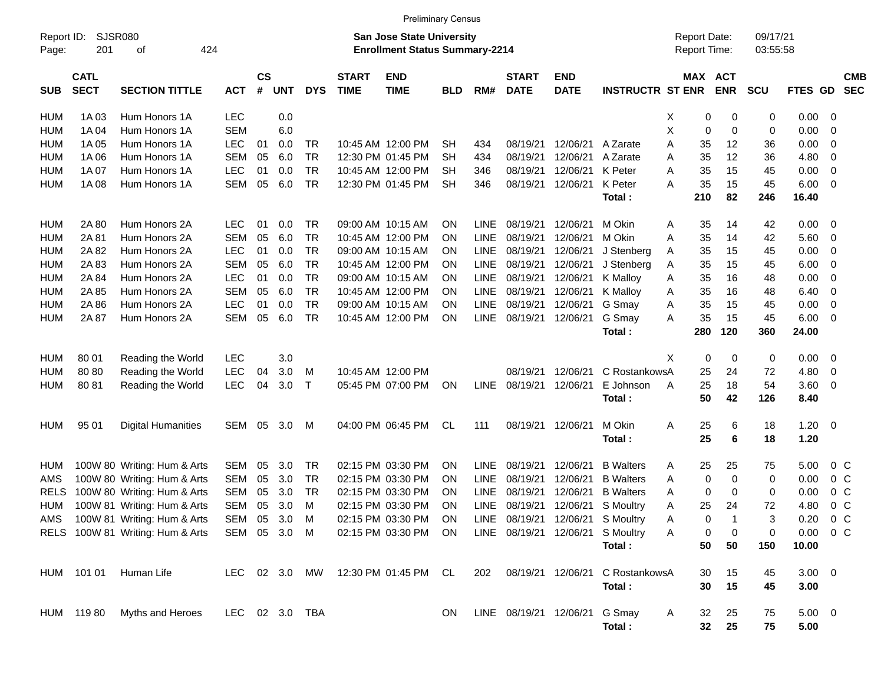Preliminary Census

Report ID: SJSR080
Page: 201 of 424

**San Jose State University**
**Enrollment Status Summary-2214**

Report Date: 09/17/21
Report Time: 03:55:58

| SUB | CATL SECT | SECTION TITTLE | ACT | CS # | UNT | DYS | START TIME | END TIME | BLD | RM# | START DATE | END DATE | INSTRUCTR | ST | MAX ENR | ACT ENR | SCU | FTES | GD | CMB SEC |
|---|---|---|---|---|---|---|---|---|---|---|---|---|---|---|---|---|---|---|---|---|
| HUM | 1A 03 | Hum Honors 1A | LEC | | 0.0 | | | | | | | | | X | 0 | 0 | 0 | 0.00 | 0 | |
| HUM | 1A 04 | Hum Honors 1A | SEM | | 6.0 | | | | | | | | | X | 0 | 0 | 0 | 0.00 | 0 | |
| HUM | 1A 05 | Hum Honors 1A | LEC | 01 | 0.0 | TR | 10:45 AM | 12:00 PM | SH | 434 | 08/19/21 | 12/06/21 | A Zarate | A | 35 | 12 | 36 | 0.00 | 0 | |
| HUM | 1A 06 | Hum Honors 1A | SEM | 05 | 6.0 | TR | 12:30 PM | 01:45 PM | SH | 434 | 08/19/21 | 12/06/21 | A Zarate | A | 35 | 12 | 36 | 4.80 | 0 | |
| HUM | 1A 07 | Hum Honors 1A | LEC | 01 | 0.0 | TR | 10:45 AM | 12:00 PM | SH | 346 | 08/19/21 | 12/06/21 | K Peter | A | 35 | 15 | 45 | 0.00 | 0 | |
| HUM | 1A 08 | Hum Honors 1A | SEM | 05 | 6.0 | TR | 12:30 PM | 01:45 PM | SH | 346 | 08/19/21 | 12/06/21 | K Peter | A | 35 | 15 | 45 | 6.00 | 0 | |
| | | | | | | | | | | | | | **Total :** | | **210** | **82** | **246** | **16.40** | | |
| HUM | 2A 80 | Hum Honors 2A | LEC | 01 | 0.0 | TR | 09:00 AM | 10:15 AM | ON | LINE | 08/19/21 | 12/06/21 | M Okin | A | 35 | 14 | 42 | 0.00 | 0 | |
| HUM | 2A 81 | Hum Honors 2A | SEM | 05 | 6.0 | TR | 10:45 AM | 12:00 PM | ON | LINE | 08/19/21 | 12/06/21 | M Okin | A | 35 | 14 | 42 | 5.60 | 0 | |
| HUM | 2A 82 | Hum Honors 2A | LEC | 01 | 0.0 | TR | 09:00 AM | 10:15 AM | ON | LINE | 08/19/21 | 12/06/21 | J Stenberg | A | 35 | 15 | 45 | 0.00 | 0 | |
| HUM | 2A 83 | Hum Honors 2A | SEM | 05 | 6.0 | TR | 10:45 AM | 12:00 PM | ON | LINE | 08/19/21 | 12/06/21 | J Stenberg | A | 35 | 15 | 45 | 6.00 | 0 | |
| HUM | 2A 84 | Hum Honors 2A | LEC | 01 | 0.0 | TR | 09:00 AM | 10:15 AM | ON | LINE | 08/19/21 | 12/06/21 | K Malloy | A | 35 | 16 | 48 | 0.00 | 0 | |
| HUM | 2A 85 | Hum Honors 2A | SEM | 05 | 6.0 | TR | 10:45 AM | 12:00 PM | ON | LINE | 08/19/21 | 12/06/21 | K Malloy | A | 35 | 16 | 48 | 6.40 | 0 | |
| HUM | 2A 86 | Hum Honors 2A | LEC | 01 | 0.0 | TR | 09:00 AM | 10:15 AM | ON | LINE | 08/19/21 | 12/06/21 | G Smay | A | 35 | 15 | 45 | 0.00 | 0 | |
| HUM | 2A 87 | Hum Honors 2A | SEM | 05 | 6.0 | TR | 10:45 AM | 12:00 PM | ON | LINE | 08/19/21 | 12/06/21 | G Smay | A | 35 | 15 | 45 | 6.00 | 0 | |
| | | | | | | | | | | | | | **Total :** | | **280** | **120** | **360** | **24.00** | | |
| HUM | 80 01 | Reading the World | LEC | | 3.0 | | | | | | | | | X | 0 | 0 | 0 | 0.00 | 0 | |
| HUM | 80 80 | Reading the World | LEC | 04 | 3.0 | M | 10:45 AM | 12:00 PM | | | 08/19/21 | 12/06/21 | C Rostankows | A | 25 | 24 | 72 | 4.80 | 0 | |
| HUM | 80 81 | Reading the World | LEC | 04 | 3.0 | T | 05:45 PM | 07:00 PM | ON | LINE | 08/19/21 | 12/06/21 | E Johnson | A | 25 | 18 | 54 | 3.60 | 0 | |
| | | | | | | | | | | | | | **Total :** | | **50** | **42** | **126** | **8.40** | | |
| HUM | 95 01 | Digital Humanities | SEM | 05 | 3.0 | M | 04:00 PM | 06:45 PM | CL | 111 | 08/19/21 | 12/06/21 | M Okin | A | 25 | 6 | 18 | 1.20 | 0 | |
| | | | | | | | | | | | | | **Total :** | | **25** | **6** | **18** | **1.20** | | |
| HUM | 100W 80 | Writing: Hum & Arts | SEM | 05 | 3.0 | TR | 02:15 PM | 03:30 PM | ON | LINE | 08/19/21 | 12/06/21 | B Walters | A | 25 | 25 | 75 | 5.00 | 0 | C |
| AMS | 100W 80 | Writing: Hum & Arts | SEM | 05 | 3.0 | TR | 02:15 PM | 03:30 PM | ON | LINE | 08/19/21 | 12/06/21 | B Walters | A | 0 | 0 | 0 | 0.00 | 0 | C |
| RELS | 100W 80 | Writing: Hum & Arts | SEM | 05 | 3.0 | TR | 02:15 PM | 03:30 PM | ON | LINE | 08/19/21 | 12/06/21 | B Walters | A | 0 | 0 | 0 | 0.00 | 0 | C |
| HUM | 100W 81 | Writing: Hum & Arts | SEM | 05 | 3.0 | M | 02:15 PM | 03:30 PM | ON | LINE | 08/19/21 | 12/06/21 | S Moultry | A | 25 | 24 | 72 | 4.80 | 0 | C |
| AMS | 100W 81 | Writing: Hum & Arts | SEM | 05 | 3.0 | M | 02:15 PM | 03:30 PM | ON | LINE | 08/19/21 | 12/06/21 | S Moultry | A | 0 | 1 | 3 | 0.20 | 0 | C |
| RELS | 100W 81 | Writing: Hum & Arts | SEM | 05 | 3.0 | M | 02:15 PM | 03:30 PM | ON | LINE | 08/19/21 | 12/06/21 | S Moultry | A | 0 | 0 | 0 | 0.00 | 0 | C |
| | | | | | | | | | | | | | **Total :** | | **50** | **50** | **150** | **10.00** | | |
| HUM | 101 01 | Human Life | LEC | 02 | 3.0 | MW | 12:30 PM | 01:45 PM | CL | 202 | 08/19/21 | 12/06/21 | C Rostankows | A | 30 | 15 | 45 | 3.00 | 0 | |
| | | | | | | | | | | | | | **Total :** | | **30** | **15** | **45** | **3.00** | | |
| HUM | 119 80 | Myths and Heroes | LEC | 02 | 3.0 | TBA | | | ON | LINE | 08/19/21 | 12/06/21 | G Smay | A | 32 | 25 | 75 | 5.00 | 0 | |
| | | | | | | | | | | | | | **Total :** | | **32** | **25** | **75** | **5.00** | | |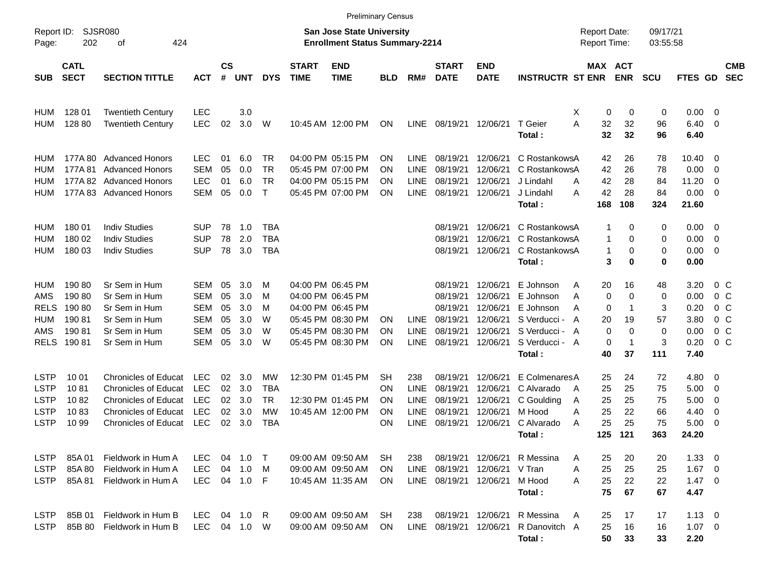Preliminary Census

Report ID: SJSR080 | **San Jose State University** | Report Date: 09/17/21
**Enrollment Status Summary-2214** | Report Time: 03:55:58

| SUB | CATL SECT | SECTION TITTLE | ACT | CS # | UNT | DYS | START TIME | END TIME | BLD | RM# | START DATE | END DATE | INSTRUCTR | ST | MAX ENR | ACT ENR | SCU | FTES | GD | CMB SEC |
|---|---|---|---|---|---|---|---|---|---|---|---|---|---|---|---|---|---|---|---|---|
| HUM | 128 01 | Twentieth Century | LEC | | 3.0 | | | | | | | | | X | 0 | 0 | 0 | 0.00 | 0 | |
| HUM | 128 80 | Twentieth Century | LEC | 02 | 3.0 | W | 10:45 AM | 12:00 PM | ON | LINE | 08/19/21 | 12/06/21 | T Geier | A | 32 | 32 | 96 | 6.40 | 0 | |
| | | | | | | | | | | | | | **Total :** | | **32** | **32** | **96** | **6.40** | | |
| HUM | 177A 80 | Advanced Honors | LEC | 01 | 6.0 | TR | 04:00 PM | 05:15 PM | ON | LINE | 08/19/21 | 12/06/21 | C Rostankows | A | 42 | 26 | 78 | 10.40 | 0 | |
| HUM | 177A 81 | Advanced Honors | SEM | 05 | 0.0 | TR | 05:45 PM | 07:00 PM | ON | LINE | 08/19/21 | 12/06/21 | C Rostankows | A | 42 | 26 | 78 | 0.00 | 0 | |
| HUM | 177A 82 | Advanced Honors | LEC | 01 | 6.0 | TR | 04:00 PM | 05:15 PM | ON | LINE | 08/19/21 | 12/06/21 | J Lindahl | A | 42 | 28 | 84 | 11.20 | 0 | |
| HUM | 177A 83 | Advanced Honors | SEM | 05 | 0.0 | T | 05:45 PM | 07:00 PM | ON | LINE | 08/19/21 | 12/06/21 | J Lindahl | A | 42 | 28 | 84 | 0.00 | 0 | |
| | | | | | | | | | | | | | **Total :** | | **168** | **108** | **324** | **21.60** | | |
| HUM | 180 01 | Indiv Studies | SUP | 78 | 1.0 | TBA | | | | | 08/19/21 | 12/06/21 | C Rostankows | A | 1 | 0 | 0 | 0.00 | 0 | |
| HUM | 180 02 | Indiv Studies | SUP | 78 | 2.0 | TBA | | | | | 08/19/21 | 12/06/21 | C Rostankows | A | 1 | 0 | 0 | 0.00 | 0 | |
| HUM | 180 03 | Indiv Studies | SUP | 78 | 3.0 | TBA | | | | | 08/19/21 | 12/06/21 | C Rostankows | A | 1 | 0 | 0 | 0.00 | 0 | |
| | | | | | | | | | | | | | **Total :** | | **3** | **0** | **0** | **0.00** | | |
| HUM | 190 80 | Sr Sem in Hum | SEM | 05 | 3.0 | M | 04:00 PM | 06:45 PM | | | 08/19/21 | 12/06/21 | E Johnson | A | 20 | 16 | 48 | 3.20 | 0 | C |
| AMS | 190 80 | Sr Sem in Hum | SEM | 05 | 3.0 | M | 04:00 PM | 06:45 PM | | | 08/19/21 | 12/06/21 | E Johnson | A | 0 | 0 | 0 | 0.00 | 0 | C |
| RELS | 190 80 | Sr Sem in Hum | SEM | 05 | 3.0 | M | 04:00 PM | 06:45 PM | | | 08/19/21 | 12/06/21 | E Johnson | A | 0 | 1 | 3 | 0.20 | 0 | C |
| HUM | 190 81 | Sr Sem in Hum | SEM | 05 | 3.0 | W | 05:45 PM | 08:30 PM | ON | LINE | 08/19/21 | 12/06/21 | S Verducci - | A | 20 | 19 | 57 | 3.80 | 0 | C |
| AMS | 190 81 | Sr Sem in Hum | SEM | 05 | 3.0 | W | 05:45 PM | 08:30 PM | ON | LINE | 08/19/21 | 12/06/21 | S Verducci - | A | 0 | 0 | 0 | 0.00 | 0 | C |
| RELS | 190 81 | Sr Sem in Hum | SEM | 05 | 3.0 | W | 05:45 PM | 08:30 PM | ON | LINE | 08/19/21 | 12/06/21 | S Verducci - | A | 0 | 1 | 3 | 0.20 | 0 | C |
| | | | | | | | | | | | | | **Total :** | | **40** | **37** | **111** | **7.40** | | |
| LSTP | 10 01 | Chronicles of Educat | LEC | 02 | 3.0 | MW | 12:30 PM | 01:45 PM | SH | 238 | 08/19/21 | 12/06/21 | E Colmenares | A | 25 | 24 | 72 | 4.80 | 0 | |
| LSTP | 10 81 | Chronicles of Educat | LEC | 02 | 3.0 | TBA | | | ON | LINE | 08/19/21 | 12/06/21 | C Alvarado | A | 25 | 25 | 75 | 5.00 | 0 | |
| LSTP | 10 82 | Chronicles of Educat | LEC | 02 | 3.0 | TR | 12:30 PM | 01:45 PM | ON | LINE | 08/19/21 | 12/06/21 | C Goulding | A | 25 | 25 | 75 | 5.00 | 0 | |
| LSTP | 10 83 | Chronicles of Educat | LEC | 02 | 3.0 | MW | 10:45 AM | 12:00 PM | ON | LINE | 08/19/21 | 12/06/21 | M Hood | A | 25 | 22 | 66 | 4.40 | 0 | |
| LSTP | 10 99 | Chronicles of Educat | LEC | 02 | 3.0 | TBA | | | ON | LINE | 08/19/21 | 12/06/21 | C Alvarado | A | 25 | 25 | 75 | 5.00 | 0 | |
| | | | | | | | | | | | | | **Total :** | | **125** | **121** | **363** | **24.20** | | |
| LSTP | 85A 01 | Fieldwork in Hum A | LEC | 04 | 1.0 | T | 09:00 AM | 09:50 AM | SH | 238 | 08/19/21 | 12/06/21 | R Messina | A | 25 | 20 | 20 | 1.33 | 0 | |
| LSTP | 85A 80 | Fieldwork in Hum A | LEC | 04 | 1.0 | M | 09:00 AM | 09:50 AM | ON | LINE | 08/19/21 | 12/06/21 | V Tran | A | 25 | 25 | 25 | 1.67 | 0 | |
| LSTP | 85A 81 | Fieldwork in Hum A | LEC | 04 | 1.0 | F | 10:45 AM | 11:35 AM | ON | LINE | 08/19/21 | 12/06/21 | M Hood | A | 25 | 22 | 22 | 1.47 | 0 | |
| | | | | | | | | | | | | | **Total :** | | **75** | **67** | **67** | **4.47** | | |
| LSTP | 85B 01 | Fieldwork in Hum B | LEC | 04 | 1.0 | R | 09:00 AM | 09:50 AM | SH | 238 | 08/19/21 | 12/06/21 | R Messina | A | 25 | 17 | 17 | 1.13 | 0 | |
| LSTP | 85B 80 | Fieldwork in Hum B | LEC | 04 | 1.0 | W | 09:00 AM | 09:50 AM | ON | LINE | 08/19/21 | 12/06/21 | R Danovitch | A | 25 | 16 | 16 | 1.07 | 0 | |
| | | | | | | | | | | | | | **Total :** | | **50** | **33** | **33** | **2.20** | | |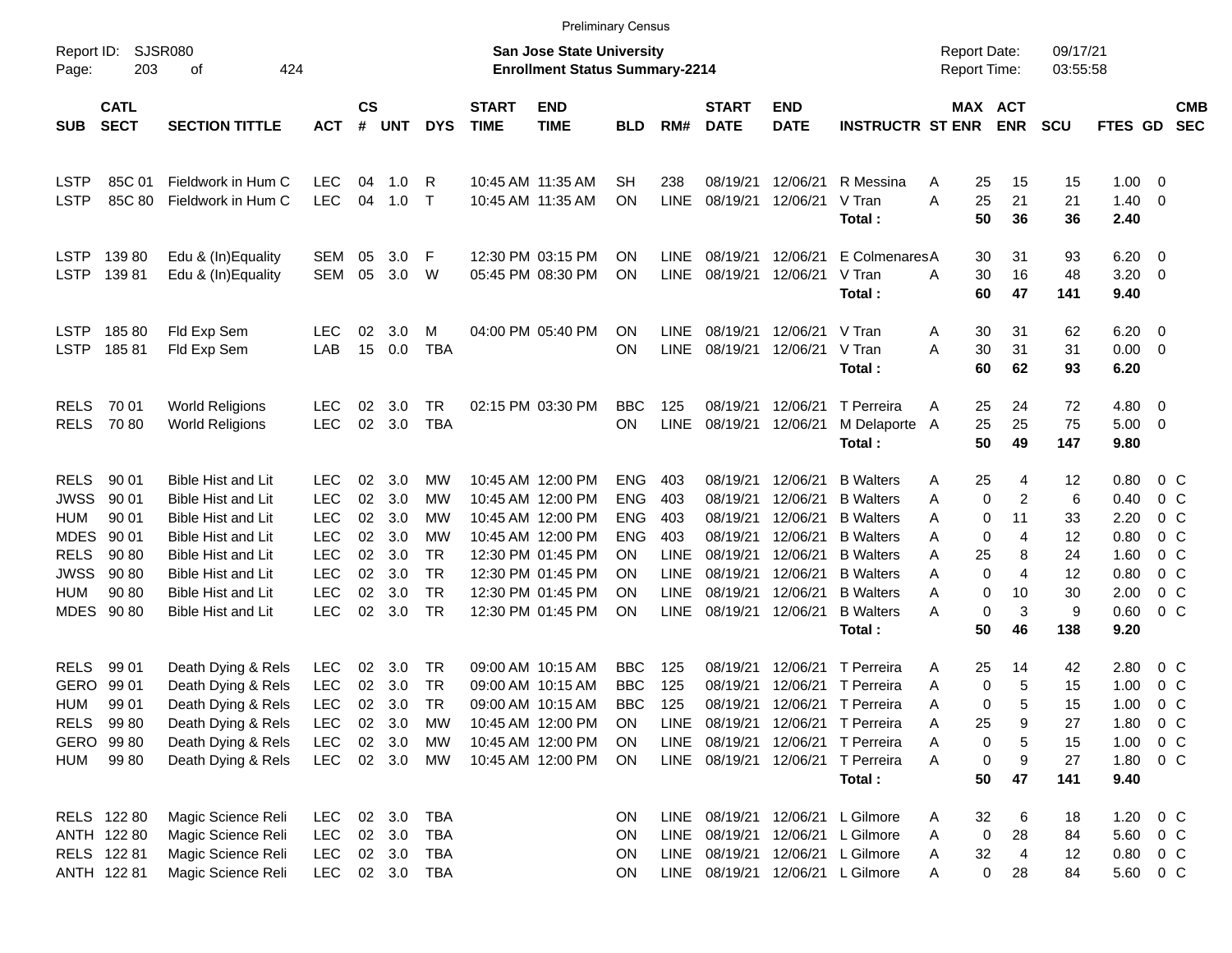Preliminary Census

Report ID: SJSR080

**San Jose State University**
**Enrollment Status Summary-2214**

Report Date: 09/17/21
Report Time: 03:55:58

| SUB | CATL SECT | SECTION TITTLE | ACT | CS # | UNT | DYS | START TIME | END TIME | BLD | RM# | START DATE | END DATE | INSTRUCTR | ST | MAX ENR | ACT ENR | SCU | FTES | GD | CMB SEC |
|---|---|---|---|---|---|---|---|---|---|---|---|---|---|---|---|---|---|---|---|---|
| LSTP | 85C 01 | Fieldwork in Hum C | LEC | 04 | 1.0 | R | 10:45 AM | 11:35 AM | SH | 238 | 08/19/21 | 12/06/21 | R Messina | A | 25 | 15 | 15 | 1.00 | 0 | |
| LSTP | 85C 80 | Fieldwork in Hum C | LEC | 04 | 1.0 | T | 10:45 AM | 11:35 AM | ON | LINE | 08/19/21 | 12/06/21 | V Tran | A | 25 | 21 | 21 | 1.40 | 0 | |
| | | | | | | | | | | | | | **Total :** | | **50** | **36** | **36** | **2.40** | | |
| LSTP | 139 80 | Edu & (In)Equality | SEM | 05 | 3.0 | F | 12:30 PM | 03:15 PM | ON | LINE | 08/19/21 | 12/06/21 | E Colmenares | A | 30 | 31 | 93 | 6.20 | 0 | |
| LSTP | 139 81 | Edu & (In)Equality | SEM | 05 | 3.0 | W | 05:45 PM | 08:30 PM | ON | LINE | 08/19/21 | 12/06/21 | V Tran | A | 30 | 16 | 48 | 3.20 | 0 | |
| | | | | | | | | | | | | | **Total :** | | **60** | **47** | **141** | **9.40** | | |
| LSTP | 185 80 | Fld Exp Sem | LEC | 02 | 3.0 | M | 04:00 PM | 05:40 PM | ON | LINE | 08/19/21 | 12/06/21 | V Tran | A | 30 | 31 | 62 | 6.20 | 0 | |
| LSTP | 185 81 | Fld Exp Sem | LAB | 15 | 0.0 | TBA | | | ON | LINE | 08/19/21 | 12/06/21 | V Tran | A | 30 | 31 | 31 | 0.00 | 0 | |
| | | | | | | | | | | | | | **Total :** | | **60** | **62** | **93** | **6.20** | | |
| RELS | 70 01 | World Religions | LEC | 02 | 3.0 | TR | 02:15 PM | 03:30 PM | BBC | 125 | 08/19/21 | 12/06/21 | T Perreira | A | 25 | 24 | 72 | 4.80 | 0 | |
| RELS | 70 80 | World Religions | LEC | 02 | 3.0 | TBA | | | ON | LINE | 08/19/21 | 12/06/21 | M Delaporte | A | 25 | 25 | 75 | 5.00 | 0 | |
| | | | | | | | | | | | | | **Total :** | | **50** | **49** | **147** | **9.80** | | |
| RELS | 90 01 | Bible Hist and Lit | LEC | 02 | 3.0 | MW | 10:45 AM | 12:00 PM | ENG | 403 | 08/19/21 | 12/06/21 | B Walters | A | 25 | 4 | 12 | 0.80 | 0 | C |
| JWSS | 90 01 | Bible Hist and Lit | LEC | 02 | 3.0 | MW | 10:45 AM | 12:00 PM | ENG | 403 | 08/19/21 | 12/06/21 | B Walters | A | 0 | 2 | 6 | 0.40 | 0 | C |
| HUM | 90 01 | Bible Hist and Lit | LEC | 02 | 3.0 | MW | 10:45 AM | 12:00 PM | ENG | 403 | 08/19/21 | 12/06/21 | B Walters | A | 0 | 11 | 33 | 2.20 | 0 | C |
| MDES | 90 01 | Bible Hist and Lit | LEC | 02 | 3.0 | MW | 10:45 AM | 12:00 PM | ENG | 403 | 08/19/21 | 12/06/21 | B Walters | A | 0 | 4 | 12 | 0.80 | 0 | C |
| RELS | 90 80 | Bible Hist and Lit | LEC | 02 | 3.0 | TR | 12:30 PM | 01:45 PM | ON | LINE | 08/19/21 | 12/06/21 | B Walters | A | 25 | 8 | 24 | 1.60 | 0 | C |
| JWSS | 90 80 | Bible Hist and Lit | LEC | 02 | 3.0 | TR | 12:30 PM | 01:45 PM | ON | LINE | 08/19/21 | 12/06/21 | B Walters | A | 0 | 4 | 12 | 0.80 | 0 | C |
| HUM | 90 80 | Bible Hist and Lit | LEC | 02 | 3.0 | TR | 12:30 PM | 01:45 PM | ON | LINE | 08/19/21 | 12/06/21 | B Walters | A | 0 | 10 | 30 | 2.00 | 0 | C |
| MDES | 90 80 | Bible Hist and Lit | LEC | 02 | 3.0 | TR | 12:30 PM | 01:45 PM | ON | LINE | 08/19/21 | 12/06/21 | B Walters | A | 0 | 3 | 9 | 0.60 | 0 | C |
| | | | | | | | | | | | | | **Total :** | | **50** | **46** | **138** | **9.20** | | |
| RELS | 99 01 | Death Dying & Rels | LEC | 02 | 3.0 | TR | 09:00 AM | 10:15 AM | BBC | 125 | 08/19/21 | 12/06/21 | T Perreira | A | 25 | 14 | 42 | 2.80 | 0 | C |
| GERO | 99 01 | Death Dying & Rels | LEC | 02 | 3.0 | TR | 09:00 AM | 10:15 AM | BBC | 125 | 08/19/21 | 12/06/21 | T Perreira | A | 0 | 5 | 15 | 1.00 | 0 | C |
| HUM | 99 01 | Death Dying & Rels | LEC | 02 | 3.0 | TR | 09:00 AM | 10:15 AM | BBC | 125 | 08/19/21 | 12/06/21 | T Perreira | A | 0 | 5 | 15 | 1.00 | 0 | C |
| RELS | 99 80 | Death Dying & Rels | LEC | 02 | 3.0 | MW | 10:45 AM | 12:00 PM | ON | LINE | 08/19/21 | 12/06/21 | T Perreira | A | 25 | 9 | 27 | 1.80 | 0 | C |
| GERO | 99 80 | Death Dying & Rels | LEC | 02 | 3.0 | MW | 10:45 AM | 12:00 PM | ON | LINE | 08/19/21 | 12/06/21 | T Perreira | A | 0 | 5 | 15 | 1.00 | 0 | C |
| HUM | 99 80 | Death Dying & Rels | LEC | 02 | 3.0 | MW | 10:45 AM | 12:00 PM | ON | LINE | 08/19/21 | 12/06/21 | T Perreira | A | 0 | 9 | 27 | 1.80 | 0 | C |
| | | | | | | | | | | | | | **Total :** | | **50** | **47** | **141** | **9.40** | | |
| RELS | 122 80 | Magic Science Reli | LEC | 02 | 3.0 | TBA | | | ON | LINE | 08/19/21 | 12/06/21 | L Gilmore | A | 32 | 6 | 18 | 1.20 | 0 | C |
| ANTH | 122 80 | Magic Science Reli | LEC | 02 | 3.0 | TBA | | | ON | LINE | 08/19/21 | 12/06/21 | L Gilmore | A | 0 | 28 | 84 | 5.60 | 0 | C |
| RELS | 122 81 | Magic Science Reli | LEC | 02 | 3.0 | TBA | | | ON | LINE | 08/19/21 | 12/06/21 | L Gilmore | A | 32 | 4 | 12 | 0.80 | 0 | C |
| ANTH | 122 81 | Magic Science Reli | LEC | 02 | 3.0 | TBA | | | ON | LINE | 08/19/21 | 12/06/21 | L Gilmore | A | 0 | 28 | 84 | 5.60 | 0 | C |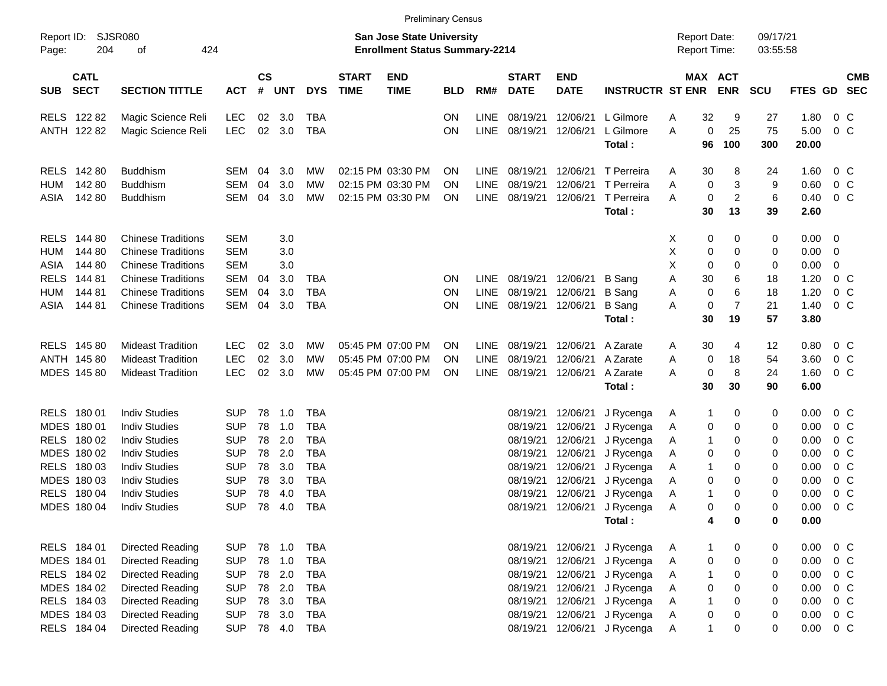Preliminary Census

Report ID: SJSR080

**San Jose State University**
**Enrollment Status Summary-2214**

Report Date: 09/17/21
Report Time: 03:55:58

| SUB | CATL SECT | SECTION TITTLE | ACT | CS # | UNT | DYS | START TIME | END TIME | BLD | RM# | START DATE | END DATE | INSTRUCTR | ST | MAX ENR | ACT ENR | SCU | FTES | GD | CMB SEC |
|---|---|---|---|---|---|---|---|---|---|---|---|---|---|---|---|---|---|---|---|---|
| RELS | 122 82 | Magic Science Reli | LEC | 02 | 3.0 | TBA | | | ON | LINE | 08/19/21 | 12/06/21 | L Gilmore | A | 32 | 9 | 27 | 1.80 | 0 | C |
| ANTH | 122 82 | Magic Science Reli | LEC | 02 | 3.0 | TBA | | | ON | LINE | 08/19/21 | 12/06/21 | L Gilmore | A | 0 | 25 | 75 | 5.00 | 0 | C |
| | | | | | | | | | | | | | **Total :** | | **96** | **100** | **300** | **20.00** | | |
| RELS | 142 80 | Buddhism | SEM | 04 | 3.0 | MW | 02:15 PM | 03:30 PM | ON | LINE | 08/19/21 | 12/06/21 | T Perreira | A | 30 | 8 | 24 | 1.60 | 0 | C |
| HUM | 142 80 | Buddhism | SEM | 04 | 3.0 | MW | 02:15 PM | 03:30 PM | ON | LINE | 08/19/21 | 12/06/21 | T Perreira | A | 0 | 3 | 9 | 0.60 | 0 | C |
| ASIA | 142 80 | Buddhism | SEM | 04 | 3.0 | MW | 02:15 PM | 03:30 PM | ON | LINE | 08/19/21 | 12/06/21 | T Perreira | A | 0 | 2 | 6 | 0.40 | 0 | C |
| | | | | | | | | | | | | | **Total :** | | **30** | **13** | **39** | **2.60** | | |
| RELS | 144 80 | Chinese Traditions | SEM | | 3.0 | | | | | | | | | X | 0 | 0 | 0 | 0.00 | 0 | |
| HUM | 144 80 | Chinese Traditions | SEM | | 3.0 | | | | | | | | | X | 0 | 0 | 0 | 0.00 | 0 | |
| ASIA | 144 80 | Chinese Traditions | SEM | | 3.0 | | | | | | | | | X | 0 | 0 | 0 | 0.00 | 0 | |
| RELS | 144 81 | Chinese Traditions | SEM | 04 | 3.0 | TBA | | | ON | LINE | 08/19/21 | 12/06/21 | B Sang | A | 30 | 6 | 18 | 1.20 | 0 | C |
| HUM | 144 81 | Chinese Traditions | SEM | 04 | 3.0 | TBA | | | ON | LINE | 08/19/21 | 12/06/21 | B Sang | A | 0 | 6 | 18 | 1.20 | 0 | C |
| ASIA | 144 81 | Chinese Traditions | SEM | 04 | 3.0 | TBA | | | ON | LINE | 08/19/21 | 12/06/21 | B Sang | A | 0 | 7 | 21 | 1.40 | 0 | C |
| | | | | | | | | | | | | | **Total :** | | **30** | **19** | **57** | **3.80** | | |
| RELS | 145 80 | Mideast Tradition | LEC | 02 | 3.0 | MW | 05:45 PM | 07:00 PM | ON | LINE | 08/19/21 | 12/06/21 | A Zarate | A | 30 | 4 | 12 | 0.80 | 0 | C |
| ANTH | 145 80 | Mideast Tradition | LEC | 02 | 3.0 | MW | 05:45 PM | 07:00 PM | ON | LINE | 08/19/21 | 12/06/21 | A Zarate | A | 0 | 18 | 54 | 3.60 | 0 | C |
| MDES | 145 80 | Mideast Tradition | LEC | 02 | 3.0 | MW | 05:45 PM | 07:00 PM | ON | LINE | 08/19/21 | 12/06/21 | A Zarate | A | 0 | 8 | 24 | 1.60 | 0 | C |
| | | | | | | | | | | | | | **Total :** | | **30** | **30** | **90** | **6.00** | | |
| RELS | 180 01 | Indiv Studies | SUP | 78 | 1.0 | TBA | | | | | 08/19/21 | 12/06/21 | J Rycenga | A | 1 | 0 | 0 | 0.00 | 0 | C |
| MDES | 180 01 | Indiv Studies | SUP | 78 | 1.0 | TBA | | | | | 08/19/21 | 12/06/21 | J Rycenga | A | 0 | 0 | 0 | 0.00 | 0 | C |
| RELS | 180 02 | Indiv Studies | SUP | 78 | 2.0 | TBA | | | | | 08/19/21 | 12/06/21 | J Rycenga | A | 1 | 0 | 0 | 0.00 | 0 | C |
| MDES | 180 02 | Indiv Studies | SUP | 78 | 2.0 | TBA | | | | | 08/19/21 | 12/06/21 | J Rycenga | A | 0 | 0 | 0 | 0.00 | 0 | C |
| RELS | 180 03 | Indiv Studies | SUP | 78 | 3.0 | TBA | | | | | 08/19/21 | 12/06/21 | J Rycenga | A | 1 | 0 | 0 | 0.00 | 0 | C |
| MDES | 180 03 | Indiv Studies | SUP | 78 | 3.0 | TBA | | | | | 08/19/21 | 12/06/21 | J Rycenga | A | 0 | 0 | 0 | 0.00 | 0 | C |
| RELS | 180 04 | Indiv Studies | SUP | 78 | 4.0 | TBA | | | | | 08/19/21 | 12/06/21 | J Rycenga | A | 1 | 0 | 0 | 0.00 | 0 | C |
| MDES | 180 04 | Indiv Studies | SUP | 78 | 4.0 | TBA | | | | | 08/19/21 | 12/06/21 | J Rycenga | A | 0 | 0 | 0 | 0.00 | 0 | C |
| | | | | | | | | | | | | | **Total :** | | **4** | **0** | **0** | **0.00** | | |
| RELS | 184 01 | Directed Reading | SUP | 78 | 1.0 | TBA | | | | | 08/19/21 | 12/06/21 | J Rycenga | A | 1 | 0 | 0 | 0.00 | 0 | C |
| MDES | 184 01 | Directed Reading | SUP | 78 | 1.0 | TBA | | | | | 08/19/21 | 12/06/21 | J Rycenga | A | 0 | 0 | 0 | 0.00 | 0 | C |
| RELS | 184 02 | Directed Reading | SUP | 78 | 2.0 | TBA | | | | | 08/19/21 | 12/06/21 | J Rycenga | A | 1 | 0 | 0 | 0.00 | 0 | C |
| MDES | 184 02 | Directed Reading | SUP | 78 | 2.0 | TBA | | | | | 08/19/21 | 12/06/21 | J Rycenga | A | 0 | 0 | 0 | 0.00 | 0 | C |
| RELS | 184 03 | Directed Reading | SUP | 78 | 3.0 | TBA | | | | | 08/19/21 | 12/06/21 | J Rycenga | A | 1 | 0 | 0 | 0.00 | 0 | C |
| MDES | 184 03 | Directed Reading | SUP | 78 | 3.0 | TBA | | | | | 08/19/21 | 12/06/21 | J Rycenga | A | 0 | 0 | 0 | 0.00 | 0 | C |
| RELS | 184 04 | Directed Reading | SUP | 78 | 4.0 | TBA | | | | | 08/19/21 | 12/06/21 | J Rycenga | A | 1 | 0 | 0 | 0.00 | 0 | C |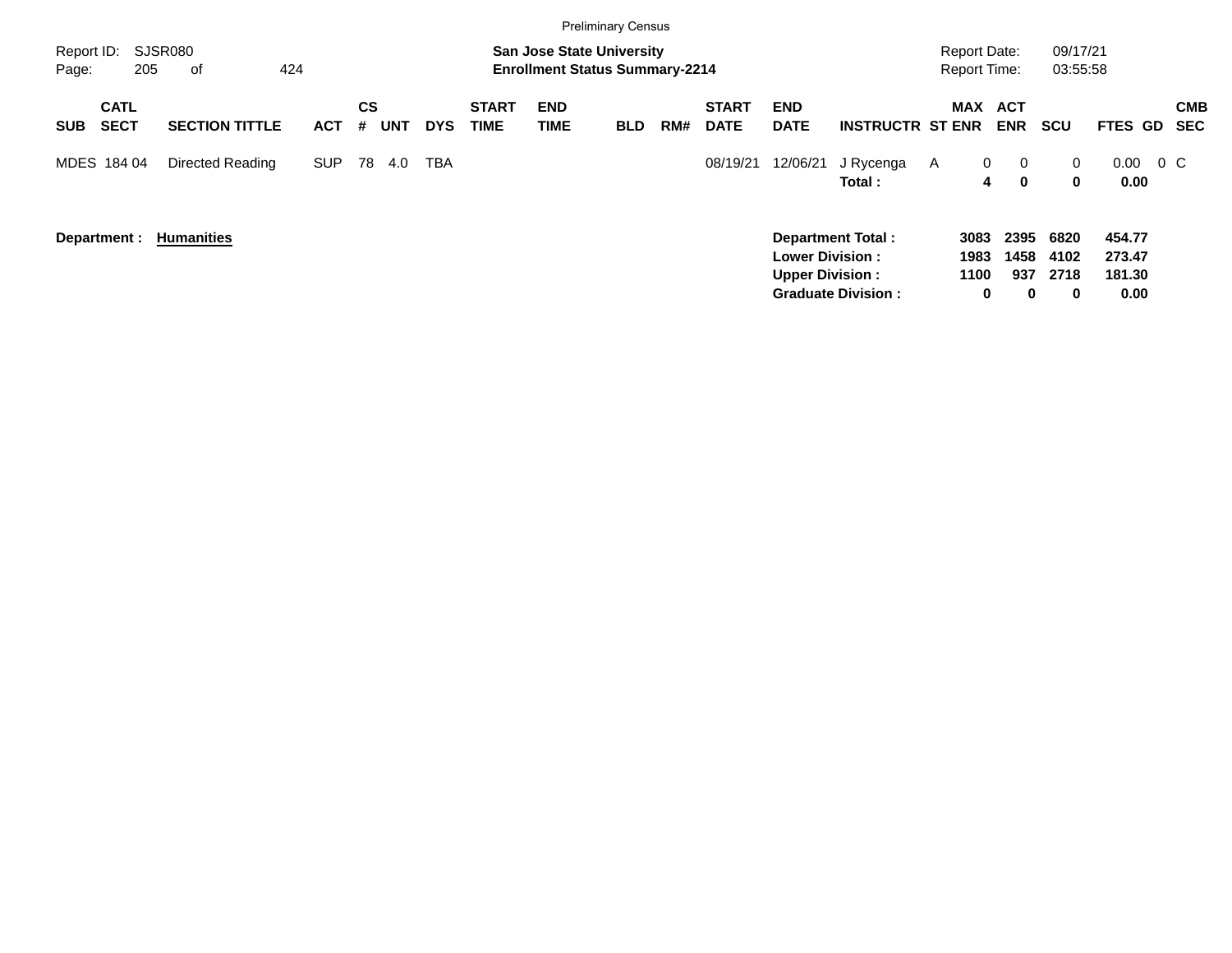Preliminary Census

Report ID: SJSR080

**San Jose State University**
**Enrollment Status Summary-2214**

Report Date: 09/17/21
Report Time: 03:55:58

| SUB | CATL SECT | SECTION TITTLE | ACT | CS # | UNT | DYS | START TIME | END TIME | BLD | RM# | START DATE | END DATE | INSTRUCTR | ST | MAX ENR | ACT ENR | SCU | FTES | GD | CMB SEC |
|---|---|---|---|---|---|---|---|---|---|---|---|---|---|---|---|---|---|---|---|---|
| MDES | 184 04 | Directed Reading | SUP | 78 | 4.0 | TBA | | | | | 08/19/21 | 12/06/21 | J Rycenga | A | 0 | 0 | 0 | 0.00 | 0 | C |
| | | | | | | | | | | | | | **Total :** | | **4** | **0** | **0** | **0.00** | | |

**Department : Humanities**

| | MAX ENR | ACT ENR | SCU | FTES |
|---|---|---|---|---|
| **Department Total :** | **3083** | **2395** | **6820** | **454.77** |
| **Lower Division :** | **1983** | **1458** | **4102** | **273.47** |
| **Upper Division :** | **1100** | **937** | **2718** | **181.30** |
| **Graduate Division :** | **0** | **0** | **0** | **0.00** |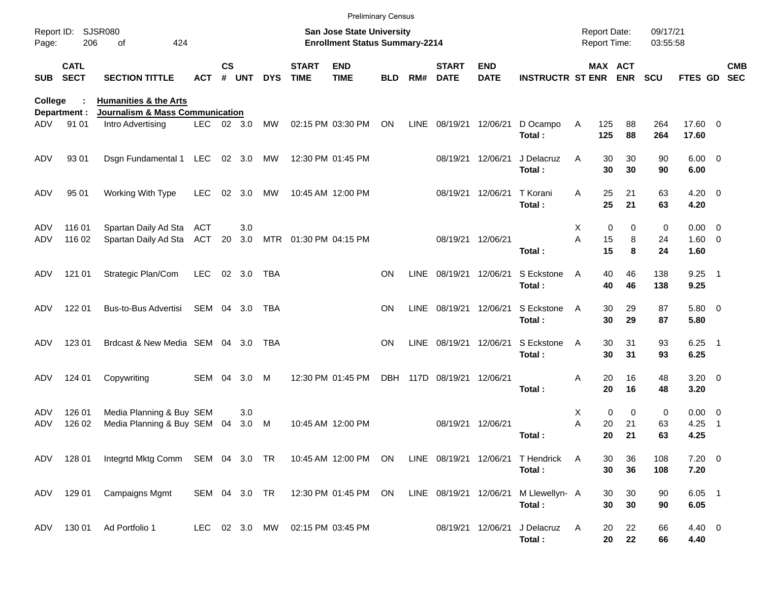Preliminary Census

Report ID: SJSR080
Page: 206 of 424

**San Jose State University**
**Enrollment Status Summary-2214**

Report Date: 09/17/21
Report Time: 03:55:58

**College : Humanities & the Arts**
**Department : Journalism & Mass Communication**

| SUB | CATL SECT | SECTION TITTLE | ACT | CS # | UNT | DYS | START TIME | END TIME | BLD | RM# | START DATE | END DATE | INSTRUCTR | ST | MAX ENR | ACT ENR | SCU | FTES | GD | CMB SEC |
|---|---|---|---|---|---|---|---|---|---|---|---|---|---|---|---|---|---|---|---|---|
| ADV | 91 01 | Intro Advertising | LEC | 02 | 3.0 | MW | 02:15 PM | 03:30 PM | ON | LINE | 08/19/21 | 12/06/21 | D Ocampo | A | 125 | 88 | 264 | 17.60 | 0 | |
| | | | | | | | | | | | | | **Total :** | | **125** | **88** | **264** | **17.60** | | |
| ADV | 93 01 | Dsgn Fundamental 1 | LEC | 02 | 3.0 | MW | 12:30 PM | 01:45 PM | | | 08/19/21 | 12/06/21 | J Delacruz | A | 30 | 30 | 90 | 6.00 | 0 | |
| | | | | | | | | | | | | | **Total :** | | **30** | **30** | **90** | **6.00** | | |
| ADV | 95 01 | Working With Type | LEC | 02 | 3.0 | MW | 10:45 AM | 12:00 PM | | | 08/19/21 | 12/06/21 | T Korani | A | 25 | 21 | 63 | 4.20 | 0 | |
| | | | | | | | | | | | | | **Total :** | | **25** | **21** | **63** | **4.20** | | |
| ADV | 116 01 | Spartan Daily Ad Sta | ACT | | 3.0 | | | | | | | | | X | 0 | 0 | 0 | 0.00 | 0 | |
| ADV | 116 02 | Spartan Daily Ad Sta | ACT | 20 | 3.0 | MTR | 01:30 PM | 04:15 PM | | | 08/19/21 | 12/06/21 | | A | 15 | 8 | 24 | 1.60 | 0 | |
| | | | | | | | | | | | | | **Total :** | | **15** | **8** | **24** | **1.60** | | |
| ADV | 121 01 | Strategic Plan/Com | LEC | 02 | 3.0 | TBA | | | ON | LINE | 08/19/21 | 12/06/21 | S Eckstone | A | 40 | 46 | 138 | 9.25 | 1 | |
| | | | | | | | | | | | | | **Total :** | | **40** | **46** | **138** | **9.25** | | |
| ADV | 122 01 | Bus-to-Bus Advertisi | SEM | 04 | 3.0 | TBA | | | ON | LINE | 08/19/21 | 12/06/21 | S Eckstone | A | 30 | 29 | 87 | 5.80 | 0 | |
| | | | | | | | | | | | | | **Total :** | | **30** | **29** | **87** | **5.80** | | |
| ADV | 123 01 | Brdcast & New Media | SEM | 04 | 3.0 | TBA | | | ON | LINE | 08/19/21 | 12/06/21 | S Eckstone | A | 30 | 31 | 93 | 6.25 | 1 | |
| | | | | | | | | | | | | | **Total :** | | **30** | **31** | **93** | **6.25** | | |
| ADV | 124 01 | Copywriting | SEM | 04 | 3.0 | M | 12:30 PM | 01:45 PM | DBH | 117D | 08/19/21 | 12/06/21 | | A | 20 | 16 | 48 | 3.20 | 0 | |
| | | | | | | | | | | | | | **Total :** | | **20** | **16** | **48** | **3.20** | | |
| ADV | 126 01 | Media Planning & Buy | SEM | | 3.0 | | | | | | | | | X | 0 | 0 | 0 | 0.00 | 0 | |
| ADV | 126 02 | Media Planning & Buy | SEM | 04 | 3.0 | M | 10:45 AM | 12:00 PM | | | 08/19/21 | 12/06/21 | | A | 20 | 21 | 63 | 4.25 | 1 | |
| | | | | | | | | | | | | | **Total :** | | **20** | **21** | **63** | **4.25** | | |
| ADV | 128 01 | Integrtd Mktg Comm | SEM | 04 | 3.0 | TR | 10:45 AM | 12:00 PM | ON | LINE | 08/19/21 | 12/06/21 | T Hendrick | A | 30 | 36 | 108 | 7.20 | 0 | |
| | | | | | | | | | | | | | **Total :** | | **30** | **36** | **108** | **7.20** | | |
| ADV | 129 01 | Campaigns Mgmt | SEM | 04 | 3.0 | TR | 12:30 PM | 01:45 PM | ON | LINE | 08/19/21 | 12/06/21 | M Llewellyn- | A | 30 | 30 | 90 | 6.05 | 1 | |
| | | | | | | | | | | | | | **Total :** | | **30** | **30** | **90** | **6.05** | | |
| ADV | 130 01 | Ad Portfolio 1 | LEC | 02 | 3.0 | MW | 02:15 PM | 03:45 PM | | | 08/19/21 | 12/06/21 | J Delacruz | A | 20 | 22 | 66 | 4.40 | 0 | |
| | | | | | | | | | | | | | **Total :** | | **20** | **22** | **66** | **4.40** | | |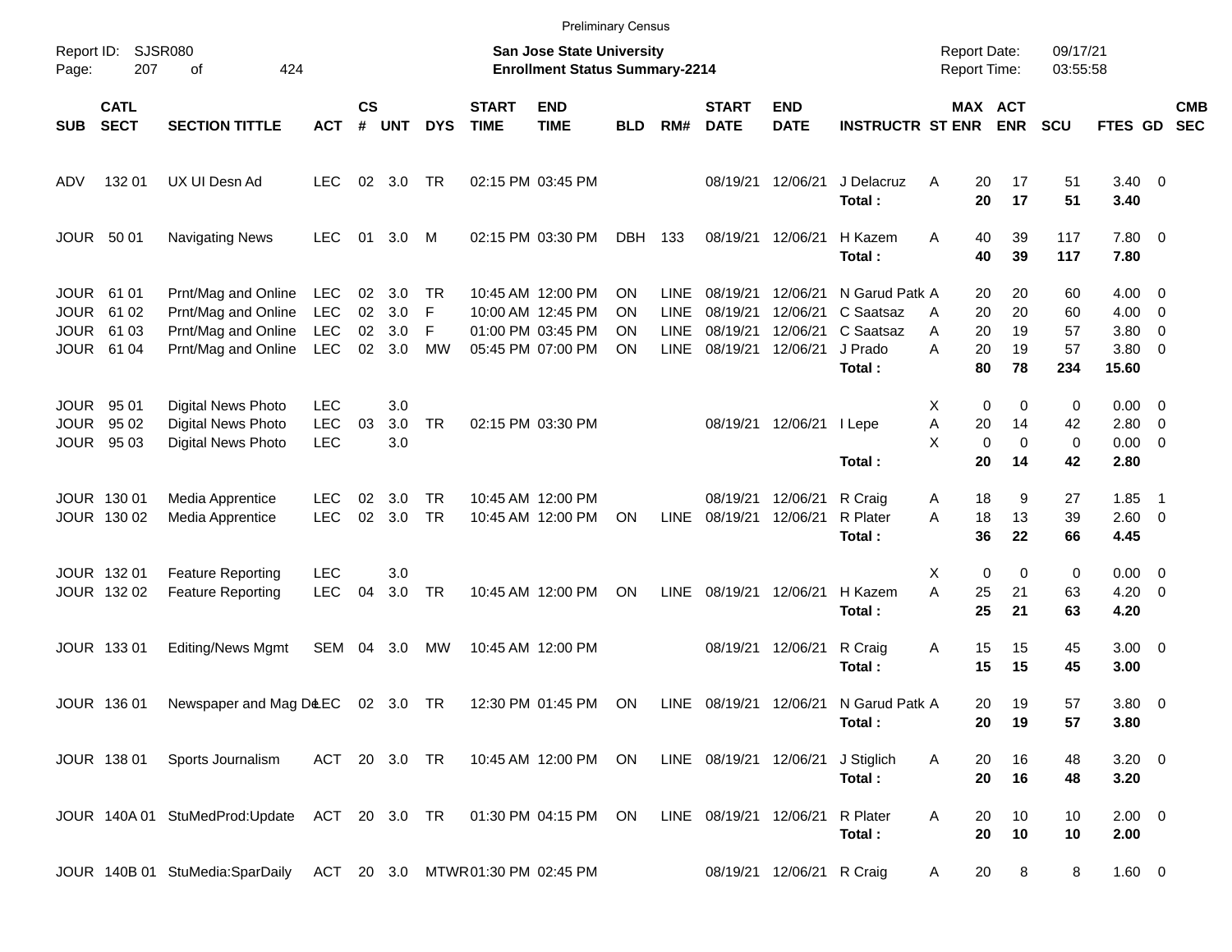Preliminary Census

Report ID: SJSR080

**San Jose State University**
**Enrollment Status Summary-2214**

Report Date: 09/17/21
Report Time: 03:55:58

| SUB | CATL SECT | SECTION TITTLE | ACT | CS # | UNT | DYS | START TIME | END TIME | BLD | RM# | START DATE | END DATE | INSTRUCTR | ST | MAX ENR | ACT ENR | SCU | FTES | GD | CMB SEC |
|---|---|---|---|---|---|---|---|---|---|---|---|---|---|---|---|---|---|---|---|---|
| ADV | 132 01 | UX UI Desn Ad | LEC | 02 | 3.0 | TR | 02:15 PM | 03:45 PM | | | 08/19/21 | 12/06/21 | J Delacruz | A | 20 | 17 | 51 | 3.40 | 0 | |
| | | | | | | | | | | | | | **Total :** | | **20** | **17** | **51** | **3.40** | | |
| JOUR | 50 01 | Navigating News | LEC | 01 | 3.0 | M | 02:15 PM | 03:30 PM | DBH | 133 | 08/19/21 | 12/06/21 | H Kazem | A | 40 | 39 | 117 | 7.80 | 0 | |
| | | | | | | | | | | | | | **Total :** | | **40** | **39** | **117** | **7.80** | | |
| JOUR | 61 01 | Prnt/Mag and Online | LEC | 02 | 3.0 | TR | 10:45 AM | 12:00 PM | ON | LINE | 08/19/21 | 12/06/21 | N Garud Patk | A | 20 | 20 | 60 | 4.00 | 0 | |
| JOUR | 61 02 | Prnt/Mag and Online | LEC | 02 | 3.0 | F | 10:00 AM | 12:45 PM | ON | LINE | 08/19/21 | 12/06/21 | C Saatsaz | A | 20 | 20 | 60 | 4.00 | 0 | |
| JOUR | 61 03 | Prnt/Mag and Online | LEC | 02 | 3.0 | F | 01:00 PM | 03:45 PM | ON | LINE | 08/19/21 | 12/06/21 | C Saatsaz | A | 20 | 19 | 57 | 3.80 | 0 | |
| JOUR | 61 04 | Prnt/Mag and Online | LEC | 02 | 3.0 | MW | 05:45 PM | 07:00 PM | ON | LINE | 08/19/21 | 12/06/21 | J Prado | A | 20 | 19 | 57 | 3.80 | 0 | |
| | | | | | | | | | | | | | **Total :** | | **80** | **78** | **234** | **15.60** | | |
| JOUR | 95 01 | Digital News Photo | LEC | | 3.0 | | | | | | | | | X | 0 | 0 | 0 | 0.00 | 0 | |
| JOUR | 95 02 | Digital News Photo | LEC | 03 | 3.0 | TR | 02:15 PM | 03:30 PM | | | 08/19/21 | 12/06/21 | I Lepe | A | 20 | 14 | 42 | 2.80 | 0 | |
| JOUR | 95 03 | Digital News Photo | LEC | | 3.0 | | | | | | | | | X | 0 | 0 | 0 | 0.00 | 0 | |
| | | | | | | | | | | | | | **Total :** | | **20** | **14** | **42** | **2.80** | | |
| JOUR | 130 01 | Media Apprentice | LEC | 02 | 3.0 | TR | 10:45 AM | 12:00 PM | | | 08/19/21 | 12/06/21 | R Craig | A | 18 | 9 | 27 | 1.85 | 1 | |
| JOUR | 130 02 | Media Apprentice | LEC | 02 | 3.0 | TR | 10:45 AM | 12:00 PM | ON | LINE | 08/19/21 | 12/06/21 | R Plater | A | 18 | 13 | 39 | 2.60 | 0 | |
| | | | | | | | | | | | | | **Total :** | | **36** | **22** | **66** | **4.45** | | |
| JOUR | 132 01 | Feature Reporting | LEC | | 3.0 | | | | | | | | | X | 0 | 0 | 0 | 0.00 | 0 | |
| JOUR | 132 02 | Feature Reporting | LEC | 04 | 3.0 | TR | 10:45 AM | 12:00 PM | ON | LINE | 08/19/21 | 12/06/21 | H Kazem | A | 25 | 21 | 63 | 4.20 | 0 | |
| | | | | | | | | | | | | | **Total :** | | **25** | **21** | **63** | **4.20** | | |
| JOUR | 133 01 | Editing/News Mgmt | SEM | 04 | 3.0 | MW | 10:45 AM | 12:00 PM | | | 08/19/21 | 12/06/21 | R Craig | A | 15 | 15 | 45 | 3.00 | 0 | |
| | | | | | | | | | | | | | **Total :** | | **15** | **15** | **45** | **3.00** | | |
| JOUR | 136 01 | Newspaper and Mag De | LEC | 02 | 3.0 | TR | 12:30 PM | 01:45 PM | ON | LINE | 08/19/21 | 12/06/21 | N Garud Patk | A | 20 | 19 | 57 | 3.80 | 0 | |
| | | | | | | | | | | | | | **Total :** | | **20** | **19** | **57** | **3.80** | | |
| JOUR | 138 01 | Sports Journalism | ACT | 20 | 3.0 | TR | 10:45 AM | 12:00 PM | ON | LINE | 08/19/21 | 12/06/21 | J Stiglich | A | 20 | 16 | 48 | 3.20 | 0 | |
| | | | | | | | | | | | | | **Total :** | | **20** | **16** | **48** | **3.20** | | |
| JOUR | 140A 01 | StuMedProd:Update | ACT | 20 | 3.0 | TR | 01:30 PM | 04:15 PM | ON | LINE | 08/19/21 | 12/06/21 | R Plater | A | 20 | 10 | 10 | 2.00 | 0 | |
| | | | | | | | | | | | | | **Total :** | | **20** | **10** | **10** | **2.00** | | |
| JOUR | 140B 01 | StuMedia:SparDaily | ACT | 20 | 3.0 | MTWR | 01:30 PM | 02:45 PM | | | 08/19/21 | 12/06/21 | R Craig | A | 20 | 8 | 8 | 1.60 | 0 | |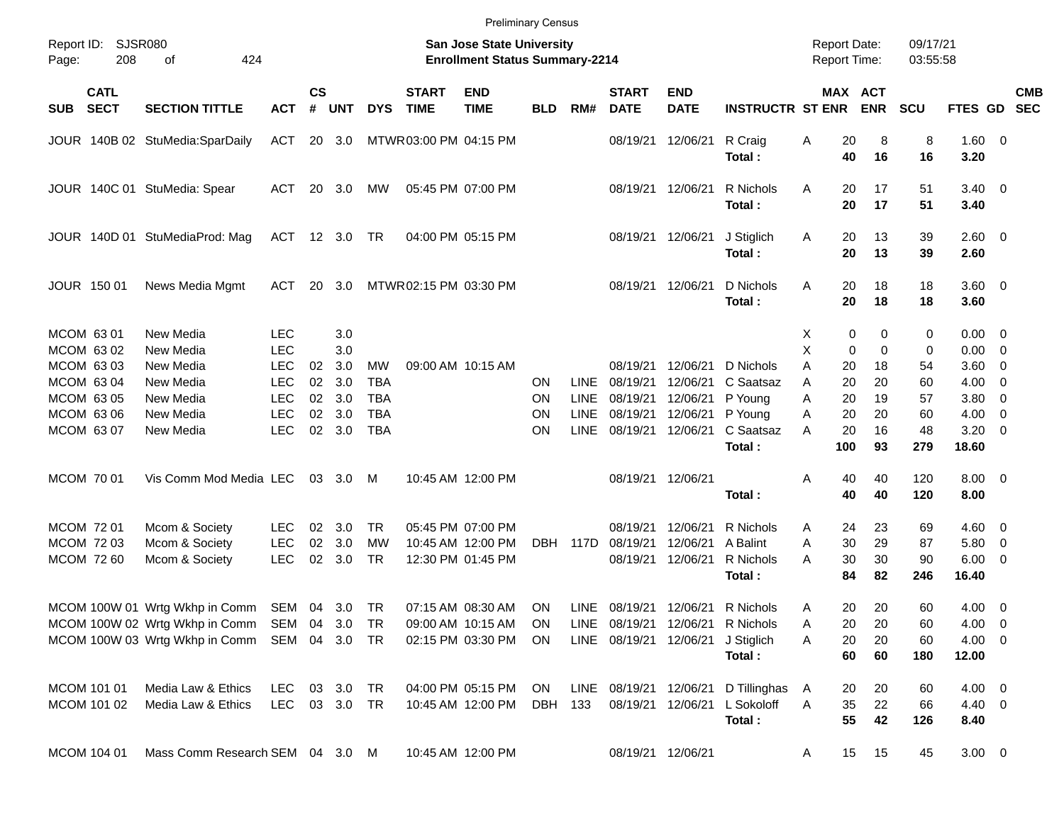Preliminary Census

Report ID: SJSR080
Page: 208 of 424

**San Jose State University**
**Enrollment Status Summary-2214**

Report Date: 09/17/21
Report Time: 03:55:58

| SUB | CATL SECT | SECTION TITTLE | ACT | CS # | UNT | DYS | START TIME | END TIME | BLD | RM# | START DATE | END DATE | INSTRUCTR | ST | MAX ENR | ACT ENR | SCU | FTES | GD | CMB SEC |
|---|---|---|---|---|---|---|---|---|---|---|---|---|---|---|---|---|---|---|---|---|
| JOUR | 140B 02 | StuMedia:SparDaily | ACT | 20 | 3.0 | MTWR | 03:00 PM | 04:15 PM | | | 08/19/21 | 12/06/21 | R Craig | A | 20 | 8 | 8 | 1.60 | 0 | |
| | | | | | | | | | | | | | **Total :** | | **40** | **16** | **16** | **3.20** | | |
| JOUR | 140C 01 | StuMedia: Spear | ACT | 20 | 3.0 | MW | 05:45 PM | 07:00 PM | | | 08/19/21 | 12/06/21 | R Nichols | A | 20 | 17 | 51 | 3.40 | 0 | |
| | | | | | | | | | | | | | **Total :** | | **20** | **17** | **51** | **3.40** | | |
| JOUR | 140D 01 | StuMediaProd: Mag | ACT | 12 | 3.0 | TR | 04:00 PM | 05:15 PM | | | 08/19/21 | 12/06/21 | J Stiglich | A | 20 | 13 | 39 | 2.60 | 0 | |
| | | | | | | | | | | | | | **Total :** | | **20** | **13** | **39** | **2.60** | | |
| JOUR | 150 01 | News Media Mgmt | ACT | 20 | 3.0 | MTWR | 02:15 PM | 03:30 PM | | | 08/19/21 | 12/06/21 | D Nichols | A | 20 | 18 | 18 | 3.60 | 0 | |
| | | | | | | | | | | | | | **Total :** | | **20** | **18** | **18** | **3.60** | | |
| MCOM | 63 01 | New Media | LEC | | 3.0 | | | | | | | | | X | 0 | 0 | 0 | 0.00 | 0 | |
| MCOM | 63 02 | New Media | LEC | | 3.0 | | | | | | | | | X | 0 | 0 | 0 | 0.00 | 0 | |
| MCOM | 63 03 | New Media | LEC | 02 | 3.0 | MW | 09:00 AM | 10:15 AM | | | 08/19/21 | 12/06/21 | D Nichols | A | 20 | 18 | 54 | 3.60 | 0 | |
| MCOM | 63 04 | New Media | LEC | 02 | 3.0 | TBA | | | ON | LINE | 08/19/21 | 12/06/21 | C Saatsaz | A | 20 | 20 | 60 | 4.00 | 0 | |
| MCOM | 63 05 | New Media | LEC | 02 | 3.0 | TBA | | | ON | LINE | 08/19/21 | 12/06/21 | P Young | A | 20 | 19 | 57 | 3.80 | 0 | |
| MCOM | 63 06 | New Media | LEC | 02 | 3.0 | TBA | | | ON | LINE | 08/19/21 | 12/06/21 | P Young | A | 20 | 20 | 60 | 4.00 | 0 | |
| MCOM | 63 07 | New Media | LEC | 02 | 3.0 | TBA | | | ON | LINE | 08/19/21 | 12/06/21 | C Saatsaz | A | 20 | 16 | 48 | 3.20 | 0 | |
| | | | | | | | | | | | | | **Total :** | | **100** | **93** | **279** | **18.60** | | |
| MCOM | 70 01 | Vis Comm Mod Media | LEC | 03 | 3.0 | M | 10:45 AM | 12:00 PM | | | 08/19/21 | 12/06/21 | | A | 40 | 40 | 120 | 8.00 | 0 | |
| | | | | | | | | | | | | | **Total :** | | **40** | **40** | **120** | **8.00** | | |
| MCOM | 72 01 | Mcom & Society | LEC | 02 | 3.0 | TR | 05:45 PM | 07:00 PM | | | 08/19/21 | 12/06/21 | R Nichols | A | 24 | 23 | 69 | 4.60 | 0 | |
| MCOM | 72 03 | Mcom & Society | LEC | 02 | 3.0 | MW | 10:45 AM | 12:00 PM | DBH | 117D | 08/19/21 | 12/06/21 | A Balint | A | 30 | 29 | 87 | 5.80 | 0 | |
| MCOM | 72 60 | Mcom & Society | LEC | 02 | 3.0 | TR | 12:30 PM | 01:45 PM | | | 08/19/21 | 12/06/21 | R Nichols | A | 30 | 30 | 90 | 6.00 | 0 | |
| | | | | | | | | | | | | | **Total :** | | **84** | **82** | **246** | **16.40** | | |
| MCOM | 100W 01 | Wrtg Wkhp in Comm | SEM | 04 | 3.0 | TR | 07:15 AM | 08:30 AM | ON | LINE | 08/19/21 | 12/06/21 | R Nichols | A | 20 | 20 | 60 | 4.00 | 0 | |
| MCOM | 100W 02 | Wrtg Wkhp in Comm | SEM | 04 | 3.0 | TR | 09:00 AM | 10:15 AM | ON | LINE | 08/19/21 | 12/06/21 | R Nichols | A | 20 | 20 | 60 | 4.00 | 0 | |
| MCOM | 100W 03 | Wrtg Wkhp in Comm | SEM | 04 | 3.0 | TR | 02:15 PM | 03:30 PM | ON | LINE | 08/19/21 | 12/06/21 | J Stiglich | A | 20 | 20 | 60 | 4.00 | 0 | |
| | | | | | | | | | | | | | **Total :** | | **60** | **60** | **180** | **12.00** | | |
| MCOM | 101 01 | Media Law & Ethics | LEC | 03 | 3.0 | TR | 04:00 PM | 05:15 PM | ON | LINE | 08/19/21 | 12/06/21 | D Tillinghas | A | 20 | 20 | 60 | 4.00 | 0 | |
| MCOM | 101 02 | Media Law & Ethics | LEC | 03 | 3.0 | TR | 10:45 AM | 12:00 PM | DBH | 133 | 08/19/21 | 12/06/21 | L Sokoloff | A | 35 | 22 | 66 | 4.40 | 0 | |
| | | | | | | | | | | | | | **Total :** | | **55** | **42** | **126** | **8.40** | | |
| MCOM | 104 01 | Mass Comm Research | SEM | 04 | 3.0 | M | 10:45 AM | 12:00 PM | | | 08/19/21 | 12/06/21 | | A | 15 | 15 | 45 | 3.00 | 0 | |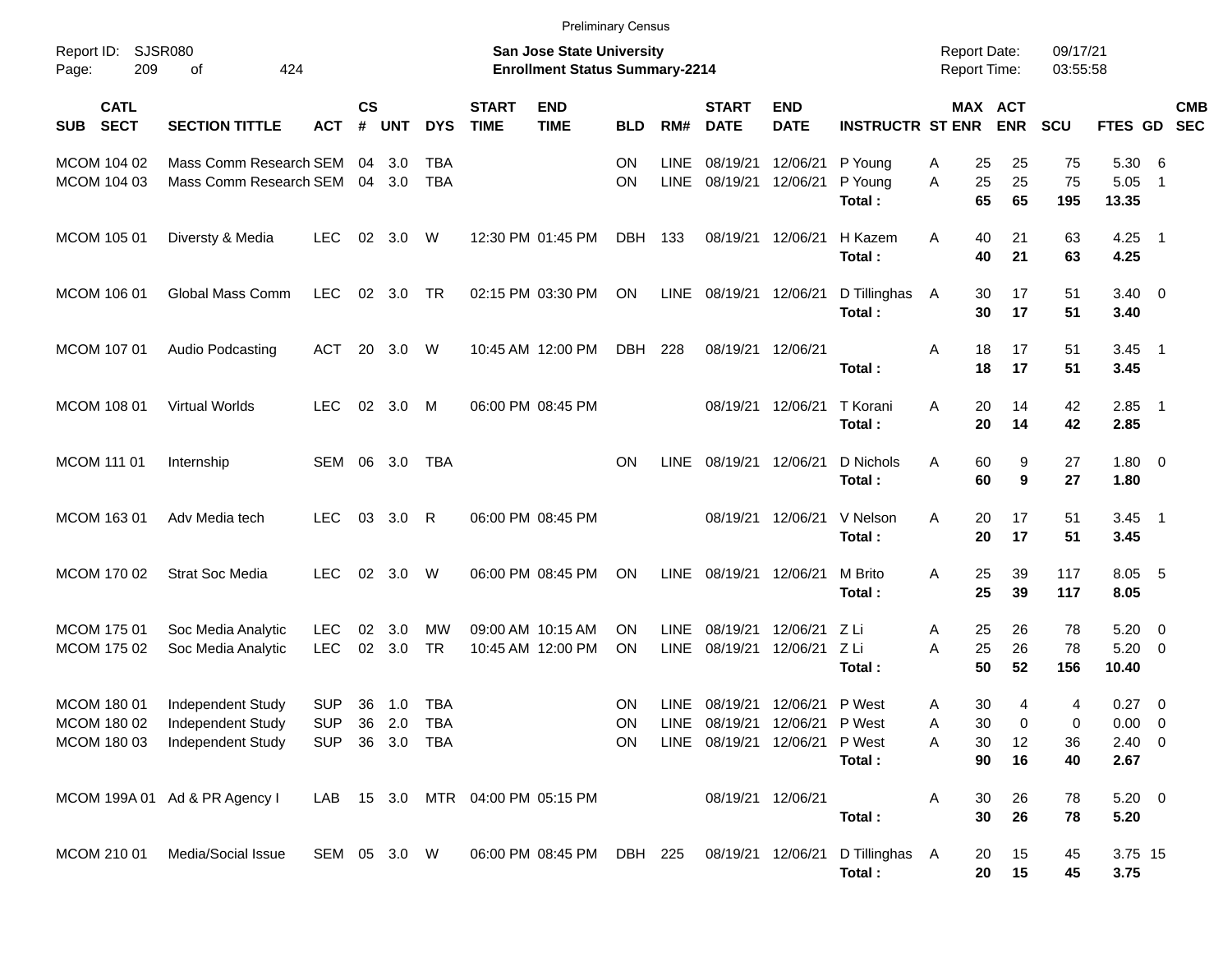Preliminary Census

Report ID: SJSR080
Page: 209 of 424

**San Jose State University**
**Enrollment Status Summary-2214**

Report Date: 09/17/21
Report Time: 03:55:58

| SUB | CATL SECT | SECTION TITTLE | ACT | CS # | UNT | DYS | START TIME | END TIME | BLD | RM# | START DATE | END DATE | INSTRUCTR | ST | MAX ENR | ACT ENR | SCU | FTES | GD | CMB SEC |
|---|---|---|---|---|---|---|---|---|---|---|---|---|---|---|---|---|---|---|---|---|
| MCOM | 104 02 | Mass Comm Research | SEM | 04 | 3.0 | TBA | | | ON | LINE | 08/19/21 | 12/06/21 | P Young | A | 25 | 25 | 75 | 5.30 | 6 | |
| MCOM | 104 03 | Mass Comm Research | SEM | 04 | 3.0 | TBA | | | ON | LINE | 08/19/21 | 12/06/21 | P Young | A | 25 | 25 | 75 | 5.05 | 1 | |
| | | | | | | | | | | | | | **Total :** | | **65** | **65** | **195** | **13.35** | | |
| MCOM | 105 01 | Diversty & Media | LEC | 02 | 3.0 | W | 12:30 PM | 01:45 PM | DBH | 133 | 08/19/21 | 12/06/21 | H Kazem | A | 40 | 21 | 63 | 4.25 | 1 | |
| | | | | | | | | | | | | | **Total :** | | **40** | **21** | **63** | **4.25** | | |
| MCOM | 106 01 | Global Mass Comm | LEC | 02 | 3.0 | TR | 02:15 PM | 03:30 PM | ON | LINE | 08/19/21 | 12/06/21 | D Tillinghas | A | 30 | 17 | 51 | 3.40 | 0 | |
| | | | | | | | | | | | | | **Total :** | | **30** | **17** | **51** | **3.40** | | |
| MCOM | 107 01 | Audio Podcasting | ACT | 20 | 3.0 | W | 10:45 AM | 12:00 PM | DBH | 228 | 08/19/21 | 12/06/21 | | A | 18 | 17 | 51 | 3.45 | 1 | |
| | | | | | | | | | | | | | **Total :** | | **18** | **17** | **51** | **3.45** | | |
| MCOM | 108 01 | Virtual Worlds | LEC | 02 | 3.0 | M | 06:00 PM | 08:45 PM | | | 08/19/21 | 12/06/21 | T Korani | A | 20 | 14 | 42 | 2.85 | 1 | |
| | | | | | | | | | | | | | **Total :** | | **20** | **14** | **42** | **2.85** | | |
| MCOM | 111 01 | Internship | SEM | 06 | 3.0 | TBA | | | ON | LINE | 08/19/21 | 12/06/21 | D Nichols | A | 60 | 9 | 27 | 1.80 | 0 | |
| | | | | | | | | | | | | | **Total :** | | **60** | **9** | **27** | **1.80** | | |
| MCOM | 163 01 | Adv Media tech | LEC | 03 | 3.0 | R | 06:00 PM | 08:45 PM | | | 08/19/21 | 12/06/21 | V Nelson | A | 20 | 17 | 51 | 3.45 | 1 | |
| | | | | | | | | | | | | | **Total :** | | **20** | **17** | **51** | **3.45** | | |
| MCOM | 170 02 | Strat Soc Media | LEC | 02 | 3.0 | W | 06:00 PM | 08:45 PM | ON | LINE | 08/19/21 | 12/06/21 | M Brito | A | 25 | 39 | 117 | 8.05 | 5 | |
| | | | | | | | | | | | | | **Total :** | | **25** | **39** | **117** | **8.05** | | |
| MCOM | 175 01 | Soc Media Analytic | LEC | 02 | 3.0 | MW | 09:00 AM | 10:15 AM | ON | LINE | 08/19/21 | 12/06/21 | Z Li | A | 25 | 26 | 78 | 5.20 | 0 | |
| MCOM | 175 02 | Soc Media Analytic | LEC | 02 | 3.0 | TR | 10:45 AM | 12:00 PM | ON | LINE | 08/19/21 | 12/06/21 | Z Li | A | 25 | 26 | 78 | 5.20 | 0 | |
| | | | | | | | | | | | | | **Total :** | | **50** | **52** | **156** | **10.40** | | |
| MCOM | 180 01 | Independent Study | SUP | 36 | 1.0 | TBA | | | ON | LINE | 08/19/21 | 12/06/21 | P West | A | 30 | 4 | 4 | 0.27 | 0 | |
| MCOM | 180 02 | Independent Study | SUP | 36 | 2.0 | TBA | | | ON | LINE | 08/19/21 | 12/06/21 | P West | A | 30 | 0 | 0 | 0.00 | 0 | |
| MCOM | 180 03 | Independent Study | SUP | 36 | 3.0 | TBA | | | ON | LINE | 08/19/21 | 12/06/21 | P West | A | 30 | 12 | 36 | 2.40 | 0 | |
| | | | | | | | | | | | | | **Total :** | | **90** | **16** | **40** | **2.67** | | |
| MCOM | 199A 01 | Ad & PR Agency I | LAB | 15 | 3.0 | MTR | 04:00 PM | 05:15 PM | | | 08/19/21 | 12/06/21 | | A | 30 | 26 | 78 | 5.20 | 0 | |
| | | | | | | | | | | | | | **Total :** | | **30** | **26** | **78** | **5.20** | | |
| MCOM | 210 01 | Media/Social Issue | SEM | 05 | 3.0 | W | 06:00 PM | 08:45 PM | DBH | 225 | 08/19/21 | 12/06/21 | D Tillinghas | A | 20 | 15 | 45 | 3.75 | 15 | |
| | | | | | | | | | | | | | **Total :** | | **20** | **15** | **45** | **3.75** | | |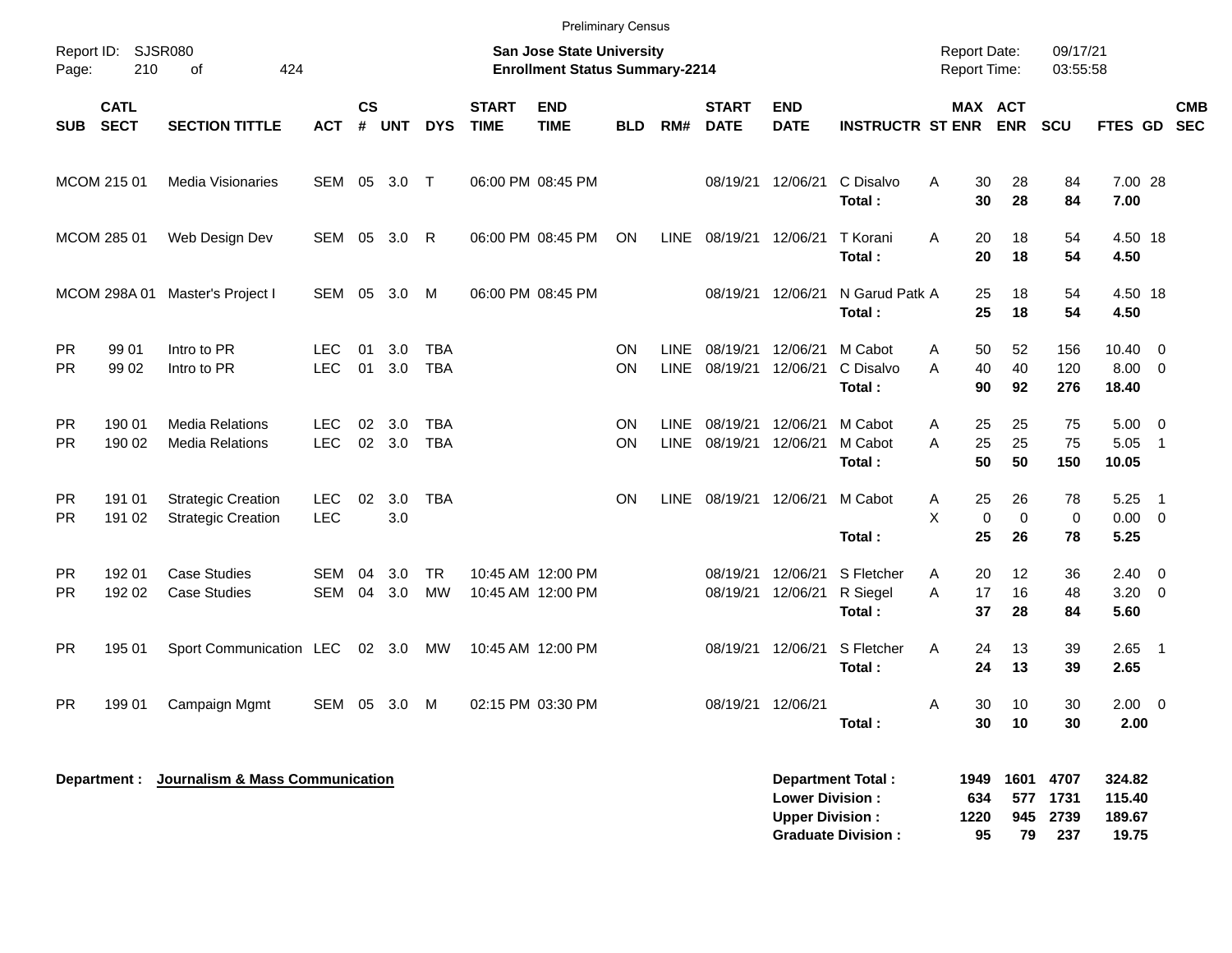Preliminary Census

Report ID: SJSR080

**San Jose State University**
**Enrollment Status Summary-2214**

Report Date: 09/17/21
Report Time: 03:55:58

| SUB | CATL SECT | SECTION TITTLE | ACT | CS # | UNT | DYS | START TIME | END TIME | BLD | RM# | START DATE | END DATE | INSTRUCTR | ST | MAX ENR | ACT ENR | SCU | FTES | GD | CMB SEC |
|---|---|---|---|---|---|---|---|---|---|---|---|---|---|---|---|---|---|---|---|---|
| MCOM | 215 01 | Media Visionaries | SEM | 05 | 3.0 | T | 06:00 PM | 08:45 PM | | | 08/19/21 | 12/06/21 | C Disalvo | A | 30 | 28 | 84 | 7.00 | 28 | |
| | | | | | | | | | | | | | **Total :** | | **30** | **28** | **84** | **7.00** | | |
| MCOM | 285 01 | Web Design Dev | SEM | 05 | 3.0 | R | 06:00 PM | 08:45 PM | ON | LINE | 08/19/21 | 12/06/21 | T Korani | A | 20 | 18 | 54 | 4.50 | 18 | |
| | | | | | | | | | | | | | **Total :** | | **20** | **18** | **54** | **4.50** | | |
| MCOM | 298A 01 | Master's Project I | SEM | 05 | 3.0 | M | 06:00 PM | 08:45 PM | | | 08/19/21 | 12/06/21 | N Garud Patk | A | 25 | 18 | 54 | 4.50 | 18 | |
| | | | | | | | | | | | | | **Total :** | | **25** | **18** | **54** | **4.50** | | |
| PR | 99 01 | Intro to PR | LEC | 01 | 3.0 | TBA | | | ON | LINE | 08/19/21 | 12/06/21 | M Cabot | A | 50 | 52 | 156 | 10.40 | 0 | |
| PR | 99 02 | Intro to PR | LEC | 01 | 3.0 | TBA | | | ON | LINE | 08/19/21 | 12/06/21 | C Disalvo | A | 40 | 40 | 120 | 8.00 | 0 | |
| | | | | | | | | | | | | | **Total :** | | **90** | **92** | **276** | **18.40** | | |
| PR | 190 01 | Media Relations | LEC | 02 | 3.0 | TBA | | | ON | LINE | 08/19/21 | 12/06/21 | M Cabot | A | 25 | 25 | 75 | 5.00 | 0 | |
| PR | 190 02 | Media Relations | LEC | 02 | 3.0 | TBA | | | ON | LINE | 08/19/21 | 12/06/21 | M Cabot | A | 25 | 25 | 75 | 5.05 | 1 | |
| | | | | | | | | | | | | | **Total :** | | **50** | **50** | **150** | **10.05** | | |
| PR | 191 01 | Strategic Creation | LEC | 02 | 3.0 | TBA | | | ON | LINE | 08/19/21 | 12/06/21 | M Cabot | A | 25 | 26 | 78 | 5.25 | 1 | |
| PR | 191 02 | Strategic Creation | LEC | | 3.0 | | | | | | | | | X | 0 | 0 | 0 | 0.00 | 0 | |
| | | | | | | | | | | | | | **Total :** | | **25** | **26** | **78** | **5.25** | | |
| PR | 192 01 | Case Studies | SEM | 04 | 3.0 | TR | 10:45 AM | 12:00 PM | | | 08/19/21 | 12/06/21 | S Fletcher | A | 20 | 12 | 36 | 2.40 | 0 | |
| PR | 192 02 | Case Studies | SEM | 04 | 3.0 | MW | 10:45 AM | 12:00 PM | | | 08/19/21 | 12/06/21 | R Siegel | A | 17 | 16 | 48 | 3.20 | 0 | |
| | | | | | | | | | | | | | **Total :** | | **37** | **28** | **84** | **5.60** | | |
| PR | 195 01 | Sport Communication | LEC | 02 | 3.0 | MW | 10:45 AM | 12:00 PM | | | 08/19/21 | 12/06/21 | S Fletcher | A | 24 | 13 | 39 | 2.65 | 1 | |
| | | | | | | | | | | | | | **Total :** | | **24** | **13** | **39** | **2.65** | | |
| PR | 199 01 | Campaign Mgmt | SEM | 05 | 3.0 | M | 02:15 PM | 03:30 PM | | | 08/19/21 | 12/06/21 | | A | 30 | 10 | 30 | 2.00 | 0 | |
| | | | | | | | | | | | | | **Total :** | | **30** | **10** | **30** | **2.00** | | |

**Department : Journalism & Mass Communication**

| | MAX ENR | ACT ENR | SCU | FTES |
|---|---|---|---|---|
| **Department Total :** | **1949** | **1601** | **4707** | **324.82** |
| **Lower Division :** | **634** | **577** | **1731** | **115.40** |
| **Upper Division :** | **1220** | **945** | **2739** | **189.67** |
| **Graduate Division :** | **95** | **79** | **237** | **19.75** |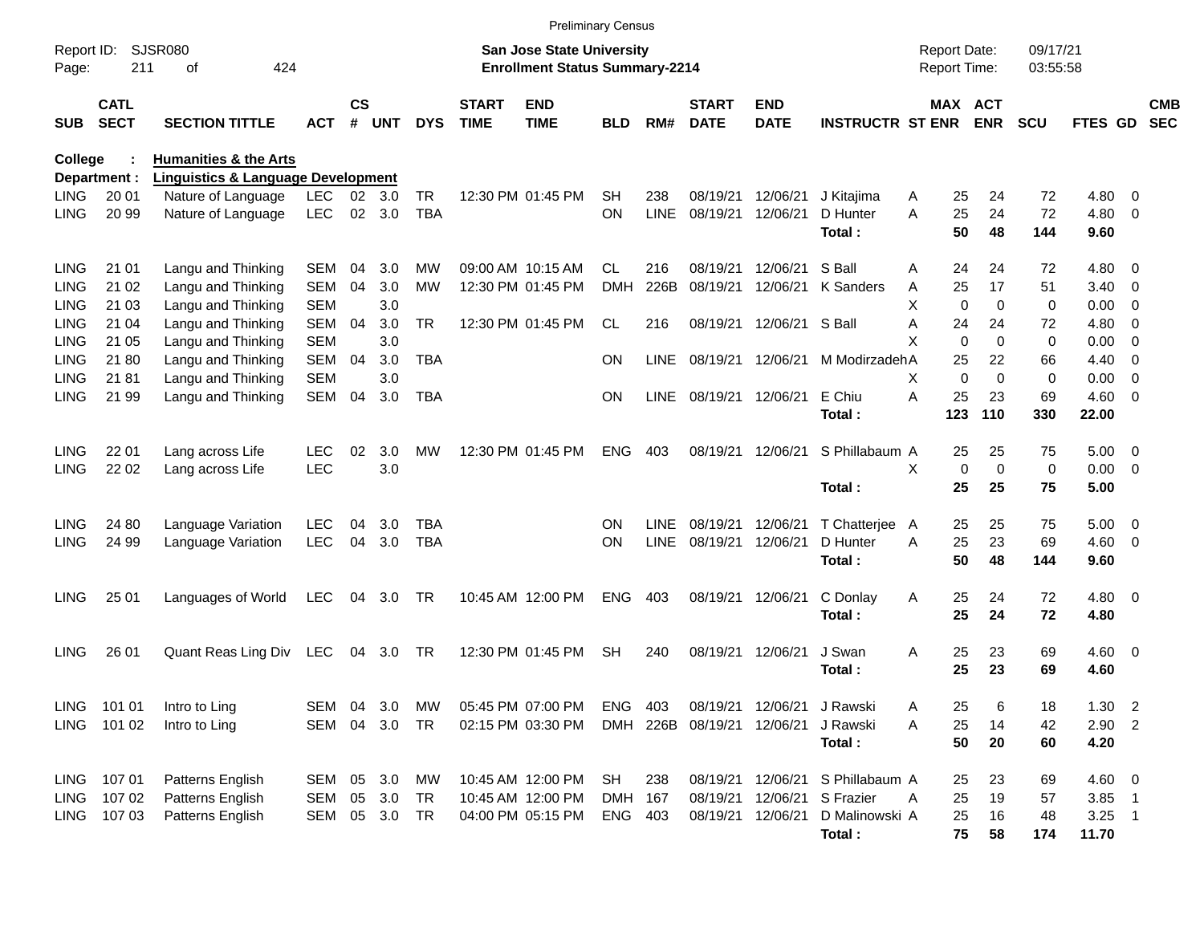Preliminary Census

Report ID: SJSR080
Page: 211 of 424

**San Jose State University**
**Enrollment Status Summary-2214**

Report Date: 09/17/21
Report Time: 03:55:58

**College : Humanities & the Arts**
**Department : Linguistics & Language Development**

| SUB | CATL SECT | SECTION TITTLE | ACT | CS # | UNT | DYS | START TIME | END TIME | BLD | RM# | START DATE | END DATE | INSTRUCTR | ST | MAX ENR | ACT ENR | SCU | FTES | GD | CMB SEC |
|---|---|---|---|---|---|---|---|---|---|---|---|---|---|---|---|---|---|---|---|---|
| LING | 20 01 | Nature of Language | LEC | 02 | 3.0 | TR | 12:30 PM | 01:45 PM | SH | 238 | 08/19/21 | 12/06/21 | J Kitajima | A | 25 | 24 | 72 | 4.80 | 0 | |
| LING | 20 99 | Nature of Language | LEC | 02 | 3.0 | TBA | | | ON | LINE | 08/19/21 | 12/06/21 | D Hunter | A | 25 | 24 | 72 | 4.80 | 0 | |
| | | | | | | | | | | | | | **Total :** | | **50** | **48** | **144** | **9.60** | | |
| LING | 21 01 | Langu and Thinking | SEM | 04 | 3.0 | MW | 09:00 AM | 10:15 AM | CL | 216 | 08/19/21 | 12/06/21 | S Ball | A | 24 | 24 | 72 | 4.80 | 0 | |
| LING | 21 02 | Langu and Thinking | SEM | 04 | 3.0 | MW | 12:30 PM | 01:45 PM | DMH | 226B | 08/19/21 | 12/06/21 | K Sanders | A | 25 | 17 | 51 | 3.40 | 0 | |
| LING | 21 03 | Langu and Thinking | SEM | | 3.0 | | | | | | | | | X | 0 | 0 | 0 | 0.00 | 0 | |
| LING | 21 04 | Langu and Thinking | SEM | 04 | 3.0 | TR | 12:30 PM | 01:45 PM | CL | 216 | 08/19/21 | 12/06/21 | S Ball | A | 24 | 24 | 72 | 4.80 | 0 | |
| LING | 21 05 | Langu and Thinking | SEM | | 3.0 | | | | | | | | | X | 0 | 0 | 0 | 0.00 | 0 | |
| LING | 21 80 | Langu and Thinking | SEM | 04 | 3.0 | TBA | | | ON | LINE | 08/19/21 | 12/06/21 | M Modirzadeh | A | 25 | 22 | 66 | 4.40 | 0 | |
| LING | 21 81 | Langu and Thinking | SEM | | 3.0 | | | | | | | | | X | 0 | 0 | 0 | 0.00 | 0 | |
| LING | 21 99 | Langu and Thinking | SEM | 04 | 3.0 | TBA | | | ON | LINE | 08/19/21 | 12/06/21 | E Chiu | A | 25 | 23 | 69 | 4.60 | 0 | |
| | | | | | | | | | | | | | **Total :** | | **123** | **110** | **330** | **22.00** | | |
| LING | 22 01 | Lang across Life | LEC | 02 | 3.0 | MW | 12:30 PM | 01:45 PM | ENG | 403 | 08/19/21 | 12/06/21 | S Phillabaum | A | 25 | 25 | 75 | 5.00 | 0 | |
| LING | 22 02 | Lang across Life | LEC | | 3.0 | | | | | | | | | X | 0 | 0 | 0 | 0.00 | 0 | |
| | | | | | | | | | | | | | **Total :** | | **25** | **25** | **75** | **5.00** | | |
| LING | 24 80 | Language Variation | LEC | 04 | 3.0 | TBA | | | ON | LINE | 08/19/21 | 12/06/21 | T Chatterjee | A | 25 | 25 | 75 | 5.00 | 0 | |
| LING | 24 99 | Language Variation | LEC | 04 | 3.0 | TBA | | | ON | LINE | 08/19/21 | 12/06/21 | D Hunter | A | 25 | 23 | 69 | 4.60 | 0 | |
| | | | | | | | | | | | | | **Total :** | | **50** | **48** | **144** | **9.60** | | |
| LING | 25 01 | Languages of World | LEC | 04 | 3.0 | TR | 10:45 AM | 12:00 PM | ENG | 403 | 08/19/21 | 12/06/21 | C Donlay | A | 25 | 24 | 72 | 4.80 | 0 | |
| | | | | | | | | | | | | | **Total :** | | **25** | **24** | **72** | **4.80** | | |
| LING | 26 01 | Quant Reas Ling Div | LEC | 04 | 3.0 | TR | 12:30 PM | 01:45 PM | SH | 240 | 08/19/21 | 12/06/21 | J Swan | A | 25 | 23 | 69 | 4.60 | 0 | |
| | | | | | | | | | | | | | **Total :** | | **25** | **23** | **69** | **4.60** | | |
| LING | 101 01 | Intro to Ling | SEM | 04 | 3.0 | MW | 05:45 PM | 07:00 PM | ENG | 403 | 08/19/21 | 12/06/21 | J Rawski | A | 25 | 6 | 18 | 1.30 | 2 | |
| LING | 101 02 | Intro to Ling | SEM | 04 | 3.0 | TR | 02:15 PM | 03:30 PM | DMH | 226B | 08/19/21 | 12/06/21 | J Rawski | A | 25 | 14 | 42 | 2.90 | 2 | |
| | | | | | | | | | | | | | **Total :** | | **50** | **20** | **60** | **4.20** | | |
| LING | 107 01 | Patterns English | SEM | 05 | 3.0 | MW | 10:45 AM | 12:00 PM | SH | 238 | 08/19/21 | 12/06/21 | S Phillabaum | A | 25 | 23 | 69 | 4.60 | 0 | |
| LING | 107 02 | Patterns English | SEM | 05 | 3.0 | TR | 10:45 AM | 12:00 PM | DMH | 167 | 08/19/21 | 12/06/21 | S Frazier | A | 25 | 19 | 57 | 3.85 | 1 | |
| LING | 107 03 | Patterns English | SEM | 05 | 3.0 | TR | 04:00 PM | 05:15 PM | ENG | 403 | 08/19/21 | 12/06/21 | D Malinowski | A | 25 | 16 | 48 | 3.25 | 1 | |
| | | | | | | | | | | | | | **Total :** | | **75** | **58** | **174** | **11.70** | | |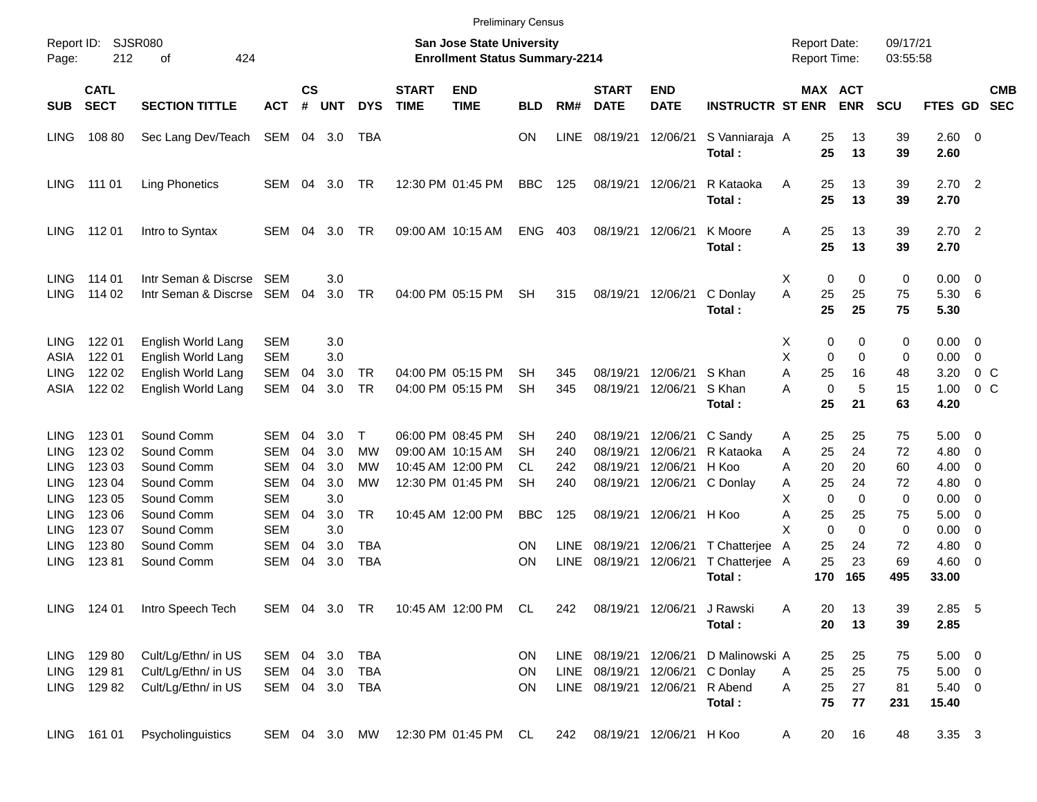Preliminary Census

Report ID: SJSR080
Page: 212 of 424

**San Jose State University**
**Enrollment Status Summary-2214**

Report Date: 09/17/21
Report Time: 03:55:58

| SUB | CATL SECT | SECTION TITTLE | ACT | CS # | UNT | DYS | START TIME | END TIME | BLD | RM# | START DATE | END DATE | INSTRUCTR | ST | MAX ENR | ACT ENR | SCU | FTES | GD | CMB SEC |
|---|---|---|---|---|---|---|---|---|---|---|---|---|---|---|---|---|---|---|---|---|
| LING | 108 80 | Sec Lang Dev/Teach | SEM | 04 | 3.0 | TBA | | | ON | LINE | 08/19/21 | 12/06/21 | S Vanniaraja | A | 25 | 13 | 39 | 2.60 | 0 | |
| | | | | | | | | | | | | | **Total :** | | **25** | **13** | **39** | **2.60** | | |
| LING | 111 01 | Ling Phonetics | SEM | 04 | 3.0 | TR | 12:30 PM | 01:45 PM | BBC | 125 | 08/19/21 | 12/06/21 | R Kataoka | A | 25 | 13 | 39 | 2.70 | 2 | |
| | | | | | | | | | | | | | **Total :** | | **25** | **13** | **39** | **2.70** | | |
| LING | 112 01 | Intro to Syntax | SEM | 04 | 3.0 | TR | 09:00 AM | 10:15 AM | ENG | 403 | 08/19/21 | 12/06/21 | K Moore | A | 25 | 13 | 39 | 2.70 | 2 | |
| | | | | | | | | | | | | | **Total :** | | **25** | **13** | **39** | **2.70** | | |
| LING | 114 01 | Intr Seman & Discrse | SEM | | 3.0 | | | | | | | | | X | 0 | 0 | 0 | 0.00 | 0 | |
| LING | 114 02 | Intr Seman & Discrse | SEM | 04 | 3.0 | TR | 04:00 PM | 05:15 PM | SH | 315 | 08/19/21 | 12/06/21 | C Donlay | A | 25 | 25 | 75 | 5.30 | 6 | |
| | | | | | | | | | | | | | **Total :** | | **25** | **25** | **75** | **5.30** | | |
| LING | 122 01 | English World Lang | SEM | | 3.0 | | | | | | | | | X | 0 | 0 | 0 | 0.00 | 0 | |
| ASIA | 122 01 | English World Lang | SEM | | 3.0 | | | | | | | | | X | 0 | 0 | 0 | 0.00 | 0 | |
| LING | 122 02 | English World Lang | SEM | 04 | 3.0 | TR | 04:00 PM | 05:15 PM | SH | 345 | 08/19/21 | 12/06/21 | S Khan | A | 25 | 16 | 48 | 3.20 | 0 | C |
| ASIA | 122 02 | English World Lang | SEM | 04 | 3.0 | TR | 04:00 PM | 05:15 PM | SH | 345 | 08/19/21 | 12/06/21 | S Khan | A | 0 | 5 | 15 | 1.00 | 0 | C |
| | | | | | | | | | | | | | **Total :** | | **25** | **21** | **63** | **4.20** | | |
| LING | 123 01 | Sound Comm | SEM | 04 | 3.0 | T | 06:00 PM | 08:45 PM | SH | 240 | 08/19/21 | 12/06/21 | C Sandy | A | 25 | 25 | 75 | 5.00 | 0 | |
| LING | 123 02 | Sound Comm | SEM | 04 | 3.0 | MW | 09:00 AM | 10:15 AM | SH | 240 | 08/19/21 | 12/06/21 | R Kataoka | A | 25 | 24 | 72 | 4.80 | 0 | |
| LING | 123 03 | Sound Comm | SEM | 04 | 3.0 | MW | 10:45 AM | 12:00 PM | CL | 242 | 08/19/21 | 12/06/21 | H Koo | A | 20 | 20 | 60 | 4.00 | 0 | |
| LING | 123 04 | Sound Comm | SEM | 04 | 3.0 | MW | 12:30 PM | 01:45 PM | SH | 240 | 08/19/21 | 12/06/21 | C Donlay | A | 25 | 24 | 72 | 4.80 | 0 | |
| LING | 123 05 | Sound Comm | SEM | | 3.0 | | | | | | | | | X | 0 | 0 | 0 | 0.00 | 0 | |
| LING | 123 06 | Sound Comm | SEM | 04 | 3.0 | TR | 10:45 AM | 12:00 PM | BBC | 125 | 08/19/21 | 12/06/21 | H Koo | A | 25 | 25 | 75 | 5.00 | 0 | |
| LING | 123 07 | Sound Comm | SEM | | 3.0 | | | | | | | | | X | 0 | 0 | 0 | 0.00 | 0 | |
| LING | 123 80 | Sound Comm | SEM | 04 | 3.0 | TBA | | | ON | LINE | 08/19/21 | 12/06/21 | T Chatterjee | A | 25 | 24 | 72 | 4.80 | 0 | |
| LING | 123 81 | Sound Comm | SEM | 04 | 3.0 | TBA | | | ON | LINE | 08/19/21 | 12/06/21 | T Chatterjee | A | 25 | 23 | 69 | 4.60 | 0 | |
| | | | | | | | | | | | | | **Total :** | | **170** | **165** | **495** | **33.00** | | |
| LING | 124 01 | Intro Speech Tech | SEM | 04 | 3.0 | TR | 10:45 AM | 12:00 PM | CL | 242 | 08/19/21 | 12/06/21 | J Rawski | A | 20 | 13 | 39 | 2.85 | 5 | |
| | | | | | | | | | | | | | **Total :** | | **20** | **13** | **39** | **2.85** | | |
| LING | 129 80 | Cult/Lg/Ethn/ in US | SEM | 04 | 3.0 | TBA | | | ON | LINE | 08/19/21 | 12/06/21 | D Malinowski | A | 25 | 25 | 75 | 5.00 | 0 | |
| LING | 129 81 | Cult/Lg/Ethn/ in US | SEM | 04 | 3.0 | TBA | | | ON | LINE | 08/19/21 | 12/06/21 | C Donlay | A | 25 | 25 | 75 | 5.00 | 0 | |
| LING | 129 82 | Cult/Lg/Ethn/ in US | SEM | 04 | 3.0 | TBA | | | ON | LINE | 08/19/21 | 12/06/21 | R Abend | A | 25 | 27 | 81 | 5.40 | 0 | |
| | | | | | | | | | | | | | **Total :** | | **75** | **77** | **231** | **15.40** | | |
| LING | 161 01 | Psycholinguistics | SEM | 04 | 3.0 | MW | 12:30 PM | 01:45 PM | CL | 242 | 08/19/21 | 12/06/21 | H Koo | A | 20 | 16 | 48 | 3.35 | 3 | |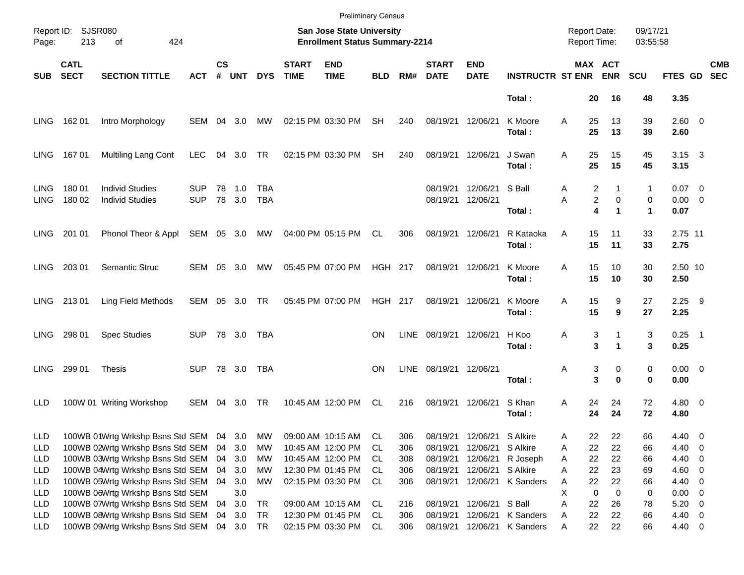Preliminary Census

Report ID: SJSR080

**San Jose State University**
**Enrollment Status Summary-2214**

Report Date: 09/17/21
Report Time: 03:55:58

| SUB | CATL SECT | SECTION TITTLE | ACT | CS # | UNT | DYS | START TIME | END TIME | BLD | RM# | START DATE | END DATE | INSTRUCTR | ST | MAX ENR | ACT ENR | SCU | FTES | GD | CMB SEC |
|---|---|---|---|---|---|---|---|---|---|---|---|---|---|---|---|---|---|---|---|---|
| | | | | | | | | | | | | | **Total :** | | **20** | **16** | **48** | **3.35** | | |
| LING | 162 01 | Intro Morphology | SEM | 04 | 3.0 | MW | 02:15 PM | 03:30 PM | SH | 240 | 08/19/21 | 12/06/21 | K Moore | A | 25 | 13 | 39 | 2.60 | 0 | |
| | | | | | | | | | | | | | **Total :** | | **25** | **13** | **39** | **2.60** | | |
| LING | 167 01 | Multiling Lang Cont | LEC | 04 | 3.0 | TR | 02:15 PM | 03:30 PM | SH | 240 | 08/19/21 | 12/06/21 | J Swan | A | 25 | 15 | 45 | 3.15 | 3 | |
| | | | | | | | | | | | | | **Total :** | | **25** | **15** | **45** | **3.15** | | |
| LING | 180 01 | Individ Studies | SUP | 78 | 1.0 | TBA | | | | | 08/19/21 | 12/06/21 | S Ball | A | 2 | 1 | 1 | 0.07 | 0 | |
| LING | 180 02 | Individ Studies | SUP | 78 | 3.0 | TBA | | | | | 08/19/21 | 12/06/21 | | A | 2 | 0 | 0 | 0.00 | 0 | |
| | | | | | | | | | | | | | **Total :** | | **4** | **1** | **1** | **0.07** | | |
| LING | 201 01 | Phonol Theor & Appl | SEM | 05 | 3.0 | MW | 04:00 PM | 05:15 PM | CL | 306 | 08/19/21 | 12/06/21 | R Kataoka | A | 15 | 11 | 33 | 2.75 | 11 | |
| | | | | | | | | | | | | | **Total :** | | **15** | **11** | **33** | **2.75** | | |
| LING | 203 01 | Semantic Struc | SEM | 05 | 3.0 | MW | 05:45 PM | 07:00 PM | HGH | 217 | 08/19/21 | 12/06/21 | K Moore | A | 15 | 10 | 30 | 2.50 | 10 | |
| | | | | | | | | | | | | | **Total :** | | **15** | **10** | **30** | **2.50** | | |
| LING | 213 01 | Ling Field Methods | SEM | 05 | 3.0 | TR | 05:45 PM | 07:00 PM | HGH | 217 | 08/19/21 | 12/06/21 | K Moore | A | 15 | 9 | 27 | 2.25 | 9 | |
| | | | | | | | | | | | | | **Total :** | | **15** | **9** | **27** | **2.25** | | |
| LING | 298 01 | Spec Studies | SUP | 78 | 3.0 | TBA | | | ON | LINE | 08/19/21 | 12/06/21 | H Koo | A | 3 | 1 | 3 | 0.25 | 1 | |
| | | | | | | | | | | | | | **Total :** | | **3** | **1** | **3** | **0.25** | | |
| LING | 299 01 | Thesis | SUP | 78 | 3.0 | TBA | | | ON | LINE | 08/19/21 | 12/06/21 | | A | 3 | 0 | 0 | 0.00 | 0 | |
| | | | | | | | | | | | | | **Total :** | | **3** | **0** | **0** | **0.00** | | |
| LLD | 100W 01 | Writing Workshop | SEM | 04 | 3.0 | TR | 10:45 AM | 12:00 PM | CL | 216 | 08/19/21 | 12/06/21 | S Khan | A | 24 | 24 | 72 | 4.80 | 0 | |
| | | | | | | | | | | | | | **Total :** | | **24** | **24** | **72** | **4.80** | | |
| LLD | 100WB 01 | Wrtg Wrkshp Bsns Std | SEM | 04 | 3.0 | MW | 09:00 AM | 10:15 AM | CL | 306 | 08/19/21 | 12/06/21 | S Alkire | A | 22 | 22 | 66 | 4.40 | 0 | |
| LLD | 100WB 02 | Wrtg Wrkshp Bsns Std | SEM | 04 | 3.0 | MW | 10:45 AM | 12:00 PM | CL | 306 | 08/19/21 | 12/06/21 | S Alkire | A | 22 | 22 | 66 | 4.40 | 0 | |
| LLD | 100WB 03 | Wrtg Wrkshp Bsns Std | SEM | 04 | 3.0 | MW | 10:45 AM | 12:00 PM | CL | 308 | 08/19/21 | 12/06/21 | R Joseph | A | 22 | 22 | 66 | 4.40 | 0 | |
| LLD | 100WB 04 | Wrtg Wrkshp Bsns Std | SEM | 04 | 3.0 | MW | 12:30 PM | 01:45 PM | CL | 306 | 08/19/21 | 12/06/21 | S Alkire | A | 22 | 23 | 69 | 4.60 | 0 | |
| LLD | 100WB 05 | Wrtg Wrkshp Bsns Std | SEM | 04 | 3.0 | MW | 02:15 PM | 03:30 PM | CL | 306 | 08/19/21 | 12/06/21 | K Sanders | A | 22 | 22 | 66 | 4.40 | 0 | |
| LLD | 100WB 06 | Wrtg Wrkshp Bsns Std | SEM | | 3.0 | | | | | | | | | X | 0 | 0 | 0 | 0.00 | 0 | |
| LLD | 100WB 07 | Wrtg Wrkshp Bsns Std | SEM | 04 | 3.0 | TR | 09:00 AM | 10:15 AM | CL | 216 | 08/19/21 | 12/06/21 | S Ball | A | 22 | 26 | 78 | 5.20 | 0 | |
| LLD | 100WB 08 | Wrtg Wrkshp Bsns Std | SEM | 04 | 3.0 | TR | 12:30 PM | 01:45 PM | CL | 306 | 08/19/21 | 12/06/21 | K Sanders | A | 22 | 22 | 66 | 4.40 | 0 | |
| LLD | 100WB 09 | Wrtg Wrkshp Bsns Std | SEM | 04 | 3.0 | TR | 02:15 PM | 03:30 PM | CL | 306 | 08/19/21 | 12/06/21 | K Sanders | A | 22 | 22 | 66 | 4.40 | 0 | |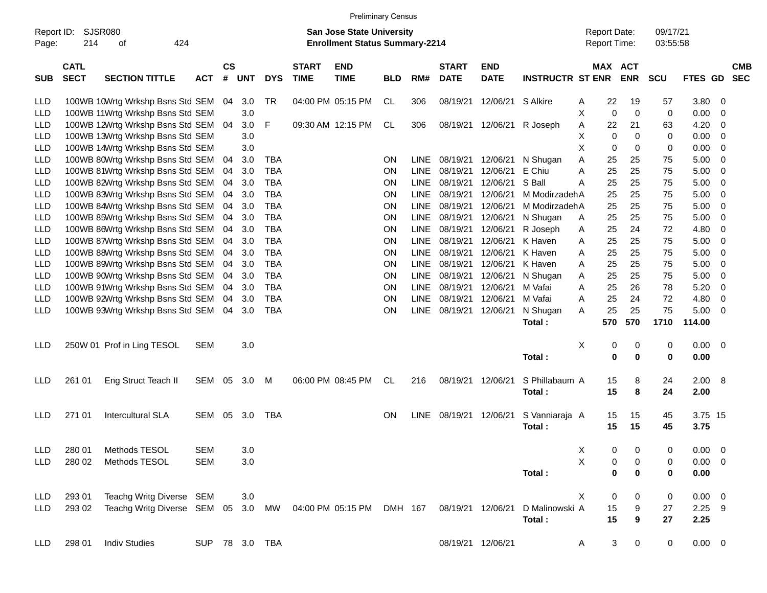Preliminary Census

Report ID: SJSR080
Page: 214 of 424

**San Jose State University**
**Enrollment Status Summary-2214**

Report Date: 09/17/21
Report Time: 03:55:58

| SUB | CATL SECT | SECTION TITTLE | ACT | CS # | UNT | DYS | START TIME | END TIME | BLD | RM# | START DATE | END DATE | INSTRUCTR | ST | MAX ENR | ACT ENR | SCU | FTES | GD | CMB SEC |
|---|---|---|---|---|---|---|---|---|---|---|---|---|---|---|---|---|---|---|---|---|
| LLD | 100WB 10 | Wrtg Wrkshp Bsns Std | SEM | 04 | 3.0 | TR | 04:00 PM | 05:15 PM | CL | 306 | 08/19/21 | 12/06/21 | S Alkire | A | 22 | 19 | 57 | 3.80 | 0 | |
| LLD | 100WB 11 | Wrtg Wrkshp Bsns Std | SEM | | 3.0 | | | | | | | | | X | 0 | 0 | 0 | 0.00 | 0 | |
| LLD | 100WB 12 | Wrtg Wrkshp Bsns Std | SEM | 04 | 3.0 | F | 09:30 AM | 12:15 PM | CL | 306 | 08/19/21 | 12/06/21 | R Joseph | A | 22 | 21 | 63 | 4.20 | 0 | |
| LLD | 100WB 13 | Wrtg Wrkshp Bsns Std | SEM | | 3.0 | | | | | | | | | X | 0 | 0 | 0 | 0.00 | 0 | |
| LLD | 100WB 14 | Wrtg Wrkshp Bsns Std | SEM | | 3.0 | | | | | | | | | X | 0 | 0 | 0 | 0.00 | 0 | |
| LLD | 100WB 80 | Wrtg Wrkshp Bsns Std | SEM | 04 | 3.0 | TBA | | | ON | LINE | 08/19/21 | 12/06/21 | N Shugan | A | 25 | 25 | 75 | 5.00 | 0 | |
| LLD | 100WB 81 | Wrtg Wrkshp Bsns Std | SEM | 04 | 3.0 | TBA | | | ON | LINE | 08/19/21 | 12/06/21 | E Chiu | A | 25 | 25 | 75 | 5.00 | 0 | |
| LLD | 100WB 82 | Wrtg Wrkshp Bsns Std | SEM | 04 | 3.0 | TBA | | | ON | LINE | 08/19/21 | 12/06/21 | S Ball | A | 25 | 25 | 75 | 5.00 | 0 | |
| LLD | 100WB 83 | Wrtg Wrkshp Bsns Std | SEM | 04 | 3.0 | TBA | | | ON | LINE | 08/19/21 | 12/06/21 | M Modirzadeh | A | 25 | 25 | 75 | 5.00 | 0 | |
| LLD | 100WB 84 | Wrtg Wrkshp Bsns Std | SEM | 04 | 3.0 | TBA | | | ON | LINE | 08/19/21 | 12/06/21 | M Modirzadeh | A | 25 | 25 | 75 | 5.00 | 0 | |
| LLD | 100WB 85 | Wrtg Wrkshp Bsns Std | SEM | 04 | 3.0 | TBA | | | ON | LINE | 08/19/21 | 12/06/21 | N Shugan | A | 25 | 25 | 75 | 5.00 | 0 | |
| LLD | 100WB 86 | Wrtg Wrkshp Bsns Std | SEM | 04 | 3.0 | TBA | | | ON | LINE | 08/19/21 | 12/06/21 | R Joseph | A | 25 | 24 | 72 | 4.80 | 0 | |
| LLD | 100WB 87 | Wrtg Wrkshp Bsns Std | SEM | 04 | 3.0 | TBA | | | ON | LINE | 08/19/21 | 12/06/21 | K Haven | A | 25 | 25 | 75 | 5.00 | 0 | |
| LLD | 100WB 88 | Wrtg Wrkshp Bsns Std | SEM | 04 | 3.0 | TBA | | | ON | LINE | 08/19/21 | 12/06/21 | K Haven | A | 25 | 25 | 75 | 5.00 | 0 | |
| LLD | 100WB 89 | Wrtg Wrkshp Bsns Std | SEM | 04 | 3.0 | TBA | | | ON | LINE | 08/19/21 | 12/06/21 | K Haven | A | 25 | 25 | 75 | 5.00 | 0 | |
| LLD | 100WB 90 | Wrtg Wrkshp Bsns Std | SEM | 04 | 3.0 | TBA | | | ON | LINE | 08/19/21 | 12/06/21 | N Shugan | A | 25 | 25 | 75 | 5.00 | 0 | |
| LLD | 100WB 91 | Wrtg Wrkshp Bsns Std | SEM | 04 | 3.0 | TBA | | | ON | LINE | 08/19/21 | 12/06/21 | M Vafai | A | 25 | 26 | 78 | 5.20 | 0 | |
| LLD | 100WB 92 | Wrtg Wrkshp Bsns Std | SEM | 04 | 3.0 | TBA | | | ON | LINE | 08/19/21 | 12/06/21 | M Vafai | A | 25 | 24 | 72 | 4.80 | 0 | |
| LLD | 100WB 93 | Wrtg Wrkshp Bsns Std | SEM | 04 | 3.0 | TBA | | | ON | LINE | 08/19/21 | 12/06/21 | N Shugan | A | 25 | 25 | 75 | 5.00 | 0 | |
| | | | | | | | | | | | | | **Total :** | | **570** | **570** | **1710** | **114.00** | | |
| LLD | 250W 01 | Prof in Ling TESOL | SEM | | 3.0 | | | | | | | | | X | 0 | 0 | 0 | 0.00 | 0 | |
| | | | | | | | | | | | | | **Total :** | | **0** | **0** | **0** | **0.00** | | |
| LLD | 261 01 | Eng Struct Teach II | SEM | 05 | 3.0 | M | 06:00 PM | 08:45 PM | CL | 216 | 08/19/21 | 12/06/21 | S Phillabaum | A | 15 | 8 | 24 | 2.00 | 8 | |
| | | | | | | | | | | | | | **Total :** | | **15** | **8** | **24** | **2.00** | | |
| LLD | 271 01 | Intercultural SLA | SEM | 05 | 3.0 | TBA | | | ON | LINE | 08/19/21 | 12/06/21 | S Vanniaraja | A | 15 | 15 | 45 | 3.75 | 15 | |
| | | | | | | | | | | | | | **Total :** | | **15** | **15** | **45** | **3.75** | | |
| LLD | 280 01 | Methods TESOL | SEM | | 3.0 | | | | | | | | | X | 0 | 0 | 0 | 0.00 | 0 | |
| LLD | 280 02 | Methods TESOL | SEM | | 3.0 | | | | | | | | | X | 0 | 0 | 0 | 0.00 | 0 | |
| | | | | | | | | | | | | | **Total :** | | **0** | **0** | **0** | **0.00** | | |
| LLD | 293 01 | Teachg Writg Diverse | SEM | | 3.0 | | | | | | | | | X | 0 | 0 | 0 | 0.00 | 0 | |
| LLD | 293 02 | Teachg Writg Diverse | SEM | 05 | 3.0 | MW | 04:00 PM | 05:15 PM | DMH | 167 | 08/19/21 | 12/06/21 | D Malinowski | A | 15 | 9 | 27 | 2.25 | 9 | |
| | | | | | | | | | | | | | **Total :** | | **15** | **9** | **27** | **2.25** | | |
| LLD | 298 01 | Indiv Studies | SUP | 78 | 3.0 | TBA | | | | | 08/19/21 | 12/06/21 | | A | 3 | 0 | 0 | 0.00 | 0 | |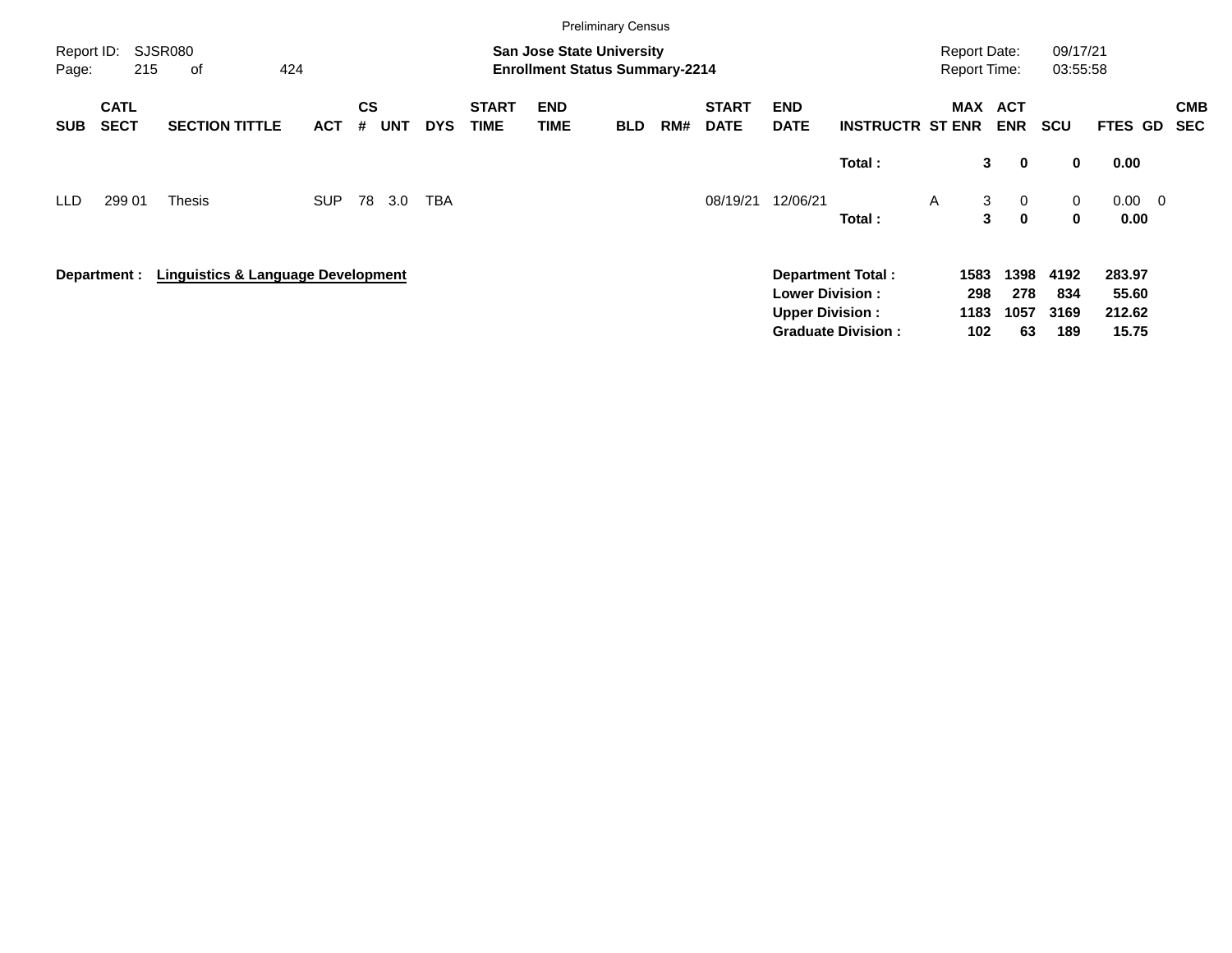Preliminary Census

Report ID: SJSR080
Page: 215 of 424

**San Jose State University**
**Enrollment Status Summary-2214**

Report Date: 09/17/21
Report Time: 03:55:58

| SUB | CATL SECT | SECTION TITTLE | ACT | CS # | UNT | DYS | START TIME | END TIME | BLD | RM# | START DATE | END DATE | INSTRUCTR | ST | MAX ENR | ACT ENR | SCU | FTES | GD | CMB SEC |
|---|---|---|---|---|---|---|---|---|---|---|---|---|---|---|---|---|---|---|---|---|
| | | | | | | | | | | | | | **Total :** | | **3** | **0** | **0** | **0.00** | | |
| LLD | 299 01 | Thesis | SUP | 78 | 3.0 | TBA | | | | | 08/19/21 | 12/06/21 | | A | 3 | 0 | 0 | 0.00 | 0 | |
| | | | | | | | | | | | | | **Total :** | | **3** | **0** | **0** | **0.00** | | |

**Department : Linguistics & Language Development**

| | MAX ENR | ACT ENR | SCU | FTES |
|---|---|---|---|---|
| **Department Total :** | **1583** | **1398** | **4192** | **283.97** |
| **Lower Division :** | **298** | **278** | **834** | **55.60** |
| **Upper Division :** | **1183** | **1057** | **3169** | **212.62** |
| **Graduate Division :** | **102** | **63** | **189** | **15.75** |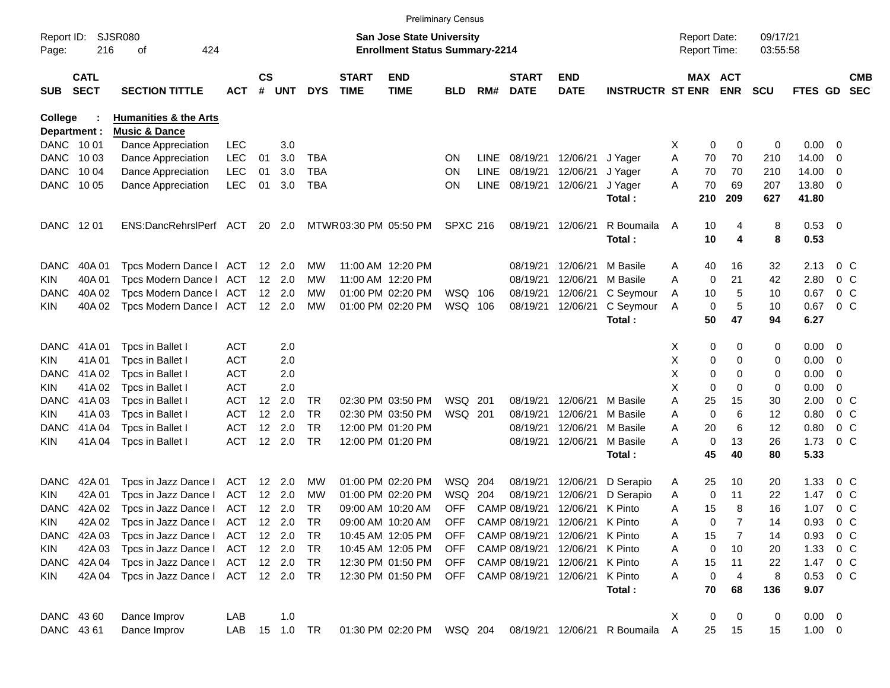Preliminary Census

Report ID: SJSR080
Page: 216 of 424

**San Jose State University**
**Enrollment Status Summary-2214**

Report Date: 09/17/21
Report Time: 03:55:58

**College : Humanities & the Arts**
**Department : Music & Dance**

| SUB | CATL SECT | SECTION TITTLE | ACT | CS # | UNT | DYS | START TIME | END TIME | BLD | RM# | START DATE | END DATE | INSTRUCTR | ST | MAX ENR | ACT ENR | SCU | FTES | GD | CMB SEC |
|---|---|---|---|---|---|---|---|---|---|---|---|---|---|---|---|---|---|---|---|---|
| DANC | 10 01 | Dance Appreciation | LEC | | 3.0 | | | | | | | | | X | 0 | 0 | 0 | 0.00 | 0 | |
| DANC | 10 03 | Dance Appreciation | LEC | 01 | 3.0 | TBA | | | ON | LINE | 08/19/21 | 12/06/21 | J Yager | A | 70 | 70 | 210 | 14.00 | 0 | |
| DANC | 10 04 | Dance Appreciation | LEC | 01 | 3.0 | TBA | | | ON | LINE | 08/19/21 | 12/06/21 | J Yager | A | 70 | 70 | 210 | 14.00 | 0 | |
| DANC | 10 05 | Dance Appreciation | LEC | 01 | 3.0 | TBA | | | ON | LINE | 08/19/21 | 12/06/21 | J Yager | A | 70 | 69 | 207 | 13.80 | 0 | |
| | | | | | | | | | | | | | **Total :** | | **210** | **209** | **627** | **41.80** | | |
| DANC | 12 01 | ENS:DancRehrslPerf | ACT | 20 | 2.0 | MTWR | 03:30 PM | 05:50 PM | SPXC | 216 | 08/19/21 | 12/06/21 | R Boumaila | A | 10 | 4 | 8 | 0.53 | 0 | |
| | | | | | | | | | | | | | **Total :** | | **10** | **4** | **8** | **0.53** | | |
| DANC | 40A 01 | Tpcs Modern Dance I | ACT | 12 | 2.0 | MW | 11:00 AM | 12:20 PM | | | 08/19/21 | 12/06/21 | M Basile | A | 40 | 16 | 32 | 2.13 | 0 | C |
| KIN | 40A 01 | Tpcs Modern Dance I | ACT | 12 | 2.0 | MW | 11:00 AM | 12:20 PM | | | 08/19/21 | 12/06/21 | M Basile | A | 0 | 21 | 42 | 2.80 | 0 | C |
| DANC | 40A 02 | Tpcs Modern Dance I | ACT | 12 | 2.0 | MW | 01:00 PM | 02:20 PM | WSQ | 106 | 08/19/21 | 12/06/21 | C Seymour | A | 10 | 5 | 10 | 0.67 | 0 | C |
| KIN | 40A 02 | Tpcs Modern Dance I | ACT | 12 | 2.0 | MW | 01:00 PM | 02:20 PM | WSQ | 106 | 08/19/21 | 12/06/21 | C Seymour | A | 0 | 5 | 10 | 0.67 | 0 | C |
| | | | | | | | | | | | | | **Total :** | | **50** | **47** | **94** | **6.27** | | |
| DANC | 41A 01 | Tpcs in Ballet I | ACT | | 2.0 | | | | | | | | | X | 0 | 0 | 0 | 0.00 | 0 | |
| KIN | 41A 01 | Tpcs in Ballet I | ACT | | 2.0 | | | | | | | | | X | 0 | 0 | 0 | 0.00 | 0 | |
| DANC | 41A 02 | Tpcs in Ballet I | ACT | | 2.0 | | | | | | | | | X | 0 | 0 | 0 | 0.00 | 0 | |
| KIN | 41A 02 | Tpcs in Ballet I | ACT | | 2.0 | | | | | | | | | X | 0 | 0 | 0 | 0.00 | 0 | |
| DANC | 41A 03 | Tpcs in Ballet I | ACT | 12 | 2.0 | TR | 02:30 PM | 03:50 PM | WSQ | 201 | 08/19/21 | 12/06/21 | M Basile | A | 25 | 15 | 30 | 2.00 | 0 | C |
| KIN | 41A 03 | Tpcs in Ballet I | ACT | 12 | 2.0 | TR | 02:30 PM | 03:50 PM | WSQ | 201 | 08/19/21 | 12/06/21 | M Basile | A | 0 | 6 | 12 | 0.80 | 0 | C |
| DANC | 41A 04 | Tpcs in Ballet I | ACT | 12 | 2.0 | TR | 12:00 PM | 01:20 PM | | | 08/19/21 | 12/06/21 | M Basile | A | 20 | 6 | 12 | 0.80 | 0 | C |
| KIN | 41A 04 | Tpcs in Ballet I | ACT | 12 | 2.0 | TR | 12:00 PM | 01:20 PM | | | 08/19/21 | 12/06/21 | M Basile | A | 0 | 13 | 26 | 1.73 | 0 | C |
| | | | | | | | | | | | | | **Total :** | | **45** | **40** | **80** | **5.33** | | |
| DANC | 42A 01 | Tpcs in Jazz Dance I | ACT | 12 | 2.0 | MW | 01:00 PM | 02:20 PM | WSQ | 204 | 08/19/21 | 12/06/21 | D Serapio | A | 25 | 10 | 20 | 1.33 | 0 | C |
| KIN | 42A 01 | Tpcs in Jazz Dance I | ACT | 12 | 2.0 | MW | 01:00 PM | 02:20 PM | WSQ | 204 | 08/19/21 | 12/06/21 | D Serapio | A | 0 | 11 | 22 | 1.47 | 0 | C |
| DANC | 42A 02 | Tpcs in Jazz Dance I | ACT | 12 | 2.0 | TR | 09:00 AM | 10:20 AM | OFF | CAMP | 08/19/21 | 12/06/21 | K Pinto | A | 15 | 8 | 16 | 1.07 | 0 | C |
| KIN | 42A 02 | Tpcs in Jazz Dance I | ACT | 12 | 2.0 | TR | 09:00 AM | 10:20 AM | OFF | CAMP | 08/19/21 | 12/06/21 | K Pinto | A | 0 | 7 | 14 | 0.93 | 0 | C |
| DANC | 42A 03 | Tpcs in Jazz Dance I | ACT | 12 | 2.0 | TR | 10:45 AM | 12:05 PM | OFF | CAMP | 08/19/21 | 12/06/21 | K Pinto | A | 15 | 7 | 14 | 0.93 | 0 | C |
| KIN | 42A 03 | Tpcs in Jazz Dance I | ACT | 12 | 2.0 | TR | 10:45 AM | 12:05 PM | OFF | CAMP | 08/19/21 | 12/06/21 | K Pinto | A | 0 | 10 | 20 | 1.33 | 0 | C |
| DANC | 42A 04 | Tpcs in Jazz Dance I | ACT | 12 | 2.0 | TR | 12:30 PM | 01:50 PM | OFF | CAMP | 08/19/21 | 12/06/21 | K Pinto | A | 15 | 11 | 22 | 1.47 | 0 | C |
| KIN | 42A 04 | Tpcs in Jazz Dance I | ACT | 12 | 2.0 | TR | 12:30 PM | 01:50 PM | OFF | CAMP | 08/19/21 | 12/06/21 | K Pinto | A | 0 | 4 | 8 | 0.53 | 0 | C |
| | | | | | | | | | | | | | **Total :** | | **70** | **68** | **136** | **9.07** | | |
| DANC | 43 60 | Dance Improv | LAB | | 1.0 | | | | | | | | | X | 0 | 0 | 0 | 0.00 | 0 | |
| DANC | 43 61 | Dance Improv | LAB | 15 | 1.0 | TR | 01:30 PM | 02:20 PM | WSQ | 204 | 08/19/21 | 12/06/21 | R Boumaila | A | 25 | 15 | 15 | 1.00 | 0 | |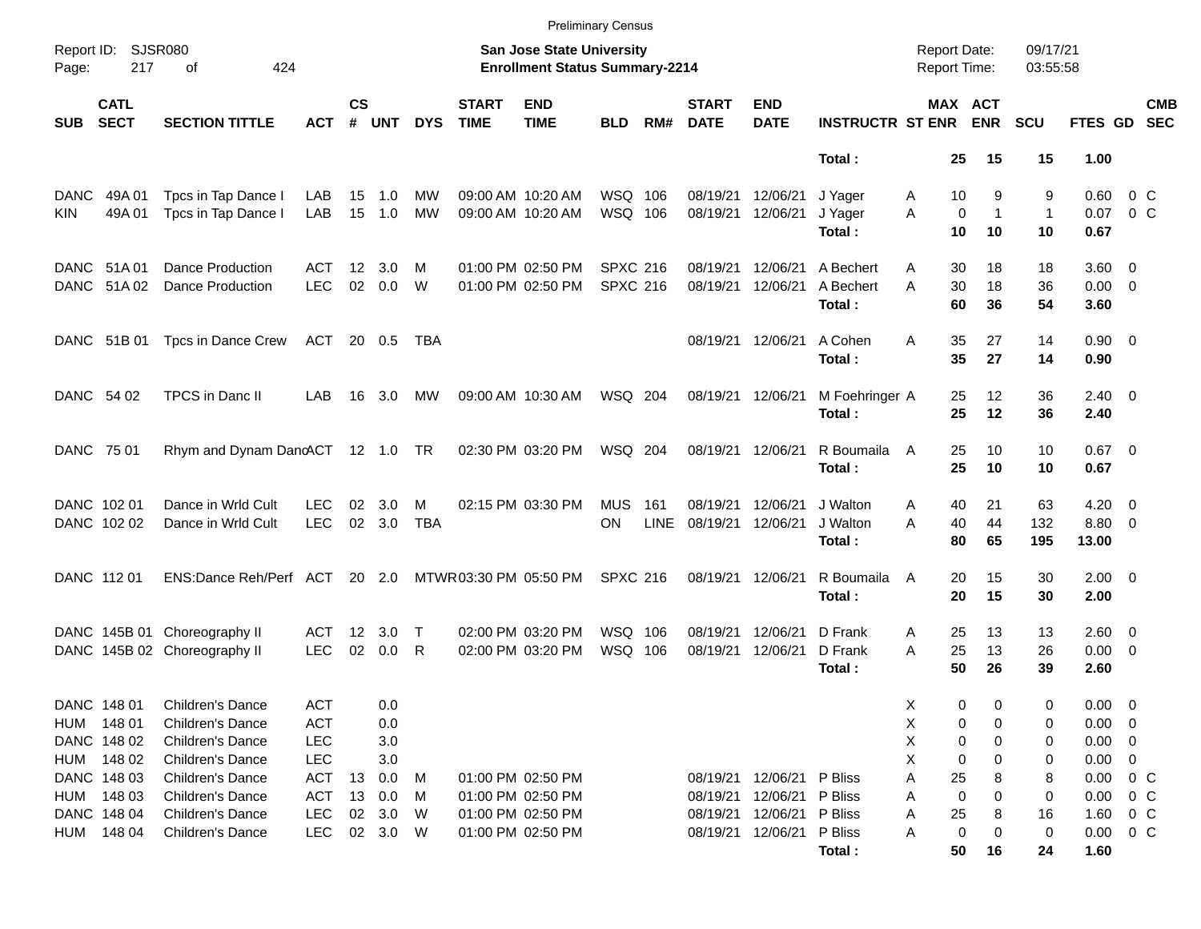Preliminary Census

Report ID: SJSR080

**San Jose State University**
**Enrollment Status Summary-2214**

Report Date: 09/17/21
Report Time: 03:55:58

| SUB | CATL SECT | SECTION TITTLE | ACT | CS # | UNT | DYS | START TIME | END TIME | BLD | RM# | START DATE | END DATE | INSTRUCTR | ST | MAX ENR | ACT ENR | SCU | FTES | GD | CMB SEC |
|---|---|---|---|---|---|---|---|---|---|---|---|---|---|---|---|---|---|---|---|---|
| | | | | | | | | | | | | | **Total :** | | **25** | **15** | **15** | **1.00** | | |
| DANC | 49A 01 | Tpcs in Tap Dance I | LAB | 15 | 1.0 | MW | 09:00 AM | 10:20 AM | WSQ | 106 | 08/19/21 | 12/06/21 | J Yager | A | 10 | 9 | 9 | 0.60 | 0 | C |
| KIN | 49A 01 | Tpcs in Tap Dance I | LAB | 15 | 1.0 | MW | 09:00 AM | 10:20 AM | WSQ | 106 | 08/19/21 | 12/06/21 | J Yager | A | 0 | 1 | 1 | 0.07 | 0 | C |
| | | | | | | | | | | | | | **Total :** | | **10** | **10** | **10** | **0.67** | | |
| DANC | 51A 01 | Dance Production | ACT | 12 | 3.0 | M | 01:00 PM | 02:50 PM | SPXC | 216 | 08/19/21 | 12/06/21 | A Bechert | A | 30 | 18 | 18 | 3.60 | 0 | |
| DANC | 51A 02 | Dance Production | LEC | 02 | 0.0 | W | 01:00 PM | 02:50 PM | SPXC | 216 | 08/19/21 | 12/06/21 | A Bechert | A | 30 | 18 | 36 | 0.00 | 0 | |
| | | | | | | | | | | | | | **Total :** | | **60** | **36** | **54** | **3.60** | | |
| DANC | 51B 01 | Tpcs in Dance Crew | ACT | 20 | 0.5 | TBA | | | | | 08/19/21 | 12/06/21 | A Cohen | A | 35 | 27 | 14 | 0.90 | 0 | |
| | | | | | | | | | | | | | **Total :** | | **35** | **27** | **14** | **0.90** | | |
| DANC | 54 02 | TPCS in Danc II | LAB | 16 | 3.0 | MW | 09:00 AM | 10:30 AM | WSQ | 204 | 08/19/21 | 12/06/21 | M Foehringer | A | 25 | 12 | 36 | 2.40 | 0 | |
| | | | | | | | | | | | | | **Total :** | | **25** | **12** | **36** | **2.40** | | |
| DANC | 75 01 | Rhym and Dynam DancACT | | 12 | 1.0 | TR | 02:30 PM | 03:20 PM | WSQ | 204 | 08/19/21 | 12/06/21 | R Boumaila | A | 25 | 10 | 10 | 0.67 | 0 | |
| | | | | | | | | | | | | | **Total :** | | **25** | **10** | **10** | **0.67** | | |
| DANC | 102 01 | Dance in Wrld Cult | LEC | 02 | 3.0 | M | 02:15 PM | 03:30 PM | MUS | 161 | 08/19/21 | 12/06/21 | J Walton | A | 40 | 21 | 63 | 4.20 | 0 | |
| DANC | 102 02 | Dance in Wrld Cult | LEC | 02 | 3.0 | TBA | | | ON | LINE | 08/19/21 | 12/06/21 | J Walton | A | 40 | 44 | 132 | 8.80 | 0 | |
| | | | | | | | | | | | | | **Total :** | | **80** | **65** | **195** | **13.00** | | |
| DANC | 112 01 | ENS:Dance Reh/Perf | ACT | 20 | 2.0 | MTWR | 03:30 PM | 05:50 PM | SPXC | 216 | 08/19/21 | 12/06/21 | R Boumaila | A | 20 | 15 | 30 | 2.00 | 0 | |
| | | | | | | | | | | | | | **Total :** | | **20** | **15** | **30** | **2.00** | | |
| DANC | 145B 01 | Choreography II | ACT | 12 | 3.0 | T | 02:00 PM | 03:20 PM | WSQ | 106 | 08/19/21 | 12/06/21 | D Frank | A | 25 | 13 | 13 | 2.60 | 0 | |
| DANC | 145B 02 | Choreography II | LEC | 02 | 0.0 | R | 02:00 PM | 03:20 PM | WSQ | 106 | 08/19/21 | 12/06/21 | D Frank | A | 25 | 13 | 26 | 0.00 | 0 | |
| | | | | | | | | | | | | | **Total :** | | **50** | **26** | **39** | **2.60** | | |
| DANC | 148 01 | Children's Dance | ACT | | 0.0 | | | | | | | | | X | 0 | 0 | 0 | 0.00 | 0 | |
| HUM | 148 01 | Children's Dance | ACT | | 0.0 | | | | | | | | | X | 0 | 0 | 0 | 0.00 | 0 | |
| DANC | 148 02 | Children's Dance | LEC | | 3.0 | | | | | | | | | X | 0 | 0 | 0 | 0.00 | 0 | |
| HUM | 148 02 | Children's Dance | LEC | | 3.0 | | | | | | | | | X | 0 | 0 | 0 | 0.00 | 0 | |
| DANC | 148 03 | Children's Dance | ACT | 13 | 0.0 | M | 01:00 PM | 02:50 PM | | | 08/19/21 | 12/06/21 | P Bliss | A | 25 | 8 | 8 | 0.00 | 0 | C |
| HUM | 148 03 | Children's Dance | ACT | 13 | 0.0 | M | 01:00 PM | 02:50 PM | | | 08/19/21 | 12/06/21 | P Bliss | A | 0 | 0 | 0 | 0.00 | 0 | C |
| DANC | 148 04 | Children's Dance | LEC | 02 | 3.0 | W | 01:00 PM | 02:50 PM | | | 08/19/21 | 12/06/21 | P Bliss | A | 25 | 8 | 16 | 1.60 | 0 | C |
| HUM | 148 04 | Children's Dance | LEC | 02 | 3.0 | W | 01:00 PM | 02:50 PM | | | 08/19/21 | 12/06/21 | P Bliss | A | 0 | 0 | 0 | 0.00 | 0 | C |
| | | | | | | | | | | | | | **Total :** | | **50** | **16** | **24** | **1.60** | | |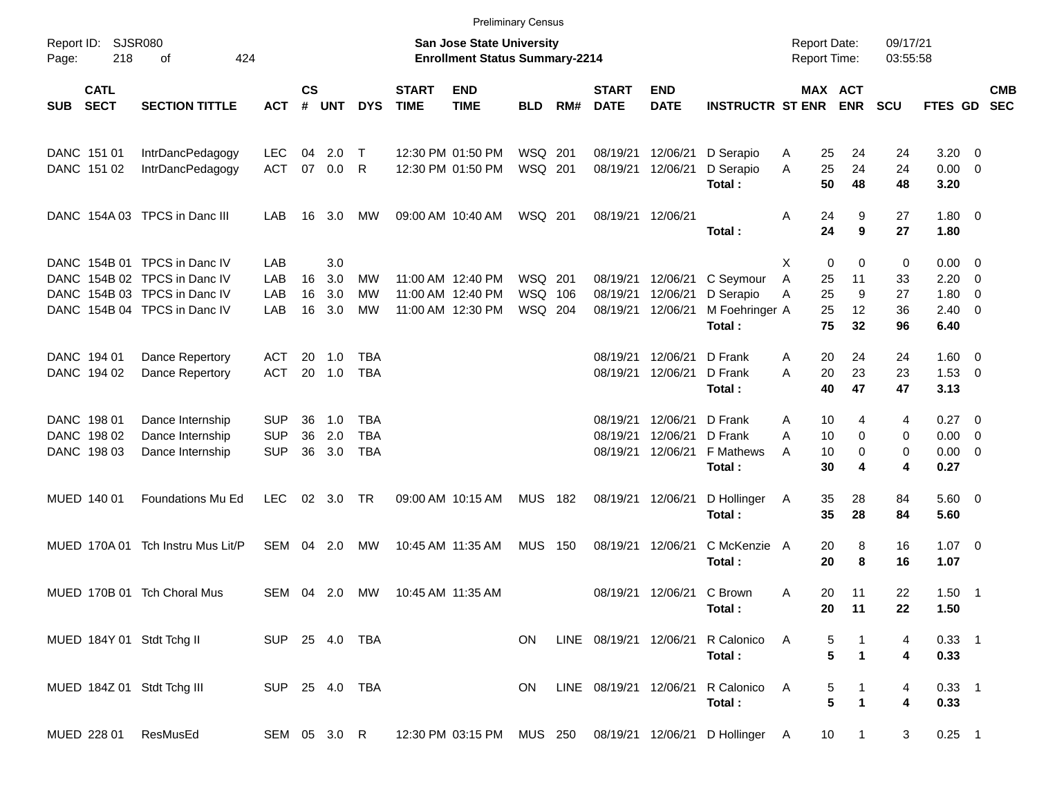Preliminary Census

Report ID: SJSR080
Page: 218 of 424

**San Jose State University**
**Enrollment Status Summary-2214**

Report Date: 09/17/21
Report Time: 03:55:58

| SUB | CATL SECT | SECTION TITTLE | ACT | CS # | UNT | DYS | START TIME | END TIME | BLD | RM# | START DATE | END DATE | INSTRUCTR | ST | MAX ENR | ACT ENR | SCU | FTES | GD | CMB SEC |
|---|---|---|---|---|---|---|---|---|---|---|---|---|---|---|---|---|---|---|---|---|
| DANC | 151 01 | IntrDancPedagogy | LEC | 04 | 2.0 | T | 12:30 PM | 01:50 PM | WSQ | 201 | 08/19/21 | 12/06/21 | D Serapio | A | 25 | 24 | 24 | 3.20 | 0 | |
| DANC | 151 02 | IntrDancPedagogy | ACT | 07 | 0.0 | R | 12:30 PM | 01:50 PM | WSQ | 201 | 08/19/21 | 12/06/21 | D Serapio | A | 25 | 24 | 24 | 0.00 | 0 | |
| | | | | | | | | | | | | | **Total :** | | **50** | **48** | **48** | **3.20** | | |
| DANC | 154A 03 | TPCS in Danc III | LAB | 16 | 3.0 | MW | 09:00 AM | 10:40 AM | WSQ | 201 | 08/19/21 | 12/06/21 | | A | 24 | 9 | 27 | 1.80 | 0 | |
| | | | | | | | | | | | | | **Total :** | | **24** | **9** | **27** | **1.80** | | |
| DANC | 154B 01 | TPCS in Danc IV | LAB | | 3.0 | | | | | | | | | X | 0 | 0 | 0 | 0.00 | 0 | |
| DANC | 154B 02 | TPCS in Danc IV | LAB | 16 | 3.0 | MW | 11:00 AM | 12:40 PM | WSQ | 201 | 08/19/21 | 12/06/21 | C Seymour | A | 25 | 11 | 33 | 2.20 | 0 | |
| DANC | 154B 03 | TPCS in Danc IV | LAB | 16 | 3.0 | MW | 11:00 AM | 12:40 PM | WSQ | 106 | 08/19/21 | 12/06/21 | D Serapio | A | 25 | 9 | 27 | 1.80 | 0 | |
| DANC | 154B 04 | TPCS in Danc IV | LAB | 16 | 3.0 | MW | 11:00 AM | 12:30 PM | WSQ | 204 | 08/19/21 | 12/06/21 | M Foehringer | A | 25 | 12 | 36 | 2.40 | 0 | |
| | | | | | | | | | | | | | **Total :** | | **75** | **32** | **96** | **6.40** | | |
| DANC | 194 01 | Dance Repertory | ACT | 20 | 1.0 | TBA | | | | | 08/19/21 | 12/06/21 | D Frank | A | 20 | 24 | 24 | 1.60 | 0 | |
| DANC | 194 02 | Dance Repertory | ACT | 20 | 1.0 | TBA | | | | | 08/19/21 | 12/06/21 | D Frank | A | 20 | 23 | 23 | 1.53 | 0 | |
| | | | | | | | | | | | | | **Total :** | | **40** | **47** | **47** | **3.13** | | |
| DANC | 198 01 | Dance Internship | SUP | 36 | 1.0 | TBA | | | | | 08/19/21 | 12/06/21 | D Frank | A | 10 | 4 | 4 | 0.27 | 0 | |
| DANC | 198 02 | Dance Internship | SUP | 36 | 2.0 | TBA | | | | | 08/19/21 | 12/06/21 | D Frank | A | 10 | 0 | 0 | 0.00 | 0 | |
| DANC | 198 03 | Dance Internship | SUP | 36 | 3.0 | TBA | | | | | 08/19/21 | 12/06/21 | F Mathews | A | 10 | 0 | 0 | 0.00 | 0 | |
| | | | | | | | | | | | | | **Total :** | | **30** | **4** | **4** | **0.27** | | |
| MUED | 140 01 | Foundations Mu Ed | LEC | 02 | 3.0 | TR | 09:00 AM | 10:15 AM | MUS | 182 | 08/19/21 | 12/06/21 | D Hollinger | A | 35 | 28 | 84 | 5.60 | 0 | |
| | | | | | | | | | | | | | **Total :** | | **35** | **28** | **84** | **5.60** | | |
| MUED | 170A 01 | Tch Instru Mus Lit/P | SEM | 04 | 2.0 | MW | 10:45 AM | 11:35 AM | MUS | 150 | 08/19/21 | 12/06/21 | C McKenzie | A | 20 | 8 | 16 | 1.07 | 0 | |
| | | | | | | | | | | | | | **Total :** | | **20** | **8** | **16** | **1.07** | | |
| MUED | 170B 01 | Tch Choral Mus | SEM | 04 | 2.0 | MW | 10:45 AM | 11:35 AM | | | 08/19/21 | 12/06/21 | C Brown | A | 20 | 11 | 22 | 1.50 | 1 | |
| | | | | | | | | | | | | | **Total :** | | **20** | **11** | **22** | **1.50** | | |
| MUED | 184Y 01 | Stdt Tchg II | SUP | 25 | 4.0 | TBA | | | ON | LINE | 08/19/21 | 12/06/21 | R Calonico | A | 5 | 1 | 4 | 0.33 | 1 | |
| | | | | | | | | | | | | | **Total :** | | **5** | **1** | **4** | **0.33** | | |
| MUED | 184Z 01 | Stdt Tchg III | SUP | 25 | 4.0 | TBA | | | ON | LINE | 08/19/21 | 12/06/21 | R Calonico | A | 5 | 1 | 4 | 0.33 | 1 | |
| | | | | | | | | | | | | | **Total :** | | **5** | **1** | **4** | **0.33** | | |
| MUED | 228 01 | ResMusEd | SEM | 05 | 3.0 | R | 12:30 PM | 03:15 PM | MUS | 250 | 08/19/21 | 12/06/21 | D Hollinger | A | 10 | 1 | 3 | 0.25 | 1 | |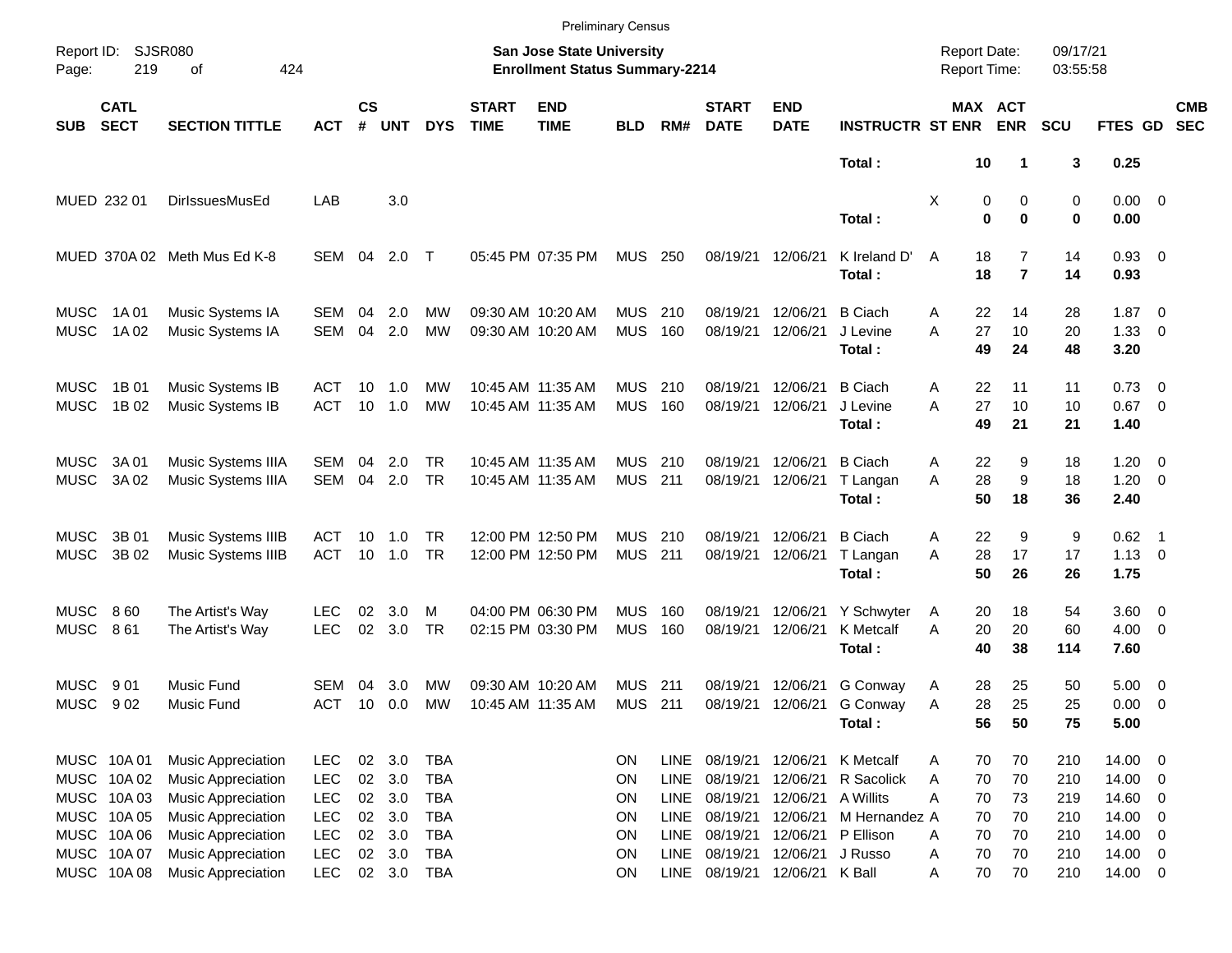Preliminary Census

Report ID: SJSR080
Page: 219 of 424

**San Jose State University**
**Enrollment Status Summary-2214**

Report Date: 09/17/21
Report Time: 03:55:58

| SUB | CATL SECT | SECTION TITTLE | ACT | CS # | UNT | DYS | START TIME | END TIME | BLD | RM# | START DATE | END DATE | INSTRUCTR | ST | MAX ENR | ACT ENR | SCU | FTES | GD | CMB SEC |
|---|---|---|---|---|---|---|---|---|---|---|---|---|---|---|---|---|---|---|---|---|
| | | | | | | | | | | | | | **Total :** | | **10** | **1** | **3** | **0.25** | | |
| MUED | 232 01 | DirIssuesMusEd | LAB | | 3.0 | | | | | | | | | X | 0 | 0 | 0 | 0.00 | 0 | |
| | | | | | | | | | | | | | **Total :** | | **0** | **0** | **0** | **0.00** | | |
| MUED | 370A 02 | Meth Mus Ed K-8 | SEM | 04 | 2.0 | T | 05:45 PM | 07:35 PM | MUS | 250 | 08/19/21 | 12/06/21 | K Ireland D' | A | 18 | 7 | 14 | 0.93 | 0 | |
| | | | | | | | | | | | | | **Total :** | | **18** | **7** | **14** | **0.93** | | |
| MUSC | 1A 01 | Music Systems IA | SEM | 04 | 2.0 | MW | 09:30 AM | 10:20 AM | MUS | 210 | 08/19/21 | 12/06/21 | B Ciach | A | 22 | 14 | 28 | 1.87 | 0 | |
| MUSC | 1A 02 | Music Systems IA | SEM | 04 | 2.0 | MW | 09:30 AM | 10:20 AM | MUS | 160 | 08/19/21 | 12/06/21 | J Levine | A | 27 | 10 | 20 | 1.33 | 0 | |
| | | | | | | | | | | | | | **Total :** | | **49** | **24** | **48** | **3.20** | | |
| MUSC | 1B 01 | Music Systems IB | ACT | 10 | 1.0 | MW | 10:45 AM | 11:35 AM | MUS | 210 | 08/19/21 | 12/06/21 | B Ciach | A | 22 | 11 | 11 | 0.73 | 0 | |
| MUSC | 1B 02 | Music Systems IB | ACT | 10 | 1.0 | MW | 10:45 AM | 11:35 AM | MUS | 160 | 08/19/21 | 12/06/21 | J Levine | A | 27 | 10 | 10 | 0.67 | 0 | |
| | | | | | | | | | | | | | **Total :** | | **49** | **21** | **21** | **1.40** | | |
| MUSC | 3A 01 | Music Systems IIIA | SEM | 04 | 2.0 | TR | 10:45 AM | 11:35 AM | MUS | 210 | 08/19/21 | 12/06/21 | B Ciach | A | 22 | 9 | 18 | 1.20 | 0 | |
| MUSC | 3A 02 | Music Systems IIIA | SEM | 04 | 2.0 | TR | 10:45 AM | 11:35 AM | MUS | 211 | 08/19/21 | 12/06/21 | T Langan | A | 28 | 9 | 18 | 1.20 | 0 | |
| | | | | | | | | | | | | | **Total :** | | **50** | **18** | **36** | **2.40** | | |
| MUSC | 3B 01 | Music Systems IIIB | ACT | 10 | 1.0 | TR | 12:00 PM | 12:50 PM | MUS | 210 | 08/19/21 | 12/06/21 | B Ciach | A | 22 | 9 | 9 | 0.62 | 1 | |
| MUSC | 3B 02 | Music Systems IIIB | ACT | 10 | 1.0 | TR | 12:00 PM | 12:50 PM | MUS | 211 | 08/19/21 | 12/06/21 | T Langan | A | 28 | 17 | 17 | 1.13 | 0 | |
| | | | | | | | | | | | | | **Total :** | | **50** | **26** | **26** | **1.75** | | |
| MUSC | 8 60 | The Artist's Way | LEC | 02 | 3.0 | M | 04:00 PM | 06:30 PM | MUS | 160 | 08/19/21 | 12/06/21 | Y Schwyter | A | 20 | 18 | 54 | 3.60 | 0 | |
| MUSC | 8 61 | The Artist's Way | LEC | 02 | 3.0 | TR | 02:15 PM | 03:30 PM | MUS | 160 | 08/19/21 | 12/06/21 | K Metcalf | A | 20 | 20 | 60 | 4.00 | 0 | |
| | | | | | | | | | | | | | **Total :** | | **40** | **38** | **114** | **7.60** | | |
| MUSC | 9 01 | Music Fund | SEM | 04 | 3.0 | MW | 09:30 AM | 10:20 AM | MUS | 211 | 08/19/21 | 12/06/21 | G Conway | A | 28 | 25 | 50 | 5.00 | 0 | |
| MUSC | 9 02 | Music Fund | ACT | 10 | 0.0 | MW | 10:45 AM | 11:35 AM | MUS | 211 | 08/19/21 | 12/06/21 | G Conway | A | 28 | 25 | 25 | 0.00 | 0 | |
| | | | | | | | | | | | | | **Total :** | | **56** | **50** | **75** | **5.00** | | |
| MUSC | 10A 01 | Music Appreciation | LEC | 02 | 3.0 | TBA | | | ON | LINE | 08/19/21 | 12/06/21 | K Metcalf | A | 70 | 70 | 210 | 14.00 | 0 | |
| MUSC | 10A 02 | Music Appreciation | LEC | 02 | 3.0 | TBA | | | ON | LINE | 08/19/21 | 12/06/21 | R Sacolick | A | 70 | 70 | 210 | 14.00 | 0 | |
| MUSC | 10A 03 | Music Appreciation | LEC | 02 | 3.0 | TBA | | | ON | LINE | 08/19/21 | 12/06/21 | A Willits | A | 70 | 73 | 219 | 14.60 | 0 | |
| MUSC | 10A 05 | Music Appreciation | LEC | 02 | 3.0 | TBA | | | ON | LINE | 08/19/21 | 12/06/21 | M Hernandez | A | 70 | 70 | 210 | 14.00 | 0 | |
| MUSC | 10A 06 | Music Appreciation | LEC | 02 | 3.0 | TBA | | | ON | LINE | 08/19/21 | 12/06/21 | P Ellison | A | 70 | 70 | 210 | 14.00 | 0 | |
| MUSC | 10A 07 | Music Appreciation | LEC | 02 | 3.0 | TBA | | | ON | LINE | 08/19/21 | 12/06/21 | J Russo | A | 70 | 70 | 210 | 14.00 | 0 | |
| MUSC | 10A 08 | Music Appreciation | LEC | 02 | 3.0 | TBA | | | ON | LINE | 08/19/21 | 12/06/21 | K Ball | A | 70 | 70 | 210 | 14.00 | 0 | |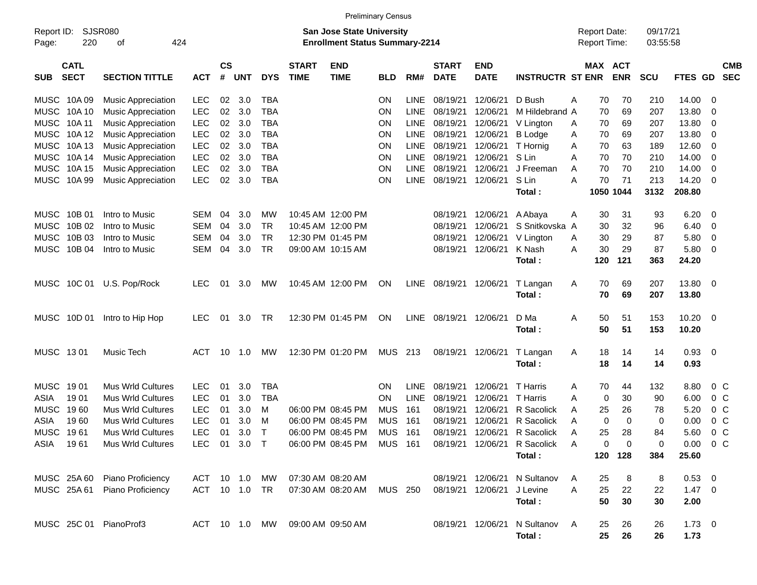Preliminary Census

Report ID: SJSR080
Page: 220 of 424

**San Jose State University**
**Enrollment Status Summary-2214**

Report Date: 09/17/21
Report Time: 03:55:58

| SUB | CATL SECT | SECTION TITTLE | ACT | CS # | UNT | DYS | START TIME | END TIME | BLD | RM# | START DATE | END DATE | INSTRUCTR | ST | MAX ENR | ACT ENR | SCU | FTES | GD | CMB SEC |
|---|---|---|---|---|---|---|---|---|---|---|---|---|---|---|---|---|---|---|---|---|
| MUSC | 10A 09 | Music Appreciation | LEC | 02 | 3.0 | TBA | | | ON | LINE | 08/19/21 | 12/06/21 | D Bush | A | 70 | 70 | 210 | 14.00 | 0 | |
| MUSC | 10A 10 | Music Appreciation | LEC | 02 | 3.0 | TBA | | | ON | LINE | 08/19/21 | 12/06/21 | M Hildebrand | A | 70 | 69 | 207 | 13.80 | 0 | |
| MUSC | 10A 11 | Music Appreciation | LEC | 02 | 3.0 | TBA | | | ON | LINE | 08/19/21 | 12/06/21 | V Lington | A | 70 | 69 | 207 | 13.80 | 0 | |
| MUSC | 10A 12 | Music Appreciation | LEC | 02 | 3.0 | TBA | | | ON | LINE | 08/19/21 | 12/06/21 | B Lodge | A | 70 | 69 | 207 | 13.80 | 0 | |
| MUSC | 10A 13 | Music Appreciation | LEC | 02 | 3.0 | TBA | | | ON | LINE | 08/19/21 | 12/06/21 | T Hornig | A | 70 | 63 | 189 | 12.60 | 0 | |
| MUSC | 10A 14 | Music Appreciation | LEC | 02 | 3.0 | TBA | | | ON | LINE | 08/19/21 | 12/06/21 | S Lin | A | 70 | 70 | 210 | 14.00 | 0 | |
| MUSC | 10A 15 | Music Appreciation | LEC | 02 | 3.0 | TBA | | | ON | LINE | 08/19/21 | 12/06/21 | J Freeman | A | 70 | 70 | 210 | 14.00 | 0 | |
| MUSC | 10A 99 | Music Appreciation | LEC | 02 | 3.0 | TBA | | | ON | LINE | 08/19/21 | 12/06/21 | S Lin | A | 70 | 71 | 213 | 14.20 | 0 | |
| | | | | | | | | | | | | | **Total :** | | **1050** | **1044** | **3132** | **208.80** | | |
| MUSC | 10B 01 | Intro to Music | SEM | 04 | 3.0 | MW | 10:45 AM | 12:00 PM | | | 08/19/21 | 12/06/21 | A Abaya | A | 30 | 31 | 93 | 6.20 | 0 | |
| MUSC | 10B 02 | Intro to Music | SEM | 04 | 3.0 | TR | 10:45 AM | 12:00 PM | | | 08/19/21 | 12/06/21 | S Snitkovska | A | 30 | 32 | 96 | 6.40 | 0 | |
| MUSC | 10B 03 | Intro to Music | SEM | 04 | 3.0 | TR | 12:30 PM | 01:45 PM | | | 08/19/21 | 12/06/21 | V Lington | A | 30 | 29 | 87 | 5.80 | 0 | |
| MUSC | 10B 04 | Intro to Music | SEM | 04 | 3.0 | TR | 09:00 AM | 10:15 AM | | | 08/19/21 | 12/06/21 | K Nash | A | 30 | 29 | 87 | 5.80 | 0 | |
| | | | | | | | | | | | | | **Total :** | | **120** | **121** | **363** | **24.20** | | |
| MUSC | 10C 01 | U.S. Pop/Rock | LEC | 01 | 3.0 | MW | 10:45 AM | 12:00 PM | ON | LINE | 08/19/21 | 12/06/21 | T Langan | A | 70 | 69 | 207 | 13.80 | 0 | |
| | | | | | | | | | | | | | **Total :** | | **70** | **69** | **207** | **13.80** | | |
| MUSC | 10D 01 | Intro to Hip Hop | LEC | 01 | 3.0 | TR | 12:30 PM | 01:45 PM | ON | LINE | 08/19/21 | 12/06/21 | D Ma | A | 50 | 51 | 153 | 10.20 | 0 | |
| | | | | | | | | | | | | | **Total :** | | **50** | **51** | **153** | **10.20** | | |
| MUSC | 13 01 | Music Tech | ACT | 10 | 1.0 | MW | 12:30 PM | 01:20 PM | MUS | 213 | 08/19/21 | 12/06/21 | T Langan | A | 18 | 14 | 14 | 0.93 | 0 | |
| | | | | | | | | | | | | | **Total :** | | **18** | **14** | **14** | **0.93** | | |
| MUSC | 19 01 | Mus Wrld Cultures | LEC | 01 | 3.0 | TBA | | | ON | LINE | 08/19/21 | 12/06/21 | T Harris | A | 70 | 44 | 132 | 8.80 | 0 | C |
| ASIA | 19 01 | Mus Wrld Cultures | LEC | 01 | 3.0 | TBA | | | ON | LINE | 08/19/21 | 12/06/21 | T Harris | A | 0 | 30 | 90 | 6.00 | 0 | C |
| MUSC | 19 60 | Mus Wrld Cultures | LEC | 01 | 3.0 | M | 06:00 PM | 08:45 PM | MUS | 161 | 08/19/21 | 12/06/21 | R Sacolick | A | 25 | 26 | 78 | 5.20 | 0 | C |
| ASIA | 19 60 | Mus Wrld Cultures | LEC | 01 | 3.0 | M | 06:00 PM | 08:45 PM | MUS | 161 | 08/19/21 | 12/06/21 | R Sacolick | A | 0 | 0 | 0 | 0.00 | 0 | C |
| MUSC | 19 61 | Mus Wrld Cultures | LEC | 01 | 3.0 | T | 06:00 PM | 08:45 PM | MUS | 161 | 08/19/21 | 12/06/21 | R Sacolick | A | 25 | 28 | 84 | 5.60 | 0 | C |
| ASIA | 19 61 | Mus Wrld Cultures | LEC | 01 | 3.0 | T | 06:00 PM | 08:45 PM | MUS | 161 | 08/19/21 | 12/06/21 | R Sacolick | A | 0 | 0 | 0 | 0.00 | 0 | C |
| | | | | | | | | | | | | | **Total :** | | **120** | **128** | **384** | **25.60** | | |
| MUSC | 25A 60 | Piano Proficiency | ACT | 10 | 1.0 | MW | 07:30 AM | 08:20 AM | | | 08/19/21 | 12/06/21 | N Sultanov | A | 25 | 8 | 8 | 0.53 | 0 | |
| MUSC | 25A 61 | Piano Proficiency | ACT | 10 | 1.0 | TR | 07:30 AM | 08:20 AM | MUS | 250 | 08/19/21 | 12/06/21 | J Levine | A | 25 | 22 | 22 | 1.47 | 0 | |
| | | | | | | | | | | | | | **Total :** | | **50** | **30** | **30** | **2.00** | | |
| MUSC | 25C 01 | PianoProf3 | ACT | 10 | 1.0 | MW | 09:00 AM | 09:50 AM | | | 08/19/21 | 12/06/21 | N Sultanov | A | 25 | 26 | 26 | 1.73 | 0 | |
| | | | | | | | | | | | | | **Total :** | | **25** | **26** | **26** | **1.73** | | |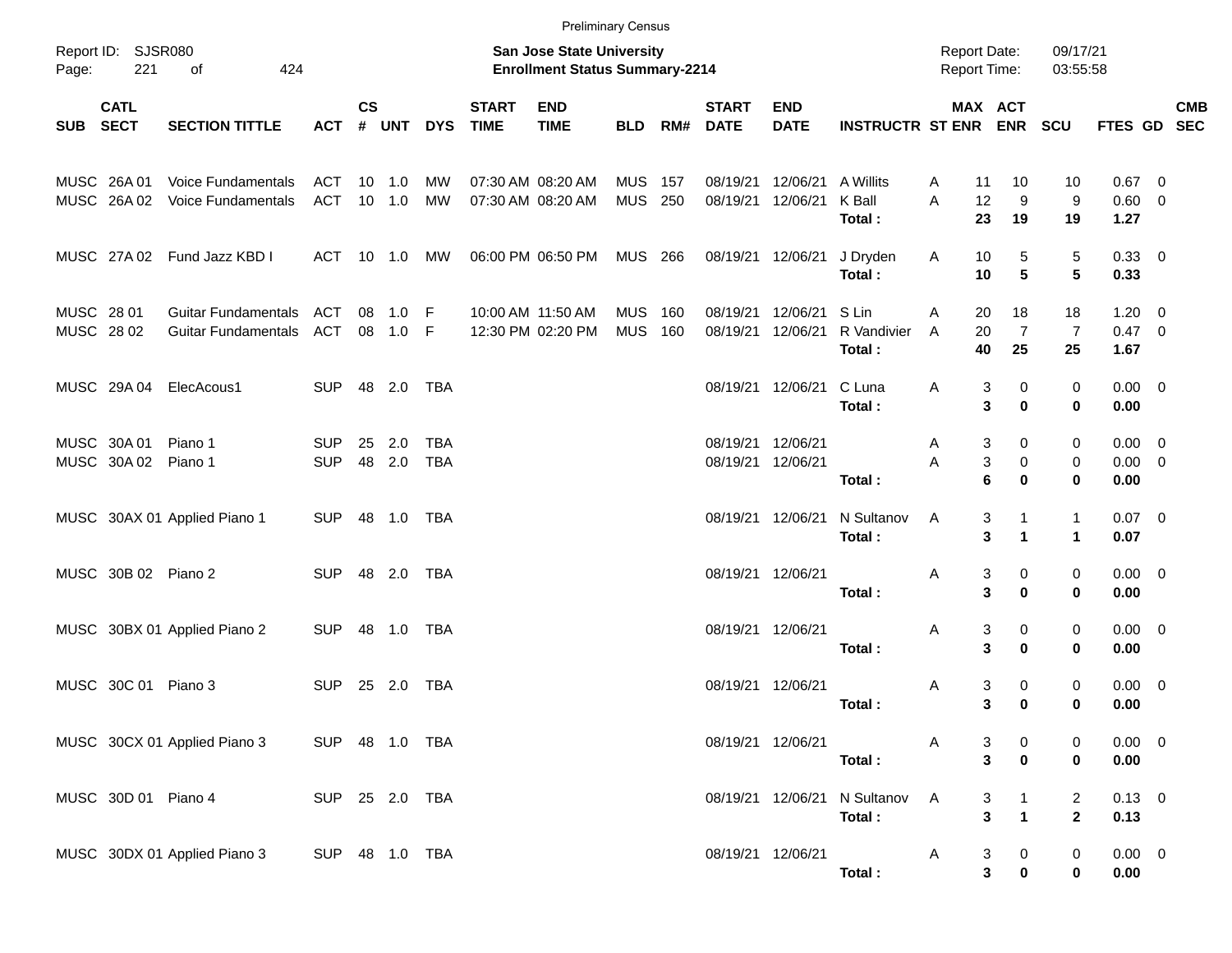Preliminary Census

Report ID: SJSR080
Page: 221 of 424

**San Jose State University**
**Enrollment Status Summary-2214**

Report Date: 09/17/21
Report Time: 03:55:58

| SUB | CATL SECT | SECTION TITTLE | ACT | CS # | UNT | DYS | START TIME | END TIME | BLD | RM# | START DATE | END DATE | INSTRUCTR | ST | MAX ENR | ACT ENR | SCU | FTES | GD | CMB SEC |
|---|---|---|---|---|---|---|---|---|---|---|---|---|---|---|---|---|---|---|---|---|
| MUSC | 26A 01 | Voice Fundamentals | ACT | 10 | 1.0 | MW | 07:30 AM | 08:20 AM | MUS | 157 | 08/19/21 | 12/06/21 | A Willits | A | 11 | 10 | 10 | 0.67 | 0 | |
| MUSC | 26A 02 | Voice Fundamentals | ACT | 10 | 1.0 | MW | 07:30 AM | 08:20 AM | MUS | 250 | 08/19/21 | 12/06/21 | K Ball | A | 12 | 9 | 9 | 0.60 | 0 | |
| | | | | | | | | | | | | | **Total :** | | **23** | **19** | **19** | **1.27** | | |
| MUSC | 27A 02 | Fund Jazz KBD I | ACT | 10 | 1.0 | MW | 06:00 PM | 06:50 PM | MUS | 266 | 08/19/21 | 12/06/21 | J Dryden | A | 10 | 5 | 5 | 0.33 | 0 | |
| | | | | | | | | | | | | | **Total :** | | **10** | **5** | **5** | **0.33** | | |
| MUSC | 28 01 | Guitar Fundamentals | ACT | 08 | 1.0 | F | 10:00 AM | 11:50 AM | MUS | 160 | 08/19/21 | 12/06/21 | S Lin | A | 20 | 18 | 18 | 1.20 | 0 | |
| MUSC | 28 02 | Guitar Fundamentals | ACT | 08 | 1.0 | F | 12:30 PM | 02:20 PM | MUS | 160 | 08/19/21 | 12/06/21 | R Vandivier | A | 20 | 7 | 7 | 0.47 | 0 | |
| | | | | | | | | | | | | | **Total :** | | **40** | **25** | **25** | **1.67** | | |
| MUSC | 29A 04 | ElecAcous1 | SUP | 48 | 2.0 | TBA | | | | | 08/19/21 | 12/06/21 | C Luna | A | 3 | 0 | 0 | 0.00 | 0 | |
| | | | | | | | | | | | | | **Total :** | | **3** | **0** | **0** | **0.00** | | |
| MUSC | 30A 01 | Piano 1 | SUP | 25 | 2.0 | TBA | | | | | 08/19/21 | 12/06/21 | | A | 3 | 0 | 0 | 0.00 | 0 | |
| MUSC | 30A 02 | Piano 1 | SUP | 48 | 2.0 | TBA | | | | | 08/19/21 | 12/06/21 | | A | 3 | 0 | 0 | 0.00 | 0 | |
| | | | | | | | | | | | | | **Total :** | | **6** | **0** | **0** | **0.00** | | |
| MUSC | 30AX 01 | Applied Piano 1 | SUP | 48 | 1.0 | TBA | | | | | 08/19/21 | 12/06/21 | N Sultanov | A | 3 | 1 | 1 | 0.07 | 0 | |
| | | | | | | | | | | | | | **Total :** | | **3** | **1** | **1** | **0.07** | | |
| MUSC | 30B 02 | Piano 2 | SUP | 48 | 2.0 | TBA | | | | | 08/19/21 | 12/06/21 | | A | 3 | 0 | 0 | 0.00 | 0 | |
| | | | | | | | | | | | | | **Total :** | | **3** | **0** | **0** | **0.00** | | |
| MUSC | 30BX 01 | Applied Piano 2 | SUP | 48 | 1.0 | TBA | | | | | 08/19/21 | 12/06/21 | | A | 3 | 0 | 0 | 0.00 | 0 | |
| | | | | | | | | | | | | | **Total :** | | **3** | **0** | **0** | **0.00** | | |
| MUSC | 30C 01 | Piano 3 | SUP | 25 | 2.0 | TBA | | | | | 08/19/21 | 12/06/21 | | A | 3 | 0 | 0 | 0.00 | 0 | |
| | | | | | | | | | | | | | **Total :** | | **3** | **0** | **0** | **0.00** | | |
| MUSC | 30CX 01 | Applied Piano 3 | SUP | 48 | 1.0 | TBA | | | | | 08/19/21 | 12/06/21 | | A | 3 | 0 | 0 | 0.00 | 0 | |
| | | | | | | | | | | | | | **Total :** | | **3** | **0** | **0** | **0.00** | | |
| MUSC | 30D 01 | Piano 4 | SUP | 25 | 2.0 | TBA | | | | | 08/19/21 | 12/06/21 | N Sultanov | A | 3 | 1 | 2 | 0.13 | 0 | |
| | | | | | | | | | | | | | **Total :** | | **3** | **1** | **2** | **0.13** | | |
| MUSC | 30DX 01 | Applied Piano 3 | SUP | 48 | 1.0 | TBA | | | | | 08/19/21 | 12/06/21 | | A | 3 | 0 | 0 | 0.00 | 0 | |
| | | | | | | | | | | | | | **Total :** | | **3** | **0** | **0** | **0.00** | | |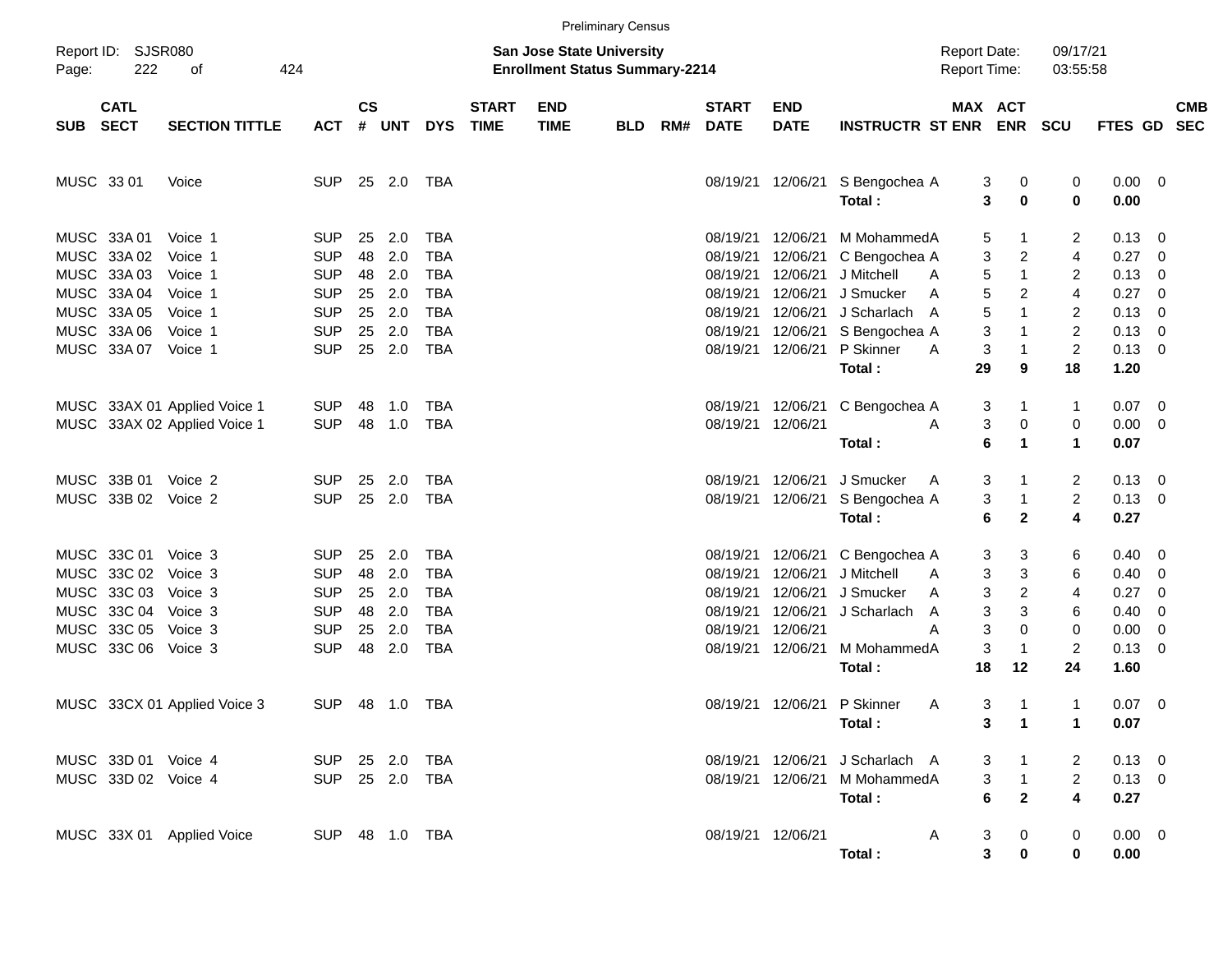Preliminary Census

Report ID: SJSR080
Page: 222 of 424

**San Jose State University**
**Enrollment Status Summary-2214**

Report Date: 09/17/21
Report Time: 03:55:58

| SUB | CATL SECT | SECTION TITTLE | ACT | CS # | UNT | DYS | START TIME | END TIME | BLD | RM# | START DATE | END DATE | INSTRUCTR | ST | MAX ENR | ACT ENR | SCU | FTES | GD | CMB SEC |
|---|---|---|---|---|---|---|---|---|---|---|---|---|---|---|---|---|---|---|---|---|
| MUSC | 33 01 | Voice | SUP | 25 | 2.0 | TBA | | | | | 08/19/21 | 12/06/21 | S Bengochea | A | 3 | 0 | 0 | 0.00 | 0 | |
| | | | | | | | | | | | | | **Total :** | | **3** | **0** | **0** | **0.00** | | |
| MUSC | 33A 01 | Voice 1 | SUP | 25 | 2.0 | TBA | | | | | 08/19/21 | 12/06/21 | M Mohammed | A | 5 | 1 | 2 | 0.13 | 0 | |
| MUSC | 33A 02 | Voice 1 | SUP | 48 | 2.0 | TBA | | | | | 08/19/21 | 12/06/21 | C Bengochea | A | 3 | 2 | 4 | 0.27 | 0 | |
| MUSC | 33A 03 | Voice 1 | SUP | 48 | 2.0 | TBA | | | | | 08/19/21 | 12/06/21 | J Mitchell | A | 5 | 1 | 2 | 0.13 | 0 | |
| MUSC | 33A 04 | Voice 1 | SUP | 25 | 2.0 | TBA | | | | | 08/19/21 | 12/06/21 | J Smucker | A | 5 | 2 | 4 | 0.27 | 0 | |
| MUSC | 33A 05 | Voice 1 | SUP | 25 | 2.0 | TBA | | | | | 08/19/21 | 12/06/21 | J Scharlach | A | 5 | 1 | 2 | 0.13 | 0 | |
| MUSC | 33A 06 | Voice 1 | SUP | 25 | 2.0 | TBA | | | | | 08/19/21 | 12/06/21 | S Bengochea | A | 3 | 1 | 2 | 0.13 | 0 | |
| MUSC | 33A 07 | Voice 1 | SUP | 25 | 2.0 | TBA | | | | | 08/19/21 | 12/06/21 | P Skinner | A | 3 | 1 | 2 | 0.13 | 0 | |
| | | | | | | | | | | | | | **Total :** | | **29** | **9** | **18** | **1.20** | | |
| MUSC | 33AX 01 | Applied Voice 1 | SUP | 48 | 1.0 | TBA | | | | | 08/19/21 | 12/06/21 | C Bengochea | A | 3 | 1 | 1 | 0.07 | 0 | |
| MUSC | 33AX 02 | Applied Voice 1 | SUP | 48 | 1.0 | TBA | | | | | 08/19/21 | 12/06/21 | | A | 3 | 0 | 0 | 0.00 | 0 | |
| | | | | | | | | | | | | | **Total :** | | **6** | **1** | **1** | **0.07** | | |
| MUSC | 33B 01 | Voice 2 | SUP | 25 | 2.0 | TBA | | | | | 08/19/21 | 12/06/21 | J Smucker | A | 3 | 1 | 2 | 0.13 | 0 | |
| MUSC | 33B 02 | Voice 2 | SUP | 25 | 2.0 | TBA | | | | | 08/19/21 | 12/06/21 | S Bengochea | A | 3 | 1 | 2 | 0.13 | 0 | |
| | | | | | | | | | | | | | **Total :** | | **6** | **2** | **4** | **0.27** | | |
| MUSC | 33C 01 | Voice 3 | SUP | 25 | 2.0 | TBA | | | | | 08/19/21 | 12/06/21 | C Bengochea | A | 3 | 3 | 6 | 0.40 | 0 | |
| MUSC | 33C 02 | Voice 3 | SUP | 48 | 2.0 | TBA | | | | | 08/19/21 | 12/06/21 | J Mitchell | A | 3 | 3 | 6 | 0.40 | 0 | |
| MUSC | 33C 03 | Voice 3 | SUP | 25 | 2.0 | TBA | | | | | 08/19/21 | 12/06/21 | J Smucker | A | 3 | 2 | 4 | 0.27 | 0 | |
| MUSC | 33C 04 | Voice 3 | SUP | 48 | 2.0 | TBA | | | | | 08/19/21 | 12/06/21 | J Scharlach | A | 3 | 3 | 6 | 0.40 | 0 | |
| MUSC | 33C 05 | Voice 3 | SUP | 25 | 2.0 | TBA | | | | | 08/19/21 | 12/06/21 | | A | 3 | 0 | 0 | 0.00 | 0 | |
| MUSC | 33C 06 | Voice 3 | SUP | 48 | 2.0 | TBA | | | | | 08/19/21 | 12/06/21 | M Mohammed | A | 3 | 1 | 2 | 0.13 | 0 | |
| | | | | | | | | | | | | | **Total :** | | **18** | **12** | **24** | **1.60** | | |
| MUSC | 33CX 01 | Applied Voice 3 | SUP | 48 | 1.0 | TBA | | | | | 08/19/21 | 12/06/21 | P Skinner | A | 3 | 1 | 1 | 0.07 | 0 | |
| | | | | | | | | | | | | | **Total :** | | **3** | **1** | **1** | **0.07** | | |
| MUSC | 33D 01 | Voice 4 | SUP | 25 | 2.0 | TBA | | | | | 08/19/21 | 12/06/21 | J Scharlach | A | 3 | 1 | 2 | 0.13 | 0 | |
| MUSC | 33D 02 | Voice 4 | SUP | 25 | 2.0 | TBA | | | | | 08/19/21 | 12/06/21 | M Mohammed | A | 3 | 1 | 2 | 0.13 | 0 | |
| | | | | | | | | | | | | | **Total :** | | **6** | **2** | **4** | **0.27** | | |
| MUSC | 33X 01 | Applied Voice | SUP | 48 | 1.0 | TBA | | | | | 08/19/21 | 12/06/21 | | A | 3 | 0 | 0 | 0.00 | 0 | |
| | | | | | | | | | | | | | **Total :** | | **3** | **0** | **0** | **0.00** | | |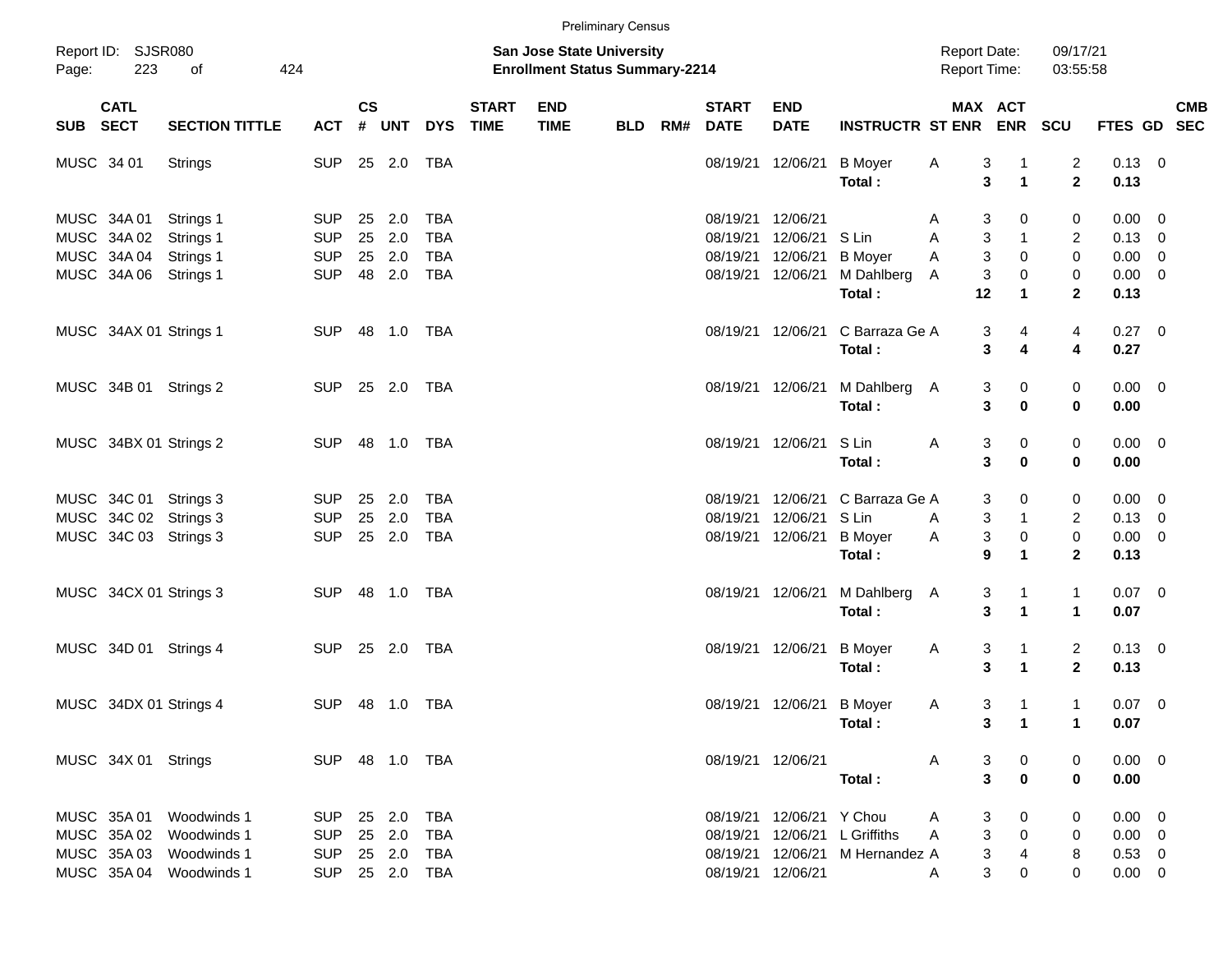Preliminary Census

Report ID: SJSR080
Page: 223 of 424

**San Jose State University**
**Enrollment Status Summary-2214**

Report Date: 09/17/21
Report Time: 03:55:58

| SUB | CATL SECT | SECTION TITTLE | ACT | CS # | UNT | DYS | START TIME | END TIME | BLD | RM# | START DATE | END DATE | INSTRUCTR | ST | MAX ENR | ACT ENR | SCU | FTES | GD | CMB SEC |
|---|---|---|---|---|---|---|---|---|---|---|---|---|---|---|---|---|---|---|---|---|
| MUSC | 34 01 | Strings | SUP | 25 | 2.0 | TBA | | | | | 08/19/21 | 12/06/21 | B Moyer | A | 3 | 1 | 2 | 0.13 | 0 | |
| | | | | | | | | | | | | | **Total :** | | **3** | **1** | **2** | **0.13** | | |
| MUSC | 34A 01 | Strings 1 | SUP | 25 | 2.0 | TBA | | | | | 08/19/21 | 12/06/21 | | A | 3 | 0 | 0 | 0.00 | 0 | |
| MUSC | 34A 02 | Strings 1 | SUP | 25 | 2.0 | TBA | | | | | 08/19/21 | 12/06/21 | S Lin | A | 3 | 1 | 2 | 0.13 | 0 | |
| MUSC | 34A 04 | Strings 1 | SUP | 25 | 2.0 | TBA | | | | | 08/19/21 | 12/06/21 | B Moyer | A | 3 | 0 | 0 | 0.00 | 0 | |
| MUSC | 34A 06 | Strings 1 | SUP | 48 | 2.0 | TBA | | | | | 08/19/21 | 12/06/21 | M Dahlberg | A | 3 | 0 | 0 | 0.00 | 0 | |
| | | | | | | | | | | | | | **Total :** | | **12** | **1** | **2** | **0.13** | | |
| MUSC | 34AX 01 | Strings 1 | SUP | 48 | 1.0 | TBA | | | | | 08/19/21 | 12/06/21 | C Barraza Ge | A | 3 | 4 | 4 | 0.27 | 0 | |
| | | | | | | | | | | | | | **Total :** | | **3** | **4** | **4** | **0.27** | | |
| MUSC | 34B 01 | Strings 2 | SUP | 25 | 2.0 | TBA | | | | | 08/19/21 | 12/06/21 | M Dahlberg | A | 3 | 0 | 0 | 0.00 | 0 | |
| | | | | | | | | | | | | | **Total :** | | **3** | **0** | **0** | **0.00** | | |
| MUSC | 34BX 01 | Strings 2 | SUP | 48 | 1.0 | TBA | | | | | 08/19/21 | 12/06/21 | S Lin | A | 3 | 0 | 0 | 0.00 | 0 | |
| | | | | | | | | | | | | | **Total :** | | **3** | **0** | **0** | **0.00** | | |
| MUSC | 34C 01 | Strings 3 | SUP | 25 | 2.0 | TBA | | | | | 08/19/21 | 12/06/21 | C Barraza Ge | A | 3 | 0 | 0 | 0.00 | 0 | |
| MUSC | 34C 02 | Strings 3 | SUP | 25 | 2.0 | TBA | | | | | 08/19/21 | 12/06/21 | S Lin | A | 3 | 1 | 2 | 0.13 | 0 | |
| MUSC | 34C 03 | Strings 3 | SUP | 25 | 2.0 | TBA | | | | | 08/19/21 | 12/06/21 | B Moyer | A | 3 | 0 | 0 | 0.00 | 0 | |
| | | | | | | | | | | | | | **Total :** | | **9** | **1** | **2** | **0.13** | | |
| MUSC | 34CX 01 | Strings 3 | SUP | 48 | 1.0 | TBA | | | | | 08/19/21 | 12/06/21 | M Dahlberg | A | 3 | 1 | 1 | 0.07 | 0 | |
| | | | | | | | | | | | | | **Total :** | | **3** | **1** | **1** | **0.07** | | |
| MUSC | 34D 01 | Strings 4 | SUP | 25 | 2.0 | TBA | | | | | 08/19/21 | 12/06/21 | B Moyer | A | 3 | 1 | 2 | 0.13 | 0 | |
| | | | | | | | | | | | | | **Total :** | | **3** | **1** | **2** | **0.13** | | |
| MUSC | 34DX 01 | Strings 4 | SUP | 48 | 1.0 | TBA | | | | | 08/19/21 | 12/06/21 | B Moyer | A | 3 | 1 | 1 | 0.07 | 0 | |
| | | | | | | | | | | | | | **Total :** | | **3** | **1** | **1** | **0.07** | | |
| MUSC | 34X 01 | Strings | SUP | 48 | 1.0 | TBA | | | | | 08/19/21 | 12/06/21 | | A | 3 | 0 | 0 | 0.00 | 0 | |
| | | | | | | | | | | | | | **Total :** | | **3** | **0** | **0** | **0.00** | | |
| MUSC | 35A 01 | Woodwinds 1 | SUP | 25 | 2.0 | TBA | | | | | 08/19/21 | 12/06/21 | Y Chou | A | 3 | 0 | 0 | 0.00 | 0 | |
| MUSC | 35A 02 | Woodwinds 1 | SUP | 25 | 2.0 | TBA | | | | | 08/19/21 | 12/06/21 | L Griffiths | A | 3 | 0 | 0 | 0.00 | 0 | |
| MUSC | 35A 03 | Woodwinds 1 | SUP | 25 | 2.0 | TBA | | | | | 08/19/21 | 12/06/21 | M Hernandez | A | 3 | 4 | 8 | 0.53 | 0 | |
| MUSC | 35A 04 | Woodwinds 1 | SUP | 25 | 2.0 | TBA | | | | | 08/19/21 | 12/06/21 | | A | 3 | 0 | 0 | 0.00 | 0 | |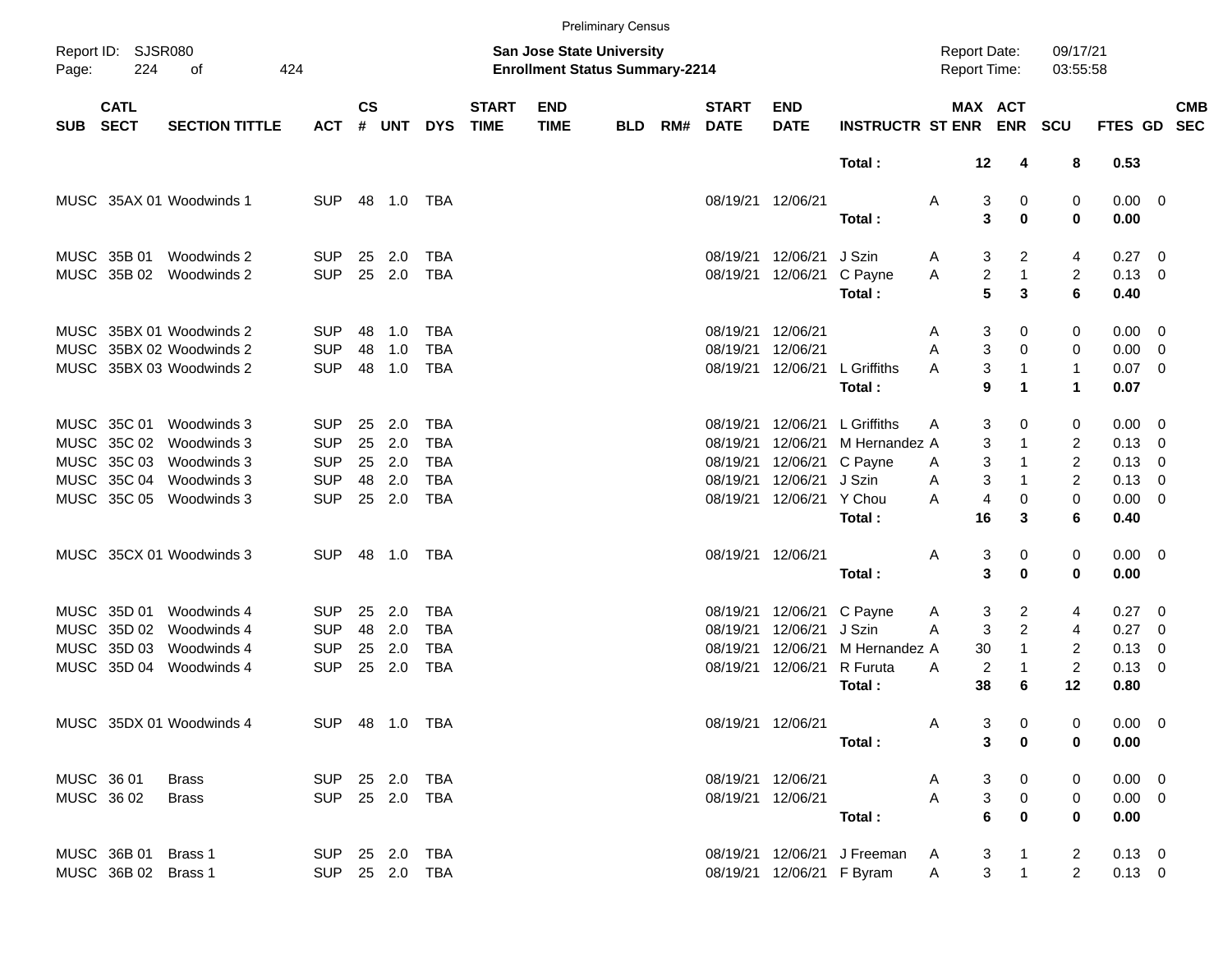Preliminary Census

Report ID: SJSR080 **San Jose State University** Report Date: 09/17/21
**Enrollment Status Summary-2214** Report Time: 03:55:58

| SUB | CATL SECT | SECTION TITTLE | ACT | CS # | UNT | DYS | START TIME | END TIME | BLD | RM# | START DATE | END DATE | INSTRUCTR | ST | MAX ENR | ACT ENR | SCU | FTES | GD | CMB SEC |
|---|---|---|---|---|---|---|---|---|---|---|---|---|---|---|---|---|---|---|---|---|
| | | | | | | | | | | | | | **Total :** | | **12** | **4** | **8** | **0.53** | | |
| MUSC | 35AX 01 | Woodwinds 1 | SUP | 48 | 1.0 | TBA | | | | | 08/19/21 | 12/06/21 | | A | 3 | 0 | 0 | 0.00 | 0 | |
| | | | | | | | | | | | | | **Total :** | | **3** | **0** | **0** | **0.00** | | |
| MUSC | 35B 01 | Woodwinds 2 | SUP | 25 | 2.0 | TBA | | | | | 08/19/21 | 12/06/21 | J Szin | A | 3 | 2 | 4 | 0.27 | 0 | |
| MUSC | 35B 02 | Woodwinds 2 | SUP | 25 | 2.0 | TBA | | | | | 08/19/21 | 12/06/21 | C Payne | A | 2 | 1 | 2 | 0.13 | 0 | |
| | | | | | | | | | | | | | **Total :** | | **5** | **3** | **6** | **0.40** | | |
| MUSC | 35BX 01 | Woodwinds 2 | SUP | 48 | 1.0 | TBA | | | | | 08/19/21 | 12/06/21 | | A | 3 | 0 | 0 | 0.00 | 0 | |
| MUSC | 35BX 02 | Woodwinds 2 | SUP | 48 | 1.0 | TBA | | | | | 08/19/21 | 12/06/21 | | A | 3 | 0 | 0 | 0.00 | 0 | |
| MUSC | 35BX 03 | Woodwinds 2 | SUP | 48 | 1.0 | TBA | | | | | 08/19/21 | 12/06/21 | L Griffiths | A | 3 | 1 | 1 | 0.07 | 0 | |
| | | | | | | | | | | | | | **Total :** | | **9** | **1** | **1** | **0.07** | | |
| MUSC | 35C 01 | Woodwinds 3 | SUP | 25 | 2.0 | TBA | | | | | 08/19/21 | 12/06/21 | L Griffiths | A | 3 | 0 | 0 | 0.00 | 0 | |
| MUSC | 35C 02 | Woodwinds 3 | SUP | 25 | 2.0 | TBA | | | | | 08/19/21 | 12/06/21 | M Hernandez | A | 3 | 1 | 2 | 0.13 | 0 | |
| MUSC | 35C 03 | Woodwinds 3 | SUP | 25 | 2.0 | TBA | | | | | 08/19/21 | 12/06/21 | C Payne | A | 3 | 1 | 2 | 0.13 | 0 | |
| MUSC | 35C 04 | Woodwinds 3 | SUP | 48 | 2.0 | TBA | | | | | 08/19/21 | 12/06/21 | J Szin | A | 3 | 1 | 2 | 0.13 | 0 | |
| MUSC | 35C 05 | Woodwinds 3 | SUP | 25 | 2.0 | TBA | | | | | 08/19/21 | 12/06/21 | Y Chou | A | 4 | 0 | 0 | 0.00 | 0 | |
| | | | | | | | | | | | | | **Total :** | | **16** | **3** | **6** | **0.40** | | |
| MUSC | 35CX 01 | Woodwinds 3 | SUP | 48 | 1.0 | TBA | | | | | 08/19/21 | 12/06/21 | | A | 3 | 0 | 0 | 0.00 | 0 | |
| | | | | | | | | | | | | | **Total :** | | **3** | **0** | **0** | **0.00** | | |
| MUSC | 35D 01 | Woodwinds 4 | SUP | 25 | 2.0 | TBA | | | | | 08/19/21 | 12/06/21 | C Payne | A | 3 | 2 | 4 | 0.27 | 0 | |
| MUSC | 35D 02 | Woodwinds 4 | SUP | 48 | 2.0 | TBA | | | | | 08/19/21 | 12/06/21 | J Szin | A | 3 | 2 | 4 | 0.27 | 0 | |
| MUSC | 35D 03 | Woodwinds 4 | SUP | 25 | 2.0 | TBA | | | | | 08/19/21 | 12/06/21 | M Hernandez | A | 30 | 1 | 2 | 0.13 | 0 | |
| MUSC | 35D 04 | Woodwinds 4 | SUP | 25 | 2.0 | TBA | | | | | 08/19/21 | 12/06/21 | R Furuta | A | 2 | 1 | 2 | 0.13 | 0 | |
| | | | | | | | | | | | | | **Total :** | | **38** | **6** | **12** | **0.80** | | |
| MUSC | 35DX 01 | Woodwinds 4 | SUP | 48 | 1.0 | TBA | | | | | 08/19/21 | 12/06/21 | | A | 3 | 0 | 0 | 0.00 | 0 | |
| | | | | | | | | | | | | | **Total :** | | **3** | **0** | **0** | **0.00** | | |
| MUSC | 36 01 | Brass | SUP | 25 | 2.0 | TBA | | | | | 08/19/21 | 12/06/21 | | A | 3 | 0 | 0 | 0.00 | 0 | |
| MUSC | 36 02 | Brass | SUP | 25 | 2.0 | TBA | | | | | 08/19/21 | 12/06/21 | | A | 3 | 0 | 0 | 0.00 | 0 | |
| | | | | | | | | | | | | | **Total :** | | **6** | **0** | **0** | **0.00** | | |
| MUSC | 36B 01 | Brass 1 | SUP | 25 | 2.0 | TBA | | | | | 08/19/21 | 12/06/21 | J Freeman | A | 3 | 1 | 2 | 0.13 | 0 | |
| MUSC | 36B 02 | Brass 1 | SUP | 25 | 2.0 | TBA | | | | | 08/19/21 | 12/06/21 | F Byram | A | 3 | 1 | 2 | 0.13 | 0 | |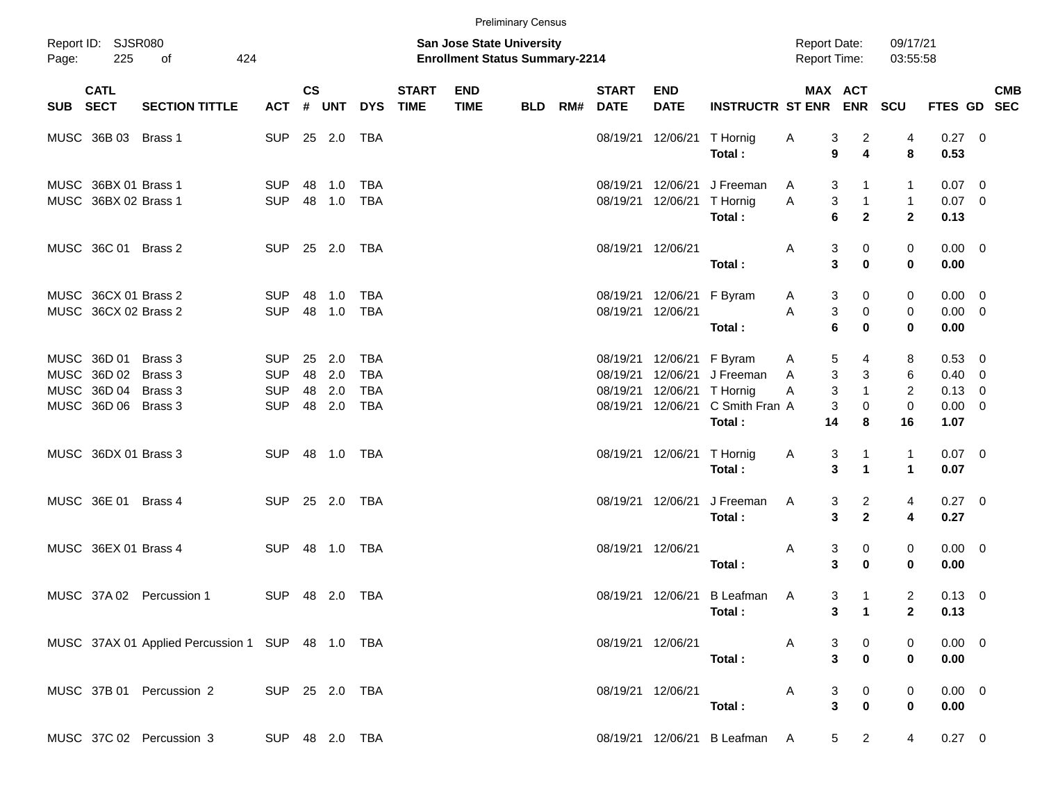Preliminary Census

Report ID: SJSR080
Page: 225 of 424

**San Jose State University**
**Enrollment Status Summary-2214**

Report Date: 09/17/21
Report Time: 03:55:58

| SUB | CATL SECT | SECTION TITTLE | ACT | CS # | UNT | DYS | START TIME | END TIME | BLD | RM# | START DATE | END DATE | INSTRUCTR | ST | MAX ENR | ACT ENR | SCU | FTES | GD | CMB SEC |
|---|---|---|---|---|---|---|---|---|---|---|---|---|---|---|---|---|---|---|---|---|
| MUSC | 36B 03 | Brass 1 | SUP | 25 | 2.0 | TBA | | | | | 08/19/21 | 12/06/21 | T Hornig | A | 3 | 2 | 4 | 0.27 | 0 | |
| | | | | | | | | | | | | | **Total :** | | **9** | **4** | **8** | **0.53** | | |
| MUSC | 36BX 01 | Brass 1 | SUP | 48 | 1.0 | TBA | | | | | 08/19/21 | 12/06/21 | J Freeman | A | 3 | 1 | 1 | 0.07 | 0 | |
| MUSC | 36BX 02 | Brass 1 | SUP | 48 | 1.0 | TBA | | | | | 08/19/21 | 12/06/21 | T Hornig | A | 3 | 1 | 1 | 0.07 | 0 | |
| | | | | | | | | | | | | | **Total :** | | **6** | **2** | **2** | **0.13** | | |
| MUSC | 36C 01 | Brass 2 | SUP | 25 | 2.0 | TBA | | | | | 08/19/21 | 12/06/21 | | A | 3 | 0 | 0 | 0.00 | 0 | |
| | | | | | | | | | | | | | **Total :** | | **3** | **0** | **0** | **0.00** | | |
| MUSC | 36CX 01 | Brass 2 | SUP | 48 | 1.0 | TBA | | | | | 08/19/21 | 12/06/21 | F Byram | A | 3 | 0 | 0 | 0.00 | 0 | |
| MUSC | 36CX 02 | Brass 2 | SUP | 48 | 1.0 | TBA | | | | | 08/19/21 | 12/06/21 | | A | 3 | 0 | 0 | 0.00 | 0 | |
| | | | | | | | | | | | | | **Total :** | | **6** | **0** | **0** | **0.00** | | |
| MUSC | 36D 01 | Brass 3 | SUP | 25 | 2.0 | TBA | | | | | 08/19/21 | 12/06/21 | F Byram | A | 5 | 4 | 8 | 0.53 | 0 | |
| MUSC | 36D 02 | Brass 3 | SUP | 48 | 2.0 | TBA | | | | | 08/19/21 | 12/06/21 | J Freeman | A | 3 | 3 | 6 | 0.40 | 0 | |
| MUSC | 36D 04 | Brass 3 | SUP | 48 | 2.0 | TBA | | | | | 08/19/21 | 12/06/21 | T Hornig | A | 3 | 1 | 2 | 0.13 | 0 | |
| MUSC | 36D 06 | Brass 3 | SUP | 48 | 2.0 | TBA | | | | | 08/19/21 | 12/06/21 | C Smith Fran | A | 3 | 0 | 0 | 0.00 | 0 | |
| | | | | | | | | | | | | | **Total :** | | **14** | **8** | **16** | **1.07** | | |
| MUSC | 36DX 01 | Brass 3 | SUP | 48 | 1.0 | TBA | | | | | 08/19/21 | 12/06/21 | T Hornig | A | 3 | 1 | 1 | 0.07 | 0 | |
| | | | | | | | | | | | | | **Total :** | | **3** | **1** | **1** | **0.07** | | |
| MUSC | 36E 01 | Brass 4 | SUP | 25 | 2.0 | TBA | | | | | 08/19/21 | 12/06/21 | J Freeman | A | 3 | 2 | 4 | 0.27 | 0 | |
| | | | | | | | | | | | | | **Total :** | | **3** | **2** | **4** | **0.27** | | |
| MUSC | 36EX 01 | Brass 4 | SUP | 48 | 1.0 | TBA | | | | | 08/19/21 | 12/06/21 | | A | 3 | 0 | 0 | 0.00 | 0 | |
| | | | | | | | | | | | | | **Total :** | | **3** | **0** | **0** | **0.00** | | |
| MUSC | 37A 02 | Percussion 1 | SUP | 48 | 2.0 | TBA | | | | | 08/19/21 | 12/06/21 | B Leafman | A | 3 | 1 | 2 | 0.13 | 0 | |
| | | | | | | | | | | | | | **Total :** | | **3** | **1** | **2** | **0.13** | | |
| MUSC | 37AX 01 | Applied Percussion 1 | SUP | 48 | 1.0 | TBA | | | | | 08/19/21 | 12/06/21 | | A | 3 | 0 | 0 | 0.00 | 0 | |
| | | | | | | | | | | | | | **Total :** | | **3** | **0** | **0** | **0.00** | | |
| MUSC | 37B 01 | Percussion 2 | SUP | 25 | 2.0 | TBA | | | | | 08/19/21 | 12/06/21 | | A | 3 | 0 | 0 | 0.00 | 0 | |
| | | | | | | | | | | | | | **Total :** | | **3** | **0** | **0** | **0.00** | | |
| MUSC | 37C 02 | Percussion 3 | SUP | 48 | 2.0 | TBA | | | | | 08/19/21 | 12/06/21 | B Leafman | A | 5 | 2 | 4 | 0.27 | 0 | |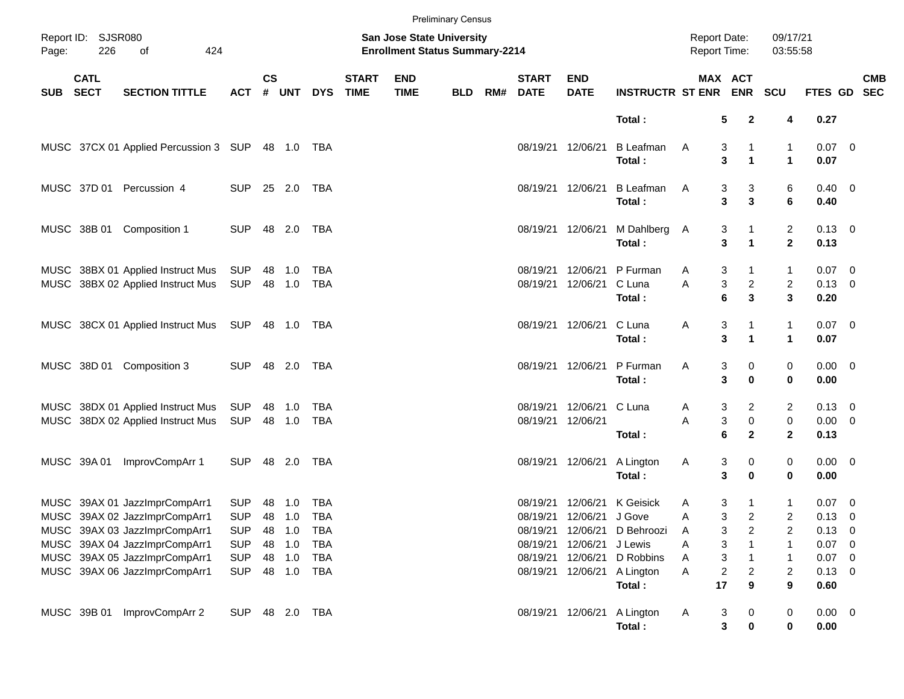Preliminary Census

Report ID: SJSR080

**San Jose State University**
**Enrollment Status Summary-2214**

Report Date: 09/17/21
Report Time: 03:55:58

| SUB | CATL SECT | SECTION TITTLE | ACT | CS # | UNT | DYS | START TIME | END TIME | BLD | RM# | START DATE | END DATE | INSTRUCTR | ST | MAX ENR | ACT ENR | SCU | FTES | GD | CMB SEC |
|---|---|---|---|---|---|---|---|---|---|---|---|---|---|---|---|---|---|---|---|---|
| | | | | | | | | | | | | | **Total :** | | **5** | **2** | **4** | **0.27** | | |
| MUSC | 37CX 01 | Applied Percussion 3 | SUP | 48 | 1.0 | TBA | | | | | 08/19/21 | 12/06/21 | B Leafman | A | 3 | 1 | 1 | 0.07 | 0 | |
| | | | | | | | | | | | | | **Total :** | | **3** | **1** | **1** | **0.07** | | |
| MUSC | 37D 01 | Percussion 4 | SUP | 25 | 2.0 | TBA | | | | | 08/19/21 | 12/06/21 | B Leafman | A | 3 | 3 | 6 | 0.40 | 0 | |
| | | | | | | | | | | | | | **Total :** | | **3** | **3** | **6** | **0.40** | | |
| MUSC | 38B 01 | Composition 1 | SUP | 48 | 2.0 | TBA | | | | | 08/19/21 | 12/06/21 | M Dahlberg | A | 3 | 1 | 2 | 0.13 | 0 | |
| | | | | | | | | | | | | | **Total :** | | **3** | **1** | **2** | **0.13** | | |
| MUSC | 38BX 01 | Applied Instruct Mus | SUP | 48 | 1.0 | TBA | | | | | 08/19/21 | 12/06/21 | P Furman | A | 3 | 1 | 1 | 0.07 | 0 | |
| MUSC | 38BX 02 | Applied Instruct Mus | SUP | 48 | 1.0 | TBA | | | | | 08/19/21 | 12/06/21 | C Luna | A | 3 | 2 | 2 | 0.13 | 0 | |
| | | | | | | | | | | | | | **Total :** | | **6** | **3** | **3** | **0.20** | | |
| MUSC | 38CX 01 | Applied Instruct Mus | SUP | 48 | 1.0 | TBA | | | | | 08/19/21 | 12/06/21 | C Luna | A | 3 | 1 | 1 | 0.07 | 0 | |
| | | | | | | | | | | | | | **Total :** | | **3** | **1** | **1** | **0.07** | | |
| MUSC | 38D 01 | Composition 3 | SUP | 48 | 2.0 | TBA | | | | | 08/19/21 | 12/06/21 | P Furman | A | 3 | 0 | 0 | 0.00 | 0 | |
| | | | | | | | | | | | | | **Total :** | | **3** | **0** | **0** | **0.00** | | |
| MUSC | 38DX 01 | Applied Instruct Mus | SUP | 48 | 1.0 | TBA | | | | | 08/19/21 | 12/06/21 | C Luna | A | 3 | 2 | 2 | 0.13 | 0 | |
| MUSC | 38DX 02 | Applied Instruct Mus | SUP | 48 | 1.0 | TBA | | | | | 08/19/21 | 12/06/21 | | A | 3 | 0 | 0 | 0.00 | 0 | |
| | | | | | | | | | | | | | **Total :** | | **6** | **2** | **2** | **0.13** | | |
| MUSC | 39A 01 | ImprovCompArr 1 | SUP | 48 | 2.0 | TBA | | | | | 08/19/21 | 12/06/21 | A Lington | A | 3 | 0 | 0 | 0.00 | 0 | |
| | | | | | | | | | | | | | **Total :** | | **3** | **0** | **0** | **0.00** | | |
| MUSC | 39AX 01 | JazzImprCompArr1 | SUP | 48 | 1.0 | TBA | | | | | 08/19/21 | 12/06/21 | K Geisick | A | 3 | 1 | 1 | 0.07 | 0 | |
| MUSC | 39AX 02 | JazzImprCompArr1 | SUP | 48 | 1.0 | TBA | | | | | 08/19/21 | 12/06/21 | J Gove | A | 3 | 2 | 2 | 0.13 | 0 | |
| MUSC | 39AX 03 | JazzImprCompArr1 | SUP | 48 | 1.0 | TBA | | | | | 08/19/21 | 12/06/21 | D Behroozi | A | 3 | 2 | 2 | 0.13 | 0 | |
| MUSC | 39AX 04 | JazzImprCompArr1 | SUP | 48 | 1.0 | TBA | | | | | 08/19/21 | 12/06/21 | J Lewis | A | 3 | 1 | 1 | 0.07 | 0 | |
| MUSC | 39AX 05 | JazzImprCompArr1 | SUP | 48 | 1.0 | TBA | | | | | 08/19/21 | 12/06/21 | D Robbins | A | 3 | 1 | 1 | 0.07 | 0 | |
| MUSC | 39AX 06 | JazzImprCompArr1 | SUP | 48 | 1.0 | TBA | | | | | 08/19/21 | 12/06/21 | A Lington | A | 2 | 2 | 2 | 0.13 | 0 | |
| | | | | | | | | | | | | | **Total :** | | **17** | **9** | **9** | **0.60** | | |
| MUSC | 39B 01 | ImprovCompArr 2 | SUP | 48 | 2.0 | TBA | | | | | 08/19/21 | 12/06/21 | A Lington | A | 3 | 0 | 0 | 0.00 | 0 | |
| | | | | | | | | | | | | | **Total :** | | **3** | **0** | **0** | **0.00** | | |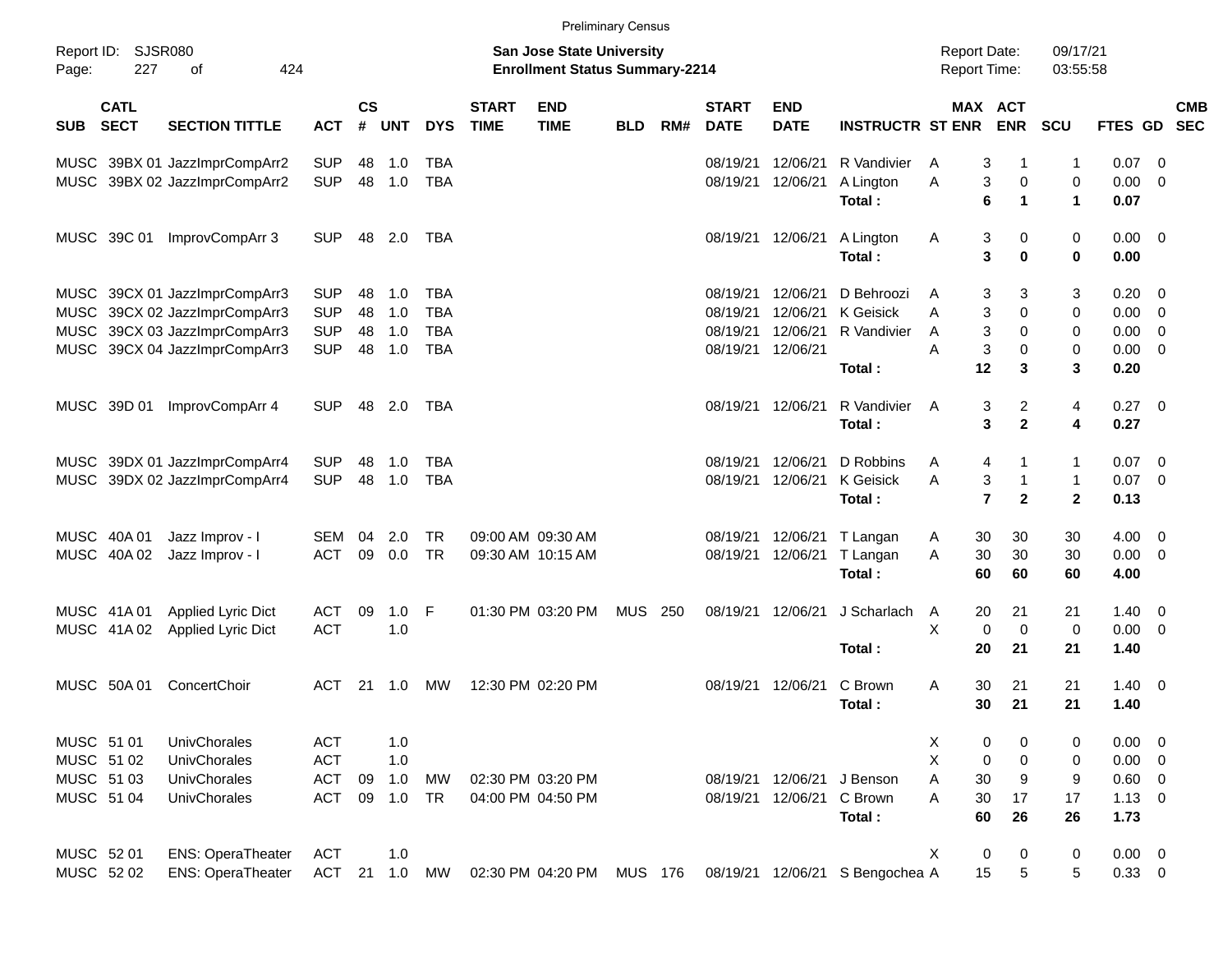Preliminary Census

Report ID: SJSR080
Page: 227 of 424

**San Jose State University**
**Enrollment Status Summary-2214**

Report Date: 09/17/21
Report Time: 03:55:58

| SUB | CATL SECT | SECTION TITTLE | ACT | CS # | UNT | DYS | START TIME | END TIME | BLD | RM# | START DATE | END DATE | INSTRUCTR | ST | MAX ENR | ACT ENR | SCU | FTES | GD | CMB SEC |
|---|---|---|---|---|---|---|---|---|---|---|---|---|---|---|---|---|---|---|---|---|
| MUSC | 39BX 01 | JazzImprCompArr2 | SUP | 48 | 1.0 | TBA | | | | | 08/19/21 | 12/06/21 | R Vandivier | A | 3 | 1 | 1 | 0.07 | 0 | |
| MUSC | 39BX 02 | JazzImprCompArr2 | SUP | 48 | 1.0 | TBA | | | | | 08/19/21 | 12/06/21 | A Lington | A | 3 | 0 | 0 | 0.00 | 0 | |
| | | | | | | | | | | | | | **Total :** | | **6** | **1** | **1** | **0.07** | | |
| MUSC | 39C 01 | ImprovCompArr 3 | SUP | 48 | 2.0 | TBA | | | | | 08/19/21 | 12/06/21 | A Lington | A | 3 | 0 | 0 | 0.00 | 0 | |
| | | | | | | | | | | | | | **Total :** | | **3** | **0** | **0** | **0.00** | | |
| MUSC | 39CX 01 | JazzImprCompArr3 | SUP | 48 | 1.0 | TBA | | | | | 08/19/21 | 12/06/21 | D Behroozi | A | 3 | 3 | 3 | 0.20 | 0 | |
| MUSC | 39CX 02 | JazzImprCompArr3 | SUP | 48 | 1.0 | TBA | | | | | 08/19/21 | 12/06/21 | K Geisick | A | 3 | 0 | 0 | 0.00 | 0 | |
| MUSC | 39CX 03 | JazzImprCompArr3 | SUP | 48 | 1.0 | TBA | | | | | 08/19/21 | 12/06/21 | R Vandivier | A | 3 | 0 | 0 | 0.00 | 0 | |
| MUSC | 39CX 04 | JazzImprCompArr3 | SUP | 48 | 1.0 | TBA | | | | | 08/19/21 | 12/06/21 | | A | 3 | 0 | 0 | 0.00 | 0 | |
| | | | | | | | | | | | | | **Total :** | | **12** | **3** | **3** | **0.20** | | |
| MUSC | 39D 01 | ImprovCompArr 4 | SUP | 48 | 2.0 | TBA | | | | | 08/19/21 | 12/06/21 | R Vandivier | A | 3 | 2 | 4 | 0.27 | 0 | |
| | | | | | | | | | | | | | **Total :** | | **3** | **2** | **4** | **0.27** | | |
| MUSC | 39DX 01 | JazzImprCompArr4 | SUP | 48 | 1.0 | TBA | | | | | 08/19/21 | 12/06/21 | D Robbins | A | 4 | 1 | 1 | 0.07 | 0 | |
| MUSC | 39DX 02 | JazzImprCompArr4 | SUP | 48 | 1.0 | TBA | | | | | 08/19/21 | 12/06/21 | K Geisick | A | 3 | 1 | 1 | 0.07 | 0 | |
| | | | | | | | | | | | | | **Total :** | | **7** | **2** | **2** | **0.13** | | |
| MUSC | 40A 01 | Jazz Improv - I | SEM | 04 | 2.0 | TR | 09:00 AM | 09:30 AM | | | 08/19/21 | 12/06/21 | T Langan | A | 30 | 30 | 30 | 4.00 | 0 | |
| MUSC | 40A 02 | Jazz Improv - I | ACT | 09 | 0.0 | TR | 09:30 AM | 10:15 AM | | | 08/19/21 | 12/06/21 | T Langan | A | 30 | 30 | 30 | 0.00 | 0 | |
| | | | | | | | | | | | | | **Total :** | | **60** | **60** | **60** | **4.00** | | |
| MUSC | 41A 01 | Applied Lyric Dict | ACT | 09 | 1.0 | F | 01:30 PM | 03:20 PM | MUS | 250 | 08/19/21 | 12/06/21 | J Scharlach | A | 20 | 21 | 21 | 1.40 | 0 | |
| MUSC | 41A 02 | Applied Lyric Dict | ACT | | 1.0 | | | | | | | | | X | 0 | 0 | 0 | 0.00 | 0 | |
| | | | | | | | | | | | | | **Total :** | | **20** | **21** | **21** | **1.40** | | |
| MUSC | 50A 01 | ConcertChoir | ACT | 21 | 1.0 | MW | 12:30 PM | 02:20 PM | | | 08/19/21 | 12/06/21 | C Brown | A | 30 | 21 | 21 | 1.40 | 0 | |
| | | | | | | | | | | | | | **Total :** | | **30** | **21** | **21** | **1.40** | | |
| MUSC | 51 01 | UnivChorales | ACT | | 1.0 | | | | | | | | | X | 0 | 0 | 0 | 0.00 | 0 | |
| MUSC | 51 02 | UnivChorales | ACT | | 1.0 | | | | | | | | | X | 0 | 0 | 0 | 0.00 | 0 | |
| MUSC | 51 03 | UnivChorales | ACT | 09 | 1.0 | MW | 02:30 PM | 03:20 PM | | | 08/19/21 | 12/06/21 | J Benson | A | 30 | 9 | 9 | 0.60 | 0 | |
| MUSC | 51 04 | UnivChorales | ACT | 09 | 1.0 | TR | 04:00 PM | 04:50 PM | | | 08/19/21 | 12/06/21 | C Brown | A | 30 | 17 | 17 | 1.13 | 0 | |
| | | | | | | | | | | | | | **Total :** | | **60** | **26** | **26** | **1.73** | | |
| MUSC | 52 01 | ENS: OperaTheater | ACT | | 1.0 | | | | | | | | | X | 0 | 0 | 0 | 0.00 | 0 | |
| MUSC | 52 02 | ENS: OperaTheater | ACT | 21 | 1.0 | MW | 02:30 PM | 04:20 PM | MUS | 176 | 08/19/21 | 12/06/21 | S Bengochea | A | 15 | 5 | 5 | 0.33 | 0 | |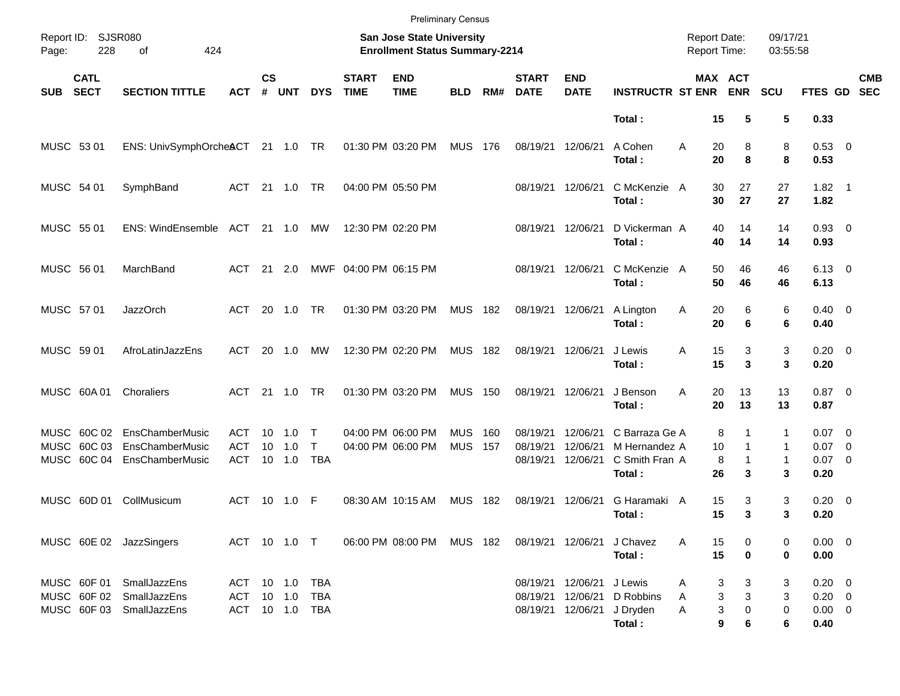Preliminary Census

Report ID: SJSR080
Page: 228 of 424

**San Jose State University**
**Enrollment Status Summary-2214**

Report Date: 09/17/21
Report Time: 03:55:58

| SUB | CATL SECT | SECTION TITTLE | ACT | CS # | UNT | DYS | START TIME | END TIME | BLD | RM# | START DATE | END DATE | INSTRUCTR | ST | MAX ENR | ACT ENR | SCU | FTES | GD | CMB SEC |
|---|---|---|---|---|---|---|---|---|---|---|---|---|---|---|---|---|---|---|---|---|
| | | | | | | | | | | | | | **Total :** | | **15** | **5** | **5** | **0.33** | | |
| MUSC | 53 01 | ENS: UnivSymphOrches | ACT | 21 | 1.0 | TR | 01:30 PM | 03:20 PM | MUS | 176 | 08/19/21 | 12/06/21 | A Cohen | A | 20 | 8 | 8 | 0.53 | 0 | |
| | | | | | | | | | | | | | **Total :** | | **20** | **8** | **8** | **0.53** | | |
| MUSC | 54 01 | SymphBand | ACT | 21 | 1.0 | TR | 04:00 PM | 05:50 PM | | | 08/19/21 | 12/06/21 | C McKenzie | A | 30 | 27 | 27 | 1.82 | 1 | |
| | | | | | | | | | | | | | **Total :** | | **30** | **27** | **27** | **1.82** | | |
| MUSC | 55 01 | ENS: WindEnsemble | ACT | 21 | 1.0 | MW | 12:30 PM | 02:20 PM | | | 08/19/21 | 12/06/21 | D Vickerman | A | 40 | 14 | 14 | 0.93 | 0 | |
| | | | | | | | | | | | | | **Total :** | | **40** | **14** | **14** | **0.93** | | |
| MUSC | 56 01 | MarchBand | ACT | 21 | 2.0 | MWF | 04:00 PM | 06:15 PM | | | 08/19/21 | 12/06/21 | C McKenzie | A | 50 | 46 | 46 | 6.13 | 0 | |
| | | | | | | | | | | | | | **Total :** | | **50** | **46** | **46** | **6.13** | | |
| MUSC | 57 01 | JazzOrch | ACT | 20 | 1.0 | TR | 01:30 PM | 03:20 PM | MUS | 182 | 08/19/21 | 12/06/21 | A Lington | A | 20 | 6 | 6 | 0.40 | 0 | |
| | | | | | | | | | | | | | **Total :** | | **20** | **6** | **6** | **0.40** | | |
| MUSC | 59 01 | AfroLatinJazzEns | ACT | 20 | 1.0 | MW | 12:30 PM | 02:20 PM | MUS | 182 | 08/19/21 | 12/06/21 | J Lewis | A | 15 | 3 | 3 | 0.20 | 0 | |
| | | | | | | | | | | | | | **Total :** | | **15** | **3** | **3** | **0.20** | | |
| MUSC | 60A 01 | Choraliers | ACT | 21 | 1.0 | TR | 01:30 PM | 03:20 PM | MUS | 150 | 08/19/21 | 12/06/21 | J Benson | A | 20 | 13 | 13 | 0.87 | 0 | |
| | | | | | | | | | | | | | **Total :** | | **20** | **13** | **13** | **0.87** | | |
| MUSC | 60C 02 | EnsChamberMusic | ACT | 10 | 1.0 | T | 04:00 PM | 06:00 PM | MUS | 160 | 08/19/21 | 12/06/21 | C Barraza Ge | A | 8 | 1 | 1 | 0.07 | 0 | |
| MUSC | 60C 03 | EnsChamberMusic | ACT | 10 | 1.0 | T | 04:00 PM | 06:00 PM | MUS | 157 | 08/19/21 | 12/06/21 | M Hernandez | A | 10 | 1 | 1 | 0.07 | 0 | |
| MUSC | 60C 04 | EnsChamberMusic | ACT | 10 | 1.0 | TBA | | | | | 08/19/21 | 12/06/21 | C Smith Fran | A | 8 | 1 | 1 | 0.07 | 0 | |
| | | | | | | | | | | | | | **Total :** | | **26** | **3** | **3** | **0.20** | | |
| MUSC | 60D 01 | CollMusicum | ACT | 10 | 1.0 | F | 08:30 AM | 10:15 AM | MUS | 182 | 08/19/21 | 12/06/21 | G Haramaki | A | 15 | 3 | 3 | 0.20 | 0 | |
| | | | | | | | | | | | | | **Total :** | | **15** | **3** | **3** | **0.20** | | |
| MUSC | 60E 02 | JazzSingers | ACT | 10 | 1.0 | T | 06:00 PM | 08:00 PM | MUS | 182 | 08/19/21 | 12/06/21 | J Chavez | A | 15 | 0 | 0 | 0.00 | 0 | |
| | | | | | | | | | | | | | **Total :** | | **15** | **0** | **0** | **0.00** | | |
| MUSC | 60F 01 | SmallJazzEns | ACT | 10 | 1.0 | TBA | | | | | 08/19/21 | 12/06/21 | J Lewis | A | 3 | 3 | 3 | 0.20 | 0 | |
| MUSC | 60F 02 | SmallJazzEns | ACT | 10 | 1.0 | TBA | | | | | 08/19/21 | 12/06/21 | D Robbins | A | 3 | 3 | 3 | 0.20 | 0 | |
| MUSC | 60F 03 | SmallJazzEns | ACT | 10 | 1.0 | TBA | | | | | 08/19/21 | 12/06/21 | J Dryden | A | 3 | 0 | 0 | 0.00 | 0 | |
| | | | | | | | | | | | | | **Total :** | | **9** | **6** | **6** | **0.40** | | |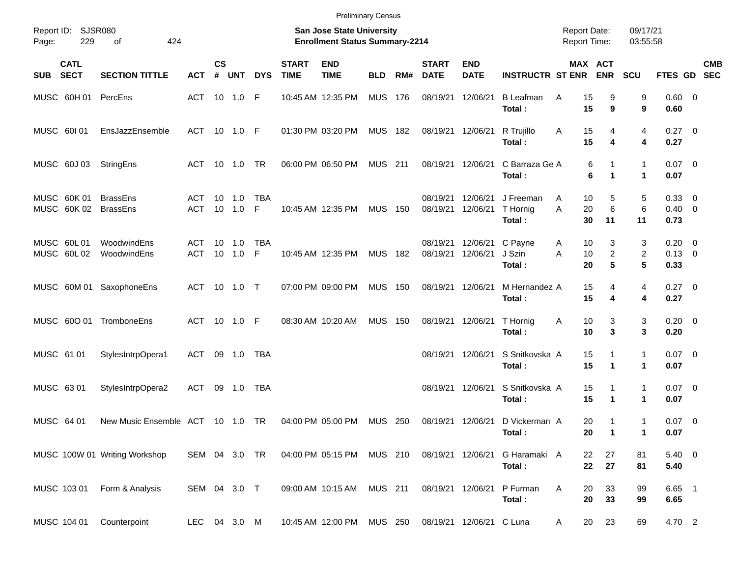Preliminary Census

Report ID: SJSR080
Page: 229 of 424

**San Jose State University**
**Enrollment Status Summary-2214**

Report Date: 09/17/21
Report Time: 03:55:58

| SUB | CATL SECT | SECTION TITTLE | ACT | CS # | UNT | DYS | START TIME | END TIME | BLD | RM# | START DATE | END DATE | INSTRUCTR | ST | MAX ENR | ACT ENR | SCU | FTES | GD | CMB SEC |
|---|---|---|---|---|---|---|---|---|---|---|---|---|---|---|---|---|---|---|---|---|
| MUSC | 60H 01 | PercEns | ACT | 10 | 1.0 | F | 10:45 AM | 12:35 PM | MUS | 176 | 08/19/21 | 12/06/21 | B Leafman | A | 15 | 9 | 9 | 0.60 | 0 | |
| | | | | | | | | | | | | | **Total :** | | **15** | **9** | **9** | **0.60** | | |
| MUSC | 60I 01 | EnsJazzEnsemble | ACT | 10 | 1.0 | F | 01:30 PM | 03:20 PM | MUS | 182 | 08/19/21 | 12/06/21 | R Trujillo | A | 15 | 4 | 4 | 0.27 | 0 | |
| | | | | | | | | | | | | | **Total :** | | **15** | **4** | **4** | **0.27** | | |
| MUSC | 60J 03 | StringEns | ACT | 10 | 1.0 | TR | 06:00 PM | 06:50 PM | MUS | 211 | 08/19/21 | 12/06/21 | C Barraza Ge | A | 6 | 1 | 1 | 0.07 | 0 | |
| | | | | | | | | | | | | | **Total :** | | **6** | **1** | **1** | **0.07** | | |
| MUSC | 60K 01 | BrassEns | ACT | 10 | 1.0 | TBA | | | | | 08/19/21 | 12/06/21 | J Freeman | A | 10 | 5 | 5 | 0.33 | 0 | |
| MUSC | 60K 02 | BrassEns | ACT | 10 | 1.0 | F | 10:45 AM | 12:35 PM | MUS | 150 | 08/19/21 | 12/06/21 | T Hornig | A | 20 | 6 | 6 | 0.40 | 0 | |
| | | | | | | | | | | | | | **Total :** | | **30** | **11** | **11** | **0.73** | | |
| MUSC | 60L 01 | WoodwindEns | ACT | 10 | 1.0 | TBA | | | | | 08/19/21 | 12/06/21 | C Payne | A | 10 | 3 | 3 | 0.20 | 0 | |
| MUSC | 60L 02 | WoodwindEns | ACT | 10 | 1.0 | F | 10:45 AM | 12:35 PM | MUS | 182 | 08/19/21 | 12/06/21 | J Szin | A | 10 | 2 | 2 | 0.13 | 0 | |
| | | | | | | | | | | | | | **Total :** | | **20** | **5** | **5** | **0.33** | | |
| MUSC | 60M 01 | SaxophoneEns | ACT | 10 | 1.0 | T | 07:00 PM | 09:00 PM | MUS | 150 | 08/19/21 | 12/06/21 | M Hernandez | A | 15 | 4 | 4 | 0.27 | 0 | |
| | | | | | | | | | | | | | **Total :** | | **15** | **4** | **4** | **0.27** | | |
| MUSC | 60O 01 | TromboneEns | ACT | 10 | 1.0 | F | 08:30 AM | 10:20 AM | MUS | 150 | 08/19/21 | 12/06/21 | T Hornig | A | 10 | 3 | 3 | 0.20 | 0 | |
| | | | | | | | | | | | | | **Total :** | | **10** | **3** | **3** | **0.20** | | |
| MUSC | 61 01 | StylesIntrpOpera1 | ACT | 09 | 1.0 | TBA | | | | | 08/19/21 | 12/06/21 | S Snitkovska | A | 15 | 1 | 1 | 0.07 | 0 | |
| | | | | | | | | | | | | | **Total :** | | **15** | **1** | **1** | **0.07** | | |
| MUSC | 63 01 | StylesIntrpOpera2 | ACT | 09 | 1.0 | TBA | | | | | 08/19/21 | 12/06/21 | S Snitkovska | A | 15 | 1 | 1 | 0.07 | 0 | |
| | | | | | | | | | | | | | **Total :** | | **15** | **1** | **1** | **0.07** | | |
| MUSC | 64 01 | New Music Ensemble | ACT | 10 | 1.0 | TR | 04:00 PM | 05:00 PM | MUS | 250 | 08/19/21 | 12/06/21 | D Vickerman | A | 20 | 1 | 1 | 0.07 | 0 | |
| | | | | | | | | | | | | | **Total :** | | **20** | **1** | **1** | **0.07** | | |
| MUSC | 100W 01 | Writing Workshop | SEM | 04 | 3.0 | TR | 04:00 PM | 05:15 PM | MUS | 210 | 08/19/21 | 12/06/21 | G Haramaki | A | 22 | 27 | 81 | 5.40 | 0 | |
| | | | | | | | | | | | | | **Total :** | | **22** | **27** | **81** | **5.40** | | |
| MUSC | 103 01 | Form & Analysis | SEM | 04 | 3.0 | T | 09:00 AM | 10:15 AM | MUS | 211 | 08/19/21 | 12/06/21 | P Furman | A | 20 | 33 | 99 | 6.65 | 1 | |
| | | | | | | | | | | | | | **Total :** | | **20** | **33** | **99** | **6.65** | | |
| MUSC | 104 01 | Counterpoint | LEC | 04 | 3.0 | M | 10:45 AM | 12:00 PM | MUS | 250 | 08/19/21 | 12/06/21 | C Luna | A | 20 | 23 | 69 | 4.70 | 2 | |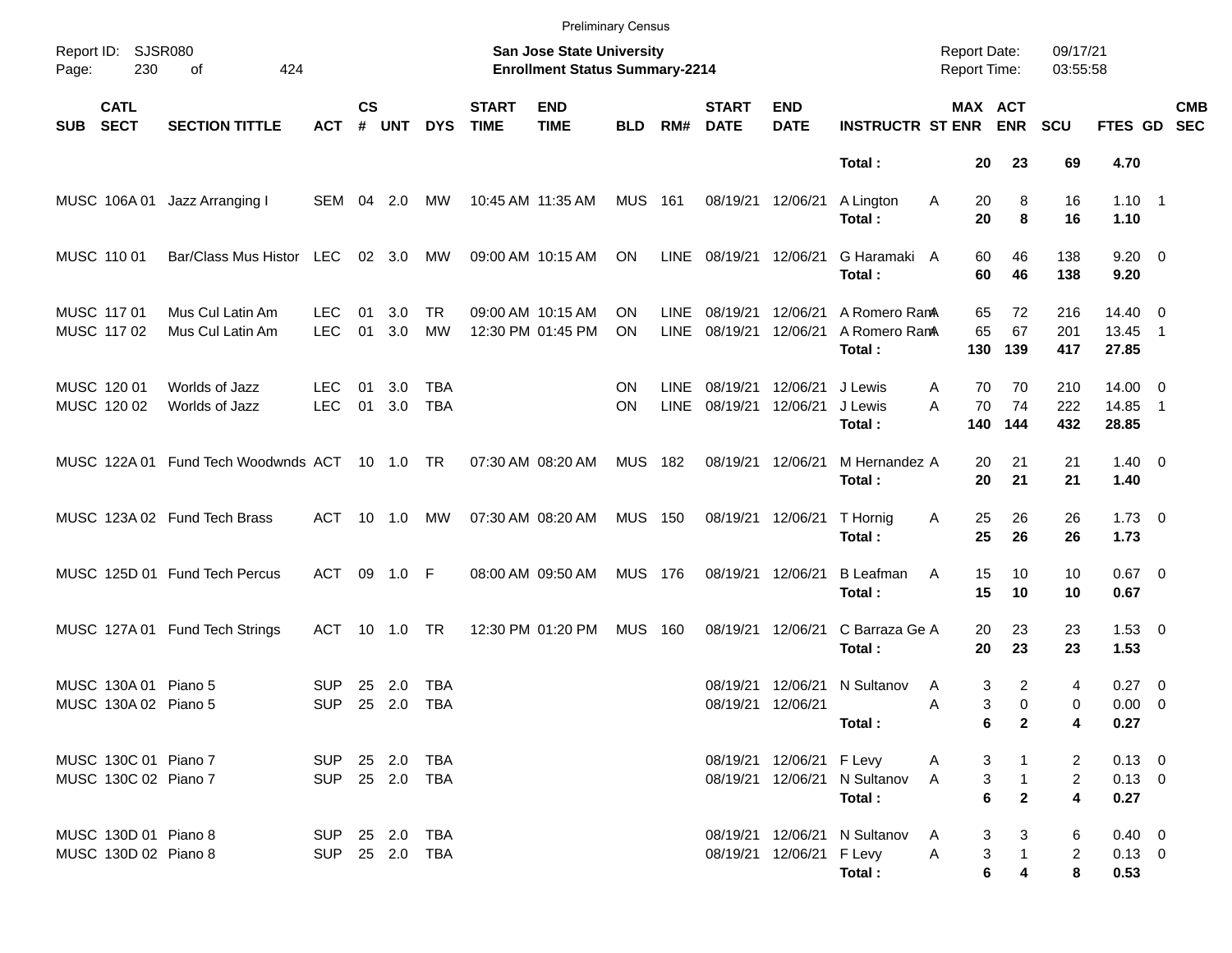Preliminary Census

Report ID: SJSR080
Page: 230 of 424

**San Jose State University**
**Enrollment Status Summary-2214**

Report Date: 09/17/21
Report Time: 03:55:58

| SUB | CATL SECT | SECTION TITTLE | ACT | CS # | UNT | DYS | START TIME | END TIME | BLD | RM# | START DATE | END DATE | INSTRUCTR | ST | MAX ENR | ACT ENR | SCU | FTES | GD | CMB SEC |
|---|---|---|---|---|---|---|---|---|---|---|---|---|---|---|---|---|---|---|---|---|
| | | | | | | | | | | | | | **Total :** | | **20** | **23** | **69** | **4.70** | | |
| MUSC | 106A 01 | Jazz Arranging I | SEM | 04 | 2.0 | MW | 10:45 AM | 11:35 AM | MUS | 161 | 08/19/21 | 12/06/21 | A Lington | A | 20 | 8 | 16 | 1.10 | 1 | |
| | | | | | | | | | | | | | **Total :** | | **20** | **8** | **16** | **1.10** | | |
| MUSC | 110 01 | Bar/Class Mus Histor | LEC | 02 | 3.0 | MW | 09:00 AM | 10:15 AM | ON | LINE | 08/19/21 | 12/06/21 | G Haramaki | A | 60 | 46 | 138 | 9.20 | 0 | |
| | | | | | | | | | | | | | **Total :** | | **60** | **46** | **138** | **9.20** | | |
| MUSC | 117 01 | Mus Cul Latin Am | LEC | 01 | 3.0 | TR | 09:00 AM | 10:15 AM | ON | LINE | 08/19/21 | 12/06/21 | A Romero Ram | A | 65 | 72 | 216 | 14.40 | 0 | |
| MUSC | 117 02 | Mus Cul Latin Am | LEC | 01 | 3.0 | MW | 12:30 PM | 01:45 PM | ON | LINE | 08/19/21 | 12/06/21 | A Romero Ram | A | 65 | 67 | 201 | 13.45 | 1 | |
| | | | | | | | | | | | | | **Total :** | | **130** | **139** | **417** | **27.85** | | |
| MUSC | 120 01 | Worlds of Jazz | LEC | 01 | 3.0 | TBA | | | ON | LINE | 08/19/21 | 12/06/21 | J Lewis | A | 70 | 70 | 210 | 14.00 | 0 | |
| MUSC | 120 02 | Worlds of Jazz | LEC | 01 | 3.0 | TBA | | | ON | LINE | 08/19/21 | 12/06/21 | J Lewis | A | 70 | 74 | 222 | 14.85 | 1 | |
| | | | | | | | | | | | | | **Total :** | | **140** | **144** | **432** | **28.85** | | |
| MUSC | 122A 01 | Fund Tech Woodwnds | ACT | 10 | 1.0 | TR | 07:30 AM | 08:20 AM | MUS | 182 | 08/19/21 | 12/06/21 | M Hernandez | A | 20 | 21 | 21 | 1.40 | 0 | |
| | | | | | | | | | | | | | **Total :** | | **20** | **21** | **21** | **1.40** | | |
| MUSC | 123A 02 | Fund Tech Brass | ACT | 10 | 1.0 | MW | 07:30 AM | 08:20 AM | MUS | 150 | 08/19/21 | 12/06/21 | T Hornig | A | 25 | 26 | 26 | 1.73 | 0 | |
| | | | | | | | | | | | | | **Total :** | | **25** | **26** | **26** | **1.73** | | |
| MUSC | 125D 01 | Fund Tech Percus | ACT | 09 | 1.0 | F | 08:00 AM | 09:50 AM | MUS | 176 | 08/19/21 | 12/06/21 | B Leafman | A | 15 | 10 | 10 | 0.67 | 0 | |
| | | | | | | | | | | | | | **Total :** | | **15** | **10** | **10** | **0.67** | | |
| MUSC | 127A 01 | Fund Tech Strings | ACT | 10 | 1.0 | TR | 12:30 PM | 01:20 PM | MUS | 160 | 08/19/21 | 12/06/21 | C Barraza Ge | A | 20 | 23 | 23 | 1.53 | 0 | |
| | | | | | | | | | | | | | **Total :** | | **20** | **23** | **23** | **1.53** | | |
| MUSC | 130A 01 | Piano 5 | SUP | 25 | 2.0 | TBA | | | | | 08/19/21 | 12/06/21 | N Sultanov | A | 3 | 2 | 4 | 0.27 | 0 | |
| MUSC | 130A 02 | Piano 5 | SUP | 25 | 2.0 | TBA | | | | | 08/19/21 | 12/06/21 | | A | 3 | 0 | 0 | 0.00 | 0 | |
| | | | | | | | | | | | | | **Total :** | | **6** | **2** | **4** | **0.27** | | |
| MUSC | 130C 01 | Piano 7 | SUP | 25 | 2.0 | TBA | | | | | 08/19/21 | 12/06/21 | F Levy | A | 3 | 1 | 2 | 0.13 | 0 | |
| MUSC | 130C 02 | Piano 7 | SUP | 25 | 2.0 | TBA | | | | | 08/19/21 | 12/06/21 | N Sultanov | A | 3 | 1 | 2 | 0.13 | 0 | |
| | | | | | | | | | | | | | **Total :** | | **6** | **2** | **4** | **0.27** | | |
| MUSC | 130D 01 | Piano 8 | SUP | 25 | 2.0 | TBA | | | | | 08/19/21 | 12/06/21 | N Sultanov | A | 3 | 3 | 6 | 0.40 | 0 | |
| MUSC | 130D 02 | Piano 8 | SUP | 25 | 2.0 | TBA | | | | | 08/19/21 | 12/06/21 | F Levy | A | 3 | 1 | 2 | 0.13 | 0 | |
| | | | | | | | | | | | | | **Total :** | | **6** | **4** | **8** | **0.53** | | |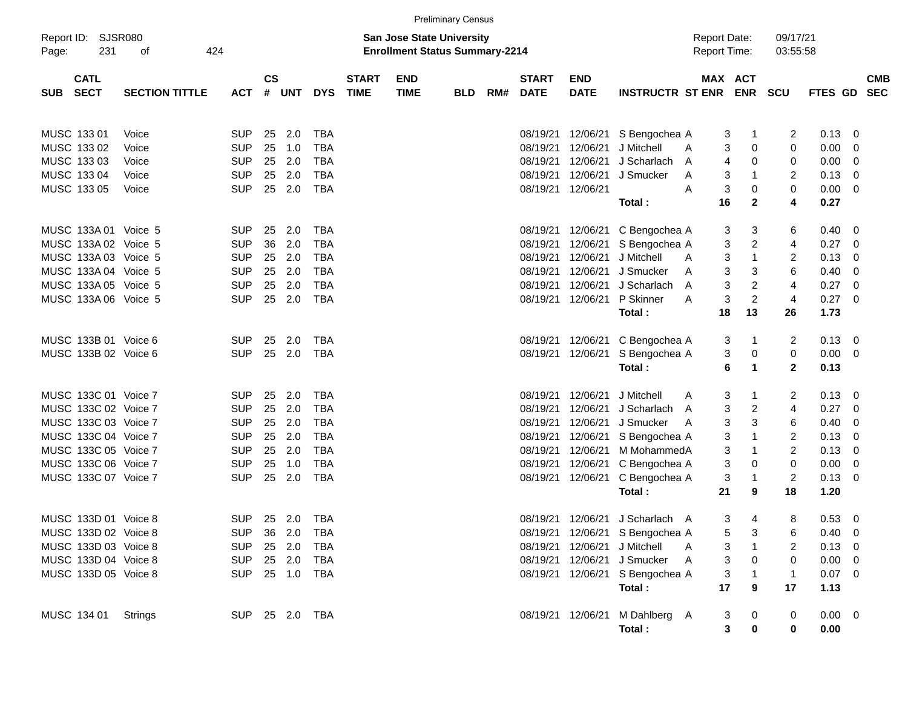Preliminary Census

Report ID: SJSR080
Page: 231 of 424

**San Jose State University**
**Enrollment Status Summary-2214**

Report Date: 09/17/21
Report Time: 03:55:58

| SUB | CATL SECT | SECTION TITTLE | ACT | CS # | UNT | DYS | START TIME | END TIME | BLD | RM# | START DATE | END DATE | INSTRUCTR | ST | MAX ENR | ACT ENR | SCU | FTES | GD | CMB SEC |
|---|---|---|---|---|---|---|---|---|---|---|---|---|---|---|---|---|---|---|---|---|
| MUSC | 133 01 | Voice | SUP | 25 | 2.0 | TBA | | | | | 08/19/21 | 12/06/21 | S Bengochea | A | 3 | 1 | 2 | 0.13 | 0 | |
| MUSC | 133 02 | Voice | SUP | 25 | 1.0 | TBA | | | | | 08/19/21 | 12/06/21 | J Mitchell | A | 3 | 0 | 0 | 0.00 | 0 | |
| MUSC | 133 03 | Voice | SUP | 25 | 2.0 | TBA | | | | | 08/19/21 | 12/06/21 | J Scharlach | A | 4 | 0 | 0 | 0.00 | 0 | |
| MUSC | 133 04 | Voice | SUP | 25 | 2.0 | TBA | | | | | 08/19/21 | 12/06/21 | J Smucker | A | 3 | 1 | 2 | 0.13 | 0 | |
| MUSC | 133 05 | Voice | SUP | 25 | 2.0 | TBA | | | | | 08/19/21 | 12/06/21 | | A | 3 | 0 | 0 | 0.00 | 0 | |
| | | | | | | | | | | | | | **Total :** | | **16** | **2** | **4** | **0.27** | | |
| MUSC | 133A 01 | Voice 5 | SUP | 25 | 2.0 | TBA | | | | | 08/19/21 | 12/06/21 | C Bengochea | A | 3 | 3 | 6 | 0.40 | 0 | |
| MUSC | 133A 02 | Voice 5 | SUP | 36 | 2.0 | TBA | | | | | 08/19/21 | 12/06/21 | S Bengochea | A | 3 | 2 | 4 | 0.27 | 0 | |
| MUSC | 133A 03 | Voice 5 | SUP | 25 | 2.0 | TBA | | | | | 08/19/21 | 12/06/21 | J Mitchell | A | 3 | 1 | 2 | 0.13 | 0 | |
| MUSC | 133A 04 | Voice 5 | SUP | 25 | 2.0 | TBA | | | | | 08/19/21 | 12/06/21 | J Smucker | A | 3 | 3 | 6 | 0.40 | 0 | |
| MUSC | 133A 05 | Voice 5 | SUP | 25 | 2.0 | TBA | | | | | 08/19/21 | 12/06/21 | J Scharlach | A | 3 | 2 | 4 | 0.27 | 0 | |
| MUSC | 133A 06 | Voice 5 | SUP | 25 | 2.0 | TBA | | | | | 08/19/21 | 12/06/21 | P Skinner | A | 3 | 2 | 4 | 0.27 | 0 | |
| | | | | | | | | | | | | | **Total :** | | **18** | **13** | **26** | **1.73** | | |
| MUSC | 133B 01 | Voice 6 | SUP | 25 | 2.0 | TBA | | | | | 08/19/21 | 12/06/21 | C Bengochea | A | 3 | 1 | 2 | 0.13 | 0 | |
| MUSC | 133B 02 | Voice 6 | SUP | 25 | 2.0 | TBA | | | | | 08/19/21 | 12/06/21 | S Bengochea | A | 3 | 0 | 0 | 0.00 | 0 | |
| | | | | | | | | | | | | | **Total :** | | **6** | **1** | **2** | **0.13** | | |
| MUSC | 133C 01 | Voice 7 | SUP | 25 | 2.0 | TBA | | | | | 08/19/21 | 12/06/21 | J Mitchell | A | 3 | 1 | 2 | 0.13 | 0 | |
| MUSC | 133C 02 | Voice 7 | SUP | 25 | 2.0 | TBA | | | | | 08/19/21 | 12/06/21 | J Scharlach | A | 3 | 2 | 4 | 0.27 | 0 | |
| MUSC | 133C 03 | Voice 7 | SUP | 25 | 2.0 | TBA | | | | | 08/19/21 | 12/06/21 | J Smucker | A | 3 | 3 | 6 | 0.40 | 0 | |
| MUSC | 133C 04 | Voice 7 | SUP | 25 | 2.0 | TBA | | | | | 08/19/21 | 12/06/21 | S Bengochea | A | 3 | 1 | 2 | 0.13 | 0 | |
| MUSC | 133C 05 | Voice 7 | SUP | 25 | 2.0 | TBA | | | | | 08/19/21 | 12/06/21 | M Mohammed | A | 3 | 1 | 2 | 0.13 | 0 | |
| MUSC | 133C 06 | Voice 7 | SUP | 25 | 1.0 | TBA | | | | | 08/19/21 | 12/06/21 | C Bengochea | A | 3 | 0 | 0 | 0.00 | 0 | |
| MUSC | 133C 07 | Voice 7 | SUP | 25 | 2.0 | TBA | | | | | 08/19/21 | 12/06/21 | C Bengochea | A | 3 | 1 | 2 | 0.13 | 0 | |
| | | | | | | | | | | | | | **Total :** | | **21** | **9** | **18** | **1.20** | | |
| MUSC | 133D 01 | Voice 8 | SUP | 25 | 2.0 | TBA | | | | | 08/19/21 | 12/06/21 | J Scharlach | A | 3 | 4 | 8 | 0.53 | 0 | |
| MUSC | 133D 02 | Voice 8 | SUP | 36 | 2.0 | TBA | | | | | 08/19/21 | 12/06/21 | S Bengochea | A | 5 | 3 | 6 | 0.40 | 0 | |
| MUSC | 133D 03 | Voice 8 | SUP | 25 | 2.0 | TBA | | | | | 08/19/21 | 12/06/21 | J Mitchell | A | 3 | 1 | 2 | 0.13 | 0 | |
| MUSC | 133D 04 | Voice 8 | SUP | 25 | 2.0 | TBA | | | | | 08/19/21 | 12/06/21 | J Smucker | A | 3 | 0 | 0 | 0.00 | 0 | |
| MUSC | 133D 05 | Voice 8 | SUP | 25 | 1.0 | TBA | | | | | 08/19/21 | 12/06/21 | S Bengochea | A | 3 | 1 | 1 | 0.07 | 0 | |
| | | | | | | | | | | | | | **Total :** | | **17** | **9** | **17** | **1.13** | | |
| MUSC | 134 01 | Strings | SUP | 25 | 2.0 | TBA | | | | | 08/19/21 | 12/06/21 | M Dahlberg | A | 3 | 0 | 0 | 0.00 | 0 | |
| | | | | | | | | | | | | | **Total :** | | **3** | **0** | **0** | **0.00** | | |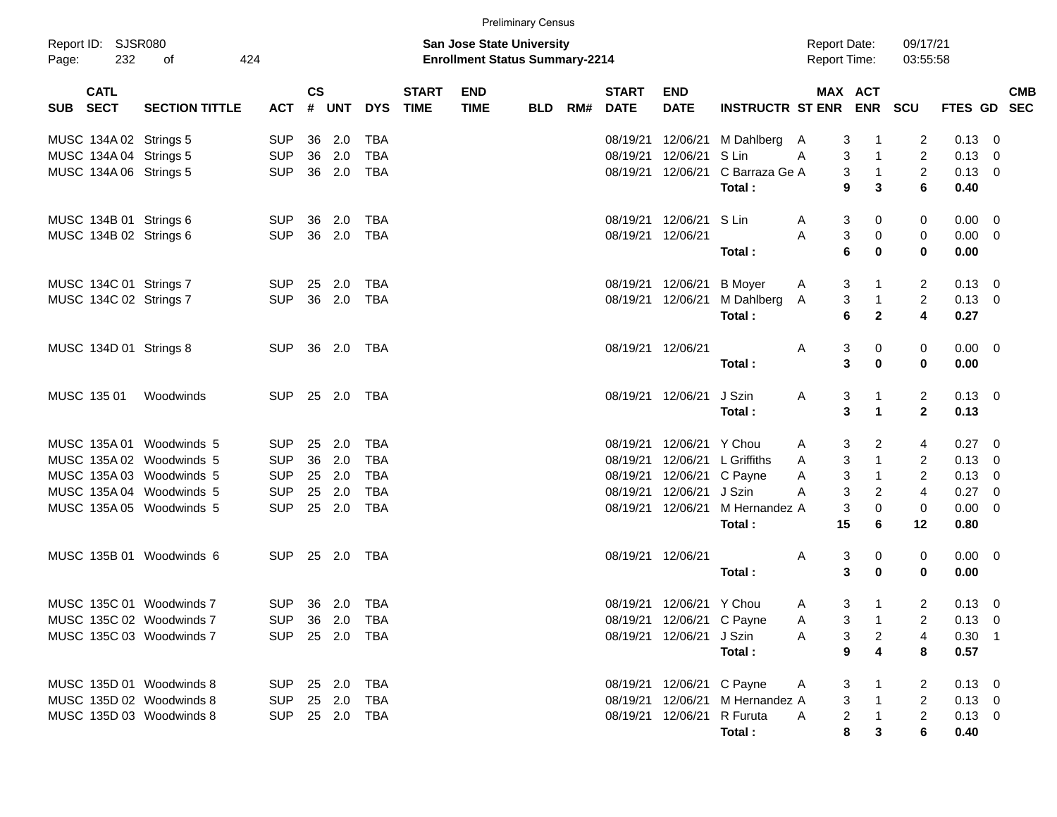Preliminary Census

Report ID: SJSR080

**San Jose State University**
**Enrollment Status Summary-2214**

Report Date: 09/17/21
Report Time: 03:55:58

| SUB | CATL SECT | SECTION TITTLE | ACT | CS # | UNT | DYS | START TIME | END TIME | BLD | RM# | START DATE | END DATE | INSTRUCTR | ST | MAX ENR | ACT ENR | SCU | FTES | GD | CMB SEC |
|---|---|---|---|---|---|---|---|---|---|---|---|---|---|---|---|---|---|---|---|---|
| MUSC | 134A 02 | Strings 5 | SUP | 36 | 2.0 | TBA | | | | | 08/19/21 | 12/06/21 | M Dahlberg | A | 3 | 1 | 2 | 0.13 | 0 | |
| MUSC | 134A 04 | Strings 5 | SUP | 36 | 2.0 | TBA | | | | | 08/19/21 | 12/06/21 | S Lin | A | 3 | 1 | 2 | 0.13 | 0 | |
| MUSC | 134A 06 | Strings 5 | SUP | 36 | 2.0 | TBA | | | | | 08/19/21 | 12/06/21 | C Barraza Ge | A | 3 | 1 | 2 | 0.13 | 0 | |
| | | | | | | | | | | | | | **Total :** | | **9** | **3** | **6** | **0.40** | | |
| MUSC | 134B 01 | Strings 6 | SUP | 36 | 2.0 | TBA | | | | | 08/19/21 | 12/06/21 | S Lin | A | 3 | 0 | 0 | 0.00 | 0 | |
| MUSC | 134B 02 | Strings 6 | SUP | 36 | 2.0 | TBA | | | | | 08/19/21 | 12/06/21 | | A | 3 | 0 | 0 | 0.00 | 0 | |
| | | | | | | | | | | | | | **Total :** | | **6** | **0** | **0** | **0.00** | | |
| MUSC | 134C 01 | Strings 7 | SUP | 25 | 2.0 | TBA | | | | | 08/19/21 | 12/06/21 | B Moyer | A | 3 | 1 | 2 | 0.13 | 0 | |
| MUSC | 134C 02 | Strings 7 | SUP | 36 | 2.0 | TBA | | | | | 08/19/21 | 12/06/21 | M Dahlberg | A | 3 | 1 | 2 | 0.13 | 0 | |
| | | | | | | | | | | | | | **Total :** | | **6** | **2** | **4** | **0.27** | | |
| MUSC | 134D 01 | Strings 8 | SUP | 36 | 2.0 | TBA | | | | | 08/19/21 | 12/06/21 | | A | 3 | 0 | 0 | 0.00 | 0 | |
| | | | | | | | | | | | | | **Total :** | | **3** | **0** | **0** | **0.00** | | |
| MUSC | 135 01 | Woodwinds | SUP | 25 | 2.0 | TBA | | | | | 08/19/21 | 12/06/21 | J Szin | A | 3 | 1 | 2 | 0.13 | 0 | |
| | | | | | | | | | | | | | **Total :** | | **3** | **1** | **2** | **0.13** | | |
| MUSC | 135A 01 | Woodwinds 5 | SUP | 25 | 2.0 | TBA | | | | | 08/19/21 | 12/06/21 | Y Chou | A | 3 | 2 | 4 | 0.27 | 0 | |
| MUSC | 135A 02 | Woodwinds 5 | SUP | 36 | 2.0 | TBA | | | | | 08/19/21 | 12/06/21 | L Griffiths | A | 3 | 1 | 2 | 0.13 | 0 | |
| MUSC | 135A 03 | Woodwinds 5 | SUP | 25 | 2.0 | TBA | | | | | 08/19/21 | 12/06/21 | C Payne | A | 3 | 1 | 2 | 0.13 | 0 | |
| MUSC | 135A 04 | Woodwinds 5 | SUP | 25 | 2.0 | TBA | | | | | 08/19/21 | 12/06/21 | J Szin | A | 3 | 2 | 4 | 0.27 | 0 | |
| MUSC | 135A 05 | Woodwinds 5 | SUP | 25 | 2.0 | TBA | | | | | 08/19/21 | 12/06/21 | M Hernandez | A | 3 | 0 | 0 | 0.00 | 0 | |
| | | | | | | | | | | | | | **Total :** | | **15** | **6** | **12** | **0.80** | | |
| MUSC | 135B 01 | Woodwinds 6 | SUP | 25 | 2.0 | TBA | | | | | 08/19/21 | 12/06/21 | | A | 3 | 0 | 0 | 0.00 | 0 | |
| | | | | | | | | | | | | | **Total :** | | **3** | **0** | **0** | **0.00** | | |
| MUSC | 135C 01 | Woodwinds 7 | SUP | 36 | 2.0 | TBA | | | | | 08/19/21 | 12/06/21 | Y Chou | A | 3 | 1 | 2 | 0.13 | 0 | |
| MUSC | 135C 02 | Woodwinds 7 | SUP | 36 | 2.0 | TBA | | | | | 08/19/21 | 12/06/21 | C Payne | A | 3 | 1 | 2 | 0.13 | 0 | |
| MUSC | 135C 03 | Woodwinds 7 | SUP | 25 | 2.0 | TBA | | | | | 08/19/21 | 12/06/21 | J Szin | A | 3 | 2 | 4 | 0.30 | 1 | |
| | | | | | | | | | | | | | **Total :** | | **9** | **4** | **8** | **0.57** | | |
| MUSC | 135D 01 | Woodwinds 8 | SUP | 25 | 2.0 | TBA | | | | | 08/19/21 | 12/06/21 | C Payne | A | 3 | 1 | 2 | 0.13 | 0 | |
| MUSC | 135D 02 | Woodwinds 8 | SUP | 25 | 2.0 | TBA | | | | | 08/19/21 | 12/06/21 | M Hernandez | A | 3 | 1 | 2 | 0.13 | 0 | |
| MUSC | 135D 03 | Woodwinds 8 | SUP | 25 | 2.0 | TBA | | | | | 08/19/21 | 12/06/21 | R Furuta | A | 2 | 1 | 2 | 0.13 | 0 | |
| | | | | | | | | | | | | | **Total :** | | **8** | **3** | **6** | **0.40** | | |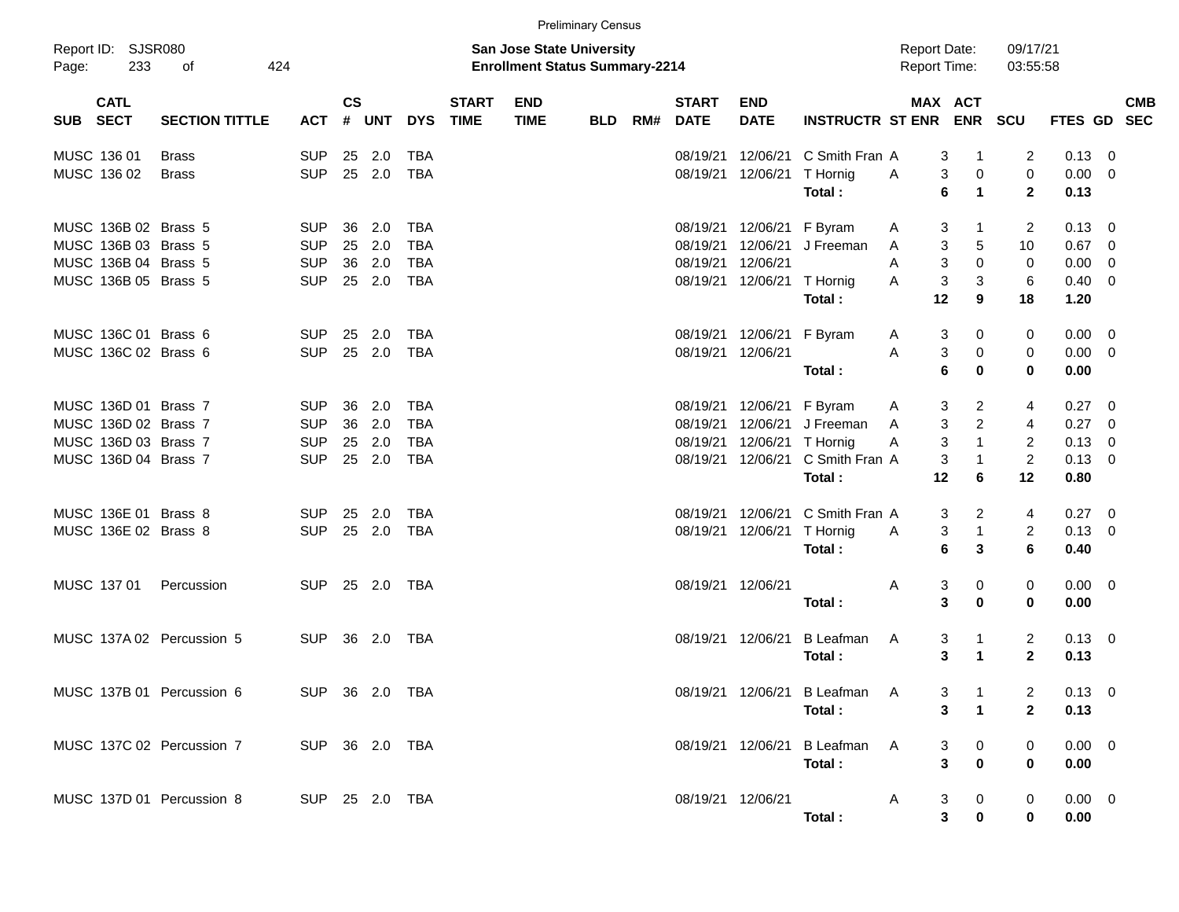Preliminary Census

Report ID: SJSR080

**San Jose State University**
**Enrollment Status Summary-2214**

Report Date: 09/17/21
Report Time: 03:55:58

| SUB | CATL SECT | SECTION TITTLE | ACT | CS # | UNT | DYS | START TIME | END TIME | BLD | RM# | START DATE | END DATE | INSTRUCTR | ST | MAX ENR | ACT ENR | SCU | FTES | GD | CMB SEC |
|---|---|---|---|---|---|---|---|---|---|---|---|---|---|---|---|---|---|---|---|---|
| MUSC | 136 01 | Brass | SUP | 25 | 2.0 | TBA | | | | | 08/19/21 | 12/06/21 | C Smith Fran | A | 3 | 1 | 2 | 0.13 | 0 | |
| MUSC | 136 02 | Brass | SUP | 25 | 2.0 | TBA | | | | | 08/19/21 | 12/06/21 | T Hornig | A | 3 | 0 | 0 | 0.00 | 0 | |
| | | | | | | | | | | | | | **Total :** | | **6** | **1** | **2** | **0.13** | | |
| MUSC | 136B 02 | Brass 5 | SUP | 36 | 2.0 | TBA | | | | | 08/19/21 | 12/06/21 | F Byram | A | 3 | 1 | 2 | 0.13 | 0 | |
| MUSC | 136B 03 | Brass 5 | SUP | 25 | 2.0 | TBA | | | | | 08/19/21 | 12/06/21 | J Freeman | A | 3 | 5 | 10 | 0.67 | 0 | |
| MUSC | 136B 04 | Brass 5 | SUP | 36 | 2.0 | TBA | | | | | 08/19/21 | 12/06/21 | | A | 3 | 0 | 0 | 0.00 | 0 | |
| MUSC | 136B 05 | Brass 5 | SUP | 25 | 2.0 | TBA | | | | | 08/19/21 | 12/06/21 | T Hornig | A | 3 | 3 | 6 | 0.40 | 0 | |
| | | | | | | | | | | | | | **Total :** | | **12** | **9** | **18** | **1.20** | | |
| MUSC | 136C 01 | Brass 6 | SUP | 25 | 2.0 | TBA | | | | | 08/19/21 | 12/06/21 | F Byram | A | 3 | 0 | 0 | 0.00 | 0 | |
| MUSC | 136C 02 | Brass 6 | SUP | 25 | 2.0 | TBA | | | | | 08/19/21 | 12/06/21 | | A | 3 | 0 | 0 | 0.00 | 0 | |
| | | | | | | | | | | | | | **Total :** | | **6** | **0** | **0** | **0.00** | | |
| MUSC | 136D 01 | Brass 7 | SUP | 36 | 2.0 | TBA | | | | | 08/19/21 | 12/06/21 | F Byram | A | 3 | 2 | 4 | 0.27 | 0 | |
| MUSC | 136D 02 | Brass 7 | SUP | 36 | 2.0 | TBA | | | | | 08/19/21 | 12/06/21 | J Freeman | A | 3 | 2 | 4 | 0.27 | 0 | |
| MUSC | 136D 03 | Brass 7 | SUP | 25 | 2.0 | TBA | | | | | 08/19/21 | 12/06/21 | T Hornig | A | 3 | 1 | 2 | 0.13 | 0 | |
| MUSC | 136D 04 | Brass 7 | SUP | 25 | 2.0 | TBA | | | | | 08/19/21 | 12/06/21 | C Smith Fran | A | 3 | 1 | 2 | 0.13 | 0 | |
| | | | | | | | | | | | | | **Total :** | | **12** | **6** | **12** | **0.80** | | |
| MUSC | 136E 01 | Brass 8 | SUP | 25 | 2.0 | TBA | | | | | 08/19/21 | 12/06/21 | C Smith Fran | A | 3 | 2 | 4 | 0.27 | 0 | |
| MUSC | 136E 02 | Brass 8 | SUP | 25 | 2.0 | TBA | | | | | 08/19/21 | 12/06/21 | T Hornig | A | 3 | 1 | 2 | 0.13 | 0 | |
| | | | | | | | | | | | | | **Total :** | | **6** | **3** | **6** | **0.40** | | |
| MUSC | 137 01 | Percussion | SUP | 25 | 2.0 | TBA | | | | | 08/19/21 | 12/06/21 | | A | 3 | 0 | 0 | 0.00 | 0 | |
| | | | | | | | | | | | | | **Total :** | | **3** | **0** | **0** | **0.00** | | |
| MUSC | 137A 02 | Percussion 5 | SUP | 36 | 2.0 | TBA | | | | | 08/19/21 | 12/06/21 | B Leafman | A | 3 | 1 | 2 | 0.13 | 0 | |
| | | | | | | | | | | | | | **Total :** | | **3** | **1** | **2** | **0.13** | | |
| MUSC | 137B 01 | Percussion 6 | SUP | 36 | 2.0 | TBA | | | | | 08/19/21 | 12/06/21 | B Leafman | A | 3 | 1 | 2 | 0.13 | 0 | |
| | | | | | | | | | | | | | **Total :** | | **3** | **1** | **2** | **0.13** | | |
| MUSC | 137C 02 | Percussion 7 | SUP | 36 | 2.0 | TBA | | | | | 08/19/21 | 12/06/21 | B Leafman | A | 3 | 0 | 0 | 0.00 | 0 | |
| | | | | | | | | | | | | | **Total :** | | **3** | **0** | **0** | **0.00** | | |
| MUSC | 137D 01 | Percussion 8 | SUP | 25 | 2.0 | TBA | | | | | 08/19/21 | 12/06/21 | | A | 3 | 0 | 0 | 0.00 | 0 | |
| | | | | | | | | | | | | | **Total :** | | **3** | **0** | **0** | **0.00** | | |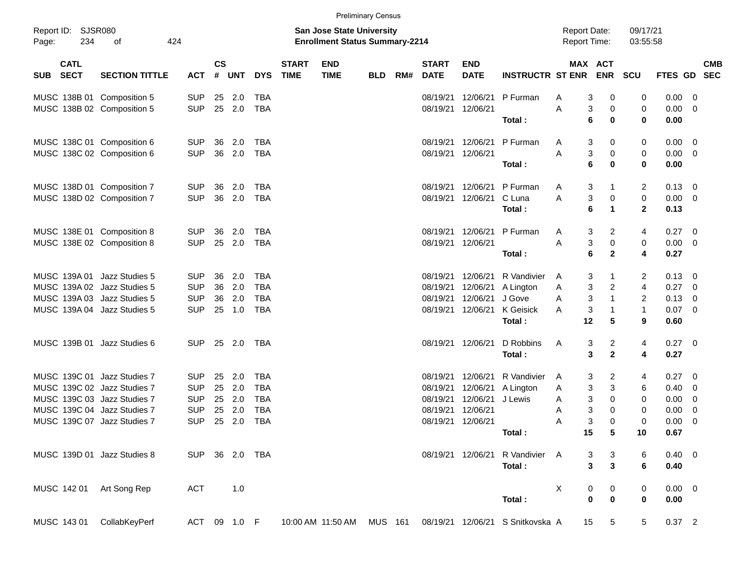Preliminary Census

Report ID: SJSR080
**San Jose State University**
**Enrollment Status Summary-2214**
Report Date: 09/17/21
Report Time: 03:55:58

| SUB | CATL SECT | SECTION TITTLE | ACT | CS # | UNT | DYS | START TIME | END TIME | BLD | RM# | START DATE | END DATE | INSTRUCTR | ST | MAX ENR | ACT ENR | SCU | FTES | GD | CMB SEC |
|---|---|---|---|---|---|---|---|---|---|---|---|---|---|---|---|---|---|---|---|---|
| MUSC | 138B 01 | Composition 5 | SUP | 25 | 2.0 | TBA | | | | | 08/19/21 | 12/06/21 | P Furman | A | 3 | 0 | 0 | 0.00 | 0 | |
| MUSC | 138B 02 | Composition 5 | SUP | 25 | 2.0 | TBA | | | | | 08/19/21 | 12/06/21 | | A | 3 | 0 | 0 | 0.00 | 0 | |
| | | | | | | | | | | | | | **Total :** | | **6** | **0** | **0** | **0.00** | | |
| MUSC | 138C 01 | Composition 6 | SUP | 36 | 2.0 | TBA | | | | | 08/19/21 | 12/06/21 | P Furman | A | 3 | 0 | 0 | 0.00 | 0 | |
| MUSC | 138C 02 | Composition 6 | SUP | 36 | 2.0 | TBA | | | | | 08/19/21 | 12/06/21 | | A | 3 | 0 | 0 | 0.00 | 0 | |
| | | | | | | | | | | | | | **Total :** | | **6** | **0** | **0** | **0.00** | | |
| MUSC | 138D 01 | Composition 7 | SUP | 36 | 2.0 | TBA | | | | | 08/19/21 | 12/06/21 | P Furman | A | 3 | 1 | 2 | 0.13 | 0 | |
| MUSC | 138D 02 | Composition 7 | SUP | 36 | 2.0 | TBA | | | | | 08/19/21 | 12/06/21 | C Luna | A | 3 | 0 | 0 | 0.00 | 0 | |
| | | | | | | | | | | | | | **Total :** | | **6** | **1** | **2** | **0.13** | | |
| MUSC | 138E 01 | Composition 8 | SUP | 36 | 2.0 | TBA | | | | | 08/19/21 | 12/06/21 | P Furman | A | 3 | 2 | 4 | 0.27 | 0 | |
| MUSC | 138E 02 | Composition 8 | SUP | 25 | 2.0 | TBA | | | | | 08/19/21 | 12/06/21 | | A | 3 | 0 | 0 | 0.00 | 0 | |
| | | | | | | | | | | | | | **Total :** | | **6** | **2** | **4** | **0.27** | | |
| MUSC | 139A 01 | Jazz Studies 5 | SUP | 36 | 2.0 | TBA | | | | | 08/19/21 | 12/06/21 | R Vandivier | A | 3 | 1 | 2 | 0.13 | 0 | |
| MUSC | 139A 02 | Jazz Studies 5 | SUP | 36 | 2.0 | TBA | | | | | 08/19/21 | 12/06/21 | A Lington | A | 3 | 2 | 4 | 0.27 | 0 | |
| MUSC | 139A 03 | Jazz Studies 5 | SUP | 36 | 2.0 | TBA | | | | | 08/19/21 | 12/06/21 | J Gove | A | 3 | 1 | 2 | 0.13 | 0 | |
| MUSC | 139A 04 | Jazz Studies 5 | SUP | 25 | 1.0 | TBA | | | | | 08/19/21 | 12/06/21 | K Geisick | A | 3 | 1 | 1 | 0.07 | 0 | |
| | | | | | | | | | | | | | **Total :** | | **12** | **5** | **9** | **0.60** | | |
| MUSC | 139B 01 | Jazz Studies 6 | SUP | 25 | 2.0 | TBA | | | | | 08/19/21 | 12/06/21 | D Robbins | A | 3 | 2 | 4 | 0.27 | 0 | |
| | | | | | | | | | | | | | **Total :** | | **3** | **2** | **4** | **0.27** | | |
| MUSC | 139C 01 | Jazz Studies 7 | SUP | 25 | 2.0 | TBA | | | | | 08/19/21 | 12/06/21 | R Vandivier | A | 3 | 2 | 4 | 0.27 | 0 | |
| MUSC | 139C 02 | Jazz Studies 7 | SUP | 25 | 2.0 | TBA | | | | | 08/19/21 | 12/06/21 | A Lington | A | 3 | 3 | 6 | 0.40 | 0 | |
| MUSC | 139C 03 | Jazz Studies 7 | SUP | 25 | 2.0 | TBA | | | | | 08/19/21 | 12/06/21 | J Lewis | A | 3 | 0 | 0 | 0.00 | 0 | |
| MUSC | 139C 04 | Jazz Studies 7 | SUP | 25 | 2.0 | TBA | | | | | 08/19/21 | 12/06/21 | | A | 3 | 0 | 0 | 0.00 | 0 | |
| MUSC | 139C 07 | Jazz Studies 7 | SUP | 25 | 2.0 | TBA | | | | | 08/19/21 | 12/06/21 | | A | 3 | 0 | 0 | 0.00 | 0 | |
| | | | | | | | | | | | | | **Total :** | | **15** | **5** | **10** | **0.67** | | |
| MUSC | 139D 01 | Jazz Studies 8 | SUP | 36 | 2.0 | TBA | | | | | 08/19/21 | 12/06/21 | R Vandivier | A | 3 | 3 | 6 | 0.40 | 0 | |
| | | | | | | | | | | | | | **Total :** | | **3** | **3** | **6** | **0.40** | | |
| MUSC | 142 01 | Art Song Rep | ACT | | 1.0 | | | | | | | | | X | 0 | 0 | 0 | 0.00 | 0 | |
| | | | | | | | | | | | | | **Total :** | | **0** | **0** | **0** | **0.00** | | |
| MUSC | 143 01 | CollabKeyPerf | ACT | 09 | 1.0 | F | 10:00 AM | 11:50 AM | MUS | 161 | 08/19/21 | 12/06/21 | S Snitkovska | A | 15 | 5 | 5 | 0.37 | 2 | |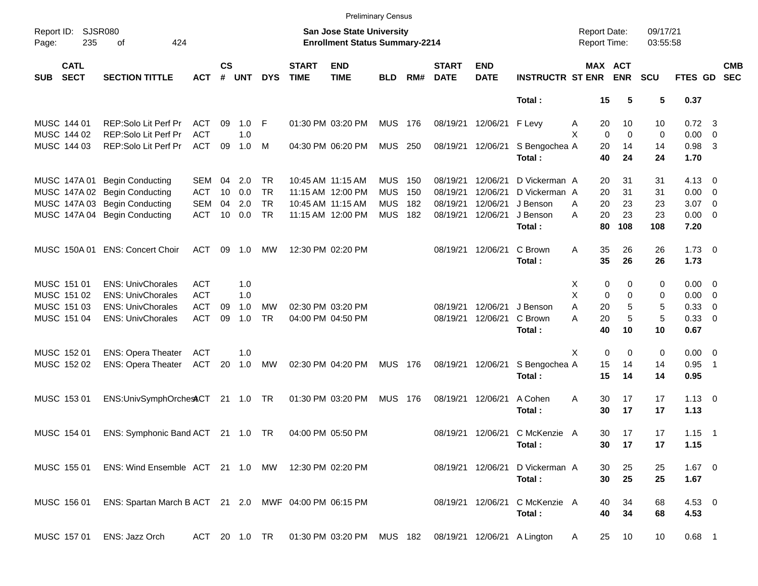Preliminary Census

Report ID: SJSR080
Page: 235 of 424

**San Jose State University**
**Enrollment Status Summary-2214**

Report Date: 09/17/21
Report Time: 03:55:58

| SUB | CATL SECT | SECTION TITTLE | ACT | CS # | UNT | DYS | START TIME | END TIME | BLD | RM# | START DATE | END DATE | INSTRUCTR | ST | MAX ENR | ACT ENR | SCU | FTES | GD | CMB SEC |
|---|---|---|---|---|---|---|---|---|---|---|---|---|---|---|---|---|---|---|---|---|
| | | | | | | | | | | | | | **Total :** | | **15** | **5** | **5** | **0.37** | | |
| MUSC | 144 01 | REP:Solo Lit Perf Pr | ACT | 09 | 1.0 | F | 01:30 PM | 03:20 PM | MUS | 176 | 08/19/21 | 12/06/21 | F Levy | A | 20 | 10 | 10 | 0.72 | 3 | |
| MUSC | 144 02 | REP:Solo Lit Perf Pr | ACT | | 1.0 | | | | | | | | | X | 0 | 0 | 0 | 0.00 | 0 | |
| MUSC | 144 03 | REP:Solo Lit Perf Pr | ACT | 09 | 1.0 | M | 04:30 PM | 06:20 PM | MUS | 250 | 08/19/21 | 12/06/21 | S Bengochea | A | 20 | 14 | 14 | 0.98 | 3 | |
| | | | | | | | | | | | | | **Total :** | | **40** | **24** | **24** | **1.70** | | |
| MUSC | 147A 01 | Begin Conducting | SEM | 04 | 2.0 | TR | 10:45 AM | 11:15 AM | MUS | 150 | 08/19/21 | 12/06/21 | D Vickerman | A | 20 | 31 | 31 | 4.13 | 0 | |
| MUSC | 147A 02 | Begin Conducting | ACT | 10 | 0.0 | TR | 11:15 AM | 12:00 PM | MUS | 150 | 08/19/21 | 12/06/21 | D Vickerman | A | 20 | 31 | 31 | 0.00 | 0 | |
| MUSC | 147A 03 | Begin Conducting | SEM | 04 | 2.0 | TR | 10:45 AM | 11:15 AM | MUS | 182 | 08/19/21 | 12/06/21 | J Benson | A | 20 | 23 | 23 | 3.07 | 0 | |
| MUSC | 147A 04 | Begin Conducting | ACT | 10 | 0.0 | TR | 11:15 AM | 12:00 PM | MUS | 182 | 08/19/21 | 12/06/21 | J Benson | A | 20 | 23 | 23 | 0.00 | 0 | |
| | | | | | | | | | | | | | **Total :** | | **80** | **108** | **108** | **7.20** | | |
| MUSC | 150A 01 | ENS: Concert Choir | ACT | 09 | 1.0 | MW | 12:30 PM | 02:20 PM | | | 08/19/21 | 12/06/21 | C Brown | A | 35 | 26 | 26 | 1.73 | 0 | |
| | | | | | | | | | | | | | **Total :** | | **35** | **26** | **26** | **1.73** | | |
| MUSC | 151 01 | ENS: UnivChorales | ACT | | 1.0 | | | | | | | | | X | 0 | 0 | 0 | 0.00 | 0 | |
| MUSC | 151 02 | ENS: UnivChorales | ACT | | 1.0 | | | | | | | | | X | 0 | 0 | 0 | 0.00 | 0 | |
| MUSC | 151 03 | ENS: UnivChorales | ACT | 09 | 1.0 | MW | 02:30 PM | 03:20 PM | | | 08/19/21 | 12/06/21 | J Benson | A | 20 | 5 | 5 | 0.33 | 0 | |
| MUSC | 151 04 | ENS: UnivChorales | ACT | 09 | 1.0 | TR | 04:00 PM | 04:50 PM | | | 08/19/21 | 12/06/21 | C Brown | A | 20 | 5 | 5 | 0.33 | 0 | |
| | | | | | | | | | | | | | **Total :** | | **40** | **10** | **10** | **0.67** | | |
| MUSC | 152 01 | ENS: Opera Theater | ACT | | 1.0 | | | | | | | | | X | 0 | 0 | 0 | 0.00 | 0 | |
| MUSC | 152 02 | ENS: Opera Theater | ACT | 20 | 1.0 | MW | 02:30 PM | 04:20 PM | MUS | 176 | 08/19/21 | 12/06/21 | S Bengochea | A | 15 | 14 | 14 | 0.95 | 1 | |
| | | | | | | | | | | | | | **Total :** | | **15** | **14** | **14** | **0.95** | | |
| MUSC | 153 01 | ENS:UnivSymphOrchest | ACT | 21 | 1.0 | TR | 01:30 PM | 03:20 PM | MUS | 176 | 08/19/21 | 12/06/21 | A Cohen | A | 30 | 17 | 17 | 1.13 | 0 | |
| | | | | | | | | | | | | | **Total :** | | **30** | **17** | **17** | **1.13** | | |
| MUSC | 154 01 | ENS: Symphonic Band | ACT | 21 | 1.0 | TR | 04:00 PM | 05:50 PM | | | 08/19/21 | 12/06/21 | C McKenzie | A | 30 | 17 | 17 | 1.15 | 1 | |
| | | | | | | | | | | | | | **Total :** | | **30** | **17** | **17** | **1.15** | | |
| MUSC | 155 01 | ENS: Wind Ensemble | ACT | 21 | 1.0 | MW | 12:30 PM | 02:20 PM | | | 08/19/21 | 12/06/21 | D Vickerman | A | 30 | 25 | 25 | 1.67 | 0 | |
| | | | | | | | | | | | | | **Total :** | | **30** | **25** | **25** | **1.67** | | |
| MUSC | 156 01 | ENS: Spartan March B | ACT | 21 | 2.0 | MWF | 04:00 PM | 06:15 PM | | | 08/19/21 | 12/06/21 | C McKenzie | A | 40 | 34 | 68 | 4.53 | 0 | |
| | | | | | | | | | | | | | **Total :** | | **40** | **34** | **68** | **4.53** | | |
| MUSC | 157 01 | ENS: Jazz Orch | ACT | 20 | 1.0 | TR | 01:30 PM | 03:20 PM | MUS | 182 | 08/19/21 | 12/06/21 | A Lington | A | 25 | 10 | 10 | 0.68 | 1 | |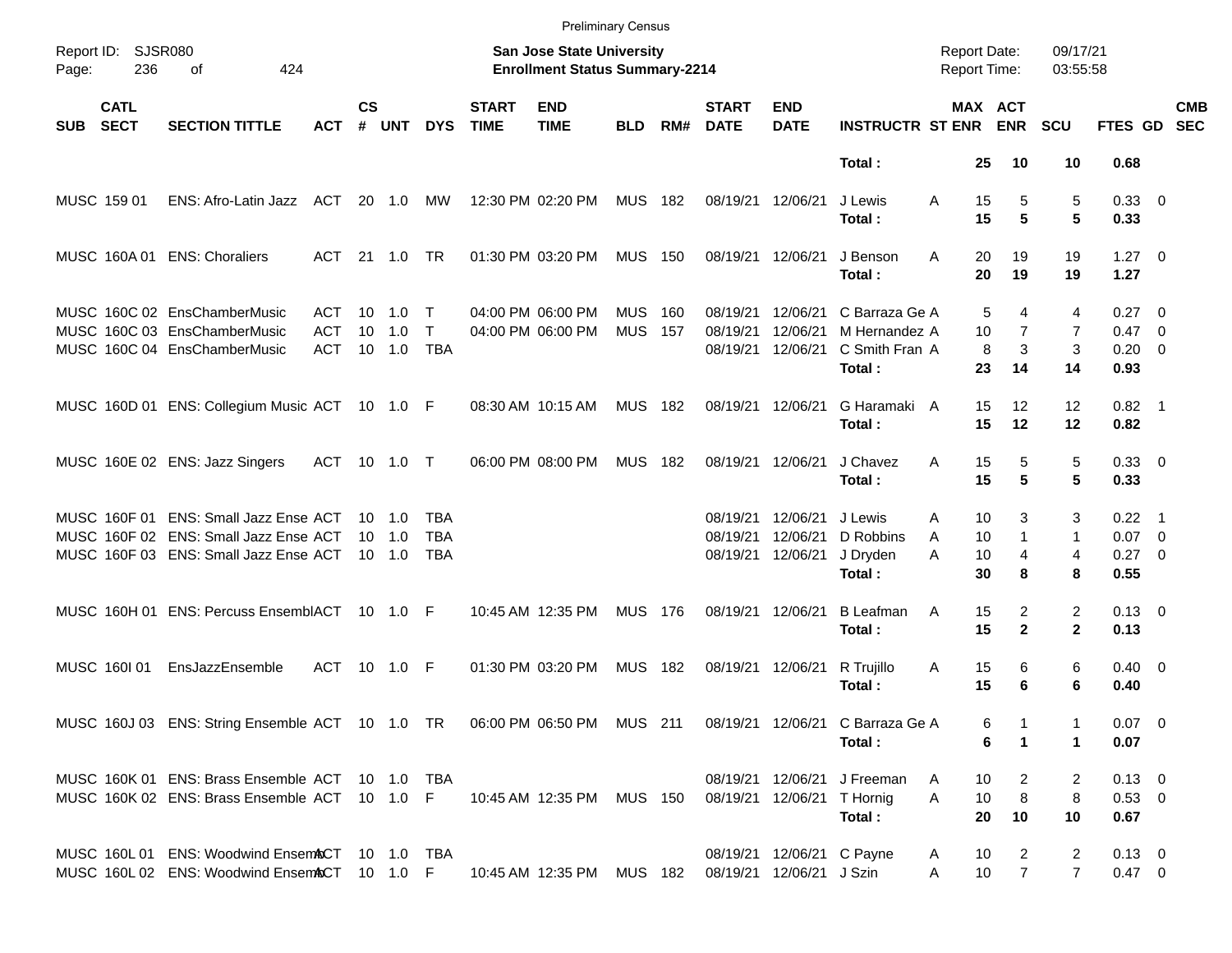Preliminary Census

Report ID: SJSR080
Page: 236 of 424

**San Jose State University**
**Enrollment Status Summary-2214**

Report Date: 09/17/21
Report Time: 03:55:58

| SUB | CATL SECT | SECTION TITTLE | ACT | CS # | UNT | DYS | START TIME | END TIME | BLD | RM# | START DATE | END DATE | INSTRUCTR | ST | MAX ENR | ACT ENR | SCU | FTES | GD | CMB SEC |
|---|---|---|---|---|---|---|---|---|---|---|---|---|---|---|---|---|---|---|---|---|
| | | | | | | | | | | | | | **Total :** | | **25** | **10** | **10** | **0.68** | | |
| MUSC | 159 01 | ENS: Afro-Latin Jazz | ACT | 20 | 1.0 | MW | 12:30 PM | 02:20 PM | MUS | 182 | 08/19/21 | 12/06/21 | J Lewis | A | 15 | 5 | 5 | 0.33 | 0 | |
| | | | | | | | | | | | | | **Total :** | | **15** | **5** | **5** | **0.33** | | |
| MUSC | 160A 01 | ENS: Choraliers | ACT | 21 | 1.0 | TR | 01:30 PM | 03:20 PM | MUS | 150 | 08/19/21 | 12/06/21 | J Benson | A | 20 | 19 | 19 | 1.27 | 0 | |
| | | | | | | | | | | | | | **Total :** | | **20** | **19** | **19** | **1.27** | | |
| MUSC | 160C 02 | EnsChamberMusic | ACT | 10 | 1.0 | T | 04:00 PM | 06:00 PM | MUS | 160 | 08/19/21 | 12/06/21 | C Barraza Ge | A | 5 | 4 | 4 | 0.27 | 0 | |
| MUSC | 160C 03 | EnsChamberMusic | ACT | 10 | 1.0 | T | 04:00 PM | 06:00 PM | MUS | 157 | 08/19/21 | 12/06/21 | M Hernandez | A | 10 | 7 | 7 | 0.47 | 0 | |
| MUSC | 160C 04 | EnsChamberMusic | ACT | 10 | 1.0 | TBA | | | | | 08/19/21 | 12/06/21 | C Smith Fran | A | 8 | 3 | 3 | 0.20 | 0 | |
| | | | | | | | | | | | | | **Total :** | | **23** | **14** | **14** | **0.93** | | |
| MUSC | 160D 01 | ENS: Collegium Music | ACT | 10 | 1.0 | F | 08:30 AM | 10:15 AM | MUS | 182 | 08/19/21 | 12/06/21 | G Haramaki | A | 15 | 12 | 12 | 0.82 | 1 | |
| | | | | | | | | | | | | | **Total :** | | **15** | **12** | **12** | **0.82** | | |
| MUSC | 160E 02 | ENS: Jazz Singers | ACT | 10 | 1.0 | T | 06:00 PM | 08:00 PM | MUS | 182 | 08/19/21 | 12/06/21 | J Chavez | A | 15 | 5 | 5 | 0.33 | 0 | |
| | | | | | | | | | | | | | **Total :** | | **15** | **5** | **5** | **0.33** | | |
| MUSC | 160F 01 | ENS: Small Jazz Ense | ACT | 10 | 1.0 | TBA | | | | | 08/19/21 | 12/06/21 | J Lewis | A | 10 | 3 | 3 | 0.22 | 1 | |
| MUSC | 160F 02 | ENS: Small Jazz Ense | ACT | 10 | 1.0 | TBA | | | | | 08/19/21 | 12/06/21 | D Robbins | A | 10 | 1 | 1 | 0.07 | 0 | |
| MUSC | 160F 03 | ENS: Small Jazz Ense | ACT | 10 | 1.0 | TBA | | | | | 08/19/21 | 12/06/21 | J Dryden | A | 10 | 4 | 4 | 0.27 | 0 | |
| | | | | | | | | | | | | | **Total :** | | **30** | **8** | **8** | **0.55** | | |
| MUSC | 160H 01 | ENS: Percuss Ensembl | ACT | 10 | 1.0 | F | 10:45 AM | 12:35 PM | MUS | 176 | 08/19/21 | 12/06/21 | B Leafman | A | 15 | 2 | 2 | 0.13 | 0 | |
| | | | | | | | | | | | | | **Total :** | | **15** | **2** | **2** | **0.13** | | |
| MUSC | 160I 01 | EnsJazzEnsemble | ACT | 10 | 1.0 | F | 01:30 PM | 03:20 PM | MUS | 182 | 08/19/21 | 12/06/21 | R Trujillo | A | 15 | 6 | 6 | 0.40 | 0 | |
| | | | | | | | | | | | | | **Total :** | | **15** | **6** | **6** | **0.40** | | |
| MUSC | 160J 03 | ENS: String Ensemble | ACT | 10 | 1.0 | TR | 06:00 PM | 06:50 PM | MUS | 211 | 08/19/21 | 12/06/21 | C Barraza Ge | A | 6 | 1 | 1 | 0.07 | 0 | |
| | | | | | | | | | | | | | **Total :** | | **6** | **1** | **1** | **0.07** | | |
| MUSC | 160K 01 | ENS: Brass Ensemble | ACT | 10 | 1.0 | TBA | | | | | 08/19/21 | 12/06/21 | J Freeman | A | 10 | 2 | 2 | 0.13 | 0 | |
| MUSC | 160K 02 | ENS: Brass Ensemble | ACT | 10 | 1.0 | F | 10:45 AM | 12:35 PM | MUS | 150 | 08/19/21 | 12/06/21 | T Hornig | A | 10 | 8 | 8 | 0.53 | 0 | |
| | | | | | | | | | | | | | **Total :** | | **20** | **10** | **10** | **0.67** | | |
| MUSC | 160L 01 | ENS: Woodwind Ensem | ACT | 10 | 1.0 | TBA | | | | | 08/19/21 | 12/06/21 | C Payne | A | 10 | 2 | 2 | 0.13 | 0 | |
| MUSC | 160L 02 | ENS: Woodwind Ensem | ACT | 10 | 1.0 | F | 10:45 AM | 12:35 PM | MUS | 182 | 08/19/21 | 12/06/21 | J Szin | A | 10 | 7 | 7 | 0.47 | 0 | |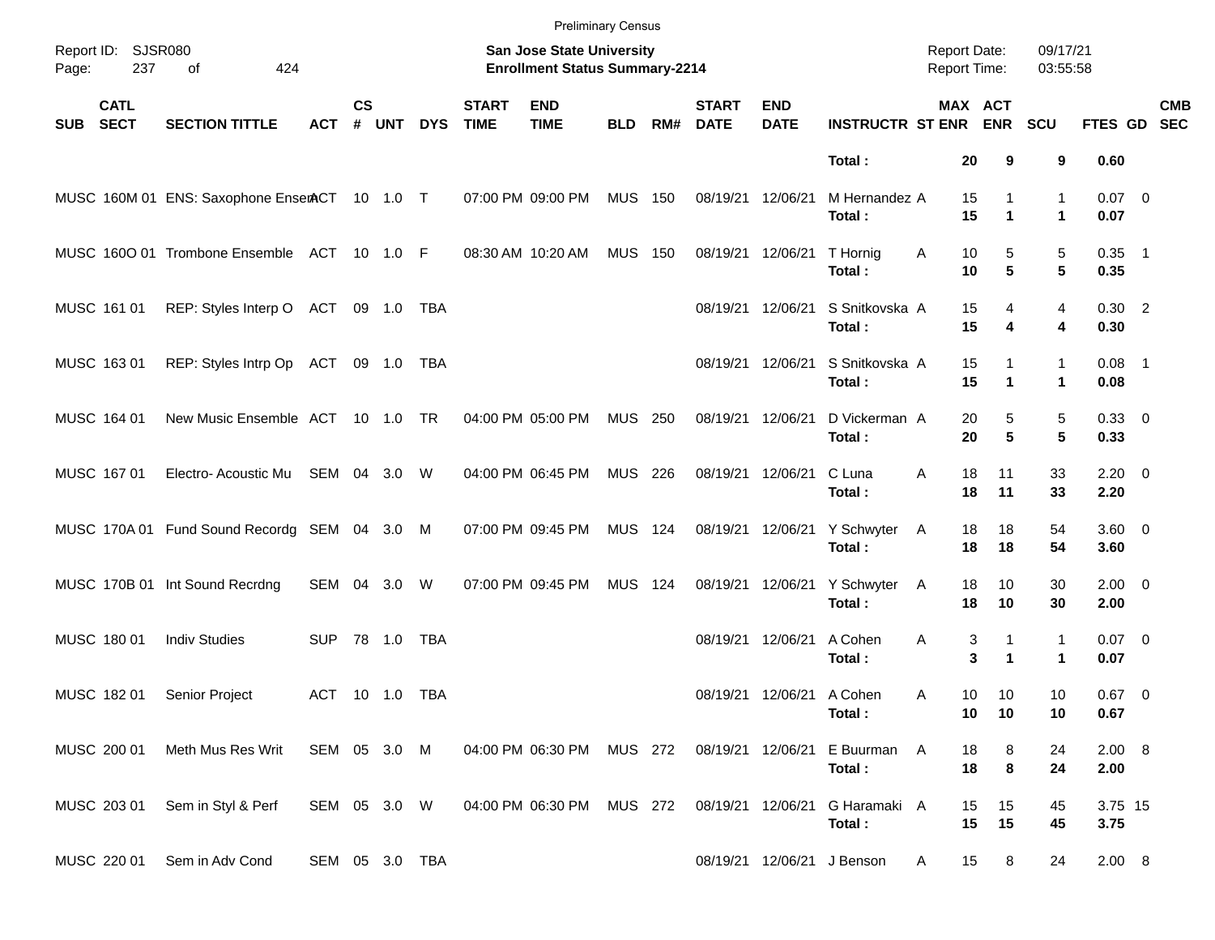Preliminary Census

Report ID: SJSR080

**San Jose State University**
**Enrollment Status Summary-2214**

Report Date: 09/17/21
Report Time: 03:55:58

| SUB | CATL SECT | SECTION TITTLE | ACT | CS # | UNT | DYS | START TIME | END TIME | BLD | RM# | START DATE | END DATE | INSTRUCTR | ST | MAX ENR | ACT ENR | SCU | FTES | GD | CMB SEC |
|---|---|---|---|---|---|---|---|---|---|---|---|---|---|---|---|---|---|---|---|---|
| | | | | | | | | | | | | | **Total :** | | **20** | **9** | **9** | **0.60** | | |
| MUSC | 160M 01 | ENS: Saxophone Ensem | ACT | 10 | 1.0 | T | 07:00 PM | 09:00 PM | MUS | 150 | 08/19/21 | 12/06/21 | M Hernandez | A | 15 | 1 | 1 | 0.07 | 0 | |
| | | | | | | | | | | | | | **Total :** | | **15** | **1** | **1** | **0.07** | | |
| MUSC | 160O 01 | Trombone Ensemble | ACT | 10 | 1.0 | F | 08:30 AM | 10:20 AM | MUS | 150 | 08/19/21 | 12/06/21 | T Hornig | A | 10 | 5 | 5 | 0.35 | 1 | |
| | | | | | | | | | | | | | **Total :** | | **10** | **5** | **5** | **0.35** | | |
| MUSC | 161 01 | REP: Styles Interp O | ACT | 09 | 1.0 | TBA | | | | | 08/19/21 | 12/06/21 | S Snitkovska | A | 15 | 4 | 4 | 0.30 | 2 | |
| | | | | | | | | | | | | | **Total :** | | **15** | **4** | **4** | **0.30** | | |
| MUSC | 163 01 | REP: Styles Intrp Op | ACT | 09 | 1.0 | TBA | | | | | 08/19/21 | 12/06/21 | S Snitkovska | A | 15 | 1 | 1 | 0.08 | 1 | |
| | | | | | | | | | | | | | **Total :** | | **15** | **1** | **1** | **0.08** | | |
| MUSC | 164 01 | New Music Ensemble | ACT | 10 | 1.0 | TR | 04:00 PM | 05:00 PM | MUS | 250 | 08/19/21 | 12/06/21 | D Vickerman | A | 20 | 5 | 5 | 0.33 | 0 | |
| | | | | | | | | | | | | | **Total :** | | **20** | **5** | **5** | **0.33** | | |
| MUSC | 167 01 | Electro- Acoustic Mu | SEM | 04 | 3.0 | W | 04:00 PM | 06:45 PM | MUS | 226 | 08/19/21 | 12/06/21 | C Luna | A | 18 | 11 | 33 | 2.20 | 0 | |
| | | | | | | | | | | | | | **Total :** | | **18** | **11** | **33** | **2.20** | | |
| MUSC | 170A 01 | Fund Sound Recordg | SEM | 04 | 3.0 | M | 07:00 PM | 09:45 PM | MUS | 124 | 08/19/21 | 12/06/21 | Y Schwyter | A | 18 | 18 | 54 | 3.60 | 0 | |
| | | | | | | | | | | | | | **Total :** | | **18** | **18** | **54** | **3.60** | | |
| MUSC | 170B 01 | Int Sound Recrdng | SEM | 04 | 3.0 | W | 07:00 PM | 09:45 PM | MUS | 124 | 08/19/21 | 12/06/21 | Y Schwyter | A | 18 | 10 | 30 | 2.00 | 0 | |
| | | | | | | | | | | | | | **Total :** | | **18** | **10** | **30** | **2.00** | | |
| MUSC | 180 01 | Indiv Studies | SUP | 78 | 1.0 | TBA | | | | | 08/19/21 | 12/06/21 | A Cohen | A | 3 | 1 | 1 | 0.07 | 0 | |
| | | | | | | | | | | | | | **Total :** | | **3** | **1** | **1** | **0.07** | | |
| MUSC | 182 01 | Senior Project | ACT | 10 | 1.0 | TBA | | | | | 08/19/21 | 12/06/21 | A Cohen | A | 10 | 10 | 10 | 0.67 | 0 | |
| | | | | | | | | | | | | | **Total :** | | **10** | **10** | **10** | **0.67** | | |
| MUSC | 200 01 | Meth Mus Res Writ | SEM | 05 | 3.0 | M | 04:00 PM | 06:30 PM | MUS | 272 | 08/19/21 | 12/06/21 | E Buurman | A | 18 | 8 | 24 | 2.00 | 8 | |
| | | | | | | | | | | | | | **Total :** | | **18** | **8** | **24** | **2.00** | | |
| MUSC | 203 01 | Sem in Styl & Perf | SEM | 05 | 3.0 | W | 04:00 PM | 06:30 PM | MUS | 272 | 08/19/21 | 12/06/21 | G Haramaki | A | 15 | 15 | 45 | 3.75 | 15 | |
| | | | | | | | | | | | | | **Total :** | | **15** | **15** | **45** | **3.75** | | |
| MUSC | 220 01 | Sem in Adv Cond | SEM | 05 | 3.0 | TBA | | | | | 08/19/21 | 12/06/21 | J Benson | A | 15 | 8 | 24 | 2.00 | 8 | |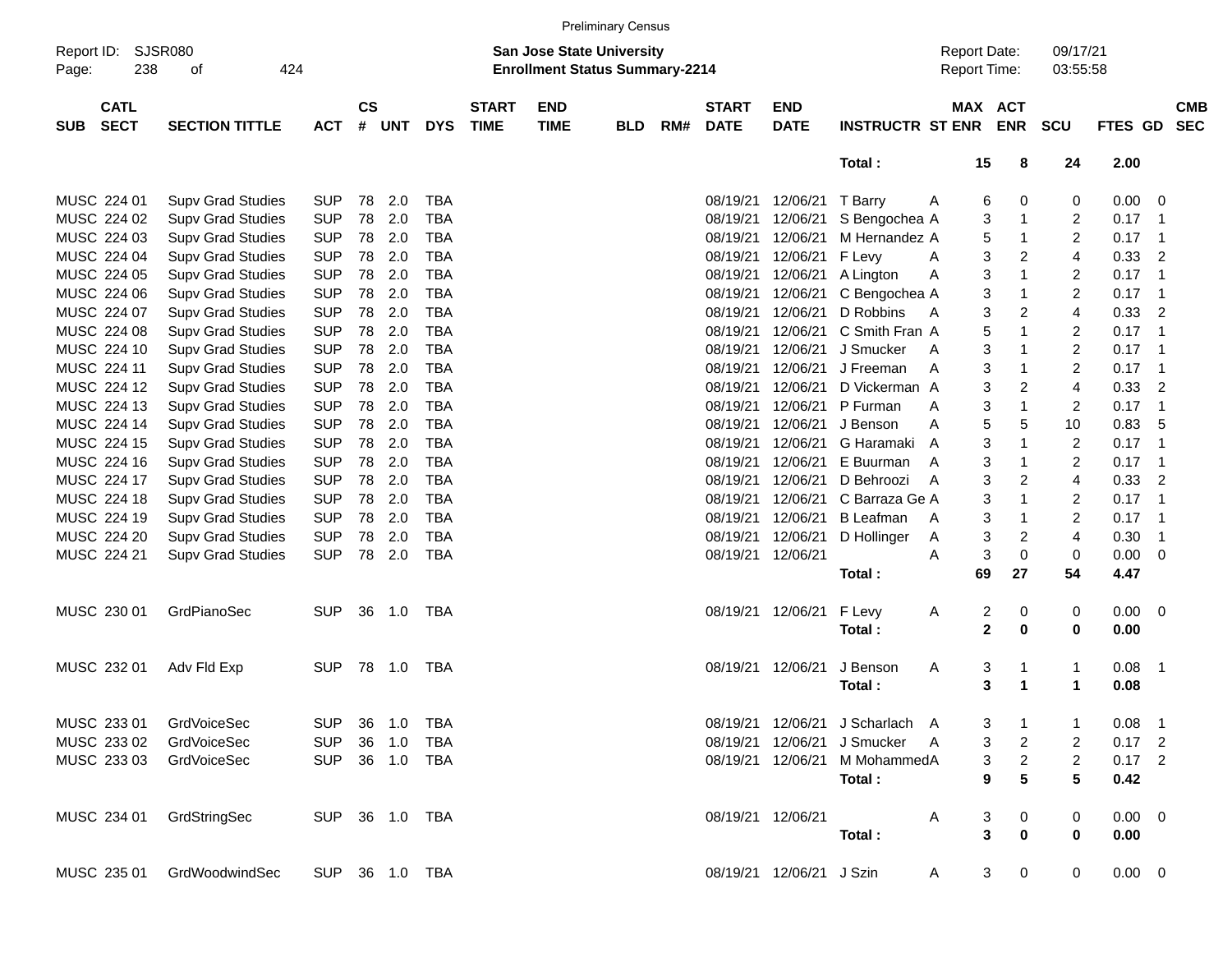Preliminary Census

Report ID: SJSR080
Page: 238 of 424

**San Jose State University**
**Enrollment Status Summary-2214**

Report Date: 09/17/21
Report Time: 03:55:58

| SUB | CATL SECT | SECTION TITTLE | ACT | CS # | UNT | DYS | START TIME | END TIME | BLD | RM# | START DATE | END DATE | INSTRUCTR | ST | MAX ENR | ACT ENR | SCU | FTES | GD | CMB SEC |
|---|---|---|---|---|---|---|---|---|---|---|---|---|---|---|---|---|---|---|---|---|
| | | | | | | | | | | | | | **Total :** | | **15** | **8** | **24** | **2.00** | | |
| MUSC | 224 01 | Supv Grad Studies | SUP | 78 | 2.0 | TBA | | | | | 08/19/21 | 12/06/21 | T Barry | A | 6 | 0 | 0 | 0.00 | 0 | |
| MUSC | 224 02 | Supv Grad Studies | SUP | 78 | 2.0 | TBA | | | | | 08/19/21 | 12/06/21 | S Bengochea | A | 3 | 1 | 2 | 0.17 | 1 | |
| MUSC | 224 03 | Supv Grad Studies | SUP | 78 | 2.0 | TBA | | | | | 08/19/21 | 12/06/21 | M Hernandez | A | 5 | 1 | 2 | 0.17 | 1 | |
| MUSC | 224 04 | Supv Grad Studies | SUP | 78 | 2.0 | TBA | | | | | 08/19/21 | 12/06/21 | F Levy | A | 3 | 2 | 4 | 0.33 | 2 | |
| MUSC | 224 05 | Supv Grad Studies | SUP | 78 | 2.0 | TBA | | | | | 08/19/21 | 12/06/21 | A Lington | A | 3 | 1 | 2 | 0.17 | 1 | |
| MUSC | 224 06 | Supv Grad Studies | SUP | 78 | 2.0 | TBA | | | | | 08/19/21 | 12/06/21 | C Bengochea | A | 3 | 1 | 2 | 0.17 | 1 | |
| MUSC | 224 07 | Supv Grad Studies | SUP | 78 | 2.0 | TBA | | | | | 08/19/21 | 12/06/21 | D Robbins | A | 3 | 2 | 4 | 0.33 | 2 | |
| MUSC | 224 08 | Supv Grad Studies | SUP | 78 | 2.0 | TBA | | | | | 08/19/21 | 12/06/21 | C Smith Fran | A | 5 | 1 | 2 | 0.17 | 1 | |
| MUSC | 224 10 | Supv Grad Studies | SUP | 78 | 2.0 | TBA | | | | | 08/19/21 | 12/06/21 | J Smucker | A | 3 | 1 | 2 | 0.17 | 1 | |
| MUSC | 224 11 | Supv Grad Studies | SUP | 78 | 2.0 | TBA | | | | | 08/19/21 | 12/06/21 | J Freeman | A | 3 | 1 | 2 | 0.17 | 1 | |
| MUSC | 224 12 | Supv Grad Studies | SUP | 78 | 2.0 | TBA | | | | | 08/19/21 | 12/06/21 | D Vickerman | A | 3 | 2 | 4 | 0.33 | 2 | |
| MUSC | 224 13 | Supv Grad Studies | SUP | 78 | 2.0 | TBA | | | | | 08/19/21 | 12/06/21 | P Furman | A | 3 | 1 | 2 | 0.17 | 1 | |
| MUSC | 224 14 | Supv Grad Studies | SUP | 78 | 2.0 | TBA | | | | | 08/19/21 | 12/06/21 | J Benson | A | 5 | 5 | 10 | 0.83 | 5 | |
| MUSC | 224 15 | Supv Grad Studies | SUP | 78 | 2.0 | TBA | | | | | 08/19/21 | 12/06/21 | G Haramaki | A | 3 | 1 | 2 | 0.17 | 1 | |
| MUSC | 224 16 | Supv Grad Studies | SUP | 78 | 2.0 | TBA | | | | | 08/19/21 | 12/06/21 | E Buurman | A | 3 | 1 | 2 | 0.17 | 1 | |
| MUSC | 224 17 | Supv Grad Studies | SUP | 78 | 2.0 | TBA | | | | | 08/19/21 | 12/06/21 | D Behroozi | A | 3 | 2 | 4 | 0.33 | 2 | |
| MUSC | 224 18 | Supv Grad Studies | SUP | 78 | 2.0 | TBA | | | | | 08/19/21 | 12/06/21 | C Barraza Ge | A | 3 | 1 | 2 | 0.17 | 1 | |
| MUSC | 224 19 | Supv Grad Studies | SUP | 78 | 2.0 | TBA | | | | | 08/19/21 | 12/06/21 | B Leafman | A | 3 | 1 | 2 | 0.17 | 1 | |
| MUSC | 224 20 | Supv Grad Studies | SUP | 78 | 2.0 | TBA | | | | | 08/19/21 | 12/06/21 | D Hollinger | A | 3 | 2 | 4 | 0.30 | 1 | |
| MUSC | 224 21 | Supv Grad Studies | SUP | 78 | 2.0 | TBA | | | | | 08/19/21 | 12/06/21 | | A | 3 | 0 | 0 | 0.00 | 0 | |
| | | | | | | | | | | | | | **Total :** | | **69** | **27** | **54** | **4.47** | | |
| MUSC | 230 01 | GrdPianoSec | SUP | 36 | 1.0 | TBA | | | | | 08/19/21 | 12/06/21 | F Levy | A | 2 | 0 | 0 | 0.00 | 0 | |
| | | | | | | | | | | | | | **Total :** | | **2** | **0** | **0** | **0.00** | | |
| MUSC | 232 01 | Adv Fld Exp | SUP | 78 | 1.0 | TBA | | | | | 08/19/21 | 12/06/21 | J Benson | A | 3 | 1 | 1 | 0.08 | 1 | |
| | | | | | | | | | | | | | **Total :** | | **3** | **1** | **1** | **0.08** | | |
| MUSC | 233 01 | GrdVoiceSec | SUP | 36 | 1.0 | TBA | | | | | 08/19/21 | 12/06/21 | J Scharlach | A | 3 | 1 | 1 | 0.08 | 1 | |
| MUSC | 233 02 | GrdVoiceSec | SUP | 36 | 1.0 | TBA | | | | | 08/19/21 | 12/06/21 | J Smucker | A | 3 | 2 | 2 | 0.17 | 2 | |
| MUSC | 233 03 | GrdVoiceSec | SUP | 36 | 1.0 | TBA | | | | | 08/19/21 | 12/06/21 | M Mohammed | A | 3 | 2 | 2 | 0.17 | 2 | |
| | | | | | | | | | | | | | **Total :** | | **9** | **5** | **5** | **0.42** | | |
| MUSC | 234 01 | GrdStringSec | SUP | 36 | 1.0 | TBA | | | | | 08/19/21 | 12/06/21 | | A | 3 | 0 | 0 | 0.00 | 0 | |
| | | | | | | | | | | | | | **Total :** | | **3** | **0** | **0** | **0.00** | | |
| MUSC | 235 01 | GrdWoodwindSec | SUP | 36 | 1.0 | TBA | | | | | 08/19/21 | 12/06/21 | J Szin | A | 3 | 0 | 0 | 0.00 | 0 | |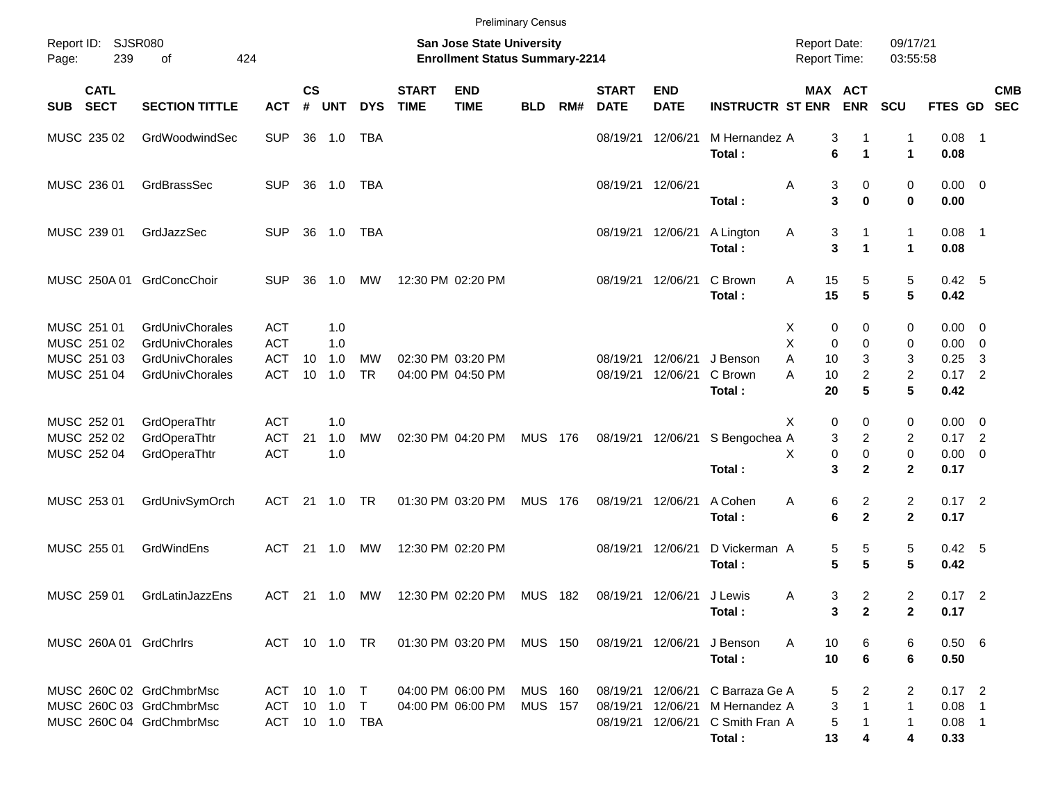Preliminary Census

Report ID: SJSR080
Page: 239 of 424

**San Jose State University**
**Enrollment Status Summary-2214**

Report Date: 09/17/21
Report Time: 03:55:58

| SUB | CATL SECT | SECTION TITTLE | ACT | CS # | UNT | DYS | START TIME | END TIME | BLD | RM# | START DATE | END DATE | INSTRUCTR | ST | MAX ENR | ACT ENR | SCU | FTES | GD | CMB SEC |
|---|---|---|---|---|---|---|---|---|---|---|---|---|---|---|---|---|---|---|---|---|
| MUSC | 235 02 | GrdWoodwindSec | SUP | 36 | 1.0 | TBA | | | | | 08/19/21 | 12/06/21 | M Hernandez | A | 3 | 1 | 1 | 0.08 | 1 | |
| | | | | | | | | | | | | | **Total :** | | **6** | **1** | **1** | **0.08** | | |
| MUSC | 236 01 | GrdBrassSec | SUP | 36 | 1.0 | TBA | | | | | 08/19/21 | 12/06/21 | | A | 3 | 0 | 0 | 0.00 | 0 | |
| | | | | | | | | | | | | | **Total :** | | **3** | **0** | **0** | **0.00** | | |
| MUSC | 239 01 | GrdJazzSec | SUP | 36 | 1.0 | TBA | | | | | 08/19/21 | 12/06/21 | A Lington | A | 3 | 1 | 1 | 0.08 | 1 | |
| | | | | | | | | | | | | | **Total :** | | **3** | **1** | **1** | **0.08** | | |
| MUSC | 250A 01 | GrdConcChoir | SUP | 36 | 1.0 | MW | 12:30 PM | 02:20 PM | | | 08/19/21 | 12/06/21 | C Brown | A | 15 | 5 | 5 | 0.42 | 5 | |
| | | | | | | | | | | | | | **Total :** | | **15** | **5** | **5** | **0.42** | | |
| MUSC | 251 01 | GrdUnivChorales | ACT | | 1.0 | | | | | | | | | X | 0 | 0 | 0 | 0.00 | 0 | |
| MUSC | 251 02 | GrdUnivChorales | ACT | | 1.0 | | | | | | | | | X | 0 | 0 | 0 | 0.00 | 0 | |
| MUSC | 251 03 | GrdUnivChorales | ACT | 10 | 1.0 | MW | 02:30 PM | 03:20 PM | | | 08/19/21 | 12/06/21 | J Benson | A | 10 | 3 | 3 | 0.25 | 3 | |
| MUSC | 251 04 | GrdUnivChorales | ACT | 10 | 1.0 | TR | 04:00 PM | 04:50 PM | | | 08/19/21 | 12/06/21 | C Brown | A | 10 | 2 | 2 | 0.17 | 2 | |
| | | | | | | | | | | | | | **Total :** | | **20** | **5** | **5** | **0.42** | | |
| MUSC | 252 01 | GrdOperaThtr | ACT | | 1.0 | | | | | | | | | X | 0 | 0 | 0 | 0.00 | 0 | |
| MUSC | 252 02 | GrdOperaThtr | ACT | 21 | 1.0 | MW | 02:30 PM | 04:20 PM | MUS | 176 | 08/19/21 | 12/06/21 | S Bengochea | A | 3 | 2 | 2 | 0.17 | 2 | |
| MUSC | 252 04 | GrdOperaThtr | ACT | | 1.0 | | | | | | | | | X | 0 | 0 | 0 | 0.00 | 0 | |
| | | | | | | | | | | | | | **Total :** | | **3** | **2** | **2** | **0.17** | | |
| MUSC | 253 01 | GrdUnivSymOrch | ACT | 21 | 1.0 | TR | 01:30 PM | 03:20 PM | MUS | 176 | 08/19/21 | 12/06/21 | A Cohen | A | 6 | 2 | 2 | 0.17 | 2 | |
| | | | | | | | | | | | | | **Total :** | | **6** | **2** | **2** | **0.17** | | |
| MUSC | 255 01 | GrdWindEns | ACT | 21 | 1.0 | MW | 12:30 PM | 02:20 PM | | | 08/19/21 | 12/06/21 | D Vickerman | A | 5 | 5 | 5 | 0.42 | 5 | |
| | | | | | | | | | | | | | **Total :** | | **5** | **5** | **5** | **0.42** | | |
| MUSC | 259 01 | GrdLatinJazzEns | ACT | 21 | 1.0 | MW | 12:30 PM | 02:20 PM | MUS | 182 | 08/19/21 | 12/06/21 | J Lewis | A | 3 | 2 | 2 | 0.17 | 2 | |
| | | | | | | | | | | | | | **Total :** | | **3** | **2** | **2** | **0.17** | | |
| MUSC | 260A 01 | GrdChrlrs | ACT | 10 | 1.0 | TR | 01:30 PM | 03:20 PM | MUS | 150 | 08/19/21 | 12/06/21 | J Benson | A | 10 | 6 | 6 | 0.50 | 6 | |
| | | | | | | | | | | | | | **Total :** | | **10** | **6** | **6** | **0.50** | | |
| MUSC | 260C 02 | GrdChmbrMsc | ACT | 10 | 1.0 | T | 04:00 PM | 06:00 PM | MUS | 160 | 08/19/21 | 12/06/21 | C Barraza Ge | A | 5 | 2 | 2 | 0.17 | 2 | |
| MUSC | 260C 03 | GrdChmbrMsc | ACT | 10 | 1.0 | T | 04:00 PM | 06:00 PM | MUS | 157 | 08/19/21 | 12/06/21 | M Hernandez | A | 3 | 1 | 1 | 0.08 | 1 | |
| MUSC | 260C 04 | GrdChmbrMsc | ACT | 10 | 1.0 | TBA | | | | | 08/19/21 | 12/06/21 | C Smith Fran | A | 5 | 1 | 1 | 0.08 | 1 | |
| | | | | | | | | | | | | | **Total :** | | **13** | **4** | **4** | **0.33** | | |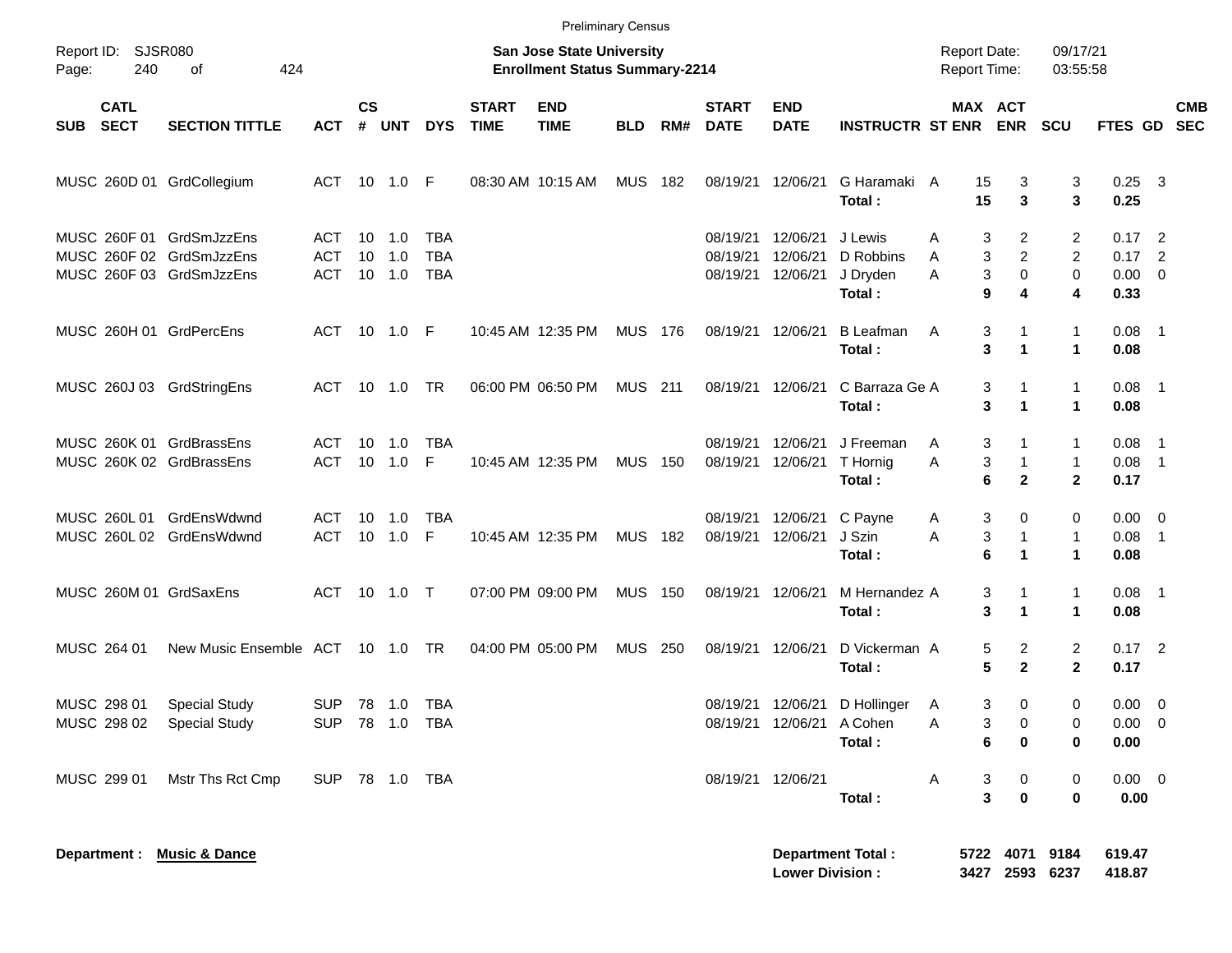Preliminary Census

Report ID: SJSR080

**San Jose State University**
**Enrollment Status Summary-2214**

Report Date: 09/17/21
Report Time: 03:55:58

| SUB | CATL SECT | SECTION TITTLE | ACT | CS # | UNT | DYS | START TIME | END TIME | BLD | RM# | START DATE | END DATE | INSTRUCTR | ST | MAX ENR | ACT ENR | SCU | FTES | GD | CMB SEC |
|---|---|---|---|---|---|---|---|---|---|---|---|---|---|---|---|---|---|---|---|---|
| MUSC | 260D 01 | GrdCollegium | ACT | 10 | 1.0 | F | 08:30 AM | 10:15 AM | MUS | 182 | 08/19/21 | 12/06/21 | G Haramaki | A | 15 | 3 | 3 | 0.25 | 3 | |
| | | | | | | | | | | | | | **Total :** | | **15** | **3** | **3** | **0.25** | | |
| MUSC | 260F 01 | GrdSmJzzEns | ACT | 10 | 1.0 | TBA | | | | | 08/19/21 | 12/06/21 | J Lewis | A | 3 | 2 | 2 | 0.17 | 2 | |
| MUSC | 260F 02 | GrdSmJzzEns | ACT | 10 | 1.0 | TBA | | | | | 08/19/21 | 12/06/21 | D Robbins | A | 3 | 2 | 2 | 0.17 | 2 | |
| MUSC | 260F 03 | GrdSmJzzEns | ACT | 10 | 1.0 | TBA | | | | | 08/19/21 | 12/06/21 | J Dryden | A | 3 | 0 | 0 | 0.00 | 0 | |
| | | | | | | | | | | | | | **Total :** | | **9** | **4** | **4** | **0.33** | | |
| MUSC | 260H 01 | GrdPercEns | ACT | 10 | 1.0 | F | 10:45 AM | 12:35 PM | MUS | 176 | 08/19/21 | 12/06/21 | B Leafman | A | 3 | 1 | 1 | 0.08 | 1 | |
| | | | | | | | | | | | | | **Total :** | | **3** | **1** | **1** | **0.08** | | |
| MUSC | 260J 03 | GrdStringEns | ACT | 10 | 1.0 | TR | 06:00 PM | 06:50 PM | MUS | 211 | 08/19/21 | 12/06/21 | C Barraza Ge | A | 3 | 1 | 1 | 0.08 | 1 | |
| | | | | | | | | | | | | | **Total :** | | **3** | **1** | **1** | **0.08** | | |
| MUSC | 260K 01 | GrdBrassEns | ACT | 10 | 1.0 | TBA | | | | | 08/19/21 | 12/06/21 | J Freeman | A | 3 | 1 | 1 | 0.08 | 1 | |
| MUSC | 260K 02 | GrdBrassEns | ACT | 10 | 1.0 | F | 10:45 AM | 12:35 PM | MUS | 150 | 08/19/21 | 12/06/21 | T Hornig | A | 3 | 1 | 1 | 0.08 | 1 | |
| | | | | | | | | | | | | | **Total :** | | **6** | **2** | **2** | **0.17** | | |
| MUSC | 260L 01 | GrdEnsWdwnd | ACT | 10 | 1.0 | TBA | | | | | 08/19/21 | 12/06/21 | C Payne | A | 3 | 0 | 0 | 0.00 | 0 | |
| MUSC | 260L 02 | GrdEnsWdwnd | ACT | 10 | 1.0 | F | 10:45 AM | 12:35 PM | MUS | 182 | 08/19/21 | 12/06/21 | J Szin | A | 3 | 1 | 1 | 0.08 | 1 | |
| | | | | | | | | | | | | | **Total :** | | **6** | **1** | **1** | **0.08** | | |
| MUSC | 260M 01 | GrdSaxEns | ACT | 10 | 1.0 | T | 07:00 PM | 09:00 PM | MUS | 150 | 08/19/21 | 12/06/21 | M Hernandez | A | 3 | 1 | 1 | 0.08 | 1 | |
| | | | | | | | | | | | | | **Total :** | | **3** | **1** | **1** | **0.08** | | |
| MUSC | 264 01 | New Music Ensemble | ACT | 10 | 1.0 | TR | 04:00 PM | 05:00 PM | MUS | 250 | 08/19/21 | 12/06/21 | D Vickerman | A | 5 | 2 | 2 | 0.17 | 2 | |
| | | | | | | | | | | | | | **Total :** | | **5** | **2** | **2** | **0.17** | | |
| MUSC | 298 01 | Special Study | SUP | 78 | 1.0 | TBA | | | | | 08/19/21 | 12/06/21 | D Hollinger | A | 3 | 0 | 0 | 0.00 | 0 | |
| MUSC | 298 02 | Special Study | SUP | 78 | 1.0 | TBA | | | | | 08/19/21 | 12/06/21 | A Cohen | A | 3 | 0 | 0 | 0.00 | 0 | |
| | | | | | | | | | | | | | **Total :** | | **6** | **0** | **0** | **0.00** | | |
| MUSC | 299 01 | Mstr Ths Rct Cmp | SUP | 78 | 1.0 | TBA | | | | | 08/19/21 | 12/06/21 | | A | 3 | 0 | 0 | 0.00 | 0 | |
| | | | | | | | | | | | | | **Total :** | | **3** | **0** | **0** | **0.00** | | |

**Department : Music & Dance**

| | MAX ENR | ACT ENR | SCU | FTES |
|---|---|---|---|---|
| **Department Total :** | **5722** | **4071** | **9184** | **619.47** |
| **Lower Division :** | **3427** | **2593** | **6237** | **418.87** |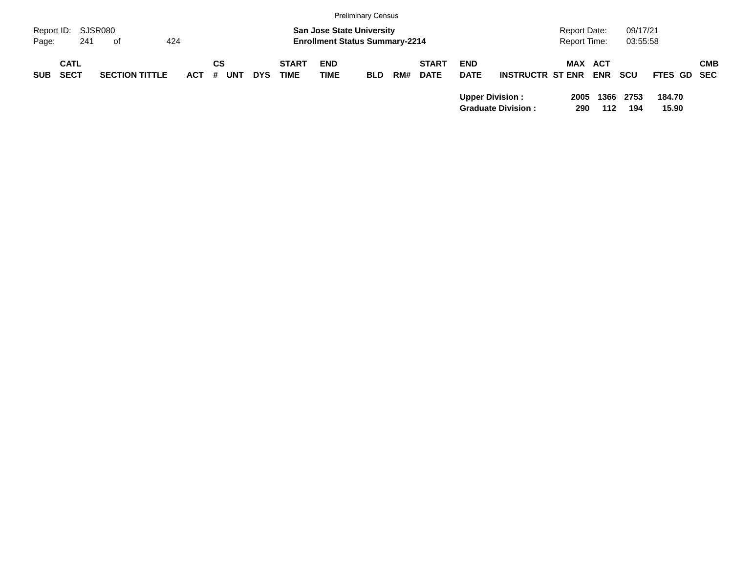| SUB | CATL SECT | SECTION TITTLE | ACT | CS # | UNT | DYS | START TIME | END TIME | BLD | RM# | START DATE | END DATE | INSTRUCTR | ST | MAX ENR | ACT ENR | SCU | FTES | GD | CMB SEC |
|---|---|---|---|---|---|---|---|---|---|---|---|---|---|---|---|---|---|---|---|---|
| | | | | | | | | | | | | **Upper Division :** | | | **2005** | **1366** | **2753** | **184.70** | | |
| | | | | | | | | | | | | **Graduate Division :** | | | **290** | **112** | **194** | **15.90** | | |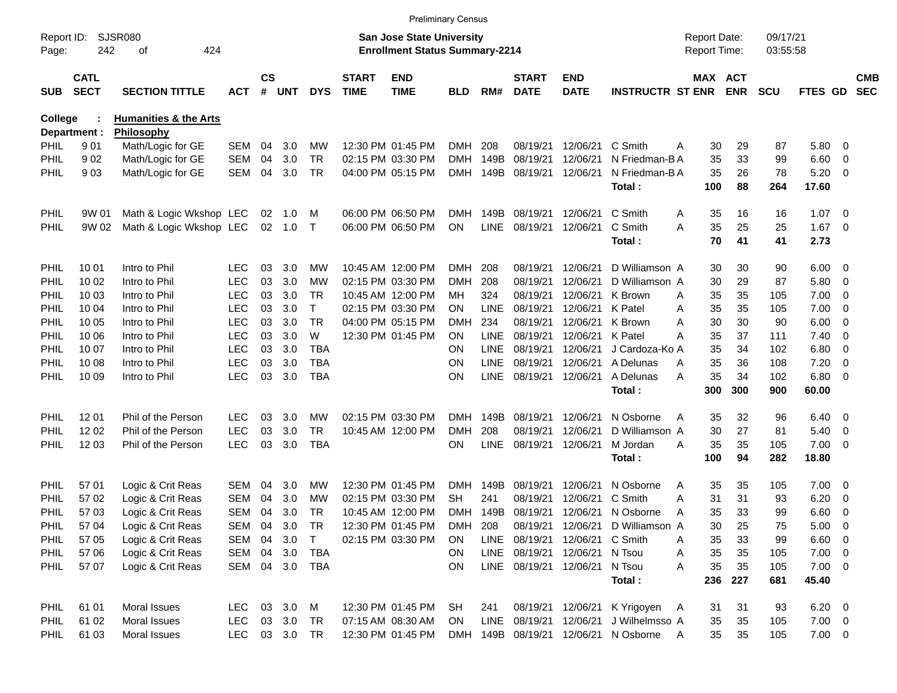Preliminary Census

Report ID: SJSR080
Page: 242 of 424

**San Jose State University**
**Enrollment Status Summary-2214**

Report Date: 09/17/21
Report Time: 03:55:58

**College : Humanities & the Arts**
**Department : Philosophy**

| SUB | CATL SECT | SECTION TITTLE | ACT | CS # | UNT | DYS | START TIME | END TIME | BLD | RM# | START DATE | END DATE | INSTRUCTR | ST | MAX ENR | ACT ENR | SCU | FTES | GD | CMB SEC |
|---|---|---|---|---|---|---|---|---|---|---|---|---|---|---|---|---|---|---|---|---|
| PHIL | 9 01 | Math/Logic for GE | SEM | 04 | 3.0 | MW | 12:30 PM | 01:45 PM | DMH | 208 | 08/19/21 | 12/06/21 | C Smith | A | 30 | 29 | 87 | 5.80 | 0 | |
| PHIL | 9 02 | Math/Logic for GE | SEM | 04 | 3.0 | TR | 02:15 PM | 03:30 PM | DMH | 149B | 08/19/21 | 12/06/21 | N Friedman-B | A | 35 | 33 | 99 | 6.60 | 0 | |
| PHIL | 9 03 | Math/Logic for GE | SEM | 04 | 3.0 | TR | 04:00 PM | 05:15 PM | DMH | 149B | 08/19/21 | 12/06/21 | N Friedman-B | A | 35 | 26 | 78 | 5.20 | 0 | |
| | | | | | | | | | | | | | **Total :** | | **100** | **88** | **264** | **17.60** | | |
| PHIL | 9W 01 | Math & Logic Wkshop | LEC | 02 | 1.0 | M | 06:00 PM | 06:50 PM | DMH | 149B | 08/19/21 | 12/06/21 | C Smith | A | 35 | 16 | 16 | 1.07 | 0 | |
| PHIL | 9W 02 | Math & Logic Wkshop | LEC | 02 | 1.0 | T | 06:00 PM | 06:50 PM | ON | LINE | 08/19/21 | 12/06/21 | C Smith | A | 35 | 25 | 25 | 1.67 | 0 | |
| | | | | | | | | | | | | | **Total :** | | **70** | **41** | **41** | **2.73** | | |
| PHIL | 10 01 | Intro to Phil | LEC | 03 | 3.0 | MW | 10:45 AM | 12:00 PM | DMH | 208 | 08/19/21 | 12/06/21 | D Williamson | A | 30 | 30 | 90 | 6.00 | 0 | |
| PHIL | 10 02 | Intro to Phil | LEC | 03 | 3.0 | MW | 02:15 PM | 03:30 PM | DMH | 208 | 08/19/21 | 12/06/21 | D Williamson | A | 30 | 29 | 87 | 5.80 | 0 | |
| PHIL | 10 03 | Intro to Phil | LEC | 03 | 3.0 | TR | 10:45 AM | 12:00 PM | MH | 324 | 08/19/21 | 12/06/21 | K Brown | A | 35 | 35 | 105 | 7.00 | 0 | |
| PHIL | 10 04 | Intro to Phil | LEC | 03 | 3.0 | T | 02:15 PM | 03:30 PM | ON | LINE | 08/19/21 | 12/06/21 | K Patel | A | 35 | 35 | 105 | 7.00 | 0 | |
| PHIL | 10 05 | Intro to Phil | LEC | 03 | 3.0 | TR | 04:00 PM | 05:15 PM | DMH | 234 | 08/19/21 | 12/06/21 | K Brown | A | 30 | 30 | 90 | 6.00 | 0 | |
| PHIL | 10 06 | Intro to Phil | LEC | 03 | 3.0 | W | 12:30 PM | 01:45 PM | ON | LINE | 08/19/21 | 12/06/21 | K Patel | A | 35 | 37 | 111 | 7.40 | 0 | |
| PHIL | 10 07 | Intro to Phil | LEC | 03 | 3.0 | TBA | | | ON | LINE | 08/19/21 | 12/06/21 | J Cardoza-Ko | A | 35 | 34 | 102 | 6.80 | 0 | |
| PHIL | 10 08 | Intro to Phil | LEC | 03 | 3.0 | TBA | | | ON | LINE | 08/19/21 | 12/06/21 | A Delunas | A | 35 | 36 | 108 | 7.20 | 0 | |
| PHIL | 10 09 | Intro to Phil | LEC | 03 | 3.0 | TBA | | | ON | LINE | 08/19/21 | 12/06/21 | A Delunas | A | 35 | 34 | 102 | 6.80 | 0 | |
| | | | | | | | | | | | | | **Total :** | | **300** | **300** | **900** | **60.00** | | |
| PHIL | 12 01 | Phil of the Person | LEC | 03 | 3.0 | MW | 02:15 PM | 03:30 PM | DMH | 149B | 08/19/21 | 12/06/21 | N Osborne | A | 35 | 32 | 96 | 6.40 | 0 | |
| PHIL | 12 02 | Phil of the Person | LEC | 03 | 3.0 | TR | 10:45 AM | 12:00 PM | DMH | 208 | 08/19/21 | 12/06/21 | D Williamson | A | 30 | 27 | 81 | 5.40 | 0 | |
| PHIL | 12 03 | Phil of the Person | LEC | 03 | 3.0 | TBA | | | ON | LINE | 08/19/21 | 12/06/21 | M Jordan | A | 35 | 35 | 105 | 7.00 | 0 | |
| | | | | | | | | | | | | | **Total :** | | **100** | **94** | **282** | **18.80** | | |
| PHIL | 57 01 | Logic & Crit Reas | SEM | 04 | 3.0 | MW | 12:30 PM | 01:45 PM | DMH | 149B | 08/19/21 | 12/06/21 | N Osborne | A | 35 | 35 | 105 | 7.00 | 0 | |
| PHIL | 57 02 | Logic & Crit Reas | SEM | 04 | 3.0 | MW | 02:15 PM | 03:30 PM | SH | 241 | 08/19/21 | 12/06/21 | C Smith | A | 31 | 31 | 93 | 6.20 | 0 | |
| PHIL | 57 03 | Logic & Crit Reas | SEM | 04 | 3.0 | TR | 10:45 AM | 12:00 PM | DMH | 149B | 08/19/21 | 12/06/21 | N Osborne | A | 35 | 33 | 99 | 6.60 | 0 | |
| PHIL | 57 04 | Logic & Crit Reas | SEM | 04 | 3.0 | TR | 12:30 PM | 01:45 PM | DMH | 208 | 08/19/21 | 12/06/21 | D Williamson | A | 30 | 25 | 75 | 5.00 | 0 | |
| PHIL | 57 05 | Logic & Crit Reas | SEM | 04 | 3.0 | T | 02:15 PM | 03:30 PM | ON | LINE | 08/19/21 | 12/06/21 | C Smith | A | 35 | 33 | 99 | 6.60 | 0 | |
| PHIL | 57 06 | Logic & Crit Reas | SEM | 04 | 3.0 | TBA | | | ON | LINE | 08/19/21 | 12/06/21 | N Tsou | A | 35 | 35 | 105 | 7.00 | 0 | |
| PHIL | 57 07 | Logic & Crit Reas | SEM | 04 | 3.0 | TBA | | | ON | LINE | 08/19/21 | 12/06/21 | N Tsou | A | 35 | 35 | 105 | 7.00 | 0 | |
| | | | | | | | | | | | | | **Total :** | | **236** | **227** | **681** | **45.40** | | |
| PHIL | 61 01 | Moral Issues | LEC | 03 | 3.0 | M | 12:30 PM | 01:45 PM | SH | 241 | 08/19/21 | 12/06/21 | K Yrigoyen | A | 31 | 31 | 93 | 6.20 | 0 | |
| PHIL | 61 02 | Moral Issues | LEC | 03 | 3.0 | TR | 07:15 AM | 08:30 AM | ON | LINE | 08/19/21 | 12/06/21 | J Wilhelmsso | A | 35 | 35 | 105 | 7.00 | 0 | |
| PHIL | 61 03 | Moral Issues | LEC | 03 | 3.0 | TR | 12:30 PM | 01:45 PM | DMH | 149B | 08/19/21 | 12/06/21 | N Osborne | A | 35 | 35 | 105 | 7.00 | 0 | |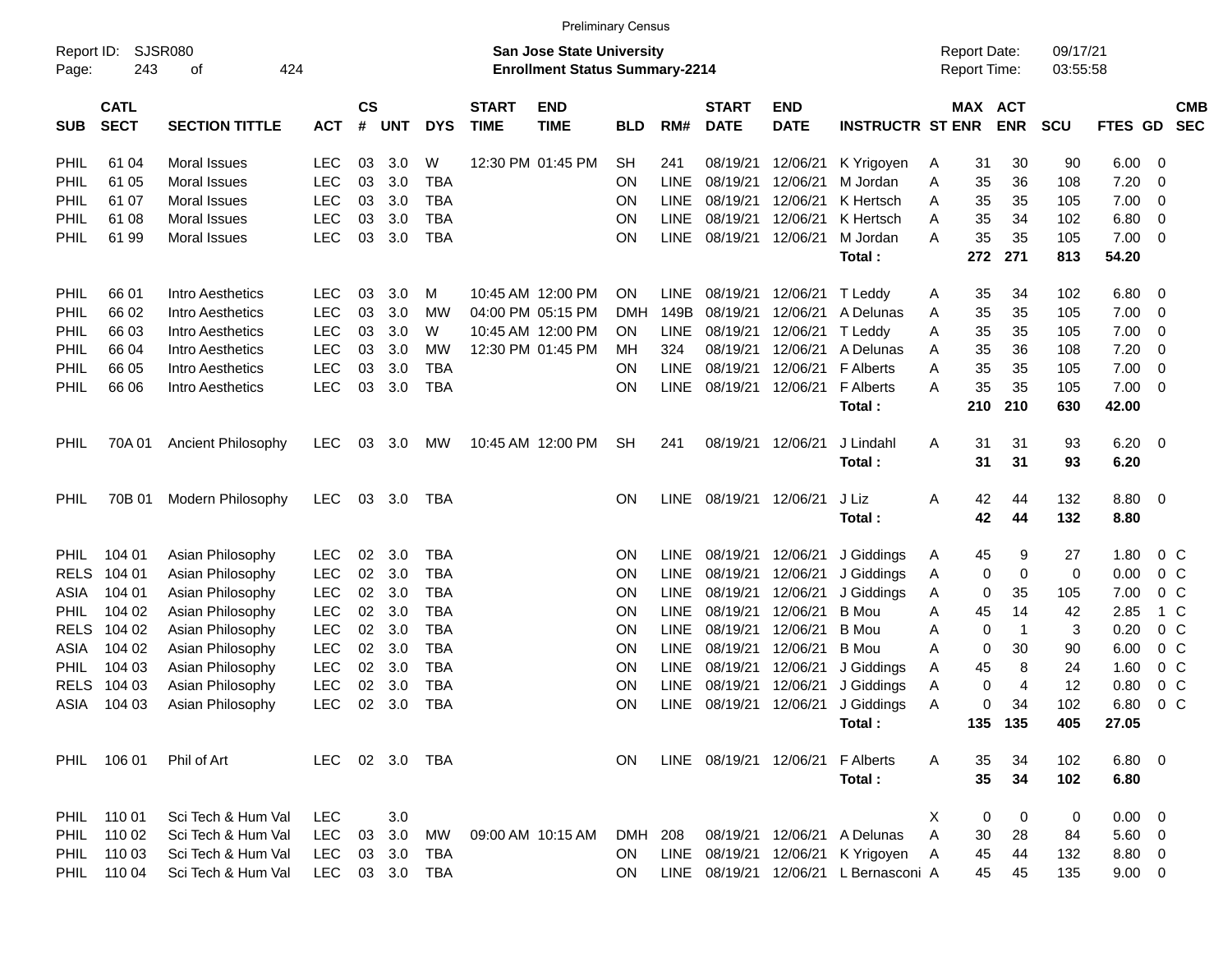Preliminary Census

Report ID: SJSR080
San Jose State University
Enrollment Status Summary-2214
Report Date: 09/17/21
Report Time: 03:55:58

| SUB | CATL SECT | SECTION TITTLE | ACT | CS # | UNT | DYS | START TIME | END TIME | BLD | RM# | START DATE | END DATE | INSTRUCTR | ST | MAX ENR | ACT ENR | SCU | FTES | GD | CMB SEC |
|---|---|---|---|---|---|---|---|---|---|---|---|---|---|---|---|---|---|---|---|---|
| PHIL | 61 04 | Moral Issues | LEC | 03 | 3.0 | W | 12:30 PM | 01:45 PM | SH | 241 | 08/19/21 | 12/06/21 | K Yrigoyen | A | 31 | 30 | 90 | 6.00 | 0 | |
| PHIL | 61 05 | Moral Issues | LEC | 03 | 3.0 | TBA | | | ON | LINE | 08/19/21 | 12/06/21 | M Jordan | A | 35 | 36 | 108 | 7.20 | 0 | |
| PHIL | 61 07 | Moral Issues | LEC | 03 | 3.0 | TBA | | | ON | LINE | 08/19/21 | 12/06/21 | K Hertsch | A | 35 | 35 | 105 | 7.00 | 0 | |
| PHIL | 61 08 | Moral Issues | LEC | 03 | 3.0 | TBA | | | ON | LINE | 08/19/21 | 12/06/21 | K Hertsch | A | 35 | 34 | 102 | 6.80 | 0 | |
| PHIL | 61 99 | Moral Issues | LEC | 03 | 3.0 | TBA | | | ON | LINE | 08/19/21 | 12/06/21 | M Jordan | A | 35 | 35 | 105 | 7.00 | 0 | |
| | | | | | | | | | | | | | **Total :** | | **272** | **271** | **813** | **54.20** | | |
| PHIL | 66 01 | Intro Aesthetics | LEC | 03 | 3.0 | M | 10:45 AM | 12:00 PM | ON | LINE | 08/19/21 | 12/06/21 | T Leddy | A | 35 | 34 | 102 | 6.80 | 0 | |
| PHIL | 66 02 | Intro Aesthetics | LEC | 03 | 3.0 | MW | 04:00 PM | 05:15 PM | DMH | 149B | 08/19/21 | 12/06/21 | A Delunas | A | 35 | 35 | 105 | 7.00 | 0 | |
| PHIL | 66 03 | Intro Aesthetics | LEC | 03 | 3.0 | W | 10:45 AM | 12:00 PM | ON | LINE | 08/19/21 | 12/06/21 | T Leddy | A | 35 | 35 | 105 | 7.00 | 0 | |
| PHIL | 66 04 | Intro Aesthetics | LEC | 03 | 3.0 | MW | 12:30 PM | 01:45 PM | MH | 324 | 08/19/21 | 12/06/21 | A Delunas | A | 35 | 36 | 108 | 7.20 | 0 | |
| PHIL | 66 05 | Intro Aesthetics | LEC | 03 | 3.0 | TBA | | | ON | LINE | 08/19/21 | 12/06/21 | F Alberts | A | 35 | 35 | 105 | 7.00 | 0 | |
| PHIL | 66 06 | Intro Aesthetics | LEC | 03 | 3.0 | TBA | | | ON | LINE | 08/19/21 | 12/06/21 | F Alberts | A | 35 | 35 | 105 | 7.00 | 0 | |
| | | | | | | | | | | | | | **Total :** | | **210** | **210** | **630** | **42.00** | | |
| PHIL | 70A 01 | Ancient Philosophy | LEC | 03 | 3.0 | MW | 10:45 AM | 12:00 PM | SH | 241 | 08/19/21 | 12/06/21 | J Lindahl | A | 31 | 31 | 93 | 6.20 | 0 | |
| | | | | | | | | | | | | | **Total :** | | **31** | **31** | **93** | **6.20** | | |
| PHIL | 70B 01 | Modern Philosophy | LEC | 03 | 3.0 | TBA | | | ON | LINE | 08/19/21 | 12/06/21 | J Liz | A | 42 | 44 | 132 | 8.80 | 0 | |
| | | | | | | | | | | | | | **Total :** | | **42** | **44** | **132** | **8.80** | | |
| PHIL | 104 01 | Asian Philosophy | LEC | 02 | 3.0 | TBA | | | ON | LINE | 08/19/21 | 12/06/21 | J Giddings | A | 45 | 9 | 27 | 1.80 | 0 | C |
| RELS | 104 01 | Asian Philosophy | LEC | 02 | 3.0 | TBA | | | ON | LINE | 08/19/21 | 12/06/21 | J Giddings | A | 0 | 0 | 0 | 0.00 | 0 | C |
| ASIA | 104 01 | Asian Philosophy | LEC | 02 | 3.0 | TBA | | | ON | LINE | 08/19/21 | 12/06/21 | J Giddings | A | 0 | 35 | 105 | 7.00 | 0 | C |
| PHIL | 104 02 | Asian Philosophy | LEC | 02 | 3.0 | TBA | | | ON | LINE | 08/19/21 | 12/06/21 | B Mou | A | 45 | 14 | 42 | 2.85 | 1 | C |
| RELS | 104 02 | Asian Philosophy | LEC | 02 | 3.0 | TBA | | | ON | LINE | 08/19/21 | 12/06/21 | B Mou | A | 0 | 1 | 3 | 0.20 | 0 | C |
| ASIA | 104 02 | Asian Philosophy | LEC | 02 | 3.0 | TBA | | | ON | LINE | 08/19/21 | 12/06/21 | B Mou | A | 0 | 30 | 90 | 6.00 | 0 | C |
| PHIL | 104 03 | Asian Philosophy | LEC | 02 | 3.0 | TBA | | | ON | LINE | 08/19/21 | 12/06/21 | J Giddings | A | 45 | 8 | 24 | 1.60 | 0 | C |
| RELS | 104 03 | Asian Philosophy | LEC | 02 | 3.0 | TBA | | | ON | LINE | 08/19/21 | 12/06/21 | J Giddings | A | 0 | 4 | 12 | 0.80 | 0 | C |
| ASIA | 104 03 | Asian Philosophy | LEC | 02 | 3.0 | TBA | | | ON | LINE | 08/19/21 | 12/06/21 | J Giddings | A | 0 | 34 | 102 | 6.80 | 0 | C |
| | | | | | | | | | | | | | **Total :** | | **135** | **135** | **405** | **27.05** | | |
| PHIL | 106 01 | Phil of Art | LEC | 02 | 3.0 | TBA | | | ON | LINE | 08/19/21 | 12/06/21 | F Alberts | A | 35 | 34 | 102 | 6.80 | 0 | |
| | | | | | | | | | | | | | **Total :** | | **35** | **34** | **102** | **6.80** | | |
| PHIL | 110 01 | Sci Tech & Hum Val | LEC | | 3.0 | | | | | | | | | X | 0 | 0 | 0 | 0.00 | 0 | |
| PHIL | 110 02 | Sci Tech & Hum Val | LEC | 03 | 3.0 | MW | 09:00 AM | 10:15 AM | DMH | 208 | 08/19/21 | 12/06/21 | A Delunas | A | 30 | 28 | 84 | 5.60 | 0 | |
| PHIL | 110 03 | Sci Tech & Hum Val | LEC | 03 | 3.0 | TBA | | | ON | LINE | 08/19/21 | 12/06/21 | K Yrigoyen | A | 45 | 44 | 132 | 8.80 | 0 | |
| PHIL | 110 04 | Sci Tech & Hum Val | LEC | 03 | 3.0 | TBA | | | ON | LINE | 08/19/21 | 12/06/21 | L Bernasconi | A | 45 | 45 | 135 | 9.00 | 0 | |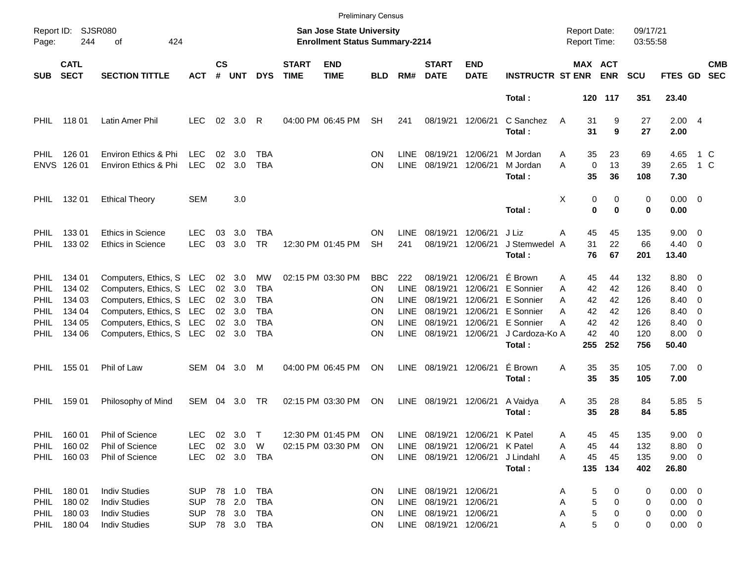Preliminary Census

Report ID: SJSR080

**San Jose State University**
**Enrollment Status Summary-2214**

Report Date: 09/17/21
Report Time: 03:55:58

| SUB | CATL SECT | SECTION TITTLE | ACT | CS # | UNT | DYS | START TIME | END TIME | BLD | RM# | START DATE | END DATE | INSTRUCTR | ST | MAX ENR | ACT ENR | SCU | FTES | GD | CMB SEC |
|---|---|---|---|---|---|---|---|---|---|---|---|---|---|---|---|---|---|---|---|---|
| | | | | | | | | | | | | | **Total :** | | **120** | **117** | **351** | **23.40** | | |
| PHIL | 118 01 | Latin Amer Phil | LEC | 02 | 3.0 | R | 04:00 PM | 06:45 PM | SH | 241 | 08/19/21 | 12/06/21 | C Sanchez | A | 31 | 9 | 27 | 2.00 | 4 | |
| | | | | | | | | | | | | | **Total :** | | **31** | **9** | **27** | **2.00** | | |
| PHIL | 126 01 | Environ Ethics & Phi | LEC | 02 | 3.0 | TBA | | | ON | LINE | 08/19/21 | 12/06/21 | M Jordan | A | 35 | 23 | 69 | 4.65 | 1 | C |
| ENVS | 126 01 | Environ Ethics & Phi | LEC | 02 | 3.0 | TBA | | | ON | LINE | 08/19/21 | 12/06/21 | M Jordan | A | 0 | 13 | 39 | 2.65 | 1 | C |
| | | | | | | | | | | | | | **Total :** | | **35** | **36** | **108** | **7.30** | | |
| PHIL | 132 01 | Ethical Theory | SEM | | 3.0 | | | | | | | | | X | 0 | 0 | 0 | 0.00 | 0 | |
| | | | | | | | | | | | | | **Total :** | | **0** | **0** | **0** | **0.00** | | |
| PHIL | 133 01 | Ethics in Science | LEC | 03 | 3.0 | TBA | | | ON | LINE | 08/19/21 | 12/06/21 | J Liz | A | 45 | 45 | 135 | 9.00 | 0 | |
| PHIL | 133 02 | Ethics in Science | LEC | 03 | 3.0 | TR | 12:30 PM | 01:45 PM | SH | 241 | 08/19/21 | 12/06/21 | J Stemwedel | A | 31 | 22 | 66 | 4.40 | 0 | |
| | | | | | | | | | | | | | **Total :** | | **76** | **67** | **201** | **13.40** | | |
| PHIL | 134 01 | Computers, Ethics, S | LEC | 02 | 3.0 | MW | 02:15 PM | 03:30 PM | BBC | 222 | 08/19/21 | 12/06/21 | É Brown | A | 45 | 44 | 132 | 8.80 | 0 | |
| PHIL | 134 02 | Computers, Ethics, S | LEC | 02 | 3.0 | TBA | | | ON | LINE | 08/19/21 | 12/06/21 | E Sonnier | A | 42 | 42 | 126 | 8.40 | 0 | |
| PHIL | 134 03 | Computers, Ethics, S | LEC | 02 | 3.0 | TBA | | | ON | LINE | 08/19/21 | 12/06/21 | E Sonnier | A | 42 | 42 | 126 | 8.40 | 0 | |
| PHIL | 134 04 | Computers, Ethics, S | LEC | 02 | 3.0 | TBA | | | ON | LINE | 08/19/21 | 12/06/21 | E Sonnier | A | 42 | 42 | 126 | 8.40 | 0 | |
| PHIL | 134 05 | Computers, Ethics, S | LEC | 02 | 3.0 | TBA | | | ON | LINE | 08/19/21 | 12/06/21 | E Sonnier | A | 42 | 42 | 126 | 8.40 | 0 | |
| PHIL | 134 06 | Computers, Ethics, S | LEC | 02 | 3.0 | TBA | | | ON | LINE | 08/19/21 | 12/06/21 | J Cardoza-Ko | A | 42 | 40 | 120 | 8.00 | 0 | |
| | | | | | | | | | | | | | **Total :** | | **255** | **252** | **756** | **50.40** | | |
| PHIL | 155 01 | Phil of Law | SEM | 04 | 3.0 | M | 04:00 PM | 06:45 PM | ON | LINE | 08/19/21 | 12/06/21 | É Brown | A | 35 | 35 | 105 | 7.00 | 0 | |
| | | | | | | | | | | | | | **Total :** | | **35** | **35** | **105** | **7.00** | | |
| PHIL | 159 01 | Philosophy of Mind | SEM | 04 | 3.0 | TR | 02:15 PM | 03:30 PM | ON | LINE | 08/19/21 | 12/06/21 | A Vaidya | A | 35 | 28 | 84 | 5.85 | 5 | |
| | | | | | | | | | | | | | **Total :** | | **35** | **28** | **84** | **5.85** | | |
| PHIL | 160 01 | Phil of Science | LEC | 02 | 3.0 | T | 12:30 PM | 01:45 PM | ON | LINE | 08/19/21 | 12/06/21 | K Patel | A | 45 | 45 | 135 | 9.00 | 0 | |
| PHIL | 160 02 | Phil of Science | LEC | 02 | 3.0 | W | 02:15 PM | 03:30 PM | ON | LINE | 08/19/21 | 12/06/21 | K Patel | A | 45 | 44 | 132 | 8.80 | 0 | |
| PHIL | 160 03 | Phil of Science | LEC | 02 | 3.0 | TBA | | | ON | LINE | 08/19/21 | 12/06/21 | J Lindahl | A | 45 | 45 | 135 | 9.00 | 0 | |
| | | | | | | | | | | | | | **Total :** | | **135** | **134** | **402** | **26.80** | | |
| PHIL | 180 01 | Indiv Studies | SUP | 78 | 1.0 | TBA | | | ON | LINE | 08/19/21 | 12/06/21 | | A | 5 | 0 | 0 | 0.00 | 0 | |
| PHIL | 180 02 | Indiv Studies | SUP | 78 | 2.0 | TBA | | | ON | LINE | 08/19/21 | 12/06/21 | | A | 5 | 0 | 0 | 0.00 | 0 | |
| PHIL | 180 03 | Indiv Studies | SUP | 78 | 3.0 | TBA | | | ON | LINE | 08/19/21 | 12/06/21 | | A | 5 | 0 | 0 | 0.00 | 0 | |
| PHIL | 180 04 | Indiv Studies | SUP | 78 | 3.0 | TBA | | | ON | LINE | 08/19/21 | 12/06/21 | | A | 5 | 0 | 0 | 0.00 | 0 | |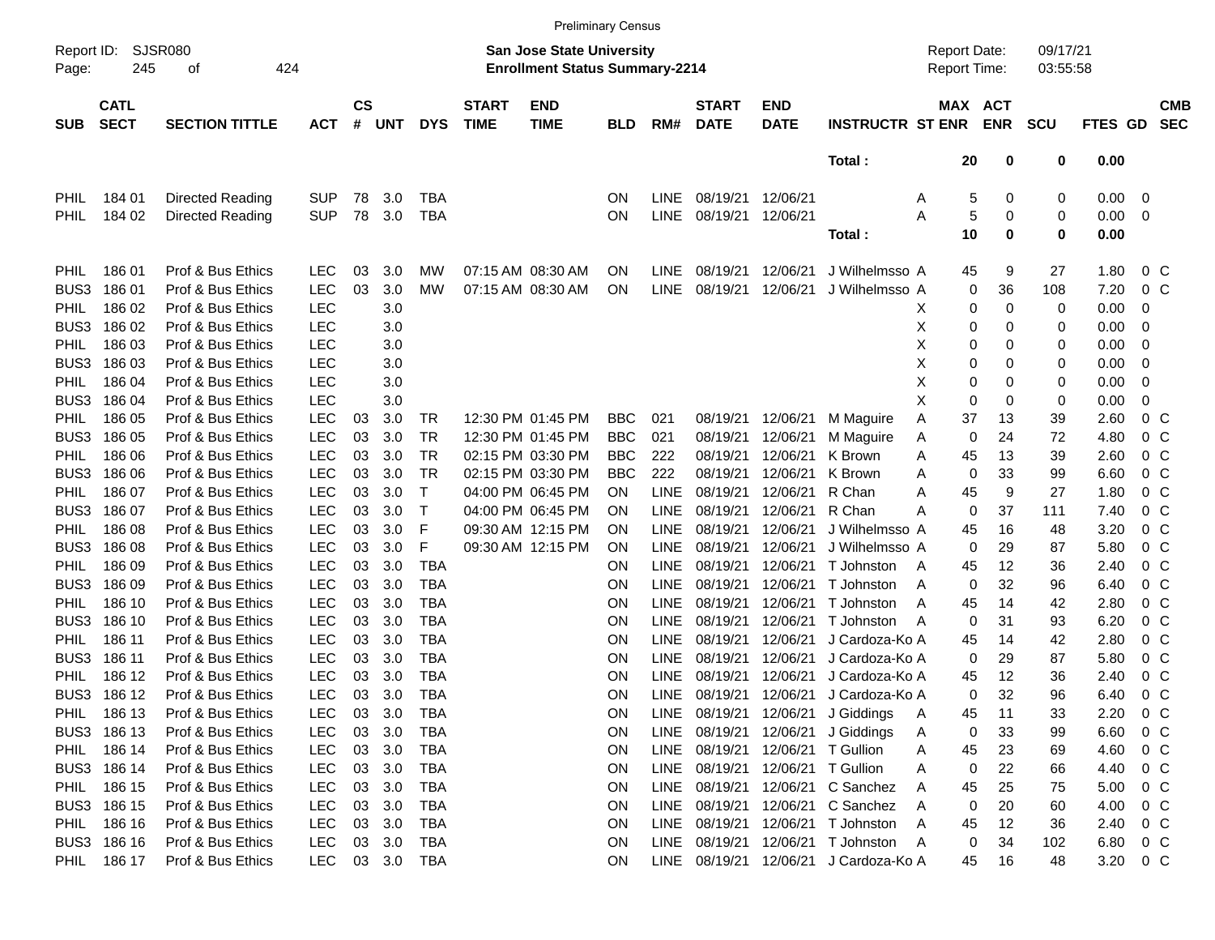Preliminary Census

Report ID: SJSR080
Page: 245 of 424

**San Jose State University**
**Enrollment Status Summary-2214**

Report Date: 09/17/21
Report Time: 03:55:58

| SUB | CATL SECT | SECTION TITTLE | ACT | CS # | UNT | DYS | START TIME | END TIME | BLD | RM# | START DATE | END DATE | INSTRUCTR | ST | MAX ENR | ACT ENR | SCU | FTES | GD | CMB SEC |
|---|---|---|---|---|---|---|---|---|---|---|---|---|---|---|---|---|---|---|---|---|
| | | | | | | | | | | | | | **Total :** | | **20** | **0** | **0** | **0.00** | | |
| PHIL | 184 01 | Directed Reading | SUP | 78 | 3.0 | TBA | | | ON | LINE | 08/19/21 | 12/06/21 | | A | 5 | 0 | 0 | 0.00 | 0 | |
| PHIL | 184 02 | Directed Reading | SUP | 78 | 3.0 | TBA | | | ON | LINE | 08/19/21 | 12/06/21 | | A | 5 | 0 | 0 | 0.00 | 0 | |
| | | | | | | | | | | | | | **Total :** | | **10** | **0** | **0** | **0.00** | | |
| PHIL | 186 01 | Prof & Bus Ethics | LEC | 03 | 3.0 | MW | 07:15 AM | 08:30 AM | ON | LINE | 08/19/21 | 12/06/21 | J Wilhelmsso | A | 45 | 9 | 27 | 1.80 | 0 | C |
| BUS3 | 186 01 | Prof & Bus Ethics | LEC | 03 | 3.0 | MW | 07:15 AM | 08:30 AM | ON | LINE | 08/19/21 | 12/06/21 | J Wilhelmsso | A | 0 | 36 | 108 | 7.20 | 0 | C |
| PHIL | 186 02 | Prof & Bus Ethics | LEC | | 3.0 | | | | | | | | | X | 0 | 0 | 0 | 0.00 | 0 | |
| BUS3 | 186 02 | Prof & Bus Ethics | LEC | | 3.0 | | | | | | | | | X | 0 | 0 | 0 | 0.00 | 0 | |
| PHIL | 186 03 | Prof & Bus Ethics | LEC | | 3.0 | | | | | | | | | X | 0 | 0 | 0 | 0.00 | 0 | |
| BUS3 | 186 03 | Prof & Bus Ethics | LEC | | 3.0 | | | | | | | | | X | 0 | 0 | 0 | 0.00 | 0 | |
| PHIL | 186 04 | Prof & Bus Ethics | LEC | | 3.0 | | | | | | | | | X | 0 | 0 | 0 | 0.00 | 0 | |
| BUS3 | 186 04 | Prof & Bus Ethics | LEC | | 3.0 | | | | | | | | | X | 0 | 0 | 0 | 0.00 | 0 | |
| PHIL | 186 05 | Prof & Bus Ethics | LEC | 03 | 3.0 | TR | 12:30 PM | 01:45 PM | BBC | 021 | 08/19/21 | 12/06/21 | M Maguire | A | 37 | 13 | 39 | 2.60 | 0 | C |
| BUS3 | 186 05 | Prof & Bus Ethics | LEC | 03 | 3.0 | TR | 12:30 PM | 01:45 PM | BBC | 021 | 08/19/21 | 12/06/21 | M Maguire | A | 0 | 24 | 72 | 4.80 | 0 | C |
| PHIL | 186 06 | Prof & Bus Ethics | LEC | 03 | 3.0 | TR | 02:15 PM | 03:30 PM | BBC | 222 | 08/19/21 | 12/06/21 | K Brown | A | 45 | 13 | 39 | 2.60 | 0 | C |
| BUS3 | 186 06 | Prof & Bus Ethics | LEC | 03 | 3.0 | TR | 02:15 PM | 03:30 PM | BBC | 222 | 08/19/21 | 12/06/21 | K Brown | A | 0 | 33 | 99 | 6.60 | 0 | C |
| PHIL | 186 07 | Prof & Bus Ethics | LEC | 03 | 3.0 | T | 04:00 PM | 06:45 PM | ON | LINE | 08/19/21 | 12/06/21 | R Chan | A | 45 | 9 | 27 | 1.80 | 0 | C |
| BUS3 | 186 07 | Prof & Bus Ethics | LEC | 03 | 3.0 | T | 04:00 PM | 06:45 PM | ON | LINE | 08/19/21 | 12/06/21 | R Chan | A | 0 | 37 | 111 | 7.40 | 0 | C |
| PHIL | 186 08 | Prof & Bus Ethics | LEC | 03 | 3.0 | F | 09:30 AM | 12:15 PM | ON | LINE | 08/19/21 | 12/06/21 | J Wilhelmsso | A | 45 | 16 | 48 | 3.20 | 0 | C |
| BUS3 | 186 08 | Prof & Bus Ethics | LEC | 03 | 3.0 | F | 09:30 AM | 12:15 PM | ON | LINE | 08/19/21 | 12/06/21 | J Wilhelmsso | A | 0 | 29 | 87 | 5.80 | 0 | C |
| PHIL | 186 09 | Prof & Bus Ethics | LEC | 03 | 3.0 | TBA | | | ON | LINE | 08/19/21 | 12/06/21 | T Johnston | A | 45 | 12 | 36 | 2.40 | 0 | C |
| BUS3 | 186 09 | Prof & Bus Ethics | LEC | 03 | 3.0 | TBA | | | ON | LINE | 08/19/21 | 12/06/21 | T Johnston | A | 0 | 32 | 96 | 6.40 | 0 | C |
| PHIL | 186 10 | Prof & Bus Ethics | LEC | 03 | 3.0 | TBA | | | ON | LINE | 08/19/21 | 12/06/21 | T Johnston | A | 45 | 14 | 42 | 2.80 | 0 | C |
| BUS3 | 186 10 | Prof & Bus Ethics | LEC | 03 | 3.0 | TBA | | | ON | LINE | 08/19/21 | 12/06/21 | T Johnston | A | 0 | 31 | 93 | 6.20 | 0 | C |
| PHIL | 186 11 | Prof & Bus Ethics | LEC | 03 | 3.0 | TBA | | | ON | LINE | 08/19/21 | 12/06/21 | J Cardoza-Ko | A | 45 | 14 | 42 | 2.80 | 0 | C |
| BUS3 | 186 11 | Prof & Bus Ethics | LEC | 03 | 3.0 | TBA | | | ON | LINE | 08/19/21 | 12/06/21 | J Cardoza-Ko | A | 0 | 29 | 87 | 5.80 | 0 | C |
| PHIL | 186 12 | Prof & Bus Ethics | LEC | 03 | 3.0 | TBA | | | ON | LINE | 08/19/21 | 12/06/21 | J Cardoza-Ko | A | 45 | 12 | 36 | 2.40 | 0 | C |
| BUS3 | 186 12 | Prof & Bus Ethics | LEC | 03 | 3.0 | TBA | | | ON | LINE | 08/19/21 | 12/06/21 | J Cardoza-Ko | A | 0 | 32 | 96 | 6.40 | 0 | C |
| PHIL | 186 13 | Prof & Bus Ethics | LEC | 03 | 3.0 | TBA | | | ON | LINE | 08/19/21 | 12/06/21 | J Giddings | A | 45 | 11 | 33 | 2.20 | 0 | C |
| BUS3 | 186 13 | Prof & Bus Ethics | LEC | 03 | 3.0 | TBA | | | ON | LINE | 08/19/21 | 12/06/21 | J Giddings | A | 0 | 33 | 99 | 6.60 | 0 | C |
| PHIL | 186 14 | Prof & Bus Ethics | LEC | 03 | 3.0 | TBA | | | ON | LINE | 08/19/21 | 12/06/21 | T Gullion | A | 45 | 23 | 69 | 4.60 | 0 | C |
| BUS3 | 186 14 | Prof & Bus Ethics | LEC | 03 | 3.0 | TBA | | | ON | LINE | 08/19/21 | 12/06/21 | T Gullion | A | 0 | 22 | 66 | 4.40 | 0 | C |
| PHIL | 186 15 | Prof & Bus Ethics | LEC | 03 | 3.0 | TBA | | | ON | LINE | 08/19/21 | 12/06/21 | C Sanchez | A | 45 | 25 | 75 | 5.00 | 0 | C |
| BUS3 | 186 15 | Prof & Bus Ethics | LEC | 03 | 3.0 | TBA | | | ON | LINE | 08/19/21 | 12/06/21 | C Sanchez | A | 0 | 20 | 60 | 4.00 | 0 | C |
| PHIL | 186 16 | Prof & Bus Ethics | LEC | 03 | 3.0 | TBA | | | ON | LINE | 08/19/21 | 12/06/21 | T Johnston | A | 45 | 12 | 36 | 2.40 | 0 | C |
| BUS3 | 186 16 | Prof & Bus Ethics | LEC | 03 | 3.0 | TBA | | | ON | LINE | 08/19/21 | 12/06/21 | T Johnston | A | 0 | 34 | 102 | 6.80 | 0 | C |
| PHIL | 186 17 | Prof & Bus Ethics | LEC | 03 | 3.0 | TBA | | | ON | LINE | 08/19/21 | 12/06/21 | J Cardoza-Ko | A | 45 | 16 | 48 | 3.20 | 0 | C |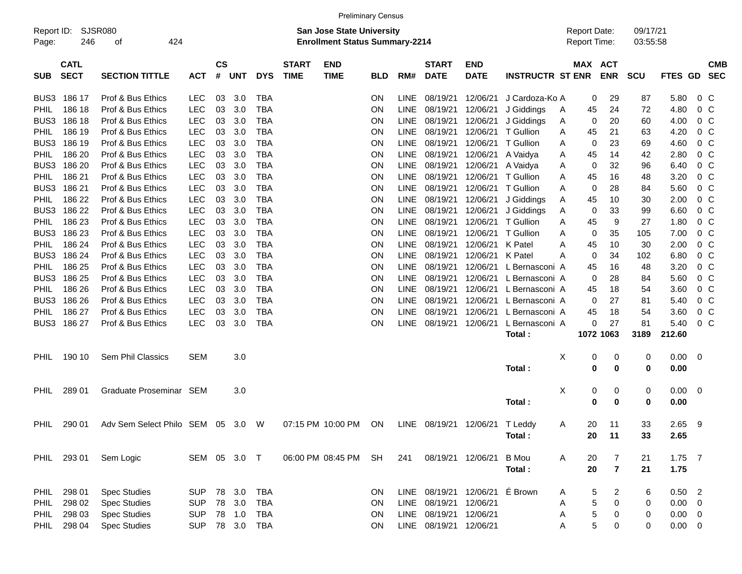Preliminary Census

Report ID: SJSR080

**San Jose State University**
**Enrollment Status Summary-2214**

Report Date: 09/17/21
Report Time: 03:55:58

| SUB | CATL SECT | SECTION TITTLE | ACT | CS # | UNT | DYS | START TIME | END TIME | BLD | RM# | START DATE | END DATE | INSTRUCTR | ST | MAX ENR | ACT ENR | SCU | FTES | GD | CMB SEC |
|---|---|---|---|---|---|---|---|---|---|---|---|---|---|---|---|---|---|---|---|---|
| BUS3 | 186 17 | Prof & Bus Ethics | LEC | 03 | 3.0 | TBA | | | ON | LINE | 08/19/21 | 12/06/21 | J Cardoza-Ko | A | 0 | 29 | 87 | 5.80 | 0 | C |
| PHIL | 186 18 | Prof & Bus Ethics | LEC | 03 | 3.0 | TBA | | | ON | LINE | 08/19/21 | 12/06/21 | J Giddings | A | 45 | 24 | 72 | 4.80 | 0 | C |
| BUS3 | 186 18 | Prof & Bus Ethics | LEC | 03 | 3.0 | TBA | | | ON | LINE | 08/19/21 | 12/06/21 | J Giddings | A | 0 | 20 | 60 | 4.00 | 0 | C |
| PHIL | 186 19 | Prof & Bus Ethics | LEC | 03 | 3.0 | TBA | | | ON | LINE | 08/19/21 | 12/06/21 | T Gullion | A | 45 | 21 | 63 | 4.20 | 0 | C |
| BUS3 | 186 19 | Prof & Bus Ethics | LEC | 03 | 3.0 | TBA | | | ON | LINE | 08/19/21 | 12/06/21 | T Gullion | A | 0 | 23 | 69 | 4.60 | 0 | C |
| PHIL | 186 20 | Prof & Bus Ethics | LEC | 03 | 3.0 | TBA | | | ON | LINE | 08/19/21 | 12/06/21 | A Vaidya | A | 45 | 14 | 42 | 2.80 | 0 | C |
| BUS3 | 186 20 | Prof & Bus Ethics | LEC | 03 | 3.0 | TBA | | | ON | LINE | 08/19/21 | 12/06/21 | A Vaidya | A | 0 | 32 | 96 | 6.40 | 0 | C |
| PHIL | 186 21 | Prof & Bus Ethics | LEC | 03 | 3.0 | TBA | | | ON | LINE | 08/19/21 | 12/06/21 | T Gullion | A | 45 | 16 | 48 | 3.20 | 0 | C |
| BUS3 | 186 21 | Prof & Bus Ethics | LEC | 03 | 3.0 | TBA | | | ON | LINE | 08/19/21 | 12/06/21 | T Gullion | A | 0 | 28 | 84 | 5.60 | 0 | C |
| PHIL | 186 22 | Prof & Bus Ethics | LEC | 03 | 3.0 | TBA | | | ON | LINE | 08/19/21 | 12/06/21 | J Giddings | A | 45 | 10 | 30 | 2.00 | 0 | C |
| BUS3 | 186 22 | Prof & Bus Ethics | LEC | 03 | 3.0 | TBA | | | ON | LINE | 08/19/21 | 12/06/21 | J Giddings | A | 0 | 33 | 99 | 6.60 | 0 | C |
| PHIL | 186 23 | Prof & Bus Ethics | LEC | 03 | 3.0 | TBA | | | ON | LINE | 08/19/21 | 12/06/21 | T Gullion | A | 45 | 9 | 27 | 1.80 | 0 | C |
| BUS3 | 186 23 | Prof & Bus Ethics | LEC | 03 | 3.0 | TBA | | | ON | LINE | 08/19/21 | 12/06/21 | T Gullion | A | 0 | 35 | 105 | 7.00 | 0 | C |
| PHIL | 186 24 | Prof & Bus Ethics | LEC | 03 | 3.0 | TBA | | | ON | LINE | 08/19/21 | 12/06/21 | K Patel | A | 45 | 10 | 30 | 2.00 | 0 | C |
| BUS3 | 186 24 | Prof & Bus Ethics | LEC | 03 | 3.0 | TBA | | | ON | LINE | 08/19/21 | 12/06/21 | K Patel | A | 0 | 34 | 102 | 6.80 | 0 | C |
| PHIL | 186 25 | Prof & Bus Ethics | LEC | 03 | 3.0 | TBA | | | ON | LINE | 08/19/21 | 12/06/21 | L Bernasconi | A | 45 | 16 | 48 | 3.20 | 0 | C |
| BUS3 | 186 25 | Prof & Bus Ethics | LEC | 03 | 3.0 | TBA | | | ON | LINE | 08/19/21 | 12/06/21 | L Bernasconi | A | 0 | 28 | 84 | 5.60 | 0 | C |
| PHIL | 186 26 | Prof & Bus Ethics | LEC | 03 | 3.0 | TBA | | | ON | LINE | 08/19/21 | 12/06/21 | L Bernasconi | A | 45 | 18 | 54 | 3.60 | 0 | C |
| BUS3 | 186 26 | Prof & Bus Ethics | LEC | 03 | 3.0 | TBA | | | ON | LINE | 08/19/21 | 12/06/21 | L Bernasconi | A | 0 | 27 | 81 | 5.40 | 0 | C |
| PHIL | 186 27 | Prof & Bus Ethics | LEC | 03 | 3.0 | TBA | | | ON | LINE | 08/19/21 | 12/06/21 | L Bernasconi | A | 45 | 18 | 54 | 3.60 | 0 | C |
| BUS3 | 186 27 | Prof & Bus Ethics | LEC | 03 | 3.0 | TBA | | | ON | LINE | 08/19/21 | 12/06/21 | L Bernasconi | A | 0 | 27 | 81 | 5.40 | 0 | C |
| | | | | | | | | | | | | | **Total :** | | **1072** | **1063** | **3189** | **212.60** | | |
| PHIL | 190 10 | Sem Phil Classics | SEM | | 3.0 | | | | | | | | | X | 0 | 0 | 0 | 0.00 | 0 | |
| | | | | | | | | | | | | | **Total :** | | **0** | **0** | **0** | **0.00** | | |
| PHIL | 289 01 | Graduate Proseminar | SEM | | 3.0 | | | | | | | | | X | 0 | 0 | 0 | 0.00 | 0 | |
| | | | | | | | | | | | | | **Total :** | | **0** | **0** | **0** | **0.00** | | |
| PHIL | 290 01 | Adv Sem Select Philo | SEM | 05 | 3.0 | W | 07:15 PM | 10:00 PM | ON | LINE | 08/19/21 | 12/06/21 | T Leddy | A | 20 | 11 | 33 | 2.65 | 9 | |
| | | | | | | | | | | | | | **Total :** | | **20** | **11** | **33** | **2.65** | | |
| PHIL | 293 01 | Sem Logic | SEM | 05 | 3.0 | T | 06:00 PM | 08:45 PM | SH | 241 | 08/19/21 | 12/06/21 | B Mou | A | 20 | 7 | 21 | 1.75 | 7 | |
| | | | | | | | | | | | | | **Total :** | | **20** | **7** | **21** | **1.75** | | |
| PHIL | 298 01 | Spec Studies | SUP | 78 | 3.0 | TBA | | | ON | LINE | 08/19/21 | 12/06/21 | É Brown | A | 5 | 2 | 6 | 0.50 | 2 | |
| PHIL | 298 02 | Spec Studies | SUP | 78 | 3.0 | TBA | | | ON | LINE | 08/19/21 | 12/06/21 | | A | 5 | 0 | 0 | 0.00 | 0 | |
| PHIL | 298 03 | Spec Studies | SUP | 78 | 1.0 | TBA | | | ON | LINE | 08/19/21 | 12/06/21 | | A | 5 | 0 | 0 | 0.00 | 0 | |
| PHIL | 298 04 | Spec Studies | SUP | 78 | 3.0 | TBA | | | ON | LINE | 08/19/21 | 12/06/21 | | A | 5 | 0 | 0 | 0.00 | 0 | |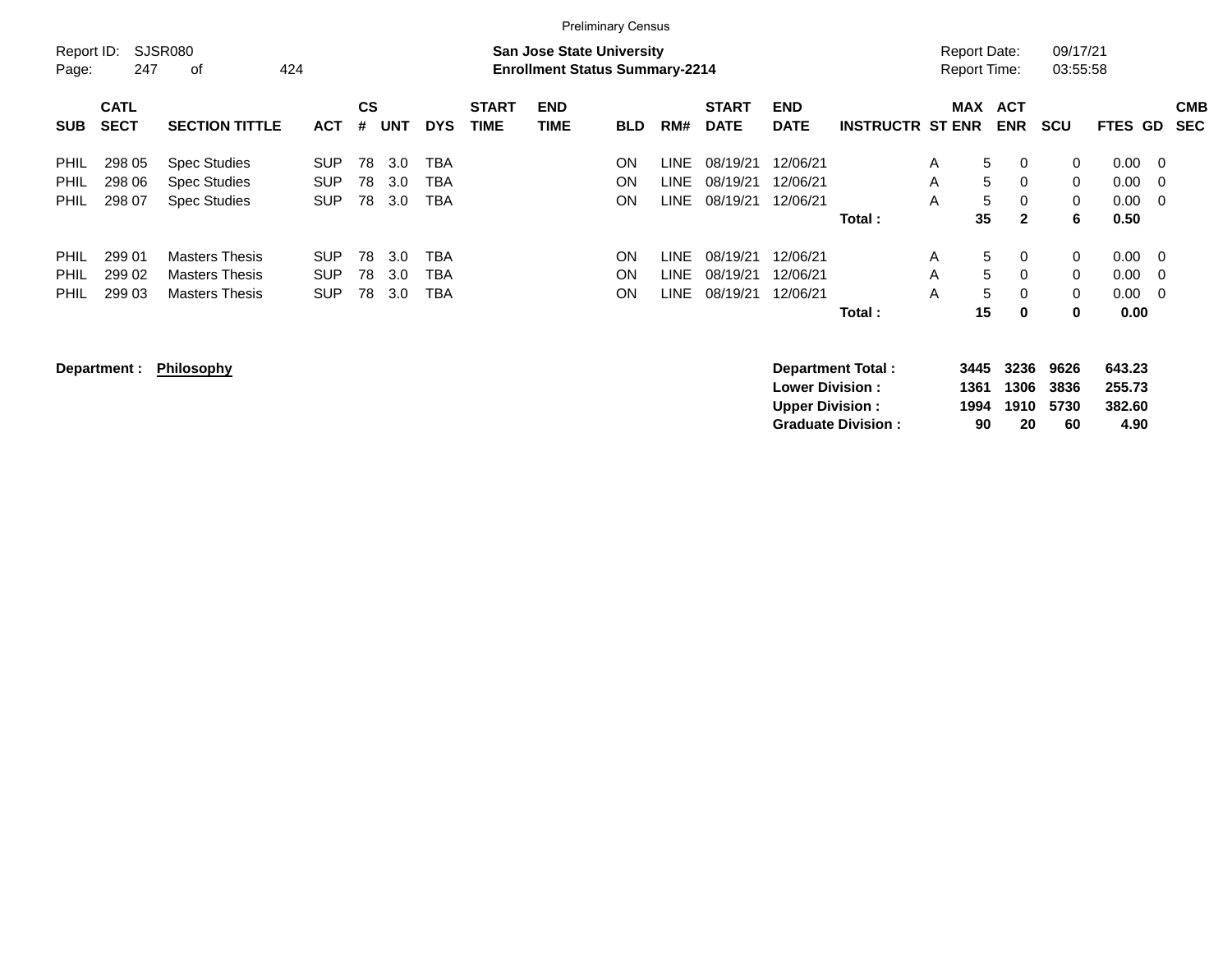Preliminary Census

Report ID: SJSR080

**San Jose State University**
**Enrollment Status Summary-2214**

Report Date: 09/17/21
Report Time: 03:55:58

| SUB | CATL SECT | SECTION TITTLE | ACT | CS # | UNT | DYS | START TIME | END TIME | BLD | RM# | START DATE | END DATE | INSTRUCTR | ST | MAX ENR | ACT ENR | SCU | FTES | GD | CMB SEC |
|---|---|---|---|---|---|---|---|---|---|---|---|---|---|---|---|---|---|---|---|---|
| PHIL | 298 05 | Spec Studies | SUP | 78 | 3.0 | TBA | | | ON | LINE | 08/19/21 | 12/06/21 | | A | 5 | 0 | 0 | 0.00 | 0 | |
| PHIL | 298 06 | Spec Studies | SUP | 78 | 3.0 | TBA | | | ON | LINE | 08/19/21 | 12/06/21 | | A | 5 | 0 | 0 | 0.00 | 0 | |
| PHIL | 298 07 | Spec Studies | SUP | 78 | 3.0 | TBA | | | ON | LINE | 08/19/21 | 12/06/21 | | A | 5 | 0 | 0 | 0.00 | 0 | |
| | | | | | | | | | | | | | **Total :** | | **35** | **2** | **6** | **0.50** | | |
| PHIL | 299 01 | Masters Thesis | SUP | 78 | 3.0 | TBA | | | ON | LINE | 08/19/21 | 12/06/21 | | A | 5 | 0 | 0 | 0.00 | 0 | |
| PHIL | 299 02 | Masters Thesis | SUP | 78 | 3.0 | TBA | | | ON | LINE | 08/19/21 | 12/06/21 | | A | 5 | 0 | 0 | 0.00 | 0 | |
| PHIL | 299 03 | Masters Thesis | SUP | 78 | 3.0 | TBA | | | ON | LINE | 08/19/21 | 12/06/21 | | A | 5 | 0 | 0 | 0.00 | 0 | |
| | | | | | | | | | | | | | **Total :** | | **15** | **0** | **0** | **0.00** | | |

**Department : Philosophy**

| | MAX ENR | ACT ENR | SCU | FTES |
|---|---|---|---|---|
| **Department Total :** | **3445** | **3236** | **9626** | **643.23** |
| **Lower Division :** | **1361** | **1306** | **3836** | **255.73** |
| **Upper Division :** | **1994** | **1910** | **5730** | **382.60** |
| **Graduate Division :** | **90** | **20** | **60** | **4.90** |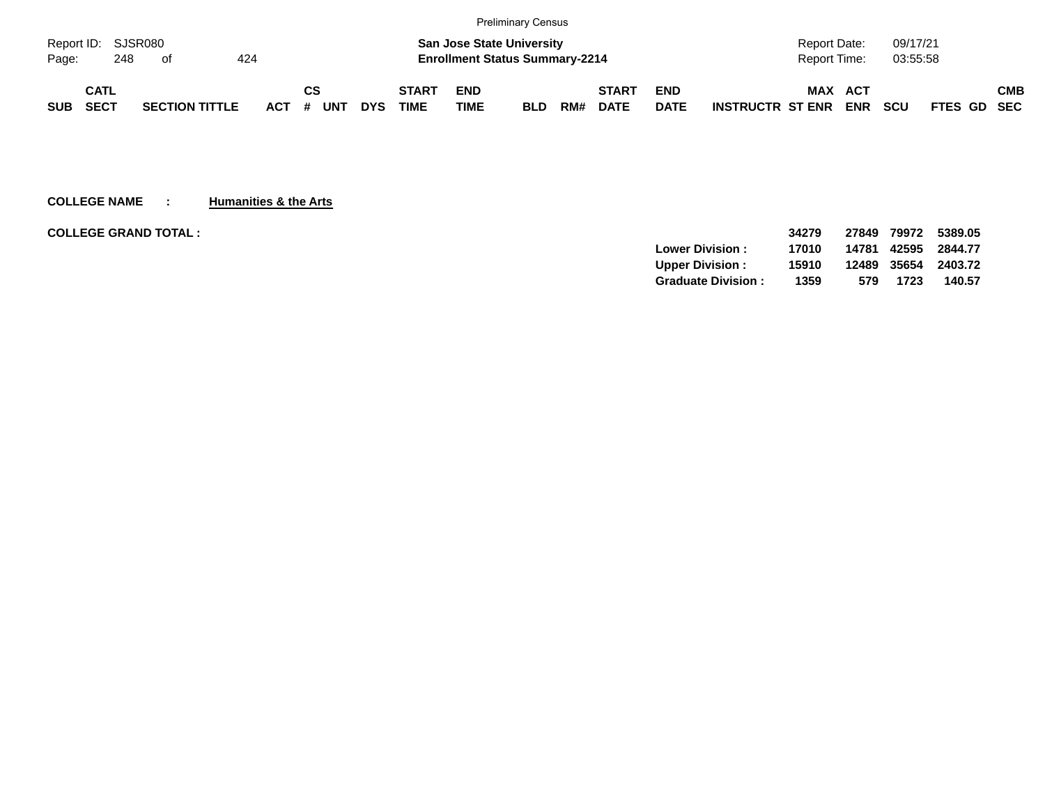| SUB | CATL SECT | SECTION TITTLE | ACT | CS # | UNT | DYS | START TIME | END TIME | BLD | RM# | START DATE | END DATE | INSTRUCTR | MAX ST ENR | ACT ENR | SCU | FTES | GD | CMB SEC |
|---|---|---|---|---|---|---|---|---|---|---|---|---|---|---|---|---|---|---|---|

**COLLEGE NAME : Humanities & the Arts**

**COLLEGE GRAND TOTAL :**

| | MAX ST ENR | ACT ENR | SCU | FTES |
|---|---|---|---|---|
| | 34279 | 27849 | 79972 | 5389.05 |
| Lower Division : | 17010 | 14781 | 42595 | 2844.77 |
| Upper Division : | 15910 | 12489 | 35654 | 2403.72 |
| Graduate Division : | 1359 | 579 | 1723 | 140.57 |